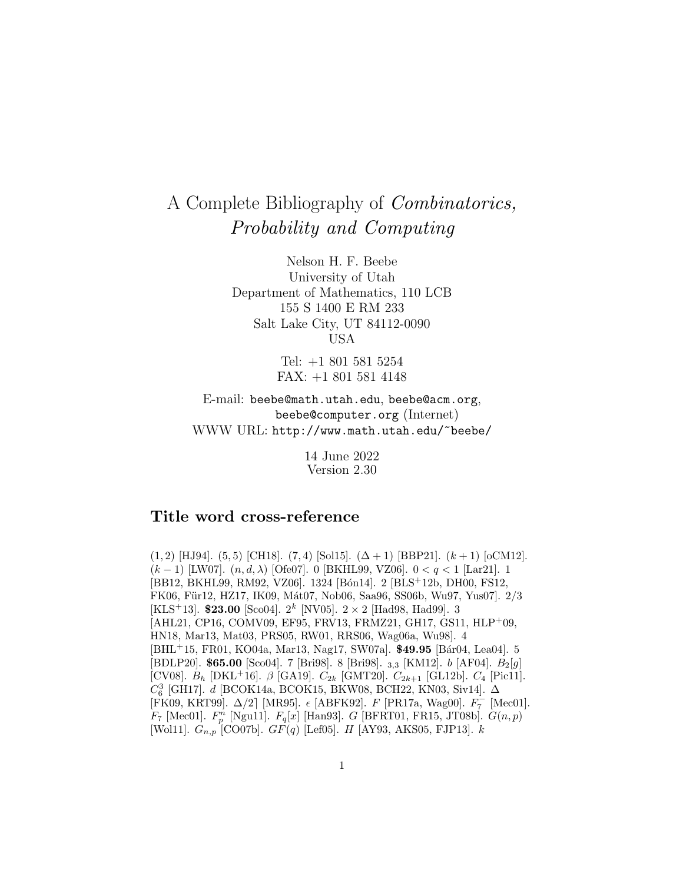# A Complete Bibliography of *Combinatorics, Probability and Computing*

Nelson H. F. Beebe
University of Utah
Department of Mathematics, 110 LCB
155 S 1400 E RM 233
Salt Lake City, UT 84112-0090
USA

Tel: +1 801 581 5254
FAX: +1 801 581 4148

E-mail: `beebe@math.utah.edu`, `beebe@acm.org`, `beebe@computer.org` (Internet)
WWW URL: `http://www.math.utah.edu/~beebe/`

14 June 2022
Version 2.30

## Title word cross-reference

$(1,2)$ [HJ94]. $(5,5)$ [CH18]. $(7,4)$ [Sol15]. $(\Delta+1)$ [BBP21]. $(k+1)$ [oCM12]. $(k-1)$ [LW07]. $(n,d,\lambda)$ [Ofe07]. 0 [BKHL99, VZ06]. $0<q<1$ [Lar21]. 1 [BB12, BKHL99, RM92, VZ06]. 1324 [Bón14]. 2 [BLS$^+$12b, DH00, FS12, FK06, Für12, HZ17, IK09, Mát07, Nob06, Saa96, SS06b, Wu97, Yus07]. 2/3 [KLS$^+$13]. **\$23.00** [Sco04]. $2^k$ [NV05]. $2\times 2$ [Had98, Had99]. 3 [AHL21, CP16, COMV09, EF95, FRV13, FRMZ21, GH17, GS11, HLP$^+$09, HN18, Mar13, Mat03, PRS05, RW01, RRS06, Wag06a, Wu98]. 4 [BHL$^+$15, FR01, KO04a, Mar13, Nag17, SW07a]. **\$49.95** [Bár04, Lea04]. 5 [BDLP20]. **\$65.00** [Sco04]. 7 [Bri98]. 8 [Bri98]. $_{3,3}$ [KM12]. $b$ [AF04]. $B_2[g]$ [CV08]. $B_h$ [DKL$^+$16]. $\beta$ [GA19]. $C_{2k}$ [GMT20]. $C_{2k+1}$ [GL12b]. $C_4$ [Pic11]. $C_6^3$ [GH17]. $d$ [BCOK14a, BCOK15, BKW08, BCH22, KN03, Siv14]. $\Delta$ [FK09, KRT99]. $\Delta/2$] [MR95]. $\epsilon$ [ABFK92]. $F$ [PR17a, Wag00]. $F_7^-$ [Mec01]. $F_7$ [Mec01]. $F_p^n$ [Ngu11]. $F_q[x]$ [Han93]. $G$ [BFRT01, FR15, JT08b]. $G(n,p)$ [Wol11]. $G_{n,p}$ [CO07b]. $GF(q)$ [Lef05]. $H$ [AY93, AKS05, FJP13]. $k$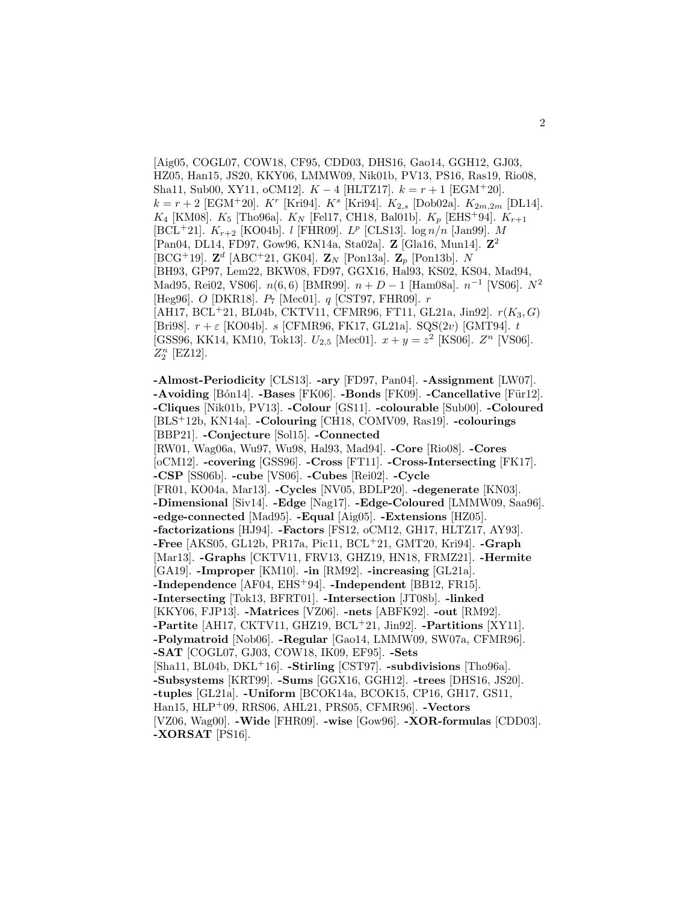[Aig05, COGL07, COW18, CF95, CDD03, DHS16, Gao14, GGH12, GJ03, HZ05, Han15, JS20, KKY06, LMMW09, Nik01b, PV13, PS16, Ras19, Rio08, Sha11, Sub00, XY11, oCM12]. $K-4$ [HLTZ17]. $k=r+1$ [EGM+20]. $k=r+2$ [EGM+20]. $K^r$ [Kri94]. $K^s$ [Kri94]. $K_{2,s}$ [Dob02a]. $K_{2m,2m}$ [DL14]. $K_4$ [KM08]. $K_5$ [Tho96a]. $K_N$ [Fel17, CH18, Bal01b]. $K_p$ [EHS+94]. $K_{r+1}$ [BCL+21]. $K_{r+2}$ [KO04b]. $l$ [FHR09]. $L^p$ [CLS13]. $\log n/n$ [Jan99]. $M$ [Pan04, DL14, FD97, Gow96, KN14a, Sta02a]. $\mathbf{Z}$ [Gla16, Mun14]. $\mathbf{Z}^2$ [BCG+19]. $\mathbf{Z}^d$ [ABC+21, GK04]. $\mathbf{Z}_N$ [Pon13a]. $\mathbf{Z}_p$ [Pon13b]. $N$ [BH93, GP97, Lem22, BKW08, FD97, GGX16, Hal93, KS02, KS04, Mad94, Mad95, Rei02, VS06]. $n(6,6)$ [BMR99]. $n+D-1$ [Ham08a]. $n^{-1}$ [VS06]. $N^2$ [Heg96]. $O$ [DKR18]. $P_7$ [Mec01]. $q$ [CST97, FHR09]. $r$ [AH17, BCL+21, BL04b, CKTV11, CFMR96, FT11, GL21a, Jin92]. $r(K_3,G)$ [Bri98]. $r+\varepsilon$ [KO04b]. $s$ [CFMR96, FK17, GL21a]. SQS$(2v)$ [GMT94]. $t$ [GSS96, KK14, KM10, Tok13]. $U_{2,5}$ [Mec01]. $x+y=z^2$ [KS06]. $Z^n$ [VS06]. $Z_2^n$ [EZ12].

**-Almost-Periodicity** [CLS13]. **-ary** [FD97, Pan04]. **-Assignment** [LW07]. **-Avoiding** [Bón14]. **-Bases** [FK06]. **-Bonds** [FK09]. **-Cancellative** [Für12]. **-Cliques** [Nik01b, PV13]. **-Colour** [GS11]. **-colourable** [Sub00]. **-Coloured** [BLS+12b, KN14a]. **-Colouring** [CH18, COMV09, Ras19]. **-colourings** [BBP21]. **-Conjecture** [Sol15]. **-Connected** [RW01, Wag06a, Wu97, Wu98, Hal93, Mad94]. **-Core** [Rio08]. **-Cores** [oCM12]. **-covering** [GSS96]. **-Cross** [FT11]. **-Cross-Intersecting** [FK17]. **-CSP** [SS06b]. **-cube** [VS06]. **-Cubes** [Rei02]. **-Cycle** [FR01, KO04a, Mar13]. **-Cycles** [NV05, BDLP20]. **-degenerate** [KN03]. **-Dimensional** [Siv14]. **-Edge** [Nag17]. **-Edge-Coloured** [LMMW09, Saa96]. **-edge-connected** [Mad95]. **-Equal** [Aig05]. **-Extensions** [HZ05]. **-factorizations** [HJ94]. **-Factors** [FS12, oCM12, GH17, HLTZ17, AY93]. **-Free** [AKS05, GL12b, PR17a, Pic11, BCL+21, GMT20, Kri94]. **-Graph** [Mar13]. **-Graphs** [CKTV11, FRV13, GHZ19, HN18, FRMZ21]. **-Hermite** [GA19]. **-Improper** [KM10]. **-in** [RM92]. **-increasing** [GL21a]. **-Independence** [AF04, EHS+94]. **-Independent** [BB12, FR15]. **-Intersecting** [Tok13, BFRT01]. **-Intersection** [JT08b]. **-linked** [KKY06, FJP13]. **-Matrices** [VZ06]. **-nets** [ABFK92]. **-out** [RM92]. **-Partite** [AH17, CKTV11, GHZ19, BCL+21, Jin92]. **-Partitions** [XY11]. **-Polymatroid** [Nob06]. **-Regular** [Gao14, LMMW09, SW07a, CFMR96]. **-SAT** [COGL07, GJ03, COW18, IK09, EF95]. **-Sets** [Sha11, BL04b, DKL+16]. **-Stirling** [CST97]. **-subdivisions** [Tho96a]. **-Subsystems** [KRT99]. **-Sums** [GGX16, GGH12]. **-trees** [DHS16, JS20]. **-tuples** [GL21a]. **-Uniform** [BCOK14a, BCOK15, CP16, GH17, GS11, Han15, HLP+09, RRS06, AHL21, PRS05, CFMR96]. **-Vectors** [VZ06, Wag00]. **-Wide** [FHR09]. **-wise** [Gow96]. **-XOR-formulas** [CDD03]. **-XORSAT** [PS16].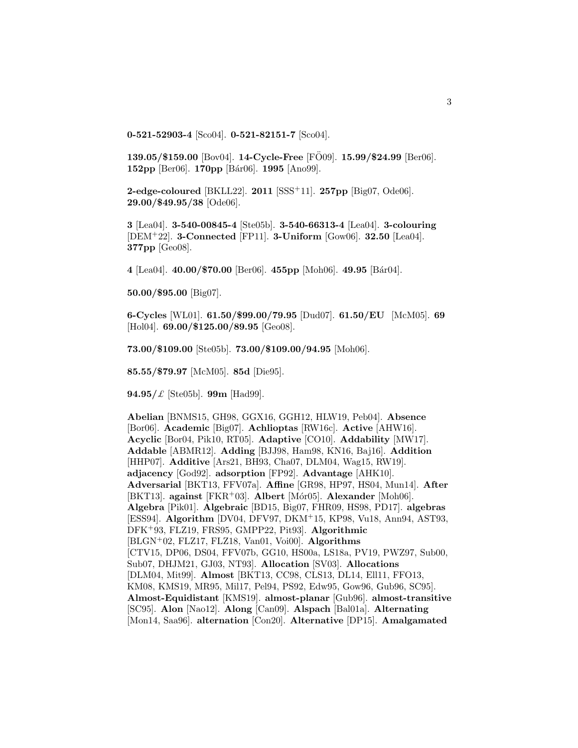**0-521-52903-4** [Sco04]. **0-521-82151-7** [Sco04].

**139.05/$159.00** [Bov04]. **14-Cycle-Free** [FÖ09]. **15.99/$24.99** [Ber06]. **152pp** [Ber06]. **170pp** [Bár06]. **1995** [Ano99].

**2-edge-coloured** [BKLL22]. **2011** [SSS+11]. **257pp** [Big07, Ode06]. **29.00/$49.95/38** [Ode06].

**3** [Lea04]. **3-540-00845-4** [Ste05b]. **3-540-66313-4** [Lea04]. **3-colouring** [DEM+22]. **3-Connected** [FP11]. **3-Uniform** [Gow06]. **32.50** [Lea04]. **377pp** [Geo08].

**4** [Lea04]. **40.00/$70.00** [Ber06]. **455pp** [Moh06]. **49.95** [Bár04].

**50.00/$95.00** [Big07].

**6-Cycles** [WL01]. **61.50/$99.00/79.95** [Dud07]. **61.50/EU** [McM05]. **69** [Hol04]. **69.00/$125.00/89.95** [Geo08].

**73.00/$109.00** [Ste05b]. **73.00/$109.00/94.95** [Moh06].

**85.55/$79.97** [McM05]. **85d** [Die95].

**94.95/£** [Ste05b]. **99m** [Had99].

**Abelian** [BNMS15, GH98, GGX16, GGH12, HLW19, Peb04]. **Absence** [Bor06]. **Academic** [Big07]. **Achlioptas** [RW16c]. **Active** [AHW16]. **Acyclic** [Bor04, Pik10, RT05]. **Adaptive** [CO10]. **Addability** [MW17]. **Addable** [ABMR12]. **Adding** [BJJ98, Ham98, KN16, Baj16]. **Addition** [HHP07]. **Additive** [Ars21, BH93, Cha07, DLM04, Wag15, RW19]. **adjacency** [God92]. **adsorption** [FP92]. **Advantage** [AHK10]. **Adversarial** [BKT13, FFV07a]. **Affine** [GR98, HP97, HS04, Mun14]. **After** [BKT13]. **against** [FKR+03]. **Albert** [Mór05]. **Alexander** [Moh06]. **Algebra** [Pik01]. **Algebraic** [BD15, Big07, FHR09, HS98, PD17]. **algebras** [ESS94]. **Algorithm** [DV04, DFV97, DKM+15, KP98, Vu18, Ann94, AST93, DFK+93, FLZ19, FRS95, GMPP22, Pit93]. **Algorithmic** [BLGN+02, FLZ17, FLZ18, Van01, Voi00]. **Algorithms** [CTV15, DP06, DS04, FFV07b, GG10, HS00a, LS18a, PV19, PWZ97, Sub00, Sub07, DHJM21, GJ03, NT93]. **Allocation** [SV03]. **Allocations** [DLM04, Mit99]. **Almost** [BKT13, CC98, CLS13, DL14, Ell11, FFO13, KM08, KMS19, MR95, Mil17, Pel94, PS92, Edw95, Gow96, Gub96, SC95]. **Almost-Equidistant** [KMS19]. **almost-planar** [Gub96]. **almost-transitive** [SC95]. **Alon** [Nao12]. **Along** [Can09]. **Alspach** [Bal01a]. **Alternating** [Mon14, Saa96]. **alternation** [Con20]. **Alternative** [DP15]. **Amalgamated**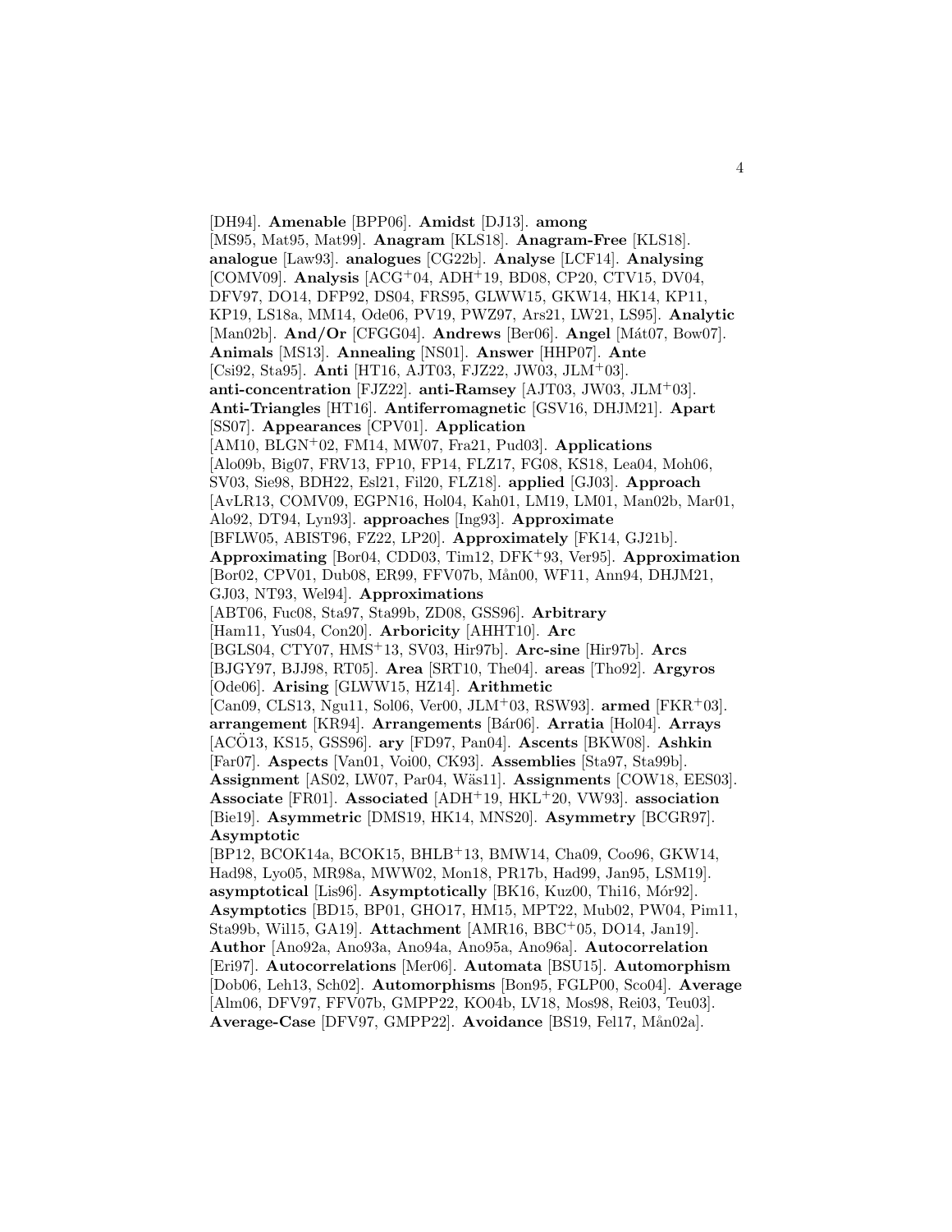[DH94]. **Amenable** [BPP06]. **Amidst** [DJ13]. **among** [MS95, Mat95, Mat99]. **Anagram** [KLS18]. **Anagram-Free** [KLS18]. **analogue** [Law93]. **analogues** [CG22b]. **Analyse** [LCF14]. **Analysing** [COMV09]. **Analysis** [ACG+04, ADH+19, BD08, CP20, CTV15, DV04, DFV97, DO14, DFP92, DS04, FRS95, GLWW15, GKW14, HK14, KP11, KP19, LS18a, MM14, Ode06, PV19, PWZ97, Ars21, LW21, LS95]. **Analytic** [Man02b]. **And/Or** [CFGG04]. **Andrews** [Ber06]. **Angel** [Mát07, Bow07]. **Animals** [MS13]. **Annealing** [NS01]. **Answer** [HHP07]. **Ante** [Csi92, Sta95]. **Anti** [HT16, AJT03, FJZ22, JW03, JLM+03]. **anti-concentration** [FJZ22]. **anti-Ramsey** [AJT03, JW03, JLM+03]. **Anti-Triangles** [HT16]. **Antiferromagnetic** [GSV16, DHJM21]. **Apart** [SS07]. **Appearances** [CPV01]. **Application** [AM10, BLGN+02, FM14, MW07, Fra21, Pud03]. **Applications** [Alo09b, Big07, FRV13, FP10, FP14, FLZ17, FG08, KS18, Lea04, Moh06, SV03, Sie98, BDH22, Esl21, Fil20, FLZ18]. **applied** [GJ03]. **Approach** [AvLR13, COMV09, EGPN16, Hol04, Kah01, LM19, LM01, Man02b, Mar01, Alo92, DT94, Lyn93]. **approaches** [Ing93]. **Approximate** [BFLW05, ABIST96, FZ22, LP20]. **Approximately** [FK14, GJ21b]. **Approximating** [Bor04, CDD03, Tim12, DFK+93, Ver95]. **Approximation** [Bor02, CPV01, Dub08, ER99, FFV07b, Mån00, WF11, Ann94, DHJM21, GJ03, NT93, Wel94]. **Approximations** [ABT06, Fuc08, Sta97, Sta99b, ZD08, GSS96]. **Arbitrary** [Ham11, Yus04, Con20]. **Arboricity** [AHHT10]. **Arc** [BGLS04, CTY07, HMS+13, SV03, Hir97b]. **Arc-sine** [Hir97b]. **Arcs** [BJGY97, BJJ98, RT05]. **Area** [SRT10, The04]. **areas** [Tho92]. **Argyros** [Ode06]. **Arising** [GLWW15, HZ14]. **Arithmetic** [Can09, CLS13, Ngu11, Sol06, Ver00, JLM+03, RSW93]. **armed** [FKR+03]. **arrangement** [KR94]. **Arrangements** [Bár06]. **Arratia** [Hol04]. **Arrays** [ACÖ13, KS15, GSS96]. **ary** [FD97, Pan04]. **Ascents** [BKW08]. **Ashkin** [Far07]. **Aspects** [Van01, Voi00, CK93]. **Assemblies** [Sta97, Sta99b]. **Assignment** [AS02, LW07, Par04, Wäs11]. **Assignments** [COW18, EES03]. **Associate** [FR01]. **Associated** [ADH+19, HKL+20, VW93]. **association** [Bie19]. **Asymmetric** [DMS19, HK14, MNS20]. **Asymmetry** [BCGR97]. **Asymptotic** [BP12, BCOK14a, BCOK15, BHLB+13, BMW14, Cha09, Coo96, GKW14, Had98, Lyo05, MR98a, MWW02, Mon18, PR17b, Had99, Jan95, LSM19]. **asymptotical** [Lis96]. **Asymptotically** [BK16, Kuz00, Thi16, Mór92]. **Asymptotics** [BD15, BP01, GHO17, HM15, MPT22, Mub02, PW04, Pim11, Sta99b, Wil15, GA19]. **Attachment** [AMR16, BBC+05, DO14, Jan19]. **Author** [Ano92a, Ano93a, Ano94a, Ano95a, Ano96a]. **Autocorrelation** [Eri97]. **Autocorrelations** [Mer06]. **Automata** [BSU15]. **Automorphism** [Dob06, Leh13, Sch02]. **Automorphisms** [Bon95, FGLP00, Sco04]. **Average** [Alm06, DFV97, FFV07b, GMPP22, KO04b, LV18, Mos98, Rei03, Teu03]. **Average-Case** [DFV97, GMPP22]. **Avoidance** [BS19, Fel17, Mån02a].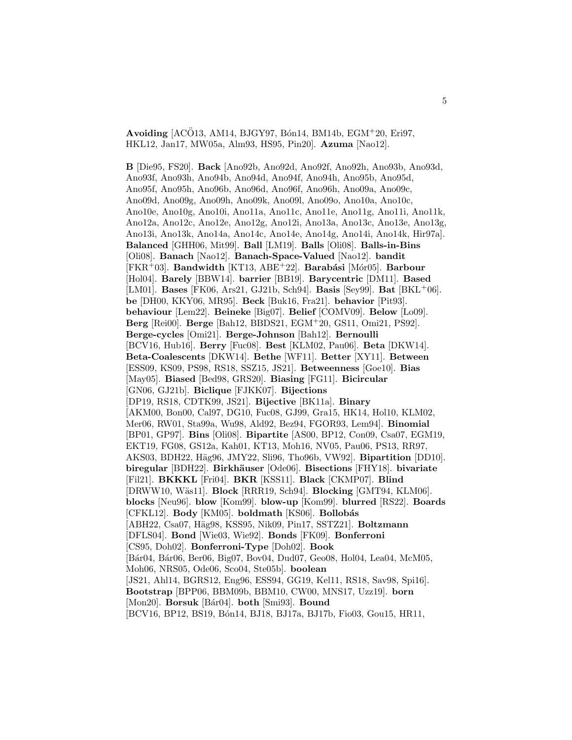**Avoiding** [ACÖ13, AM14, BJGY97, Bón14, BM14b, EGM+20, Eri97, HKL12, Jan17, MW05a, Alm93, HS95, Pin20]. **Azuma** [Nao12].

**B** [Die95, FS20]. **Back** [Ano92b, Ano92d, Ano92f, Ano92h, Ano93b, Ano93d, Ano93f, Ano93h, Ano94b, Ano94d, Ano94f, Ano94h, Ano95b, Ano95d, Ano95f, Ano95h, Ano96b, Ano96d, Ano96f, Ano96h, Ano09a, Ano09c, Ano09d, Ano09g, Ano09h, Ano09k, Ano09l, Ano09o, Ano10a, Ano10c, Ano10e, Ano10g, Ano10i, Ano11a, Ano11c, Ano11e, Ano11g, Ano11i, Ano11k, Ano12a, Ano12c, Ano12e, Ano12g, Ano12i, Ano13a, Ano13c, Ano13e, Ano13g, Ano13i, Ano13k, Ano14a, Ano14c, Ano14e, Ano14g, Ano14i, Ano14k, Hir97a]. **Balanced** [GHH06, Mit99]. **Ball** [LM19]. **Balls** [Oli08]. **Balls-in-Bins** [Oli08]. **Banach** [Nao12]. **Banach-Space-Valued** [Nao12]. **bandit** [FKR+03]. **Bandwidth** [KT13, ABE+22]. **Barabási** [Mór05]. **Barbour** [Hol04]. **Barely** [BBW14]. **barrier** [BB19]. **Barycentric** [DM11]. **Based** [LM01]. **Bases** [FK06, Ars21, GJ21b, Sch94]. **Basis** [Sey99]. **Bat** [BKL+06]. **be** [DH00, KKY06, MR95]. **Beck** [Buk16, Fra21]. **behavior** [Pit93]. **behaviour** [Lem22]. **Beineke** [Big07]. **Belief** [COMV09]. **Below** [Lo09]. **Berg** [Rei00]. **Berge** [Bah12, BBDS21, EGM+20, GS11, Omi21, PS92]. **Berge-cycles** [Omi21]. **Berge-Johnson** [Bah12]. **Bernoulli** [BCV16, Hub16]. **Berry** [Fuc08]. **Best** [KLM02, Pau06]. **Beta** [DKW14]. **Beta-Coalescents** [DKW14]. **Bethe** [WF11]. **Better** [XY11]. **Between** [ESS09, KS09, PS98, RS18, SSZ15, JS21]. **Betweenness** [Goe10]. **Bias** [May05]. **Biased** [Bed98, GRS20]. **Biasing** [FG11]. **Bicircular** [GN06, GJ21b]. **Biclique** [FJKK07]. **Bijections** [DP19, RS18, CDTK99, JS21]. **Bijective** [BK11a]. **Binary** [AKM00, Bon00, Cal97, DG10, Fuc08, GJ99, Gra15, HK14, Hol10, KLM02, Mer06, RW01, Sta99a, Wu98, Ald92, Bez94, FGOR93, Lem94]. **Binomial** [BP01, GP97]. **Bins** [Oli08]. **Bipartite** [AS00, BP12, Con09, Csa07, EGM19, EKT19, FG08, GS12a, Kah01, KT13, Moh16, NV05, Pau06, PS13, RR97, AKS03, BDH22, Häg96, JMY22, Sli96, Tho96b, VW92]. **Bipartition** [DD10]. **biregular** [BDH22]. **Birkhäuser** [Ode06]. **Bisections** [FHY18]. **bivariate** [Fil21]. **BKKKL** [Fri04]. **BKR** [KSS11]. **Black** [CKMP07]. **Blind** [DRWW10, Wäs11]. **Block** [RRR19, Sch94]. **Blocking** [GMT94, KLM06]. **blocks** [Neu96]. **blow** [Kom99]. **blow-up** [Kom99]. **blurred** [RS22]. **Boards** [CFKL12]. **Body** [KM05]. **boldmath** [KS06]. **Bollobás** [ABH22, Csa07, Häg98, KSS95, Nik09, Pin17, SSTZ21]. **Boltzmann** [DFLS04]. **Bond** [Wie03, Wie92]. **Bonds** [FK09]. **Bonferroni** [CS95, Doh02]. **Bonferroni-Type** [Doh02]. **Book** [Bár04, Bár06, Ber06, Big07, Bov04, Dud07, Geo08, Hol04, Lea04, McM05, Moh06, NRS05, Ode06, Sco04, Ste05b]. **boolean** [JS21, Ahl14, BGRS12, Eng96, ESS94, GG19, Kel11, RS18, Sav98, Spi16]. **Bootstrap** [BPP06, BBM09b, BBM10, CW00, MNS17, Uzz19]. **born** [Mon20]. **Borsuk** [Bár04]. **both** [Smi93]. **Bound** [BCV16, BP12, BS19, Bón14, BJ18, BJ17a, BJ17b, Fio03, Gou15, HR11,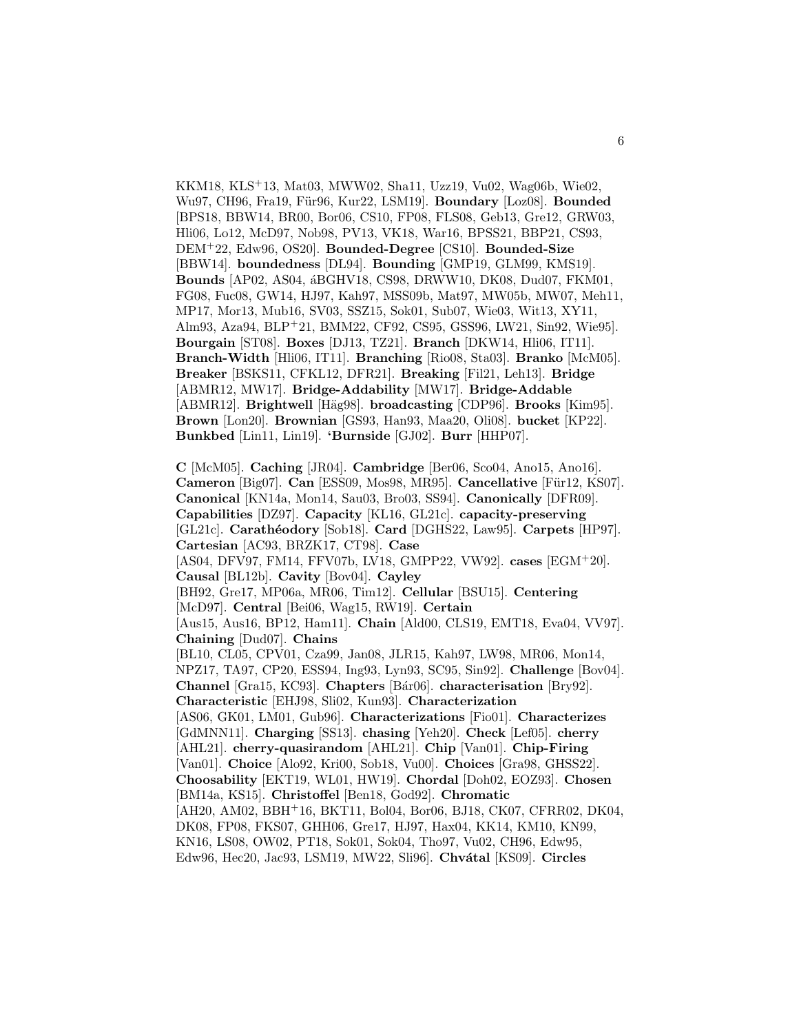KKM18, KLS+13, Mat03, MWW02, Sha11, Uzz19, Vu02, Wag06b, Wie02, Wu97, CH96, Fra19, Für96, Kur22, LSM19]. **Boundary** [Loz08]. **Bounded** [BPS18, BBW14, BR00, Bor06, CS10, FP08, FLS08, Geb13, Gre12, GRW03, Hli06, Lo12, McD97, Nob98, PV13, VK18, War16, BPSS21, BBP21, CS93, DEM+22, Edw96, OS20]. **Bounded-Degree** [CS10]. **Bounded-Size** [BBW14]. **boundedness** [DL94]. **Bounding** [GMP19, GLM99, KMS19]. **Bounds** [AP02, AS04, áBGHV18, CS98, DRWW10, DK08, Dud07, FKM01, FG08, Fuc08, GW14, HJ97, Kah97, MSS09b, Mat97, MW05b, MW07, Meh11, MP17, Mor13, Mub16, SV03, SSZ15, Sok01, Sub07, Wie03, Wit13, XY11, Alm93, Aza94, BLP+21, BMM22, CF92, CS95, GSS96, LW21, Sin92, Wie95]. **Bourgain** [ST08]. **Boxes** [DJ13, TZ21]. **Branch** [DKW14, Hli06, IT11]. **Branch-Width** [Hli06, IT11]. **Branching** [Rio08, Sta03]. **Branko** [McM05]. **Breaker** [BSKS11, CFKL12, DFR21]. **Breaking** [Fil21, Leh13]. **Bridge** [ABMR12, MW17]. **Bridge-Addability** [MW17]. **Bridge-Addable** [ABMR12]. **Brightwell** [Häg98]. **broadcasting** [CDP96]. **Brooks** [Kim95]. **Brown** [Lon20]. **Brownian** [GS93, Han93, Maa20, Oli08]. **bucket** [KP22]. **Bunkbed** [Lin11, Lin19]. **'Burnside** [GJ02]. **Burr** [HHP07].

**C** [McM05]. **Caching** [JR04]. **Cambridge** [Ber06, Sco04, Ano15, Ano16]. **Cameron** [Big07]. **Can** [ESS09, Mos98, MR95]. **Cancellative** [Für12, KS07]. **Canonical** [KN14a, Mon14, Sau03, Bro03, SS94]. **Canonically** [DFR09]. **Capabilities** [DZ97]. **Capacity** [KL16, GL21c]. **capacity-preserving** [GL21c]. **Carathéodory** [Sob18]. **Card** [DGHS22, Law95]. **Carpets** [HP97]. **Cartesian** [AC93, BRZK17, CT98]. **Case** [AS04, DFV97, FM14, FFV07b, LV18, GMPP22, VW92]. **cases** [EGM+20]. **Causal** [BL12b]. **Cavity** [Bov04]. **Cayley** [BH92, Gre17, MP06a, MR06, Tim12]. **Cellular** [BSU15]. **Centering** [McD97]. **Central** [Bei06, Wag15, RW19]. **Certain** [Aus15, Aus16, BP12, Ham11]. **Chain** [Ald00, CLS19, EMT18, Eva04, VV97]. **Chaining** [Dud07]. **Chains** [BL10, CL05, CPV01, Cza99, Jan08, JLR15, Kah97, LW98, MR06, Mon14, NPZ17, TA97, CP20, ESS94, Ing93, Lyn93, SC95, Sin92]. **Challenge** [Bov04]. **Channel** [Gra15, KC93]. **Chapters** [Bár06]. **characterisation** [Bry92]. **Characteristic** [EHJ98, Sli02, Kun93]. **Characterization** [AS06, GK01, LM01, Gub96]. **Characterizations** [Fio01]. **Characterizes** [GdMNN11]. **Charging** [SS13]. **chasing** [Yeh20]. **Check** [Lef05]. **cherry** [AHL21]. **cherry-quasirandom** [AHL21]. **Chip** [Van01]. **Chip-Firing** [Van01]. **Choice** [Alo92, Kri00, Sob18, Vu00]. **Choices** [Gra98, GHSS22]. **Choosability** [EKT19, WL01, HW19]. **Chordal** [Doh02, EOZ93]. **Chosen** [BM14a, KS15]. **Christoffel** [Ben18, God92]. **Chromatic** [AH20, AM02, BBH+16, BKT11, Bol04, Bor06, BJ18, CK07, CFRR02, DK04, DK08, FP08, FKS07, GHH06, Gre17, HJ97, Hax04, KK14, KM10, KN99, KN16, LS08, OW02, PT18, Sok01, Sok04, Tho97, Vu02, CH96, Edw95, Edw96, Hec20, Jac93, LSM19, MW22, Sli96]. **Chvátal** [KS09]. **Circles**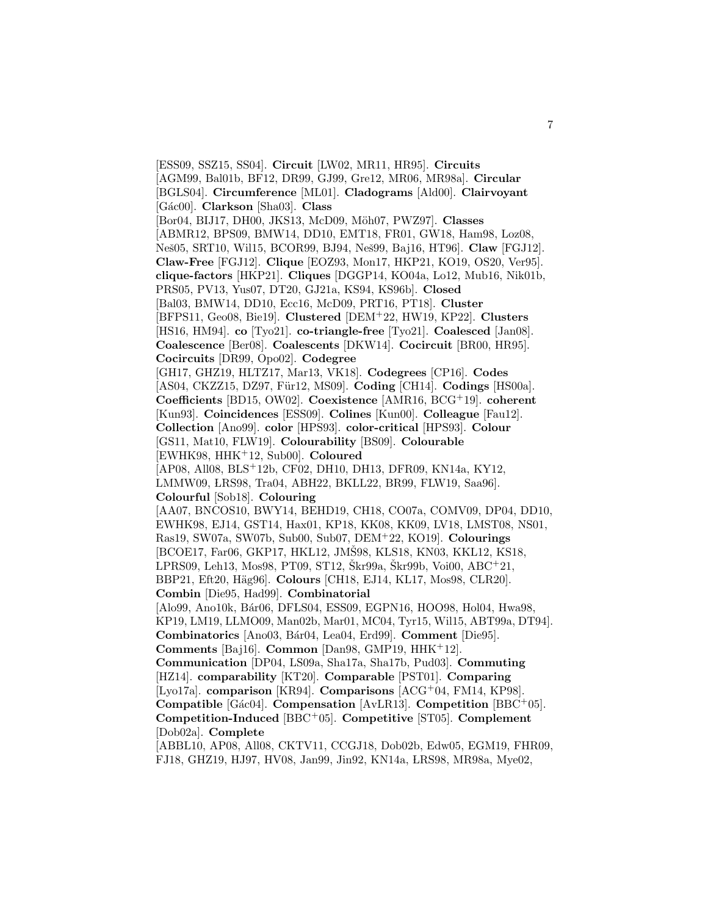[ESS09, SSZ15, SS04]. **Circuit** [LW02, MR11, HR95]. **Circuits** [AGM99, Bal01b, BF12, DR99, GJ99, Gre12, MR06, MR98a]. **Circular** [BGLS04]. **Circumference** [ML01]. **Cladograms** [Ald00]. **Clairvoyant** [Gác00]. **Clarkson** [Sha03]. **Class** [Bor04, BIJ17, DH00, JKS13, McD09, Möh07, PWZ97]. **Classes** [ABMR12, BPS09, BMW14, DD10, EMT18, FR01, GW18, Ham98, Loz08, Neš05, SRT10, Wil15, BCOR99, BJ94, Neš99, Baj16, HT96]. **Claw** [FGJ12]. **Claw-Free** [FGJ12]. **Clique** [EOZ93, Mon17, HKP21, KO19, OS20, Ver95]. **clique-factors** [HKP21]. **Cliques** [DGGP14, KO04a, Lo12, Mub16, Nik01b, PRS05, PV13, Yus07, DT20, GJ21a, KS94, KS96b]. **Closed** [Bal03, BMW14, DD10, Ecc16, McD09, PRT16, PT18]. **Cluster** [BFPS11, Geo08, Bie19]. **Clustered** [DEM+22, HW19, KP22]. **Clusters** [HS16, HM94]. **co** [Tyo21]. **co-triangle-free** [Tyo21]. **Coalesced** [Jan08]. **Coalescence** [Ber08]. **Coalescents** [DKW14]. **Cocircuit** [BR00, HR95]. **Cocircuits** [DR99, Opo02]. **Codegree** [GH17, GHZ19, HLTZ17, Mar13, VK18]. **Codegrees** [CP16]. **Codes** [AS04, CKZZ15, DZ97, Für12, MS09]. **Coding** [CH14]. **Codings** [HS00a]. **Coefficients** [BD15, OW02]. **Coexistence** [AMR16, BCG+19]. **coherent** [Kun93]. **Coincidences** [ESS09]. **Colines** [Kun00]. **Colleague** [Fau12]. **Collection** [Ano99]. **color** [HPS93]. **color-critical** [HPS93]. **Colour** [GS11, Mat10, FLW19]. **Colourability** [BS09]. **Colourable** [EWHK98, HHK+12, Sub00]. **Coloured** [AP08, All08, BLS+12b, CF02, DH10, DH13, DFR09, KN14a, KY12, LMMW09, ŁRS98, Tra04, ABH22, BKLL22, BR99, FLW19, Saa96]. **Colourful** [Sob18]. **Colouring** [AA07, BNCOS10, BWY14, BEHD19, CH18, CO07a, COMV09, DP04, DD10, EWHK98, EJ14, GST14, Hax01, KP18, KK08, KK09, LV18, LMST08, NS01, Ras19, SW07a, SW07b, Sub00, Sub07, DEM+22, KO19]. **Colourings** [BCOE17, Far06, GKP17, HKL12, JMŠ98, KLS18, KN03, KKL12, KS18, LPRS09, Leh13, Mos98, PT09, ST12, Škr99a, Škr99b, Voi00, ABC+21, BBP21, Eft20, Häg96]. **Colours** [CH18, EJ14, KL17, Mos98, CLR20]. **Combin** [Die95, Had99]. **Combinatorial** [Alo99, Ano10k, Bár06, DFLS04, ESS09, EGPN16, HOO98, Hol04, Hwa98, KP19, LM19, LLMO09, Man02b, Mar01, MC04, Tyr15, Wil15, ABT99a, DT94]. **Combinatorics** [Ano03, Bár04, Lea04, Erd99]. **Comment** [Die95]. **Comments** [Baj16]. **Common** [Dan98, GMP19, HHK+12]. **Communication** [DP04, LS09a, Sha17a, Sha17b, Pud03]. **Commuting** [HZ14]. **comparability** [KT20]. **Comparable** [PST01]. **Comparing** [Lyo17a]. **comparison** [KR94]. **Comparisons** [ACG+04, FM14, KP98]. **Compatible** [Gác04]. **Compensation** [AvLR13]. **Competition** [BBC+05]. **Competition-Induced** [BBC+05]. **Competitive** [ST05]. **Complement** [Dob02a]. **Complete** [ABBL10, AP08, All08, CKTV11, CCGJ18, Dob02b, Edw05, EGM19, FHR09, FJ18, GHZ19, HJ97, HV08, Jan99, Jin92, KN14a, ŁRS98, MR98a, Mye02,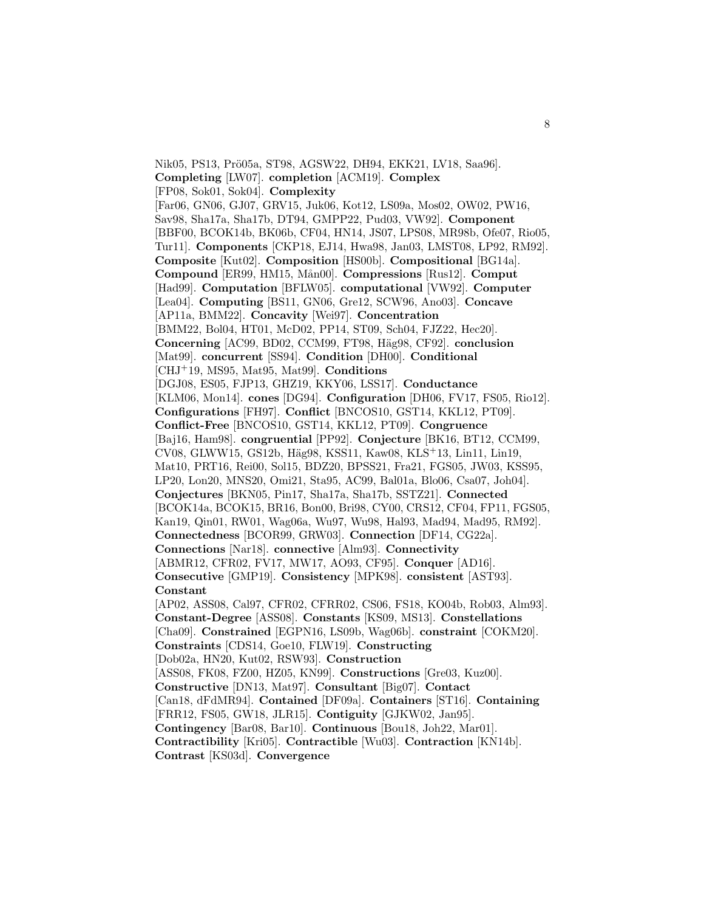Nik05, PS13, Prö05a, ST98, AGSW22, DH94, EKK21, LV18, Saa96]. **Completing** [LW07]. **completion** [ACM19]. **Complex** [FP08, Sok01, Sok04]. **Complexity** [Far06, GN06, GJ07, GRV15, Juk06, Kot12, LS09a, Mos02, OW02, PW16, Sav98, Sha17a, Sha17b, DT94, GMPP22, Pud03, VW92]. **Component** [BBF00, BCOK14b, BK06b, CF04, HN14, JS07, LPS08, MR98b, Ofe07, Rio05, Tur11]. **Components** [CKP18, EJ14, Hwa98, Jan03, LMST08, LP92, RM92]. **Composite** [Kut02]. **Composition** [HS00b]. **Compositional** [BG14a]. **Compound** [ER99, HM15, Mån00]. **Compressions** [Rus12]. **Comput** [Had99]. **Computation** [BFLW05]. **computational** [VW92]. **Computer** [Lea04]. **Computing** [BS11, GN06, Gre12, SCW96, Ano03]. **Concave** [AP11a, BMM22]. **Concavity** [Wei97]. **Concentration** [BMM22, Bol04, HT01, McD02, PP14, ST09, Sch04, FJZ22, Hec20]. **Concerning** [AC99, BD02, CCM99, FT98, Häg98, CF92]. **conclusion** [Mat99]. **concurrent** [SS94]. **Condition** [DH00]. **Conditional** [CHJ[+]19, MS95, Mat95, Mat99]. **Conditions** [DGJ08, ES05, FJP13, GHZ19, KKY06, LSS17]. **Conductance** [KLM06, Mon14]. **cones** [DG94]. **Configuration** [DH06, FV17, FS05, Rio12]. **Configurations** [FH97]. **Conflict** [BNCOS10, GST14, KKL12, PT09]. **Conflict-Free** [BNCOS10, GST14, KKL12, PT09]. **Congruence** [Baj16, Ham98]. **congruential** [PP92]. **Conjecture** [BK16, BT12, CCM99, CV08, GLWW15, GS12b, Häg98, KSS11, Kaw08, KLS[+]13, Lin11, Lin19, Mat10, PRT16, Rei00, Sol15, BDZ20, BPSS21, Fra21, FGS05, JW03, KSS95, LP20, Lon20, MNS20, Omi21, Sta95, AC99, Bal01a, Blo06, Csa07, Joh04]. **Conjectures** [BKN05, Pin17, Sha17a, Sha17b, SSTZ21]. **Connected** [BCOK14a, BCOK15, BR16, Bon00, Bri98, CY00, CRS12, CF04, FP11, FGS05, Kan19, Qin01, RW01, Wag06a, Wu97, Wu98, Hal93, Mad94, Mad95, RM92]. **Connectedness** [BCOR99, GRW03]. **Connection** [DF14, CG22a]. **Connections** [Nar18]. **connective** [Alm93]. **Connectivity** [ABMR12, CFR02, FV17, MW17, AO93, CF95]. **Conquer** [AD16]. **Consecutive** [GMP19]. **Consistency** [MPK98]. **consistent** [AST93]. **Constant** [AP02, ASS08, Cal97, CFR02, CFRR02, CS06, FS18, KO04b, Rob03, Alm93]. **Constant-Degree** [ASS08]. **Constants** [KS09, MS13]. **Constellations** [Cha09]. **Constrained** [EGPN16, LS09b, Wag06b]. **constraint** [COKM20]. **Constraints** [CDS14, Goe10, FLW19]. **Constructing** [Dob02a, HN20, Kut02, RSW93]. **Construction** [ASS08, FK08, FZ00, HZ05, KN99]. **Constructions** [Gre03, Kuz00]. **Constructive** [DN13, Mat97]. **Consultant** [Big07]. **Contact** [Can18, dFdMR94]. **Contained** [DF09a]. **Containers** [ST16]. **Containing** [FRR12, FS05, GW18, JLR15]. **Contiguity** [GJKW02, Jan95]. **Contingency** [Bar08, Bar10]. **Continuous** [Bou18, Joh22, Mar01]. **Contractibility** [Kri05]. **Contractible** [Wu03]. **Contraction** [KN14b]. **Contrast** [KS03d]. **Convergence**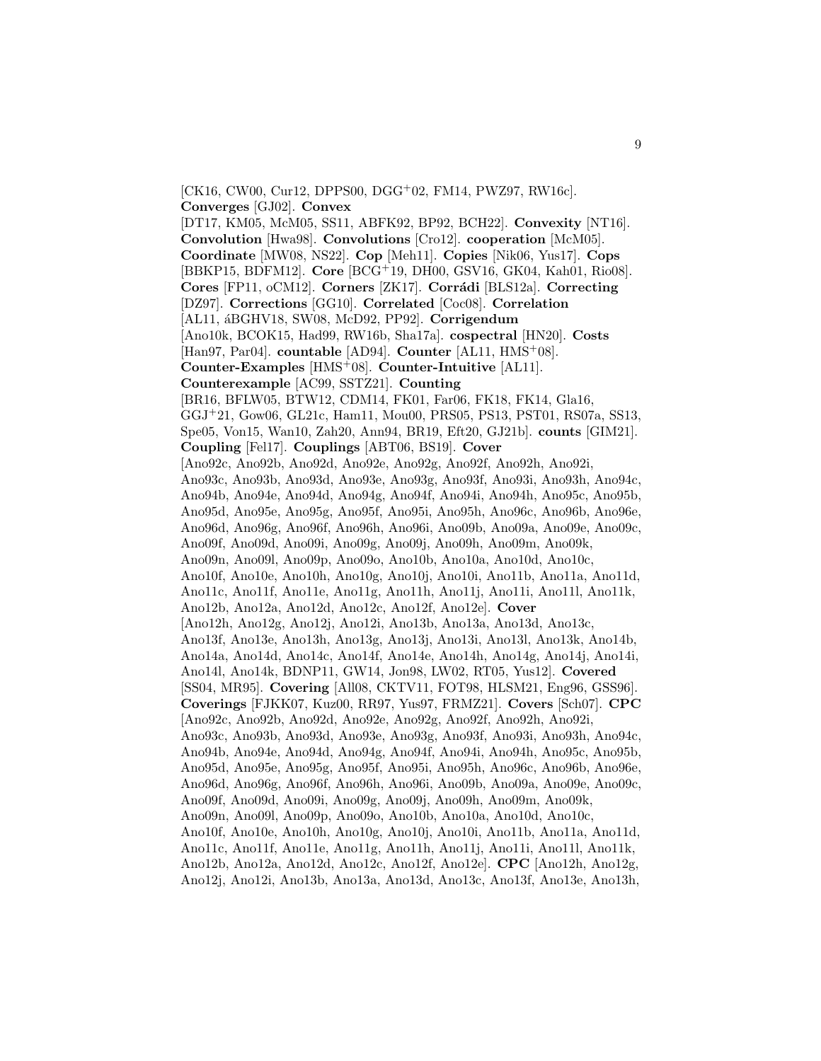[CK16, CW00, Cur12, DPPS00, DGG+02, FM14, PWZ97, RW16c]. **Converges** [GJ02]. **Convex** [DT17, KM05, McM05, SS11, ABFK92, BP92, BCH22]. **Convexity** [NT16]. **Convolution** [Hwa98]. **Convolutions** [Cro12]. **cooperation** [McM05]. **Coordinate** [MW08, NS22]. **Cop** [Meh11]. **Copies** [Nik06, Yus17]. **Cops** [BBKP15, BDFM12]. **Core** [BCG+19, DH00, GSV16, GK04, Kah01, Rio08]. **Cores** [FP11, oCM12]. **Corners** [ZK17]. **Corrádi** [BLS12a]. **Correcting** [DZ97]. **Corrections** [GG10]. **Correlated** [Coc08]. **Correlation** [AL11, áBGHV18, SW08, McD92, PP92]. **Corrigendum** [Ano10k, BCOK15, Had99, RW16b, Sha17a]. **cospectral** [HN20]. **Costs** [Han97, Par04]. **countable** [AD94]. **Counter** [AL11, HMS+08]. **Counter-Examples** [HMS+08]. **Counter-Intuitive** [AL11]. **Counterexample** [AC99, SSTZ21]. **Counting** [BR16, BFLW05, BTW12, CDM14, FK01, Far06, FK18, FK14, Gla16, GGJ+21, Gow06, GL21c, Ham11, Mou00, PRS05, PS13, PST01, RS07a, SS13, Spe05, Von15, Wan10, Zah20, Ann94, BR19, Eft20, GJ21b]. **counts** [GIM21]. **Coupling** [Fel17]. **Couplings** [ABT06, BS19]. **Cover** [Ano92c, Ano92b, Ano92d, Ano92e, Ano92g, Ano92f, Ano92h, Ano92i, Ano93c, Ano93b, Ano93d, Ano93e, Ano93g, Ano93f, Ano93i, Ano93h, Ano94c, Ano94b, Ano94e, Ano94d, Ano94g, Ano94f, Ano94i, Ano94h, Ano95c, Ano95b, Ano95d, Ano95e, Ano95g, Ano95f, Ano95i, Ano95h, Ano96c, Ano96b, Ano96e, Ano96d, Ano96g, Ano96f, Ano96h, Ano96i, Ano09b, Ano09a, Ano09e, Ano09c, Ano09f, Ano09d, Ano09i, Ano09g, Ano09j, Ano09h, Ano09m, Ano09k, Ano09n, Ano09l, Ano09p, Ano09o, Ano10b, Ano10a, Ano10d, Ano10c, Ano10f, Ano10e, Ano10h, Ano10g, Ano10j, Ano10i, Ano11b, Ano11a, Ano11d, Ano11c, Ano11f, Ano11e, Ano11g, Ano11h, Ano11j, Ano11i, Ano11l, Ano11k, Ano12b, Ano12a, Ano12d, Ano12c, Ano12f, Ano12e]. **Cover** [Ano12h, Ano12g, Ano12j, Ano12i, Ano13b, Ano13a, Ano13d, Ano13c, Ano13f, Ano13e, Ano13h, Ano13g, Ano13j, Ano13i, Ano13l, Ano13k, Ano14b, Ano14a, Ano14d, Ano14c, Ano14f, Ano14e, Ano14h, Ano14g, Ano14j, Ano14i, Ano14l, Ano14k, BDNP11, GW14, Jon98, LW02, RT05, Yus12]. **Covered** [SS04, MR95]. **Covering** [All08, CKTV11, FOT98, HLSM21, Eng96, GSS96]. **Coverings** [FJKK07, Kuz00, RR97, Yus97, FRMZ21]. **Covers** [Sch07]. **CPC** [Ano92c, Ano92b, Ano92d, Ano92e, Ano92g, Ano92f, Ano92h, Ano92i, Ano93c, Ano93b, Ano93d, Ano93e, Ano93g, Ano93f, Ano93i, Ano93h, Ano94c, Ano94b, Ano94e, Ano94d, Ano94g, Ano94f, Ano94i, Ano94h, Ano95c, Ano95b, Ano95d, Ano95e, Ano95g, Ano95f, Ano95i, Ano95h, Ano96c, Ano96b, Ano96e, Ano96d, Ano96g, Ano96f, Ano96h, Ano96i, Ano09b, Ano09a, Ano09e, Ano09c, Ano09f, Ano09d, Ano09i, Ano09g, Ano09j, Ano09h, Ano09m, Ano09k, Ano09n, Ano09l, Ano09p, Ano09o, Ano10b, Ano10a, Ano10d, Ano10c, Ano10f, Ano10e, Ano10h, Ano10g, Ano10j, Ano10i, Ano11b, Ano11a, Ano11d, Ano11c, Ano11f, Ano11e, Ano11g, Ano11h, Ano11j, Ano11i, Ano11l, Ano11k, Ano12b, Ano12a, Ano12d, Ano12c, Ano12f, Ano12e]. **CPC** [Ano12h, Ano12g, Ano12j, Ano12i, Ano13b, Ano13a, Ano13d, Ano13c, Ano13f, Ano13e, Ano13h,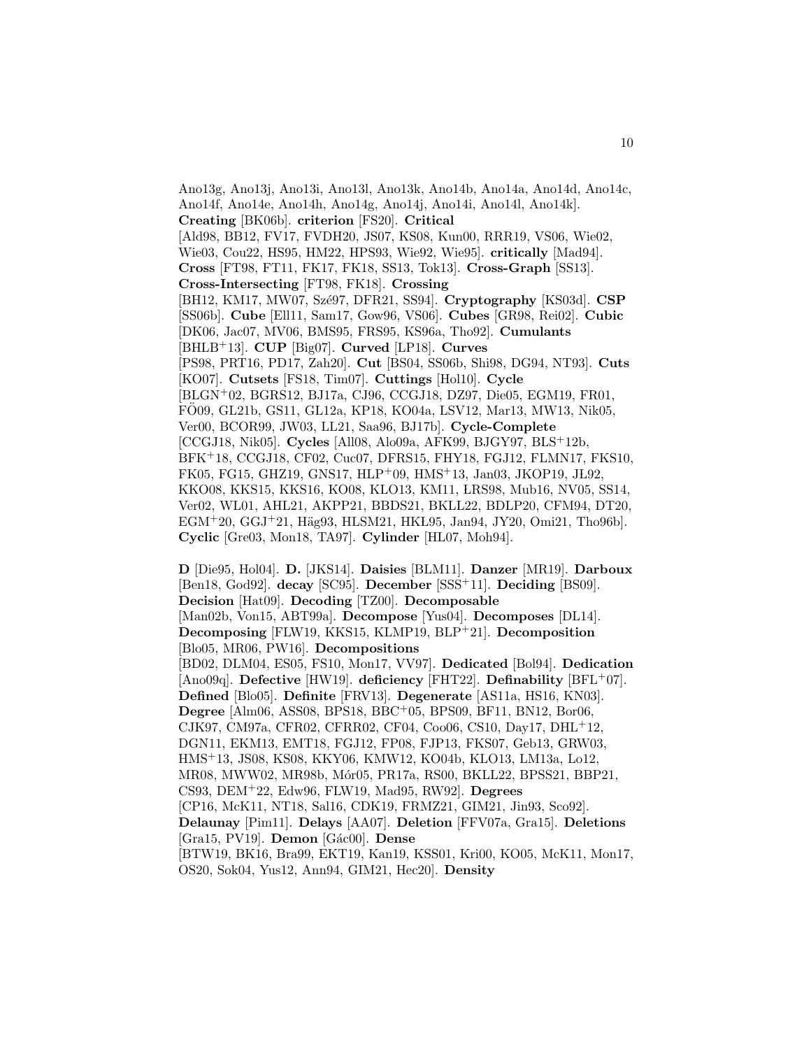Ano13g, Ano13j, Ano13i, Ano13l, Ano13k, Ano14b, Ano14a, Ano14d, Ano14c, Ano14f, Ano14e, Ano14h, Ano14g, Ano14j, Ano14i, Ano14l, Ano14k]. **Creating** [BK06b]. **criterion** [FS20]. **Critical** [Ald98, BB12, FV17, FVDH20, JS07, KS08, Kun00, RRR19, VS06, Wie02, Wie03, Cou22, HS95, HM22, HPS93, Wie92, Wie95]. **critically** [Mad94]. **Cross** [FT98, FT11, FK17, FK18, SS13, Tok13]. **Cross-Graph** [SS13]. **Cross-Intersecting** [FT98, FK18]. **Crossing** [BH12, KM17, MW07, Szé97, DFR21, SS94]. **Cryptography** [KS03d]. **CSP** [SS06b]. **Cube** [Ell11, Sam17, Gow96, VS06]. **Cubes** [GR98, Rei02]. **Cubic** [DK06, Jac07, MV06, BMS95, FRS95, KS96a, Tho92]. **Cumulants** [BHLB+13]. **CUP** [Big07]. **Curved** [LP18]. **Curves** [PS98, PRT16, PD17, Zah20]. **Cut** [BS04, SS06b, Shi98, DG94, NT93]. **Cuts** [KO07]. **Cutsets** [FS18, Tim07]. **Cuttings** [Hol10]. **Cycle** [BLGN+02, BGRS12, BJ17a, CJ96, CCGJ18, DZ97, Die05, EGM19, FR01, FÖ09, GL21b, GS11, GL12a, KP18, KO04a, LSV12, Mar13, MW13, Nik05, Ver00, BCOR99, JW03, LL21, Saa96, BJ17b]. **Cycle-Complete** [CCGJ18, Nik05]. **Cycles** [All08, Alo09a, AFK99, BJGY97, BLS+12b, BFK+18, CCGJ18, CF02, Cuc07, DFRS15, FHY18, FGJ12, FLMN17, FKS10, FK05, FG15, GHZ19, GNS17, HLP+09, HMS+13, Jan03, JKOP19, JŁ92, KKO08, KKS15, KKS16, KO08, KLO13, KM11, ŁRS98, Mub16, NV05, SS14, Ver02, WL01, AHL21, AKPP21, BBDS21, BKLL22, BDLP20, CFM94, DT20, EGM+20, GGJ+21, Häg93, HLSM21, HKŁ95, Jan94, JY20, Omi21, Tho96b]. **Cyclic** [Gre03, Mon18, TA97]. **Cylinder** [HL07, Moh94].

**D** [Die95, Hol04]. **D.** [JKS14]. **Daisies** [BLM11]. **Danzer** [MR19]. **Darboux** [Ben18, God92]. **decay** [SC95]. **December** [SSS+11]. **Deciding** [BS09]. **Decision** [Hat09]. **Decoding** [TZ00]. **Decomposable** [Man02b, Von15, ABT99a]. **Decompose** [Yus04]. **Decomposes** [DL14]. **Decomposing** [FLW19, KKS15, KLMP19, BLP+21]. **Decomposition** [Blo05, MR06, PW16]. **Decompositions** [BD02, DLM04, ES05, FS10, Mon17, VV97]. **Dedicated** [Bol94]. **Dedication** [Ano09q]. **Defective** [HW19]. **deficiency** [FHT22]. **Definability** [BFL+07]. **Defined** [Blo05]. **Definite** [FRV13]. **Degenerate** [AS11a, HS16, KN03]. **Degree** [Alm06, ASS08, BPS18, BBC+05, BPS09, BF11, BN12, Bor06, CJK97, CM97a, CFR02, CFRR02, CF04, Coo06, CS10, Day17, DHL+12, DGN11, EKM13, EMT18, FGJ12, FP08, FJP13, FKS07, Geb13, GRW03, HMS+13, JS08, KS08, KKY06, KMW12, KO04b, KLO13, LM13a, Lo12, MR08, MWW02, MR98b, Mór05, PR17a, RS00, BKLL22, BPSS21, BBP21, CS93, DEM+22, Edw96, FLW19, Mad95, RW92]. **Degrees** [CP16, McK11, NT18, Sal16, CDK19, FRMZ21, GIM21, Jin93, Sco92]. **Delaunay** [Pim11]. **Delays** [AA07]. **Deletion** [FFV07a, Gra15]. **Deletions** [Gra15, PV19]. **Demon** [Gác00]. **Dense** [BTW19, BK16, Bra99, EKT19, Kan19, KSS01, Kri00, KO05, McK11, Mon17, OS20, Sok04, Yus12, Ann94, GIM21, Hec20]. **Density**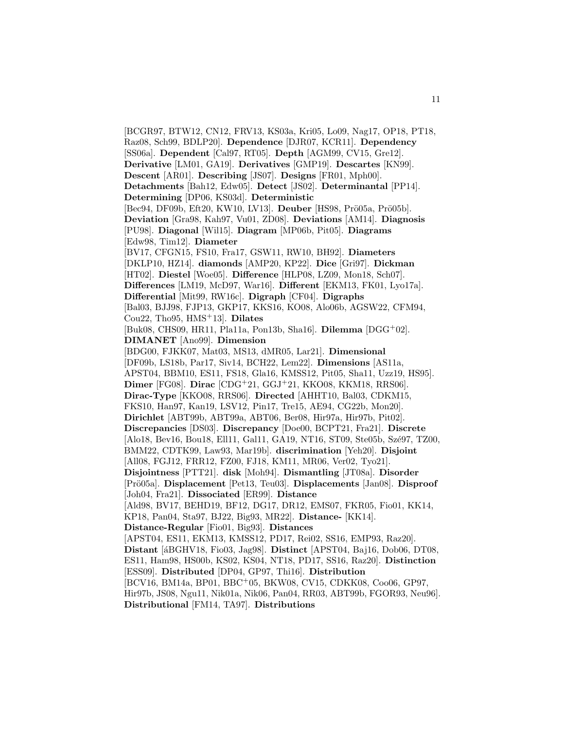[BCGR97, BTW12, CN12, FRV13, KS03a, Kri05, Lo09, Nag17, OP18, PT18, Raz08, Sch99, BDLP20]. **Dependence** [DJR07, KCR11]. **Dependency** [SS06a]. **Dependent** [Cal97, RT05]. **Depth** [AGM99, CV15, Gre12]. **Derivative** [LM01, GA19]. **Derivatives** [GMP19]. **Descartes** [KN99]. **Descent** [AR01]. **Describing** [JS07]. **Designs** [FR01, Mph00]. **Detachments** [Bah12, Edw05]. **Detect** [JS02]. **Determinantal** [PP14]. **Determining** [DP06, KS03d]. **Deterministic** [Bec94, DF09b, Eft20, KW10, LV13]. **Deuber** [HS98, Prö05a, Prö05b]. **Deviation** [Gra98, Kah97, Vu01, ZD08]. **Deviations** [AM14]. **Diagnosis** [PU98]. **Diagonal** [Wil15]. **Diagram** [MP06b, Pit05]. **Diagrams** [Edw98, Tim12]. **Diameter** [BV17, CFGN15, FS10, Fra17, GSW11, RW10, BH92]. **Diameters** [DKLP10, HZ14]. **diamonds** [AMP20, KP22]. **Dice** [Gri97]. **Dickman** [HT02]. **Diestel** [Woe05]. **Difference** [HLP08, LZ09, Mon18, Sch07]. **Differences** [LM19, McD97, War16]. **Different** [EKM13, FK01, Lyo17a]. **Differential** [Mit99, RW16c]. **Digraph** [CF04]. **Digraphs** [Bal03, BJJ98, FJP13, GKP17, KKS16, KO08, Alo06b, AGSW22, CFM94, Cou22, Tho95, HMS+13]. **Dilates** [Buk08, CHS09, HR11, Pla11a, Pon13b, Sha16]. **Dilemma** [DGG+02]. **DIMANET** [Ano99]. **Dimension** [BDG00, FJKK07, Mat03, MS13, dMR05, Lar21]. **Dimensional** [DF09b, LS18b, Par17, Siv14, BCH22, Lem22]. **Dimensions** [AS11a, APST04, BBM10, ES11, FS18, Gla16, KMSS12, Pit05, Sha11, Uzz19, HS95]. **Dimer** [FG08]. **Dirac** [CDG+21, GGJ+21, KKO08, KKM18, RRS06]. **Dirac-Type** [KKO08, RRS06]. **Directed** [AHHT10, Bal03, CDKM15, FKS10, Han97, Kan19, LSV12, Pin17, Tre15, AE94, CG22b, Mon20]. **Dirichlet** [ABT99b, ABT99a, ABT06, Ber08, Hir97a, Hir97b, Pit02]. **Discrepancies** [DS03]. **Discrepancy** [Doe00, BCPT21, Fra21]. **Discrete** [Alo18, Bev16, Bou18, Ell11, Gal11, GA19, NT16, ST09, Ste05b, Szé97, TZ00, BMM22, CDTK99, Law93, Mar19b]. **discrimination** [Yeh20]. **Disjoint** [All08, FGJ12, FRR12, FZ00, FJ18, KM11, MR06, Ver02, Tyo21]. **Disjointness** [PTT21]. **disk** [Moh94]. **Dismantling** [JT08a]. **Disorder** [Prö05a]. **Displacement** [Pet13, Teu03]. **Displacements** [Jan08]. **Disproof** [Joh04, Fra21]. **Dissociated** [ER99]. **Distance** [Ald98, BV17, BEHD19, BF12, DG17, DR12, EMS07, FKR05, Fio01, KK14, KP18, Pan04, Sta97, BJ22, Big93, MR22]. **Distance-** [KK14]. **Distance-Regular** [Fio01, Big93]. **Distances** [APST04, ES11, EKM13, KMSS12, PD17, Rei02, SS16, EMP93, Raz20]. **Distant** [áBGHV18, Fio03, Jag98]. **Distinct** [APST04, Baj16, Dob06, DT08, ES11, Ham98, HS00b, KS02, KS04, NT18, PD17, SS16, Raz20]. **Distinction** [ESS09]. **Distributed** [DP04, GP97, Thi16]. **Distribution** [BCV16, BM14a, BP01, BBC+05, BKW08, CV15, CDKK08, Coo06, GP97, Hir97b, JS08, Ngu11, Nik01a, Nik06, Pan04, RR03, ABT99b, FGOR93, Neu96]. **Distributional** [FM14, TA97]. **Distributions**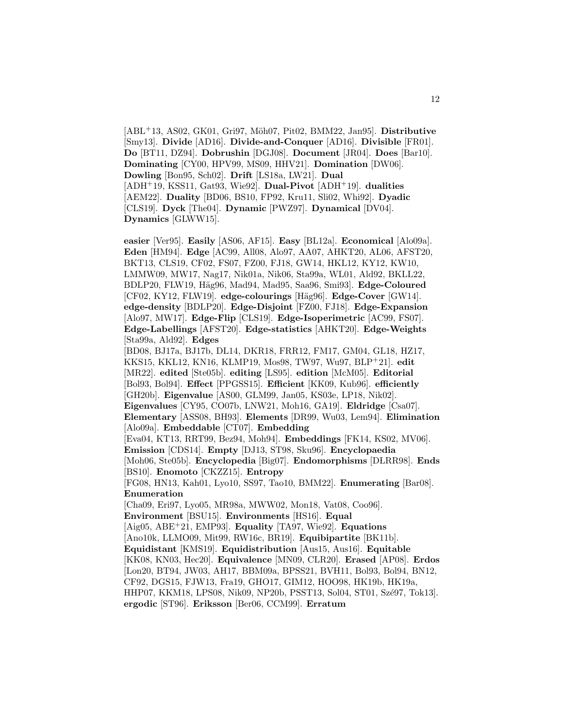[ABL[+]13, AS02, GK01, Gri97, Möh07, Pit02, BMM22, Jan95]. **Distributive** [Smy13]. **Divide** [AD16]. **Divide-and-Conquer** [AD16]. **Divisible** [FR01]. **Do** [BT11, DZ94]. **Dobrushin** [DGJ08]. **Document** [JR04]. **Does** [Bar10]. **Dominating** [CY00, HPV99, MS09, HHV21]. **Domination** [DW06]. **Dowling** [Bon95, Sch02]. **Drift** [LS18a, LW21]. **Dual** [ADH[+]19, KSS11, Gat93, Wie92]. **Dual-Pivot** [ADH[+]19]. **dualities** [AEM22]. **Duality** [BD06, BS10, FP92, Kru11, Sli02, Whi92]. **Dyadic** [CLS19]. **Dyck** [The04]. **Dynamic** [PWZ97]. **Dynamical** [DV04]. **Dynamics** [GLWW15].

**easier** [Ver95]. **Easily** [AS06, AF15]. **Easy** [BL12a]. **Economical** [Alo09a]. **Eden** [HM94]. **Edge** [AC99, All08, Alo97, AA07, AHKT20, AL06, AFST20, BKT13, CLS19, CF02, FS07, FZ00, FJ18, GW14, HKL12, KY12, KW10, LMMW09, MW17, Nag17, Nik01a, Nik06, Sta99a, WL01, Ald92, BKLL22, BDLP20, FLW19, Häg96, Mad94, Mad95, Saa96, Smi93]. **Edge-Coloured** [CF02, KY12, FLW19]. **edge-colourings** [Häg96]. **Edge-Cover** [GW14]. **edge-density** [BDLP20]. **Edge-Disjoint** [FZ00, FJ18]. **Edge-Expansion** [Alo97, MW17]. **Edge-Flip** [CLS19]. **Edge-Isoperimetric** [AC99, FS07]. **Edge-Labellings** [AFST20]. **Edge-statistics** [AHKT20]. **Edge-Weights** [Sta99a, Ald92]. **Edges** [BD08, BJ17a, BJ17b, DL14, DKR18, FRR12, FM17, GM04, GL18, HZ17, KKS15, KKL12, KN16, KLMP19, Mos98, TW97, Wu97, BLP[+]21]. **edit** [MR22]. **edited** [Ste05b]. **editing** [LS95]. **edition** [McM05]. **Editorial** [Bol93, Bol94]. **Effect** [PPGSS15]. **Efficient** [KK09, Kub96]. **efficiently** [GH20b]. **Eigenvalue** [AS00, GLM99, Jan05, KS03e, LP18, Nik02]. **Eigenvalues** [CY95, CO07b, LNW21, Moh16, GA19]. **Eldridge** [Csa07]. **Elementary** [ASS08, BH93]. **Elements** [DR99, Wu03, Lem94]. **Elimination** [Alo09a]. **Embeddable** [CT07]. **Embedding** [Eva04, KT13, RRT99, Bez94, Moh94]. **Embeddings** [FK14, KS02, MV06]. **Emission** [CDS14]. **Empty** [DJ13, ST98, Sku96]. **Encyclopaedia** [Moh06, Ste05b]. **Encyclopedia** [Big07]. **Endomorphisms** [DLRR98]. **Ends** [BS10]. **Enomoto** [CKZZ15]. **Entropy** [FG08, HN13, Kah01, Lyo10, SS97, Tao10, BMM22]. **Enumerating** [Bar08]. **Enumeration** [Cha09, Eri97, Lyo05, MR98a, MWW02, Mon18, Vat08, Coo96]. **Environment** [BSU15]. **Environments** [HS16]. **Equal** [Aig05, ABE[+]21, EMP93]. **Equality** [TA97, Wie92]. **Equations** [Ano10k, LLMO09, Mit99, RW16c, BR19]. **Equibipartite** [BK11b]. **Equidistant** [KMS19]. **Equidistribution** [Aus15, Aus16]. **Equitable** [KK08, KN03, Hec20]. **Equivalence** [MN09, CLR20]. **Erased** [AP08]. **Erdos** [Lon20, BT94, JW03, AH17, BBM09a, BPSS21, BVH11, Bol93, Bol94, BN12, CF92, DGS15, FJW13, Fra19, GHO17, GIM12, HOO98, HK19b, HK19a, HHP07, KKM18, LPS08, Nik09, NP20b, PSST13, Sol04, ST01, Szé97, Tok13]. **ergodic** [ST96]. **Eriksson** [Ber06, CCM99]. **Erratum**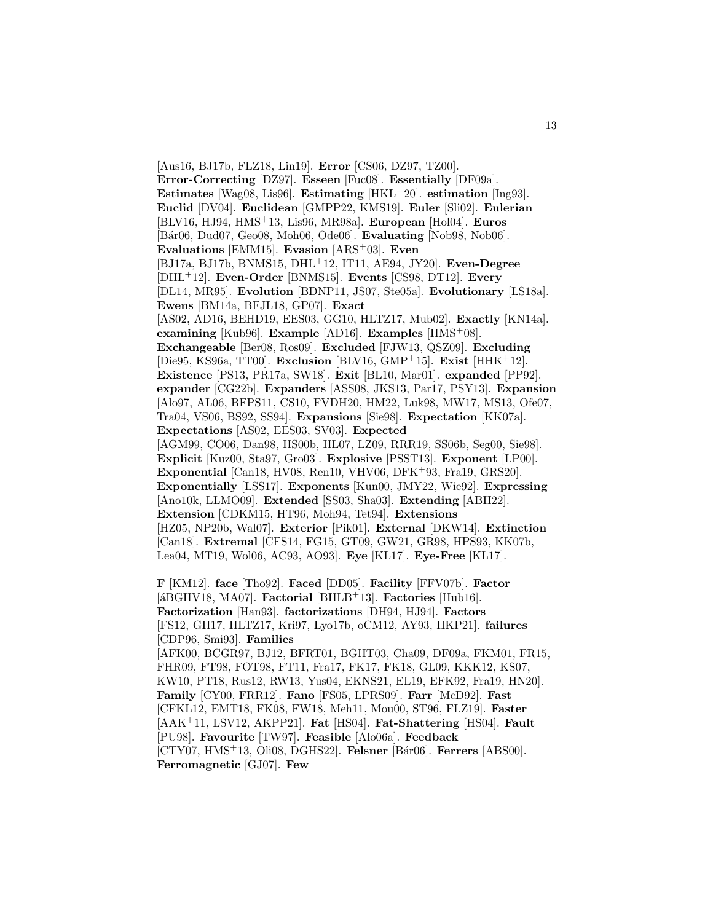[Aus16, BJ17b, FLZ18, Lin19]. **Error** [CS06, DZ97, TZ00]. **Error-Correcting** [DZ97]. **Esseen** [Fuc08]. **Essentially** [DF09a]. **Estimates** [Wag08, Lis96]. **Estimating** [HKL+20]. **estimation** [Ing93]. **Euclid** [DV04]. **Euclidean** [GMPP22, KMS19]. **Euler** [Sli02]. **Eulerian** [BLV16, HJ94, HMS+13, Lis96, MR98a]. **European** [Hol04]. **Euros** [Bár06, Dud07, Geo08, Moh06, Ode06]. **Evaluating** [Nob98, Nob06]. **Evaluations** [EMM15]. **Evasion** [ARS+03]. **Even** [BJ17a, BJ17b, BNMS15, DHL+12, IT11, AE94, JY20]. **Even-Degree** [DHL+12]. **Even-Order** [BNMS15]. **Events** [CS98, DT12]. **Every** [DL14, MR95]. **Evolution** [BDNP11, JS07, Ste05a]. **Evolutionary** [LS18a]. **Ewens** [BM14a, BFJL18, GP07]. **Exact** [AS02, AD16, BEHD19, EES03, GG10, HLTZ17, Mub02]. **Exactly** [KN14a]. **examining** [Kub96]. **Example** [AD16]. **Examples** [HMS+08]. **Exchangeable** [Ber08, Ros09]. **Excluded** [FJW13, QSZ09]. **Excluding** [Die95, KS96a, TT00]. **Exclusion** [BLV16, GMP+15]. **Exist** [HHK+12]. **Existence** [PS13, PR17a, SW18]. **Exit** [BL10, Mar01]. **expanded** [PP92]. **expander** [CG22b]. **Expanders** [ASS08, JKS13, Par17, PSY13]. **Expansion** [Alo97, AL06, BFPS11, CS10, FVDH20, HM22, Luk98, MW17, MS13, Ofe07, Tra04, VS06, BS92, SS94]. **Expansions** [Sie98]. **Expectation** [KK07a]. **Expectations** [AS02, EES03, SV03]. **Expected** [AGM99, CO06, Dan98, HS00b, HL07, LZ09, RRR19, SS06b, Seg00, Sie98]. **Explicit** [Kuz00, Sta97, Gro03]. **Explosive** [PSST13]. **Exponent** [LP00]. **Exponential** [Can18, HV08, Ren10, VHV06, DFK+93, Fra19, GRS20]. **Exponentially** [LSS17]. **Exponents** [Kun00, JMY22, Wie92]. **Expressing** [Ano10k, LLMO09]. **Extended** [SS03, Sha03]. **Extending** [ABH22]. **Extension** [CDKM15, HT96, Moh94, Tet94]. **Extensions** [HZ05, NP20b, Wal07]. **Exterior** [Pik01]. **External** [DKW14]. **Extinction** [Can18]. **Extremal** [CFS14, FG15, GT09, GW21, GR98, HPS93, KK07b, Lea04, MT19, Wol06, AC93, AO93]. **Eye** [KL17]. **Eye-Free** [KL17].

**F** [KM12]. **face** [Tho92]. **Faced** [DD05]. **Facility** [FFV07b]. **Factor** [áBGHV18, MA07]. **Factorial** [BHLB+13]. **Factories** [Hub16]. **Factorization** [Han93]. **factorizations** [DH94, HJ94]. **Factors** [FS12, GH17, HLTZ17, Kri97, Lyo17b, oCM12, AY93, HKP21]. **failures** [CDP96, Smi93]. **Families** [AFK00, BCGR97, BJ12, BFRT01, BGHT03, Cha09, DF09a, FKM01, FR15, FHR09, FT98, FOT98, FT11, Fra17, FK17, FK18, GL09, KKK12, KS07, KW10, PT18, Rus12, RW13, Yus04, EKNS21, EL19, EFK92, Fra19, HN20]. **Family** [CY00, FRR12]. **Fano** [FS05, LPRS09]. **Farr** [McD92]. **Fast** [CFKL12, EMT18, FK08, FW18, Meh11, Mou00, ST96, FLZ19]. **Faster** [AAK+11, LSV12, AKPP21]. **Fat** [HS04]. **Fat-Shattering** [HS04]. **Fault** [PU98]. **Favourite** [TW97]. **Feasible** [Alo06a]. **Feedback** [CTY07, HMS+13, Oli08, DGHS22]. **Felsner** [Bár06]. **Ferrers** [ABS00]. **Ferromagnetic** [GJ07]. **Few**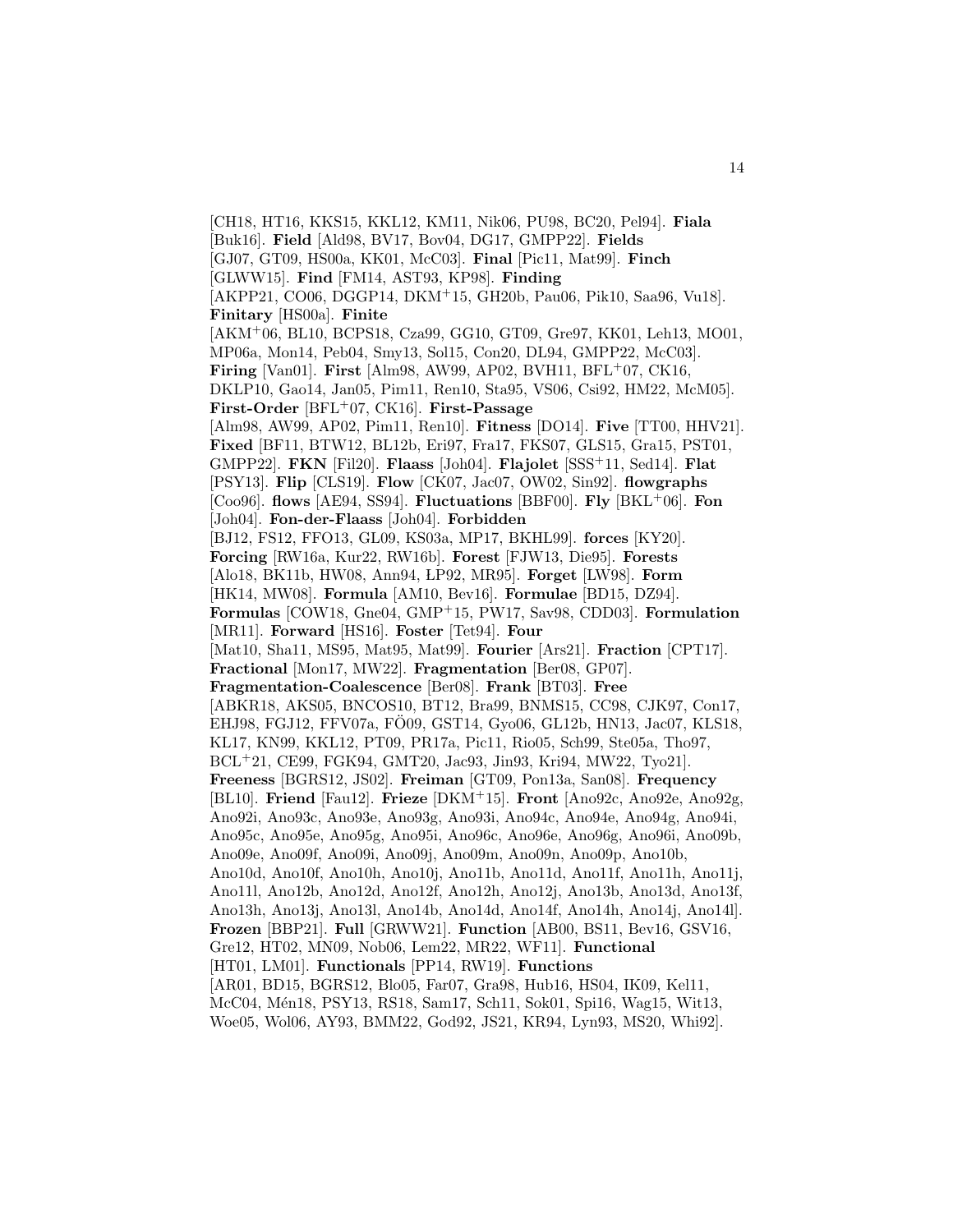[CH18, HT16, KKS15, KKL12, KM11, Nik06, PU98, BC20, Pel94]. **Fiala** [Buk16]. **Field** [Ald98, BV17, Bov04, DG17, GMPP22]. **Fields** [GJ07, GT09, HS00a, KK01, McC03]. **Final** [Pic11, Mat99]. **Finch** [GLWW15]. **Find** [FM14, AST93, KP98]. **Finding** [AKPP21, CO06, DGGP14, DKM+15, GH20b, Pau06, Pik10, Saa96, Vu18]. **Finitary** [HS00a]. **Finite** [AKM+06, BL10, BCPS18, Cza99, GG10, GT09, Gre97, KK01, Leh13, MO01, MP06a, Mon14, Peb04, Smy13, Sol15, Con20, DL94, GMPP22, McC03]. **Firing** [Van01]. **First** [Alm98, AW99, AP02, BVH11, BFL+07, CK16, DKLP10, Gao14, Jan05, Pim11, Ren10, Sta95, VS06, Csi92, HM22, McM05]. **First-Order** [BFL+07, CK16]. **First-Passage** [Alm98, AW99, AP02, Pim11, Ren10]. **Fitness** [DO14]. **Five** [TT00, HHV21]. **Fixed** [BF11, BTW12, BL12b, Eri97, Fra17, FKS07, GLS15, Gra15, PST01, GMPP22]. **FKN** [Fil20]. **Flaass** [Joh04]. **Flajolet** [SSS+11, Sed14]. **Flat** [PSY13]. **Flip** [CLS19]. **Flow** [CK07, Jac07, OW02, Sin92]. **flowgraphs** [Coo96]. **flows** [AE94, SS94]. **Fluctuations** [BBF00]. **Fly** [BKL+06]. **Fon** [Joh04]. **Fon-der-Flaass** [Joh04]. **Forbidden** [BJ12, FS12, FFO13, GL09, KS03a, MP17, BKHL99]. **forces** [KY20]. **Forcing** [RW16a, Kur22, RW16b]. **Forest** [FJW13, Die95]. **Forests** [Alo18, BK11b, HW08, Ann94, LP92, MR95]. **Forget** [LW98]. **Form** [HK14, MW08]. **Formula** [AM10, Bev16]. **Formulae** [BD15, DZ94]. **Formulas** [COW18, Gne04, GMP+15, PW17, Sav98, CDD03]. **Formulation** [MR11]. **Forward** [HS16]. **Foster** [Tet94]. **Four** [Mat10, Sha11, MS95, Mat95, Mat99]. **Fourier** [Ars21]. **Fraction** [CPT17]. **Fractional** [Mon17, MW22]. **Fragmentation** [Ber08, GP07]. **Fragmentation-Coalescence** [Ber08]. **Frank** [BT03]. **Free** [ABKR18, AKS05, BNCOS10, BT12, Bra99, BNMS15, CC98, CJK97, Con17, EHJ98, FGJ12, FFV07a, FÖ09, GST14, Gyo06, GL12b, HN13, Jac07, KLS18, KL17, KN99, KKL12, PT09, PR17a, Pic11, Rio05, Sch99, Ste05a, Tho97, BCL+21, CE99, FGK94, GMT20, Jac93, Jin93, Kri94, MW22, Tyo21]. **Freeness** [BGRS12, JS02]. **Freiman** [GT09, Pon13a, San08]. **Frequency** [BL10]. **Friend** [Fau12]. **Frieze** [DKM+15]. **Front** [Ano92c, Ano92e, Ano92g, Ano92i, Ano93c, Ano93e, Ano93g, Ano93i, Ano94c, Ano94e, Ano94g, Ano94i, Ano95c, Ano95e, Ano95g, Ano95i, Ano96c, Ano96e, Ano96g, Ano96i, Ano09b, Ano09e, Ano09f, Ano09i, Ano09j, Ano09m, Ano09n, Ano09p, Ano10b, Ano10d, Ano10f, Ano10h, Ano10j, Ano11b, Ano11d, Ano11f, Ano11h, Ano11j, Ano11l, Ano12b, Ano12d, Ano12f, Ano12h, Ano12j, Ano13b, Ano13d, Ano13f, Ano13h, Ano13j, Ano13l, Ano14b, Ano14d, Ano14f, Ano14h, Ano14j, Ano14l]. **Frozen** [BBP21]. **Full** [GRWW21]. **Function** [AB00, BS11, Bev16, GSV16, Gre12, HT02, MN09, Nob06, Lem22, MR22, WF11]. **Functional** [HT01, LM01]. **Functionals** [PP14, RW19]. **Functions** [AR01, BD15, BGRS12, Blo05, Far07, Gra98, Hub16, HS04, IK09, Kel11, McC04, Mén18, PSY13, RS18, Sam17, Sch11, Sok01, Spi16, Wag15, Wit13, Woe05, Wol06, AY93, BMM22, God92, JS21, KR94, Lyn93, MS20, Whi92].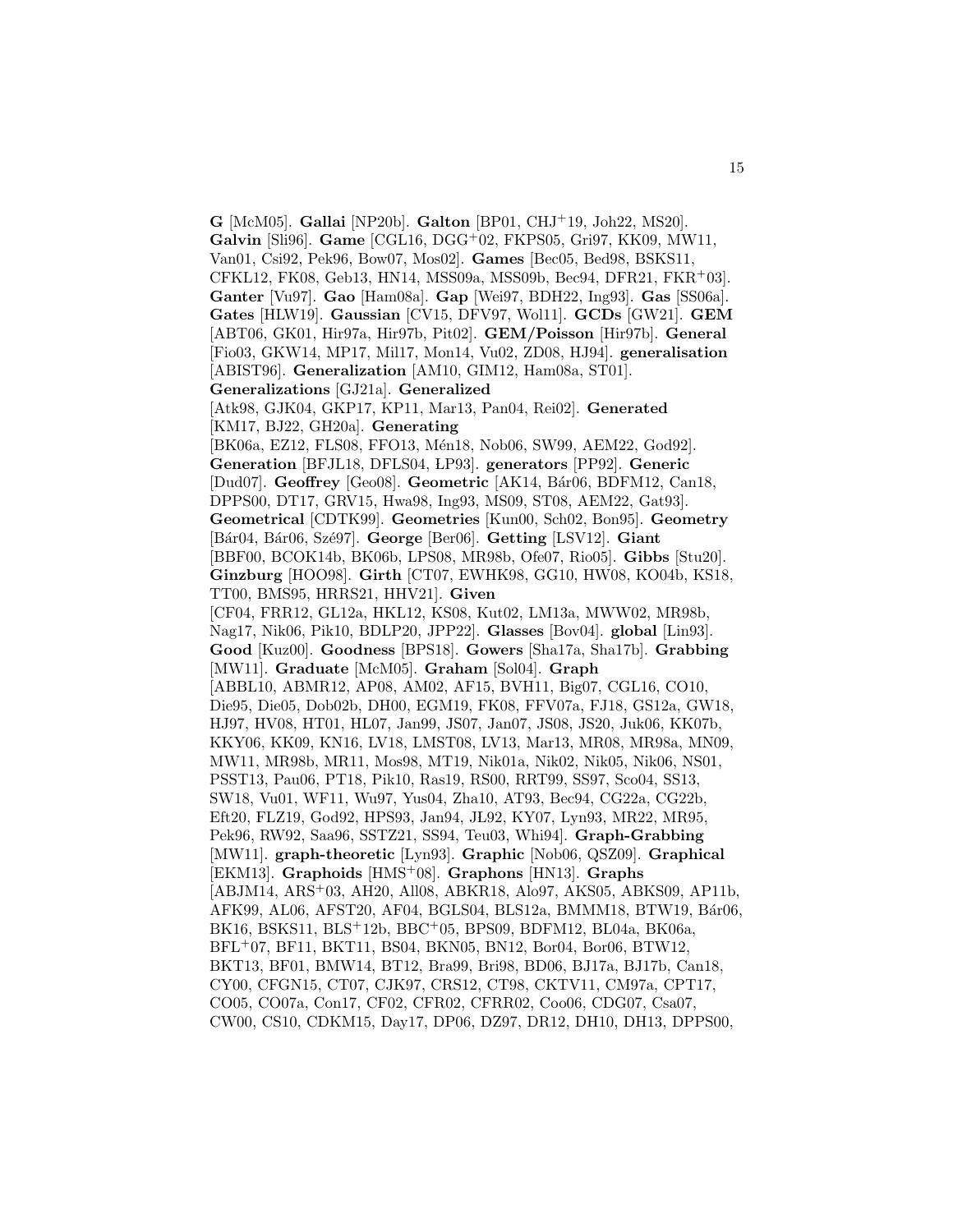**G** [McM05]. **Gallai** [NP20b]. **Galton** [BP01, CHJ+19, Joh22, MS20]. **Galvin** [Sli96]. **Game** [CGL16, DGG+02, FKPS05, Gri97, KK09, MW11, Van01, Csi92, Pek96, Bow07, Mos02]. **Games** [Bec05, Bed98, BSKS11, CFKL12, FK08, Geb13, HN14, MSS09a, MSS09b, Bec94, DFR21, FKR+03]. **Ganter** [Vu97]. **Gao** [Ham08a]. **Gap** [Wei97, BDH22, Ing93]. **Gas** [SS06a]. **Gates** [HLW19]. **Gaussian** [CV15, DFV97, Wol11]. **GCDs** [GW21]. **GEM** [ABT06, GK01, Hir97a, Hir97b, Pit02]. **GEM/Poisson** [Hir97b]. **General** [Fio03, GKW14, MP17, Mil17, Mon14, Vu02, ZD08, HJ94]. **generalisation** [ABIST96]. **Generalization** [AM10, GIM12, Ham08a, ST01]. **Generalizations** [GJ21a]. **Generalized** [Atk98, GJK04, GKP17, KP11, Mar13, Pan04, Rei02]. **Generated** [KM17, BJ22, GH20a]. **Generating** [BK06a, EZ12, FLS08, FFO13, Mén18, Nob06, SW99, AEM22, God92]. **Generation** [BFJL18, DFLS04, LP93]. **generators** [PP92]. **Generic** [Dud07]. **Geoffrey** [Geo08]. **Geometric** [AK14, Bár06, BDFM12, Can18, DPPS00, DT17, GRV15, Hwa98, Ing93, MS09, ST08, AEM22, Gat93]. **Geometrical** [CDTK99]. **Geometries** [Kun00, Sch02, Bon95]. **Geometry** [Bár04, Bár06, Szé97]. **George** [Ber06]. **Getting** [LSV12]. **Giant** [BBF00, BCOK14b, BK06b, LPS08, MR98b, Ofe07, Rio05]. **Gibbs** [Stu20]. **Ginzburg** [HOO98]. **Girth** [CT07, EWHK98, GG10, HW08, KO04b, KS18, TT00, BMS95, HRRS21, HHV21]. **Given** [CF04, FRR12, GL12a, HKL12, KS08, Kut02, LM13a, MWW02, MR98b, Nag17, Nik06, Pik10, BDLP20, JPP22]. **Glasses** [Bov04]. **global** [Lin93]. **Good** [Kuz00]. **Goodness** [BPS18]. **Gowers** [Sha17a, Sha17b]. **Grabbing** [MW11]. **Graduate** [McM05]. **Graham** [Sol04]. **Graph** [ABBL10, ABMR12, AP08, AM02, AF15, BVH11, Big07, CGL16, CO10, Die95, Die05, Dob02b, DH00, EGM19, FK08, FFV07a, FJ18, GS12a, GW18, HJ97, HV08, HT01, HL07, Jan99, JS07, Jan07, JS08, JS20, Juk06, KK07b, KKY06, KK09, KN16, LV18, LMST08, LV13, Mar13, MR08, MR98a, MN09, MW11, MR98b, MR11, Mos98, MT19, Nik01a, Nik02, Nik05, Nik06, NS01, PSST13, Pau06, PT18, Pik10, Ras19, RS00, RRT99, SS97, Sco04, SS13, SW18, Vu01, WF11, Wu97, Yus04, Zha10, AT93, Bec94, CG22a, CG22b, Eft20, FLZ19, God92, HPS93, Jan94, JL92, KY07, Lyn93, MR22, MR95, Pek96, RW92, Saa96, SSTZ21, SS94, Teu03, Whi94]. **Graph-Grabbing** [MW11]. **graph-theoretic** [Lyn93]. **Graphic** [Nob06, QSZ09]. **Graphical** [EKM13]. **Graphoids** [HMS+08]. **Graphons** [HN13]. **Graphs** [ABJM14, ARS+03, AH20, All08, ABKR18, Alo97, AKS05, ABKS09, AP11b, AFK99, AL06, AFST20, AF04, BGLS04, BLS12a, BMMM18, BTW19, Bár06, BK16, BSKS11, BLS+12b, BBC+05, BPS09, BDFM12, BL04a, BK06a, BFL+07, BF11, BKT11, BS04, BKN05, BN12, Bor04, Bor06, BTW12, BKT13, BF01, BMW14, BT12, Bra99, Bri98, BD06, BJ17a, BJ17b, Can18, CY00, CFGN15, CT07, CJK97, CRS12, CT98, CKTV11, CM97a, CPT17, CO05, CO07a, Con17, CF02, CFR02, CFRR02, Coo06, CDG07, Csa07, CW00, CS10, CDKM15, Day17, DP06, DZ97, DR12, DH10, DH13, DPPS00,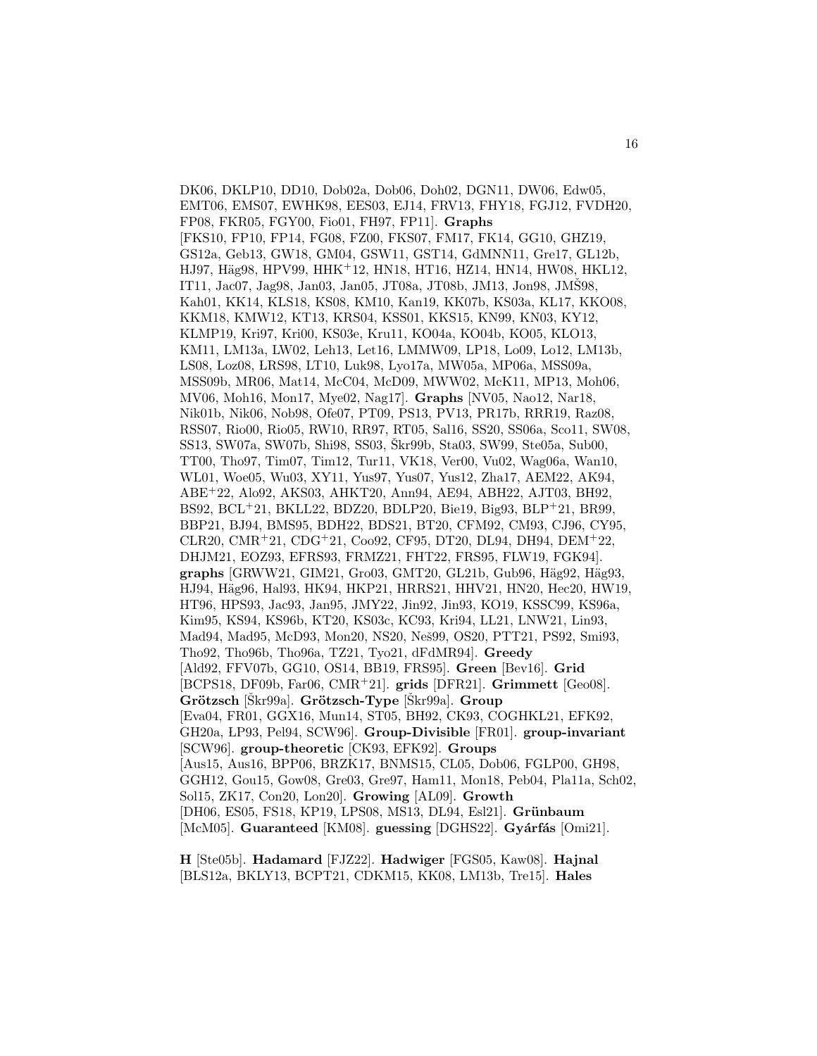DK06, DKLP10, DD10, Dob02a, Dob06, Doh02, DGN11, DW06, Edw05, EMT06, EMS07, EWHK98, EES03, EJ14, FRV13, FHY18, FGJ12, FVDH20, FP08, FKR05, FGY00, Fio01, FH97, FP11]. **Graphs** [FKS10, FP10, FP14, FG08, FZ00, FKS07, FM17, FK14, GG10, GHZ19, GS12a, Geb13, GW18, GM04, GSW11, GST14, GdMNN11, Gre17, GL12b, HJ97, Häg98, HPV99, HHK+12, HN18, HT16, HZ14, HN14, HW08, HKL12, IT11, Jac07, Jag98, Jan03, Jan05, JT08a, JT08b, JM13, Jon98, JMŠ98, Kah01, KK14, KLS18, KS08, KM10, Kan19, KK07b, KS03a, KL17, KKO08, KKM18, KMW12, KT13, KRS04, KSS01, KKS15, KN99, KN03, KY12, KLMP19, Kri97, Kri00, KS03e, Kru11, KO04a, KO04b, KO05, KLO13, KM11, LM13a, LW02, Leh13, Let16, LMMW09, LP18, Lo09, Lo12, LM13b, LS08, Loz08, LRS98, LT10, Luk98, Lyo17a, MW05a, MP06a, MSS09a, MSS09b, MR06, Mat14, McC04, McD09, MWW02, McK11, MP13, Moh06, MV06, Moh16, Mon17, Mye02, Nag17]. **Graphs** [NV05, Nao12, Nar18, Nik01b, Nik06, Nob98, Ofe07, PT09, PS13, PV13, PR17b, RRR19, Raz08, RSS07, Rio00, Rio05, RW10, RR97, RT05, Sal16, SS20, SS06a, Sco11, SW08, SS13, SW07a, SW07b, Shi98, SS03, Škr99b, Sta03, SW99, Ste05a, Sub00, TT00, Tho97, Tim07, Tim12, Tur11, VK18, Ver00, Vu02, Wag06a, Wan10, WL01, Woe05, Wu03, XY11, Yus97, Yus07, Yus12, Zha17, AEM22, AK94, ABE+22, Alo92, AKS03, AHKT20, Ann94, AE94, ABH22, AJT03, BH92, BS92, BCL+21, BKLL22, BDZ20, BDLP20, Bie19, Big93, BLP+21, BR99, BBP21, BJ94, BMS95, BDH22, BDS21, BT20, CFM92, CM93, CJ96, CY95, CLR20, CMR+21, CDG+21, Coo92, CF95, DT20, DL94, DH94, DEM+22, DHJM21, EOZ93, EFRS93, FRMZ21, FHT22, FRS95, FLW19, FGK94]. **graphs** [GRWW21, GIM21, Gro03, GMT20, GL21b, Gub96, Häg92, Häg93, HJ94, Häg96, Hal93, HK94, HKP21, HRRS21, HHV21, HN20, Hec20, HW19, HT96, HPS93, Jac93, Jan95, JMY22, Jin92, Jin93, KO19, KSSC99, KS96a, Kim95, KS94, KS96b, KT20, KS03c, KC93, Kri94, LL21, LNW21, Lin93, Mad94, Mad95, McD93, Mon20, NS20, Neš99, OS20, PTT21, PS92, Smi93, Tho92, Tho96b, Tho96a, TZ21, Tyo21, dFdMR94]. **Greedy** [Ald92, FFV07b, GG10, OS14, BB19, FRS95]. **Green** [Bev16]. **Grid** [BCPS18, DF09b, Far06, CMR+21]. **grids** [DFR21]. **Grimmett** [Geo08]. **Grötzsch** [Škr99a]. **Grötzsch-Type** [Škr99a]. **Group** [Eva04, FR01, GGX16, Mun14, ST05, BH92, CK93, COGHKL21, EFK92, GH20a, LP93, Pel94, SCW96]. **Group-Divisible** [FR01]. **group-invariant** [SCW96]. **group-theoretic** [CK93, EFK92]. **Groups** [Aus15, Aus16, BPP06, BRZK17, BNMS15, CL05, Dob06, FGLP00, GH98, GGH12, Gou15, Gow08, Gre03, Gre97, Ham11, Mon18, Peb04, Pla11a, Sch02, Sol15, ZK17, Con20, Lon20]. **Growing** [AL09]. **Growth** [DH06, ES05, FS18, KP19, LPS08, MS13, DL94, Esl21]. **Grünbaum** [McM05]. **Guaranteed** [KM08]. **guessing** [DGHS22]. **Gyárfás** [Omi21].

**H** [Ste05b]. **Hadamard** [FJZ22]. **Hadwiger** [FGS05, Kaw08]. **Hajnal** [BLS12a, BKLY13, BCPT21, CDKM15, KK08, LM13b, Tre15]. **Hales**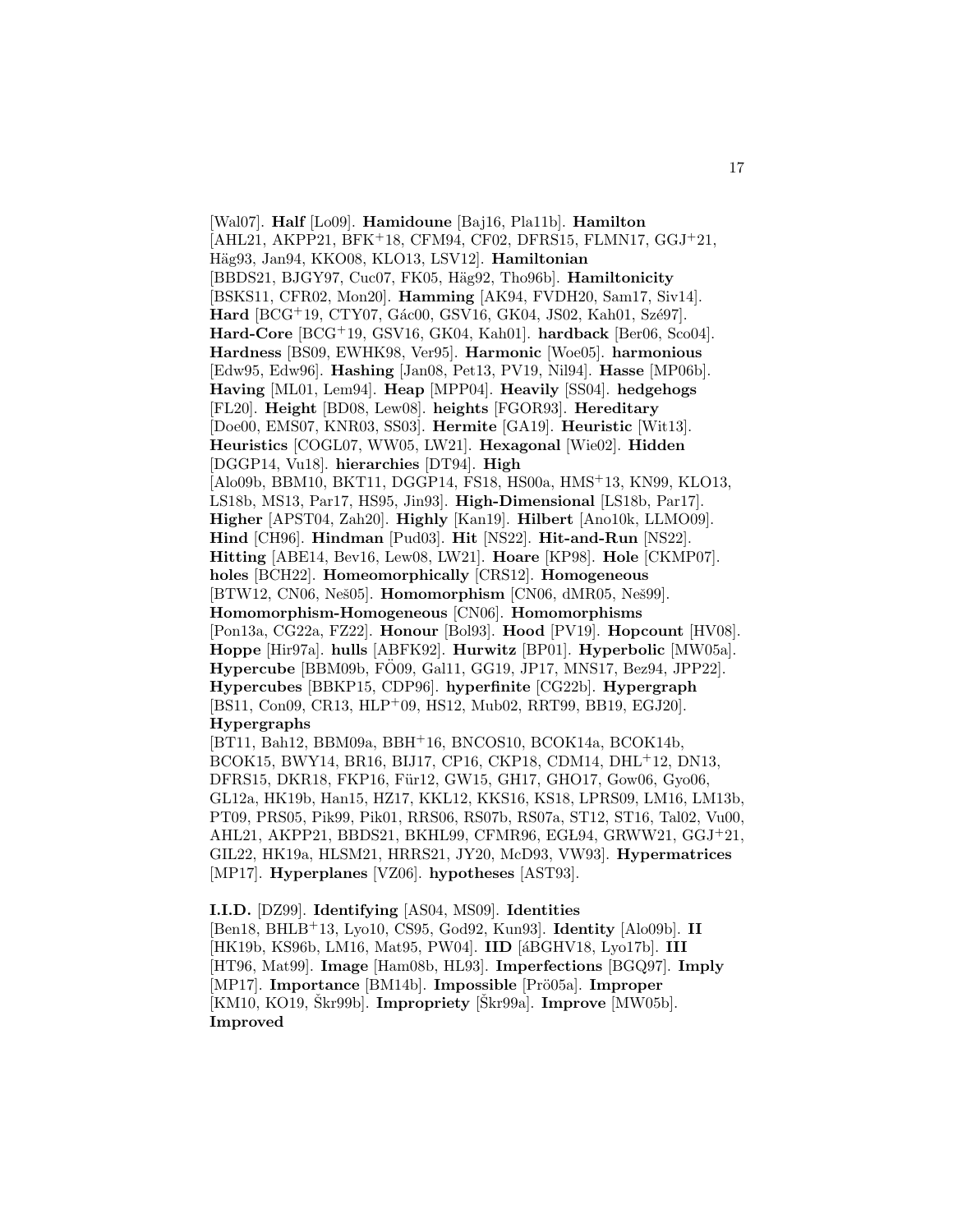[Wal07]. **Half** [Lo09]. **Hamidoune** [Baj16, Pla11b]. **Hamilton** [AHL21, AKPP21, BFK+18, CFM94, CF02, DFRS15, FLMN17, GGJ+21, Häg93, Jan94, KKO08, KLO13, LSV12]. **Hamiltonian** [BBDS21, BJGY97, Cuc07, FK05, Häg92, Tho96b]. **Hamiltonicity** [BSKS11, CFR02, Mon20]. **Hamming** [AK94, FVDH20, Sam17, Siv14]. **Hard** [BCG+19, CTY07, Gác00, GSV16, GK04, JS02, Kah01, Szé97]. **Hard-Core** [BCG+19, GSV16, GK04, Kah01]. **hardback** [Ber06, Sco04]. **Hardness** [BS09, EWHK98, Ver95]. **Harmonic** [Woe05]. **harmonious** [Edw95, Edw96]. **Hashing** [Jan08, Pet13, PV19, Nil94]. **Hasse** [MP06b]. **Having** [ML01, Lem94]. **Heap** [MPP04]. **Heavily** [SS04]. **hedgehogs** [FL20]. **Height** [BD08, Lew08]. **heights** [FGOR93]. **Hereditary** [Doe00, EMS07, KNR03, SS03]. **Hermite** [GA19]. **Heuristic** [Wit13]. **Heuristics** [COGL07, WW05, LW21]. **Hexagonal** [Wie02]. **Hidden** [DGGP14, Vu18]. **hierarchies** [DT94]. **High** [Alo09b, BBM10, BKT11, DGGP14, FS18, HS00a, HMS+13, KN99, KLO13, LS18b, MS13, Par17, HS95, Jin93]. **High-Dimensional** [LS18b, Par17]. **Higher** [APST04, Zah20]. **Highly** [Kan19]. **Hilbert** [Ano10k, LLMO09]. **Hind** [CH96]. **Hindman** [Pud03]. **Hit** [NS22]. **Hit-and-Run** [NS22]. **Hitting** [ABE14, Bev16, Lew08, LW21]. **Hoare** [KP98]. **Hole** [CKMP07]. **holes** [BCH22]. **Homeomorphically** [CRS12]. **Homogeneous** [BTW12, CN06, Neš05]. **Homomorphism** [CN06, dMR05, Neš99]. **Homomorphism-Homogeneous** [CN06]. **Homomorphisms** [Pon13a, CG22a, FZ22]. **Honour** [Bol93]. **Hood** [PV19]. **Hopcount** [HV08]. **Hoppe** [Hir97a]. **hulls** [ABFK92]. **Hurwitz** [BP01]. **Hyperbolic** [MW05a]. **Hypercube** [BBM09b, FÖ09, Gal11, GG19, JP17, MNS17, Bez94, JPP22]. **Hypercubes** [BBKP15, CDP96]. **hyperfinite** [CG22b]. **Hypergraph** [BS11, Con09, CR13, HLP+09, HS12, Mub02, RRT99, BB19, EGJ20]. **Hypergraphs** [BT11, Bah12, BBM09a, BBH+16, BNCOS10, BCOK14a, BCOK14b, BCOK15, BWY14, BR16, BIJ17, CP16, CKP18, CDM14, DHL+12, DN13, DFRS15, DKR18, FKP16, Für12, GW15, GH17, GHO17, Gow06, Gyo06, GL12a, HK19b, Han15, HZ17, KKL12, KKS16, KS18, LPRS09, LM16, LM13b, PT09, PRS05, Pik99, Pik01, RRS06, RS07b, RS07a, ST12, ST16, Tal02, Vu00, AHL21, AKPP21, BBDS21, BKHL99, CFMR96, EGŁ94, GRWW21, GGJ+21, GIL22, HK19a, HLSM21, HRRS21, JY20, McD93, VW93]. **Hypermatrices** [MP17]. **Hyperplanes** [VZ06]. **hypotheses** [AST93].

**I.I.D.** [DZ99]. **Identifying** [AS04, MS09]. **Identities** [Ben18, BHLB+13, Lyo10, CS95, God92, Kun93]. **Identity** [Alo09b]. **II** [HK19b, KS96b, LM16, Mat95, PW04]. **IID** [áBGHV18, Lyo17b]. **III** [HT96, Mat99]. **Image** [Ham08b, HL93]. **Imperfections** [BGQ97]. **Imply** [MP17]. **Importance** [BM14b]. **Impossible** [Prö05a]. **Improper** [KM10, KO19, Škr99b]. **Impropriety** [Škr99a]. **Improve** [MW05b]. **Improved**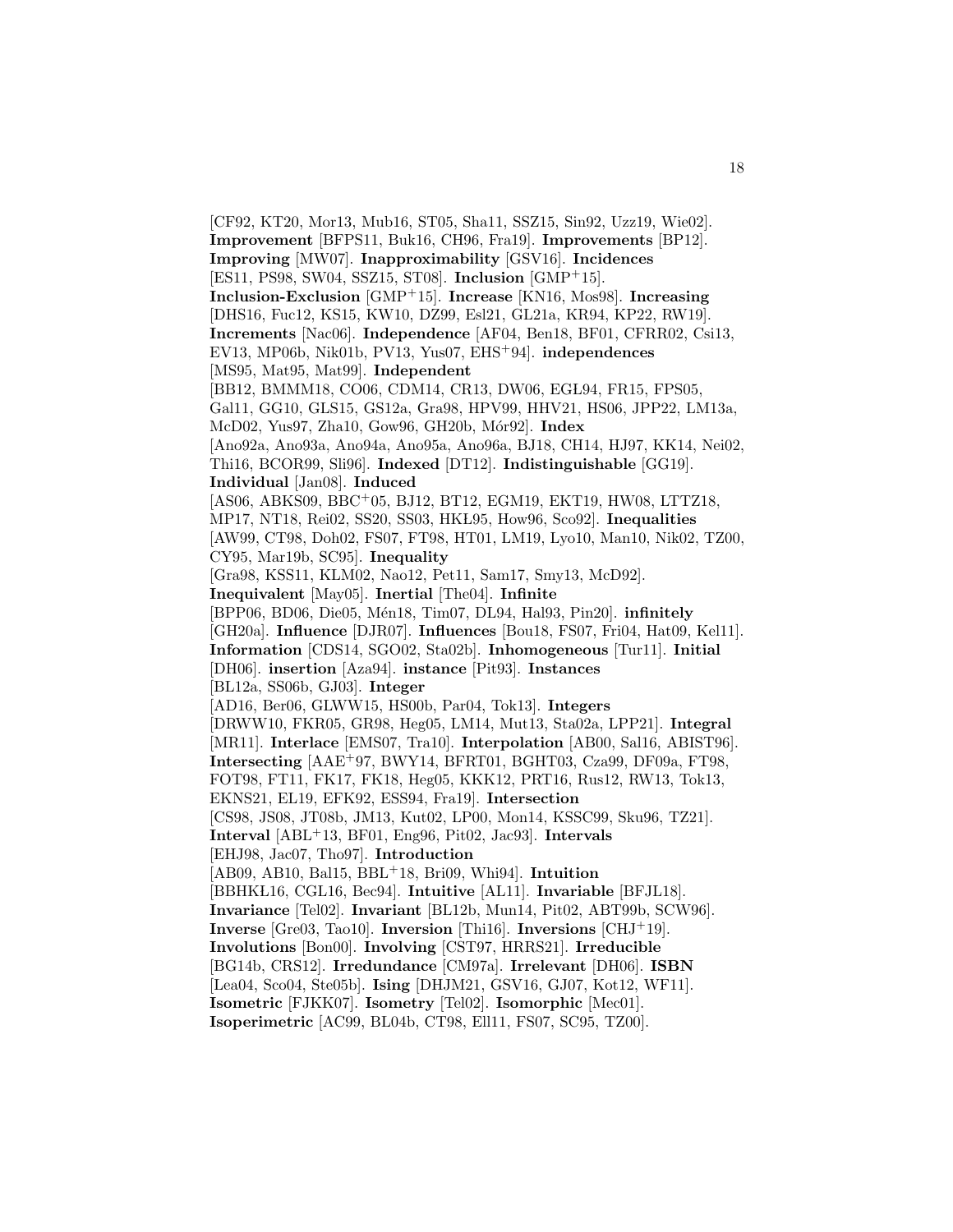[CF92, KT20, Mor13, Mub16, ST05, Sha11, SSZ15, Sin92, Uzz19, Wie02]. **Improvement** [BFPS11, Buk16, CH96, Fra19]. **Improvements** [BP12]. **Improving** [MW07]. **Inapproximability** [GSV16]. **Incidences** [ES11, PS98, SW04, SSZ15, ST08]. **Inclusion** [GMP+15]. **Inclusion-Exclusion** [GMP+15]. **Increase** [KN16, Mos98]. **Increasing** [DHS16, Fuc12, KS15, KW10, DZ99, Esl21, GL21a, KR94, KP22, RW19]. **Increments** [Nac06]. **Independence** [AF04, Ben18, BF01, CFRR02, Csi13, EV13, MP06b, Nik01b, PV13, Yus07, EHS+94]. **independences** [MS95, Mat95, Mat99]. **Independent** [BB12, BMMM18, CO06, CDM14, CR13, DW06, EGŁ94, FR15, FPS05, Gal11, GG10, GLS15, GS12a, Gra98, HPV99, HHV21, HS06, JPP22, LM13a, McD02, Yus97, Zha10, Gow96, GH20b, Mór92]. **Index** [Ano92a, Ano93a, Ano94a, Ano95a, Ano96a, BJ18, CH14, HJ97, KK14, Nei02, Thi16, BCOR99, Sli96]. **Indexed** [DT12]. **Indistinguishable** [GG19]. **Individual** [Jan08]. **Induced** [AS06, ABKS09, BBC+05, BJ12, BT12, EGM19, EKT19, HW08, LTTZ18, MP17, NT18, Rei02, SS20, SS03, HKL95, How96, Sco92]. **Inequalities** [AW99, CT98, Doh02, FS07, FT98, HT01, LM19, Lyo10, Man10, Nik02, TZ00, CY95, Mar19b, SC95]. **Inequality** [Gra98, KSS11, KLM02, Nao12, Pet11, Sam17, Smy13, McD92]. **Inequivalent** [May05]. **Inertial** [The04]. **Infinite** [BPP06, BD06, Die05, Mén18, Tim07, DL94, Hal93, Pin20]. **infinitely** [GH20a]. **Influence** [DJR07]. **Influences** [Bou18, FS07, Fri04, Hat09, Kel11]. **Information** [CDS14, SGO02, Sta02b]. **Inhomogeneous** [Tur11]. **Initial** [DH06]. **insertion** [Aza94]. **instance** [Pit93]. **Instances** [BL12a, SS06b, GJ03]. **Integer** [AD16, Ber06, GLWW15, HS00b, Par04, Tok13]. **Integers** [DRWW10, FKR05, GR98, Heg05, LM14, Mut13, Sta02a, LPP21]. **Integral** [MR11]. **Interlace** [EMS07, Tra10]. **Interpolation** [AB00, Sal16, ABIST96]. **Intersecting** [AAE+97, BWY14, BFRT01, BGHT03, Cza99, DF09a, FT98, FOT98, FT11, FK17, FK18, Heg05, KKK12, PRT16, Rus12, RW13, Tok13, EKNS21, EL19, EFK92, ESS94, Fra19]. **Intersection** [CS98, JS08, JT08b, JM13, Kut02, LP00, Mon14, KSSC99, Sku96, TZ21]. **Interval** [ABL+13, BF01, Eng96, Pit02, Jac93]. **Intervals** [EHJ98, Jac07, Tho97]. **Introduction** [AB09, AB10, Bal15, BBL+18, Bri09, Whi94]. **Intuition** [BBHKL16, CGL16, Bec94]. **Intuitive** [AL11]. **Invariable** [BFJL18]. **Invariance** [Tel02]. **Invariant** [BL12b, Mun14, Pit02, ABT99b, SCW96]. **Inverse** [Gre03, Tao10]. **Inversion** [Thi16]. **Inversions** [CHJ+19]. **Involutions** [Bon00]. **Involving** [CST97, HRRS21]. **Irreducible** [BG14b, CRS12]. **Irredundance** [CM97a]. **Irrelevant** [DH06]. **ISBN** [Lea04, Sco04, Ste05b]. **Ising** [DHJM21, GSV16, GJ07, Kot12, WF11]. **Isometric** [FJKK07]. **Isometry** [Tel02]. **Isomorphic** [Mec01]. **Isoperimetric** [AC99, BL04b, CT98, Ell11, FS07, SC95, TZ00].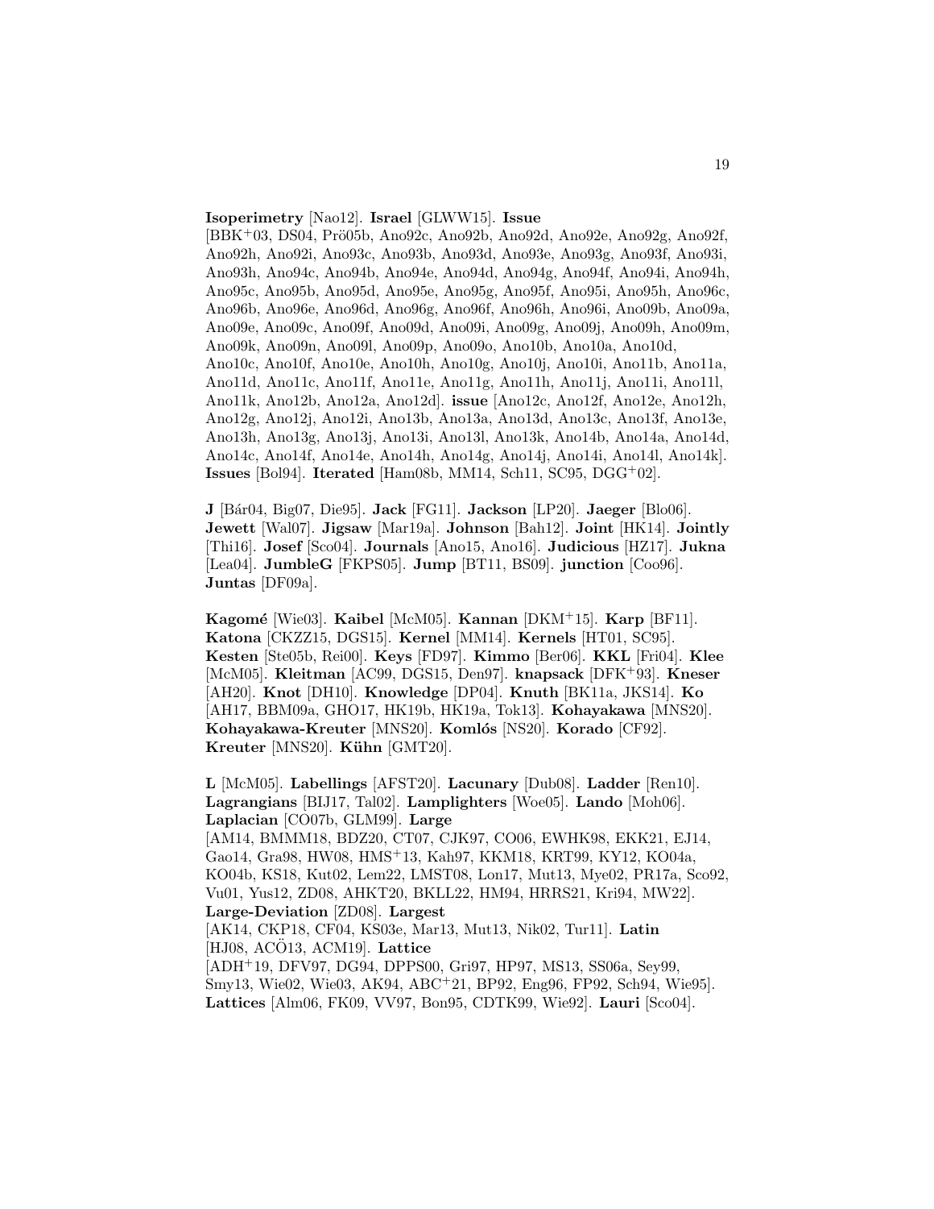**Isoperimetry** [Nao12]. **Israel** [GLWW15]. **Issue** [BBK+03, DS04, Prö05b, Ano92c, Ano92b, Ano92d, Ano92e, Ano92g, Ano92f, Ano92h, Ano92i, Ano93c, Ano93b, Ano93d, Ano93e, Ano93g, Ano93f, Ano93i, Ano93h, Ano94c, Ano94b, Ano94e, Ano94d, Ano94g, Ano94f, Ano94i, Ano94h, Ano95c, Ano95b, Ano95d, Ano95e, Ano95g, Ano95f, Ano95i, Ano95h, Ano96c, Ano96b, Ano96e, Ano96d, Ano96g, Ano96f, Ano96h, Ano96i, Ano09b, Ano09a, Ano09e, Ano09c, Ano09f, Ano09d, Ano09i, Ano09g, Ano09j, Ano09h, Ano09m, Ano09k, Ano09n, Ano09l, Ano09p, Ano09o, Ano10b, Ano10a, Ano10d, Ano10c, Ano10f, Ano10e, Ano10h, Ano10g, Ano10j, Ano10i, Ano11b, Ano11a, Ano11d, Ano11c, Ano11f, Ano11e, Ano11g, Ano11h, Ano11j, Ano11i, Ano11l, Ano11k, Ano12b, Ano12a, Ano12d]. **issue** [Ano12c, Ano12f, Ano12e, Ano12h, Ano12g, Ano12j, Ano12i, Ano13b, Ano13a, Ano13d, Ano13c, Ano13f, Ano13e, Ano13h, Ano13g, Ano13j, Ano13i, Ano13l, Ano13k, Ano14b, Ano14a, Ano14d, Ano14c, Ano14f, Ano14e, Ano14h, Ano14g, Ano14j, Ano14i, Ano14l, Ano14k]. **Issues** [Bol94]. **Iterated** [Ham08b, MM14, Sch11, SC95, DGG+02].

**J** [Bár04, Big07, Die95]. **Jack** [FG11]. **Jackson** [LP20]. **Jaeger** [Blo06]. **Jewett** [Wal07]. **Jigsaw** [Mar19a]. **Johnson** [Bah12]. **Joint** [HK14]. **Jointly** [Thi16]. **Josef** [Sco04]. **Journals** [Ano15, Ano16]. **Judicious** [HZ17]. **Jukna** [Lea04]. **JumbleG** [FKPS05]. **Jump** [BT11, BS09]. **junction** [Coo96]. **Juntas** [DF09a].

**Kagomé** [Wie03]. **Kaibel** [McM05]. **Kannan** [DKM+15]. **Karp** [BF11]. **Katona** [CKZZ15, DGS15]. **Kernel** [MM14]. **Kernels** [HT01, SC95]. **Kesten** [Ste05b, Rei00]. **Keys** [FD97]. **Kimmo** [Ber06]. **KKL** [Fri04]. **Klee** [McM05]. **Kleitman** [AC99, DGS15, Den97]. **knapsack** [DFK+93]. **Kneser** [AH20]. **Knot** [DH10]. **Knowledge** [DP04]. **Knuth** [BK11a, JKS14]. **Ko** [AH17, BBM09a, GHO17, HK19b, HK19a, Tok13]. **Kohayakawa** [MNS20]. **Kohayakawa-Kreuter** [MNS20]. **Komlós** [NS20]. **Korado** [CF92]. **Kreuter** [MNS20]. **Kühn** [GMT20].

**L** [McM05]. **Labellings** [AFST20]. **Lacunary** [Dub08]. **Ladder** [Ren10]. **Lagrangians** [BIJ17, Tal02]. **Lamplighters** [Woe05]. **Lando** [Moh06]. **Laplacian** [CO07b, GLM99]. **Large** [AM14, BMMM18, BDZ20, CT07, CJK97, CO06, EWHK98, EKK21, EJ14, Gao14, Gra98, HW08, HMS+13, Kah97, KKM18, KRT99, KY12, KO04a, KO04b, KS18, Kut02, Lem22, LMST08, Lon17, Mut13, Mye02, PR17a, Sco92, Vu01, Yus12, ZD08, AHKT20, BKLL22, HM94, HRRS21, Kri94, MW22]. **Large-Deviation** [ZD08]. **Largest** [AK14, CKP18, CF04, KS03e, Mar13, Mut13, Nik02, Tur11]. **Latin** [HJ08, ACÖ13, ACM19]. **Lattice** [ADH+19, DFV97, DG94, DPPS00, Gri97, HP97, MS13, SS06a, Sey99, Smy13, Wie02, Wie03, AK94, ABC+21, BP92, Eng96, FP92, Sch94, Wie95]. **Lattices** [Alm06, FK09, VV97, Bon95, CDTK99, Wie92]. **Lauri** [Sco04].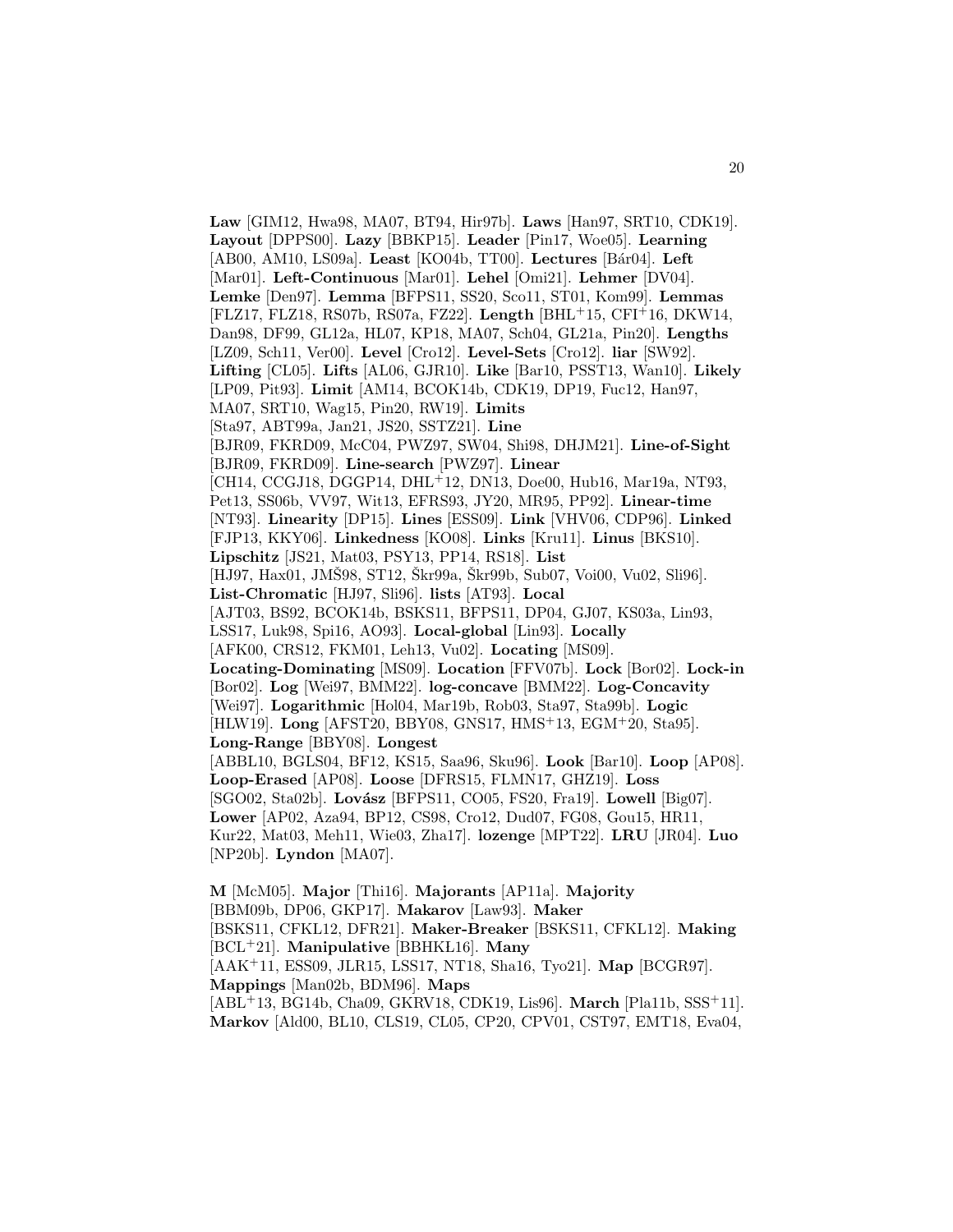**Law** [GIM12, Hwa98, MA07, BT94, Hir97b]. **Laws** [Han97, SRT10, CDK19]. **Layout** [DPPS00]. **Lazy** [BBKP15]. **Leader** [Pin17, Woe05]. **Learning** [AB00, AM10, LS09a]. **Least** [KO04b, TT00]. **Lectures** [Bár04]. **Left** [Mar01]. **Left-Continuous** [Mar01]. **Lehel** [Omi21]. **Lehmer** [DV04]. **Lemke** [Den97]. **Lemma** [BFPS11, SS20, Sco11, ST01, Kom99]. **Lemmas** [FLZ17, FLZ18, RS07b, RS07a, FZ22]. **Length** [BHL+15, CFI+16, DKW14, Dan98, DF99, GL12a, HL07, KP18, MA07, Sch04, GL21a, Pin20]. **Lengths** [LZ09, Sch11, Ver00]. **Level** [Cro12]. **Level-Sets** [Cro12]. **liar** [SW92]. **Lifting** [CL05]. **Lifts** [AL06, GJR10]. **Like** [Bar10, PSST13, Wan10]. **Likely** [LP09, Pit93]. **Limit** [AM14, BCOK14b, CDK19, DP19, Fuc12, Han97, MA07, SRT10, Wag15, Pin20, RW19]. **Limits** [Sta97, ABT99a, Jan21, JS20, SSTZ21]. **Line** [BJR09, FKRD09, McC04, PWZ97, SW04, Shi98, DHJM21]. **Line-of-Sight** [BJR09, FKRD09]. **Line-search** [PWZ97]. **Linear** [CH14, CCGJ18, DGGP14, DHL+12, DN13, Doe00, Hub16, Mar19a, NT93, Pet13, SS06b, VV97, Wit13, EFRS93, JY20, MR95, PP92]. **Linear-time** [NT93]. **Linearity** [DP15]. **Lines** [ESS09]. **Link** [VHV06, CDP96]. **Linked** [FJP13, KKY06]. **Linkedness** [KO08]. **Links** [Kru11]. **Linus** [BKS10]. **Lipschitz** [JS21, Mat03, PSY13, PP14, RS18]. **List** [HJ97, Hax01, JMŠ98, ST12, Škr99a, Škr99b, Sub07, Voi00, Vu02, Sli96]. **List-Chromatic** [HJ97, Sli96]. **lists** [AT93]. **Local** [AJT03, BS92, BCOK14b, BSKS11, BFPS11, DP04, GJ07, KS03a, Lin93, LSS17, Luk98, Spi16, AO93]. **Local-global** [Lin93]. **Locally** [AFK00, CRS12, FKM01, Leh13, Vu02]. **Locating** [MS09]. **Locating-Dominating** [MS09]. **Location** [FFV07b]. **Lock** [Bor02]. **Lock-in** [Bor02]. **Log** [Wei97, BMM22]. **log-concave** [BMM22]. **Log-Concavity** [Wei97]. **Logarithmic** [Hol04, Mar19b, Rob03, Sta97, Sta99b]. **Logic** [HLW19]. **Long** [AFST20, BBY08, GNS17, HMS+13, EGM+20, Sta95]. **Long-Range** [BBY08]. **Longest** [ABBL10, BGLS04, BF12, KS15, Saa96, Sku96]. **Look** [Bar10]. **Loop** [AP08]. **Loop-Erased** [AP08]. **Loose** [DFRS15, FLMN17, GHZ19]. **Loss** [SGO02, Sta02b]. **Lovász** [BFPS11, CO05, FS20, Fra19]. **Lowell** [Big07]. **Lower** [AP02, Aza94, BP12, CS98, Cro12, Dud07, FG08, Gou15, HR11, Kur22, Mat03, Meh11, Wie03, Zha17]. **lozenge** [MPT22]. **LRU** [JR04]. **Luo** [NP20b]. **Lyndon** [MA07].

**M** [McM05]. **Major** [Thi16]. **Majorants** [AP11a]. **Majority** [BBM09b, DP06, GKP17]. **Makarov** [Law93]. **Maker** [BSKS11, CFKL12, DFR21]. **Maker-Breaker** [BSKS11, CFKL12]. **Making** [BCL+21]. **Manipulative** [BBHKL16]. **Many** [AAK+11, ESS09, JLR15, LSS17, NT18, Sha16, Tyo21]. **Map** [BCGR97]. **Mappings** [Man02b, BDM96]. **Maps** [ABL+13, BG14b, Cha09, GKRV18, CDK19, Lis96]. **March** [Pla11b, SSS+11]. **Markov** [Ald00, BL10, CLS19, CL05, CP20, CPV01, CST97, EMT18, Eva04,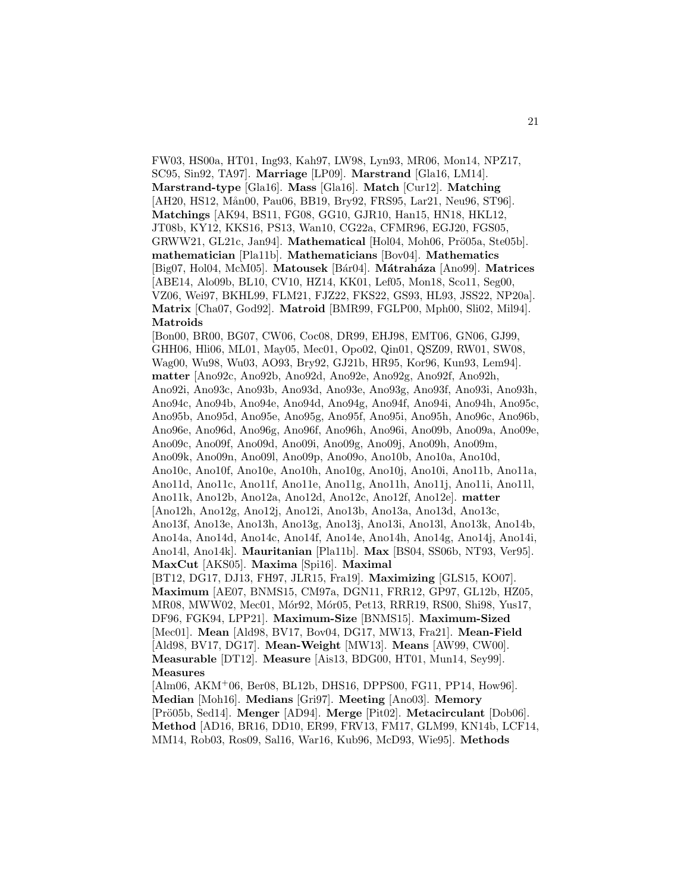FW03, HS00a, HT01, Ing93, Kah97, LW98, Lyn93, MR06, Mon14, NPZ17, SC95, Sin92, TA97]. **Marriage** [LP09]. **Marstrand** [Gla16, LM14]. **Marstrand-type** [Gla16]. **Mass** [Gla16]. **Match** [Cur12]. **Matching** [AH20, HS12, Mån00, Pau06, BB19, Bry92, FRS95, Lar21, Neu96, ST96]. **Matchings** [AK94, BS11, FG08, GG10, GJR10, Han15, HN18, HKL12, JT08b, KY12, KKS16, PS13, Wan10, CG22a, CFMR96, EGJ20, FGS05, GRWW21, GL21c, Jan94]. **Mathematical** [Hol04, Moh06, Prö05a, Ste05b]. **mathematician** [Pla11b]. **Mathematicians** [Bov04]. **Mathematics** [Big07, Hol04, McM05]. **Matousek** [Bár04]. **Mátraháza** [Ano99]. **Matrices** [ABE14, Alo09b, BL10, CV10, HZ14, KK01, Lef05, Mon18, Sco11, Seg00, VZ06, Wei97, BKHL99, FLM21, FJZ22, FKS22, GS93, HL93, JSS22, NP20a]. **Matrix** [Cha07, God92]. **Matroid** [BMR99, FGLP00, Mph00, Sli02, Mil94]. **Matroids** [Bon00, BR00, BG07, CW06, Coc08, DR99, EHJ98, EMT06, GN06, GJ99, GHH06, Hli06, ML01, May05, Mec01, Opo02, Qin01, QSZ09, RW01, SW08, Wag00, Wu98, Wu03, AO93, Bry92, GJ21b, HR95, Kor96, Kun93, Lem94]. **matter** [Ano92c, Ano92b, Ano92d, Ano92e, Ano92g, Ano92f, Ano92h, Ano92i, Ano93c, Ano93b, Ano93d, Ano93e, Ano93g, Ano93f, Ano93i, Ano93h, Ano94c, Ano94b, Ano94e, Ano94d, Ano94g, Ano94f, Ano94i, Ano94h, Ano95c, Ano95b, Ano95d, Ano95e, Ano95g, Ano95f, Ano95i, Ano95h, Ano96c, Ano96b, Ano96e, Ano96d, Ano96g, Ano96f, Ano96h, Ano96i, Ano09b, Ano09a, Ano09e, Ano09c, Ano09f, Ano09d, Ano09i, Ano09g, Ano09j, Ano09h, Ano09m, Ano09k, Ano09n, Ano09l, Ano09p, Ano09o, Ano10b, Ano10a, Ano10d, Ano10c, Ano10f, Ano10e, Ano10h, Ano10g, Ano10j, Ano10i, Ano11b, Ano11a, Ano11d, Ano11c, Ano11f, Ano11e, Ano11g, Ano11h, Ano11j, Ano11i, Ano11l, Ano11k, Ano12b, Ano12a, Ano12d, Ano12c, Ano12f, Ano12e]. **matter** [Ano12h, Ano12g, Ano12j, Ano12i, Ano13b, Ano13a, Ano13d, Ano13c, Ano13f, Ano13e, Ano13h, Ano13g, Ano13j, Ano13i, Ano13l, Ano13k, Ano14b, Ano14a, Ano14d, Ano14c, Ano14f, Ano14e, Ano14h, Ano14g, Ano14j, Ano14i, Ano14l, Ano14k]. **Mauritanian** [Pla11b]. **Max** [BS04, SS06b, NT93, Ver95]. **MaxCut** [AKS05]. **Maxima** [Spi16]. **Maximal** [BT12, DG17, DJ13, FH97, JLR15, Fra19]. **Maximizing** [GLS15, KO07]. **Maximum** [AE07, BNMS15, CM97a, DGN11, FRR12, GP97, GL12b, HZ05, MR08, MWW02, Mec01, Mór92, Mór05, Pet13, RRR19, RS00, Shi98, Yus17, DF96, FGK94, LPP21]. **Maximum-Size** [BNMS15]. **Maximum-Sized** [Mec01]. **Mean** [Ald98, BV17, Bov04, DG17, MW13, Fra21]. **Mean-Field** [Ald98, BV17, DG17]. **Mean-Weight** [MW13]. **Means** [AW99, CW00]. **Measurable** [DT12]. **Measure** [Ais13, BDG00, HT01, Mun14, Sey99]. **Measures** [Alm06, AKM+06, Ber08, BL12b, DHS16, DPPS00, FG11, PP14, How96]. **Median** [Moh16]. **Medians** [Gri97]. **Meeting** [Ano03]. **Memory** [Prö05b, Sed14]. **Menger** [AD94]. **Merge** [Pit02]. **Metacirculant** [Dob06]. **Method** [AD16, BR16, DD10, ER99, FRV13, FM17, GLM99, KN14b, LCF14, MM14, Rob03, Ros09, Sal16, War16, Kub96, McD93, Wie95]. **Methods**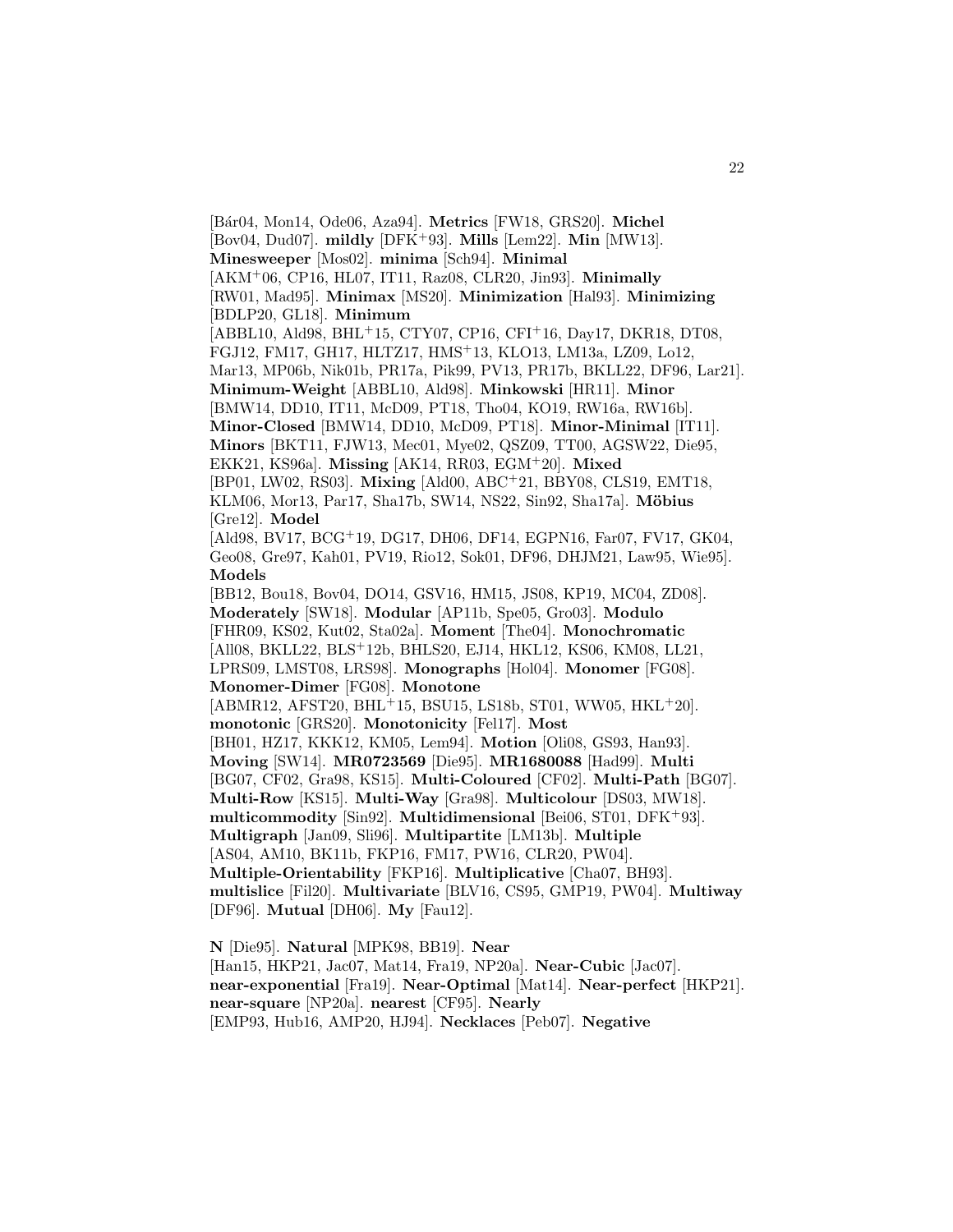[Bár04, Mon14, Ode06, Aza94]. **Metrics** [FW18, GRS20]. **Michel** [Bov04, Dud07]. **mildly** [DFK+93]. **Mills** [Lem22]. **Min** [MW13]. **Minesweeper** [Mos02]. **minima** [Sch94]. **Minimal** [AKM+06, CP16, HL07, IT11, Raz08, CLR20, Jin93]. **Minimally** [RW01, Mad95]. **Minimax** [MS20]. **Minimization** [Hal93]. **Minimizing** [BDLP20, GL18]. **Minimum** [ABBL10, Ald98, BHL+15, CTY07, CP16, CFI+16, Day17, DKR18, DT08, FGJ12, FM17, GH17, HLTZ17, HMS+13, KLO13, LM13a, LZ09, Lo12, Mar13, MP06b, Nik01b, PR17a, Pik99, PV13, PR17b, BKLL22, DF96, Lar21]. **Minimum-Weight** [ABBL10, Ald98]. **Minkowski** [HR11]. **Minor** [BMW14, DD10, IT11, McD09, PT18, Tho04, KO19, RW16a, RW16b]. **Minor-Closed** [BMW14, DD10, McD09, PT18]. **Minor-Minimal** [IT11]. **Minors** [BKT11, FJW13, Mec01, Mye02, QSZ09, TT00, AGSW22, Die95, EKK21, KS96a]. **Missing** [AK14, RR03, EGM+20]. **Mixed** [BP01, LW02, RS03]. **Mixing** [Ald00, ABC+21, BBY08, CLS19, EMT18, KLM06, Mor13, Par17, Sha17b, SW14, NS22, Sin92, Sha17a]. **Möbius** [Gre12]. **Model** [Ald98, BV17, BCG+19, DG17, DH06, DF14, EGPN16, Far07, FV17, GK04, Geo08, Gre97, Kah01, PV19, Rio12, Sok01, DF96, DHJM21, Law95, Wie95]. **Models** [BB12, Bou18, Bov04, DO14, GSV16, HM15, JS08, KP19, MC04, ZD08]. **Moderately** [SW18]. **Modular** [AP11b, Spe05, Gro03]. **Modulo** [FHR09, KS02, Kut02, Sta02a]. **Moment** [The04]. **Monochromatic** [All08, BKLL22, BLS+12b, BHLS20, EJ14, HKL12, KS06, KM08, LL21, LPRS09, LMST08, LRS98]. **Monographs** [Hol04]. **Monomer** [FG08]. **Monomer-Dimer** [FG08]. **Monotone** [ABMR12, AFST20, BHL+15, BSU15, LS18b, ST01, WW05, HKL+20]. **monotonic** [GRS20]. **Monotonicity** [Fel17]. **Most** [BH01, HZ17, KKK12, KM05, Lem94]. **Motion** [Oli08, GS93, Han93]. **Moving** [SW14]. **MR0723569** [Die95]. **MR1680088** [Had99]. **Multi** [BG07, CF02, Gra98, KS15]. **Multi-Coloured** [CF02]. **Multi-Path** [BG07]. **Multi-Row** [KS15]. **Multi-Way** [Gra98]. **Multicolour** [DS03, MW18]. **multicommodity** [Sin92]. **Multidimensional** [Bei06, ST01, DFK+93]. **Multigraph** [Jan09, Sli96]. **Multipartite** [LM13b]. **Multiple** [AS04, AM10, BK11b, FKP16, FM17, PW16, CLR20, PW04]. **Multiple-Orientability** [FKP16]. **Multiplicative** [Cha07, BH93]. **multislice** [Fil20]. **Multivariate** [BLV16, CS95, GMP19, PW04]. **Multiway** [DF96]. **Mutual** [DH06]. **My** [Fau12].

**N** [Die95]. **Natural** [MPK98, BB19]. **Near** [Han15, HKP21, Jac07, Mat14, Fra19, NP20a]. **Near-Cubic** [Jac07]. **near-exponential** [Fra19]. **Near-Optimal** [Mat14]. **Near-perfect** [HKP21]. **near-square** [NP20a]. **nearest** [CF95]. **Nearly** [EMP93, Hub16, AMP20, HJ94]. **Necklaces** [Peb07]. **Negative**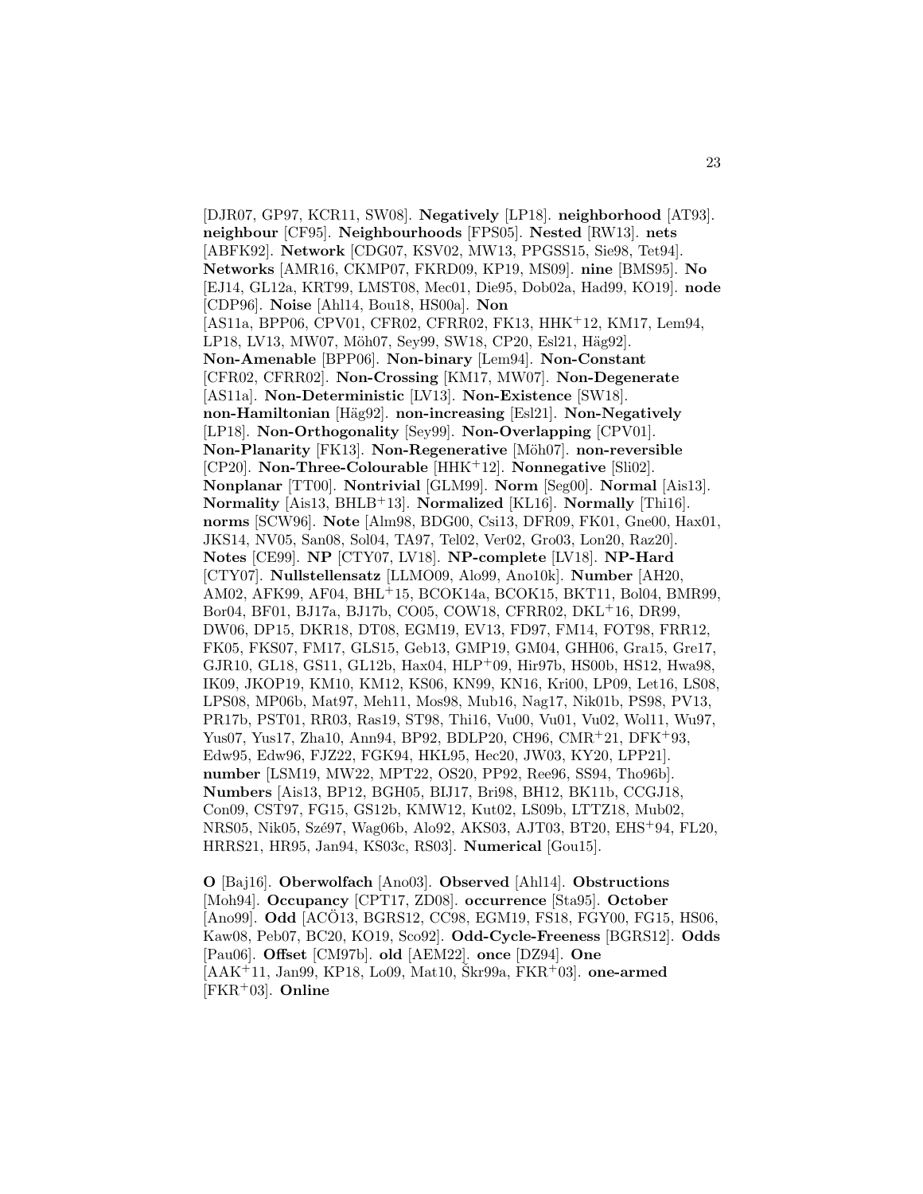[DJR07, GP97, KCR11, SW08]. **Negatively** [LP18]. **neighborhood** [AT93]. **neighbour** [CF95]. **Neighbourhoods** [FPS05]. **Nested** [RW13]. **nets** [ABFK92]. **Network** [CDG07, KSV02, MW13, PPGSS15, Sie98, Tet94]. **Networks** [AMR16, CKMP07, FKRD09, KP19, MS09]. **nine** [BMS95]. **No** [EJ14, GL12a, KRT99, LMST08, Mec01, Die95, Dob02a, Had99, KO19]. **node** [CDP96]. **Noise** [Ahl14, Bou18, HS00a]. **Non** [AS11a, BPP06, CPV01, CFR02, CFRR02, FK13, HHK+12, KM17, Lem94, LP18, LV13, MW07, Möh07, Sey99, SW18, CP20, Esl21, Häg92]. **Non-Amenable** [BPP06]. **Non-binary** [Lem94]. **Non-Constant** [CFR02, CFRR02]. **Non-Crossing** [KM17, MW07]. **Non-Degenerate** [AS11a]. **Non-Deterministic** [LV13]. **Non-Existence** [SW18]. **non-Hamiltonian** [Häg92]. **non-increasing** [Esl21]. **Non-Negatively** [LP18]. **Non-Orthogonality** [Sey99]. **Non-Overlapping** [CPV01]. **Non-Planarity** [FK13]. **Non-Regenerative** [Möh07]. **non-reversible** [CP20]. **Non-Three-Colourable** [HHK+12]. **Nonnegative** [Sli02]. **Nonplanar** [TT00]. **Nontrivial** [GLM99]. **Norm** [Seg00]. **Normal** [Ais13]. **Normality** [Ais13, BHLB+13]. **Normalized** [KL16]. **Normally** [Thi16]. **norms** [SCW96]. **Note** [Alm98, BDG00, Csi13, DFR09, FK01, Gne00, Hax01, JKS14, NV05, San08, Sol04, TA97, Tel02, Ver02, Gro03, Lon20, Raz20]. **Notes** [CE99]. **NP** [CTY07, LV18]. **NP-complete** [LV18]. **NP-Hard** [CTY07]. **Nullstellensatz** [LLMO09, Alo99, Ano10k]. **Number** [AH20, AM02, AFK99, AF04, BHL+15, BCOK14a, BCOK15, BKT11, Bol04, BMR99, Bor04, BF01, BJ17a, BJ17b, CO05, COW18, CFRR02, DKL+16, DR99, DW06, DP15, DKR18, DT08, EGM19, EV13, FD97, FM14, FOT98, FRR12, FK05, FKS07, FM17, GLS15, Geb13, GMP19, GM04, GHH06, Gra15, Gre17, GJR10, GL18, GS11, GL12b, Hax04, HLP+09, Hir97b, HS00b, HS12, Hwa98, IK09, JKOP19, KM10, KM12, KS06, KN99, KN16, Kri00, LP09, Let16, LS08, LPS08, MP06b, Mat97, Meh11, Mos98, Mub16, Nag17, Nik01b, PS98, PV13, PR17b, PST01, RR03, Ras19, ST98, Thi16, Vu00, Vu01, Vu02, Wol11, Wu97, Yus07, Yus17, Zha10, Ann94, BP92, BDLP20, CH96, CMR+21, DFK+93, Edw95, Edw96, FJZ22, FGK94, HKL95, Hec20, JW03, KY20, LPP21]. **number** [LSM19, MW22, MPT22, OS20, PP92, Ree96, SS94, Tho96b]. **Numbers** [Ais13, BP12, BGH05, BIJ17, Bri98, BH12, BK11b, CCGJ18, Con09, CST97, FG15, GS12b, KMW12, Kut02, LS09b, LTTZ18, Mub02, NRS05, Nik05, Szé97, Wag06b, Alo92, AKS03, AJT03, BT20, EHS+94, FL20, HRRS21, HR95, Jan94, KS03c, RS03]. **Numerical** [Gou15].

**O** [Baj16]. **Oberwolfach** [Ano03]. **Observed** [Ahl14]. **Obstructions** [Moh94]. **Occupancy** [CPT17, ZD08]. **occurrence** [Sta95]. **October** [Ano99]. **Odd** [ACÖ13, BGRS12, CC98, EGM19, FS18, FGY00, FG15, HS06, Kaw08, Peb07, BC20, KO19, Sco92]. **Odd-Cycle-Freeness** [BGRS12]. **Odds** [Pau06]. **Offset** [CM97b]. **old** [AEM22]. **once** [DZ94]. **One** [AAK+11, Jan99, KP18, Lo09, Mat10, Škr99a, FKR+03]. **one-armed** [FKR+03]. **Online**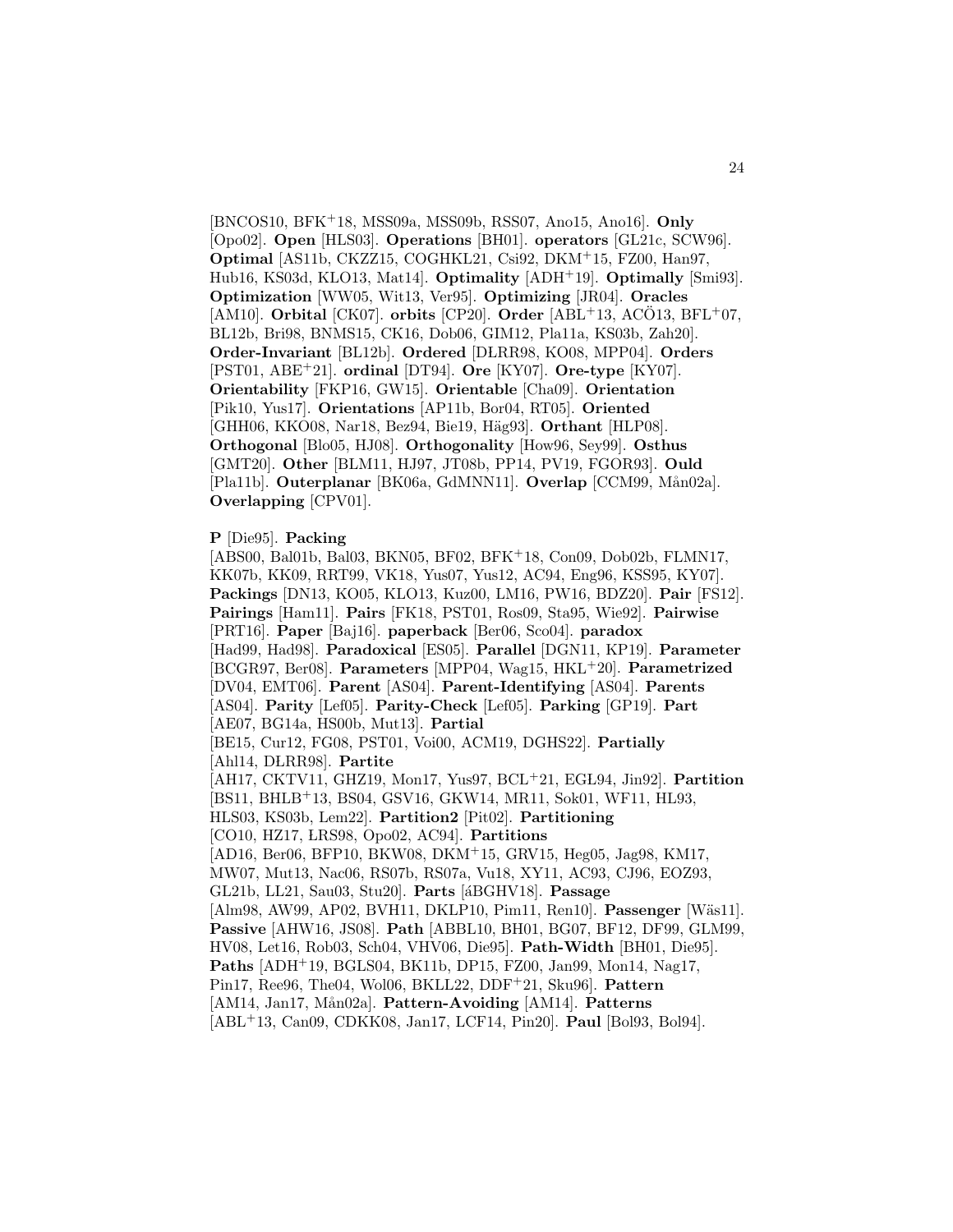[BNCOS10, BFK+18, MSS09a, MSS09b, RSS07, Ano15, Ano16]. **Only** [Opo02]. **Open** [HLS03]. **Operations** [BH01]. **operators** [GL21c, SCW96]. **Optimal** [AS11b, CKZZ15, COGHKL21, Csi92, DKM+15, FZ00, Han97, Hub16, KS03d, KLO13, Mat14]. **Optimality** [ADH+19]. **Optimally** [Smi93]. **Optimization** [WW05, Wit13, Ver95]. **Optimizing** [JR04]. **Oracles** [AM10]. **Orbital** [CK07]. **orbits** [CP20]. **Order** [ABL+13, ACÖ13, BFL+07, BL12b, Bri98, BNMS15, CK16, Dob06, GIM12, Pla11a, KS03b, Zah20]. **Order-Invariant** [BL12b]. **Ordered** [DŁRR98, KO08, MPP04]. **Orders** [PST01, ABE+21]. **ordinal** [DT94]. **Ore** [KY07]. **Ore-type** [KY07]. **Orientability** [FKP16, GW15]. **Orientable** [Cha09]. **Orientation** [Pik10, Yus17]. **Orientations** [AP11b, Bor04, RT05]. **Oriented** [GHH06, KKO08, Nar18, Bez94, Bie19, Häg93]. **Orthant** [HLP08]. **Orthogonal** [Blo05, HJ08]. **Orthogonality** [How96, Sey99]. **Osthus** [GMT20]. **Other** [BLM11, HJ97, JT08b, PP14, PV19, FGOR93]. **Ould** [Pla11b]. **Outerplanar** [BK06a, GdMNN11]. **Overlap** [CCM99, Mån02a]. **Overlapping** [CPV01].

**P** [Die95]. **Packing** [ABS00, Bal01b, Bal03, BKN05, BF02, BFK+18, Con09, Dob02b, FLMN17, KK07b, KK09, RRT99, VK18, Yus07, Yus12, AC94, Eng96, KSS95, KY07]. **Packings** [DN13, KO05, KLO13, Kuz00, LM16, PW16, BDZ20]. **Pair** [FS12]. **Pairings** [Ham11]. **Pairs** [FK18, PST01, Ros09, Sta95, Wie92]. **Pairwise** [PRT16]. **Paper** [Baj16]. **paperback** [Ber06, Sco04]. **paradox** [Had99, Had98]. **Paradoxical** [ES05]. **Parallel** [DGN11, KP19]. **Parameter** [BCGR97, Ber08]. **Parameters** [MPP04, Wag15, HKL+20]. **Parametrized** [DV04, EMT06]. **Parent** [AS04]. **Parent-Identifying** [AS04]. **Parents** [AS04]. **Parity** [Lef05]. **Parity-Check** [Lef05]. **Parking** [GP19]. **Part** [AE07, BG14a, HS00b, Mut13]. **Partial** [BE15, Cur12, FG08, PST01, Voi00, ACM19, DGHS22]. **Partially** [Ahl14, DŁRR98]. **Partite** [AH17, CKTV11, GHZ19, Mon17, Yus97, BCL+21, EGŁ94, Jin92]. **Partition** [BS11, BHLB+13, BS04, GSV16, GKW14, MR11, Sok01, WF11, HL93, HLS03, KS03b, Lem22]. **Partition2** [Pit02]. **Partitioning** [CO10, HZ17, ŁRS98, Opo02, AC94]. **Partitions** [AD16, Ber06, BFP10, BKW08, DKM+15, GRV15, Heg05, Jag98, KM17, MW07, Mut13, Nac06, RS07b, RS07a, Vu18, XY11, AC93, CJ96, EOZ93, GL21b, LL21, Sau03, Stu20]. **Parts** [áBGHV18]. **Passage** [Alm98, AW99, AP02, BVH11, DKLP10, Pim11, Ren10]. **Passenger** [Wäs11]. **Passive** [AHW16, JS08]. **Path** [ABBL10, BH01, BG07, BF12, DF99, GLM99, HV08, Let16, Rob03, Sch04, VHV06, Die95]. **Path-Width** [BH01, Die95]. **Paths** [ADH+19, BGLS04, BK11b, DP15, FZ00, Jan99, Mon14, Nag17, Pin17, Ree96, The04, Wol06, BKLL22, DDF+21, Sku96]. **Pattern** [AM14, Jan17, Mån02a]. **Pattern-Avoiding** [AM14]. **Patterns** [ABL+13, Can09, CDKK08, Jan17, LCF14, Pin20]. **Paul** [Bol93, Bol94].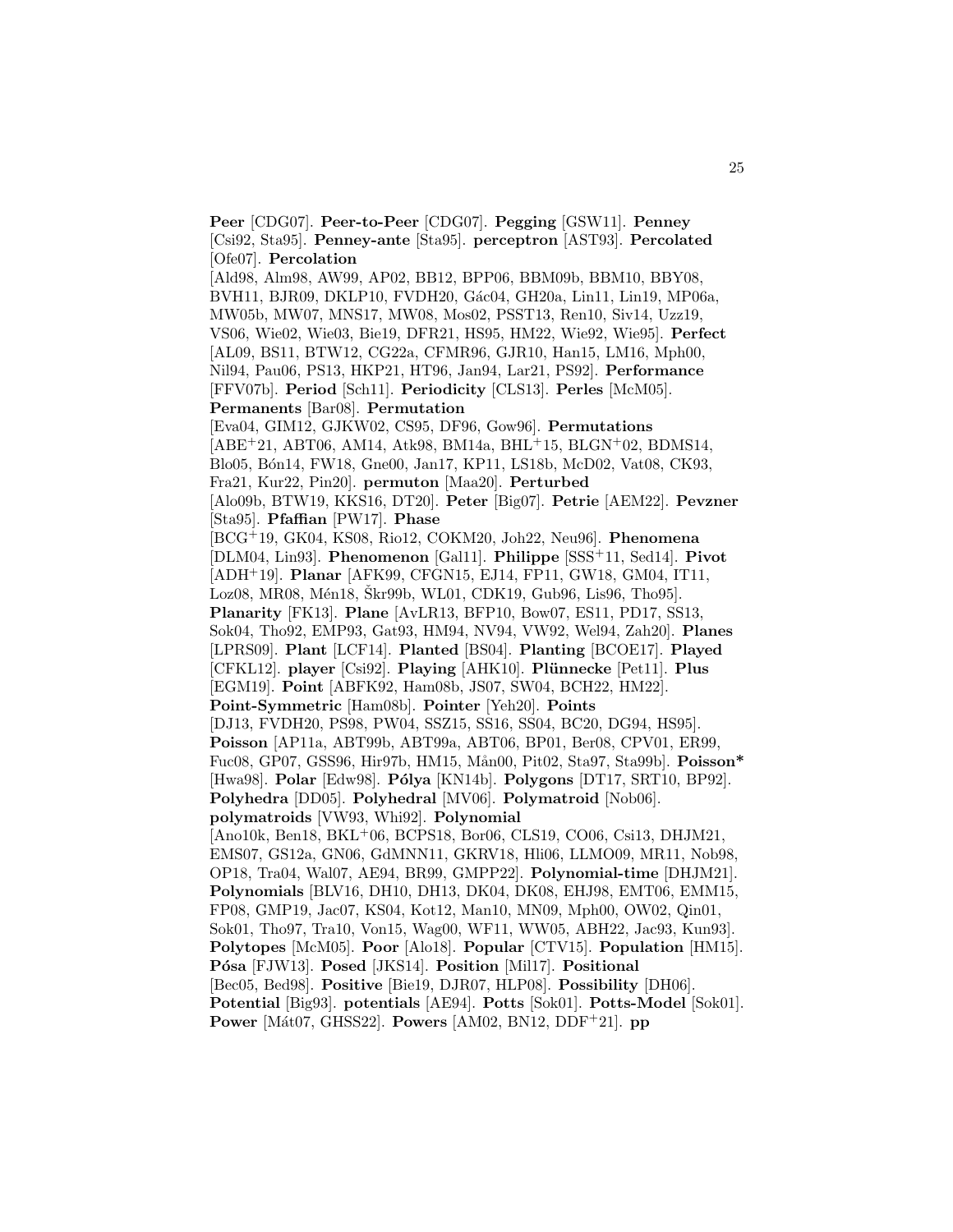**Peer** [CDG07]. **Peer-to-Peer** [CDG07]. **Pegging** [GSW11]. **Penney** [Csi92, Sta95]. **Penney-ante** [Sta95]. **perceptron** [AST93]. **Percolated** [Ofe07]. **Percolation** [Ald98, Alm98, AW99, AP02, BB12, BPP06, BBM09b, BBM10, BBY08, BVH11, BJR09, DKLP10, FVDH20, Gác04, GH20a, Lin11, Lin19, MP06a, MW05b, MW07, MNS17, MW08, Mos02, PSST13, Ren10, Siv14, Uzz19, VS06, Wie02, Wie03, Bie19, DFR21, HS95, HM22, Wie92, Wie95]. **Perfect** [AL09, BS11, BTW12, CG22a, CFMR96, GJR10, Han15, LM16, Mph00, Nil94, Pau06, PS13, HKP21, HT96, Jan94, Lar21, PS92]. **Performance** [FFV07b]. **Period** [Sch11]. **Periodicity** [CLS13]. **Perles** [McM05]. **Permanents** [Bar08]. **Permutation** [Eva04, GIM12, GJKW02, CS95, DF96, Gow96]. **Permutations** [ABE+21, ABT06, AM14, Atk98, BM14a, BHL+15, BLGN+02, BDMS14, Blo05, Bón14, FW18, Gne00, Jan17, KP11, LS18b, McD02, Vat08, CK93, Fra21, Kur22, Pin20]. **permuton** [Maa20]. **Perturbed** [Alo09b, BTW19, KKS16, DT20]. **Peter** [Big07]. **Petrie** [AEM22]. **Pevzner** [Sta95]. **Pfaffian** [PW17]. **Phase** [BCG+19, GK04, KS08, Rio12, COKM20, Joh22, Neu96]. **Phenomena** [DLM04, Lin93]. **Phenomenon** [Gal11]. **Philippe** [SSS+11, Sed14]. **Pivot** [ADH+19]. **Planar** [AFK99, CFGN15, EJ14, FP11, GW18, GM04, IT11, Loz08, MR08, Mén18, Škr99b, WL01, CDK19, Gub96, Lis96, Tho95]. **Planarity** [FK13]. **Plane** [AvLR13, BFP10, Bow07, ES11, PD17, SS13, Sok04, Tho92, EMP93, Gat93, HM94, NV94, VW92, Wel94, Zah20]. **Planes** [LPRS09]. **Plant** [LCF14]. **Planted** [BS04]. **Planting** [BCOE17]. **Played** [CFKL12]. **player** [Csi92]. **Playing** [AHK10]. **Plünnecke** [Pet11]. **Plus** [EGM19]. **Point** [ABFK92, Ham08b, JS07, SW04, BCH22, HM22]. **Point-Symmetric** [Ham08b]. **Pointer** [Yeh20]. **Points** [DJ13, FVDH20, PS98, PW04, SSZ15, SS16, SS04, BC20, DG94, HS95]. **Poisson** [AP11a, ABT99b, ABT99a, ABT06, BP01, Ber08, CPV01, ER99, Fuc08, GP07, GSS96, Hir97b, HM15, Mån00, Pit02, Sta97, Sta99b]. **Poisson*** [Hwa98]. **Polar** [Edw98]. **Pólya** [KN14b]. **Polygons** [DT17, SRT10, BP92]. **Polyhedra** [DD05]. **Polyhedral** [MV06]. **Polymatroid** [Nob06]. **polymatroids** [VW93, Whi92]. **Polynomial** [Ano10k, Ben18, BKL+06, BCPS18, Bor06, CLS19, CO06, Csi13, DHJM21, EMS07, GS12a, GN06, GdMNN11, GKRV18, Hli06, LLMO09, MR11, Nob98, OP18, Tra04, Wal07, AE94, BR99, GMPP22]. **Polynomial-time** [DHJM21]. **Polynomials** [BLV16, DH10, DH13, DK04, DK08, EHJ98, EMT06, EMM15, FP08, GMP19, Jac07, KS04, Kot12, Man10, MN09, Mph00, OW02, Qin01, Sok01, Tho97, Tra10, Von15, Wag00, WF11, WW05, ABH22, Jac93, Kun93]. **Polytopes** [McM05]. **Poor** [Alo18]. **Popular** [CTV15]. **Population** [HM15]. **Pósa** [FJW13]. **Posed** [JKS14]. **Position** [Mil17]. **Positional** [Bec05, Bed98]. **Positive** [Bie19, DJR07, HLP08]. **Possibility** [DH06]. **Potential** [Big93]. **potentials** [AE94]. **Potts** [Sok01]. **Potts-Model** [Sok01]. **Power** [Mát07, GHSS22]. **Powers** [AM02, BN12, DDF+21]. **pp**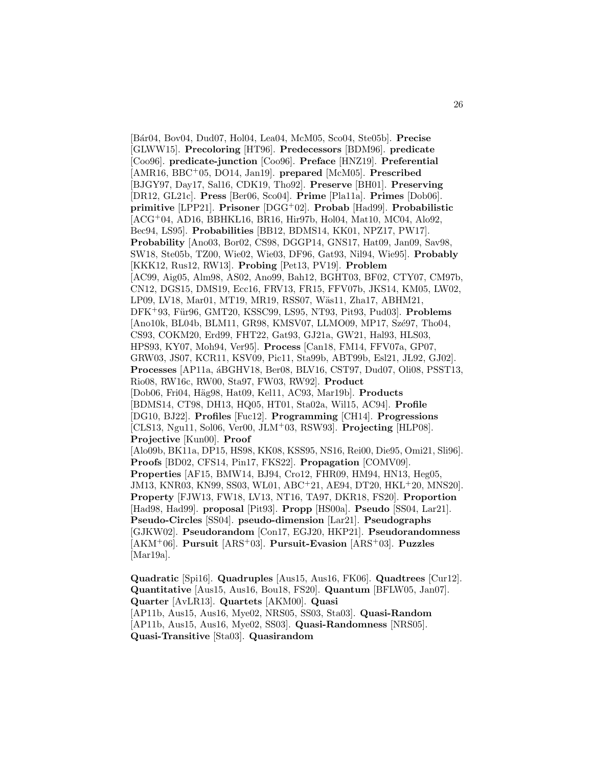[Bár04, Bov04, Dud07, Hol04, Lea04, McM05, Sco04, Ste05b]. **Precise** [GLWW15]. **Precoloring** [HT96]. **Predecessors** [BDM96]. **predicate** [Coo96]. **predicate-junction** [Coo96]. **Preface** [HNZ19]. **Preferential** [AMR16, BBC+05, DO14, Jan19]. **prepared** [McM05]. **Prescribed** [BJGY97, Day17, Sal16, CDK19, Tho92]. **Preserve** [BH01]. **Preserving** [DR12, GL21c]. **Press** [Ber06, Sco04]. **Prime** [Pla11a]. **Primes** [Dob06]. **primitive** [LPP21]. **Prisoner** [DGG+02]. **Probab** [Had99]. **Probabilistic** [ACG+04, AD16, BBHKL16, BR16, Hir97b, Hol04, Mat10, MC04, Alo92, Bec94, LS95]. **Probabilities** [BB12, BDMS14, KK01, NPZ17, PW17]. **Probability** [Ano03, Bor02, CS98, DGGP14, GNS17, Hat09, Jan09, Sav98, SW18, Ste05b, TZ00, Wie02, Wie03, DF96, Gat93, Nil94, Wie95]. **Probably** [KKK12, Rus12, RW13]. **Probing** [Pet13, PV19]. **Problem** [AC99, Aig05, Alm98, AS02, Ano99, Bah12, BGHT03, BF02, CTY07, CM97b, CN12, DGS15, DMS19, Ecc16, FRV13, FR15, FFV07b, JKS14, KM05, LW02, LP09, LV18, Mar01, MT19, MR19, RSS07, Wäs11, Zha17, ABHM21, DFK+93, Für96, GMT20, KSSC99, LS95, NT93, Pit93, Pud03]. **Problems** [Ano10k, BL04b, BLM11, GR98, KMSV07, LLMO09, MP17, Szé97, Tho04, CS93, COKM20, Erd99, FHT22, Gat93, GJ21a, GW21, Hal93, HLS03, HPS93, KY07, Moh94, Ver95]. **Process** [Can18, FM14, FFV07a, GP07, GRW03, JS07, KCR11, KSV09, Pic11, Sta99b, ABT99b, Esl21, JŁ92, GJ02]. **Processes** [AP11a, áBGHV18, Ber08, BLV16, CST97, Dud07, Oli08, PSST13, Rio08, RW16c, RW00, Sta97, FW03, RW92]. **Product** [Dob06, Fri04, Häg98, Hat09, Kel11, AC93, Mar19b]. **Products** [BDMS14, CT98, DH13, HQ05, HT01, Sta02a, Wil15, AC94]. **Profile** [DG10, BJ22]. **Profiles** [Fuc12]. **Programming** [CH14]. **Progressions** [CLS13, Ngu11, Sol06, Ver00, JLM+03, RSW93]. **Projecting** [HLP08]. **Projective** [Kun00]. **Proof** [Alo09b, BK11a, DP15, HS98, KK08, KSS95, NS16, Rei00, Die95, Omi21, Sli96]. **Proofs** [BD02, CFS14, Pin17, FKS22]. **Propagation** [COMV09]. **Properties** [AF15, BMW14, BJ94, Cro12, FHR09, HM94, HN13, Heg05, JM13, KNR03, KN99, SS03, WL01, ABC+21, AE94, DT20, HKL+20, MNS20]. **Property** [FJW13, FW18, LV13, NT16, TA97, DKR18, FS20]. **Proportion** [Had98, Had99]. **proposal** [Pit93]. **Propp** [HS00a]. **Pseudo** [SS04, Lar21]. **Pseudo-Circles** [SS04]. **pseudo-dimension** [Lar21]. **Pseudographs** [GJKW02]. **Pseudorandom** [Con17, EGJ20, HKP21]. **Pseudorandomness** [AKM+06]. **Pursuit** [ARS+03]. **Pursuit-Evasion** [ARS+03]. **Puzzles** [Mar19a].

**Quadratic** [Spi16]. **Quadruples** [Aus15, Aus16, FK06]. **Quadtrees** [Cur12]. **Quantitative** [Aus15, Aus16, Bou18, FS20]. **Quantum** [BFLW05, Jan07]. **Quarter** [AvLR13]. **Quartets** [AKM00]. **Quasi** [AP11b, Aus15, Aus16, Mye02, NRS05, SS03, Sta03]. **Quasi-Random** [AP11b, Aus15, Aus16, Mye02, SS03]. **Quasi-Randomness** [NRS05]. **Quasi-Transitive** [Sta03]. **Quasirandom**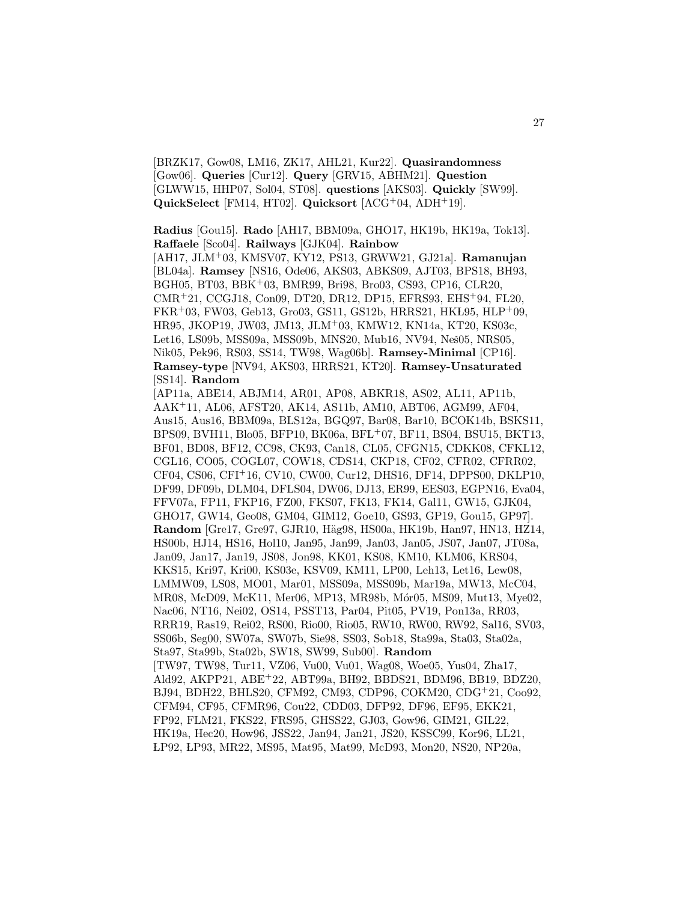[BRZK17, Gow08, LM16, ZK17, AHL21, Kur22]. **Quasirandomness** [Gow06]. **Queries** [Cur12]. **Query** [GRV15, ABHM21]. **Question** [GLWW15, HHP07, Sol04, ST08]. **questions** [AKS03]. **Quickly** [SW99]. **QuickSelect** [FM14, HT02]. **Quicksort** [ACG+04, ADH+19].

**Radius** [Gou15]. **Rado** [AH17, BBM09a, GHO17, HK19b, HK19a, Tok13]. **Raffaele** [Sco04]. **Railways** [GJK04]. **Rainbow** [AH17, JLM+03, KMSV07, KY12, PS13, GRWW21, GJ21a]. **Ramanujan** [BL04a]. **Ramsey** [NS16, Ode06, AKS03, ABKS09, AJT03, BPS18, BH93, BGH05, BT03, BBK+03, BMR99, Bri98, Bro03, CS93, CP16, CLR20, CMR+21, CCGJ18, Con09, DT20, DR12, DP15, EFRS93, EHS+94, FL20, FKR+03, FW03, Geb13, Gro03, GS11, GS12b, HRRS21, HKL95, HLP+09, HR95, JKOP19, JW03, JM13, JLM+03, KMW12, KN14a, KT20, KS03c, Let16, LS09b, MSS09a, MSS09b, MNS20, Mub16, NV94, Neš05, NRS05, Nik05, Pek96, RS03, SS14, TW98, Wag06b]. **Ramsey-Minimal** [CP16]. **Ramsey-type** [NV94, AKS03, HRRS21, KT20]. **Ramsey-Unsaturated** [SS14]. **Random** [AP11a, ABE14, ABJM14, AR01, AP08, ABKR18, AS02, AL11, AP11b, AAK+11, AL06, AFST20, AK14, AS11b, AM10, ABT06, AGM99, AF04, Aus15, Aus16, BBM09a, BLS12a, BGQ97, Bar08, Bar10, BCOK14b, BSKS11, BPS09, BVH11, Blo05, BFP10, BK06a, BFL+07, BF11, BS04, BSU15, BKT13, BF01, BD08, BF12, CC98, CK93, Can18, CL05, CFGN15, CDKK08, CFKL12, CGL16, CO05, COGL07, COW18, CDS14, CKP18, CF02, CFR02, CFRR02, CF04, CS06, CFI+16, CV10, CW00, Cur12, DHS16, DF14, DPPS00, DKLP10, DF99, DF09b, DLM04, DFLS04, DW06, DJ13, ER99, EES03, EGPN16, Eva04, FFV07a, FP11, FKP16, FZ00, FKS07, FK13, FK14, Gal11, GW15, GJK04, GHO17, GW14, Geo08, GM04, GIM12, Goe10, GS93, GP19, Gou15, GP97]. **Random** [Gre17, Gre97, GJR10, Häg98, HS00a, HK19b, Han97, HN13, HZ14, HS00b, HJ14, HS16, Hol10, Jan95, Jan99, Jan03, Jan05, JS07, Jan07, JT08a, Jan09, Jan17, Jan19, JS08, Jon98, KK01, KS08, KM10, KLM06, KRS04, KKS15, Kri97, Kri00, KS03e, KSV09, KM11, LP00, Leh13, Let16, Lew08, LMMW09, LS08, MO01, Mar01, MSS09a, MSS09b, Mar19a, MW13, McC04, MR08, McD09, McK11, Mer06, MP13, MR98b, Mór05, MS09, Mut13, Mye02, Nac06, NT16, Nei02, OS14, PSST13, Par04, Pit05, PV19, Pon13a, RR03, RRR19, Ras19, Rei02, RS00, Rio00, Rio05, RW10, RW00, RW92, Sal16, SV03, SS06b, Seg00, SW07a, SW07b, Sie98, SS03, Sob18, Sta99a, Sta03, Sta02a, Sta97, Sta99b, Sta02b, SW18, SW99, Sub00]. **Random** [TW97, TW98, Tur11, VZ06, Vu00, Vu01, Wag08, Woe05, Yus04, Zha17, Ald92, AKPP21, ABE+22, ABT99a, BH92, BBDS21, BDM96, BB19, BDZ20, BJ94, BDH22, BHLS20, CFM92, CM93, CDP96, COKM20, CDG+21, Coo92, CFM94, CF95, CFMR96, Cou22, CDD03, DFP92, DF96, EF95, EKK21, FP92, FLM21, FKS22, FRS95, GHSS22, GJ03, Gow96, GIM21, GIL22, HK19a, Hec20, How96, JSS22, Jan94, Jan21, JS20, KSSC99, Kor96, LL21, LP92, LP93, MR22, MS95, Mat95, Mat99, McD93, Mon20, NS20, NP20a,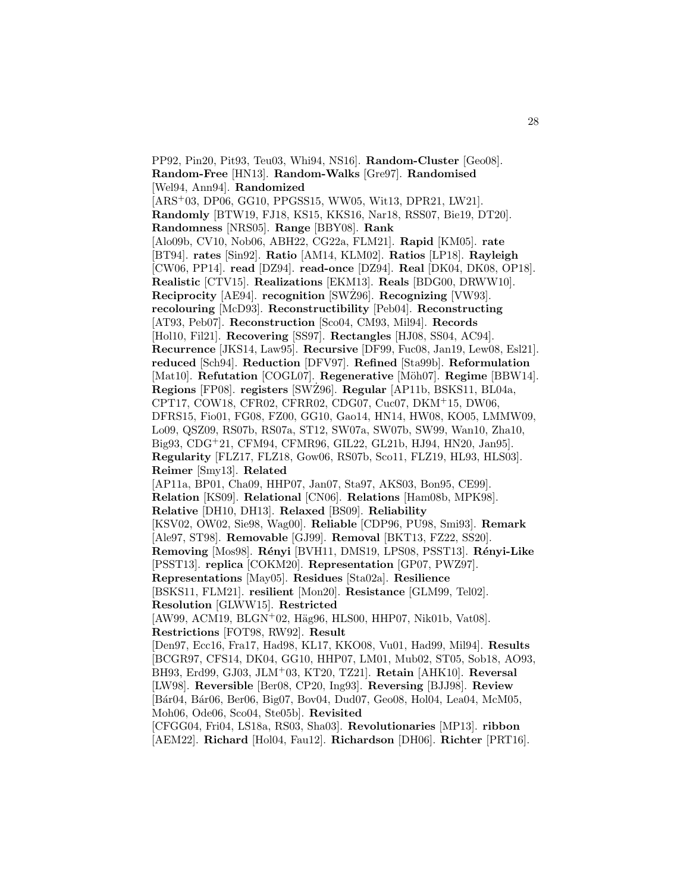PP92, Pin20, Pit93, Teu03, Whi94, NS16]. **Random-Cluster** [Geo08]. **Random-Free** [HN13]. **Random-Walks** [Gre97]. **Randomised** [Wel94, Ann94]. **Randomized** [ARS+03, DP06, GG10, PPGSS15, WW05, Wit13, DPR21, LW21]. **Randomly** [BTW19, FJ18, KS15, KKS16, Nar18, RSS07, Bie19, DT20]. **Randomness** [NRS05]. **Range** [BBY08]. **Rank** [Alo09b, CV10, Nob06, ABH22, CG22a, FLM21]. **Rapid** [KM05]. **rate** [BT94]. **rates** [Sin92]. **Ratio** [AM14, KLM02]. **Ratios** [LP18]. **Rayleigh** [CW06, PP14]. **read** [DZ94]. **read-once** [DZ94]. **Real** [DK04, DK08, OP18]. **Realistic** [CTV15]. **Realizations** [EKM13]. **Reals** [BDG00, DRWW10]. **Reciprocity** [AE94]. **recognition** [SWŻ96]. **Recognizing** [VW93]. **recolouring** [McD93]. **Reconstructibility** [Peb04]. **Reconstructing** [AT93, Peb07]. **Reconstruction** [Sco04, CM93, Mil94]. **Records** [Hol10, Fil21]. **Recovering** [SS97]. **Rectangles** [HJ08, SS04, AC94]. **Recurrence** [JKS14, Law95]. **Recursive** [DF99, Fuc08, Jan19, Lew08, Esl21]. **reduced** [Sch94]. **Reduction** [DFV97]. **Refined** [Sta99b]. **Reformulation** [Mat10]. **Refutation** [COGL07]. **Regenerative** [Möh07]. **Regime** [BBW14]. **Regions** [FP08]. **registers** [SWŻ96]. **Regular** [AP11b, BSKS11, BL04a, CPT17, COW18, CFR02, CFRR02, CDG07, Cuc07, DKM+15, DW06, DFRS15, Fio01, FG08, FZ00, GG10, Gao14, HN14, HW08, KO05, LMMW09, Lo09, QSZ09, RS07b, RS07a, ST12, SW07a, SW07b, SW99, Wan10, Zha10, Big93, CDG+21, CFM94, CFMR96, GIL22, GL21b, HJ94, HN20, Jan95]. **Regularity** [FLZ17, FLZ18, Gow06, RS07b, Sco11, FLZ19, HL93, HLS03]. **Reimer** [Smy13]. **Related** [AP11a, BP01, Cha09, HHP07, Jan07, Sta97, AKS03, Bon95, CE99]. **Relation** [KS09]. **Relational** [CN06]. **Relations** [Ham08b, MPK98]. **Relative** [DH10, DH13]. **Relaxed** [BS09]. **Reliability** [KSV02, OW02, Sie98, Wag00]. **Reliable** [CDP96, PU98, Smi93]. **Remark** [Ale97, ST98]. **Removable** [GJ99]. **Removal** [BKT13, FZ22, SS20]. **Removing** [Mos98]. **Rényi** [BVH11, DMS19, LPS08, PSST13]. **Rényi-Like** [PSST13]. **replica** [COKM20]. **Representation** [GP07, PWZ97]. **Representations** [May05]. **Residues** [Sta02a]. **Resilience** [BSKS11, FLM21]. **resilient** [Mon20]. **Resistance** [GLM99, Tel02]. **Resolution** [GLWW15]. **Restricted** [AW99, ACM19, BLGN+02, Häg96, HLS00, HHP07, Nik01b, Vat08]. **Restrictions** [FOT98, RW92]. **Result** [Den97, Ecc16, Fra17, Had98, KL17, KKO08, Vu01, Had99, Mil94]. **Results** [BCGR97, CFS14, DK04, GG10, HHP07, LM01, Mub02, ST05, Sob18, AO93, BH93, Erd99, GJ03, JLM+03, KT20, TZ21]. **Retain** [AHK10]. **Reversal** [LW98]. **Reversible** [Ber08, CP20, Ing93]. **Reversing** [BJJ98]. **Review** [Bár04, Bár06, Ber06, Big07, Bov04, Dud07, Geo08, Hol04, Lea04, McM05, Moh06, Ode06, Sco04, Ste05b]. **Revisited** [CFGG04, Fri04, LS18a, RS03, Sha03]. **Revolutionaries** [MP13]. **ribbon** [AEM22]. **Richard** [Hol04, Fau12]. **Richardson** [DH06]. **Richter** [PRT16].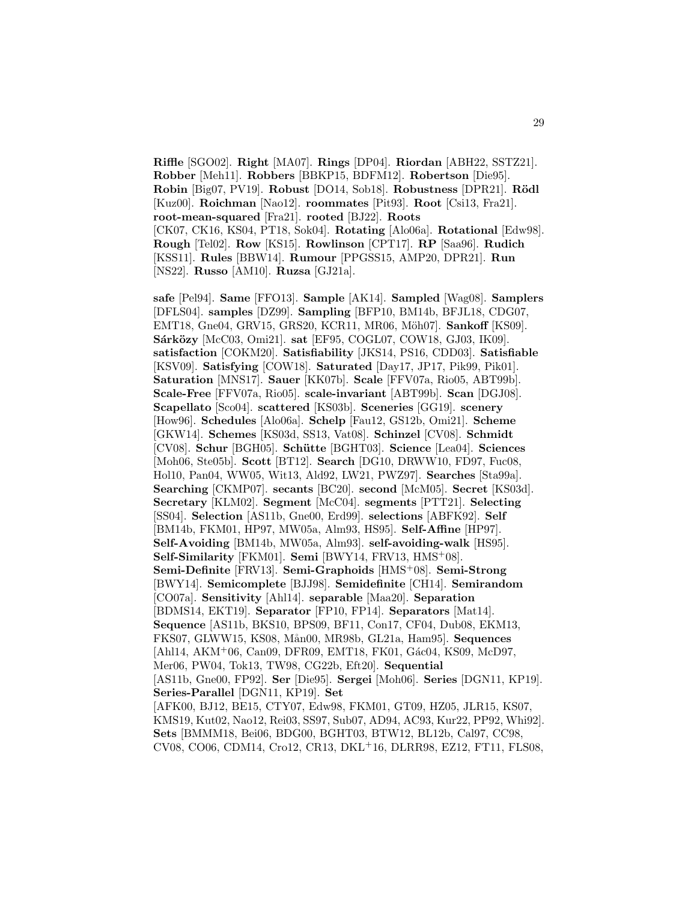**Riffle** [SGO02]. **Right** [MA07]. **Rings** [DP04]. **Riordan** [ABH22, SSTZ21]. **Robber** [Meh11]. **Robbers** [BBKP15, BDFM12]. **Robertson** [Die95]. **Robin** [Big07, PV19]. **Robust** [DO14, Sob18]. **Robustness** [DPR21]. **Rödl** [Kuz00]. **Roichman** [Nao12]. **roommates** [Pit93]. **Root** [Csi13, Fra21]. **root-mean-squared** [Fra21]. **rooted** [BJ22]. **Roots** [CK07, CK16, KS04, PT18, Sok04]. **Rotating** [Alo06a]. **Rotational** [Edw98]. **Rough** [Tel02]. **Row** [KS15]. **Rowlinson** [CPT17]. **RP** [Saa96]. **Rudich** [KSS11]. **Rules** [BBW14]. **Rumour** [PPGSS15, AMP20, DPR21]. **Run** [NS22]. **Russo** [AM10]. **Ruzsa** [GJ21a].

**safe** [Pel94]. **Same** [FFO13]. **Sample** [AK14]. **Sampled** [Wag08]. **Samplers** [DFLS04]. **samples** [DZ99]. **Sampling** [BFP10, BM14b, BFJL18, CDG07, EMT18, Gne04, GRV15, GRS20, KCR11, MR06, Möh07]. **Sankoff** [KS09]. **Sárközy** [McC03, Omi21]. **sat** [EF95, COGL07, COW18, GJ03, IK09]. **satisfaction** [COKM20]. **Satisfiability** [JKS14, PS16, CDD03]. **Satisfiable** [KSV09]. **Satisfying** [COW18]. **Saturated** [Day17, JP17, Pik99, Pik01]. **Saturation** [MNS17]. **Sauer** [KK07b]. **Scale** [FFV07a, Rio05, ABT99b]. **Scale-Free** [FFV07a, Rio05]. **scale-invariant** [ABT99b]. **Scan** [DGJ08]. **Scapellato** [Sco04]. **scattered** [KS03b]. **Sceneries** [GG19]. **scenery** [How96]. **Schedules** [Alo06a]. **Schelp** [Fau12, GS12b, Omi21]. **Scheme** [GKW14]. **Schemes** [KS03d, SS13, Vat08]. **Schinzel** [CV08]. **Schmidt** [CV08]. **Schur** [BGH05]. **Schütte** [BGHT03]. **Science** [Lea04]. **Sciences** [Moh06, Ste05b]. **Scott** [BT12]. **Search** [DG10, DRWW10, FD97, Fuc08, Hol10, Pan04, WW05, Wit13, Ald92, LW21, PWZ97]. **Searches** [Sta99a]. **Searching** [CKMP07]. **secants** [BC20]. **second** [McM05]. **Secret** [KS03d]. **Secretary** [KLM02]. **Segment** [McC04]. **segments** [PTT21]. **Selecting** [SS04]. **Selection** [AS11b, Gne00, Erd99]. **selections** [ABFK92]. **Self** [BM14b, FKM01, HP97, MW05a, Alm93, HS95]. **Self-Affine** [HP97]. **Self-Avoiding** [BM14b, MW05a, Alm93]. **self-avoiding-walk** [HS95]. **Self-Similarity** [FKM01]. **Semi** [BWY14, FRV13, HMS+08]. **Semi-Definite** [FRV13]. **Semi-Graphoids** [HMS+08]. **Semi-Strong** [BWY14]. **Semicomplete** [BJJ98]. **Semidefinite** [CH14]. **Semirandom** [CO07a]. **Sensitivity** [Ahl14]. **separable** [Maa20]. **Separation** [BDMS14, EKT19]. **Separator** [FP10, FP14]. **Separators** [Mat14]. **Sequence** [AS11b, BKS10, BPS09, BF11, Con17, CF04, Dub08, EKM13, FKS07, GLWW15, KS08, Mån00, MR98b, GL21a, Ham95]. **Sequences** [Ahl14, AKM+06, Can09, DFR09, EMT18, FK01, Gác04, KS09, McD97, Mer06, PW04, Tok13, TW98, CG22b, Eft20]. **Sequential** [AS11b, Gne00, FP92]. **Ser** [Die95]. **Sergei** [Moh06]. **Series** [DGN11, KP19]. **Series-Parallel** [DGN11, KP19]. **Set** [AFK00, BJ12, BE15, CTY07, Edw98, FKM01, GT09, HZ05, JLR15, KS07, KMS19, Kut02, Nao12, Rei03, SS97, Sub07, AD94, AC93, Kur22, PP92, Whi92]. **Sets** [BMMM18, Bei06, BDG00, BGHT03, BTW12, BL12b, Cal97, CC98, CV08, CO06, CDM14, Cro12, CR13, DKL+16, DLRR98, EZ12, FT11, FLS08,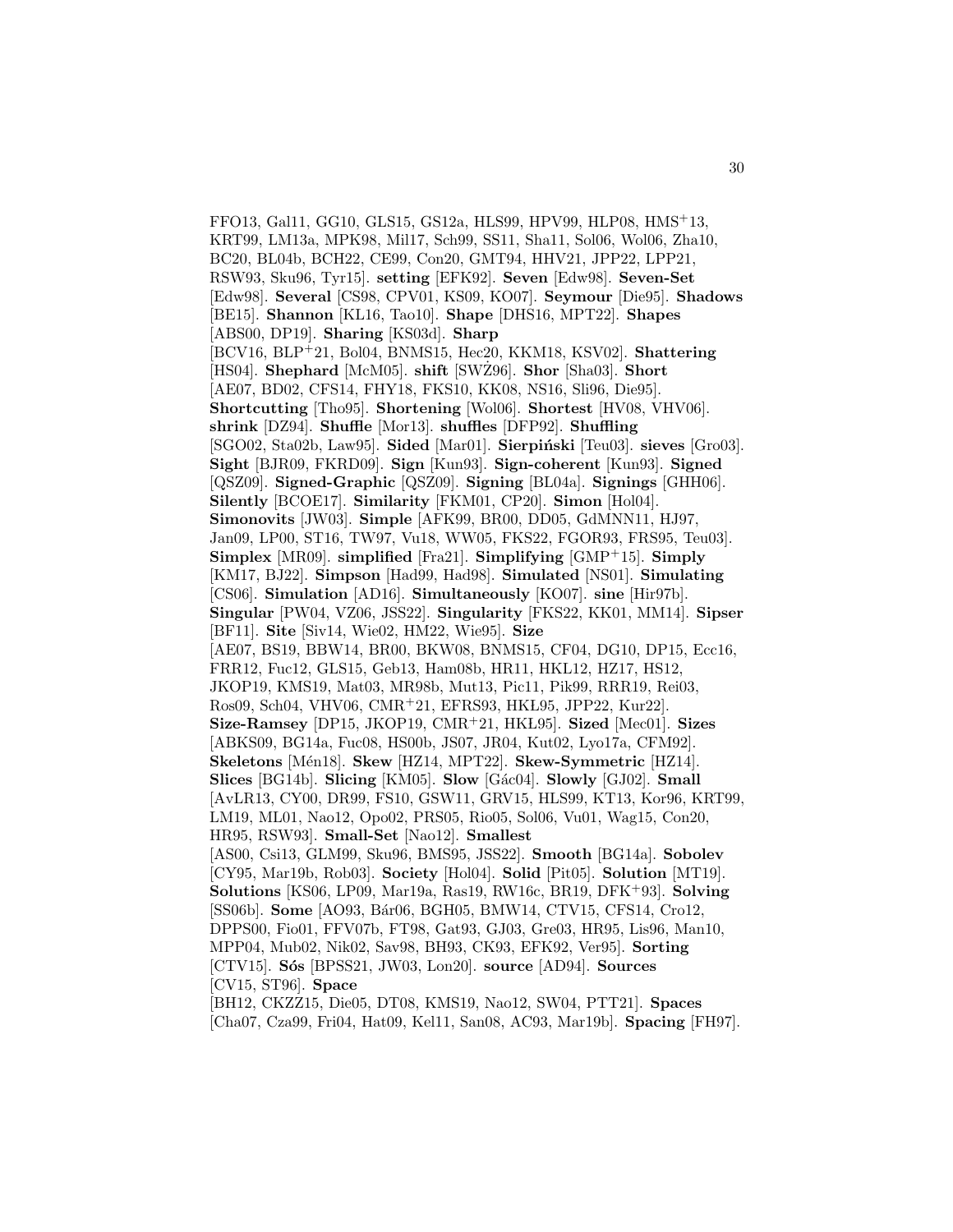FFO13, Gal11, GG10, GLS15, GS12a, HLS99, HPV99, HLP08, HMS+13, KRT99, LM13a, MPK98, Mil17, Sch99, SS11, Sha11, Sol06, Wol06, Zha10, BC20, BL04b, BCH22, CE99, Con20, GMT94, HHV21, JPP22, LPP21, RSW93, Sku96, Tyr15]. **setting** [EFK92]. **Seven** [Edw98]. **Seven-Set** [Edw98]. **Several** [CS98, CPV01, KS09, KO07]. **Seymour** [Die95]. **Shadows** [BE15]. **Shannon** [KL16, Tao10]. **Shape** [DHS16, MPT22]. **Shapes** [ABS00, DP19]. **Sharing** [KS03d]. **Sharp** [BCV16, BLP+21, Bol04, BNMS15, Hec20, KKM18, KSV02]. **Shattering** [HS04]. **Shephard** [McM05]. **shift** [SWŻ96]. **Shor** [Sha03]. **Short** [AE07, BD02, CFS14, FHY18, FKS10, KK08, NS16, Sli96, Die95]. **Shortcutting** [Tho95]. **Shortening** [Wol06]. **Shortest** [HV08, VHV06]. **shrink** [DZ94]. **Shuffle** [Mor13]. **shuffles** [DFP92]. **Shuffling** [SGO02, Sta02b, Law95]. **Sided** [Mar01]. **Sierpiński** [Teu03]. **sieves** [Gro03]. **Sight** [BJR09, FKRD09]. **Sign** [Kun93]. **Sign-coherent** [Kun93]. **Signed** [QSZ09]. **Signed-Graphic** [QSZ09]. **Signing** [BL04a]. **Signings** [GHH06]. **Silently** [BCOE17]. **Similarity** [FKM01, CP20]. **Simon** [Hol04]. **Simonovits** [JW03]. **Simple** [AFK99, BR00, DD05, GdMNN11, HJ97, Jan09, LP00, ST16, TW97, Vu18, WW05, FKS22, FGOR93, FRS95, Teu03]. **Simplex** [MR09]. **simplified** [Fra21]. **Simplifying** [GMP+15]. **Simply** [KM17, BJ22]. **Simpson** [Had99, Had98]. **Simulated** [NS01]. **Simulating** [CS06]. **Simulation** [AD16]. **Simultaneously** [KO07]. **sine** [Hir97b]. **Singular** [PW04, VZ06, JSS22]. **Singularity** [FKS22, KK01, MM14]. **Sipser** [BF11]. **Site** [Siv14, Wie02, HM22, Wie95]. **Size** [AE07, BS19, BBW14, BR00, BKW08, BNMS15, CF04, DG10, DP15, Ecc16, FRR12, Fuc12, GLS15, Geb13, Ham08b, HR11, HKL12, HZ17, HS12, JKOP19, KMS19, Mat03, MR98b, Mut13, Pic11, Pik99, RRR19, Rei03, Ros09, Sch04, VHV06, CMR+21, EFRS93, HKŁ95, JPP22, Kur22]. **Size-Ramsey** [DP15, JKOP19, CMR+21, HKŁ95]. **Sized** [Mec01]. **Sizes** [ABKS09, BG14a, Fuc08, HS00b, JS07, JR04, Kut02, Lyo17a, CFM92]. **Skeletons** [Mén18]. **Skew** [HZ14, MPT22]. **Skew-Symmetric** [HZ14]. **Slices** [BG14b]. **Slicing** [KM05]. **Slow** [Gác04]. **Slowly** [GJ02]. **Small** [AvLR13, CY00, DR99, FS10, GSW11, GRV15, HLS99, KT13, Kor96, KRT99, LM19, ML01, Nao12, Opo02, PRS05, Rio05, Sol06, Vu01, Wag15, Con20, HR95, RSW93]. **Small-Set** [Nao12]. **Smallest** [AS00, Csi13, GLM99, Sku96, BMS95, JSS22]. **Smooth** [BG14a]. **Sobolev** [CY95, Mar19b, Rob03]. **Society** [Hol04]. **Solid** [Pit05]. **Solution** [MT19]. **Solutions** [KS06, LP09, Mar19a, Ras19, RW16c, BR19, DFK+93]. **Solving** [SS06b]. **Some** [AO93, Bár06, BGH05, BMW14, CTV15, CFS14, Cro12, DPPS00, Fio01, FFV07b, FT98, Gat93, GJ03, Gre03, HR95, Lis96, Man10, MPP04, Mub02, Nik02, Sav98, BH93, CK93, EFK92, Ver95]. **Sorting** [CTV15]. **Sós** [BPSS21, JW03, Lon20]. **source** [AD94]. **Sources** [CV15, ST96]. **Space** [BH12, CKZZ15, Die05, DT08, KMS19, Nao12, SW04, PTT21]. **Spaces** [Cha07, Cza99, Fri04, Hat09, Kel11, San08, AC93, Mar19b]. **Spacing** [FH97].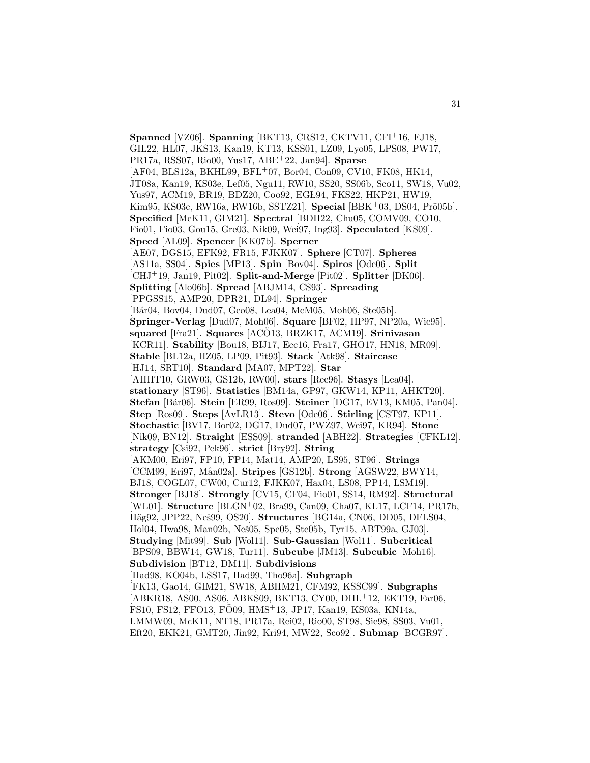**Spanned** [VZ06]. **Spanning** [BKT13, CRS12, CKTV11, CFI+16, FJ18, GIL22, HL07, JKS13, Kan19, KT13, KSS01, LZ09, Lyo05, LPS08, PW17, PR17a, RSS07, Rio00, Yus17, ABE+22, Jan94]. **Sparse** [AF04, BLS12a, BKHL99, BFL+07, Bor04, Con09, CV10, FK08, HK14, JT08a, Kan19, KS03e, Lef05, Ngu11, RW10, SS20, SS06b, Sco11, SW18, Vu02, Yus97, ACM19, BR19, BDZ20, Coo92, EGL94, FKS22, HKP21, HW19, Kim95, KS03c, RW16a, RW16b, SSTZ21]. **Special** [BBK+03, DS04, Prö05b]. **Specified** [McK11, GIM21]. **Spectral** [BDH22, Chu05, COMV09, CO10, Fio01, Fio03, Gou15, Gre03, Nik09, Wei97, Ing93]. **Speculated** [KS09]. **Speed** [AL09]. **Spencer** [KK07b]. **Sperner** [AE07, DGS15, EFK92, FR15, FJKK07]. **Sphere** [CT07]. **Spheres** [AS11a, SS04]. **Spies** [MP13]. **Spin** [Bov04]. **Spiros** [Ode06]. **Split** [CHJ+19, Jan19, Pit02]. **Split-and-Merge** [Pit02]. **Splitter** [DK06]. **Splitting** [Alo06b]. **Spread** [ABJM14, CS93]. **Spreading** [PPGSS15, AMP20, DPR21, DL94]. **Springer** [Bár04, Bov04, Dud07, Geo08, Lea04, McM05, Moh06, Ste05b]. **Springer-Verlag** [Dud07, Moh06]. **Square** [BF02, HP97, NP20a, Wie95]. **squared** [Fra21]. **Squares** [ACÖ13, BRZK17, ACM19]. **Srinivasan** [KCR11]. **Stability** [Bou18, BIJ17, Ecc16, Fra17, GHO17, HN18, MR09]. **Stable** [BL12a, HZ05, LP09, Pit93]. **Stack** [Atk98]. **Staircase** [HJ14, SRT10]. **Standard** [MA07, MPT22]. **Star** [AHHT10, GRW03, GS12b, RW00]. **stars** [Ree96]. **Stasys** [Lea04]. **stationary** [ST96]. **Statistics** [BM14a, GP97, GKW14, KP11, AHKT20]. **Stefan** [Bár06]. **Stein** [ER99, Ros09]. **Steiner** [DG17, EV13, KM05, Pan04]. **Step** [Ros09]. **Steps** [AvLR13]. **Stevo** [Ode06]. **Stirling** [CST97, KP11]. **Stochastic** [BV17, Bor02, DG17, Dud07, PWZ97, Wei97, KR94]. **Stone** [Nik09, BN12]. **Straight** [ESS09]. **stranded** [ABH22]. **Strategies** [CFKL12]. **strategy** [Csi92, Pek96]. **strict** [Bry92]. **String** [AKM00, Eri97, FP10, FP14, Mat14, AMP20, LS95, ST96]. **Strings** [CCM99, Eri97, Mån02a]. **Stripes** [GS12b]. **Strong** [AGSW22, BWY14, BJ18, COGL07, CW00, Cur12, FJKK07, Hax04, LS08, PP14, LSM19]. **Stronger** [BJ18]. **Strongly** [CV15, CF04, Fio01, SS14, RM92]. **Structural** [WL01]. **Structure** [BLGN+02, Bra99, Can09, Cha07, KL17, LCF14, PR17b, Häg92, JPP22, Neš99, OS20]. **Structures** [BG14a, CN06, DD05, DFLS04, Hol04, Hwa98, Man02b, Neš05, Spe05, Ste05b, Tyr15, ABT99a, GJ03]. **Studying** [Mit99]. **Sub** [Wol11]. **Sub-Gaussian** [Wol11]. **Subcritical** [BPS09, BBW14, GW18, Tur11]. **Subcube** [JM13]. **Subcubic** [Moh16]. **Subdivision** [BT12, DM11]. **Subdivisions** [Had98, KO04b, LSS17, Had99, Tho96a]. **Subgraph** [FK13, Gao14, GIM21, SW18, ABHM21, CFM92, KSSC99]. **Subgraphs** [ABKR18, AS00, AS06, ABKS09, BKT13, CY00, DHL+12, EKT19, Far06, FS10, FS12, FFO13, FÖ09, HMS+13, JP17, Kan19, KS03a, KN14a, LMMW09, McK11, NT18, PR17a, Rei02, Rio00, ST98, Sie98, SS03, Vu01, Eft20, EKK21, GMT20, Jin92, Kri94, MW22, Sco92]. **Submap** [BCGR97].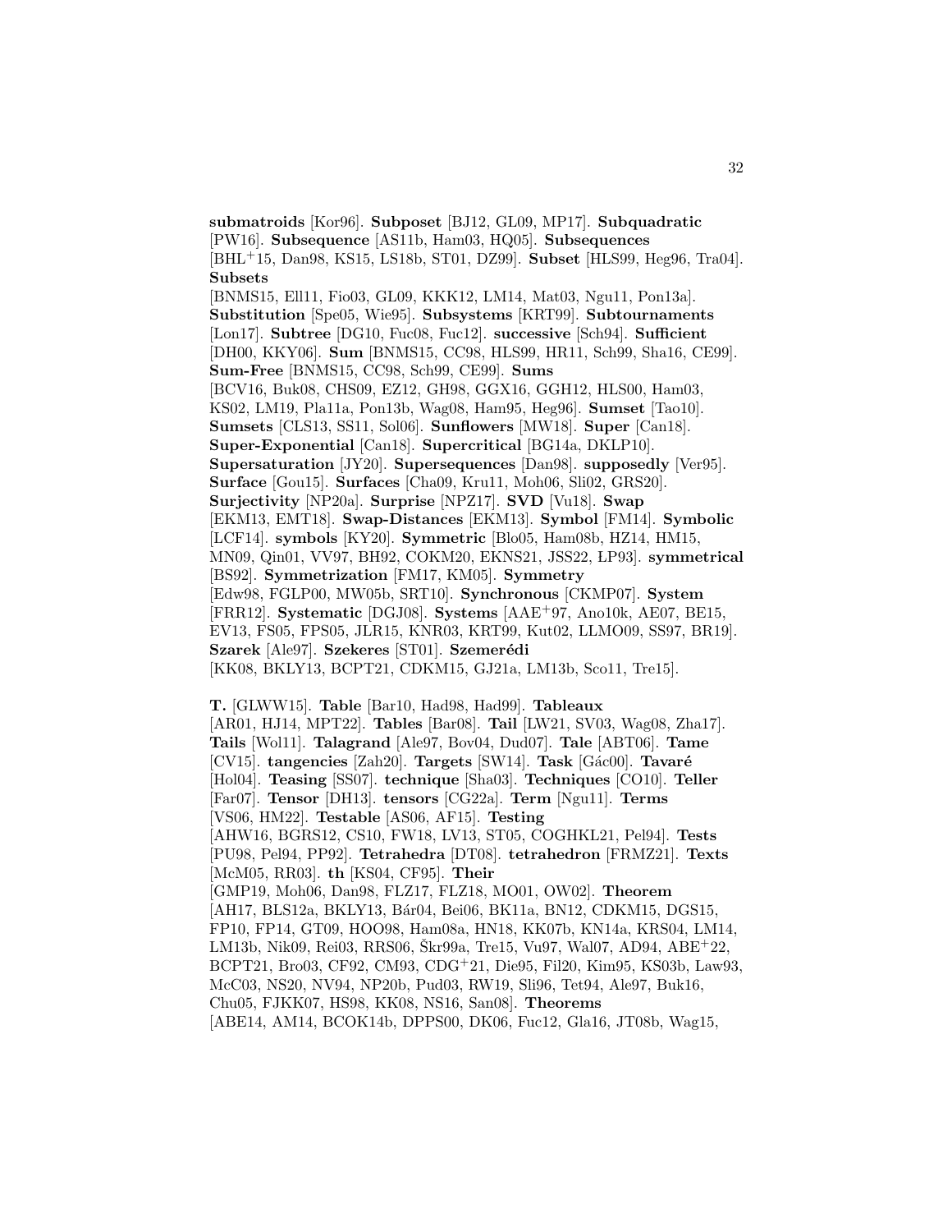**submatroids** [Kor96]. **Subposet** [BJ12, GL09, MP17]. **Subquadratic** [PW16]. **Subsequence** [AS11b, Ham03, HQ05]. **Subsequences** [BHL+15, Dan98, KS15, LS18b, ST01, DZ99]. **Subset** [HLS99, Heg96, Tra04]. **Subsets** [BNMS15, Ell11, Fio03, GL09, KKK12, LM14, Mat03, Ngu11, Pon13a]. **Substitution** [Spe05, Wie95]. **Subsystems** [KRT99]. **Subtournaments** [Lon17]. **Subtree** [DG10, Fuc08, Fuc12]. **successive** [Sch94]. **Sufficient** [DH00, KKY06]. **Sum** [BNMS15, CC98, HLS99, HR11, Sch99, Sha16, CE99]. **Sum-Free** [BNMS15, CC98, Sch99, CE99]. **Sums** [BCV16, Buk08, CHS09, EZ12, GH98, GGX16, GGH12, HLS00, Ham03, KS02, LM19, Pla11a, Pon13b, Wag08, Ham95, Heg96]. **Sumset** [Tao10]. **Sumsets** [CLS13, SS11, Sol06]. **Sunflowers** [MW18]. **Super** [Can18]. **Super-Exponential** [Can18]. **Supercritical** [BG14a, DKLP10]. **Supersaturation** [JY20]. **Supersequences** [Dan98]. **supposedly** [Ver95]. **Surface** [Gou15]. **Surfaces** [Cha09, Kru11, Moh06, Sli02, GRS20]. **Surjectivity** [NP20a]. **Surprise** [NPZ17]. **SVD** [Vu18]. **Swap** [EKM13, EMT18]. **Swap-Distances** [EKM13]. **Symbol** [FM14]. **Symbolic** [LCF14]. **symbols** [KY20]. **Symmetric** [Blo05, Ham08b, HZ14, HM15, MN09, Qin01, VV97, BH92, COKM20, EKNS21, JSS22, LP93]. **symmetrical** [BS92]. **Symmetrization** [FM17, KM05]. **Symmetry** [Edw98, FGLP00, MW05b, SRT10]. **Synchronous** [CKMP07]. **System** [FRR12]. **Systematic** [DGJ08]. **Systems** [AAE+97, Ano10k, AE07, BE15, EV13, FS05, FPS05, JLR15, KNR03, KRT99, Kut02, LLMO09, SS97, BR19]. **Szarek** [Ale97]. **Szekeres** [ST01]. **Szemerédi** [KK08, BKLY13, BCPT21, CDKM15, GJ21a, LM13b, Sco11, Tre15].

**T.** [GLWW15]. **Table** [Bar10, Had98, Had99]. **Tableaux** [AR01, HJ14, MPT22]. **Tables** [Bar08]. **Tail** [LW21, SV03, Wag08, Zha17]. **Tails** [Wol11]. **Talagrand** [Ale97, Bov04, Dud07]. **Tale** [ABT06]. **Tame** [CV15]. **tangencies** [Zah20]. **Targets** [SW14]. **Task** [Gác00]. **Tavaré** [Hol04]. **Teasing** [SS07]. **technique** [Sha03]. **Techniques** [CO10]. **Teller** [Far07]. **Tensor** [DH13]. **tensors** [CG22a]. **Term** [Ngu11]. **Terms** [VS06, HM22]. **Testable** [AS06, AF15]. **Testing** [AHW16, BGRS12, CS10, FW18, LV13, ST05, COGHKL21, Pel94]. **Tests** [PU98, Pel94, PP92]. **Tetrahedra** [DT08]. **tetrahedron** [FRMZ21]. **Texts** [McM05, RR03]. **th** [KS04, CF95]. **Their** [GMP19, Moh06, Dan98, FLZ17, FLZ18, MO01, OW02]. **Theorem** [AH17, BLS12a, BKLY13, Bár04, Bei06, BK11a, BN12, CDKM15, DGS15, FP10, FP14, GT09, HOO98, Ham08a, HN18, KK07b, KN14a, KRS04, LM14, LM13b, Nik09, Rei03, RRS06, Škr99a, Tre15, Vu97, Wal07, AD94, ABE+22, BCPT21, Bro03, CF92, CM93, CDG+21, Die95, Fil20, Kim95, KS03b, Law93, McC03, NS20, NV94, NP20b, Pud03, RW19, Sli96, Tet94, Ale97, Buk16, Chu05, FJKK07, HS98, KK08, NS16, San08]. **Theorems** [ABE14, AM14, BCOK14b, DPPS00, DK06, Fuc12, Gla16, JT08b, Wag15,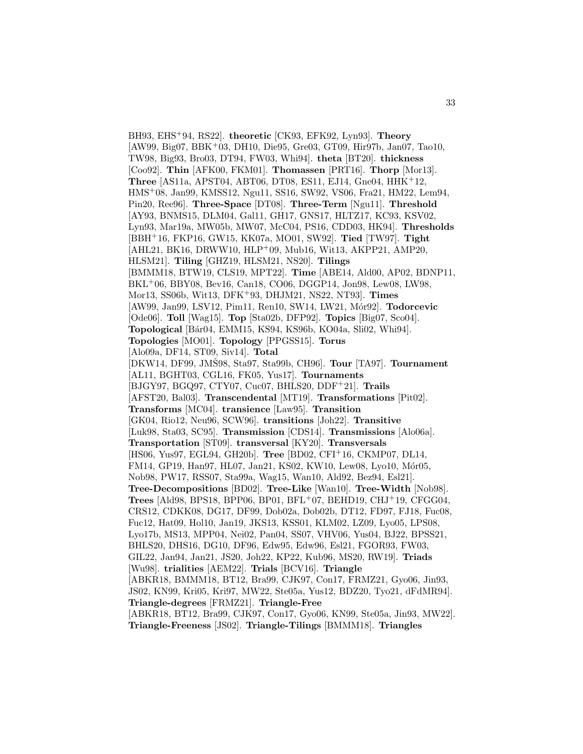BH93, EHS+94, RS22]. **theoretic** [CK93, EFK92, Lyn93]. **Theory** [AW99, Big07, BBK+03, DH10, Die95, Gre03, GT09, Hir97b, Jan07, Tao10, TW98, Big93, Bro03, DT94, FW03, Whi94]. **theta** [BT20]. **thickness** [Coo92]. **Thin** [AFK00, FKM01]. **Thomassen** [PRT16]. **Thorp** [Mor13]. **Three** [AS11a, APST04, ABT06, DT08, ES11, EJ14, Gne04, HHK+12, HMS+08, Jan99, KMSS12, Ngu11, SS16, SW92, VS06, Fra21, HM22, Lem94, Pin20, Ree96]. **Three-Space** [DT08]. **Three-Term** [Ngu11]. **Threshold** [AY93, BNMS15, DLM04, Gal11, GH17, GNS17, HLTZ17, KC93, KSV02, Lyn93, Mar19a, MW05b, MW07, McC04, PS16, CDD03, HK94]. **Thresholds** [BBH+16, FKP16, GW15, KK07a, MO01, SW92]. **Tied** [TW97]. **Tight** [AHL21, BK16, DRWW10, HLP+09, Mub16, Wit13, AKPP21, AMP20, HLSM21]. **Tiling** [GHZ19, HLSM21, NS20]. **Tilings** [BMMM18, BTW19, CLS19, MPT22]. **Time** [ABE14, Ald00, AP02, BDNP11, BKL+06, BBY08, Bev16, Can18, CO06, DGGP14, Jon98, Lew08, LW98, Mor13, SS06b, Wit13, DFK+93, DHJM21, NS22, NT93]. **Times** [AW99, Jan99, LSV12, Pim11, Ren10, SW14, LW21, Mór92]. **Todorcevic** [Ode06]. **Toll** [Wag15]. **Top** [Sta02b, DFP92]. **Topics** [Big07, Sco04]. **Topological** [Bár04, EMM15, KS94, KS96b, KO04a, Sli02, Whi94]. **Topologies** [MO01]. **Topology** [PPGSS15]. **Torus** [Alo09a, DF14, ST09, Siv14]. **Total** [DKW14, DF99, JMŠ98, Sta97, Sta99b, CH96]. **Tour** [TA97]. **Tournament** [AL11, BGHT03, CGL16, FK05, Yus17]. **Tournaments** [BJGY97, BGQ97, CTY07, Cuc07, BHLS20, DDF+21]. **Trails** [AFST20, Bal03]. **Transcendental** [MT19]. **Transformations** [Pit02]. **Transforms** [MC04]. **transience** [Law95]. **Transition** [GK04, Rio12, Neu96, SCW96]. **transitions** [Joh22]. **Transitive** [Luk98, Sta03, SC95]. **Transmission** [CDS14]. **Transmissions** [Alo06a]. **Transportation** [ST09]. **transversal** [KY20]. **Transversals** [HS06, Yus97, EGŁ94, GH20b]. **Tree** [BD02, CFI+16, CKMP07, DL14, FM14, GP19, Han97, HL07, Jan21, KS02, KW10, Lew08, Lyo10, Mór05, Nob98, PW17, RSS07, Sta99a, Wag15, Wan10, Ald92, Bez94, Esl21]. **Tree-Decompositions** [BD02]. **Tree-Like** [Wan10]. **Tree-Width** [Nob98]. **Trees** [Ald98, BPS18, BPP06, BP01, BFL+07, BEHD19, CHJ+19, CFGG04, CRS12, CDKK08, DG17, DF99, Dob02a, Dob02b, DT12, FD97, FJ18, Fuc08, Fuc12, Hat09, Hol10, Jan19, JKS13, KSS01, KLM02, LZ09, Lyo05, LPS08, Lyo17b, MS13, MPP04, Nei02, Pan04, SS07, VHV06, Yus04, BJ22, BPSS21, BHLS20, DHS16, DG10, DF96, Edw95, Edw96, Esl21, FGOR93, FW03, GIL22, Jan94, Jan21, JS20, Joh22, KP22, Kub96, MS20, RW19]. **Triads** [Wu98]. **trialities** [AEM22]. **Trials** [BCV16]. **Triangle** [ABKR18, BMMM18, BT12, Bra99, CJK97, Con17, FRMZ21, Gyo06, Jin93, JS02, KN99, Kri05, Kri97, MW22, Ste05a, Yus12, BDZ20, Tyo21, dFdMR94]. **Triangle-degrees** [FRMZ21]. **Triangle-Free** [ABKR18, BT12, Bra99, CJK97, Con17, Gyo06, KN99, Ste05a, Jin93, MW22]. **Triangle-Freeness** [JS02]. **Triangle-Tilings** [BMMM18]. **Triangles**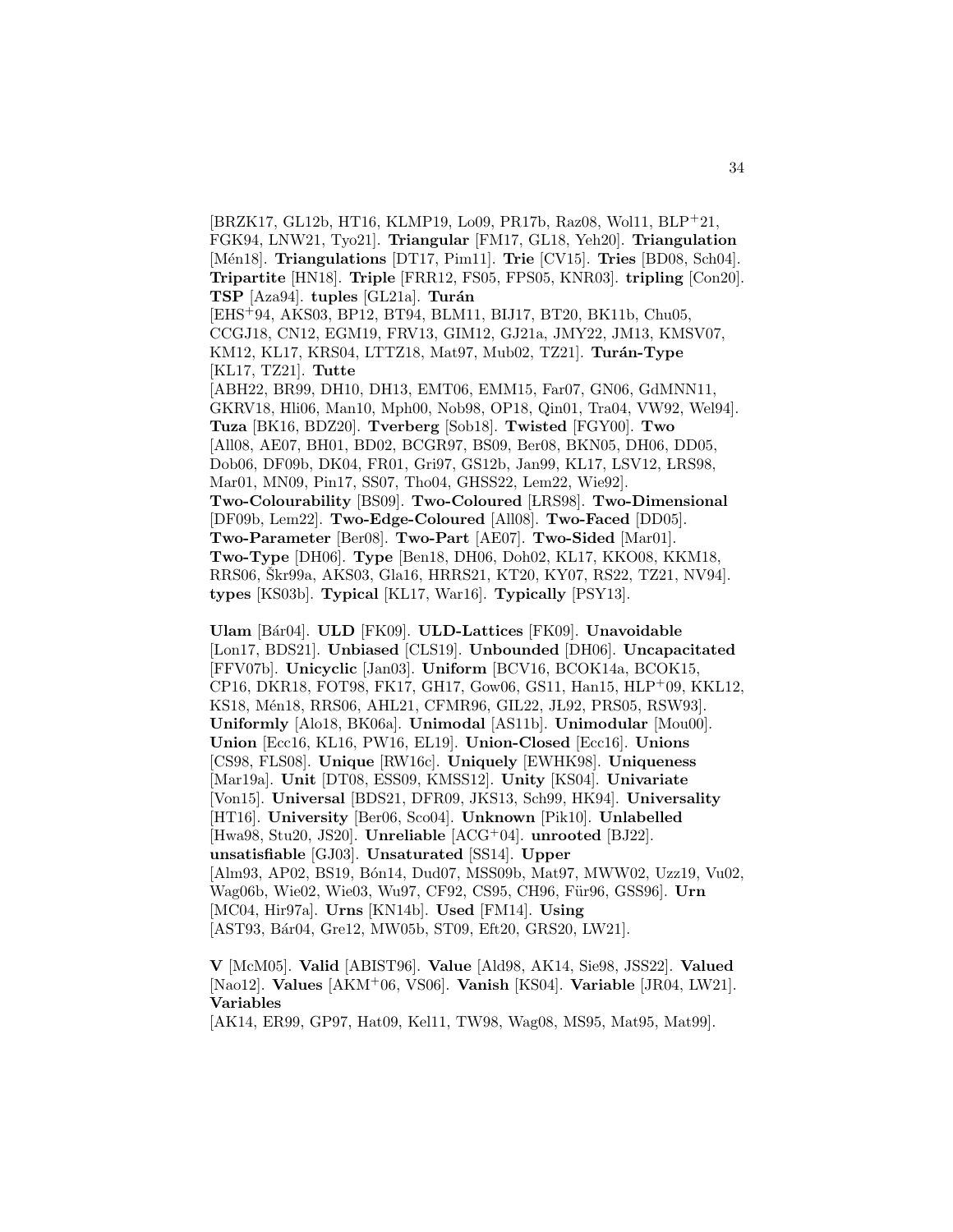[BRZK17, GL12b, HT16, KLMP19, Lo09, PR17b, Raz08, Wol11, BLP+21, FGK94, LNW21, Tyo21]. **Triangular** [FM17, GL18, Yeh20]. **Triangulation** [Mén18]. **Triangulations** [DT17, Pim11]. **Trie** [CV15]. **Tries** [BD08, Sch04]. **Tripartite** [HN18]. **Triple** [FRR12, FS05, FPS05, KNR03]. **tripling** [Con20]. **TSP** [Aza94]. **tuples** [GL21a]. **Turán** [EHS+94, AKS03, BP12, BT94, BLM11, BIJ17, BT20, BK11b, Chu05, CCGJ18, CN12, EGM19, FRV13, GIM12, GJ21a, JMY22, JM13, KMSV07, KM12, KL17, KRS04, LTTZ18, Mat97, Mub02, TZ21]. **Turán-Type** [KL17, TZ21]. **Tutte** [ABH22, BR99, DH10, DH13, EMT06, EMM15, Far07, GN06, GdMNN11, GKRV18, Hli06, Man10, Mph00, Nob98, OP18, Qin01, Tra04, VW92, Wel94]. **Tuza** [BK16, BDZ20]. **Tverberg** [Sob18]. **Twisted** [FGY00]. **Two** [All08, AE07, BH01, BD02, BCGR97, BS09, Ber08, BKN05, DH06, DD05, Dob06, DF09b, DK04, FR01, Gri97, GS12b, Jan99, KL17, LSV12, ŁRS98, Mar01, MN09, Pin17, SS07, Tho04, GHSS22, Lem22, Wie92]. **Two-Colourability** [BS09]. **Two-Coloured** [ŁRS98]. **Two-Dimensional** [DF09b, Lem22]. **Two-Edge-Coloured** [All08]. **Two-Faced** [DD05]. **Two-Parameter** [Ber08]. **Two-Part** [AE07]. **Two-Sided** [Mar01]. **Two-Type** [DH06]. **Type** [Ben18, DH06, Doh02, KL17, KKO08, KKM18, RRS06, Škr99a, AKS03, Gla16, HRRS21, KT20, KY07, RS22, TZ21, NV94]. **types** [KS03b]. **Typical** [KL17, War16]. **Typically** [PSY13].

**Ulam** [Bár04]. **ULD** [FK09]. **ULD-Lattices** [FK09]. **Unavoidable** [Lon17, BDS21]. **Unbiased** [CLS19]. **Unbounded** [DH06]. **Uncapacitated** [FFV07b]. **Unicyclic** [Jan03]. **Uniform** [BCV16, BCOK14a, BCOK15, CP16, DKR18, FOT98, FK17, GH17, Gow06, GS11, Han15, HLP+09, KKL12, KS18, Mén18, RRS06, AHL21, CFMR96, GIL22, JL92, PRS05, RSW93]. **Uniformly** [Alo18, BK06a]. **Unimodal** [AS11b]. **Unimodular** [Mou00]. **Union** [Ecc16, KL16, PW16, EL19]. **Union-Closed** [Ecc16]. **Unions** [CS98, FLS08]. **Unique** [RW16c]. **Uniquely** [EWHK98]. **Uniqueness** [Mar19a]. **Unit** [DT08, ESS09, KMSS12]. **Unity** [KS04]. **Univariate** [Von15]. **Universal** [BDS21, DFR09, JKS13, Sch99, HK94]. **Universality** [HT16]. **University** [Ber06, Sco04]. **Unknown** [Pik10]. **Unlabelled** [Hwa98, Stu20, JS20]. **Unreliable** [ACG+04]. **unrooted** [BJ22]. **unsatisfiable** [GJ03]. **Unsaturated** [SS14]. **Upper** [Alm93, AP02, BS19, Bón14, Dud07, MSS09b, Mat97, MWW02, Uzz19, Vu02, Wag06b, Wie02, Wie03, Wu97, CF92, CS95, CH96, Für96, GSS96]. **Urn** [MC04, Hir97a]. **Urns** [KN14b]. **Used** [FM14]. **Using** [AST93, Bár04, Gre12, MW05b, ST09, Eft20, GRS20, LW21].

**V** [McM05]. **Valid** [ABIST96]. **Value** [Ald98, AK14, Sie98, JSS22]. **Valued** [Nao12]. **Values** [AKM+06, VS06]. **Vanish** [KS04]. **Variable** [JR04, LW21]. **Variables** [AK14, ER99, GP97, Hat09, Kel11, TW98, Wag08, MS95, Mat95, Mat99].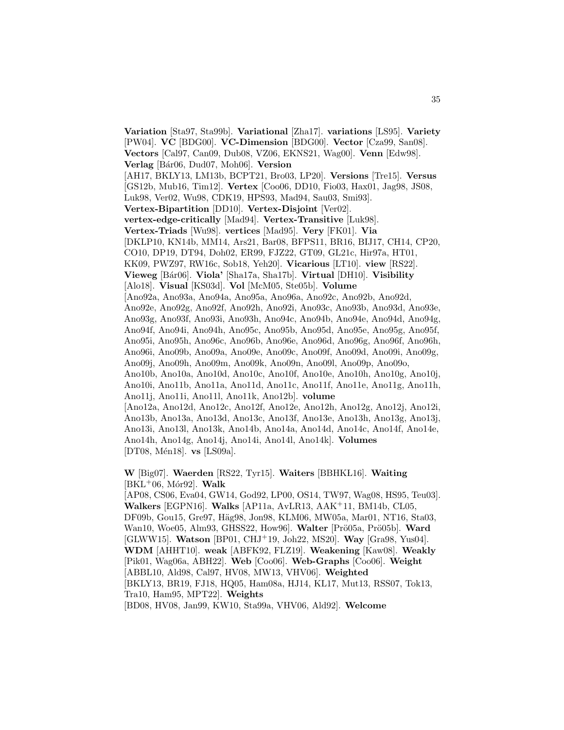**Variation** [Sta97, Sta99b]. **Variational** [Zha17]. **variations** [LS95]. **Variety** [PW04]. **VC** [BDG00]. **VC-Dimension** [BDG00]. **Vector** [Cza99, San08]. **Vectors** [Cal97, Can09, Dub08, VZ06, EKNS21, Wag00]. **Venn** [Edw98]. **Verlag** [Bár06, Dud07, Moh06]. **Version** [AH17, BKLY13, LM13b, BCPT21, Bro03, LP20]. **Versions** [Tre15]. **Versus** [GS12b, Mub16, Tim12]. **Vertex** [Coo06, DD10, Fio03, Hax01, Jag98, JS08, Luk98, Ver02, Wu98, CDK19, HPS93, Mad94, Sau03, Smi93]. **Vertex-Bipartition** [DD10]. **Vertex-Disjoint** [Ver02]. **vertex-edge-critically** [Mad94]. **Vertex-Transitive** [Luk98]. **Vertex-Triads** [Wu98]. **vertices** [Mad95]. **Very** [FK01]. **Via** [DKLP10, KN14b, MM14, Ars21, Bar08, BFPS11, BR16, BIJ17, CH14, CP20, CO10, DP19, DT94, Doh02, ER99, FJZ22, GT09, GL21c, Hir97a, HT01, KK09, PWZ97, RW16c, Sob18, Yeh20]. **Vicarious** [LT10]. **view** [RS22]. **Vieweg** [Bár06]. **Viola'** [Sha17a, Sha17b]. **Virtual** [DH10]. **Visibility** [Alo18]. **Visual** [KS03d]. **Vol** [McM05, Ste05b]. **Volume** [Ano92a, Ano93a, Ano94a, Ano95a, Ano96a, Ano92c, Ano92b, Ano92d, Ano92e, Ano92g, Ano92f, Ano92h, Ano92i, Ano93c, Ano93b, Ano93d, Ano93e, Ano93g, Ano93f, Ano93i, Ano93h, Ano94c, Ano94b, Ano94e, Ano94d, Ano94g, Ano94f, Ano94i, Ano94h, Ano95c, Ano95b, Ano95d, Ano95e, Ano95g, Ano95f, Ano95i, Ano95h, Ano96c, Ano96b, Ano96e, Ano96d, Ano96g, Ano96f, Ano96h, Ano96i, Ano09b, Ano09a, Ano09e, Ano09c, Ano09f, Ano09d, Ano09i, Ano09g, Ano09j, Ano09h, Ano09m, Ano09k, Ano09n, Ano09l, Ano09p, Ano09o, Ano10b, Ano10a, Ano10d, Ano10c, Ano10f, Ano10e, Ano10h, Ano10g, Ano10j, Ano10i, Ano11b, Ano11a, Ano11d, Ano11c, Ano11f, Ano11e, Ano11g, Ano11h, Ano11j, Ano11i, Ano11l, Ano11k, Ano12b]. **volume** [Ano12a, Ano12d, Ano12c, Ano12f, Ano12e, Ano12h, Ano12g, Ano12j, Ano12i, Ano13b, Ano13a, Ano13d, Ano13c, Ano13f, Ano13e, Ano13h, Ano13g, Ano13j, Ano13i, Ano13l, Ano13k, Ano14b, Ano14a, Ano14d, Ano14c, Ano14f, Ano14e, Ano14h, Ano14g, Ano14j, Ano14i, Ano14l, Ano14k]. **Volumes** [DT08, Mén18]. **vs** [LS09a].

**W** [Big07]. **Waerden** [RS22, Tyr15]. **Waiters** [BBHKL16]. **Waiting** [BKL+06, Mór92]. **Walk** [AP08, CS06, Eva04, GW14, God92, LP00, OS14, TW97, Wag08, HS95, Teu03]. **Walkers** [EGPN16]. **Walks** [AP11a, AvLR13, AAK+11, BM14b, CL05, DF09b, Gou15, Gre97, Häg98, Jon98, KLM06, MW05a, Mar01, NT16, Sta03, Wan10, Woe05, Alm93, GHSS22, How96]. **Walter** [Prö05a, Prö05b]. **Ward** [GLWW15]. **Watson** [BP01, CHJ+19, Joh22, MS20]. **Way** [Gra98, Yus04]. **WDM** [AHHT10]. **weak** [ABFK92, FLZ19]. **Weakening** [Kaw08]. **Weakly** [Pik01, Wag06a, ABH22]. **Web** [Coo06]. **Web-Graphs** [Coo06]. **Weight** [ABBL10, Ald98, Cal97, HV08, MW13, VHV06]. **Weighted** [BKLY13, BR19, FJ18, HQ05, Ham08a, HJ14, KL17, Mut13, RSS07, Tok13, Tra10, Ham95, MPT22]. **Weights** [BD08, HV08, Jan99, KW10, Sta99a, VHV06, Ald92]. **Welcome**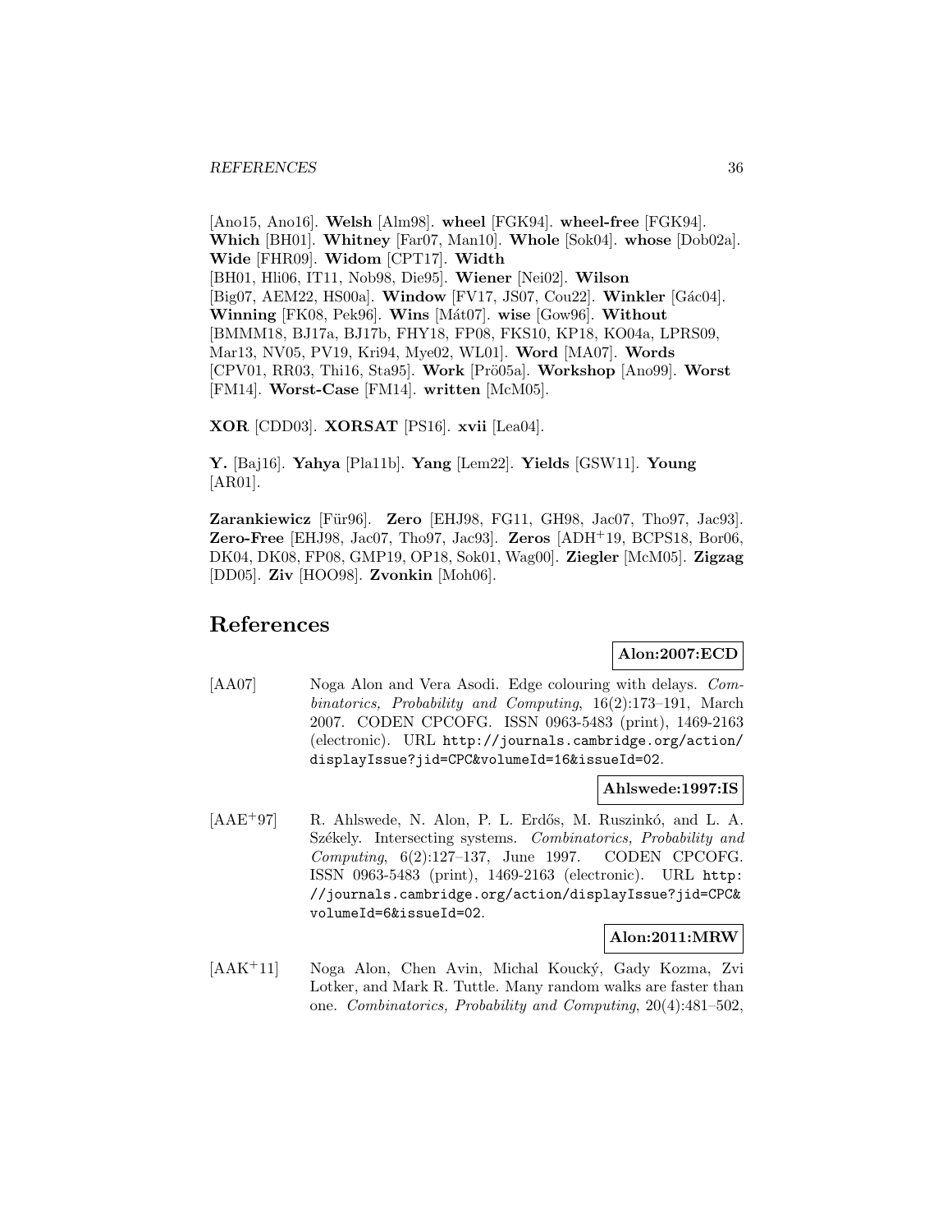[Ano15, Ano16]. **Welsh** [Alm98]. **wheel** [FGK94]. **wheel-free** [FGK94]. **Which** [BH01]. **Whitney** [Far07, Man10]. **Whole** [Sok04]. **whose** [Dob02a]. **Wide** [FHR09]. **Widom** [CPT17]. **Width** [BH01, Hli06, IT11, Nob98, Die95]. **Wiener** [Nei02]. **Wilson** [Big07, AEM22, HS00a]. **Window** [FV17, JS07, Cou22]. **Winkler** [Gác04]. **Winning** [FK08, Pek96]. **Wins** [Mát07]. **wise** [Gow96]. **Without** [BMMM18, BJ17a, BJ17b, FHY18, FP08, FKS10, KP18, KO04a, LPRS09, Mar13, NV05, PV19, Kri94, Mye02, WL01]. **Word** [MA07]. **Words** [CPV01, RR03, Thi16, Sta95]. **Work** [Prö05a]. **Workshop** [Ano99]. **Worst** [FM14]. **Worst-Case** [FM14]. **written** [McM05].

**XOR** [CDD03]. **XORSAT** [PS16]. **xvii** [Lea04].

**Y.** [Baj16]. **Yahya** [Pla11b]. **Yang** [Lem22]. **Yields** [GSW11]. **Young** [AR01].

**Zarankiewicz** [Für96]. **Zero** [EHJ98, FG11, GH98, Jac07, Tho97, Jac93]. **Zero-Free** [EHJ98, Jac07, Tho97, Jac93]. **Zeros** [ADH+19, BCPS18, Bor06, DK04, DK08, FP08, GMP19, OP18, Sok01, Wag00]. **Ziegler** [McM05]. **Zigzag** [DD05]. **Ziv** [HOO98]. **Zvonkin** [Moh06].

# References

**Alon:2007:ECD**

[AA07] Noga Alon and Vera Asodi. Edge colouring with delays. *Combinatorics, Probability and Computing*, 16(2):173–191, March 2007. CODEN CPCOFG. ISSN 0963-5483 (print), 1469-2163 (electronic). URL http://journals.cambridge.org/action/displayIssue?jid=CPC&volumeId=16&issueId=02.

**Ahlswede:1997:IS**

[AAE+97] R. Ahlswede, N. Alon, P. L. Erdős, M. Ruszinkó, and L. A. Székely. Intersecting systems. *Combinatorics, Probability and Computing*, 6(2):127–137, June 1997. CODEN CPCOFG. ISSN 0963-5483 (print), 1469-2163 (electronic). URL http://journals.cambridge.org/action/displayIssue?jid=CPC&volumeId=6&issueId=02.

**Alon:2011:MRW**

[AAK+11] Noga Alon, Chen Avin, Michal Koucký, Gady Kozma, Zvi Lotker, and Mark R. Tuttle. Many random walks are faster than one. *Combinatorics, Probability and Computing*, 20(4):481–502,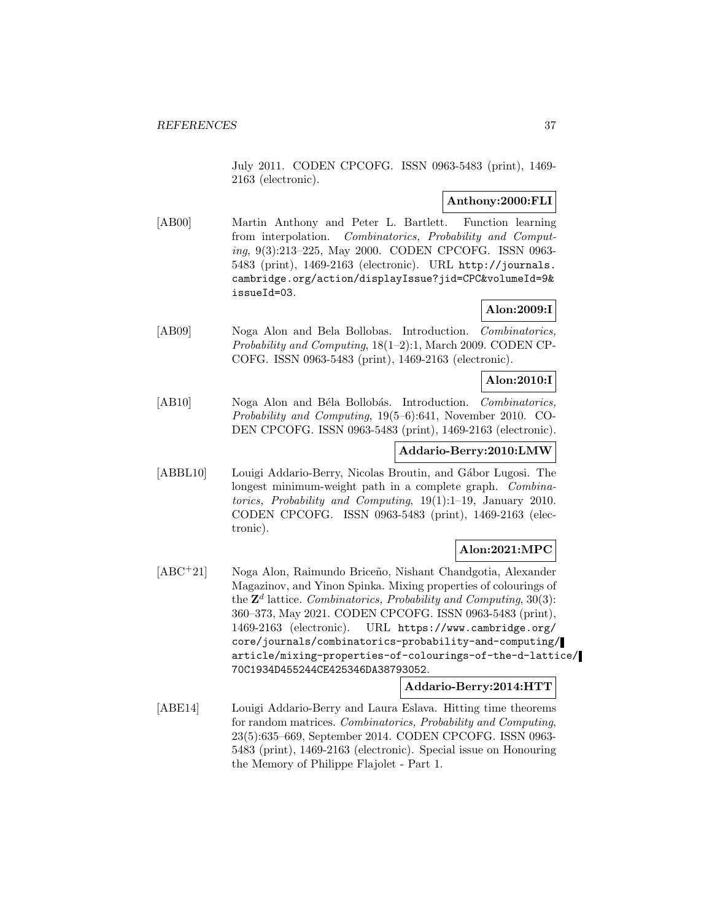July 2011. CODEN CPCOFG. ISSN 0963-5483 (print), 1469-2163 (electronic).

**Anthony:2000:FLI**

[AB00] Martin Anthony and Peter L. Bartlett. Function learning from interpolation. *Combinatorics, Probability and Computing*, 9(3):213–225, May 2000. CODEN CPCOFG. ISSN 0963-5483 (print), 1469-2163 (electronic). URL http://journals.cambridge.org/action/displayIssue?jid=CPC&volumeId=9&issueId=03.

**Alon:2009:I**

[AB09] Noga Alon and Bela Bollobas. Introduction. *Combinatorics, Probability and Computing*, 18(1–2):1, March 2009. CODEN CPCOFG. ISSN 0963-5483 (print), 1469-2163 (electronic).

**Alon:2010:I**

[AB10] Noga Alon and Béla Bollobás. Introduction. *Combinatorics, Probability and Computing*, 19(5–6):641, November 2010. CODEN CPCOFG. ISSN 0963-5483 (print), 1469-2163 (electronic).

**Addario-Berry:2010:LMW**

[ABBL10] Louigi Addario-Berry, Nicolas Broutin, and Gábor Lugosi. The longest minimum-weight path in a complete graph. *Combinatorics, Probability and Computing*, 19(1):1–19, January 2010. CODEN CPCOFG. ISSN 0963-5483 (print), 1469-2163 (electronic).

**Alon:2021:MPC**

[ABC+21] Noga Alon, Raimundo Briceño, Nishant Chandgotia, Alexander Magazinov, and Yinon Spinka. Mixing properties of colourings of the $\mathbf{Z}^d$ lattice. *Combinatorics, Probability and Computing*, 30(3):360–373, May 2021. CODEN CPCOFG. ISSN 0963-5483 (print), 1469-2163 (electronic). URL https://www.cambridge.org/core/journals/combinatorics-probability-and-computing/article/mixing-properties-of-colourings-of-the-d-lattice/70C1934D455244CE425346DA38793052.

**Addario-Berry:2014:HTT**

[ABE14] Louigi Addario-Berry and Laura Eslava. Hitting time theorems for random matrices. *Combinatorics, Probability and Computing*, 23(5):635–669, September 2014. CODEN CPCOFG. ISSN 0963-5483 (print), 1469-2163 (electronic). Special issue on Honouring the Memory of Philippe Flajolet - Part 1.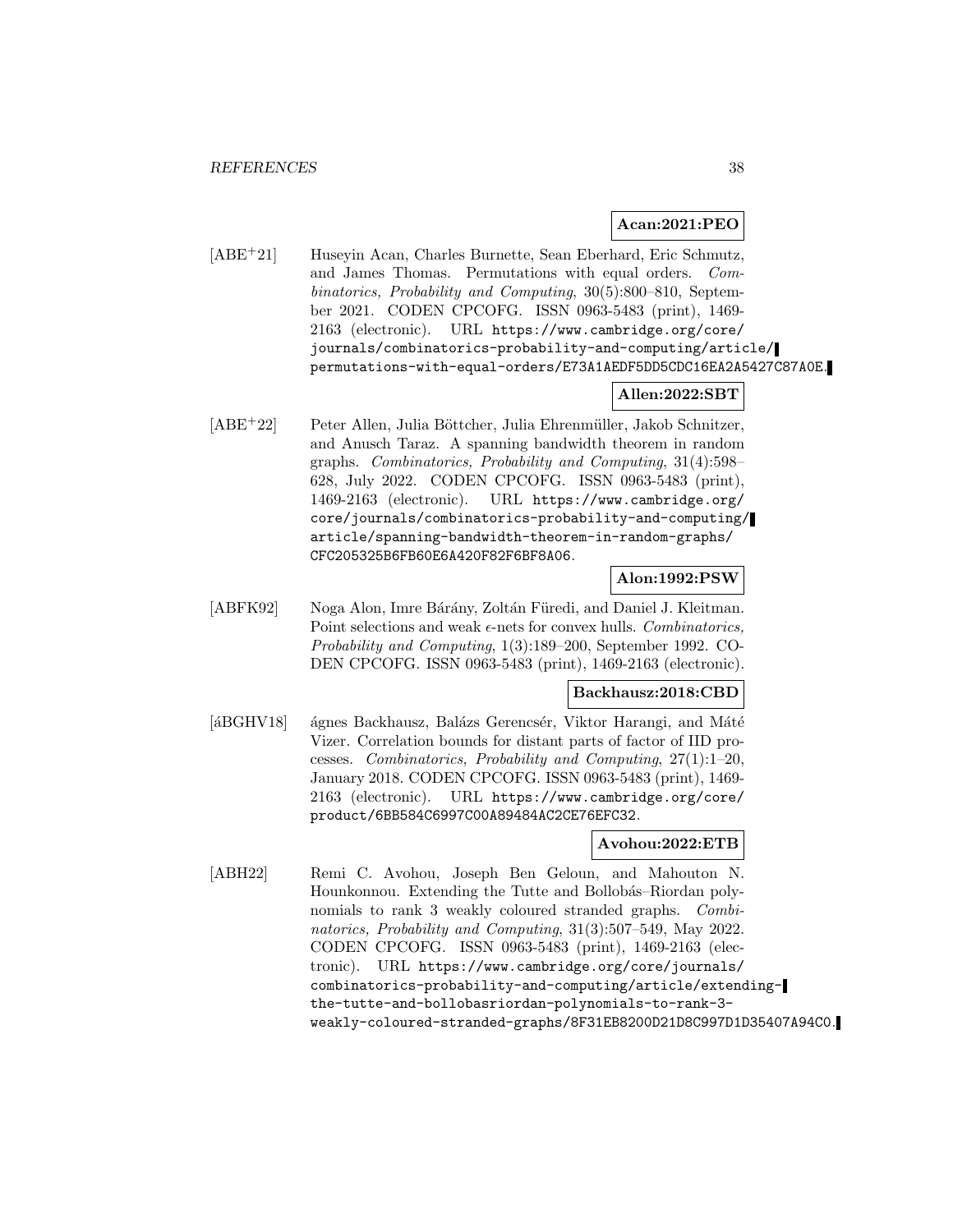**Acan:2021:PEO**

[ABE+21] Huseyin Acan, Charles Burnette, Sean Eberhard, Eric Schmutz, and James Thomas. Permutations with equal orders. *Combinatorics, Probability and Computing*, 30(5):800–810, September 2021. CODEN CPCOFG. ISSN 0963-5483 (print), 1469-2163 (electronic). URL `https://www.cambridge.org/core/journals/combinatorics-probability-and-computing/article/permutations-with-equal-orders/E73A1AEDF5DD5CDC16EA2A5427C87A0E`.

**Allen:2022:SBT**

[ABE+22] Peter Allen, Julia Böttcher, Julia Ehrenmüller, Jakob Schnitzer, and Anusch Taraz. A spanning bandwidth theorem in random graphs. *Combinatorics, Probability and Computing*, 31(4):598–628, July 2022. CODEN CPCOFG. ISSN 0963-5483 (print), 1469-2163 (electronic). URL `https://www.cambridge.org/core/journals/combinatorics-probability-and-computing/article/spanning-bandwidth-theorem-in-random-graphs/CFC205325B6FB60E6A420F82F6BF8A06`.

**Alon:1992:PSW**

[ABFK92] Noga Alon, Imre Bárány, Zoltán Füredi, and Daniel J. Kleitman. Point selections and weak $\epsilon$-nets for convex hulls. *Combinatorics, Probability and Computing*, 1(3):189–200, September 1992. CODEN CPCOFG. ISSN 0963-5483 (print), 1469-2163 (electronic).

**Backhausz:2018:CBD**

[áBGHV18] ágnes Backhausz, Balázs Gerencsér, Viktor Harangi, and Máté Vizer. Correlation bounds for distant parts of factor of IID processes. *Combinatorics, Probability and Computing*, 27(1):1–20, January 2018. CODEN CPCOFG. ISSN 0963-5483 (print), 1469-2163 (electronic). URL `https://www.cambridge.org/core/product/6BB584C6997C00A89484AC2CE76EFC32`.

**Avohou:2022:ETB**

[ABH22] Remi C. Avohou, Joseph Ben Geloun, and Mahouton N. Hounkonnou. Extending the Tutte and Bollobás–Riordan polynomials to rank 3 weakly coloured stranded graphs. *Combinatorics, Probability and Computing*, 31(3):507–549, May 2022. CODEN CPCOFG. ISSN 0963-5483 (print), 1469-2163 (electronic). URL `https://www.cambridge.org/core/journals/combinatorics-probability-and-computing/article/extending-the-tutte-and-bollobasriordan-polynomials-to-rank-3-weakly-coloured-stranded-graphs/8F31EB8200D21D8C997D1D35407A94C0`.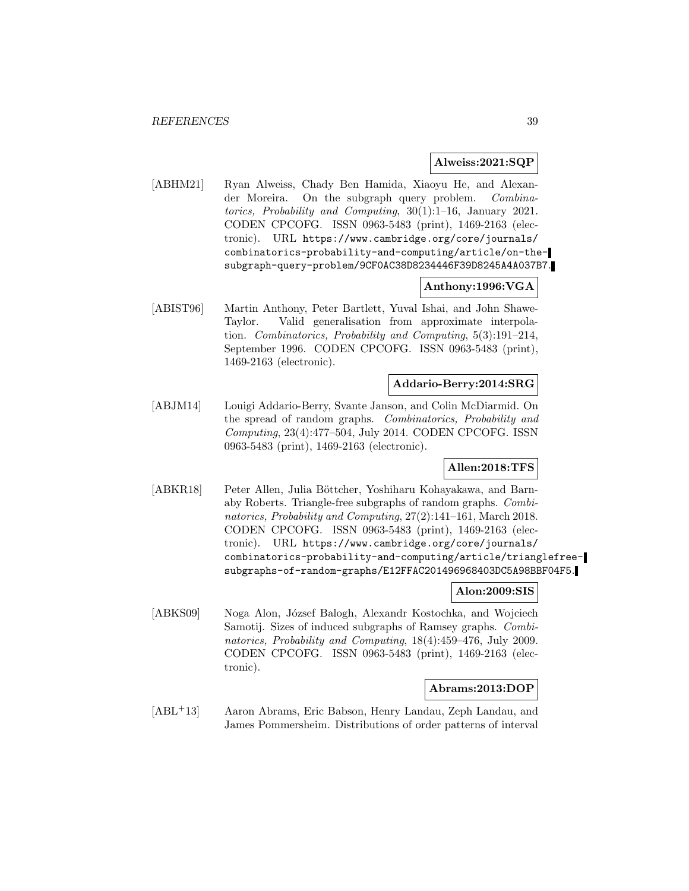**Alweiss:2021:SQP**

[ABHM21] Ryan Alweiss, Chady Ben Hamida, Xiaoyu He, and Alexander Moreira. On the subgraph query problem. *Combinatorics, Probability and Computing*, 30(1):1–16, January 2021. CODEN CPCOFG. ISSN 0963-5483 (print), 1469-2163 (electronic). URL https://www.cambridge.org/core/journals/combinatorics-probability-and-computing/article/on-the-subgraph-query-problem/9CF0AC38D8234446F39D8245A4A037B7.

**Anthony:1996:VGA**

[ABIST96] Martin Anthony, Peter Bartlett, Yuval Ishai, and John Shawe-Taylor. Valid generalisation from approximate interpolation. *Combinatorics, Probability and Computing*, 5(3):191–214, September 1996. CODEN CPCOFG. ISSN 0963-5483 (print), 1469-2163 (electronic).

**Addario-Berry:2014:SRG**

[ABJM14] Louigi Addario-Berry, Svante Janson, and Colin McDiarmid. On the spread of random graphs. *Combinatorics, Probability and Computing*, 23(4):477–504, July 2014. CODEN CPCOFG. ISSN 0963-5483 (print), 1469-2163 (electronic).

**Allen:2018:TFS**

[ABKR18] Peter Allen, Julia Böttcher, Yoshiharu Kohayakawa, and Barnaby Roberts. Triangle-free subgraphs of random graphs. *Combinatorics, Probability and Computing*, 27(2):141–161, March 2018. CODEN CPCOFG. ISSN 0963-5483 (print), 1469-2163 (electronic). URL https://www.cambridge.org/core/journals/combinatorics-probability-and-computing/article/trianglefree-subgraphs-of-random-graphs/E12FFAC201496968403DC5A98BBF04F5.

**Alon:2009:SIS**

[ABKS09] Noga Alon, József Balogh, Alexandr Kostochka, and Wojciech Samotij. Sizes of induced subgraphs of Ramsey graphs. *Combinatorics, Probability and Computing*, 18(4):459–476, July 2009. CODEN CPCOFG. ISSN 0963-5483 (print), 1469-2163 (electronic).

**Abrams:2013:DOP**

[ABL+13] Aaron Abrams, Eric Babson, Henry Landau, Zeph Landau, and James Pommersheim. Distributions of order patterns of interval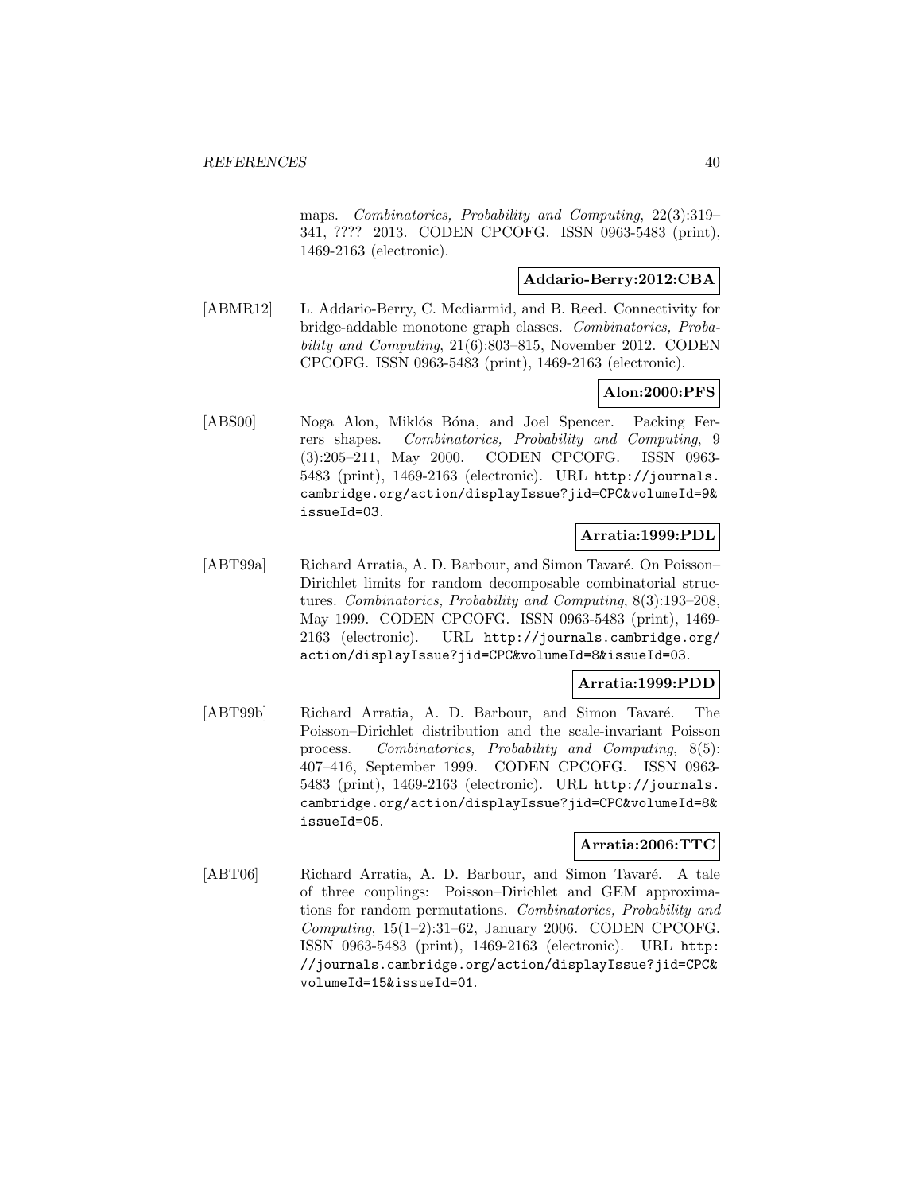maps. *Combinatorics, Probability and Computing*, 22(3):319–341, ???? 2013. CODEN CPCOFG. ISSN 0963-5483 (print), 1469-2163 (electronic).

**Addario-Berry:2012:CBA**

[ABMR12] L. Addario-Berry, C. Mcdiarmid, and B. Reed. Connectivity for bridge-addable monotone graph classes. *Combinatorics, Probability and Computing*, 21(6):803–815, November 2012. CODEN CPCOFG. ISSN 0963-5483 (print), 1469-2163 (electronic).

**Alon:2000:PFS**

[ABS00] Noga Alon, Miklós Bóna, and Joel Spencer. Packing Ferrers shapes. *Combinatorics, Probability and Computing*, 9 (3):205–211, May 2000. CODEN CPCOFG. ISSN 0963-5483 (print), 1469-2163 (electronic). URL http://journals.cambridge.org/action/displayIssue?jid=CPC&volumeId=9&issueId=03.

**Arratia:1999:PDL**

[ABT99a] Richard Arratia, A. D. Barbour, and Simon Tavaré. On Poisson–Dirichlet limits for random decomposable combinatorial structures. *Combinatorics, Probability and Computing*, 8(3):193–208, May 1999. CODEN CPCOFG. ISSN 0963-5483 (print), 1469-2163 (electronic). URL http://journals.cambridge.org/action/displayIssue?jid=CPC&volumeId=8&issueId=03.

**Arratia:1999:PDD**

[ABT99b] Richard Arratia, A. D. Barbour, and Simon Tavaré. The Poisson–Dirichlet distribution and the scale-invariant Poisson process. *Combinatorics, Probability and Computing*, 8(5): 407–416, September 1999. CODEN CPCOFG. ISSN 0963-5483 (print), 1469-2163 (electronic). URL http://journals.cambridge.org/action/displayIssue?jid=CPC&volumeId=8&issueId=05.

**Arratia:2006:TTC**

[ABT06] Richard Arratia, A. D. Barbour, and Simon Tavaré. A tale of three couplings: Poisson–Dirichlet and GEM approximations for random permutations. *Combinatorics, Probability and Computing*, 15(1–2):31–62, January 2006. CODEN CPCOFG. ISSN 0963-5483 (print), 1469-2163 (electronic). URL http://journals.cambridge.org/action/displayIssue?jid=CPC&volumeId=15&issueId=01.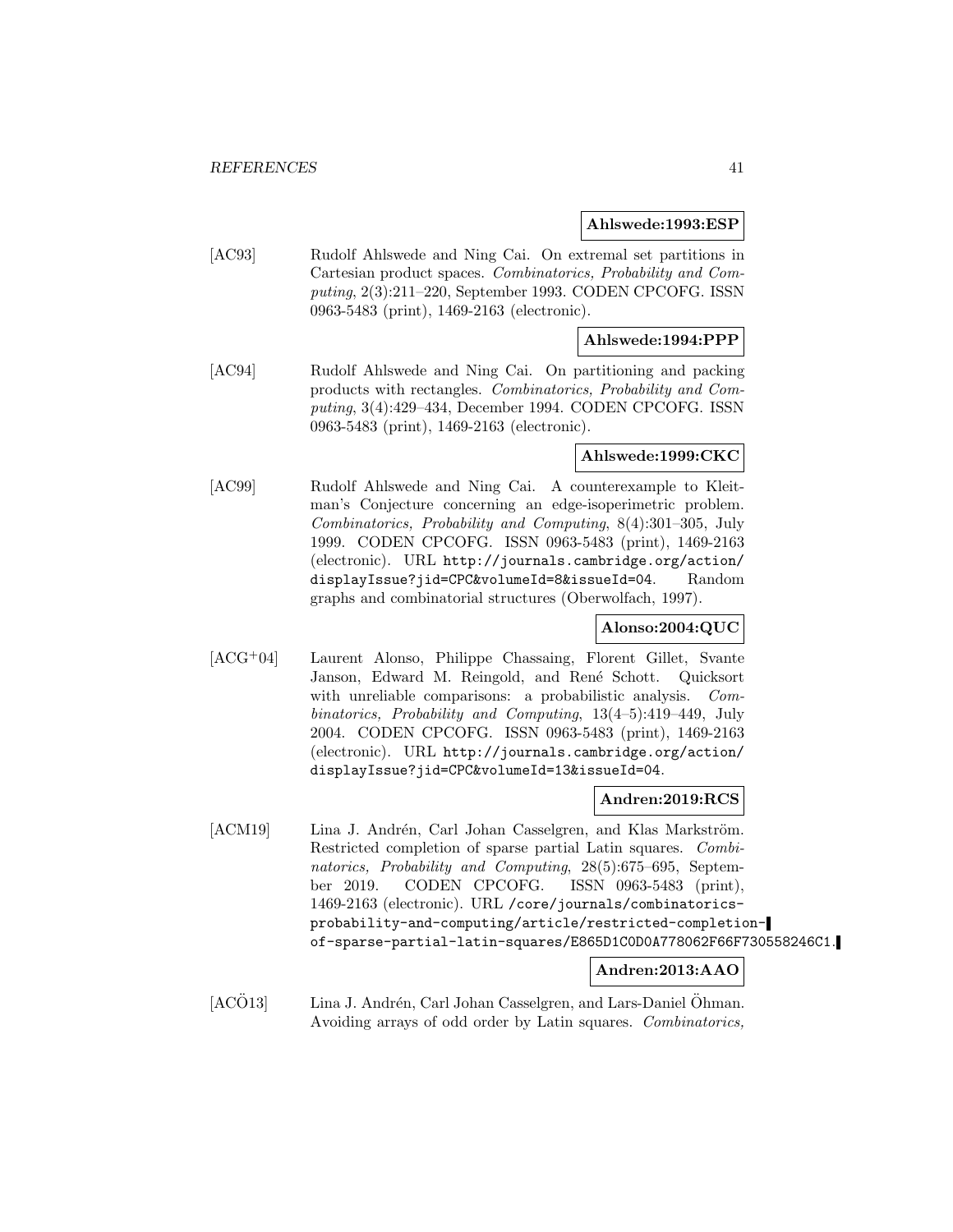**Ahlswede:1993:ESP**

[AC93] Rudolf Ahlswede and Ning Cai. On extremal set partitions in Cartesian product spaces. *Combinatorics, Probability and Computing*, 2(3):211–220, September 1993. CODEN CPCOFG. ISSN 0963-5483 (print), 1469-2163 (electronic).

**Ahlswede:1994:PPP**

[AC94] Rudolf Ahlswede and Ning Cai. On partitioning and packing products with rectangles. *Combinatorics, Probability and Computing*, 3(4):429–434, December 1994. CODEN CPCOFG. ISSN 0963-5483 (print), 1469-2163 (electronic).

**Ahlswede:1999:CKC**

[AC99] Rudolf Ahlswede and Ning Cai. A counterexample to Kleitman's Conjecture concerning an edge-isoperimetric problem. *Combinatorics, Probability and Computing*, 8(4):301–305, July 1999. CODEN CPCOFG. ISSN 0963-5483 (print), 1469-2163 (electronic). URL `http://journals.cambridge.org/action/displayIssue?jid=CPC&volumeId=8&issueId=04`. Random graphs and combinatorial structures (Oberwolfach, 1997).

**Alonso:2004:QUC**

[ACG+04] Laurent Alonso, Philippe Chassaing, Florent Gillet, Svante Janson, Edward M. Reingold, and René Schott. Quicksort with unreliable comparisons: a probabilistic analysis. *Combinatorics, Probability and Computing*, 13(4–5):419–449, July 2004. CODEN CPCOFG. ISSN 0963-5483 (print), 1469-2163 (electronic). URL `http://journals.cambridge.org/action/displayIssue?jid=CPC&volumeId=13&issueId=04`.

**Andren:2019:RCS**

[ACM19] Lina J. Andrén, Carl Johan Casselgren, and Klas Markström. Restricted completion of sparse partial Latin squares. *Combinatorics, Probability and Computing*, 28(5):675–695, September 2019. CODEN CPCOFG. ISSN 0963-5483 (print), 1469-2163 (electronic). URL `/core/journals/combinatorics-probability-and-computing/article/restricted-completion-of-sparse-partial-latin-squares/E865D1C0D0A778062F66F730558246C1`.

**Andren:2013:AAO**

[ACÖ13] Lina J. Andrén, Carl Johan Casselgren, and Lars-Daniel Öhman. Avoiding arrays of odd order by Latin squares. *Combinatorics,*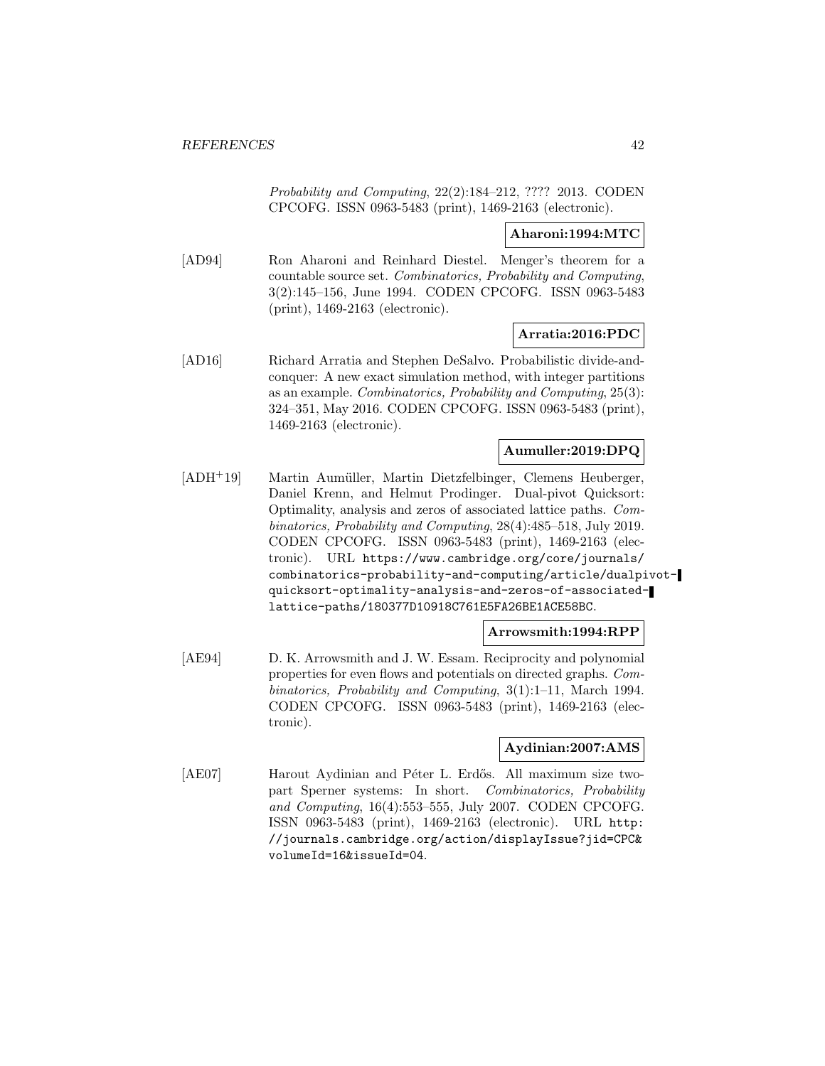*Probability and Computing*, 22(2):184–212, ???? 2013. CODEN CPCOFG. ISSN 0963-5483 (print), 1469-2163 (electronic).

**Aharoni:1994:MTC**

[AD94] Ron Aharoni and Reinhard Diestel. Menger's theorem for a countable source set. *Combinatorics, Probability and Computing*, 3(2):145–156, June 1994. CODEN CPCOFG. ISSN 0963-5483 (print), 1469-2163 (electronic).

**Arratia:2016:PDC**

[AD16] Richard Arratia and Stephen DeSalvo. Probabilistic divide-and-conquer: A new exact simulation method, with integer partitions as an example. *Combinatorics, Probability and Computing*, 25(3): 324–351, May 2016. CODEN CPCOFG. ISSN 0963-5483 (print), 1469-2163 (electronic).

**Aumuller:2019:DPQ**

[ADH+19] Martin Aumüller, Martin Dietzfelbinger, Clemens Heuberger, Daniel Krenn, and Helmut Prodinger. Dual-pivot Quicksort: Optimality, analysis and zeros of associated lattice paths. *Combinatorics, Probability and Computing*, 28(4):485–518, July 2019. CODEN CPCOFG. ISSN 0963-5483 (print), 1469-2163 (electronic). URL `https://www.cambridge.org/core/journals/combinatorics-probability-and-computing/article/dualpivot-quicksort-optimality-analysis-and-zeros-of-associated-lattice-paths/180377D10918C761E5FA26BE1ACE58BC`.

**Arrowsmith:1994:RPP**

[AE94] D. K. Arrowsmith and J. W. Essam. Reciprocity and polynomial properties for even flows and potentials on directed graphs. *Combinatorics, Probability and Computing*, 3(1):1–11, March 1994. CODEN CPCOFG. ISSN 0963-5483 (print), 1469-2163 (electronic).

**Aydinian:2007:AMS**

[AE07] Harout Aydinian and Péter L. Erdős. All maximum size two-part Sperner systems: In short. *Combinatorics, Probability and Computing*, 16(4):553–555, July 2007. CODEN CPCOFG. ISSN 0963-5483 (print), 1469-2163 (electronic). URL `http://journals.cambridge.org/action/displayIssue?jid=CPC&volumeId=16&issueId=04`.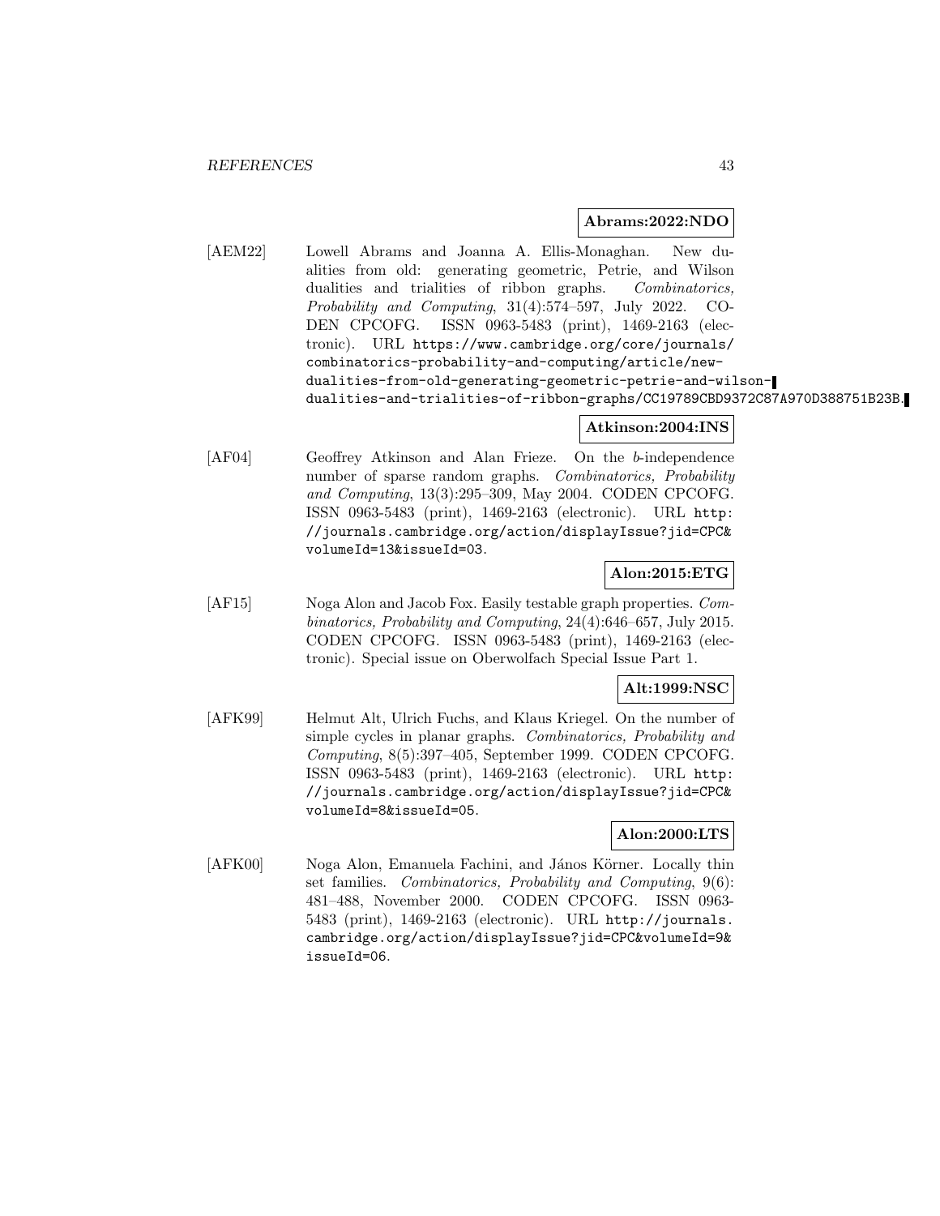**Abrams:2022:NDO**

[AEM22] Lowell Abrams and Joanna A. Ellis-Monaghan. New dualities from old: generating geometric, Petrie, and Wilson dualities and trialities of ribbon graphs. *Combinatorics, Probability and Computing*, 31(4):574–597, July 2022. CODEN CPCOFG. ISSN 0963-5483 (print), 1469-2163 (electronic). URL `https://www.cambridge.org/core/journals/combinatorics-probability-and-computing/article/new-dualities-from-old-generating-geometric-petrie-and-wilson-dualities-and-trialities-of-ribbon-graphs/CC19789CBD9372C87A970D388751B23B`.

**Atkinson:2004:INS**

[AF04] Geoffrey Atkinson and Alan Frieze. On the $b$-independence number of sparse random graphs. *Combinatorics, Probability and Computing*, 13(3):295–309, May 2004. CODEN CPCOFG. ISSN 0963-5483 (print), 1469-2163 (electronic). URL `http://journals.cambridge.org/action/displayIssue?jid=CPC&volumeId=13&issueId=03`.

**Alon:2015:ETG**

[AF15] Noga Alon and Jacob Fox. Easily testable graph properties. *Combinatorics, Probability and Computing*, 24(4):646–657, July 2015. CODEN CPCOFG. ISSN 0963-5483 (print), 1469-2163 (electronic). Special issue on Oberwolfach Special Issue Part 1.

**Alt:1999:NSC**

[AFK99] Helmut Alt, Ulrich Fuchs, and Klaus Kriegel. On the number of simple cycles in planar graphs. *Combinatorics, Probability and Computing*, 8(5):397–405, September 1999. CODEN CPCOFG. ISSN 0963-5483 (print), 1469-2163 (electronic). URL `http://journals.cambridge.org/action/displayIssue?jid=CPC&volumeId=8&issueId=05`.

**Alon:2000:LTS**

[AFK00] Noga Alon, Emanuela Fachini, and János Körner. Locally thin set families. *Combinatorics, Probability and Computing*, 9(6): 481–488, November 2000. CODEN CPCOFG. ISSN 0963-5483 (print), 1469-2163 (electronic). URL `http://journals.cambridge.org/action/displayIssue?jid=CPC&volumeId=9&issueId=06`.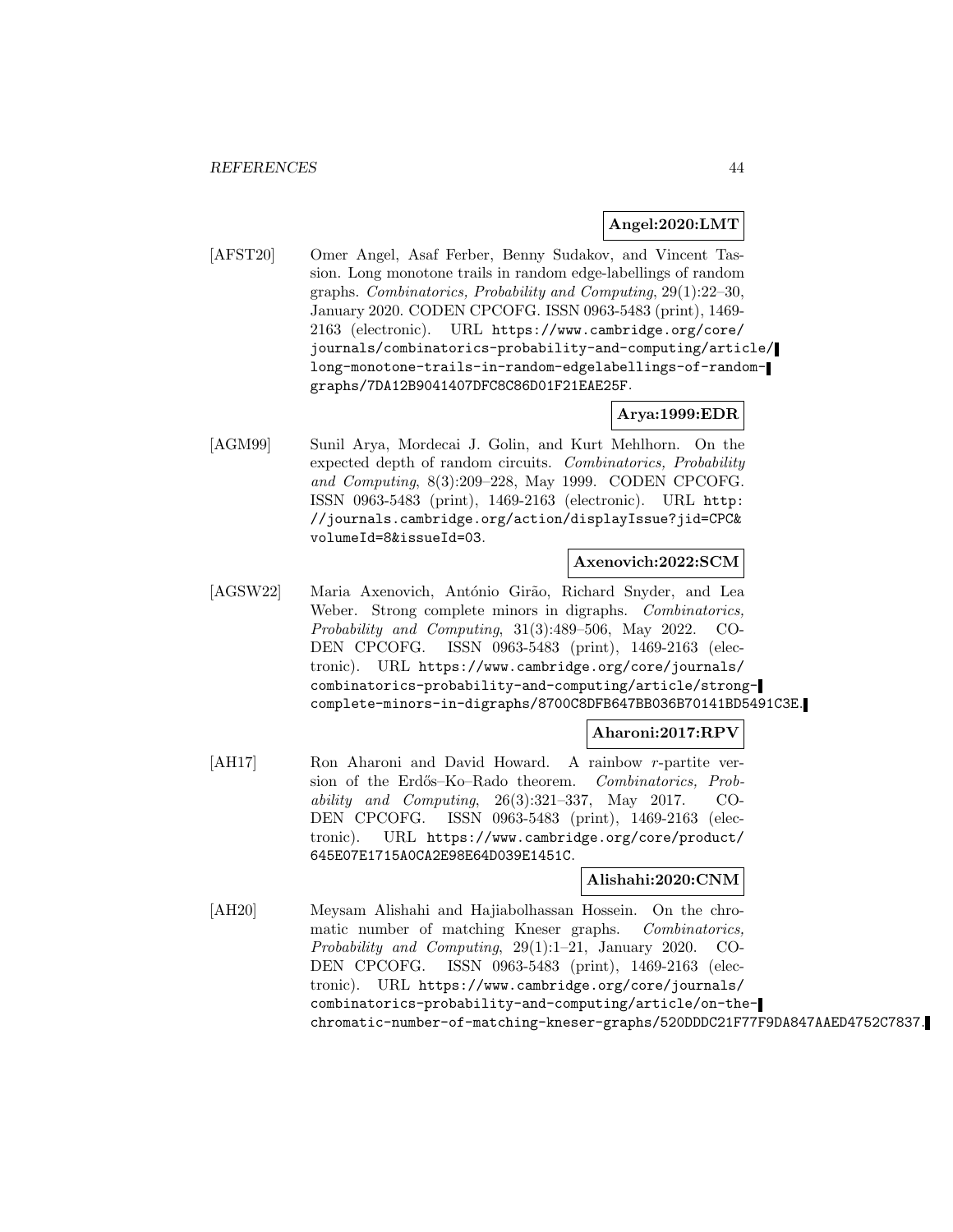**Angel:2020:LMT**

[AFST20] Omer Angel, Asaf Ferber, Benny Sudakov, and Vincent Tassion. Long monotone trails in random edge-labellings of random graphs. *Combinatorics, Probability and Computing*, 29(1):22–30, January 2020. CODEN CPCOFG. ISSN 0963-5483 (print), 1469-2163 (electronic). URL https://www.cambridge.org/core/journals/combinatorics-probability-and-computing/article/long-monotone-trails-in-random-edgelabellings-of-random-graphs/7DA12B9041407DFC8C86D01F21EAE25F.

**Arya:1999:EDR**

[AGM99] Sunil Arya, Mordecai J. Golin, and Kurt Mehlhorn. On the expected depth of random circuits. *Combinatorics, Probability and Computing*, 8(3):209–228, May 1999. CODEN CPCOFG. ISSN 0963-5483 (print), 1469-2163 (electronic). URL http://journals.cambridge.org/action/displayIssue?jid=CPC&volumeId=8&issueId=03.

**Axenovich:2022:SCM**

[AGSW22] Maria Axenovich, António Girão, Richard Snyder, and Lea Weber. Strong complete minors in digraphs. *Combinatorics, Probability and Computing*, 31(3):489–506, May 2022. CODEN CPCOFG. ISSN 0963-5483 (print), 1469-2163 (electronic). URL https://www.cambridge.org/core/journals/combinatorics-probability-and-computing/article/strong-complete-minors-in-digraphs/8700C8DFB647BB036B70141BD5491C3E.

**Aharoni:2017:RPV**

[AH17] Ron Aharoni and David Howard. A rainbow $r$-partite version of the Erdős–Ko–Rado theorem. *Combinatorics, Probability and Computing*, 26(3):321–337, May 2017. CODEN CPCOFG. ISSN 0963-5483 (print), 1469-2163 (electronic). URL https://www.cambridge.org/core/product/645E07E1715A0CA2E98E64D039E1451C.

**Alishahi:2020:CNM**

[AH20] Meysam Alishahi and Hajiabolhassan Hossein. On the chromatic number of matching Kneser graphs. *Combinatorics, Probability and Computing*, 29(1):1–21, January 2020. CODEN CPCOFG. ISSN 0963-5483 (print), 1469-2163 (electronic). URL https://www.cambridge.org/core/journals/combinatorics-probability-and-computing/article/on-the-chromatic-number-of-matching-kneser-graphs/520DDDC21F77F9DA847AAED4752C7837.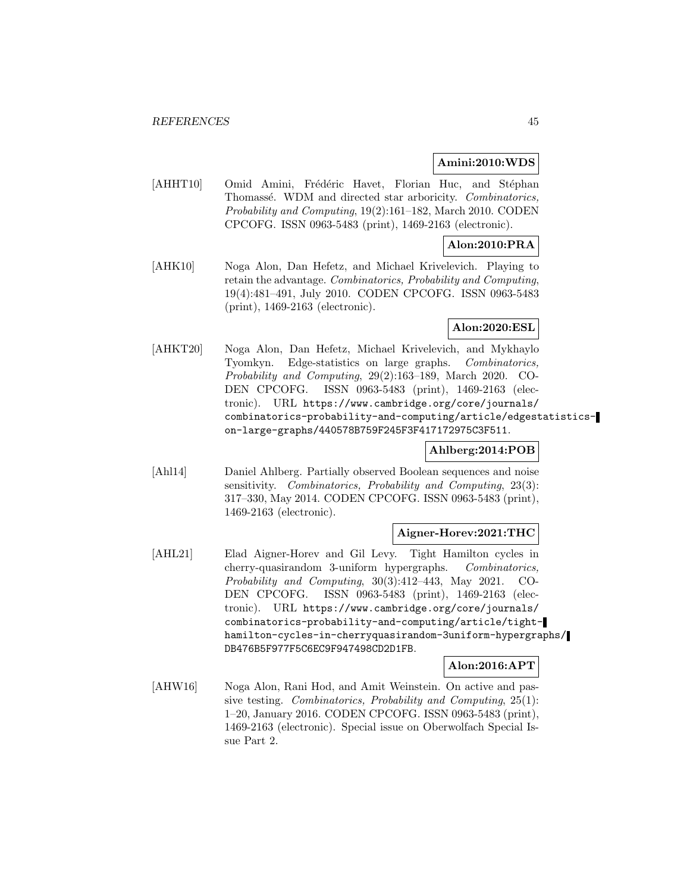**Amini:2010:WDS**

[AHHT10] Omid Amini, Frédéric Havet, Florian Huc, and Stéphan Thomassé. WDM and directed star arboricity. *Combinatorics, Probability and Computing*, 19(2):161–182, March 2010. CODEN CPCOFG. ISSN 0963-5483 (print), 1469-2163 (electronic).

**Alon:2010:PRA**

[AHK10] Noga Alon, Dan Hefetz, and Michael Krivelevich. Playing to retain the advantage. *Combinatorics, Probability and Computing*, 19(4):481–491, July 2010. CODEN CPCOFG. ISSN 0963-5483 (print), 1469-2163 (electronic).

**Alon:2020:ESL**

[AHKT20] Noga Alon, Dan Hefetz, Michael Krivelevich, and Mykhaylo Tyomkyn. Edge-statistics on large graphs. *Combinatorics, Probability and Computing*, 29(2):163–189, March 2020. CODEN CPCOFG. ISSN 0963-5483 (print), 1469-2163 (electronic). URL https://www.cambridge.org/core/journals/combinatorics-probability-and-computing/article/edgestatistics-on-large-graphs/440578B759F245F3F417172975C3F511.

**Ahlberg:2014:POB**

[Ahl14] Daniel Ahlberg. Partially observed Boolean sequences and noise sensitivity. *Combinatorics, Probability and Computing*, 23(3):317–330, May 2014. CODEN CPCOFG. ISSN 0963-5483 (print), 1469-2163 (electronic).

**Aigner-Horev:2021:THC**

[AHL21] Elad Aigner-Horev and Gil Levy. Tight Hamilton cycles in cherry-quasirandom 3-uniform hypergraphs. *Combinatorics, Probability and Computing*, 30(3):412–443, May 2021. CODEN CPCOFG. ISSN 0963-5483 (print), 1469-2163 (electronic). URL https://www.cambridge.org/core/journals/combinatorics-probability-and-computing/article/tight-hamilton-cycles-in-cherryquasirandom-3uniform-hypergraphs/DB476B5F977F5C6EC9F947498CD2D1FB.

**Alon:2016:APT**

[AHW16] Noga Alon, Rani Hod, and Amit Weinstein. On active and passive testing. *Combinatorics, Probability and Computing*, 25(1):1–20, January 2016. CODEN CPCOFG. ISSN 0963-5483 (print), 1469-2163 (electronic). Special issue on Oberwolfach Special Issue Part 2.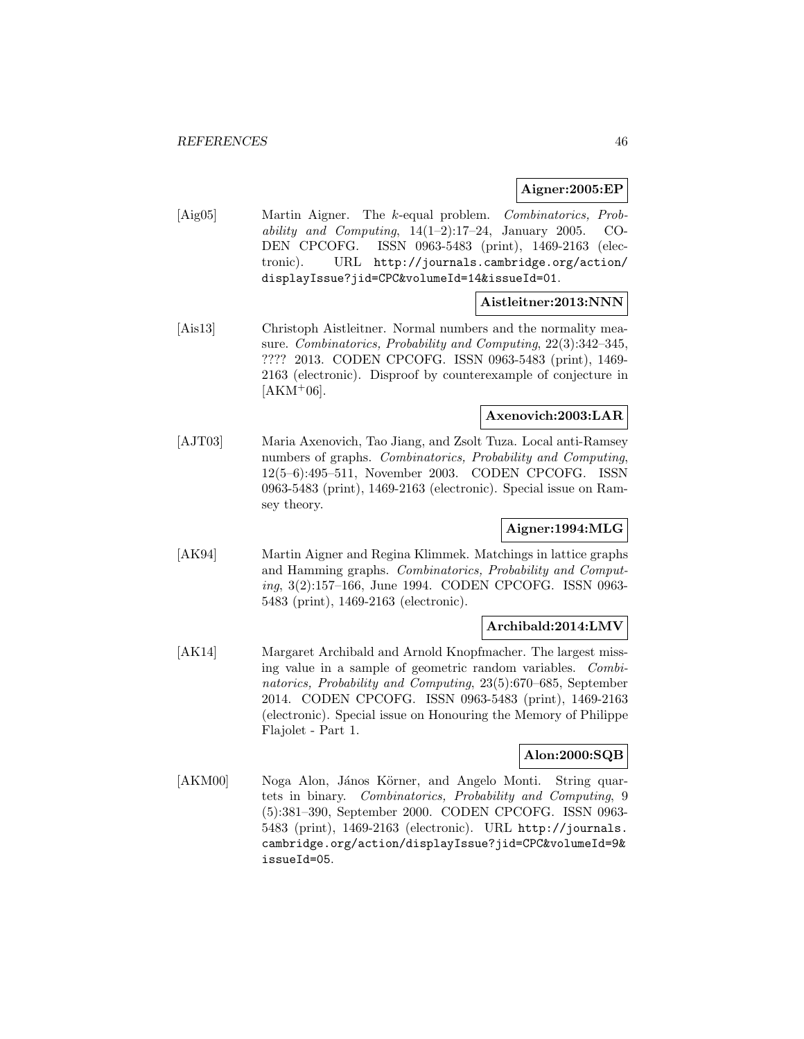**Aigner:2005:EP**

[Aig05] Martin Aigner. The $k$-equal problem. *Combinatorics, Probability and Computing*, 14(1–2):17–24, January 2005. CODEN CPCOFG. ISSN 0963-5483 (print), 1469-2163 (electronic). URL http://journals.cambridge.org/action/displayIssue?jid=CPC&volumeId=14&issueId=01.

**Aistleitner:2013:NNN**

[Ais13] Christoph Aistleitner. Normal numbers and the normality measure. *Combinatorics, Probability and Computing*, 22(3):342–345, ???? 2013. CODEN CPCOFG. ISSN 0963-5483 (print), 1469-2163 (electronic). Disproof by counterexample of conjecture in [AKM+06].

**Axenovich:2003:LAR**

[AJT03] Maria Axenovich, Tao Jiang, and Zsolt Tuza. Local anti-Ramsey numbers of graphs. *Combinatorics, Probability and Computing*, 12(5–6):495–511, November 2003. CODEN CPCOFG. ISSN 0963-5483 (print), 1469-2163 (electronic). Special issue on Ramsey theory.

**Aigner:1994:MLG**

[AK94] Martin Aigner and Regina Klimmek. Matchings in lattice graphs and Hamming graphs. *Combinatorics, Probability and Computing*, 3(2):157–166, June 1994. CODEN CPCOFG. ISSN 0963-5483 (print), 1469-2163 (electronic).

**Archibald:2014:LMV**

[AK14] Margaret Archibald and Arnold Knopfmacher. The largest missing value in a sample of geometric random variables. *Combinatorics, Probability and Computing*, 23(5):670–685, September 2014. CODEN CPCOFG. ISSN 0963-5483 (print), 1469-2163 (electronic). Special issue on Honouring the Memory of Philippe Flajolet - Part 1.

**Alon:2000:SQB**

[AKM00] Noga Alon, János Körner, and Angelo Monti. String quartets in binary. *Combinatorics, Probability and Computing*, 9 (5):381–390, September 2000. CODEN CPCOFG. ISSN 0963-5483 (print), 1469-2163 (electronic). URL http://journals.cambridge.org/action/displayIssue?jid=CPC&volumeId=9&issueId=05.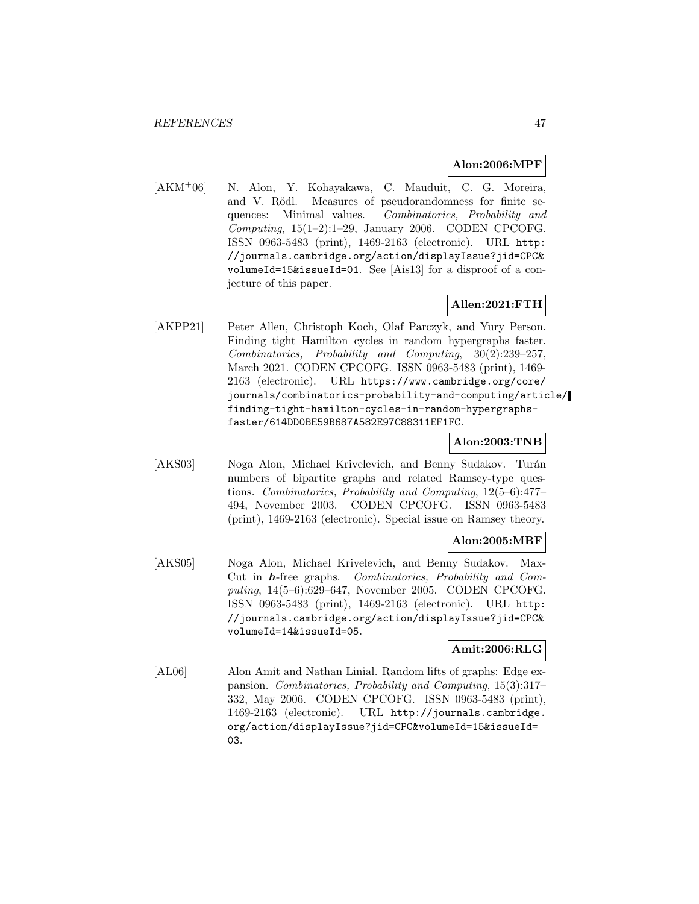**Alon:2006:MPF**

[AKM+06] N. Alon, Y. Kohayakawa, C. Mauduit, C. G. Moreira, and V. Rödl. Measures of pseudorandomness for finite sequences: Minimal values. *Combinatorics, Probability and Computing*, 15(1–2):1–29, January 2006. CODEN CPCOFG. ISSN 0963-5483 (print), 1469-2163 (electronic). URL http://journals.cambridge.org/action/displayIssue?jid=CPC&volumeId=15&issueId=01. See [Ais13] for a disproof of a conjecture of this paper.

**Allen:2021:FTH**

[AKPP21] Peter Allen, Christoph Koch, Olaf Parczyk, and Yury Person. Finding tight Hamilton cycles in random hypergraphs faster. *Combinatorics, Probability and Computing*, 30(2):239–257, March 2021. CODEN CPCOFG. ISSN 0963-5483 (print), 1469-2163 (electronic). URL https://www.cambridge.org/core/journals/combinatorics-probability-and-computing/article/finding-tight-hamilton-cycles-in-random-hypergraphs-faster/614DD0BE59B687A582E97C88311EF1FC.

**Alon:2003:TNB**

[AKS03] Noga Alon, Michael Krivelevich, and Benny Sudakov. Turán numbers of bipartite graphs and related Ramsey-type questions. *Combinatorics, Probability and Computing*, 12(5–6):477–494, November 2003. CODEN CPCOFG. ISSN 0963-5483 (print), 1469-2163 (electronic). Special issue on Ramsey theory.

**Alon:2005:MBF**

[AKS05] Noga Alon, Michael Krivelevich, and Benny Sudakov. Max-Cut in $h$-free graphs. *Combinatorics, Probability and Computing*, 14(5–6):629–647, November 2005. CODEN CPCOFG. ISSN 0963-5483 (print), 1469-2163 (electronic). URL http://journals.cambridge.org/action/displayIssue?jid=CPC&volumeId=14&issueId=05.

**Amit:2006:RLG**

[AL06] Alon Amit and Nathan Linial. Random lifts of graphs: Edge expansion. *Combinatorics, Probability and Computing*, 15(3):317–332, May 2006. CODEN CPCOFG. ISSN 0963-5483 (print), 1469-2163 (electronic). URL http://journals.cambridge.org/action/displayIssue?jid=CPC&volumeId=15&issueId=03.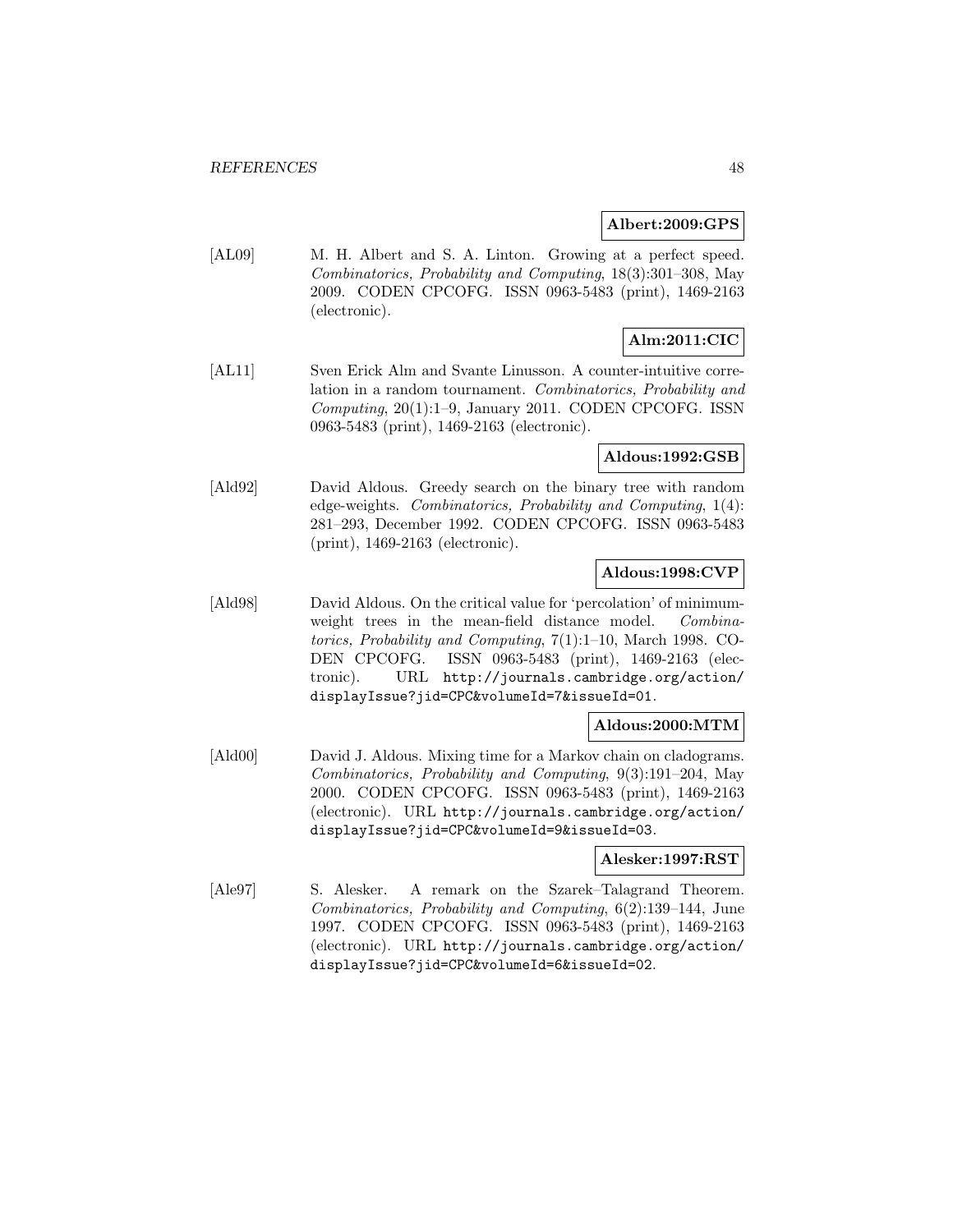**Albert:2009:GPS**

[AL09] M. H. Albert and S. A. Linton. Growing at a perfect speed. *Combinatorics, Probability and Computing*, 18(3):301–308, May 2009. CODEN CPCOFG. ISSN 0963-5483 (print), 1469-2163 (electronic).

**Alm:2011:CIC**

[AL11] Sven Erick Alm and Svante Linusson. A counter-intuitive correlation in a random tournament. *Combinatorics, Probability and Computing*, 20(1):1–9, January 2011. CODEN CPCOFG. ISSN 0963-5483 (print), 1469-2163 (electronic).

**Aldous:1992:GSB**

[Ald92] David Aldous. Greedy search on the binary tree with random edge-weights. *Combinatorics, Probability and Computing*, 1(4): 281–293, December 1992. CODEN CPCOFG. ISSN 0963-5483 (print), 1469-2163 (electronic).

**Aldous:1998:CVP**

[Ald98] David Aldous. On the critical value for 'percolation' of minimum-weight trees in the mean-field distance model. *Combinatorics, Probability and Computing*, 7(1):1–10, March 1998. CODEN CPCOFG. ISSN 0963-5483 (print), 1469-2163 (electronic). URL `http://journals.cambridge.org/action/displayIssue?jid=CPC&volumeId=7&issueId=01`.

**Aldous:2000:MTM**

[Ald00] David J. Aldous. Mixing time for a Markov chain on cladograms. *Combinatorics, Probability and Computing*, 9(3):191–204, May 2000. CODEN CPCOFG. ISSN 0963-5483 (print), 1469-2163 (electronic). URL `http://journals.cambridge.org/action/displayIssue?jid=CPC&volumeId=9&issueId=03`.

**Alesker:1997:RST**

[Ale97] S. Alesker. A remark on the Szarek–Talagrand Theorem. *Combinatorics, Probability and Computing*, 6(2):139–144, June 1997. CODEN CPCOFG. ISSN 0963-5483 (print), 1469-2163 (electronic). URL `http://journals.cambridge.org/action/displayIssue?jid=CPC&volumeId=6&issueId=02`.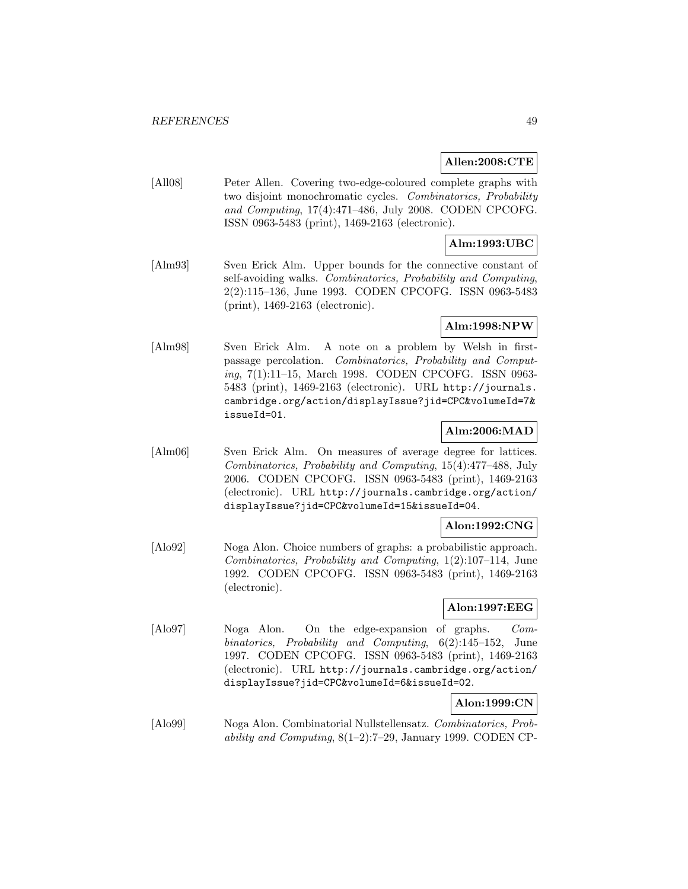**Allen:2008:CTE**

[All08] Peter Allen. Covering two-edge-coloured complete graphs with two disjoint monochromatic cycles. *Combinatorics, Probability and Computing*, 17(4):471–486, July 2008. CODEN CPCOFG. ISSN 0963-5483 (print), 1469-2163 (electronic).

**Alm:1993:UBC**

[Alm93] Sven Erick Alm. Upper bounds for the connective constant of self-avoiding walks. *Combinatorics, Probability and Computing*, 2(2):115–136, June 1993. CODEN CPCOFG. ISSN 0963-5483 (print), 1469-2163 (electronic).

**Alm:1998:NPW**

[Alm98] Sven Erick Alm. A note on a problem by Welsh in first-passage percolation. *Combinatorics, Probability and Computing*, 7(1):11–15, March 1998. CODEN CPCOFG. ISSN 0963-5483 (print), 1469-2163 (electronic). URL `http://journals.cambridge.org/action/displayIssue?jid=CPC&volumeId=7&issueId=01`.

**Alm:2006:MAD**

[Alm06] Sven Erick Alm. On measures of average degree for lattices. *Combinatorics, Probability and Computing*, 15(4):477–488, July 2006. CODEN CPCOFG. ISSN 0963-5483 (print), 1469-2163 (electronic). URL `http://journals.cambridge.org/action/displayIssue?jid=CPC&volumeId=15&issueId=04`.

**Alon:1992:CNG**

[Alo92] Noga Alon. Choice numbers of graphs: a probabilistic approach. *Combinatorics, Probability and Computing*, 1(2):107–114, June 1992. CODEN CPCOFG. ISSN 0963-5483 (print), 1469-2163 (electronic).

**Alon:1997:EEG**

[Alo97] Noga Alon. On the edge-expansion of graphs. *Combinatorics, Probability and Computing*, 6(2):145–152, June 1997. CODEN CPCOFG. ISSN 0963-5483 (print), 1469-2163 (electronic). URL `http://journals.cambridge.org/action/displayIssue?jid=CPC&volumeId=6&issueId=02`.

**Alon:1999:CN**

[Alo99] Noga Alon. Combinatorial Nullstellensatz. *Combinatorics, Probability and Computing*, 8(1–2):7–29, January 1999. CODEN CP-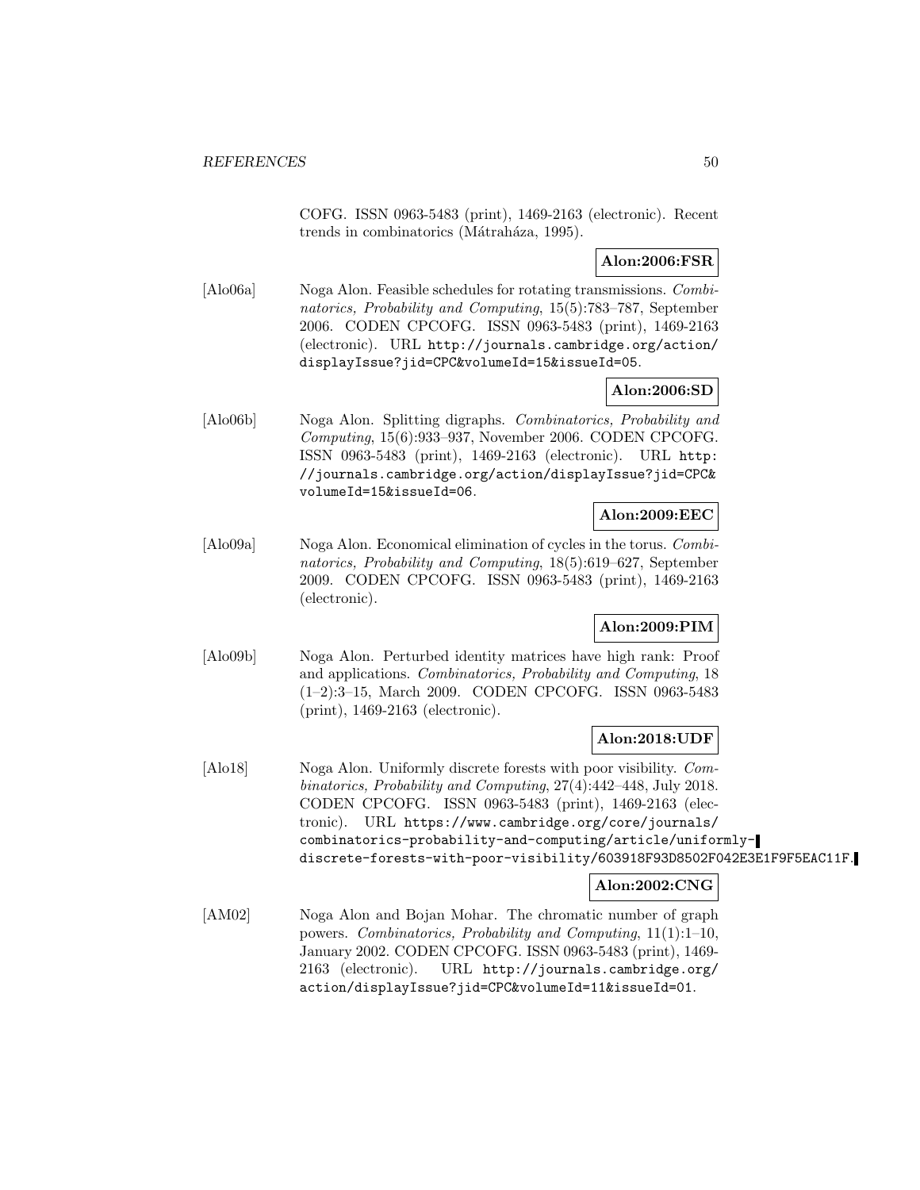COFG. ISSN 0963-5483 (print), 1469-2163 (electronic). Recent trends in combinatorics (Mátraháza, 1995).

**Alon:2006:FSR**

[Alo06a] Noga Alon. Feasible schedules for rotating transmissions. *Combinatorics, Probability and Computing*, 15(5):783–787, September 2006. CODEN CPCOFG. ISSN 0963-5483 (print), 1469-2163 (electronic). URL http://journals.cambridge.org/action/displayIssue?jid=CPC&volumeId=15&issueId=05.

**Alon:2006:SD**

[Alo06b] Noga Alon. Splitting digraphs. *Combinatorics, Probability and Computing*, 15(6):933–937, November 2006. CODEN CPCOFG. ISSN 0963-5483 (print), 1469-2163 (electronic). URL http://journals.cambridge.org/action/displayIssue?jid=CPC&volumeId=15&issueId=06.

**Alon:2009:EEC**

[Alo09a] Noga Alon. Economical elimination of cycles in the torus. *Combinatorics, Probability and Computing*, 18(5):619–627, September 2009. CODEN CPCOFG. ISSN 0963-5483 (print), 1469-2163 (electronic).

**Alon:2009:PIM**

[Alo09b] Noga Alon. Perturbed identity matrices have high rank: Proof and applications. *Combinatorics, Probability and Computing*, 18 (1–2):3–15, March 2009. CODEN CPCOFG. ISSN 0963-5483 (print), 1469-2163 (electronic).

**Alon:2018:UDF**

[Alo18] Noga Alon. Uniformly discrete forests with poor visibility. *Combinatorics, Probability and Computing*, 27(4):442–448, July 2018. CODEN CPCOFG. ISSN 0963-5483 (print), 1469-2163 (electronic). URL https://www.cambridge.org/core/journals/combinatorics-probability-and-computing/article/uniformly-discrete-forests-with-poor-visibility/603918F93D8502F042E3E1F9F5EAC11F.

**Alon:2002:CNG**

[AM02] Noga Alon and Bojan Mohar. The chromatic number of graph powers. *Combinatorics, Probability and Computing*, 11(1):1–10, January 2002. CODEN CPCOFG. ISSN 0963-5483 (print), 1469-2163 (electronic). URL http://journals.cambridge.org/action/displayIssue?jid=CPC&volumeId=11&issueId=01.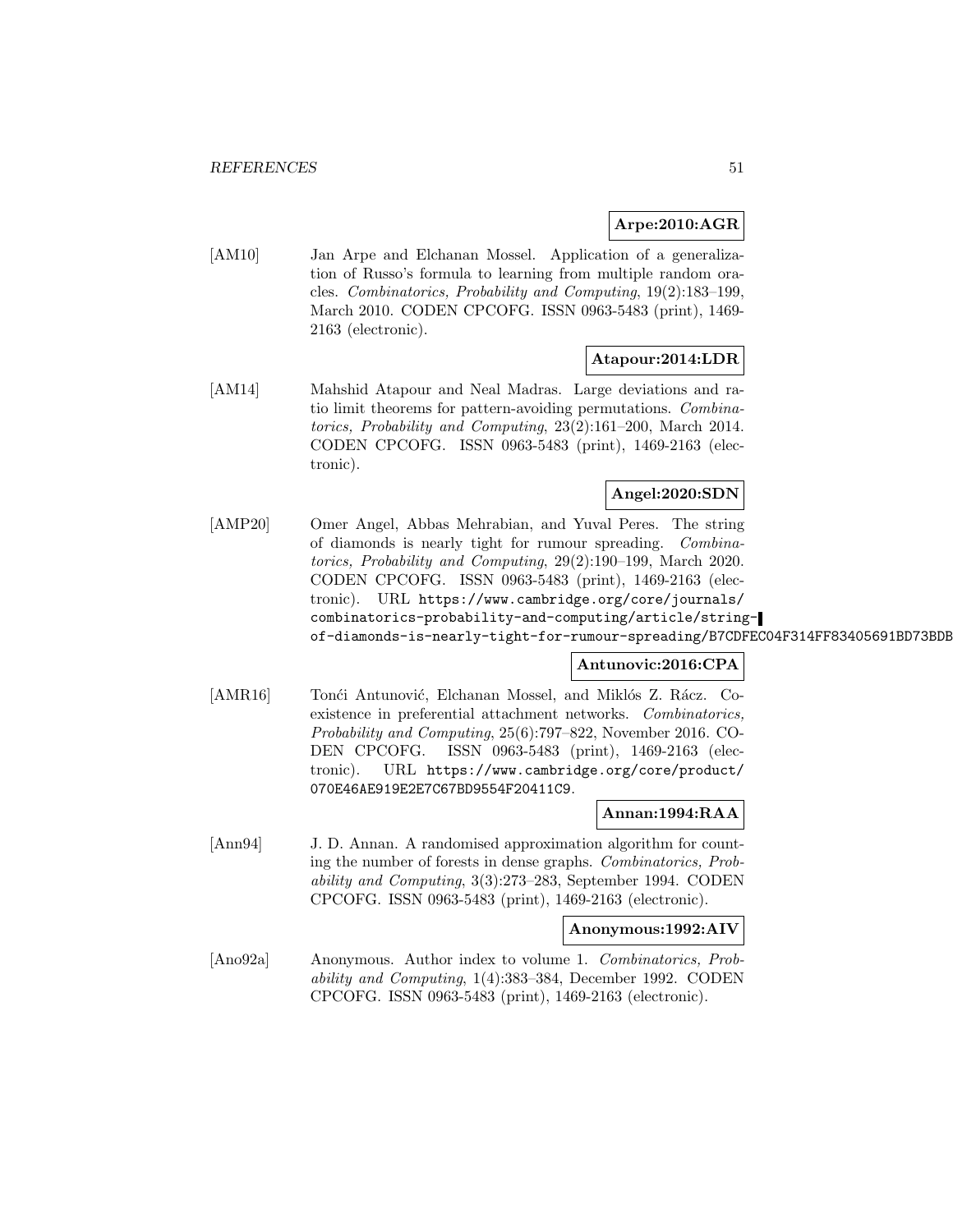**Arpe:2010:AGR**

[AM10] Jan Arpe and Elchanan Mossel. Application of a generalization of Russo's formula to learning from multiple random oracles. *Combinatorics, Probability and Computing*, 19(2):183–199, March 2010. CODEN CPCOFG. ISSN 0963-5483 (print), 1469-2163 (electronic).

**Atapour:2014:LDR**

[AM14] Mahshid Atapour and Neal Madras. Large deviations and ratio limit theorems for pattern-avoiding permutations. *Combinatorics, Probability and Computing*, 23(2):161–200, March 2014. CODEN CPCOFG. ISSN 0963-5483 (print), 1469-2163 (electronic).

**Angel:2020:SDN**

[AMP20] Omer Angel, Abbas Mehrabian, and Yuval Peres. The string of diamonds is nearly tight for rumour spreading. *Combinatorics, Probability and Computing*, 29(2):190–199, March 2020. CODEN CPCOFG. ISSN 0963-5483 (print), 1469-2163 (electronic). URL https://www.cambridge.org/core/journals/combinatorics-probability-and-computing/article/string-of-diamonds-is-nearly-tight-for-rumour-spreading/B7CDFEC04F314FF83405691BD73BDB

**Antunovic:2016:CPA**

[AMR16] Tonći Antunović, Elchanan Mossel, and Miklós Z. Rácz. Coexistence in preferential attachment networks. *Combinatorics, Probability and Computing*, 25(6):797–822, November 2016. CODEN CPCOFG. ISSN 0963-5483 (print), 1469-2163 (electronic). URL https://www.cambridge.org/core/product/070E46AE919E2E7C67BD9554F20411C9.

**Annan:1994:RAA**

[Ann94] J. D. Annan. A randomised approximation algorithm for counting the number of forests in dense graphs. *Combinatorics, Probability and Computing*, 3(3):273–283, September 1994. CODEN CPCOFG. ISSN 0963-5483 (print), 1469-2163 (electronic).

**Anonymous:1992:AIV**

[Ano92a] Anonymous. Author index to volume 1. *Combinatorics, Probability and Computing*, 1(4):383–384, December 1992. CODEN CPCOFG. ISSN 0963-5483 (print), 1469-2163 (electronic).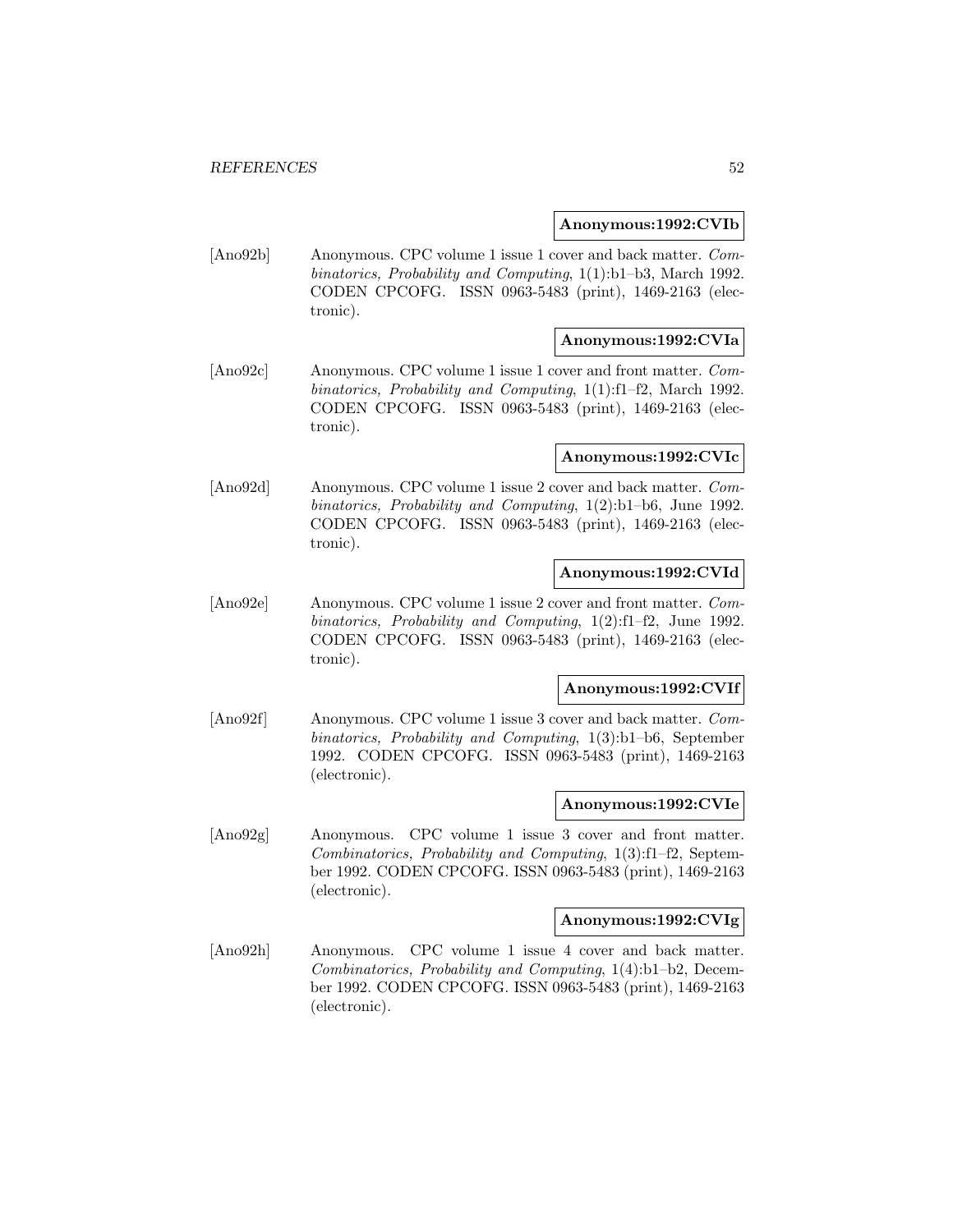**Anonymous:1992:CVIb**

[Ano92b] Anonymous. CPC volume 1 issue 1 cover and back matter. *Combinatorics, Probability and Computing*, 1(1):b1–b3, March 1992. CODEN CPCOFG. ISSN 0963-5483 (print), 1469-2163 (electronic).

**Anonymous:1992:CVIa**

[Ano92c] Anonymous. CPC volume 1 issue 1 cover and front matter. *Combinatorics, Probability and Computing*, 1(1):f1–f2, March 1992. CODEN CPCOFG. ISSN 0963-5483 (print), 1469-2163 (electronic).

**Anonymous:1992:CVIc**

[Ano92d] Anonymous. CPC volume 1 issue 2 cover and back matter. *Combinatorics, Probability and Computing*, 1(2):b1–b6, June 1992. CODEN CPCOFG. ISSN 0963-5483 (print), 1469-2163 (electronic).

**Anonymous:1992:CVId**

[Ano92e] Anonymous. CPC volume 1 issue 2 cover and front matter. *Combinatorics, Probability and Computing*, 1(2):f1–f2, June 1992. CODEN CPCOFG. ISSN 0963-5483 (print), 1469-2163 (electronic).

**Anonymous:1992:CVIf**

[Ano92f] Anonymous. CPC volume 1 issue 3 cover and back matter. *Combinatorics, Probability and Computing*, 1(3):b1–b6, September 1992. CODEN CPCOFG. ISSN 0963-5483 (print), 1469-2163 (electronic).

**Anonymous:1992:CVIe**

[Ano92g] Anonymous. CPC volume 1 issue 3 cover and front matter. *Combinatorics, Probability and Computing*, 1(3):f1–f2, September 1992. CODEN CPCOFG. ISSN 0963-5483 (print), 1469-2163 (electronic).

**Anonymous:1992:CVIg**

[Ano92h] Anonymous. CPC volume 1 issue 4 cover and back matter. *Combinatorics, Probability and Computing*, 1(4):b1–b2, December 1992. CODEN CPCOFG. ISSN 0963-5483 (print), 1469-2163 (electronic).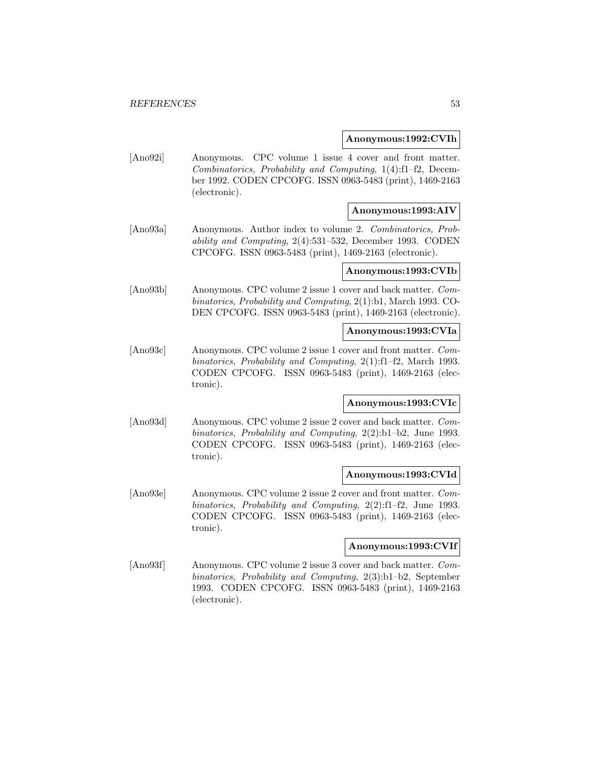**Anonymous:1992:CVIh**

[Ano92i] Anonymous. CPC volume 1 issue 4 cover and front matter. *Combinatorics, Probability and Computing*, 1(4):f1–f2, December 1992. CODEN CPCOFG. ISSN 0963-5483 (print), 1469-2163 (electronic).

**Anonymous:1993:AIV**

[Ano93a] Anonymous. Author index to volume 2. *Combinatorics, Probability and Computing*, 2(4):531–532, December 1993. CODEN CPCOFG. ISSN 0963-5483 (print), 1469-2163 (electronic).

**Anonymous:1993:CVIb**

[Ano93b] Anonymous. CPC volume 2 issue 1 cover and back matter. *Combinatorics, Probability and Computing*, 2(1):b1, March 1993. CODEN CPCOFG. ISSN 0963-5483 (print), 1469-2163 (electronic).

**Anonymous:1993:CVIa**

[Ano93c] Anonymous. CPC volume 2 issue 1 cover and front matter. *Combinatorics, Probability and Computing*, 2(1):f1–f2, March 1993. CODEN CPCOFG. ISSN 0963-5483 (print), 1469-2163 (electronic).

**Anonymous:1993:CVIc**

[Ano93d] Anonymous. CPC volume 2 issue 2 cover and back matter. *Combinatorics, Probability and Computing*, 2(2):b1–b2, June 1993. CODEN CPCOFG. ISSN 0963-5483 (print), 1469-2163 (electronic).

**Anonymous:1993:CVId**

[Ano93e] Anonymous. CPC volume 2 issue 2 cover and front matter. *Combinatorics, Probability and Computing*, 2(2):f1–f2, June 1993. CODEN CPCOFG. ISSN 0963-5483 (print), 1469-2163 (electronic).

**Anonymous:1993:CVIf**

[Ano93f] Anonymous. CPC volume 2 issue 3 cover and back matter. *Combinatorics, Probability and Computing*, 2(3):b1–b2, September 1993. CODEN CPCOFG. ISSN 0963-5483 (print), 1469-2163 (electronic).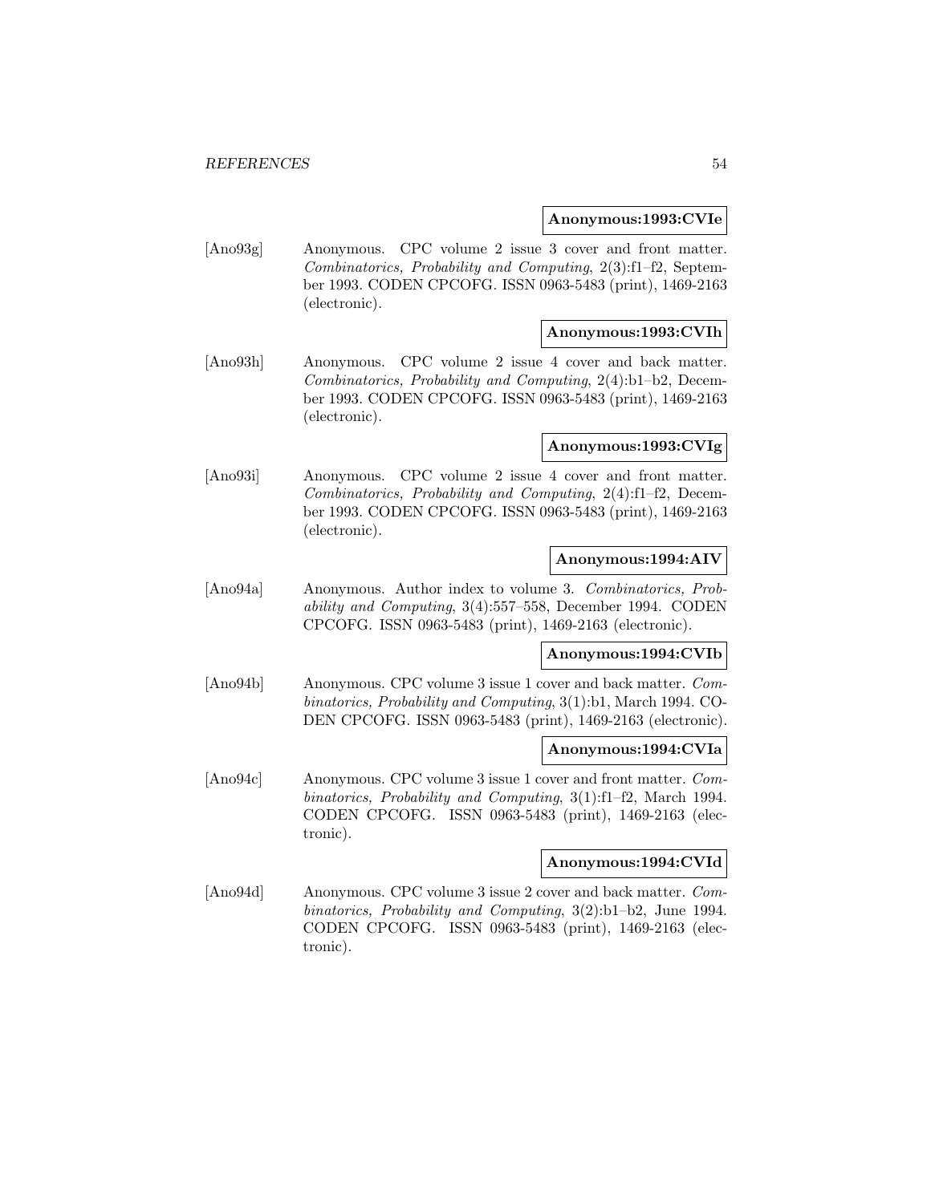**Anonymous:1993:CVIe**

[Ano93g] Anonymous. CPC volume 2 issue 3 cover and front matter. *Combinatorics, Probability and Computing*, 2(3):f1–f2, September 1993. CODEN CPCOFG. ISSN 0963-5483 (print), 1469-2163 (electronic).

**Anonymous:1993:CVIh**

[Ano93h] Anonymous. CPC volume 2 issue 4 cover and back matter. *Combinatorics, Probability and Computing*, 2(4):b1–b2, December 1993. CODEN CPCOFG. ISSN 0963-5483 (print), 1469-2163 (electronic).

**Anonymous:1993:CVIg**

[Ano93i] Anonymous. CPC volume 2 issue 4 cover and front matter. *Combinatorics, Probability and Computing*, 2(4):f1–f2, December 1993. CODEN CPCOFG. ISSN 0963-5483 (print), 1469-2163 (electronic).

**Anonymous:1994:AIV**

[Ano94a] Anonymous. Author index to volume 3. *Combinatorics, Probability and Computing*, 3(4):557–558, December 1994. CODEN CPCOFG. ISSN 0963-5483 (print), 1469-2163 (electronic).

**Anonymous:1994:CVIb**

[Ano94b] Anonymous. CPC volume 3 issue 1 cover and back matter. *Combinatorics, Probability and Computing*, 3(1):b1, March 1994. CODEN CPCOFG. ISSN 0963-5483 (print), 1469-2163 (electronic).

**Anonymous:1994:CVIa**

[Ano94c] Anonymous. CPC volume 3 issue 1 cover and front matter. *Combinatorics, Probability and Computing*, 3(1):f1–f2, March 1994. CODEN CPCOFG. ISSN 0963-5483 (print), 1469-2163 (electronic).

**Anonymous:1994:CVId**

[Ano94d] Anonymous. CPC volume 3 issue 2 cover and back matter. *Combinatorics, Probability and Computing*, 3(2):b1–b2, June 1994. CODEN CPCOFG. ISSN 0963-5483 (print), 1469-2163 (electronic).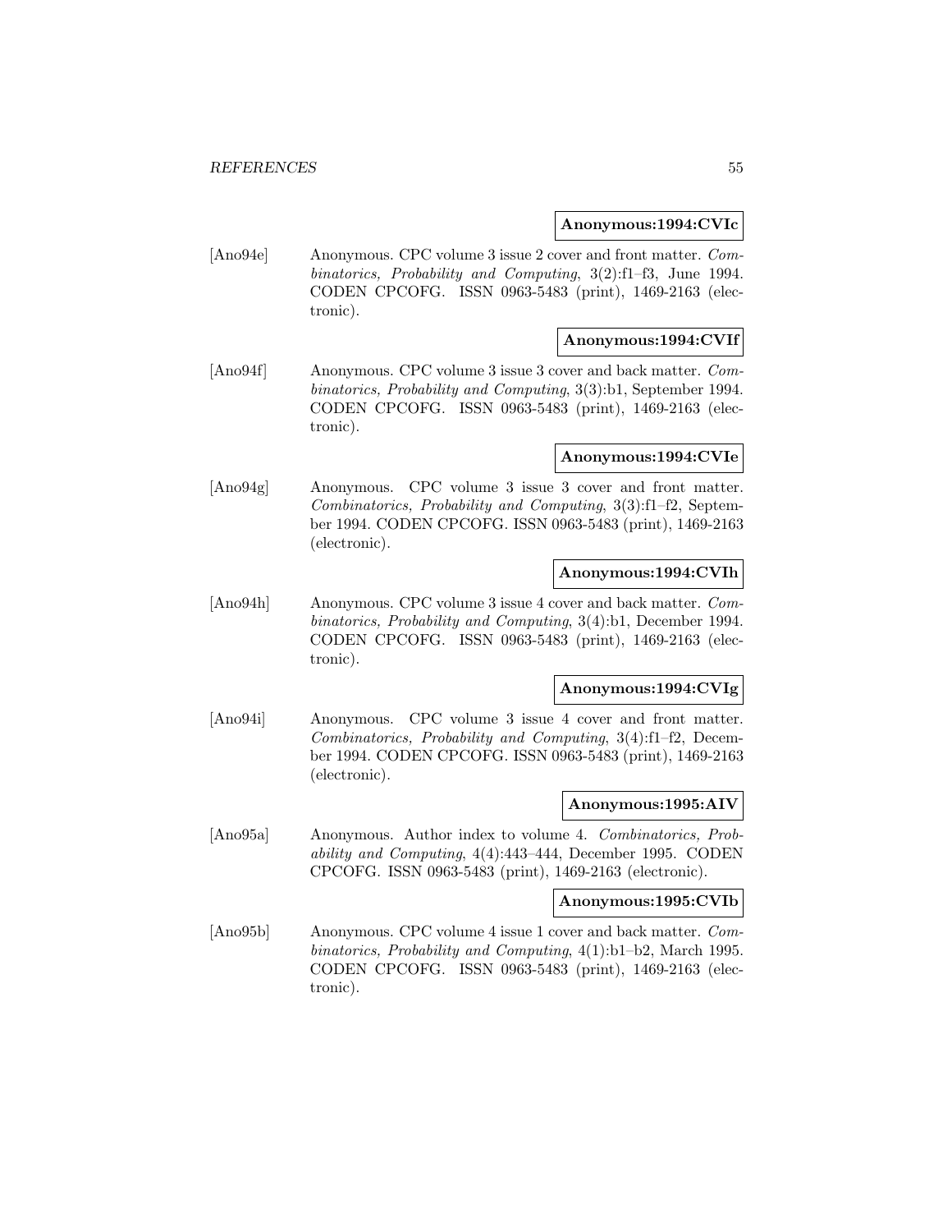**Anonymous:1994:CVIc**

[Ano94e] Anonymous. CPC volume 3 issue 2 cover and front matter. *Combinatorics, Probability and Computing*, 3(2):f1–f3, June 1994. CODEN CPCOFG. ISSN 0963-5483 (print), 1469-2163 (electronic).

**Anonymous:1994:CVIf**

[Ano94f] Anonymous. CPC volume 3 issue 3 cover and back matter. *Combinatorics, Probability and Computing*, 3(3):b1, September 1994. CODEN CPCOFG. ISSN 0963-5483 (print), 1469-2163 (electronic).

**Anonymous:1994:CVIe**

[Ano94g] Anonymous. CPC volume 3 issue 3 cover and front matter. *Combinatorics, Probability and Computing*, 3(3):f1–f2, September 1994. CODEN CPCOFG. ISSN 0963-5483 (print), 1469-2163 (electronic).

**Anonymous:1994:CVIh**

[Ano94h] Anonymous. CPC volume 3 issue 4 cover and back matter. *Combinatorics, Probability and Computing*, 3(4):b1, December 1994. CODEN CPCOFG. ISSN 0963-5483 (print), 1469-2163 (electronic).

**Anonymous:1994:CVIg**

[Ano94i] Anonymous. CPC volume 3 issue 4 cover and front matter. *Combinatorics, Probability and Computing*, 3(4):f1–f2, December 1994. CODEN CPCOFG. ISSN 0963-5483 (print), 1469-2163 (electronic).

**Anonymous:1995:AIV**

[Ano95a] Anonymous. Author index to volume 4. *Combinatorics, Probability and Computing*, 4(4):443–444, December 1995. CODEN CPCOFG. ISSN 0963-5483 (print), 1469-2163 (electronic).

**Anonymous:1995:CVIb**

[Ano95b] Anonymous. CPC volume 4 issue 1 cover and back matter. *Combinatorics, Probability and Computing*, 4(1):b1–b2, March 1995. CODEN CPCOFG. ISSN 0963-5483 (print), 1469-2163 (electronic).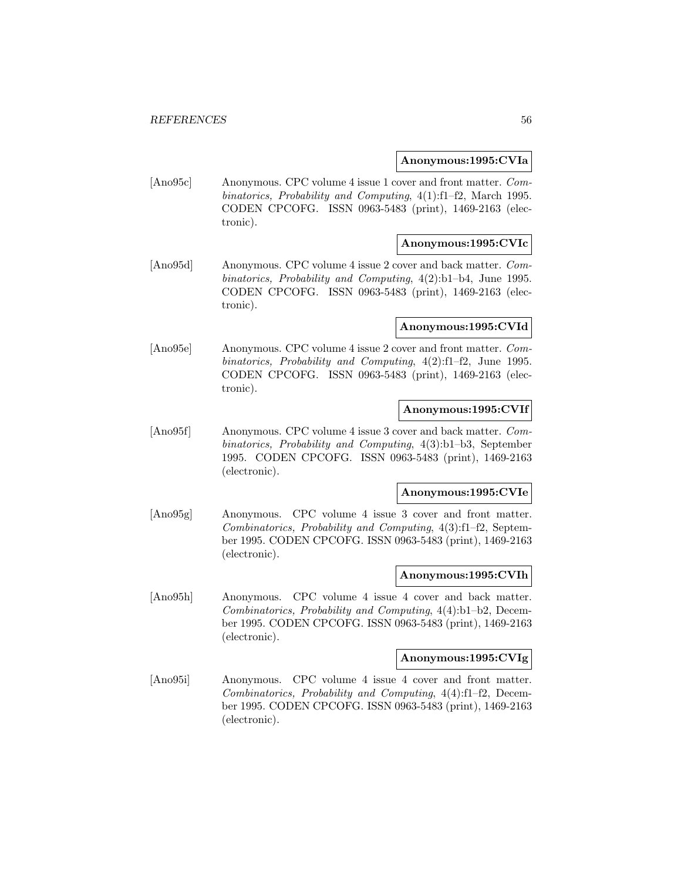**Anonymous:1995:CVIa**

[Ano95c] Anonymous. CPC volume 4 issue 1 cover and front matter. *Combinatorics, Probability and Computing*, 4(1):f1–f2, March 1995. CODEN CPCOFG. ISSN 0963-5483 (print), 1469-2163 (electronic).

**Anonymous:1995:CVIc**

[Ano95d] Anonymous. CPC volume 4 issue 2 cover and back matter. *Combinatorics, Probability and Computing*, 4(2):b1–b4, June 1995. CODEN CPCOFG. ISSN 0963-5483 (print), 1469-2163 (electronic).

**Anonymous:1995:CVId**

[Ano95e] Anonymous. CPC volume 4 issue 2 cover and front matter. *Combinatorics, Probability and Computing*, 4(2):f1–f2, June 1995. CODEN CPCOFG. ISSN 0963-5483 (print), 1469-2163 (electronic).

**Anonymous:1995:CVIf**

[Ano95f] Anonymous. CPC volume 4 issue 3 cover and back matter. *Combinatorics, Probability and Computing*, 4(3):b1–b3, September 1995. CODEN CPCOFG. ISSN 0963-5483 (print), 1469-2163 (electronic).

**Anonymous:1995:CVIe**

[Ano95g] Anonymous. CPC volume 4 issue 3 cover and front matter. *Combinatorics, Probability and Computing*, 4(3):f1–f2, September 1995. CODEN CPCOFG. ISSN 0963-5483 (print), 1469-2163 (electronic).

**Anonymous:1995:CVIh**

[Ano95h] Anonymous. CPC volume 4 issue 4 cover and back matter. *Combinatorics, Probability and Computing*, 4(4):b1–b2, December 1995. CODEN CPCOFG. ISSN 0963-5483 (print), 1469-2163 (electronic).

**Anonymous:1995:CVIg**

[Ano95i] Anonymous. CPC volume 4 issue 4 cover and front matter. *Combinatorics, Probability and Computing*, 4(4):f1–f2, December 1995. CODEN CPCOFG. ISSN 0963-5483 (print), 1469-2163 (electronic).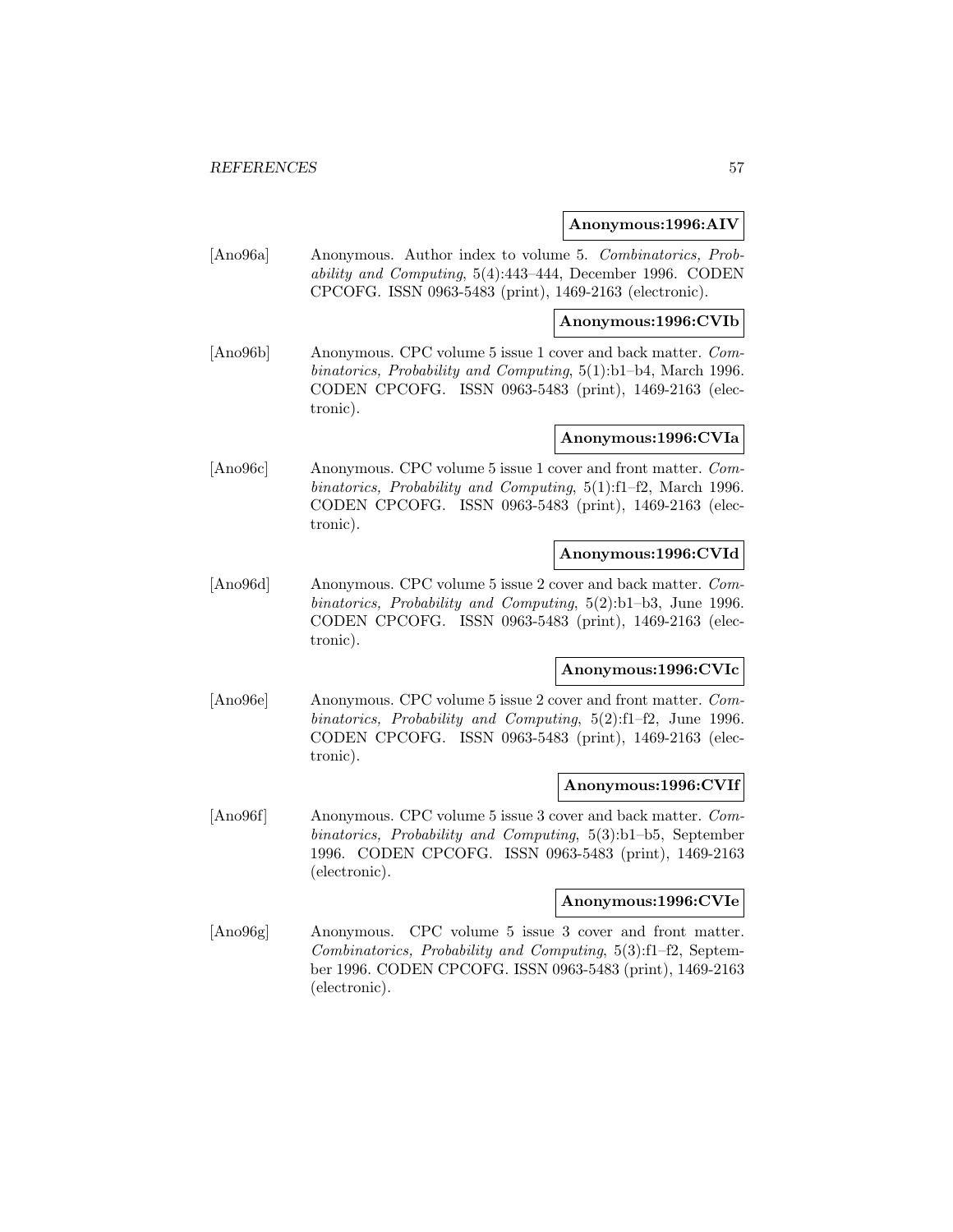**Anonymous:1996:AIV**

[Ano96a] Anonymous. Author index to volume 5. *Combinatorics, Probability and Computing*, 5(4):443–444, December 1996. CODEN CPCOFG. ISSN 0963-5483 (print), 1469-2163 (electronic).

**Anonymous:1996:CVIb**

[Ano96b] Anonymous. CPC volume 5 issue 1 cover and back matter. *Combinatorics, Probability and Computing*, 5(1):b1–b4, March 1996. CODEN CPCOFG. ISSN 0963-5483 (print), 1469-2163 (electronic).

**Anonymous:1996:CVIa**

[Ano96c] Anonymous. CPC volume 5 issue 1 cover and front matter. *Combinatorics, Probability and Computing*, 5(1):f1–f2, March 1996. CODEN CPCOFG. ISSN 0963-5483 (print), 1469-2163 (electronic).

**Anonymous:1996:CVId**

[Ano96d] Anonymous. CPC volume 5 issue 2 cover and back matter. *Combinatorics, Probability and Computing*, 5(2):b1–b3, June 1996. CODEN CPCOFG. ISSN 0963-5483 (print), 1469-2163 (electronic).

**Anonymous:1996:CVIc**

[Ano96e] Anonymous. CPC volume 5 issue 2 cover and front matter. *Combinatorics, Probability and Computing*, 5(2):f1–f2, June 1996. CODEN CPCOFG. ISSN 0963-5483 (print), 1469-2163 (electronic).

**Anonymous:1996:CVIf**

[Ano96f] Anonymous. CPC volume 5 issue 3 cover and back matter. *Combinatorics, Probability and Computing*, 5(3):b1–b5, September 1996. CODEN CPCOFG. ISSN 0963-5483 (print), 1469-2163 (electronic).

**Anonymous:1996:CVIe**

[Ano96g] Anonymous. CPC volume 5 issue 3 cover and front matter. *Combinatorics, Probability and Computing*, 5(3):f1–f2, September 1996. CODEN CPCOFG. ISSN 0963-5483 (print), 1469-2163 (electronic).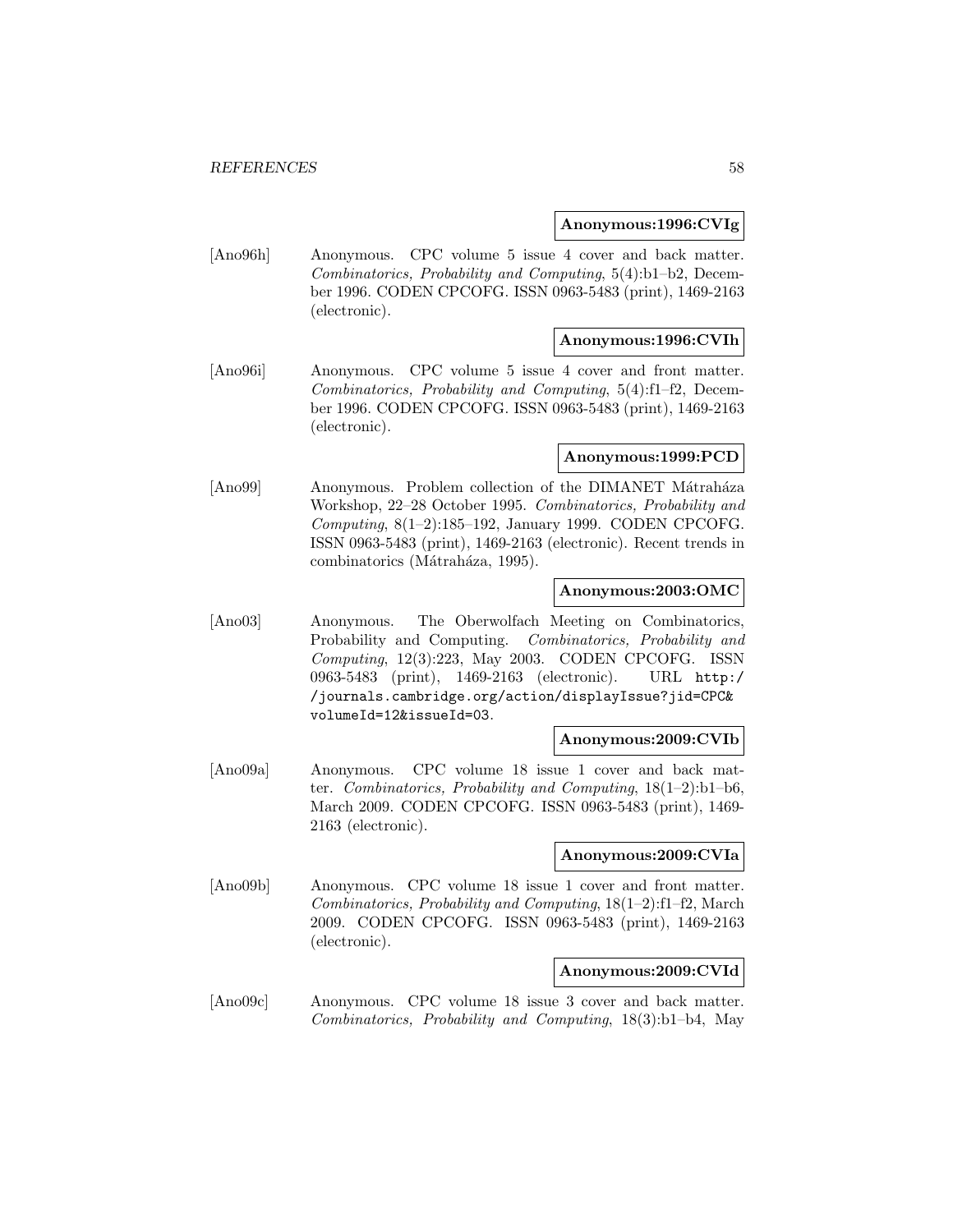**Anonymous:1996:CVIg**

[Ano96h] Anonymous. CPC volume 5 issue 4 cover and back matter. *Combinatorics, Probability and Computing*, 5(4):b1–b2, December 1996. CODEN CPCOFG. ISSN 0963-5483 (print), 1469-2163 (electronic).

**Anonymous:1996:CVIh**

[Ano96i] Anonymous. CPC volume 5 issue 4 cover and front matter. *Combinatorics, Probability and Computing*, 5(4):f1–f2, December 1996. CODEN CPCOFG. ISSN 0963-5483 (print), 1469-2163 (electronic).

**Anonymous:1999:PCD**

[Ano99] Anonymous. Problem collection of the DIMANET Mátraháza Workshop, 22–28 October 1995. *Combinatorics, Probability and Computing*, 8(1–2):185–192, January 1999. CODEN CPCOFG. ISSN 0963-5483 (print), 1469-2163 (electronic). Recent trends in combinatorics (Mátraháza, 1995).

**Anonymous:2003:OMC**

[Ano03] Anonymous. The Oberwolfach Meeting on Combinatorics, Probability and Computing. *Combinatorics, Probability and Computing*, 12(3):223, May 2003. CODEN CPCOFG. ISSN 0963-5483 (print), 1469-2163 (electronic). URL `http://journals.cambridge.org/action/displayIssue?jid=CPC&volumeId=12&issueId=03`.

**Anonymous:2009:CVIb**

[Ano09a] Anonymous. CPC volume 18 issue 1 cover and back matter. *Combinatorics, Probability and Computing*, 18(1–2):b1–b6, March 2009. CODEN CPCOFG. ISSN 0963-5483 (print), 1469-2163 (electronic).

**Anonymous:2009:CVIa**

[Ano09b] Anonymous. CPC volume 18 issue 1 cover and front matter. *Combinatorics, Probability and Computing*, 18(1–2):f1–f2, March 2009. CODEN CPCOFG. ISSN 0963-5483 (print), 1469-2163 (electronic).

**Anonymous:2009:CVId**

[Ano09c] Anonymous. CPC volume 18 issue 3 cover and back matter. *Combinatorics, Probability and Computing*, 18(3):b1–b4, May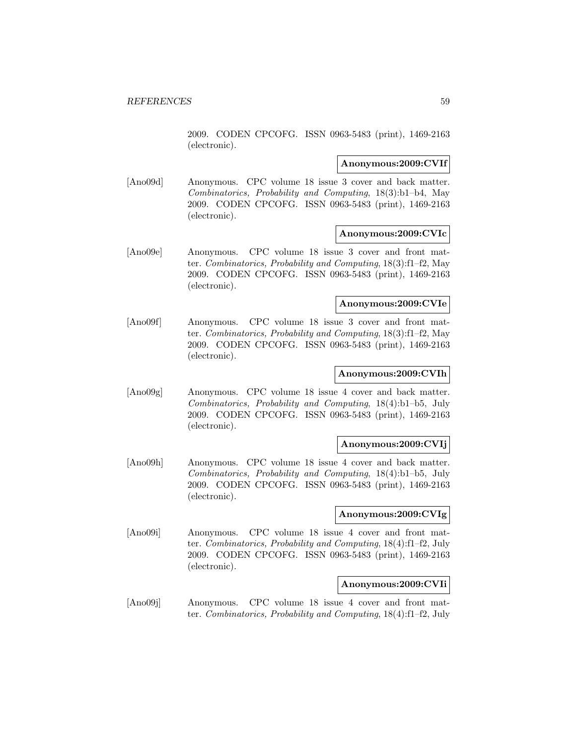2009. CODEN CPCOFG. ISSN 0963-5483 (print), 1469-2163 (electronic).

**Anonymous:2009:CVIf**

[Ano09d] Anonymous. CPC volume 18 issue 3 cover and back matter. *Combinatorics, Probability and Computing*, 18(3):b1–b4, May 2009. CODEN CPCOFG. ISSN 0963-5483 (print), 1469-2163 (electronic).

**Anonymous:2009:CVIc**

[Ano09e] Anonymous. CPC volume 18 issue 3 cover and front matter. *Combinatorics, Probability and Computing*, 18(3):f1–f2, May 2009. CODEN CPCOFG. ISSN 0963-5483 (print), 1469-2163 (electronic).

**Anonymous:2009:CVIe**

[Ano09f] Anonymous. CPC volume 18 issue 3 cover and front matter. *Combinatorics, Probability and Computing*, 18(3):f1–f2, May 2009. CODEN CPCOFG. ISSN 0963-5483 (print), 1469-2163 (electronic).

**Anonymous:2009:CVIh**

[Ano09g] Anonymous. CPC volume 18 issue 4 cover and back matter. *Combinatorics, Probability and Computing*, 18(4):b1–b5, July 2009. CODEN CPCOFG. ISSN 0963-5483 (print), 1469-2163 (electronic).

**Anonymous:2009:CVIj**

[Ano09h] Anonymous. CPC volume 18 issue 4 cover and back matter. *Combinatorics, Probability and Computing*, 18(4):b1–b5, July 2009. CODEN CPCOFG. ISSN 0963-5483 (print), 1469-2163 (electronic).

**Anonymous:2009:CVIg**

[Ano09i] Anonymous. CPC volume 18 issue 4 cover and front matter. *Combinatorics, Probability and Computing*, 18(4):f1–f2, July 2009. CODEN CPCOFG. ISSN 0963-5483 (print), 1469-2163 (electronic).

**Anonymous:2009:CVIi**

[Ano09j] Anonymous. CPC volume 18 issue 4 cover and front matter. *Combinatorics, Probability and Computing*, 18(4):f1–f2, July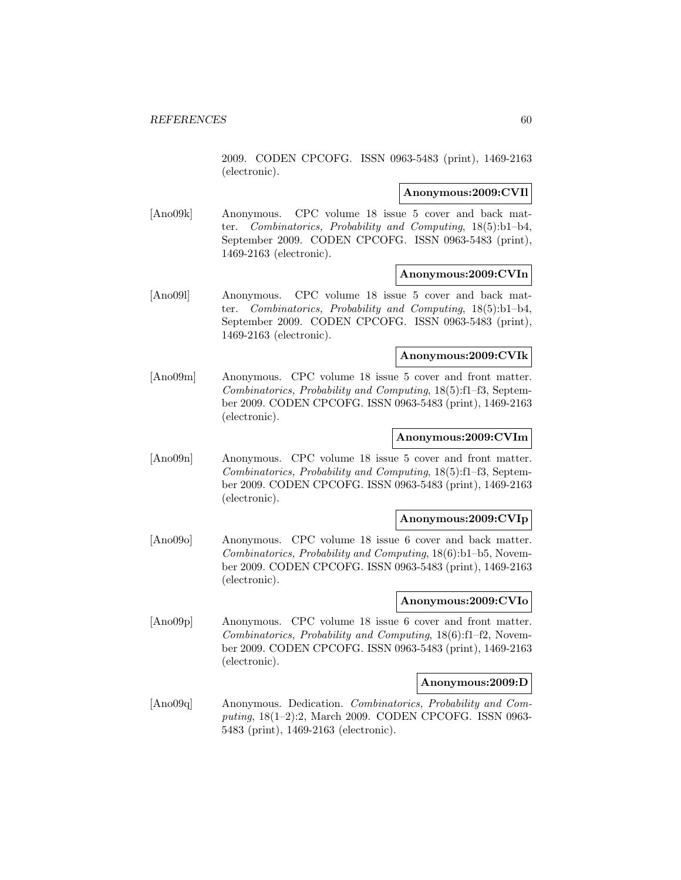2009. CODEN CPCOFG. ISSN 0963-5483 (print), 1469-2163 (electronic).

**Anonymous:2009:CVIl**

[Ano09k] Anonymous. CPC volume 18 issue 5 cover and back matter. *Combinatorics, Probability and Computing*, 18(5):b1–b4, September 2009. CODEN CPCOFG. ISSN 0963-5483 (print), 1469-2163 (electronic).

**Anonymous:2009:CVIn**

[Ano09l] Anonymous. CPC volume 18 issue 5 cover and back matter. *Combinatorics, Probability and Computing*, 18(5):b1–b4, September 2009. CODEN CPCOFG. ISSN 0963-5483 (print), 1469-2163 (electronic).

**Anonymous:2009:CVIk**

[Ano09m] Anonymous. CPC volume 18 issue 5 cover and front matter. *Combinatorics, Probability and Computing*, 18(5):f1–f3, September 2009. CODEN CPCOFG. ISSN 0963-5483 (print), 1469-2163 (electronic).

**Anonymous:2009:CVIm**

[Ano09n] Anonymous. CPC volume 18 issue 5 cover and front matter. *Combinatorics, Probability and Computing*, 18(5):f1–f3, September 2009. CODEN CPCOFG. ISSN 0963-5483 (print), 1469-2163 (electronic).

**Anonymous:2009:CVIp**

[Ano09o] Anonymous. CPC volume 18 issue 6 cover and back matter. *Combinatorics, Probability and Computing*, 18(6):b1–b5, November 2009. CODEN CPCOFG. ISSN 0963-5483 (print), 1469-2163 (electronic).

**Anonymous:2009:CVIo**

[Ano09p] Anonymous. CPC volume 18 issue 6 cover and front matter. *Combinatorics, Probability and Computing*, 18(6):f1–f2, November 2009. CODEN CPCOFG. ISSN 0963-5483 (print), 1469-2163 (electronic).

**Anonymous:2009:D**

[Ano09q] Anonymous. Dedication. *Combinatorics, Probability and Computing*, 18(1–2):2, March 2009. CODEN CPCOFG. ISSN 0963-5483 (print), 1469-2163 (electronic).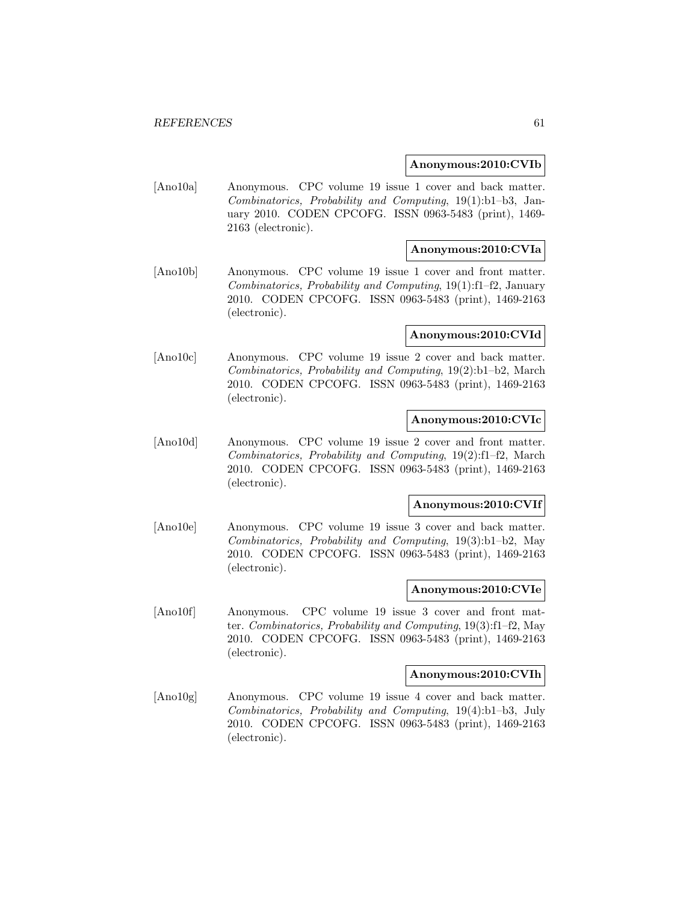**Anonymous:2010:CVIb**

[Ano10a] Anonymous. CPC volume 19 issue 1 cover and back matter. *Combinatorics, Probability and Computing*, 19(1):b1–b3, January 2010. CODEN CPCOFG. ISSN 0963-5483 (print), 1469-2163 (electronic).

**Anonymous:2010:CVIa**

[Ano10b] Anonymous. CPC volume 19 issue 1 cover and front matter. *Combinatorics, Probability and Computing*, 19(1):f1–f2, January 2010. CODEN CPCOFG. ISSN 0963-5483 (print), 1469-2163 (electronic).

**Anonymous:2010:CVId**

[Ano10c] Anonymous. CPC volume 19 issue 2 cover and back matter. *Combinatorics, Probability and Computing*, 19(2):b1–b2, March 2010. CODEN CPCOFG. ISSN 0963-5483 (print), 1469-2163 (electronic).

**Anonymous:2010:CVIc**

[Ano10d] Anonymous. CPC volume 19 issue 2 cover and front matter. *Combinatorics, Probability and Computing*, 19(2):f1–f2, March 2010. CODEN CPCOFG. ISSN 0963-5483 (print), 1469-2163 (electronic).

**Anonymous:2010:CVIf**

[Ano10e] Anonymous. CPC volume 19 issue 3 cover and back matter. *Combinatorics, Probability and Computing*, 19(3):b1–b2, May 2010. CODEN CPCOFG. ISSN 0963-5483 (print), 1469-2163 (electronic).

**Anonymous:2010:CVIe**

[Ano10f] Anonymous. CPC volume 19 issue 3 cover and front matter. *Combinatorics, Probability and Computing*, 19(3):f1–f2, May 2010. CODEN CPCOFG. ISSN 0963-5483 (print), 1469-2163 (electronic).

**Anonymous:2010:CVIh**

[Ano10g] Anonymous. CPC volume 19 issue 4 cover and back matter. *Combinatorics, Probability and Computing*, 19(4):b1–b3, July 2010. CODEN CPCOFG. ISSN 0963-5483 (print), 1469-2163 (electronic).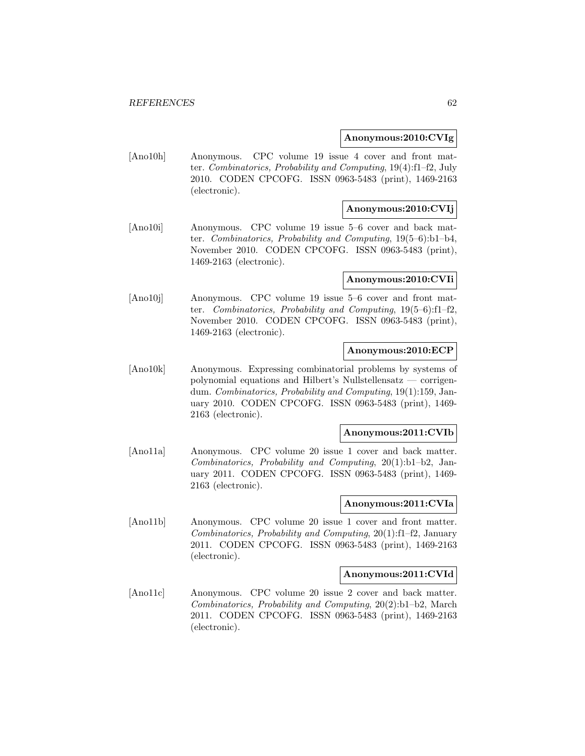**Anonymous:2010:CVIg**

[Ano10h] Anonymous. CPC volume 19 issue 4 cover and front matter. *Combinatorics, Probability and Computing*, 19(4):f1–f2, July 2010. CODEN CPCOFG. ISSN 0963-5483 (print), 1469-2163 (electronic).

**Anonymous:2010:CVIj**

[Ano10i] Anonymous. CPC volume 19 issue 5–6 cover and back matter. *Combinatorics, Probability and Computing*, 19(5–6):b1–b4, November 2010. CODEN CPCOFG. ISSN 0963-5483 (print), 1469-2163 (electronic).

**Anonymous:2010:CVIi**

[Ano10j] Anonymous. CPC volume 19 issue 5–6 cover and front matter. *Combinatorics, Probability and Computing*, 19(5–6):f1–f2, November 2010. CODEN CPCOFG. ISSN 0963-5483 (print), 1469-2163 (electronic).

**Anonymous:2010:ECP**

[Ano10k] Anonymous. Expressing combinatorial problems by systems of polynomial equations and Hilbert's Nullstellensatz — corrigendum. *Combinatorics, Probability and Computing*, 19(1):159, January 2010. CODEN CPCOFG. ISSN 0963-5483 (print), 1469-2163 (electronic).

**Anonymous:2011:CVIb**

[Ano11a] Anonymous. CPC volume 20 issue 1 cover and back matter. *Combinatorics, Probability and Computing*, 20(1):b1–b2, January 2011. CODEN CPCOFG. ISSN 0963-5483 (print), 1469-2163 (electronic).

**Anonymous:2011:CVIa**

[Ano11b] Anonymous. CPC volume 20 issue 1 cover and front matter. *Combinatorics, Probability and Computing*, 20(1):f1–f2, January 2011. CODEN CPCOFG. ISSN 0963-5483 (print), 1469-2163 (electronic).

**Anonymous:2011:CVId**

[Ano11c] Anonymous. CPC volume 20 issue 2 cover and back matter. *Combinatorics, Probability and Computing*, 20(2):b1–b2, March 2011. CODEN CPCOFG. ISSN 0963-5483 (print), 1469-2163 (electronic).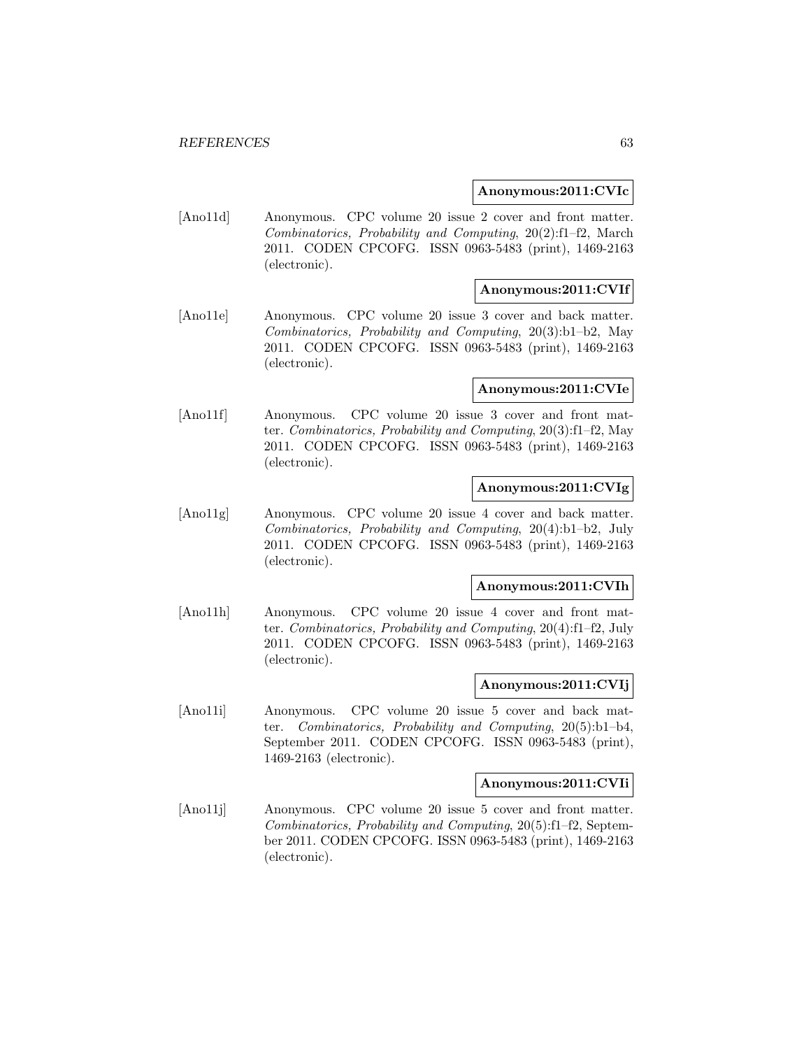**Anonymous:2011:CVIc**

[Ano11d] Anonymous. CPC volume 20 issue 2 cover and front matter. *Combinatorics, Probability and Computing*, 20(2):f1–f2, March 2011. CODEN CPCOFG. ISSN 0963-5483 (print), 1469-2163 (electronic).

**Anonymous:2011:CVIf**

[Ano11e] Anonymous. CPC volume 20 issue 3 cover and back matter. *Combinatorics, Probability and Computing*, 20(3):b1–b2, May 2011. CODEN CPCOFG. ISSN 0963-5483 (print), 1469-2163 (electronic).

**Anonymous:2011:CVIe**

[Ano11f] Anonymous. CPC volume 20 issue 3 cover and front matter. *Combinatorics, Probability and Computing*, 20(3):f1–f2, May 2011. CODEN CPCOFG. ISSN 0963-5483 (print), 1469-2163 (electronic).

**Anonymous:2011:CVIg**

[Ano11g] Anonymous. CPC volume 20 issue 4 cover and back matter. *Combinatorics, Probability and Computing*, 20(4):b1–b2, July 2011. CODEN CPCOFG. ISSN 0963-5483 (print), 1469-2163 (electronic).

**Anonymous:2011:CVIh**

[Ano11h] Anonymous. CPC volume 20 issue 4 cover and front matter. *Combinatorics, Probability and Computing*, 20(4):f1–f2, July 2011. CODEN CPCOFG. ISSN 0963-5483 (print), 1469-2163 (electronic).

**Anonymous:2011:CVIj**

[Ano11i] Anonymous. CPC volume 20 issue 5 cover and back matter. *Combinatorics, Probability and Computing*, 20(5):b1–b4, September 2011. CODEN CPCOFG. ISSN 0963-5483 (print), 1469-2163 (electronic).

**Anonymous:2011:CVIi**

[Ano11j] Anonymous. CPC volume 20 issue 5 cover and front matter. *Combinatorics, Probability and Computing*, 20(5):f1–f2, September 2011. CODEN CPCOFG. ISSN 0963-5483 (print), 1469-2163 (electronic).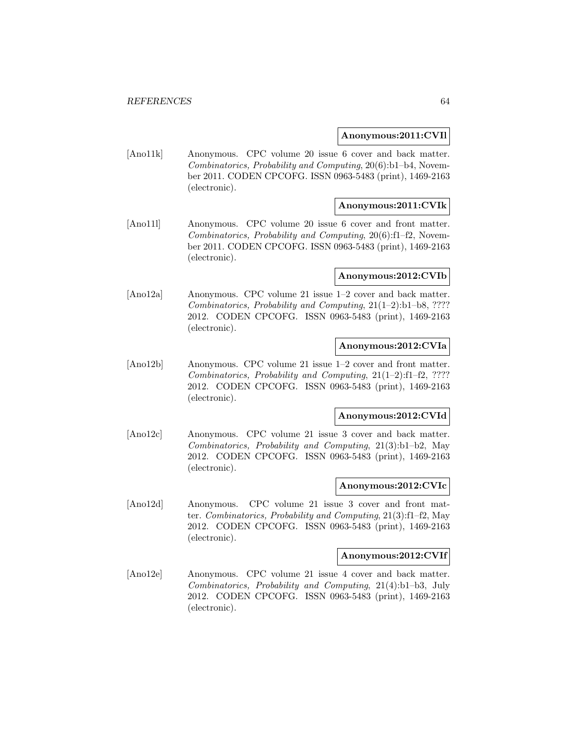**Anonymous:2011:CVIl**

[Ano11k] Anonymous. CPC volume 20 issue 6 cover and back matter. *Combinatorics, Probability and Computing*, 20(6):b1–b4, November 2011. CODEN CPCOFG. ISSN 0963-5483 (print), 1469-2163 (electronic).

**Anonymous:2011:CVIk**

[Ano11l] Anonymous. CPC volume 20 issue 6 cover and front matter. *Combinatorics, Probability and Computing*, 20(6):f1–f2, November 2011. CODEN CPCOFG. ISSN 0963-5483 (print), 1469-2163 (electronic).

**Anonymous:2012:CVIb**

[Ano12a] Anonymous. CPC volume 21 issue 1–2 cover and back matter. *Combinatorics, Probability and Computing*, 21(1–2):b1–b8, ???? 2012. CODEN CPCOFG. ISSN 0963-5483 (print), 1469-2163 (electronic).

**Anonymous:2012:CVIa**

[Ano12b] Anonymous. CPC volume 21 issue 1–2 cover and front matter. *Combinatorics, Probability and Computing*, 21(1–2):f1–f2, ???? 2012. CODEN CPCOFG. ISSN 0963-5483 (print), 1469-2163 (electronic).

**Anonymous:2012:CVId**

[Ano12c] Anonymous. CPC volume 21 issue 3 cover and back matter. *Combinatorics, Probability and Computing*, 21(3):b1–b2, May 2012. CODEN CPCOFG. ISSN 0963-5483 (print), 1469-2163 (electronic).

**Anonymous:2012:CVIc**

[Ano12d] Anonymous. CPC volume 21 issue 3 cover and front matter. *Combinatorics, Probability and Computing*, 21(3):f1–f2, May 2012. CODEN CPCOFG. ISSN 0963-5483 (print), 1469-2163 (electronic).

**Anonymous:2012:CVIf**

[Ano12e] Anonymous. CPC volume 21 issue 4 cover and back matter. *Combinatorics, Probability and Computing*, 21(4):b1–b3, July 2012. CODEN CPCOFG. ISSN 0963-5483 (print), 1469-2163 (electronic).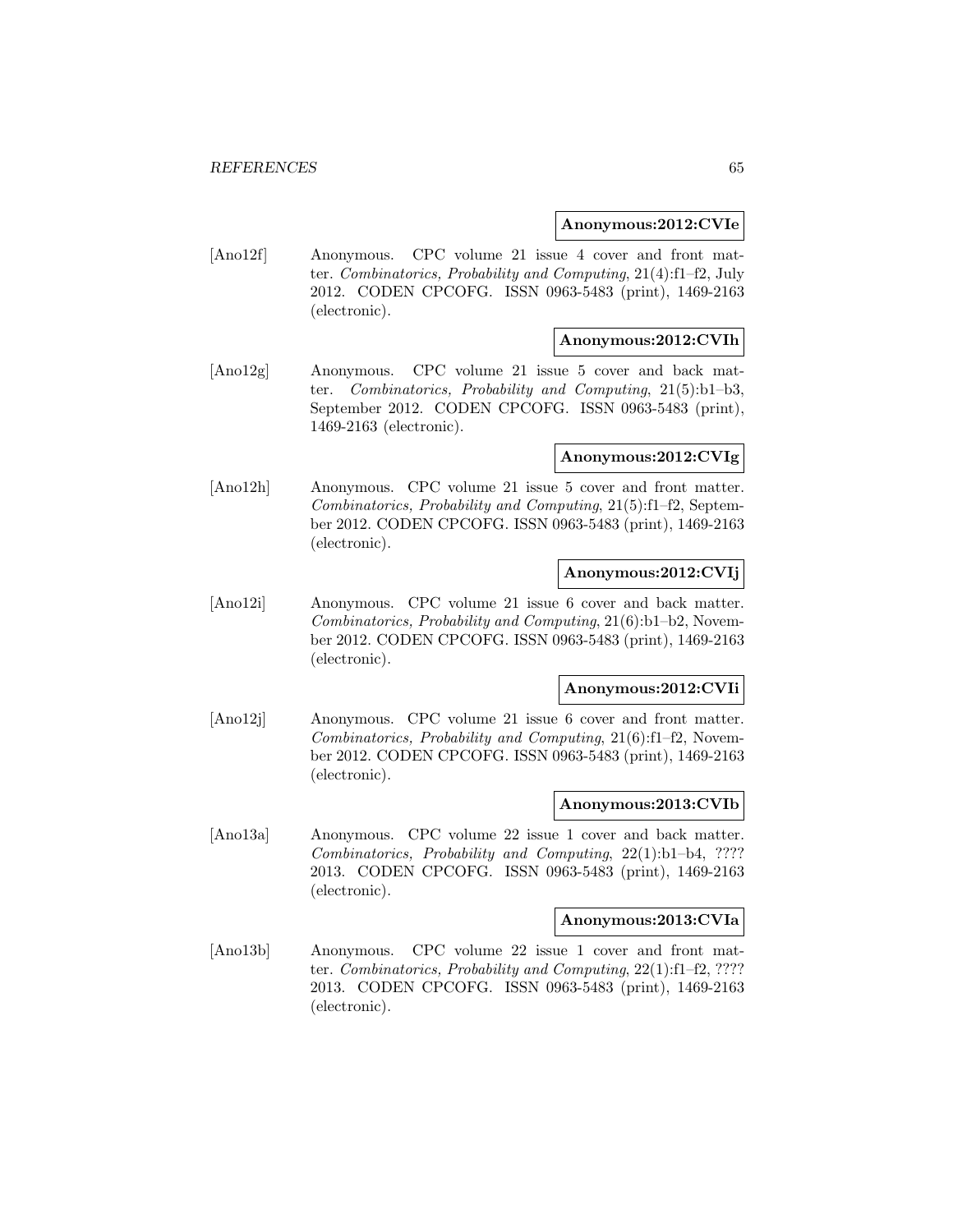**Anonymous:2012:CVIe**

[Ano12f] Anonymous. CPC volume 21 issue 4 cover and front matter. *Combinatorics, Probability and Computing*, 21(4):f1–f2, July 2012. CODEN CPCOFG. ISSN 0963-5483 (print), 1469-2163 (electronic).

**Anonymous:2012:CVIh**

[Ano12g] Anonymous. CPC volume 21 issue 5 cover and back matter. *Combinatorics, Probability and Computing*, 21(5):b1–b3, September 2012. CODEN CPCOFG. ISSN 0963-5483 (print), 1469-2163 (electronic).

**Anonymous:2012:CVIg**

[Ano12h] Anonymous. CPC volume 21 issue 5 cover and front matter. *Combinatorics, Probability and Computing*, 21(5):f1–f2, September 2012. CODEN CPCOFG. ISSN 0963-5483 (print), 1469-2163 (electronic).

**Anonymous:2012:CVIj**

[Ano12i] Anonymous. CPC volume 21 issue 6 cover and back matter. *Combinatorics, Probability and Computing*, 21(6):b1–b2, November 2012. CODEN CPCOFG. ISSN 0963-5483 (print), 1469-2163 (electronic).

**Anonymous:2012:CVIi**

[Ano12j] Anonymous. CPC volume 21 issue 6 cover and front matter. *Combinatorics, Probability and Computing*, 21(6):f1–f2, November 2012. CODEN CPCOFG. ISSN 0963-5483 (print), 1469-2163 (electronic).

**Anonymous:2013:CVIb**

[Ano13a] Anonymous. CPC volume 22 issue 1 cover and back matter. *Combinatorics, Probability and Computing*, 22(1):b1–b4, ???? 2013. CODEN CPCOFG. ISSN 0963-5483 (print), 1469-2163 (electronic).

**Anonymous:2013:CVIa**

[Ano13b] Anonymous. CPC volume 22 issue 1 cover and front matter. *Combinatorics, Probability and Computing*, 22(1):f1–f2, ???? 2013. CODEN CPCOFG. ISSN 0963-5483 (print), 1469-2163 (electronic).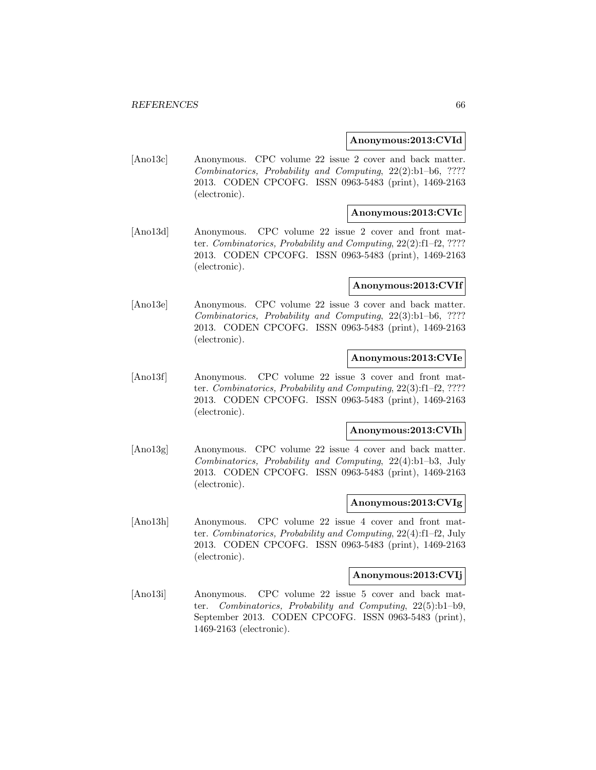**Anonymous:2013:CVId**

[Ano13c] Anonymous. CPC volume 22 issue 2 cover and back matter. *Combinatorics, Probability and Computing*, 22(2):b1–b6, ???? 2013. CODEN CPCOFG. ISSN 0963-5483 (print), 1469-2163 (electronic).

**Anonymous:2013:CVIc**

[Ano13d] Anonymous. CPC volume 22 issue 2 cover and front matter. *Combinatorics, Probability and Computing*, 22(2):f1–f2, ???? 2013. CODEN CPCOFG. ISSN 0963-5483 (print), 1469-2163 (electronic).

**Anonymous:2013:CVIf**

[Ano13e] Anonymous. CPC volume 22 issue 3 cover and back matter. *Combinatorics, Probability and Computing*, 22(3):b1–b6, ???? 2013. CODEN CPCOFG. ISSN 0963-5483 (print), 1469-2163 (electronic).

**Anonymous:2013:CVIe**

[Ano13f] Anonymous. CPC volume 22 issue 3 cover and front matter. *Combinatorics, Probability and Computing*, 22(3):f1–f2, ???? 2013. CODEN CPCOFG. ISSN 0963-5483 (print), 1469-2163 (electronic).

**Anonymous:2013:CVIh**

[Ano13g] Anonymous. CPC volume 22 issue 4 cover and back matter. *Combinatorics, Probability and Computing*, 22(4):b1–b3, July 2013. CODEN CPCOFG. ISSN 0963-5483 (print), 1469-2163 (electronic).

**Anonymous:2013:CVIg**

[Ano13h] Anonymous. CPC volume 22 issue 4 cover and front matter. *Combinatorics, Probability and Computing*, 22(4):f1–f2, July 2013. CODEN CPCOFG. ISSN 0963-5483 (print), 1469-2163 (electronic).

**Anonymous:2013:CVIj**

[Ano13i] Anonymous. CPC volume 22 issue 5 cover and back matter. *Combinatorics, Probability and Computing*, 22(5):b1–b9, September 2013. CODEN CPCOFG. ISSN 0963-5483 (print), 1469-2163 (electronic).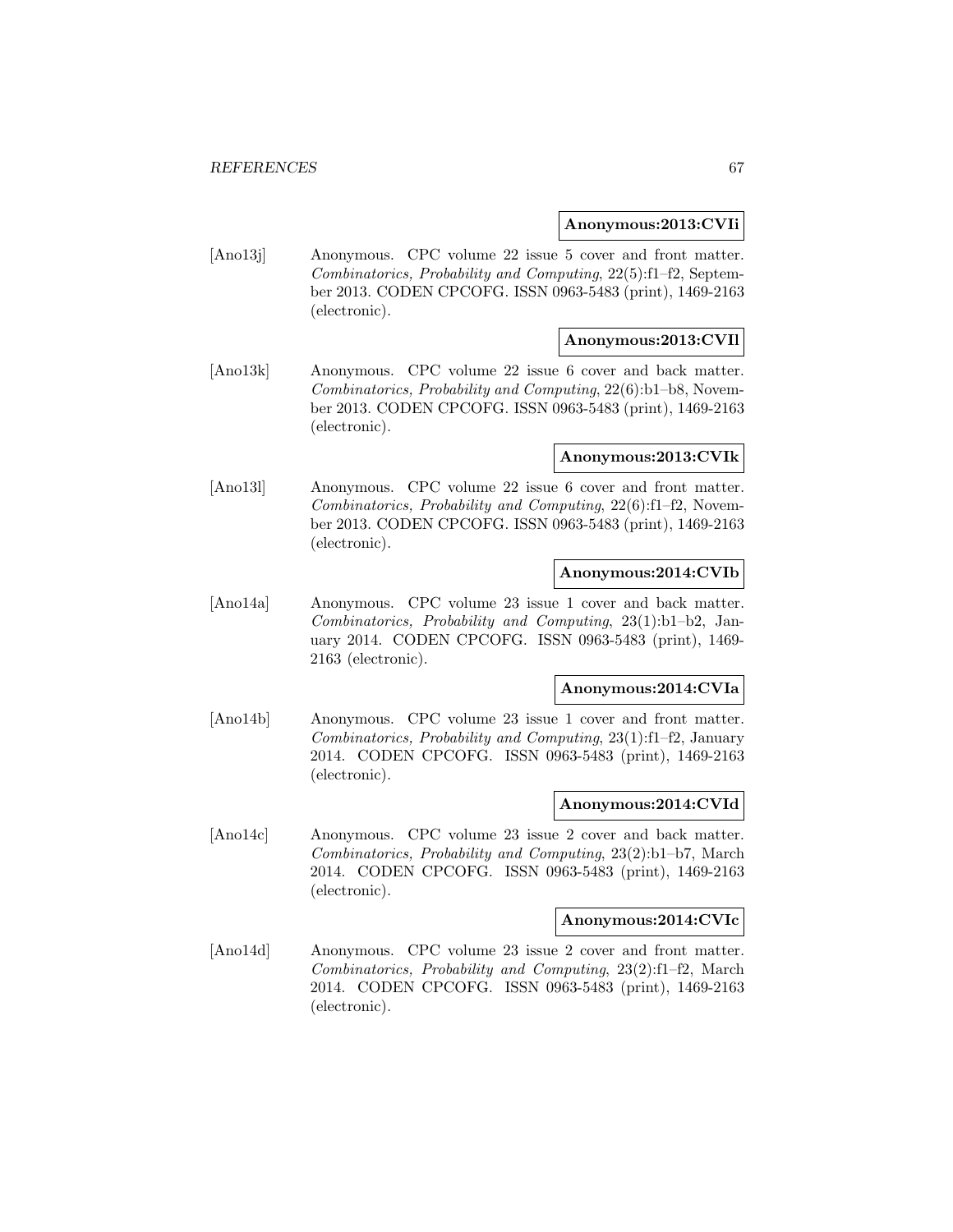**Anonymous:2013:CVIi**

[Ano13j] Anonymous. CPC volume 22 issue 5 cover and front matter. *Combinatorics, Probability and Computing*, 22(5):f1–f2, September 2013. CODEN CPCOFG. ISSN 0963-5483 (print), 1469-2163 (electronic).

**Anonymous:2013:CVIl**

[Ano13k] Anonymous. CPC volume 22 issue 6 cover and back matter. *Combinatorics, Probability and Computing*, 22(6):b1–b8, November 2013. CODEN CPCOFG. ISSN 0963-5483 (print), 1469-2163 (electronic).

**Anonymous:2013:CVIk**

[Ano13l] Anonymous. CPC volume 22 issue 6 cover and front matter. *Combinatorics, Probability and Computing*, 22(6):f1–f2, November 2013. CODEN CPCOFG. ISSN 0963-5483 (print), 1469-2163 (electronic).

**Anonymous:2014:CVIb**

[Ano14a] Anonymous. CPC volume 23 issue 1 cover and back matter. *Combinatorics, Probability and Computing*, 23(1):b1–b2, January 2014. CODEN CPCOFG. ISSN 0963-5483 (print), 1469-2163 (electronic).

**Anonymous:2014:CVIa**

[Ano14b] Anonymous. CPC volume 23 issue 1 cover and front matter. *Combinatorics, Probability and Computing*, 23(1):f1–f2, January 2014. CODEN CPCOFG. ISSN 0963-5483 (print), 1469-2163 (electronic).

**Anonymous:2014:CVId**

[Ano14c] Anonymous. CPC volume 23 issue 2 cover and back matter. *Combinatorics, Probability and Computing*, 23(2):b1–b7, March 2014. CODEN CPCOFG. ISSN 0963-5483 (print), 1469-2163 (electronic).

**Anonymous:2014:CVIc**

[Ano14d] Anonymous. CPC volume 23 issue 2 cover and front matter. *Combinatorics, Probability and Computing*, 23(2):f1–f2, March 2014. CODEN CPCOFG. ISSN 0963-5483 (print), 1469-2163 (electronic).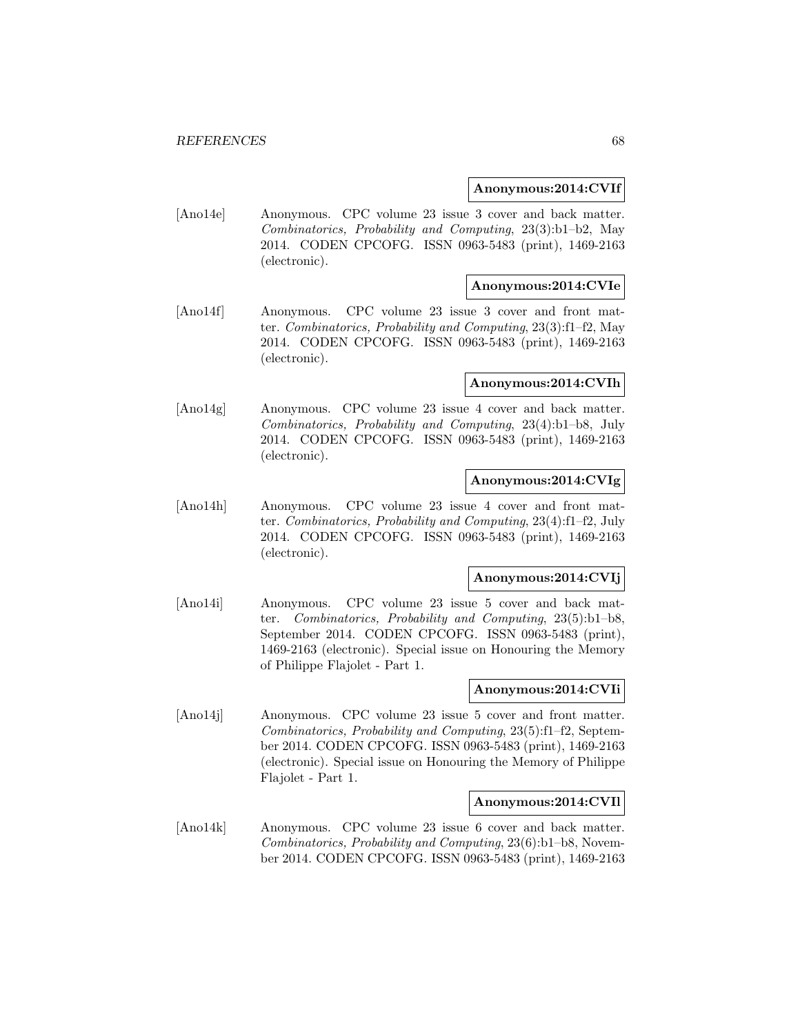**Anonymous:2014:CVIf**

[Ano14e] Anonymous. CPC volume 23 issue 3 cover and back matter. *Combinatorics, Probability and Computing*, 23(3):b1–b2, May 2014. CODEN CPCOFG. ISSN 0963-5483 (print), 1469-2163 (electronic).

**Anonymous:2014:CVIe**

[Ano14f] Anonymous. CPC volume 23 issue 3 cover and front matter. *Combinatorics, Probability and Computing*, 23(3):f1–f2, May 2014. CODEN CPCOFG. ISSN 0963-5483 (print), 1469-2163 (electronic).

**Anonymous:2014:CVIh**

[Ano14g] Anonymous. CPC volume 23 issue 4 cover and back matter. *Combinatorics, Probability and Computing*, 23(4):b1–b8, July 2014. CODEN CPCOFG. ISSN 0963-5483 (print), 1469-2163 (electronic).

**Anonymous:2014:CVIg**

[Ano14h] Anonymous. CPC volume 23 issue 4 cover and front matter. *Combinatorics, Probability and Computing*, 23(4):f1–f2, July 2014. CODEN CPCOFG. ISSN 0963-5483 (print), 1469-2163 (electronic).

**Anonymous:2014:CVIj**

[Ano14i] Anonymous. CPC volume 23 issue 5 cover and back matter. *Combinatorics, Probability and Computing*, 23(5):b1–b8, September 2014. CODEN CPCOFG. ISSN 0963-5483 (print), 1469-2163 (electronic). Special issue on Honouring the Memory of Philippe Flajolet - Part 1.

**Anonymous:2014:CVIi**

[Ano14j] Anonymous. CPC volume 23 issue 5 cover and front matter. *Combinatorics, Probability and Computing*, 23(5):f1–f2, September 2014. CODEN CPCOFG. ISSN 0963-5483 (print), 1469-2163 (electronic). Special issue on Honouring the Memory of Philippe Flajolet - Part 1.

**Anonymous:2014:CVIl**

[Ano14k] Anonymous. CPC volume 23 issue 6 cover and back matter. *Combinatorics, Probability and Computing*, 23(6):b1–b8, November 2014. CODEN CPCOFG. ISSN 0963-5483 (print), 1469-2163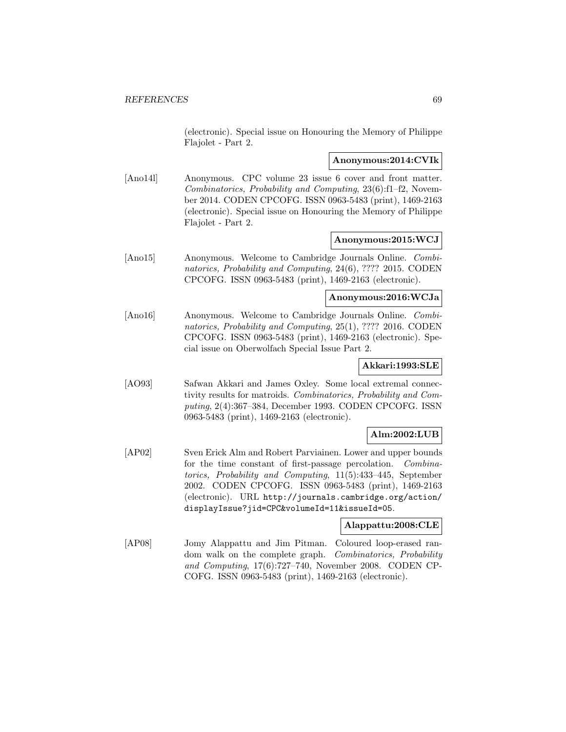(electronic). Special issue on Honouring the Memory of Philippe Flajolet - Part 2.

**Anonymous:2014:CVIk**

[Ano14l] Anonymous. CPC volume 23 issue 6 cover and front matter. *Combinatorics, Probability and Computing*, 23(6):f1–f2, November 2014. CODEN CPCOFG. ISSN 0963-5483 (print), 1469-2163 (electronic). Special issue on Honouring the Memory of Philippe Flajolet - Part 2.

**Anonymous:2015:WCJ**

[Ano15] Anonymous. Welcome to Cambridge Journals Online. *Combinatorics, Probability and Computing*, 24(6), ???? 2015. CODEN CPCOFG. ISSN 0963-5483 (print), 1469-2163 (electronic).

**Anonymous:2016:WCJa**

[Ano16] Anonymous. Welcome to Cambridge Journals Online. *Combinatorics, Probability and Computing*, 25(1), ???? 2016. CODEN CPCOFG. ISSN 0963-5483 (print), 1469-2163 (electronic). Special issue on Oberwolfach Special Issue Part 2.

**Akkari:1993:SLE**

[AO93] Safwan Akkari and James Oxley. Some local extremal connectivity results for matroids. *Combinatorics, Probability and Computing*, 2(4):367–384, December 1993. CODEN CPCOFG. ISSN 0963-5483 (print), 1469-2163 (electronic).

**Alm:2002:LUB**

[AP02] Sven Erick Alm and Robert Parviainen. Lower and upper bounds for the time constant of first-passage percolation. *Combinatorics, Probability and Computing*, 11(5):433–445, September 2002. CODEN CPCOFG. ISSN 0963-5483 (print), 1469-2163 (electronic). URL `http://journals.cambridge.org/action/displayIssue?jid=CPC&volumeId=11&issueId=05`.

**Alappattu:2008:CLE**

[AP08] Jomy Alappattu and Jim Pitman. Coloured loop-erased random walk on the complete graph. *Combinatorics, Probability and Computing*, 17(6):727–740, November 2008. CODEN CPCOFG. ISSN 0963-5483 (print), 1469-2163 (electronic).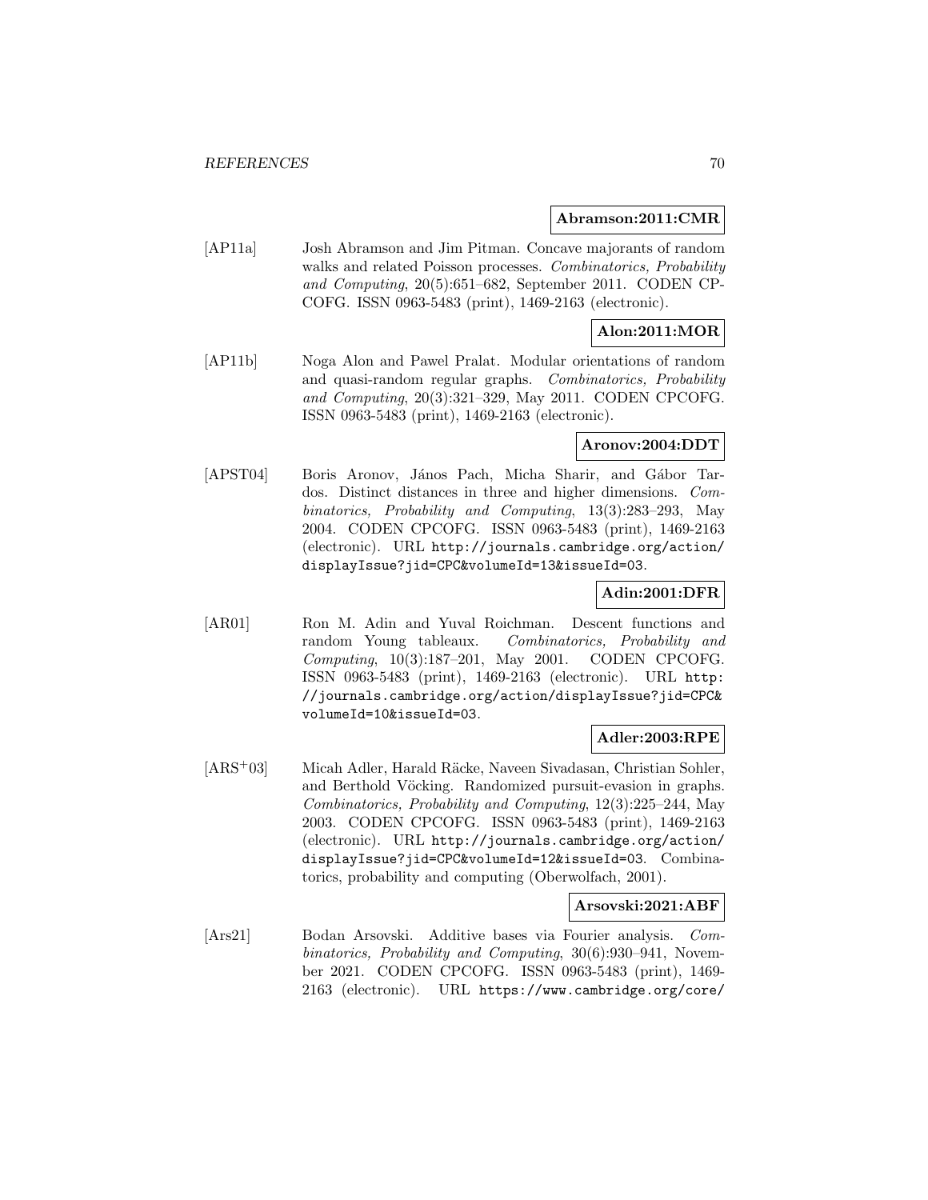**Abramson:2011:CMR**

[AP11a] Josh Abramson and Jim Pitman. Concave majorants of random walks and related Poisson processes. *Combinatorics, Probability and Computing*, 20(5):651–682, September 2011. CODEN CPCOFG. ISSN 0963-5483 (print), 1469-2163 (electronic).

**Alon:2011:MOR**

[AP11b] Noga Alon and Pawel Pralat. Modular orientations of random and quasi-random regular graphs. *Combinatorics, Probability and Computing*, 20(3):321–329, May 2011. CODEN CPCOFG. ISSN 0963-5483 (print), 1469-2163 (electronic).

**Aronov:2004:DDT**

[APST04] Boris Aronov, János Pach, Micha Sharir, and Gábor Tardos. Distinct distances in three and higher dimensions. *Combinatorics, Probability and Computing*, 13(3):283–293, May 2004. CODEN CPCOFG. ISSN 0963-5483 (print), 1469-2163 (electronic). URL http://journals.cambridge.org/action/displayIssue?jid=CPC&volumeId=13&issueId=03.

**Adin:2001:DFR**

[AR01] Ron M. Adin and Yuval Roichman. Descent functions and random Young tableaux. *Combinatorics, Probability and Computing*, 10(3):187–201, May 2001. CODEN CPCOFG. ISSN 0963-5483 (print), 1469-2163 (electronic). URL http://journals.cambridge.org/action/displayIssue?jid=CPC&volumeId=10&issueId=03.

**Adler:2003:RPE**

[ARS+03] Micah Adler, Harald Räcke, Naveen Sivadasan, Christian Sohler, and Berthold Vöcking. Randomized pursuit-evasion in graphs. *Combinatorics, Probability and Computing*, 12(3):225–244, May 2003. CODEN CPCOFG. ISSN 0963-5483 (print), 1469-2163 (electronic). URL http://journals.cambridge.org/action/displayIssue?jid=CPC&volumeId=12&issueId=03. Combinatorics, probability and computing (Oberwolfach, 2001).

**Arsovski:2021:ABF**

[Ars21] Bodan Arsovski. Additive bases via Fourier analysis. *Combinatorics, Probability and Computing*, 30(6):930–941, November 2021. CODEN CPCOFG. ISSN 0963-5483 (print), 1469-2163 (electronic). URL https://www.cambridge.org/core/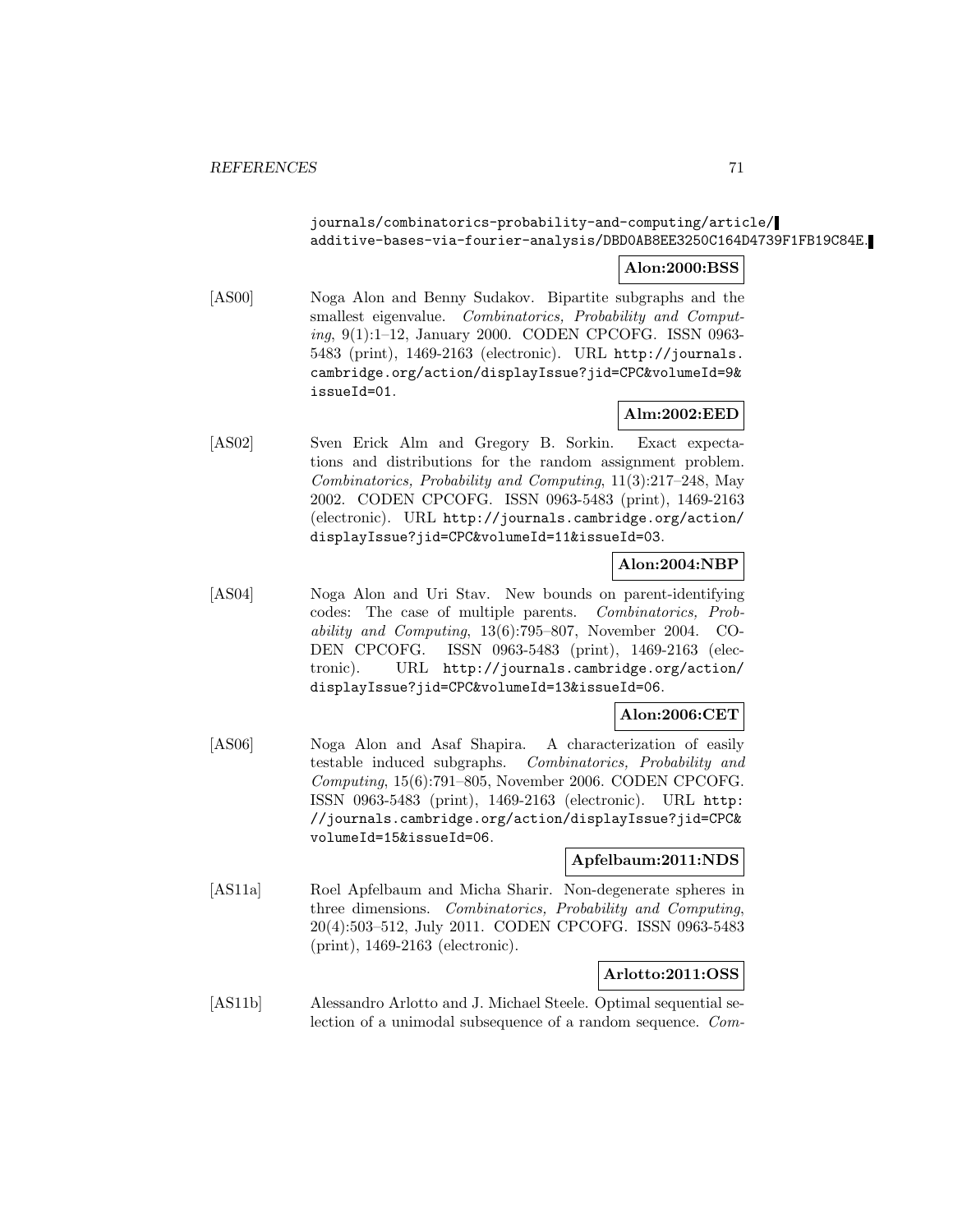journals/combinatorics-probability-and-computing/article/additive-bases-via-fourier-analysis/DBD0AB8EE3250C164D4739F1FB19C84E.

**Alon:2000:BSS**

[AS00] Noga Alon and Benny Sudakov. Bipartite subgraphs and the smallest eigenvalue. *Combinatorics, Probability and Computing*, 9(1):1–12, January 2000. CODEN CPCOFG. ISSN 0963-5483 (print), 1469-2163 (electronic). URL http://journals.cambridge.org/action/displayIssue?jid=CPC&volumeId=9&issueId=01.

**Alm:2002:EED**

[AS02] Sven Erick Alm and Gregory B. Sorkin. Exact expectations and distributions for the random assignment problem. *Combinatorics, Probability and Computing*, 11(3):217–248, May 2002. CODEN CPCOFG. ISSN 0963-5483 (print), 1469-2163 (electronic). URL http://journals.cambridge.org/action/displayIssue?jid=CPC&volumeId=11&issueId=03.

**Alon:2004:NBP**

[AS04] Noga Alon and Uri Stav. New bounds on parent-identifying codes: The case of multiple parents. *Combinatorics, Probability and Computing*, 13(6):795–807, November 2004. CODEN CPCOFG. ISSN 0963-5483 (print), 1469-2163 (electronic). URL http://journals.cambridge.org/action/displayIssue?jid=CPC&volumeId=13&issueId=06.

**Alon:2006:CET**

[AS06] Noga Alon and Asaf Shapira. A characterization of easily testable induced subgraphs. *Combinatorics, Probability and Computing*, 15(6):791–805, November 2006. CODEN CPCOFG. ISSN 0963-5483 (print), 1469-2163 (electronic). URL http://journals.cambridge.org/action/displayIssue?jid=CPC&volumeId=15&issueId=06.

**Apfelbaum:2011:NDS**

[AS11a] Roel Apfelbaum and Micha Sharir. Non-degenerate spheres in three dimensions. *Combinatorics, Probability and Computing*, 20(4):503–512, July 2011. CODEN CPCOFG. ISSN 0963-5483 (print), 1469-2163 (electronic).

**Arlotto:2011:OSS**

[AS11b] Alessandro Arlotto and J. Michael Steele. Optimal sequential selection of a unimodal subsequence of a random sequence. *Com-*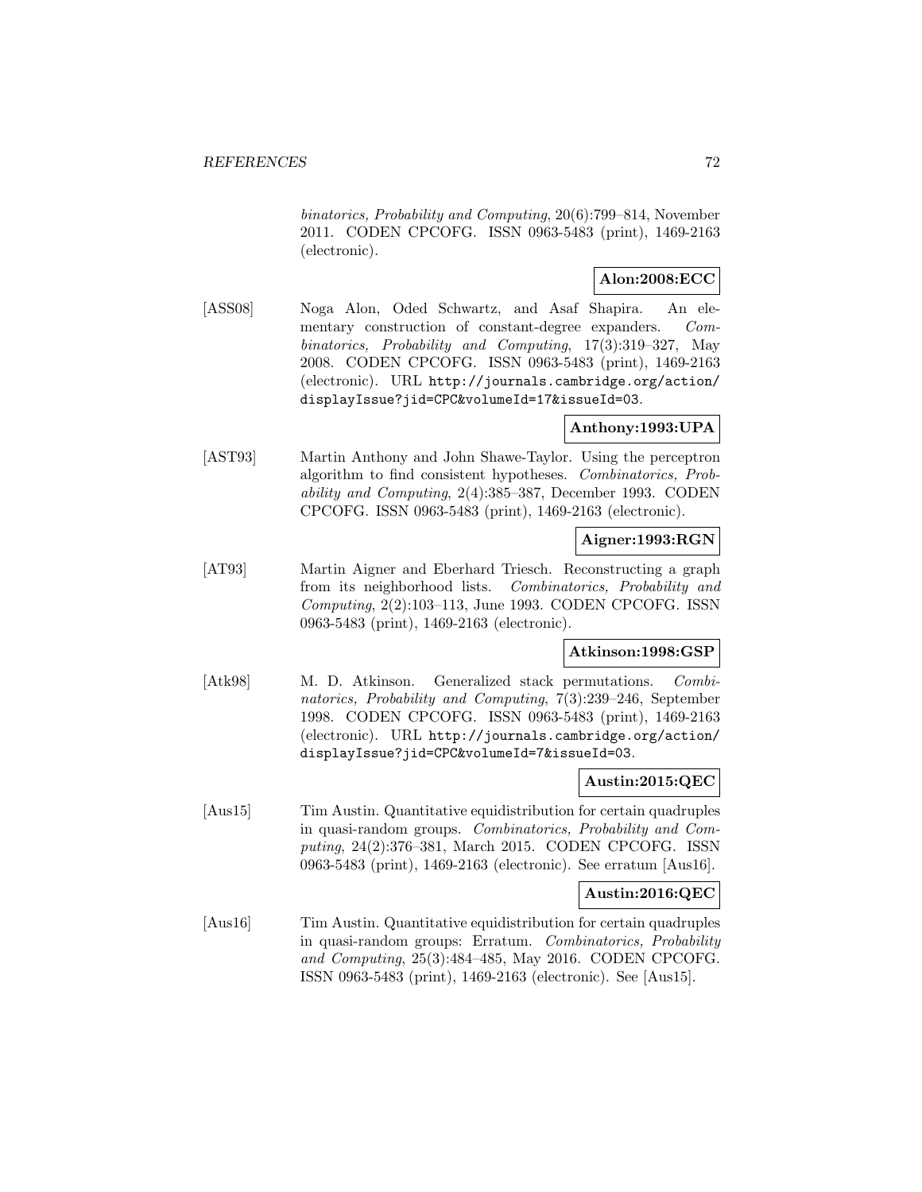*binatorics, Probability and Computing*, 20(6):799–814, November 2011. CODEN CPCOFG. ISSN 0963-5483 (print), 1469-2163 (electronic).

**Alon:2008:ECC**

[ASS08] Noga Alon, Oded Schwartz, and Asaf Shapira. An elementary construction of constant-degree expanders. *Combinatorics, Probability and Computing*, 17(3):319–327, May 2008. CODEN CPCOFG. ISSN 0963-5483 (print), 1469-2163 (electronic). URL `http://journals.cambridge.org/action/displayIssue?jid=CPC&volumeId=17&issueId=03`.

**Anthony:1993:UPA**

[AST93] Martin Anthony and John Shawe-Taylor. Using the perceptron algorithm to find consistent hypotheses. *Combinatorics, Probability and Computing*, 2(4):385–387, December 1993. CODEN CPCOFG. ISSN 0963-5483 (print), 1469-2163 (electronic).

**Aigner:1993:RGN**

[AT93] Martin Aigner and Eberhard Triesch. Reconstructing a graph from its neighborhood lists. *Combinatorics, Probability and Computing*, 2(2):103–113, June 1993. CODEN CPCOFG. ISSN 0963-5483 (print), 1469-2163 (electronic).

**Atkinson:1998:GSP**

[Atk98] M. D. Atkinson. Generalized stack permutations. *Combinatorics, Probability and Computing*, 7(3):239–246, September 1998. CODEN CPCOFG. ISSN 0963-5483 (print), 1469-2163 (electronic). URL `http://journals.cambridge.org/action/displayIssue?jid=CPC&volumeId=7&issueId=03`.

**Austin:2015:QEC**

[Aus15] Tim Austin. Quantitative equidistribution for certain quadruples in quasi-random groups. *Combinatorics, Probability and Computing*, 24(2):376–381, March 2015. CODEN CPCOFG. ISSN 0963-5483 (print), 1469-2163 (electronic). See erratum [Aus16].

**Austin:2016:QEC**

[Aus16] Tim Austin. Quantitative equidistribution for certain quadruples in quasi-random groups: Erratum. *Combinatorics, Probability and Computing*, 25(3):484–485, May 2016. CODEN CPCOFG. ISSN 0963-5483 (print), 1469-2163 (electronic). See [Aus15].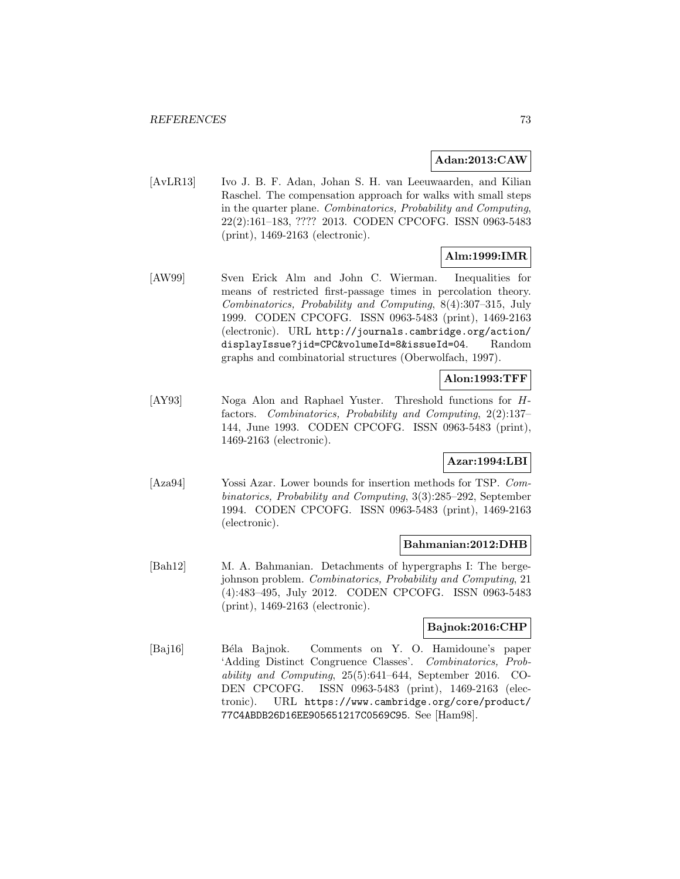**Adan:2013:CAW**

[AvLR13] Ivo J. B. F. Adan, Johan S. H. van Leeuwaarden, and Kilian Raschel. The compensation approach for walks with small steps in the quarter plane. *Combinatorics, Probability and Computing*, 22(2):161–183, ???? 2013. CODEN CPCOFG. ISSN 0963-5483 (print), 1469-2163 (electronic).

**Alm:1999:IMR**

[AW99] Sven Erick Alm and John C. Wierman. Inequalities for means of restricted first-passage times in percolation theory. *Combinatorics, Probability and Computing*, 8(4):307–315, July 1999. CODEN CPCOFG. ISSN 0963-5483 (print), 1469-2163 (electronic). URL `http://journals.cambridge.org/action/displayIssue?jid=CPC&volumeId=8&issueId=04`. Random graphs and combinatorial structures (Oberwolfach, 1997).

**Alon:1993:TFF**

[AY93] Noga Alon and Raphael Yuster. Threshold functions for $H$-factors. *Combinatorics, Probability and Computing*, 2(2):137–144, June 1993. CODEN CPCOFG. ISSN 0963-5483 (print), 1469-2163 (electronic).

**Azar:1994:LBI**

[Aza94] Yossi Azar. Lower bounds for insertion methods for TSP. *Combinatorics, Probability and Computing*, 3(3):285–292, September 1994. CODEN CPCOFG. ISSN 0963-5483 (print), 1469-2163 (electronic).

**Bahmanian:2012:DHB**

[Bah12] M. A. Bahmanian. Detachments of hypergraphs I: The berge-johnson problem. *Combinatorics, Probability and Computing*, 21 (4):483–495, July 2012. CODEN CPCOFG. ISSN 0963-5483 (print), 1469-2163 (electronic).

**Bajnok:2016:CHP**

[Baj16] Béla Bajnok. Comments on Y. O. Hamidoune's paper 'Adding Distinct Congruence Classes'. *Combinatorics, Probability and Computing*, 25(5):641–644, September 2016. CODEN CPCOFG. ISSN 0963-5483 (print), 1469-2163 (electronic). URL `https://www.cambridge.org/core/product/77C4ABDB26D16EE905651217C0569C95`. See [Ham98].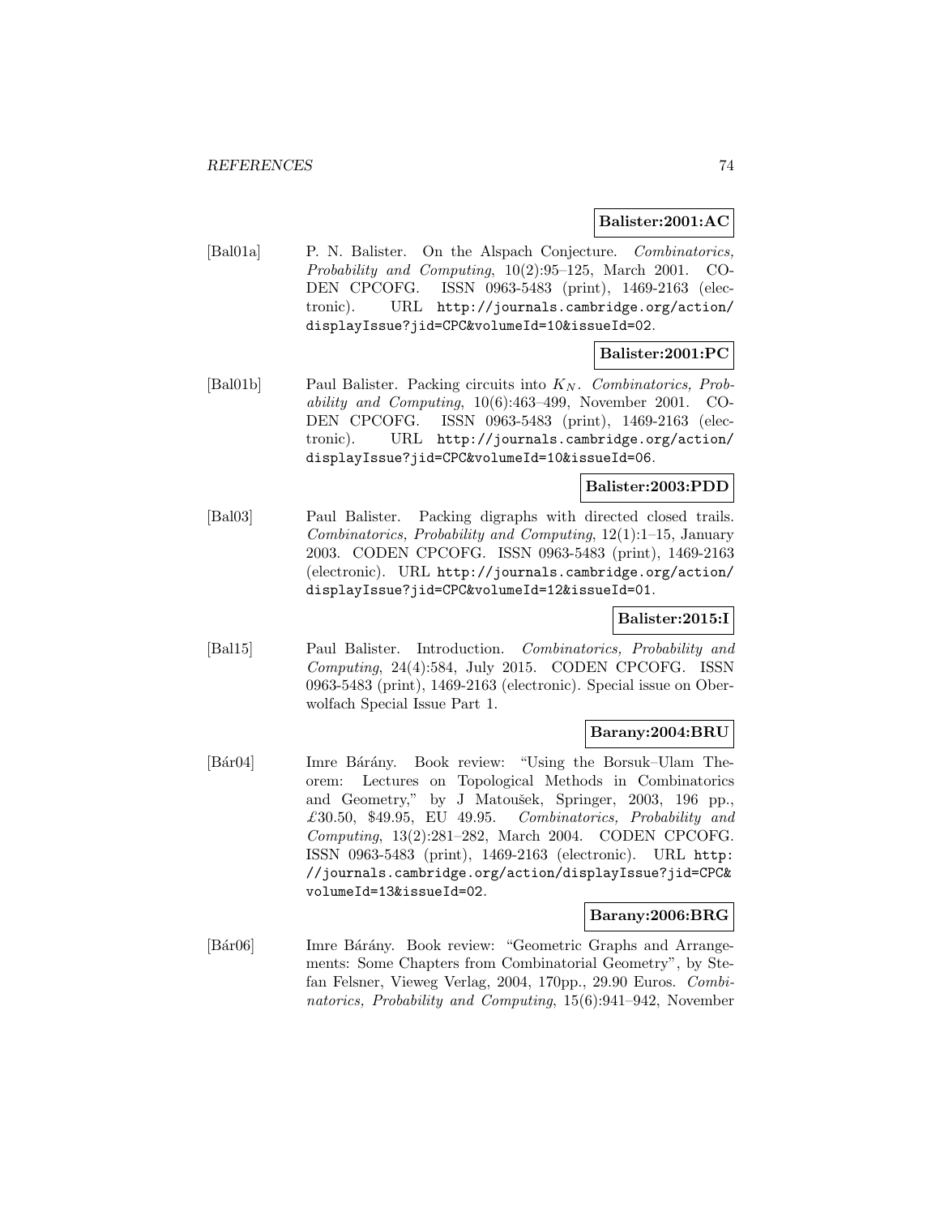**Balister:2001:AC**

[Bal01a] P. N. Balister. On the Alspach Conjecture. *Combinatorics, Probability and Computing*, 10(2):95–125, March 2001. CODEN CPCOFG. ISSN 0963-5483 (print), 1469-2163 (electronic). URL `http://journals.cambridge.org/action/displayIssue?jid=CPC&volumeId=10&issueId=02`.

**Balister:2001:PC**

[Bal01b] Paul Balister. Packing circuits into $K_N$. *Combinatorics, Probability and Computing*, 10(6):463–499, November 2001. CODEN CPCOFG. ISSN 0963-5483 (print), 1469-2163 (electronic). URL `http://journals.cambridge.org/action/displayIssue?jid=CPC&volumeId=10&issueId=06`.

**Balister:2003:PDD**

[Bal03] Paul Balister. Packing digraphs with directed closed trails. *Combinatorics, Probability and Computing*, 12(1):1–15, January 2003. CODEN CPCOFG. ISSN 0963-5483 (print), 1469-2163 (electronic). URL `http://journals.cambridge.org/action/displayIssue?jid=CPC&volumeId=12&issueId=01`.

**Balister:2015:I**

[Bal15] Paul Balister. Introduction. *Combinatorics, Probability and Computing*, 24(4):584, July 2015. CODEN CPCOFG. ISSN 0963-5483 (print), 1469-2163 (electronic). Special issue on Oberwolfach Special Issue Part 1.

**Barany:2004:BRU**

[Bár04] Imre Bárány. Book review: "Using the Borsuk–Ulam Theorem: Lectures on Topological Methods in Combinatorics and Geometry," by J Matoušek, Springer, 2003, 196 pp., £30.50, \$49.95, EU 49.95. *Combinatorics, Probability and Computing*, 13(2):281–282, March 2004. CODEN CPCOFG. ISSN 0963-5483 (print), 1469-2163 (electronic). URL `http://journals.cambridge.org/action/displayIssue?jid=CPC&volumeId=13&issueId=02`.

**Barany:2006:BRG**

[Bár06] Imre Bárány. Book review: "Geometric Graphs and Arrangements: Some Chapters from Combinatorial Geometry", by Stefan Felsner, Vieweg Verlag, 2004, 170pp., 29.90 Euros. *Combinatorics, Probability and Computing*, 15(6):941–942, November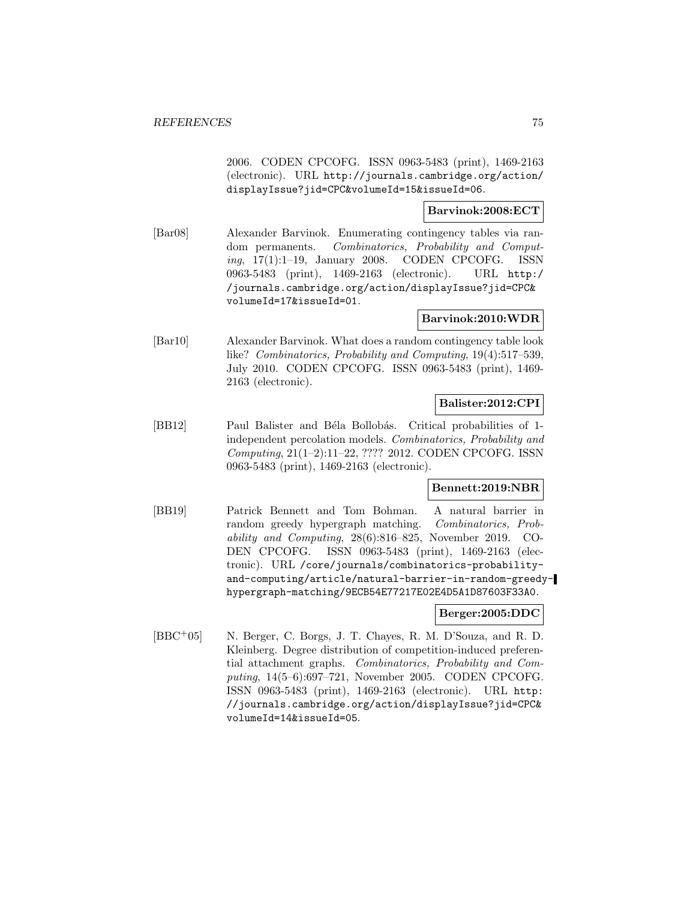2006. CODEN CPCOFG. ISSN 0963-5483 (print), 1469-2163 (electronic). URL http://journals.cambridge.org/action/displayIssue?jid=CPC&volumeId=15&issueId=06.

**Barvinok:2008:ECT**

[Bar08] Alexander Barvinok. Enumerating contingency tables via random permanents. *Combinatorics, Probability and Computing*, 17(1):1–19, January 2008. CODEN CPCOFG. ISSN 0963-5483 (print), 1469-2163 (electronic). URL http://journals.cambridge.org/action/displayIssue?jid=CPC&volumeId=17&issueId=01.

**Barvinok:2010:WDR**

[Bar10] Alexander Barvinok. What does a random contingency table look like? *Combinatorics, Probability and Computing*, 19(4):517–539, July 2010. CODEN CPCOFG. ISSN 0963-5483 (print), 1469-2163 (electronic).

**Balister:2012:CPI**

[BB12] Paul Balister and Béla Bollobás. Critical probabilities of 1-independent percolation models. *Combinatorics, Probability and Computing*, 21(1–2):11–22, ???? 2012. CODEN CPCOFG. ISSN 0963-5483 (print), 1469-2163 (electronic).

**Bennett:2019:NBR**

[BB19] Patrick Bennett and Tom Bohman. A natural barrier in random greedy hypergraph matching. *Combinatorics, Probability and Computing*, 28(6):816–825, November 2019. CODEN CPCOFG. ISSN 0963-5483 (print), 1469-2163 (electronic). URL /core/journals/combinatorics-probability-and-computing/article/natural-barrier-in-random-greedy-hypergraph-matching/9ECB54E77217E02E4D5A1D87603F33A0.

**Berger:2005:DDC**

[BBC+05] N. Berger, C. Borgs, J. T. Chayes, R. M. D'Souza, and R. D. Kleinberg. Degree distribution of competition-induced preferential attachment graphs. *Combinatorics, Probability and Computing*, 14(5–6):697–721, November 2005. CODEN CPCOFG. ISSN 0963-5483 (print), 1469-2163 (electronic). URL http://journals.cambridge.org/action/displayIssue?jid=CPC&volumeId=14&issueId=05.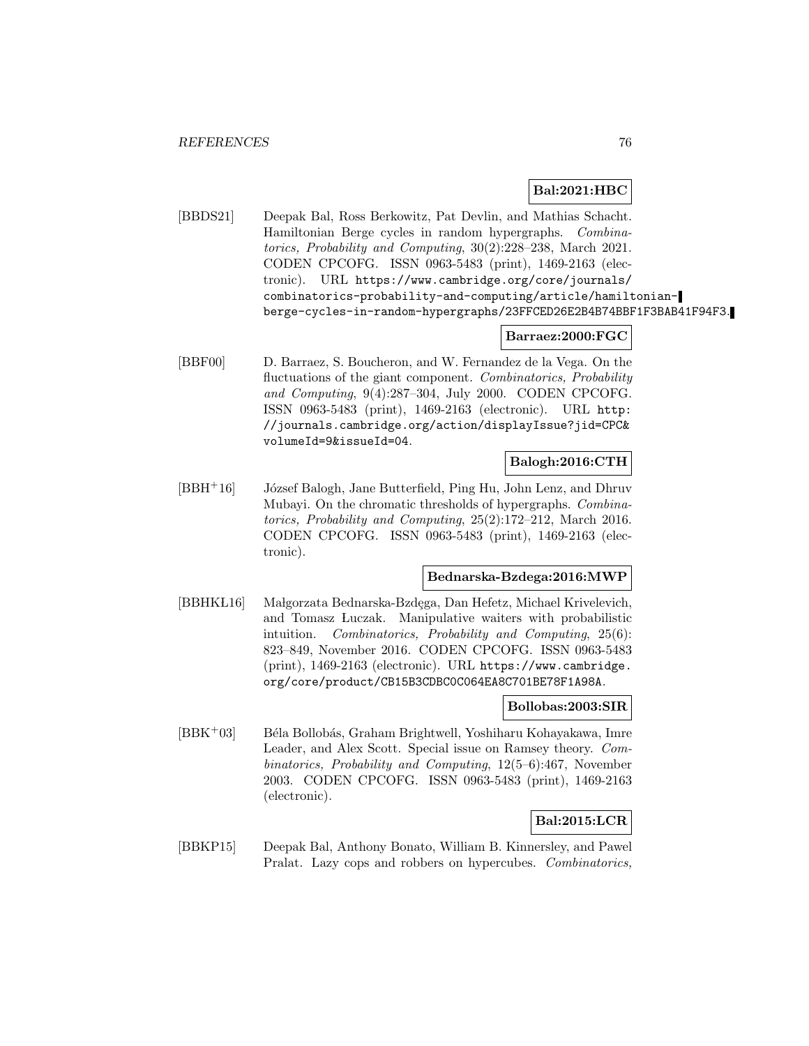**Bal:2021:HBC**

[BBDS21] Deepak Bal, Ross Berkowitz, Pat Devlin, and Mathias Schacht. Hamiltonian Berge cycles in random hypergraphs. *Combinatorics, Probability and Computing*, 30(2):228–238, March 2021. CODEN CPCOFG. ISSN 0963-5483 (print), 1469-2163 (electronic). URL https://www.cambridge.org/core/journals/combinatorics-probability-and-computing/article/hamiltonian-berge-cycles-in-random-hypergraphs/23FFCED26E2B4B74BBF1F3BAB41F94F3.

**Barraez:2000:FGC**

[BBF00] D. Barraez, S. Boucheron, and W. Fernandez de la Vega. On the fluctuations of the giant component. *Combinatorics, Probability and Computing*, 9(4):287–304, July 2000. CODEN CPCOFG. ISSN 0963-5483 (print), 1469-2163 (electronic). URL http://journals.cambridge.org/action/displayIssue?jid=CPC&volumeId=9&issueId=04.

**Balogh:2016:CTH**

[BBH+16] József Balogh, Jane Butterfield, Ping Hu, John Lenz, and Dhruv Mubayi. On the chromatic thresholds of hypergraphs. *Combinatorics, Probability and Computing*, 25(2):172–212, March 2016. CODEN CPCOFG. ISSN 0963-5483 (print), 1469-2163 (electronic).

**Bednarska-Bzdega:2016:MWP**

[BBHKŁ16] Małgorzata Bednarska-Bzdęga, Dan Hefetz, Michael Krivelevich, and Tomasz Łuczak. Manipulative waiters with probabilistic intuition. *Combinatorics, Probability and Computing*, 25(6): 823–849, November 2016. CODEN CPCOFG. ISSN 0963-5483 (print), 1469-2163 (electronic). URL https://www.cambridge.org/core/product/CB15B3CDBC0C064EA8C701BE78F1A98A.

**Bollobas:2003:SIR**

[BBK+03] Béla Bollobás, Graham Brightwell, Yoshiharu Kohayakawa, Imre Leader, and Alex Scott. Special issue on Ramsey theory. *Combinatorics, Probability and Computing*, 12(5–6):467, November 2003. CODEN CPCOFG. ISSN 0963-5483 (print), 1469-2163 (electronic).

**Bal:2015:LCR**

[BBKP15] Deepak Bal, Anthony Bonato, William B. Kinnersley, and Pawel Pralat. Lazy cops and robbers on hypercubes. *Combinatorics,*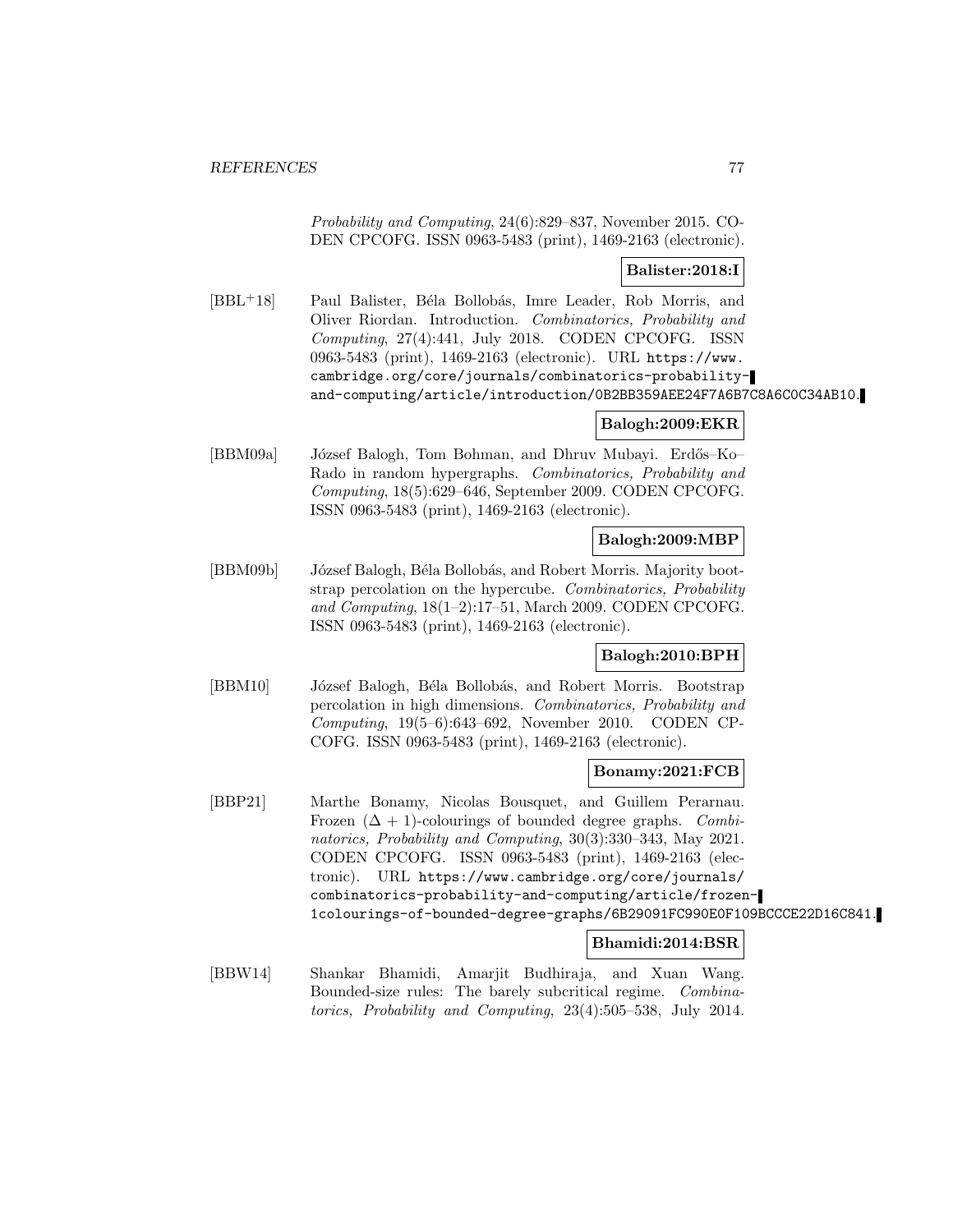*Probability and Computing*, 24(6):829–837, November 2015. CODEN CPCOFG. ISSN 0963-5483 (print), 1469-2163 (electronic).

**Balister:2018:I**

[BBL+18] Paul Balister, Béla Bollobás, Imre Leader, Rob Morris, and Oliver Riordan. Introduction. *Combinatorics, Probability and Computing*, 27(4):441, July 2018. CODEN CPCOFG. ISSN 0963-5483 (print), 1469-2163 (electronic). URL https://www.cambridge.org/core/journals/combinatorics-probability-and-computing/article/introduction/0B2BB359AEE24F7A6B7C8A6C0C34AB10.

**Balogh:2009:EKR**

[BBM09a] József Balogh, Tom Bohman, and Dhruv Mubayi. Erdős–Ko–Rado in random hypergraphs. *Combinatorics, Probability and Computing*, 18(5):629–646, September 2009. CODEN CPCOFG. ISSN 0963-5483 (print), 1469-2163 (electronic).

**Balogh:2009:MBP**

[BBM09b] József Balogh, Béla Bollobás, and Robert Morris. Majority bootstrap percolation on the hypercube. *Combinatorics, Probability and Computing*, 18(1–2):17–51, March 2009. CODEN CPCOFG. ISSN 0963-5483 (print), 1469-2163 (electronic).

**Balogh:2010:BPH**

[BBM10] József Balogh, Béla Bollobás, and Robert Morris. Bootstrap percolation in high dimensions. *Combinatorics, Probability and Computing*, 19(5–6):643–692, November 2010. CODEN CPCOFG. ISSN 0963-5483 (print), 1469-2163 (electronic).

**Bonamy:2021:FCB**

[BBP21] Marthe Bonamy, Nicolas Bousquet, and Guillem Perarnau. Frozen $(\Delta + 1)$-colourings of bounded degree graphs. *Combinatorics, Probability and Computing*, 30(3):330–343, May 2021. CODEN CPCOFG. ISSN 0963-5483 (print), 1469-2163 (electronic). URL https://www.cambridge.org/core/journals/combinatorics-probability-and-computing/article/frozen-1colourings-of-bounded-degree-graphs/6B29091FC990E0F109BCCCE22D16C841.

**Bhamidi:2014:BSR**

[BBW14] Shankar Bhamidi, Amarjit Budhiraja, and Xuan Wang. Bounded-size rules: The barely subcritical regime. *Combinatorics, Probability and Computing*, 23(4):505–538, July 2014.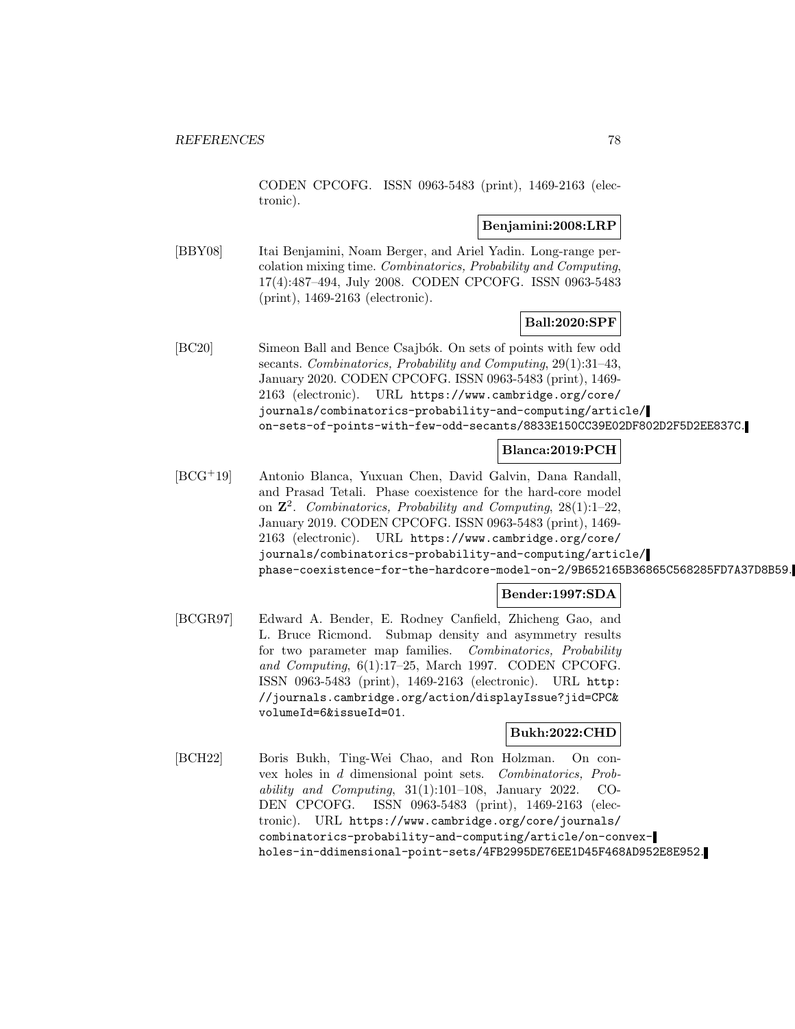CODEN CPCOFG. ISSN 0963-5483 (print), 1469-2163 (electronic).

**Benjamini:2008:LRP**

[BBY08] Itai Benjamini, Noam Berger, and Ariel Yadin. Long-range percolation mixing time. *Combinatorics, Probability and Computing*, 17(4):487–494, July 2008. CODEN CPCOFG. ISSN 0963-5483 (print), 1469-2163 (electronic).

**Ball:2020:SPF**

[BC20] Simeon Ball and Bence Csajbók. On sets of points with few odd secants. *Combinatorics, Probability and Computing*, 29(1):31–43, January 2020. CODEN CPCOFG. ISSN 0963-5483 (print), 1469-2163 (electronic). URL https://www.cambridge.org/core/journals/combinatorics-probability-and-computing/article/on-sets-of-points-with-few-odd-secants/8833E150CC39E02DF802D2F5D2EE837C.

**Blanca:2019:PCH**

[BCG+19] Antonio Blanca, Yuxuan Chen, David Galvin, Dana Randall, and Prasad Tetali. Phase coexistence for the hard-core model on $\mathbf{Z}^2$. *Combinatorics, Probability and Computing*, 28(1):1–22, January 2019. CODEN CPCOFG. ISSN 0963-5483 (print), 1469-2163 (electronic). URL https://www.cambridge.org/core/journals/combinatorics-probability-and-computing/article/phase-coexistence-for-the-hardcore-model-on-2/9B652165B36865C568285FD7A37D8B59.

**Bender:1997:SDA**

[BCGR97] Edward A. Bender, E. Rodney Canfield, Zhicheng Gao, and L. Bruce Ricmond. Submap density and asymmetry results for two parameter map families. *Combinatorics, Probability and Computing*, 6(1):17–25, March 1997. CODEN CPCOFG. ISSN 0963-5483 (print), 1469-2163 (electronic). URL http://journals.cambridge.org/action/displayIssue?jid=CPC&volumeId=6&issueId=01.

**Bukh:2022:CHD**

[BCH22] Boris Bukh, Ting-Wei Chao, and Ron Holzman. On convex holes in $d$ dimensional point sets. *Combinatorics, Probability and Computing*, 31(1):101–108, January 2022. CODEN CPCOFG. ISSN 0963-5483 (print), 1469-2163 (electronic). URL https://www.cambridge.org/core/journals/combinatorics-probability-and-computing/article/on-convex-holes-in-ddimensional-point-sets/4FB2995DE76EE1D45F468AD952E8E952.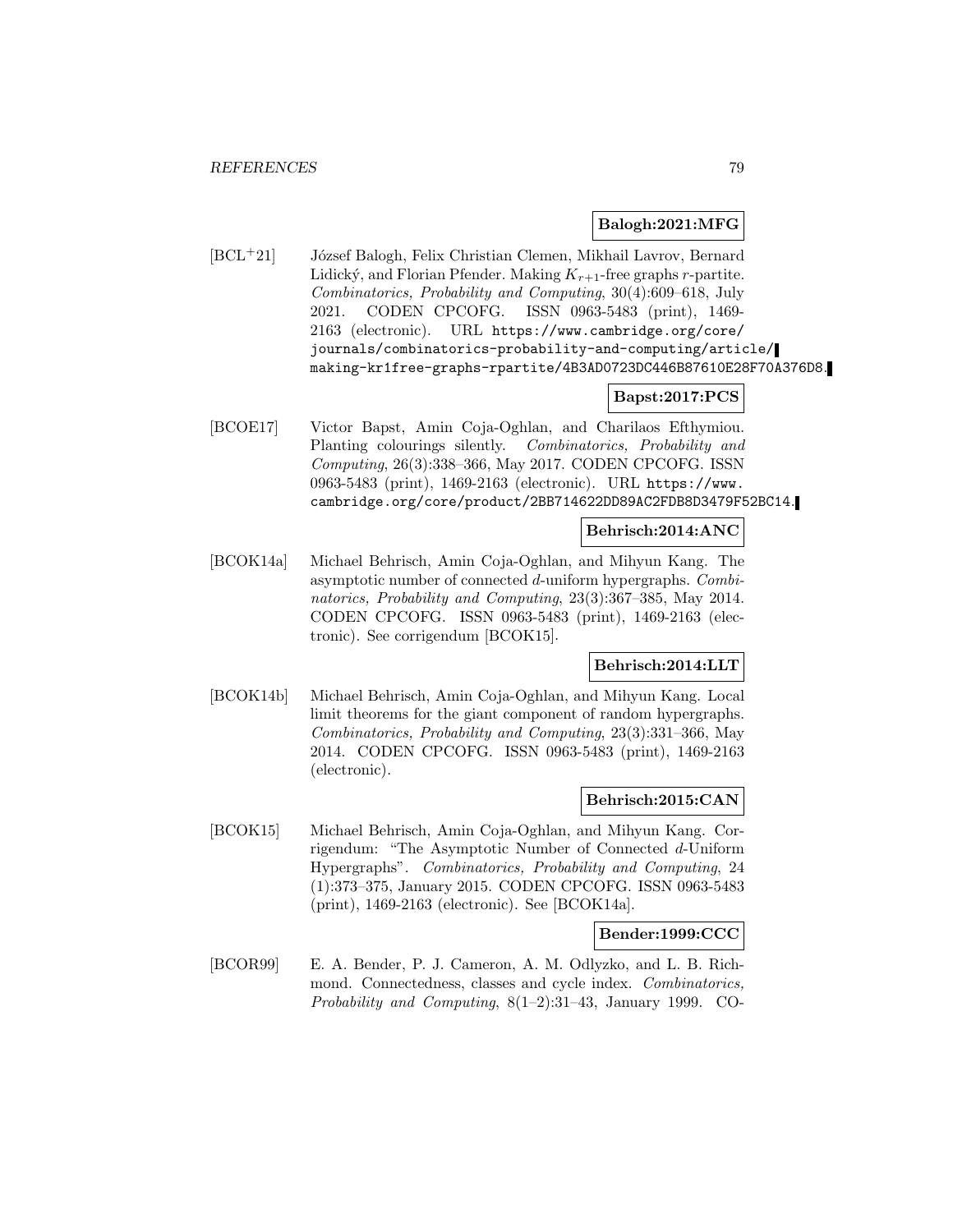**Balogh:2021:MFG**

[BCL+21] József Balogh, Felix Christian Clemen, Mikhail Lavrov, Bernard Lidický, and Florian Pfender. Making $K_{r+1}$-free graphs $r$-partite. *Combinatorics, Probability and Computing*, 30(4):609–618, July 2021. CODEN CPCOFG. ISSN 0963-5483 (print), 1469-2163 (electronic). URL https://www.cambridge.org/core/journals/combinatorics-probability-and-computing/article/making-kr1free-graphs-rpartite/4B3AD0723DC446B87610E28F70A376D8.

**Bapst:2017:PCS**

[BCOE17] Victor Bapst, Amin Coja-Oghlan, and Charilaos Efthymiou. Planting colourings silently. *Combinatorics, Probability and Computing*, 26(3):338–366, May 2017. CODEN CPCOFG. ISSN 0963-5483 (print), 1469-2163 (electronic). URL https://www.cambridge.org/core/product/2BB714622DD89AC2FDB8D3479F52BC14.

**Behrisch:2014:ANC**

[BCOK14a] Michael Behrisch, Amin Coja-Oghlan, and Mihyun Kang. The asymptotic number of connected $d$-uniform hypergraphs. *Combinatorics, Probability and Computing*, 23(3):367–385, May 2014. CODEN CPCOFG. ISSN 0963-5483 (print), 1469-2163 (electronic). See corrigendum [BCOK15].

**Behrisch:2014:LLT**

[BCOK14b] Michael Behrisch, Amin Coja-Oghlan, and Mihyun Kang. Local limit theorems for the giant component of random hypergraphs. *Combinatorics, Probability and Computing*, 23(3):331–366, May 2014. CODEN CPCOFG. ISSN 0963-5483 (print), 1469-2163 (electronic).

**Behrisch:2015:CAN**

[BCOK15] Michael Behrisch, Amin Coja-Oghlan, and Mihyun Kang. Corrigendum: "The Asymptotic Number of Connected $d$-Uniform Hypergraphs". *Combinatorics, Probability and Computing*, 24 (1):373–375, January 2015. CODEN CPCOFG. ISSN 0963-5483 (print), 1469-2163 (electronic). See [BCOK14a].

**Bender:1999:CCC**

[BCOR99] E. A. Bender, P. J. Cameron, A. M. Odlyzko, and L. B. Richmond. Connectedness, classes and cycle index. *Combinatorics, Probability and Computing*, 8(1–2):31–43, January 1999. CO-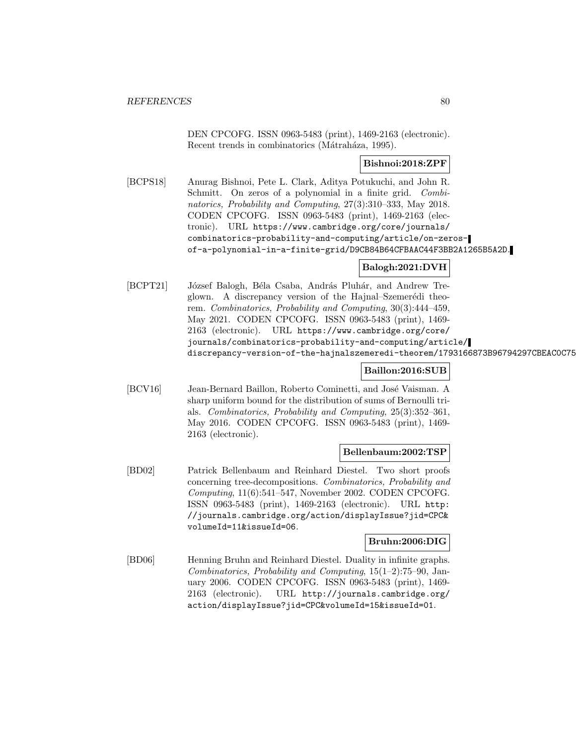DEN CPCOFG. ISSN 0963-5483 (print), 1469-2163 (electronic). Recent trends in combinatorics (Mátraháza, 1995).

**Bishnoi:2018:ZPF**

[BCPS18] Anurag Bishnoi, Pete L. Clark, Aditya Potukuchi, and John R. Schmitt. On zeros of a polynomial in a finite grid. *Combinatorics, Probability and Computing*, 27(3):310–333, May 2018. CODEN CPCOFG. ISSN 0963-5483 (print), 1469-2163 (electronic). URL `https://www.cambridge.org/core/journals/combinatorics-probability-and-computing/article/on-zeros-of-a-polynomial-in-a-finite-grid/D9CB84B64CFBAAC44F3BB2A1265B5A2D`.

**Balogh:2021:DVH**

[BCPT21] József Balogh, Béla Csaba, András Pluhár, and Andrew Treglown. A discrepancy version of the Hajnal–Szemerédi theorem. *Combinatorics, Probability and Computing*, 30(3):444–459, May 2021. CODEN CPCOFG. ISSN 0963-5483 (print), 1469-2163 (electronic). URL `https://www.cambridge.org/core/journals/combinatorics-probability-and-computing/article/discrepancy-version-of-the-hajnalszemeredi-theorem/1793166873B96794297CBEAC0C75`

**Baillon:2016:SUB**

[BCV16] Jean-Bernard Baillon, Roberto Cominetti, and José Vaisman. A sharp uniform bound for the distribution of sums of Bernoulli trials. *Combinatorics, Probability and Computing*, 25(3):352–361, May 2016. CODEN CPCOFG. ISSN 0963-5483 (print), 1469-2163 (electronic).

**Bellenbaum:2002:TSP**

[BD02] Patrick Bellenbaum and Reinhard Diestel. Two short proofs concerning tree-decompositions. *Combinatorics, Probability and Computing*, 11(6):541–547, November 2002. CODEN CPCOFG. ISSN 0963-5483 (print), 1469-2163 (electronic). URL `http://journals.cambridge.org/action/displayIssue?jid=CPC&volumeId=11&issueId=06`.

**Bruhn:2006:DIG**

[BD06] Henning Bruhn and Reinhard Diestel. Duality in infinite graphs. *Combinatorics, Probability and Computing*, 15(1–2):75–90, January 2006. CODEN CPCOFG. ISSN 0963-5483 (print), 1469-2163 (electronic). URL `http://journals.cambridge.org/action/displayIssue?jid=CPC&volumeId=15&issueId=01`.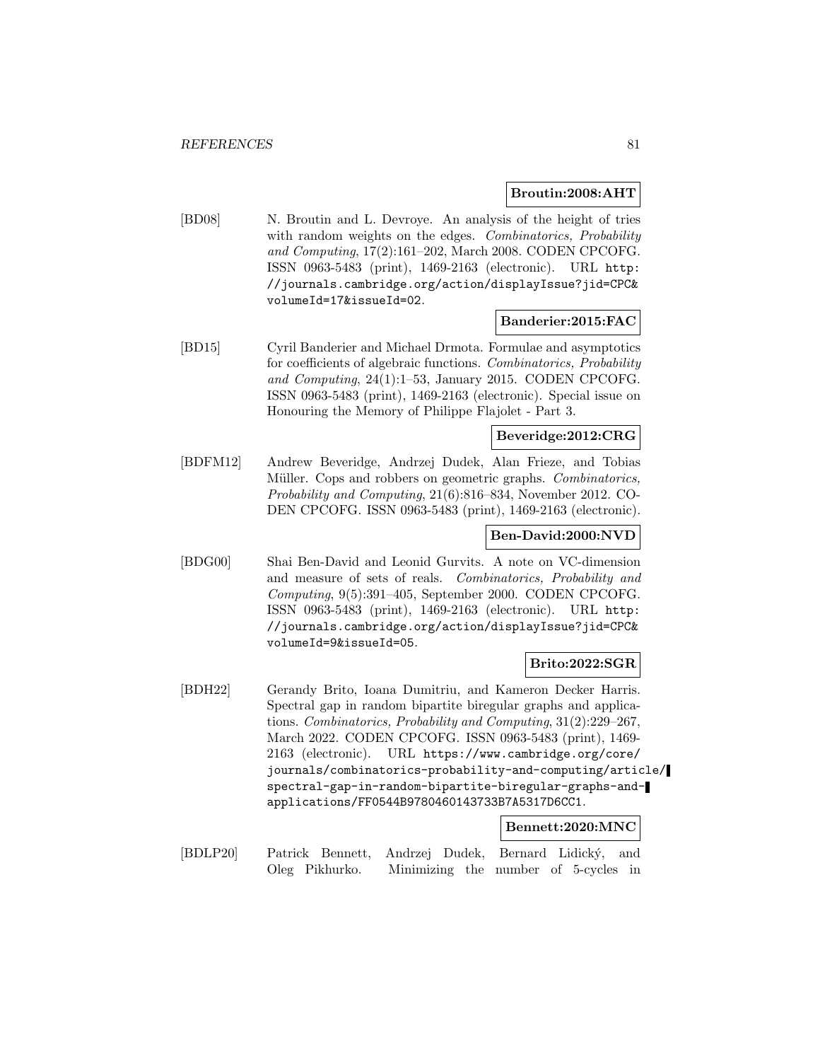**Broutin:2008:AHT**

[BD08] N. Broutin and L. Devroye. An analysis of the height of tries with random weights on the edges. *Combinatorics, Probability and Computing*, 17(2):161–202, March 2008. CODEN CPCOFG. ISSN 0963-5483 (print), 1469-2163 (electronic). URL http://journals.cambridge.org/action/displayIssue?jid=CPC&volumeId=17&issueId=02.

**Banderier:2015:FAC**

[BD15] Cyril Banderier and Michael Drmota. Formulae and asymptotics for coefficients of algebraic functions. *Combinatorics, Probability and Computing*, 24(1):1–53, January 2015. CODEN CPCOFG. ISSN 0963-5483 (print), 1469-2163 (electronic). Special issue on Honouring the Memory of Philippe Flajolet - Part 3.

**Beveridge:2012:CRG**

[BDFM12] Andrew Beveridge, Andrzej Dudek, Alan Frieze, and Tobias Müller. Cops and robbers on geometric graphs. *Combinatorics, Probability and Computing*, 21(6):816–834, November 2012. CODEN CPCOFG. ISSN 0963-5483 (print), 1469-2163 (electronic).

**Ben-David:2000:NVD**

[BDG00] Shai Ben-David and Leonid Gurvits. A note on VC-dimension and measure of sets of reals. *Combinatorics, Probability and Computing*, 9(5):391–405, September 2000. CODEN CPCOFG. ISSN 0963-5483 (print), 1469-2163 (electronic). URL http://journals.cambridge.org/action/displayIssue?jid=CPC&volumeId=9&issueId=05.

**Brito:2022:SGR**

[BDH22] Gerandy Brito, Ioana Dumitriu, and Kameron Decker Harris. Spectral gap in random bipartite biregular graphs and applications. *Combinatorics, Probability and Computing*, 31(2):229–267, March 2022. CODEN CPCOFG. ISSN 0963-5483 (print), 1469-2163 (electronic). URL https://www.cambridge.org/core/journals/combinatorics-probability-and-computing/article/spectral-gap-in-random-bipartite-biregular-graphs-and-applications/FF0544B9780460143733B7A5317D6CC1.

**Bennett:2020:MNC**

[BDLP20] Patrick Bennett, Andrzej Dudek, Bernard Lidický, and Oleg Pikhurko. Minimizing the number of 5-cycles in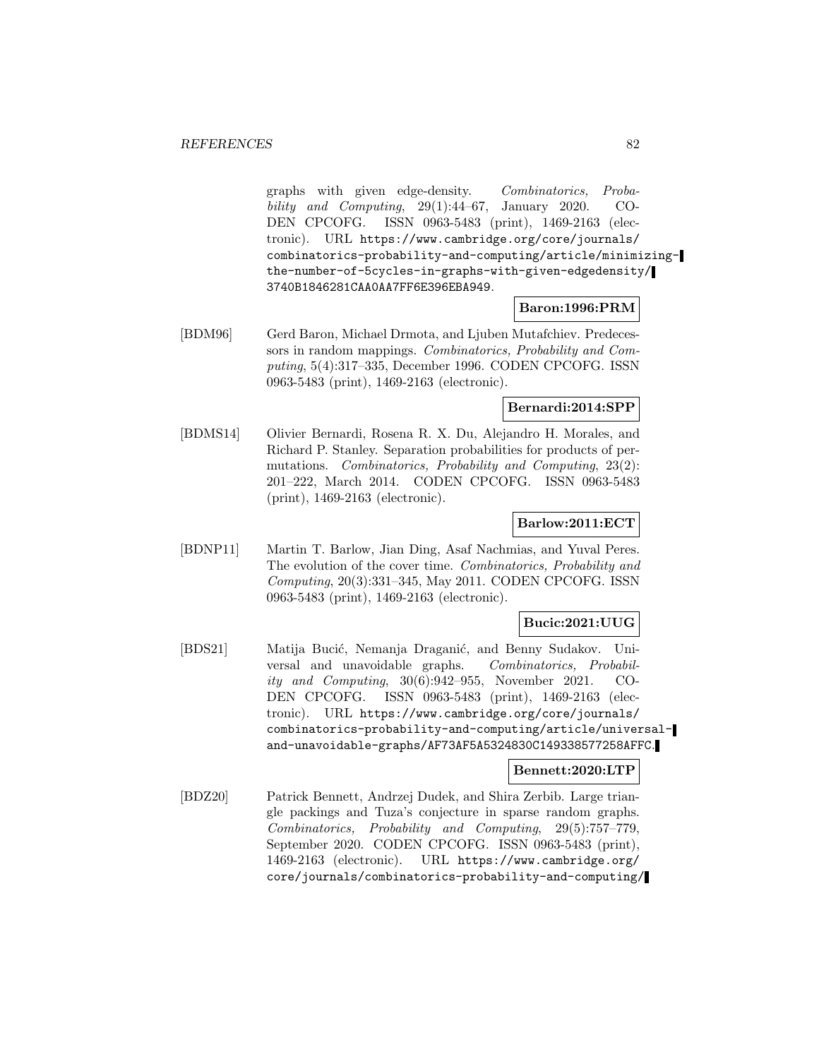graphs with given edge-density. *Combinatorics, Probability and Computing*, 29(1):44–67, January 2020. CODEN CPCOFG. ISSN 0963-5483 (print), 1469-2163 (electronic). URL https://www.cambridge.org/core/journals/combinatorics-probability-and-computing/article/minimizing-the-number-of-5cycles-in-graphs-with-given-edgedensity/3740B1846281CAA0AA7FF6E396EBA949.

**Baron:1996:PRM**

[BDM96] Gerd Baron, Michael Drmota, and Ljuben Mutafchiev. Predecessors in random mappings. *Combinatorics, Probability and Computing*, 5(4):317–335, December 1996. CODEN CPCOFG. ISSN 0963-5483 (print), 1469-2163 (electronic).

**Bernardi:2014:SPP**

[BDMS14] Olivier Bernardi, Rosena R. X. Du, Alejandro H. Morales, and Richard P. Stanley. Separation probabilities for products of permutations. *Combinatorics, Probability and Computing*, 23(2): 201–222, March 2014. CODEN CPCOFG. ISSN 0963-5483 (print), 1469-2163 (electronic).

**Barlow:2011:ECT**

[BDNP11] Martin T. Barlow, Jian Ding, Asaf Nachmias, and Yuval Peres. The evolution of the cover time. *Combinatorics, Probability and Computing*, 20(3):331–345, May 2011. CODEN CPCOFG. ISSN 0963-5483 (print), 1469-2163 (electronic).

**Bucic:2021:UUG**

[BDS21] Matija Bucić, Nemanja Draganić, and Benny Sudakov. Universal and unavoidable graphs. *Combinatorics, Probability and Computing*, 30(6):942–955, November 2021. CODEN CPCOFG. ISSN 0963-5483 (print), 1469-2163 (electronic). URL https://www.cambridge.org/core/journals/combinatorics-probability-and-computing/article/universal-and-unavoidable-graphs/AF73AF5A5324830C149338577258AFFC.

**Bennett:2020:LTP**

[BDZ20] Patrick Bennett, Andrzej Dudek, and Shira Zerbib. Large triangle packings and Tuza's conjecture in sparse random graphs. *Combinatorics, Probability and Computing*, 29(5):757–779, September 2020. CODEN CPCOFG. ISSN 0963-5483 (print), 1469-2163 (electronic). URL https://www.cambridge.org/core/journals/combinatorics-probability-and-computing/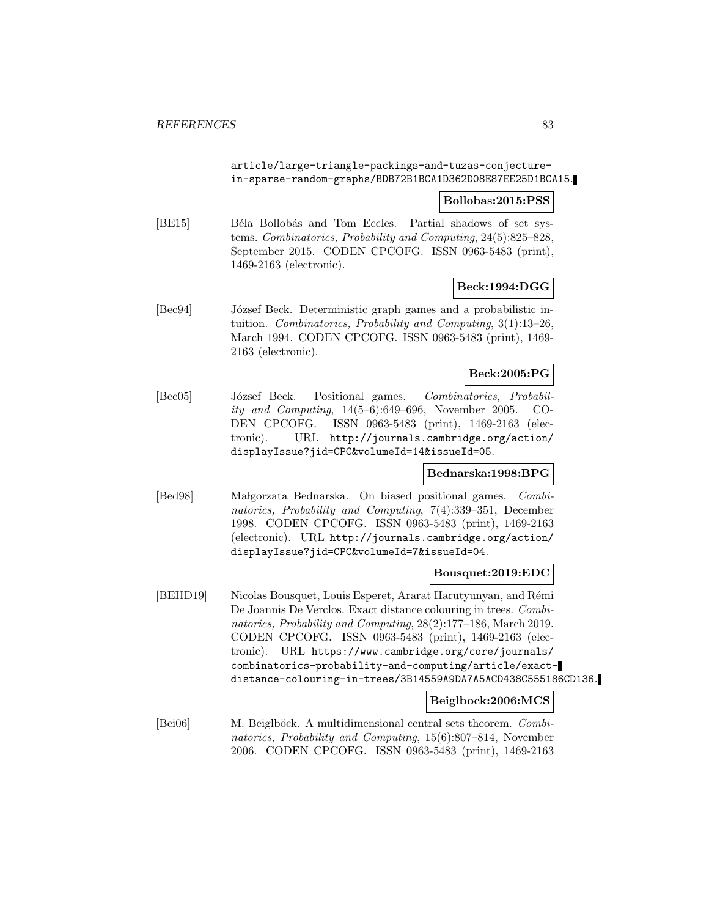article/large-triangle-packings-and-tuzas-conjecture-in-sparse-random-graphs/BDB72B1BCA1D362D08E87EE25D1BCA15.

**Bollobas:2015:PSS**

[BE15] Béla Bollobás and Tom Eccles. Partial shadows of set systems. *Combinatorics, Probability and Computing*, 24(5):825–828, September 2015. CODEN CPCOFG. ISSN 0963-5483 (print), 1469-2163 (electronic).

**Beck:1994:DGG**

[Bec94] József Beck. Deterministic graph games and a probabilistic intuition. *Combinatorics, Probability and Computing*, 3(1):13–26, March 1994. CODEN CPCOFG. ISSN 0963-5483 (print), 1469-2163 (electronic).

**Beck:2005:PG**

[Bec05] József Beck. Positional games. *Combinatorics, Probability and Computing*, 14(5–6):649–696, November 2005. CODEN CPCOFG. ISSN 0963-5483 (print), 1469-2163 (electronic). URL http://journals.cambridge.org/action/displayIssue?jid=CPC&volumeId=14&issueId=05.

**Bednarska:1998:BPG**

[Bed98] Małgorzata Bednarska. On biased positional games. *Combinatorics, Probability and Computing*, 7(4):339–351, December 1998. CODEN CPCOFG. ISSN 0963-5483 (print), 1469-2163 (electronic). URL http://journals.cambridge.org/action/displayIssue?jid=CPC&volumeId=7&issueId=04.

**Bousquet:2019:EDC**

[BEHD19] Nicolas Bousquet, Louis Esperet, Ararat Harutyunyan, and Rémi De Joannis De Verclos. Exact distance colouring in trees. *Combinatorics, Probability and Computing*, 28(2):177–186, March 2019. CODEN CPCOFG. ISSN 0963-5483 (print), 1469-2163 (electronic). URL https://www.cambridge.org/core/journals/combinatorics-probability-and-computing/article/exact-distance-colouring-in-trees/3B14559A9DA7A5ACD438C555186CD136.

**Beiglbock:2006:MCS**

[Bei06] M. Beiglböck. A multidimensional central sets theorem. *Combinatorics, Probability and Computing*, 15(6):807–814, November 2006. CODEN CPCOFG. ISSN 0963-5483 (print), 1469-2163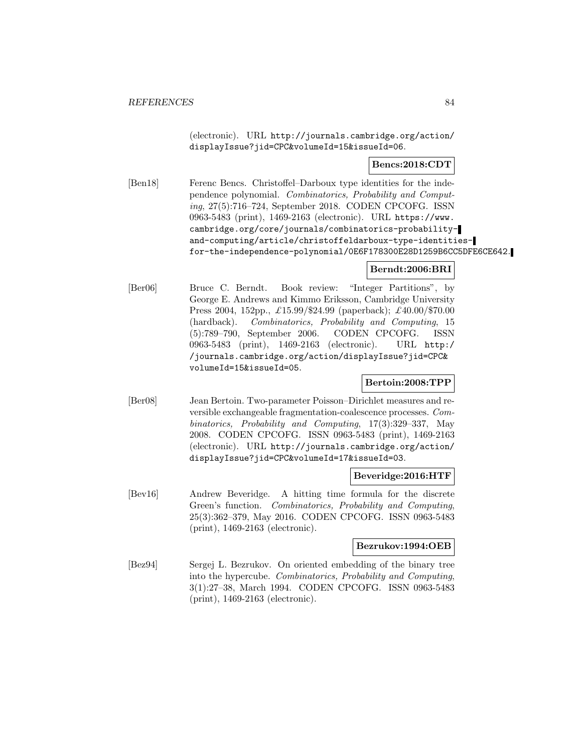(electronic). URL http://journals.cambridge.org/action/displayIssue?jid=CPC&volumeId=15&issueId=06.

**Bencs:2018:CDT**

[Ben18] Ferenc Bencs. Christoffel–Darboux type identities for the independence polynomial. *Combinatorics, Probability and Computing*, 27(5):716–724, September 2018. CODEN CPCOFG. ISSN 0963-5483 (print), 1469-2163 (electronic). URL https://www.cambridge.org/core/journals/combinatorics-probability-and-computing/article/christoffeldarboux-type-identities-for-the-independence-polynomial/0E6F178300E28D1259B6CC5DFE6CE642.

**Berndt:2006:BRI**

[Ber06] Bruce C. Berndt. Book review: "Integer Partitions", by George E. Andrews and Kimmo Eriksson, Cambridge University Press 2004, 152pp., £15.99/$24.99 (paperback); £40.00/$70.00 (hardback). *Combinatorics, Probability and Computing*, 15 (5):789–790, September 2006. CODEN CPCOFG. ISSN 0963-5483 (print), 1469-2163 (electronic). URL http://journals.cambridge.org/action/displayIssue?jid=CPC&volumeId=15&issueId=05.

**Bertoin:2008:TPP**

[Ber08] Jean Bertoin. Two-parameter Poisson–Dirichlet measures and reversible exchangeable fragmentation-coalescence processes. *Combinatorics, Probability and Computing*, 17(3):329–337, May 2008. CODEN CPCOFG. ISSN 0963-5483 (print), 1469-2163 (electronic). URL http://journals.cambridge.org/action/displayIssue?jid=CPC&volumeId=17&issueId=03.

**Beveridge:2016:HTF**

[Bev16] Andrew Beveridge. A hitting time formula for the discrete Green's function. *Combinatorics, Probability and Computing*, 25(3):362–379, May 2016. CODEN CPCOFG. ISSN 0963-5483 (print), 1469-2163 (electronic).

**Bezrukov:1994:OEB**

[Bez94] Sergej L. Bezrukov. On oriented embedding of the binary tree into the hypercube. *Combinatorics, Probability and Computing*, 3(1):27–38, March 1994. CODEN CPCOFG. ISSN 0963-5483 (print), 1469-2163 (electronic).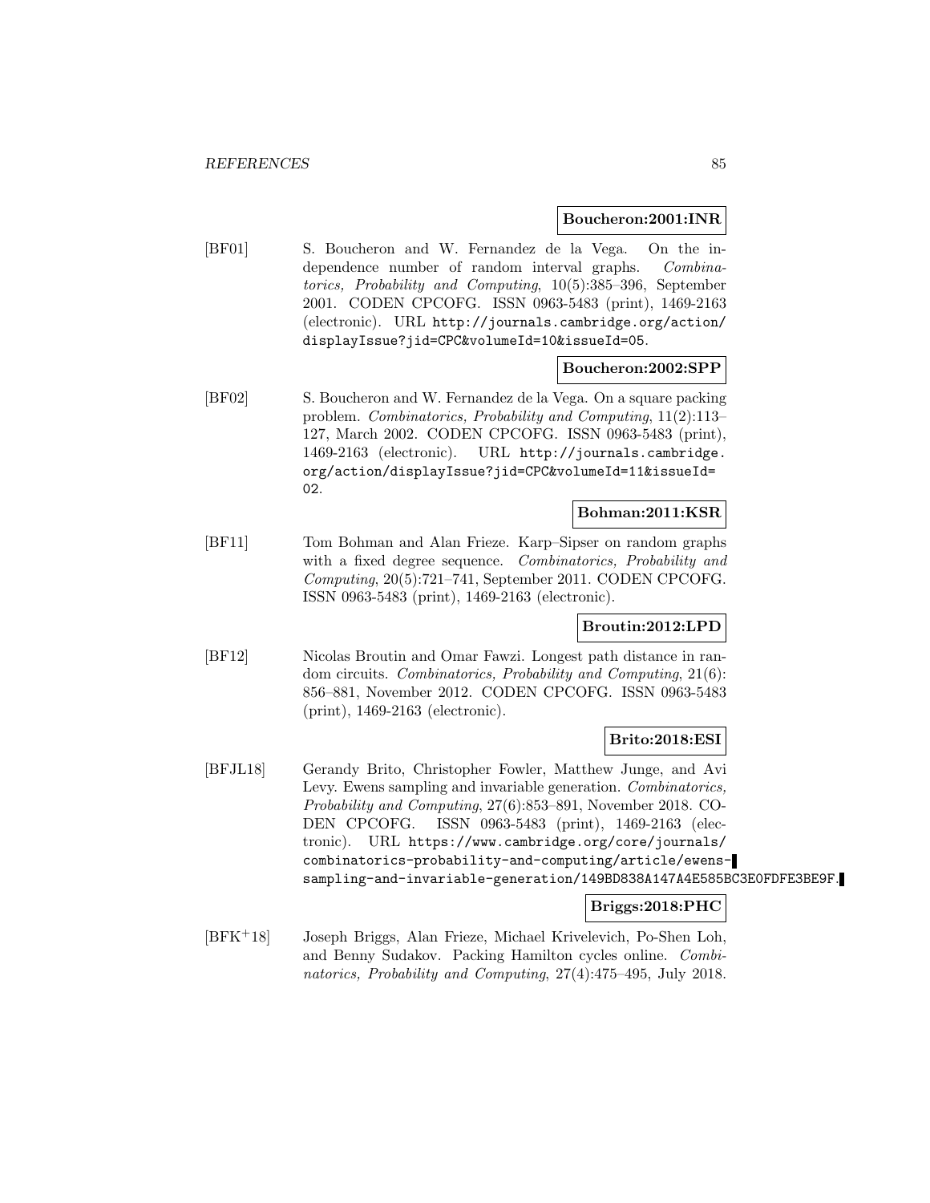**Boucheron:2001:INR**

[BF01] S. Boucheron and W. Fernandez de la Vega. On the independence number of random interval graphs. *Combinatorics, Probability and Computing*, 10(5):385–396, September 2001. CODEN CPCOFG. ISSN 0963-5483 (print), 1469-2163 (electronic). URL http://journals.cambridge.org/action/displayIssue?jid=CPC&volumeId=10&issueId=05.

**Boucheron:2002:SPP**

[BF02] S. Boucheron and W. Fernandez de la Vega. On a square packing problem. *Combinatorics, Probability and Computing*, 11(2):113–127, March 2002. CODEN CPCOFG. ISSN 0963-5483 (print), 1469-2163 (electronic). URL http://journals.cambridge.org/action/displayIssue?jid=CPC&volumeId=11&issueId=02.

**Bohman:2011:KSR**

[BF11] Tom Bohman and Alan Frieze. Karp–Sipser on random graphs with a fixed degree sequence. *Combinatorics, Probability and Computing*, 20(5):721–741, September 2011. CODEN CPCOFG. ISSN 0963-5483 (print), 1469-2163 (electronic).

**Broutin:2012:LPD**

[BF12] Nicolas Broutin and Omar Fawzi. Longest path distance in random circuits. *Combinatorics, Probability and Computing*, 21(6):856–881, November 2012. CODEN CPCOFG. ISSN 0963-5483 (print), 1469-2163 (electronic).

**Brito:2018:ESI**

[BFJL18] Gerandy Brito, Christopher Fowler, Matthew Junge, and Avi Levy. Ewens sampling and invariable generation. *Combinatorics, Probability and Computing*, 27(6):853–891, November 2018. CODEN CPCOFG. ISSN 0963-5483 (print), 1469-2163 (electronic). URL https://www.cambridge.org/core/journals/combinatorics-probability-and-computing/article/ewens-sampling-and-invariable-generation/149BD838A147A4E585BC3E0FDFE3BE9F.

**Briggs:2018:PHC**

[BFK+18] Joseph Briggs, Alan Frieze, Michael Krivelevich, Po-Shen Loh, and Benny Sudakov. Packing Hamilton cycles online. *Combinatorics, Probability and Computing*, 27(4):475–495, July 2018.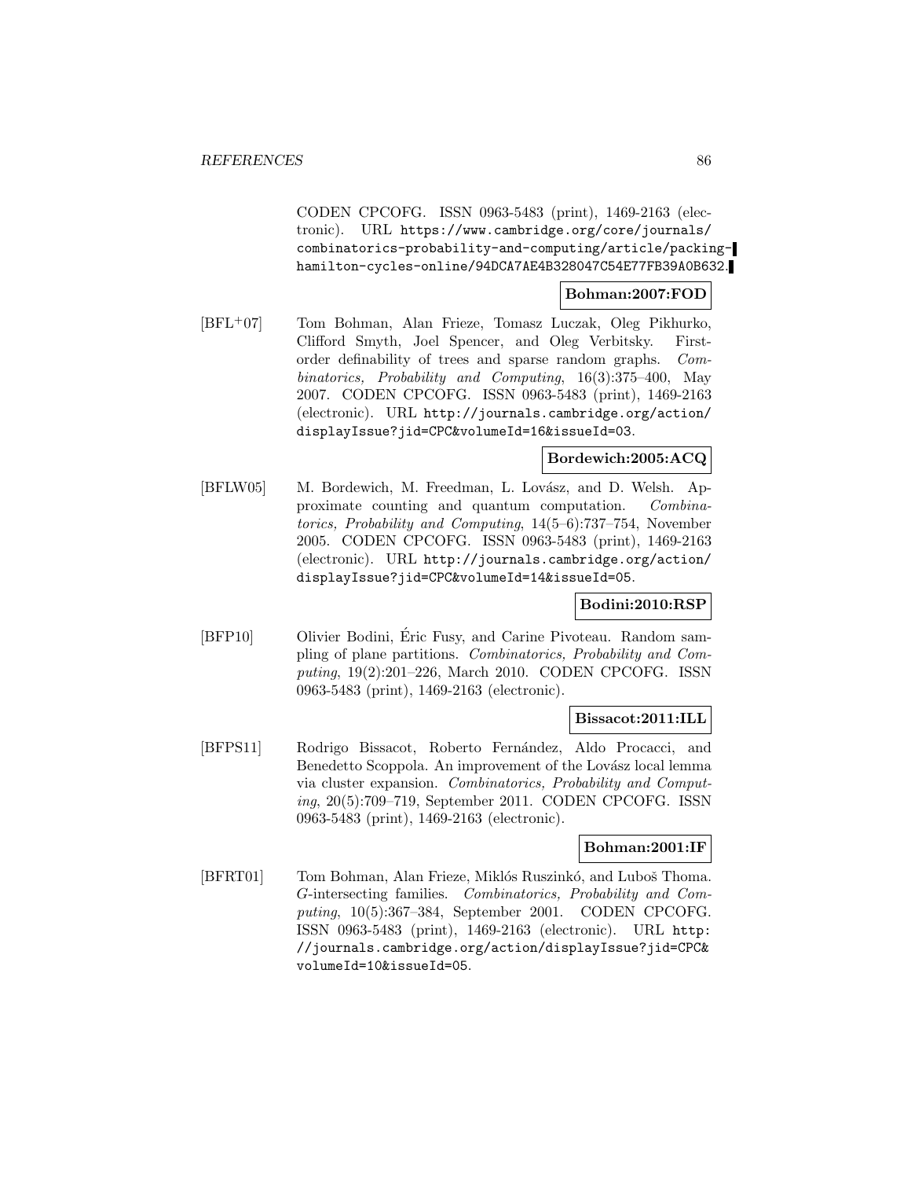CODEN CPCOFG. ISSN 0963-5483 (print), 1469-2163 (electronic). URL https://www.cambridge.org/core/journals/combinatorics-probability-and-computing/article/packing-hamilton-cycles-online/94DCA7AE4B328047C54E77FB39A0B632.

**Bohman:2007:FOD**

[BFL+07] Tom Bohman, Alan Frieze, Tomasz Luczak, Oleg Pikhurko, Clifford Smyth, Joel Spencer, and Oleg Verbitsky. First-order definability of trees and sparse random graphs. *Combinatorics, Probability and Computing*, 16(3):375–400, May 2007. CODEN CPCOFG. ISSN 0963-5483 (print), 1469-2163 (electronic). URL http://journals.cambridge.org/action/displayIssue?jid=CPC&volumeId=16&issueId=03.

**Bordewich:2005:ACQ**

[BFLW05] M. Bordewich, M. Freedman, L. Lovász, and D. Welsh. Approximate counting and quantum computation. *Combinatorics, Probability and Computing*, 14(5–6):737–754, November 2005. CODEN CPCOFG. ISSN 0963-5483 (print), 1469-2163 (electronic). URL http://journals.cambridge.org/action/displayIssue?jid=CPC&volumeId=14&issueId=05.

**Bodini:2010:RSP**

[BFP10] Olivier Bodini, Éric Fusy, and Carine Pivoteau. Random sampling of plane partitions. *Combinatorics, Probability and Computing*, 19(2):201–226, March 2010. CODEN CPCOFG. ISSN 0963-5483 (print), 1469-2163 (electronic).

**Bissacot:2011:ILL**

[BFPS11] Rodrigo Bissacot, Roberto Fernández, Aldo Procacci, and Benedetto Scoppola. An improvement of the Lovász local lemma via cluster expansion. *Combinatorics, Probability and Computing*, 20(5):709–719, September 2011. CODEN CPCOFG. ISSN 0963-5483 (print), 1469-2163 (electronic).

**Bohman:2001:IF**

[BFRT01] Tom Bohman, Alan Frieze, Miklós Ruszinkó, and Luboš Thoma. *G*-intersecting families. *Combinatorics, Probability and Computing*, 10(5):367–384, September 2001. CODEN CPCOFG. ISSN 0963-5483 (print), 1469-2163 (electronic). URL http://journals.cambridge.org/action/displayIssue?jid=CPC&volumeId=10&issueId=05.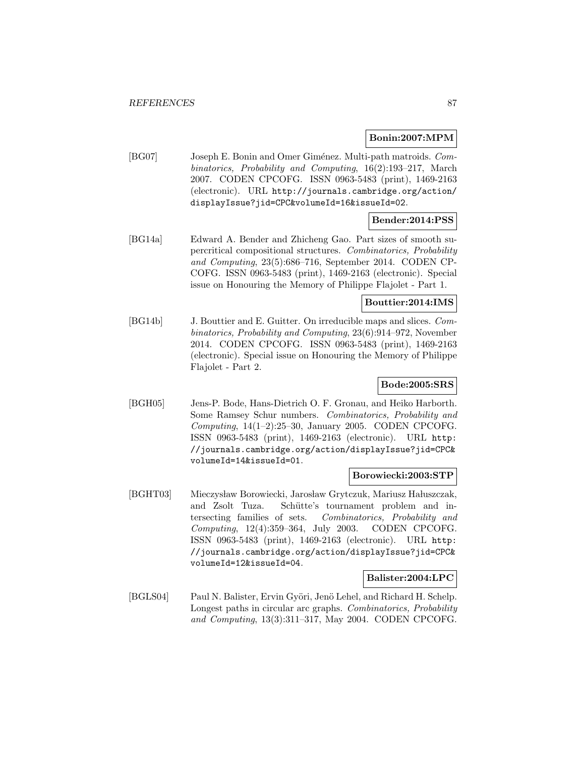**Bonin:2007:MPM**

[BG07] Joseph E. Bonin and Omer Giménez. Multi-path matroids. *Combinatorics, Probability and Computing*, 16(2):193–217, March 2007. CODEN CPCOFG. ISSN 0963-5483 (print), 1469-2163 (electronic). URL http://journals.cambridge.org/action/displayIssue?jid=CPC&volumeId=16&issueId=02.

**Bender:2014:PSS**

[BG14a] Edward A. Bender and Zhicheng Gao. Part sizes of smooth supercritical compositional structures. *Combinatorics, Probability and Computing*, 23(5):686–716, September 2014. CODEN CPCOFG. ISSN 0963-5483 (print), 1469-2163 (electronic). Special issue on Honouring the Memory of Philippe Flajolet - Part 1.

**Bouttier:2014:IMS**

[BG14b] J. Bouttier and E. Guitter. On irreducible maps and slices. *Combinatorics, Probability and Computing*, 23(6):914–972, November 2014. CODEN CPCOFG. ISSN 0963-5483 (print), 1469-2163 (electronic). Special issue on Honouring the Memory of Philippe Flajolet - Part 2.

**Bode:2005:SRS**

[BGH05] Jens-P. Bode, Hans-Dietrich O. F. Gronau, and Heiko Harborth. Some Ramsey Schur numbers. *Combinatorics, Probability and Computing*, 14(1–2):25–30, January 2005. CODEN CPCOFG. ISSN 0963-5483 (print), 1469-2163 (electronic). URL http://journals.cambridge.org/action/displayIssue?jid=CPC&volumeId=14&issueId=01.

**Borowiecki:2003:STP**

[BGHT03] Mieczysław Borowiecki, Jarosław Grytczuk, Mariusz Hałuszczak, and Zsolt Tuza. Schütte's tournament problem and intersecting families of sets. *Combinatorics, Probability and Computing*, 12(4):359–364, July 2003. CODEN CPCOFG. ISSN 0963-5483 (print), 1469-2163 (electronic). URL http://journals.cambridge.org/action/displayIssue?jid=CPC&volumeId=12&issueId=04.

**Balister:2004:LPC**

[BGLS04] Paul N. Balister, Ervin Györi, Jenö Lehel, and Richard H. Schelp. Longest paths in circular arc graphs. *Combinatorics, Probability and Computing*, 13(3):311–317, May 2004. CODEN CPCOFG.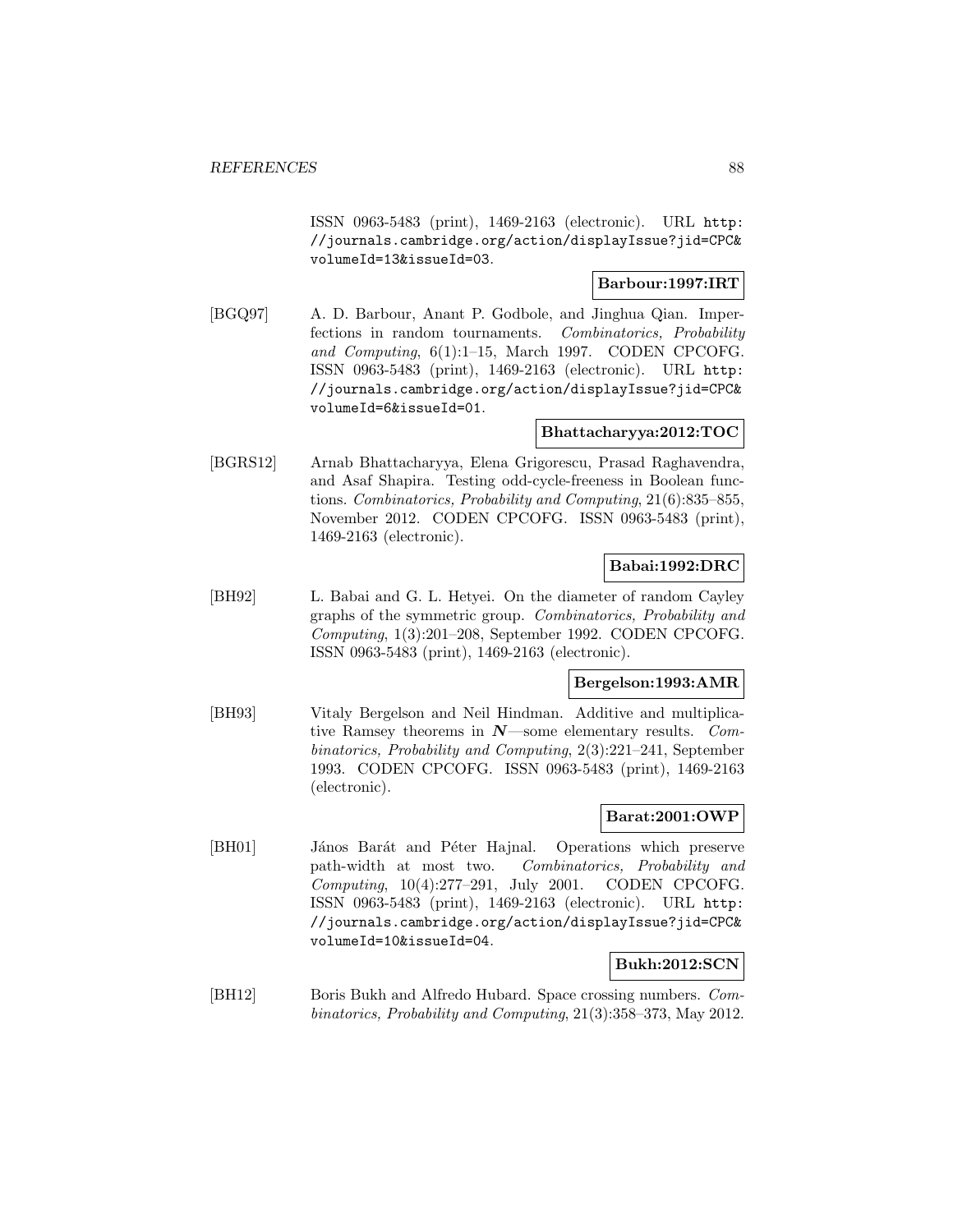ISSN 0963-5483 (print), 1469-2163 (electronic). URL http://journals.cambridge.org/action/displayIssue?jid=CPC&volumeId=13&issueId=03.

**Barbour:1997:IRT**

[BGQ97] A. D. Barbour, Anant P. Godbole, and Jinghua Qian. Imperfections in random tournaments. *Combinatorics, Probability and Computing*, 6(1):1–15, March 1997. CODEN CPCOFG. ISSN 0963-5483 (print), 1469-2163 (electronic). URL http://journals.cambridge.org/action/displayIssue?jid=CPC&volumeId=6&issueId=01.

**Bhattacharyya:2012:TOC**

[BGRS12] Arnab Bhattacharyya, Elena Grigorescu, Prasad Raghavendra, and Asaf Shapira. Testing odd-cycle-freeness in Boolean functions. *Combinatorics, Probability and Computing*, 21(6):835–855, November 2012. CODEN CPCOFG. ISSN 0963-5483 (print), 1469-2163 (electronic).

**Babai:1992:DRC**

[BH92] L. Babai and G. L. Hetyei. On the diameter of random Cayley graphs of the symmetric group. *Combinatorics, Probability and Computing*, 1(3):201–208, September 1992. CODEN CPCOFG. ISSN 0963-5483 (print), 1469-2163 (electronic).

**Bergelson:1993:AMR**

[BH93] Vitaly Bergelson and Neil Hindman. Additive and multiplicative Ramsey theorems in $\boldsymbol{N}$—some elementary results. *Combinatorics, Probability and Computing*, 2(3):221–241, September 1993. CODEN CPCOFG. ISSN 0963-5483 (print), 1469-2163 (electronic).

**Barat:2001:OWP**

[BH01] János Barát and Péter Hajnal. Operations which preserve path-width at most two. *Combinatorics, Probability and Computing*, 10(4):277–291, July 2001. CODEN CPCOFG. ISSN 0963-5483 (print), 1469-2163 (electronic). URL http://journals.cambridge.org/action/displayIssue?jid=CPC&volumeId=10&issueId=04.

**Bukh:2012:SCN**

[BH12] Boris Bukh and Alfredo Hubard. Space crossing numbers. *Combinatorics, Probability and Computing*, 21(3):358–373, May 2012.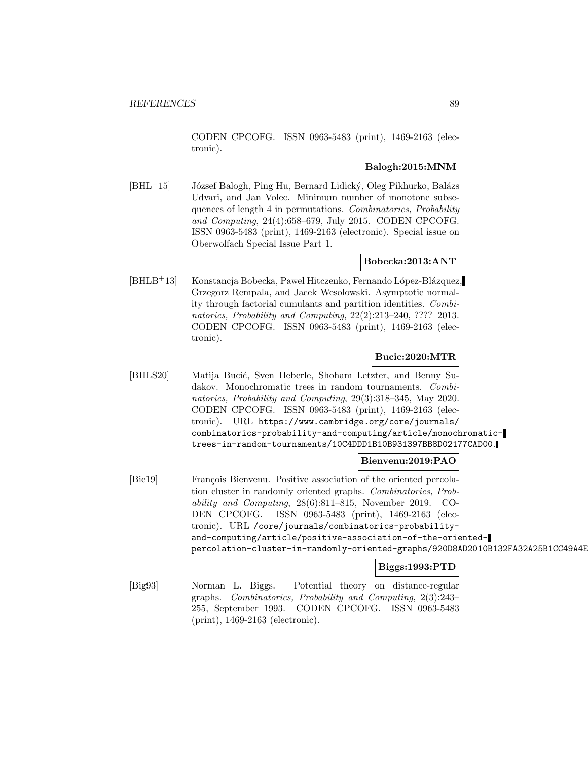CODEN CPCOFG. ISSN 0963-5483 (print), 1469-2163 (electronic).

**Balogh:2015:MNM**

[BHL+15] József Balogh, Ping Hu, Bernard Lidický, Oleg Pikhurko, Balázs Udvari, and Jan Volec. Minimum number of monotone subsequences of length 4 in permutations. *Combinatorics, Probability and Computing*, 24(4):658–679, July 2015. CODEN CPCOFG. ISSN 0963-5483 (print), 1469-2163 (electronic). Special issue on Oberwolfach Special Issue Part 1.

**Bobecka:2013:ANT**

[BHLB+13] Konstancja Bobecka, Pawel Hitczenko, Fernando López-Blázquez, Grzegorz Rempala, and Jacek Wesolowski. Asymptotic normality through factorial cumulants and partition identities. *Combinatorics, Probability and Computing*, 22(2):213–240, ???? 2013. CODEN CPCOFG. ISSN 0963-5483 (print), 1469-2163 (electronic).

**Bucic:2020:MTR**

[BHLS20] Matija Bucić, Sven Heberle, Shoham Letzter, and Benny Sudakov. Monochromatic trees in random tournaments. *Combinatorics, Probability and Computing*, 29(3):318–345, May 2020. CODEN CPCOFG. ISSN 0963-5483 (print), 1469-2163 (electronic). URL `https://www.cambridge.org/core/journals/combinatorics-probability-and-computing/article/monochromatic-trees-in-random-tournaments/10C4DDD1B10B931397BB8D02177CAD00`.

**Bienvenu:2019:PAO**

[Bie19] François Bienvenu. Positive association of the oriented percolation cluster in randomly oriented graphs. *Combinatorics, Probability and Computing*, 28(6):811–815, November 2019. CODEN CPCOFG. ISSN 0963-5483 (print), 1469-2163 (electronic). URL `/core/journals/combinatorics-probability-and-computing/article/positive-association-of-the-oriented-percolation-cluster-in-randomly-oriented-graphs/920D8AD2010B132FA32A25B1CC49A4E`

**Biggs:1993:PTD**

[Big93] Norman L. Biggs. Potential theory on distance-regular graphs. *Combinatorics, Probability and Computing*, 2(3):243–255, September 1993. CODEN CPCOFG. ISSN 0963-5483 (print), 1469-2163 (electronic).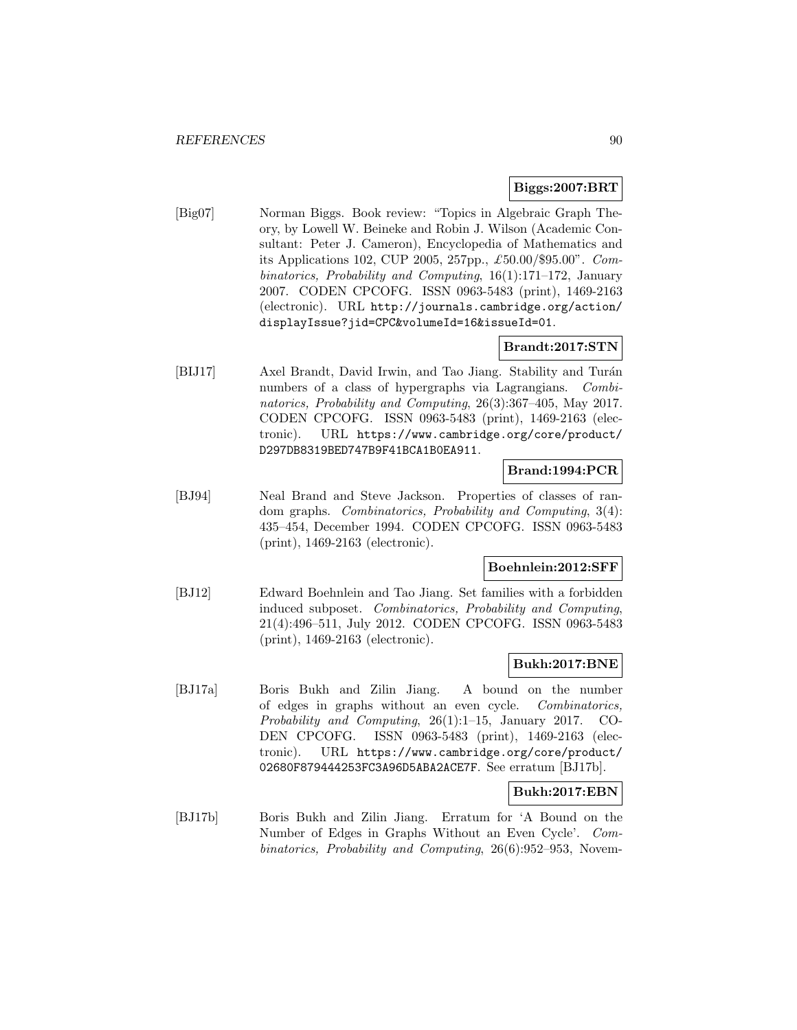**Biggs:2007:BRT**

[Big07] Norman Biggs. Book review: "Topics in Algebraic Graph Theory, by Lowell W. Beineke and Robin J. Wilson (Academic Consultant: Peter J. Cameron), Encyclopedia of Mathematics and its Applications 102, CUP 2005, 257pp., £50.00/$95.00". *Combinatorics, Probability and Computing*, 16(1):171–172, January 2007. CODEN CPCOFG. ISSN 0963-5483 (print), 1469-2163 (electronic). URL http://journals.cambridge.org/action/displayIssue?jid=CPC&volumeId=16&issueId=01.

**Brandt:2017:STN**

[BIJ17] Axel Brandt, David Irwin, and Tao Jiang. Stability and Turán numbers of a class of hypergraphs via Lagrangians. *Combinatorics, Probability and Computing*, 26(3):367–405, May 2017. CODEN CPCOFG. ISSN 0963-5483 (print), 1469-2163 (electronic). URL https://www.cambridge.org/core/product/D297DB8319BED747B9F41BCA1B0EA911.

**Brand:1994:PCR**

[BJ94] Neal Brand and Steve Jackson. Properties of classes of random graphs. *Combinatorics, Probability and Computing*, 3(4): 435–454, December 1994. CODEN CPCOFG. ISSN 0963-5483 (print), 1469-2163 (electronic).

**Boehnlein:2012:SFF**

[BJ12] Edward Boehnlein and Tao Jiang. Set families with a forbidden induced subposet. *Combinatorics, Probability and Computing*, 21(4):496–511, July 2012. CODEN CPCOFG. ISSN 0963-5483 (print), 1469-2163 (electronic).

**Bukh:2017:BNE**

[BJ17a] Boris Bukh and Zilin Jiang. A bound on the number of edges in graphs without an even cycle. *Combinatorics, Probability and Computing*, 26(1):1–15, January 2017. CODEN CPCOFG. ISSN 0963-5483 (print), 1469-2163 (electronic). URL https://www.cambridge.org/core/product/02680F879444253FC3A96D5ABA2ACE7F. See erratum [BJ17b].

**Bukh:2017:EBN**

[BJ17b] Boris Bukh and Zilin Jiang. Erratum for 'A Bound on the Number of Edges in Graphs Without an Even Cycle'. *Combinatorics, Probability and Computing*, 26(6):952–953, Novem-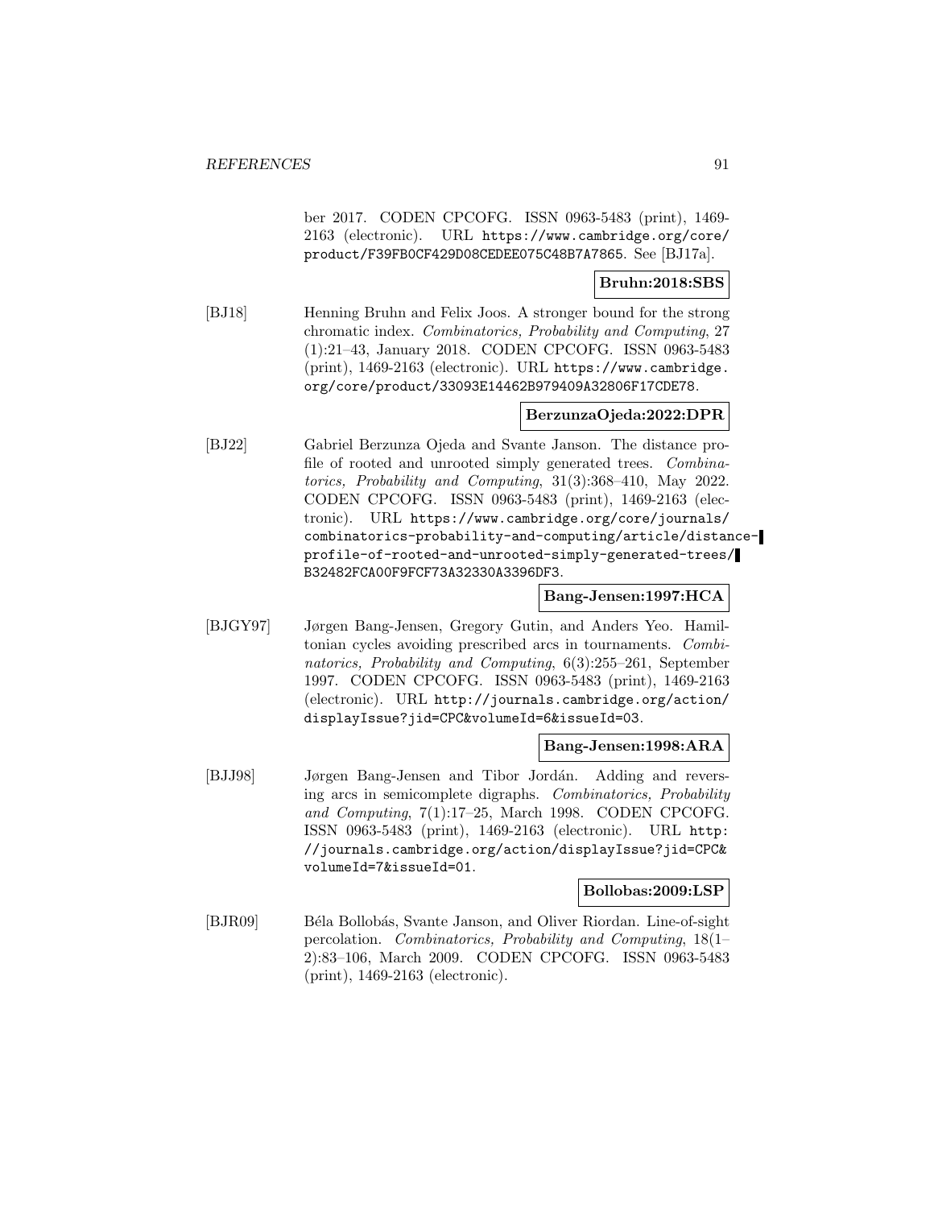ber 2017. CODEN CPCOFG. ISSN 0963-5483 (print), 1469-2163 (electronic). URL https://www.cambridge.org/core/product/F39FB0CF429D08CEDEE075C48B7A7865. See [BJ17a].

**Bruhn:2018:SBS**

[BJ18] Henning Bruhn and Felix Joos. A stronger bound for the strong chromatic index. *Combinatorics, Probability and Computing*, 27 (1):21–43, January 2018. CODEN CPCOFG. ISSN 0963-5483 (print), 1469-2163 (electronic). URL https://www.cambridge.org/core/product/33093E14462B979409A32806F17CDE78.

**BerzunzaOjeda:2022:DPR**

[BJ22] Gabriel Berzunza Ojeda and Svante Janson. The distance profile of rooted and unrooted simply generated trees. *Combinatorics, Probability and Computing*, 31(3):368–410, May 2022. CODEN CPCOFG. ISSN 0963-5483 (print), 1469-2163 (electronic). URL https://www.cambridge.org/core/journals/combinatorics-probability-and-computing/article/distance-profile-of-rooted-and-unrooted-simply-generated-trees/B32482FCA00F9FCF73A32330A3396DF3.

**Bang-Jensen:1997:HCA**

[BJGY97] Jørgen Bang-Jensen, Gregory Gutin, and Anders Yeo. Hamiltonian cycles avoiding prescribed arcs in tournaments. *Combinatorics, Probability and Computing*, 6(3):255–261, September 1997. CODEN CPCOFG. ISSN 0963-5483 (print), 1469-2163 (electronic). URL http://journals.cambridge.org/action/displayIssue?jid=CPC&volumeId=6&issueId=03.

**Bang-Jensen:1998:ARA**

[BJJ98] Jørgen Bang-Jensen and Tibor Jordán. Adding and reversing arcs in semicomplete digraphs. *Combinatorics, Probability and Computing*, 7(1):17–25, March 1998. CODEN CPCOFG. ISSN 0963-5483 (print), 1469-2163 (electronic). URL http://journals.cambridge.org/action/displayIssue?jid=CPC&volumeId=7&issueId=01.

**Bollobas:2009:LSP**

[BJR09] Béla Bollobás, Svante Janson, and Oliver Riordan. Line-of-sight percolation. *Combinatorics, Probability and Computing*, 18(1–2):83–106, March 2009. CODEN CPCOFG. ISSN 0963-5483 (print), 1469-2163 (electronic).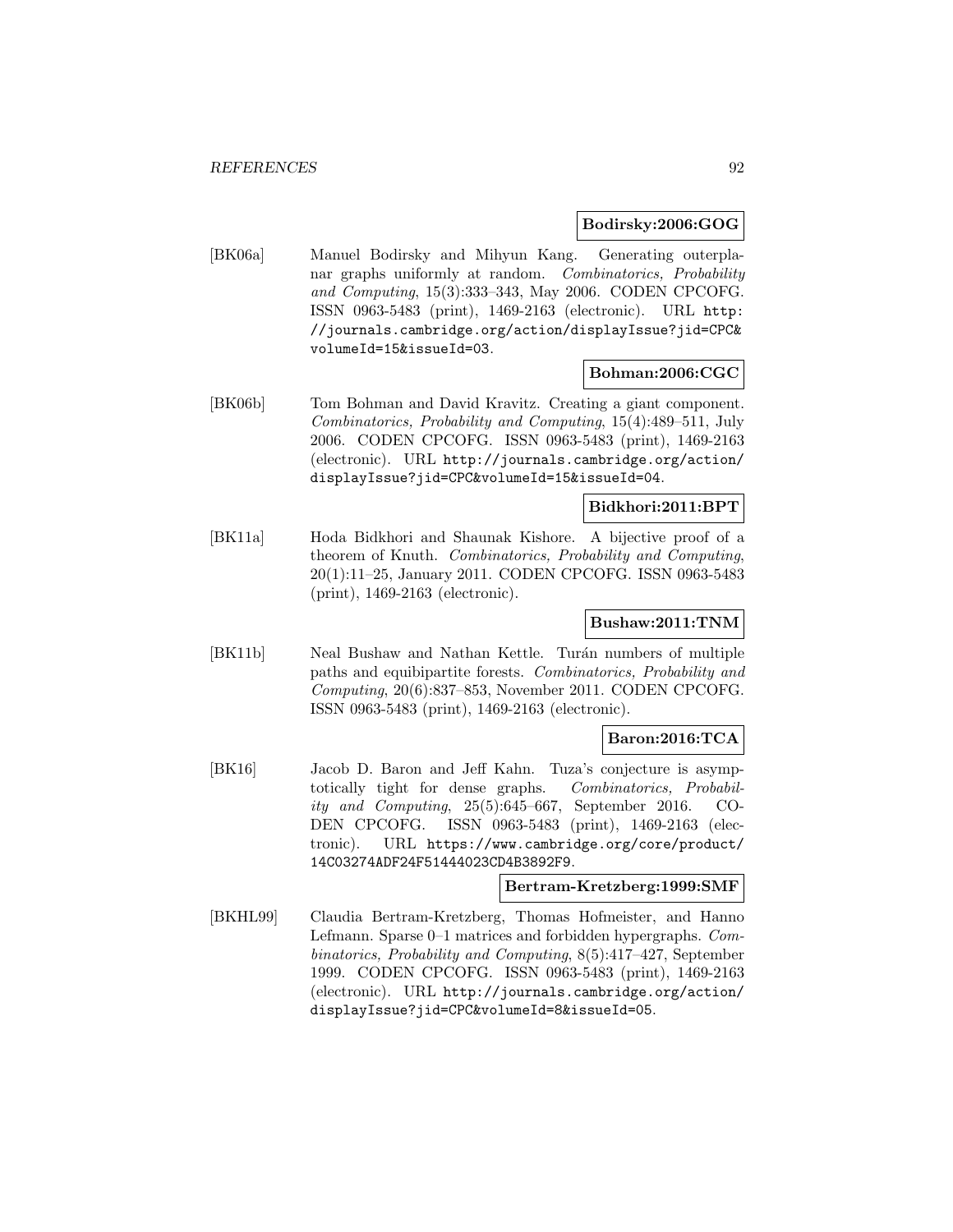**Bodirsky:2006:GOG**

[BK06a] Manuel Bodirsky and Mihyun Kang. Generating outerplanar graphs uniformly at random. *Combinatorics, Probability and Computing*, 15(3):333–343, May 2006. CODEN CPCOFG. ISSN 0963-5483 (print), 1469-2163 (electronic). URL http://journals.cambridge.org/action/displayIssue?jid=CPC&volumeId=15&issueId=03.

**Bohman:2006:CGC**

[BK06b] Tom Bohman and David Kravitz. Creating a giant component. *Combinatorics, Probability and Computing*, 15(4):489–511, July 2006. CODEN CPCOFG. ISSN 0963-5483 (print), 1469-2163 (electronic). URL http://journals.cambridge.org/action/displayIssue?jid=CPC&volumeId=15&issueId=04.

**Bidkhori:2011:BPT**

[BK11a] Hoda Bidkhori and Shaunak Kishore. A bijective proof of a theorem of Knuth. *Combinatorics, Probability and Computing*, 20(1):11–25, January 2011. CODEN CPCOFG. ISSN 0963-5483 (print), 1469-2163 (electronic).

**Bushaw:2011:TNM**

[BK11b] Neal Bushaw and Nathan Kettle. Turán numbers of multiple paths and equibipartite forests. *Combinatorics, Probability and Computing*, 20(6):837–853, November 2011. CODEN CPCOFG. ISSN 0963-5483 (print), 1469-2163 (electronic).

**Baron:2016:TCA**

[BK16] Jacob D. Baron and Jeff Kahn. Tuza's conjecture is asymptotically tight for dense graphs. *Combinatorics, Probability and Computing*, 25(5):645–667, September 2016. CODEN CPCOFG. ISSN 0963-5483 (print), 1469-2163 (electronic). URL https://www.cambridge.org/core/product/14C03274ADF24F51444023CD4B3892F9.

**Bertram-Kretzberg:1999:SMF**

[BKHL99] Claudia Bertram-Kretzberg, Thomas Hofmeister, and Hanno Lefmann. Sparse 0–1 matrices and forbidden hypergraphs. *Combinatorics, Probability and Computing*, 8(5):417–427, September 1999. CODEN CPCOFG. ISSN 0963-5483 (print), 1469-2163 (electronic). URL http://journals.cambridge.org/action/displayIssue?jid=CPC&volumeId=8&issueId=05.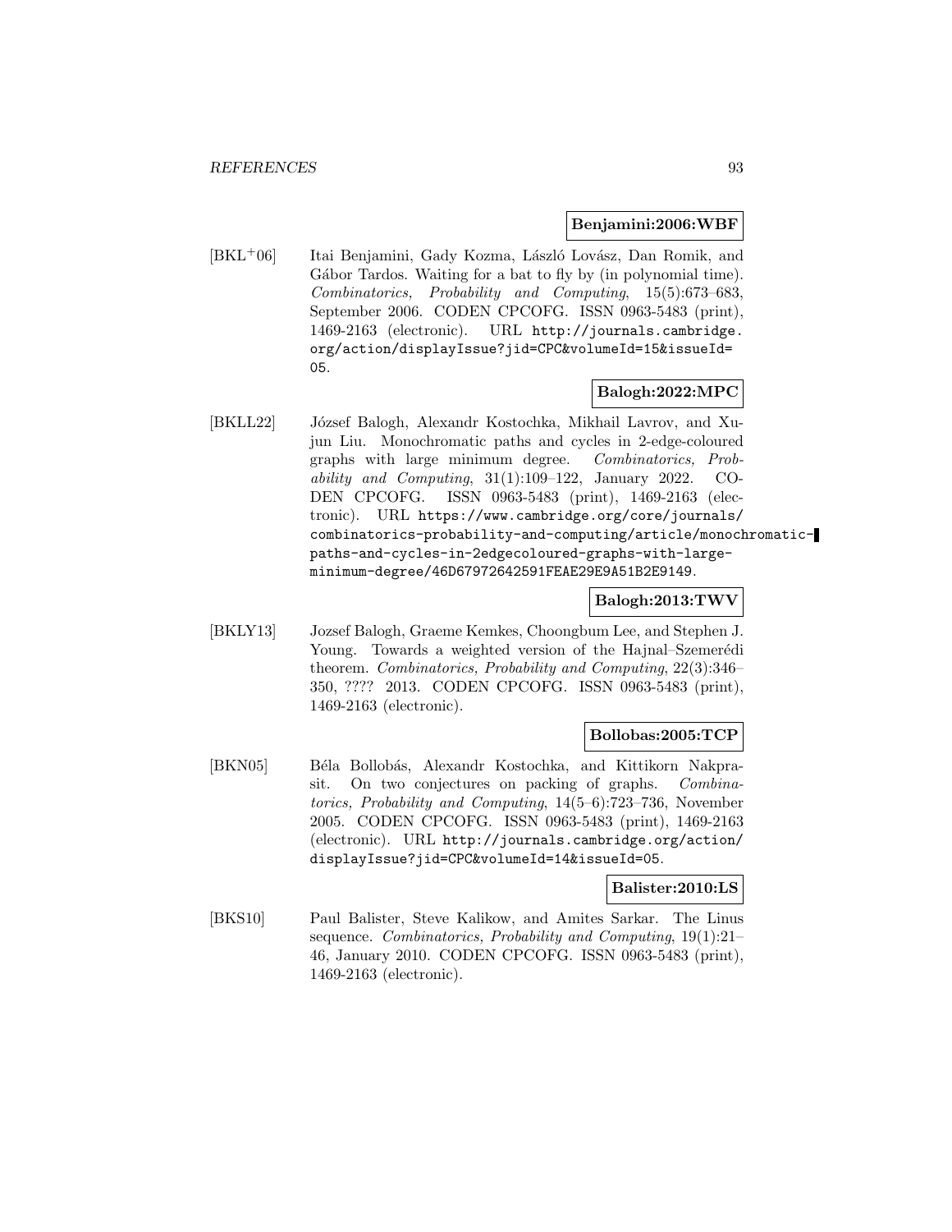**Benjamini:2006:WBF**

[BKL+06] Itai Benjamini, Gady Kozma, László Lovász, Dan Romik, and Gábor Tardos. Waiting for a bat to fly by (in polynomial time). *Combinatorics, Probability and Computing*, 15(5):673–683, September 2006. CODEN CPCOFG. ISSN 0963-5483 (print), 1469-2163 (electronic). URL `http://journals.cambridge.org/action/displayIssue?jid=CPC&volumeId=15&issueId=05`.

**Balogh:2022:MPC**

[BKLL22] József Balogh, Alexandr Kostochka, Mikhail Lavrov, and Xujun Liu. Monochromatic paths and cycles in 2-edge-coloured graphs with large minimum degree. *Combinatorics, Probability and Computing*, 31(1):109–122, January 2022. CODEN CPCOFG. ISSN 0963-5483 (print), 1469-2163 (electronic). URL `https://www.cambridge.org/core/journals/combinatorics-probability-and-computing/article/monochromatic-paths-and-cycles-in-2edgecoloured-graphs-with-large-minimum-degree/46D67972642591FEAE29E9A51B2E9149`.

**Balogh:2013:TWV**

[BKLY13] Jozsef Balogh, Graeme Kemkes, Choongbum Lee, and Stephen J. Young. Towards a weighted version of the Hajnal–Szemerédi theorem. *Combinatorics, Probability and Computing*, 22(3):346–350, ???? 2013. CODEN CPCOFG. ISSN 0963-5483 (print), 1469-2163 (electronic).

**Bollobas:2005:TCP**

[BKN05] Béla Bollobás, Alexandr Kostochka, and Kittikorn Nakprasit. On two conjectures on packing of graphs. *Combinatorics, Probability and Computing*, 14(5–6):723–736, November 2005. CODEN CPCOFG. ISSN 0963-5483 (print), 1469-2163 (electronic). URL `http://journals.cambridge.org/action/displayIssue?jid=CPC&volumeId=14&issueId=05`.

**Balister:2010:LS**

[BKS10] Paul Balister, Steve Kalikow, and Amites Sarkar. The Linus sequence. *Combinatorics, Probability and Computing*, 19(1):21–46, January 2010. CODEN CPCOFG. ISSN 0963-5483 (print), 1469-2163 (electronic).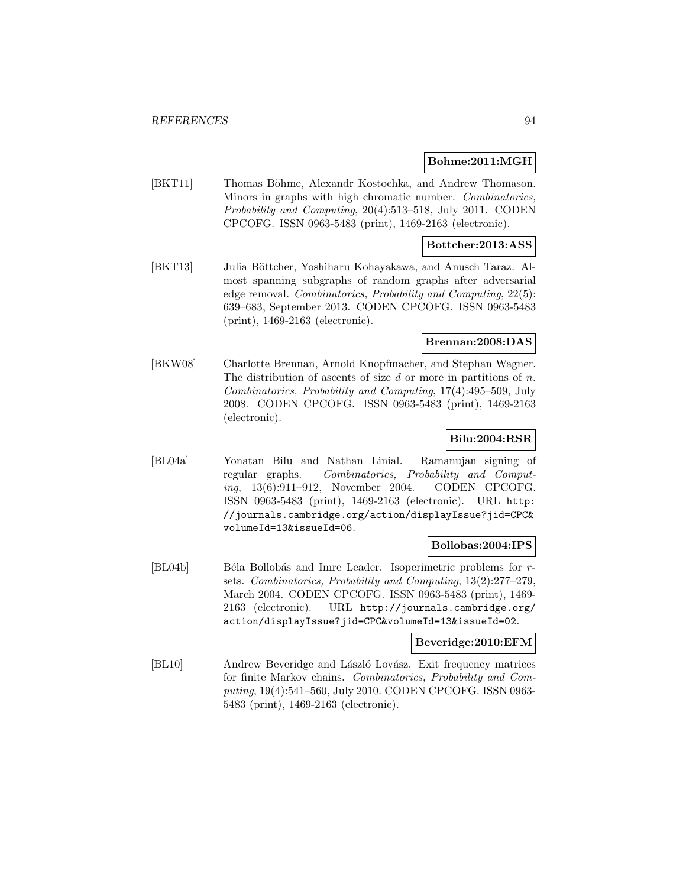**Bohme:2011:MGH**

[BKT11] Thomas Böhme, Alexandr Kostochka, and Andrew Thomason. Minors in graphs with high chromatic number. *Combinatorics, Probability and Computing*, 20(4):513–518, July 2011. CODEN CPCOFG. ISSN 0963-5483 (print), 1469-2163 (electronic).

**Bottcher:2013:ASS**

[BKT13] Julia Böttcher, Yoshiharu Kohayakawa, and Anusch Taraz. Almost spanning subgraphs of random graphs after adversarial edge removal. *Combinatorics, Probability and Computing*, 22(5): 639–683, September 2013. CODEN CPCOFG. ISSN 0963-5483 (print), 1469-2163 (electronic).

**Brennan:2008:DAS**

[BKW08] Charlotte Brennan, Arnold Knopfmacher, and Stephan Wagner. The distribution of ascents of size $d$ or more in partitions of $n$. *Combinatorics, Probability and Computing*, 17(4):495–509, July 2008. CODEN CPCOFG. ISSN 0963-5483 (print), 1469-2163 (electronic).

**Bilu:2004:RSR**

[BL04a] Yonatan Bilu and Nathan Linial. Ramanujan signing of regular graphs. *Combinatorics, Probability and Computing*, 13(6):911–912, November 2004. CODEN CPCOFG. ISSN 0963-5483 (print), 1469-2163 (electronic). URL http://journals.cambridge.org/action/displayIssue?jid=CPC&volumeId=13&issueId=06.

**Bollobas:2004:IPS**

[BL04b] Béla Bollobás and Imre Leader. Isoperimetric problems for $r$-sets. *Combinatorics, Probability and Computing*, 13(2):277–279, March 2004. CODEN CPCOFG. ISSN 0963-5483 (print), 1469-2163 (electronic). URL http://journals.cambridge.org/action/displayIssue?jid=CPC&volumeId=13&issueId=02.

**Beveridge:2010:EFM**

[BL10] Andrew Beveridge and László Lovász. Exit frequency matrices for finite Markov chains. *Combinatorics, Probability and Computing*, 19(4):541–560, July 2010. CODEN CPCOFG. ISSN 0963-5483 (print), 1469-2163 (electronic).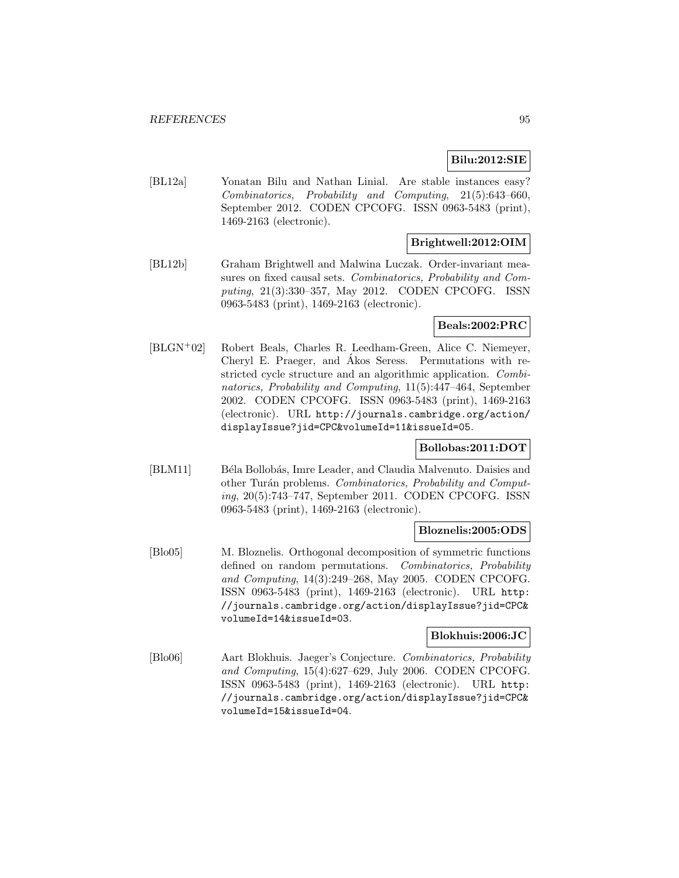**Bilu:2012:SIE**

[BL12a] Yonatan Bilu and Nathan Linial. Are stable instances easy? *Combinatorics, Probability and Computing*, 21(5):643–660, September 2012. CODEN CPCOFG. ISSN 0963-5483 (print), 1469-2163 (electronic).

**Brightwell:2012:OIM**

[BL12b] Graham Brightwell and Malwina Luczak. Order-invariant measures on fixed causal sets. *Combinatorics, Probability and Computing*, 21(3):330–357, May 2012. CODEN CPCOFG. ISSN 0963-5483 (print), 1469-2163 (electronic).

**Beals:2002:PRC**

[BLGN+02] Robert Beals, Charles R. Leedham-Green, Alice C. Niemeyer, Cheryl E. Praeger, and Ákos Seress. Permutations with restricted cycle structure and an algorithmic application. *Combinatorics, Probability and Computing*, 11(5):447–464, September 2002. CODEN CPCOFG. ISSN 0963-5483 (print), 1469-2163 (electronic). URL http://journals.cambridge.org/action/displayIssue?jid=CPC&volumeId=11&issueId=05.

**Bollobas:2011:DOT**

[BLM11] Béla Bollobás, Imre Leader, and Claudia Malvenuto. Daisies and other Turán problems. *Combinatorics, Probability and Computing*, 20(5):743–747, September 2011. CODEN CPCOFG. ISSN 0963-5483 (print), 1469-2163 (electronic).

**Bloznelis:2005:ODS**

[Blo05] M. Bloznelis. Orthogonal decomposition of symmetric functions defined on random permutations. *Combinatorics, Probability and Computing*, 14(3):249–268, May 2005. CODEN CPCOFG. ISSN 0963-5483 (print), 1469-2163 (electronic). URL http://journals.cambridge.org/action/displayIssue?jid=CPC&volumeId=14&issueId=03.

**Blokhuis:2006:JC**

[Blo06] Aart Blokhuis. Jaeger's Conjecture. *Combinatorics, Probability and Computing*, 15(4):627–629, July 2006. CODEN CPCOFG. ISSN 0963-5483 (print), 1469-2163 (electronic). URL http://journals.cambridge.org/action/displayIssue?jid=CPC&volumeId=15&issueId=04.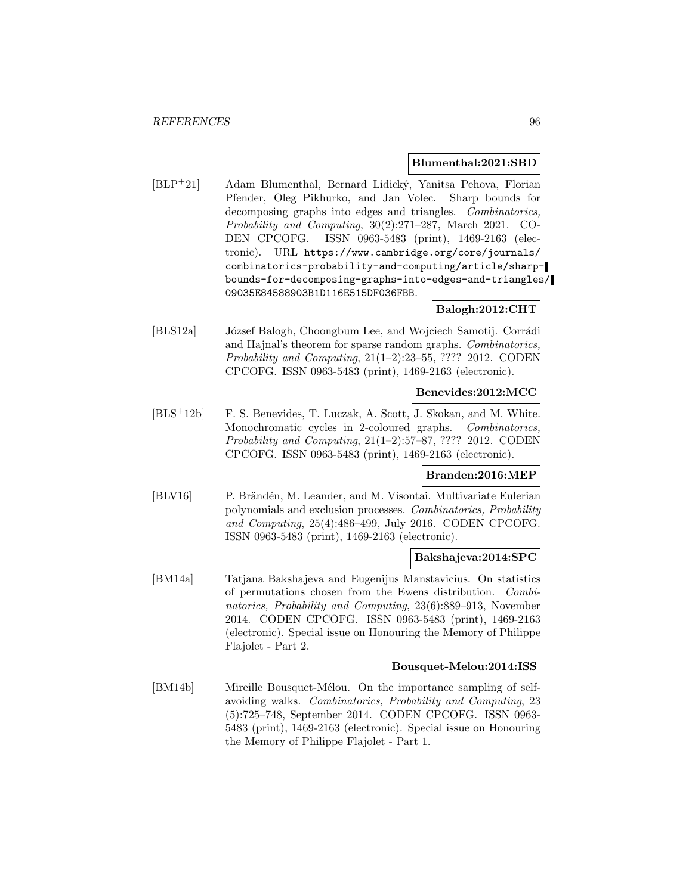**Blumenthal:2021:SBD**

[BLP+21] Adam Blumenthal, Bernard Lidický, Yanitsa Pehova, Florian Pfender, Oleg Pikhurko, and Jan Volec. Sharp bounds for decomposing graphs into edges and triangles. *Combinatorics, Probability and Computing*, 30(2):271–287, March 2021. CODEN CPCOFG. ISSN 0963-5483 (print), 1469-2163 (electronic). URL https://www.cambridge.org/core/journals/combinatorics-probability-and-computing/article/sharp-bounds-for-decomposing-graphs-into-edges-and-triangles/09035E84588903B1D116E515DF036FBB.

**Balogh:2012:CHT**

[BLS12a] József Balogh, Choongbum Lee, and Wojciech Samotij. Corrádi and Hajnal's theorem for sparse random graphs. *Combinatorics, Probability and Computing*, 21(1–2):23–55, ???? 2012. CODEN CPCOFG. ISSN 0963-5483 (print), 1469-2163 (electronic).

**Benevides:2012:MCC**

[BLS+12b] F. S. Benevides, T. Luczak, A. Scott, J. Skokan, and M. White. Monochromatic cycles in 2-coloured graphs. *Combinatorics, Probability and Computing*, 21(1–2):57–87, ???? 2012. CODEN CPCOFG. ISSN 0963-5483 (print), 1469-2163 (electronic).

**Branden:2016:MEP**

[BLV16] P. Brändén, M. Leander, and M. Visontai. Multivariate Eulerian polynomials and exclusion processes. *Combinatorics, Probability and Computing*, 25(4):486–499, July 2016. CODEN CPCOFG. ISSN 0963-5483 (print), 1469-2163 (electronic).

**Bakshajeva:2014:SPC**

[BM14a] Tatjana Bakshajeva and Eugenijus Manstavicius. On statistics of permutations chosen from the Ewens distribution. *Combinatorics, Probability and Computing*, 23(6):889–913, November 2014. CODEN CPCOFG. ISSN 0963-5483 (print), 1469-2163 (electronic). Special issue on Honouring the Memory of Philippe Flajolet - Part 2.

**Bousquet-Melou:2014:ISS**

[BM14b] Mireille Bousquet-Mélou. On the importance sampling of self-avoiding walks. *Combinatorics, Probability and Computing*, 23 (5):725–748, September 2014. CODEN CPCOFG. ISSN 0963-5483 (print), 1469-2163 (electronic). Special issue on Honouring the Memory of Philippe Flajolet - Part 1.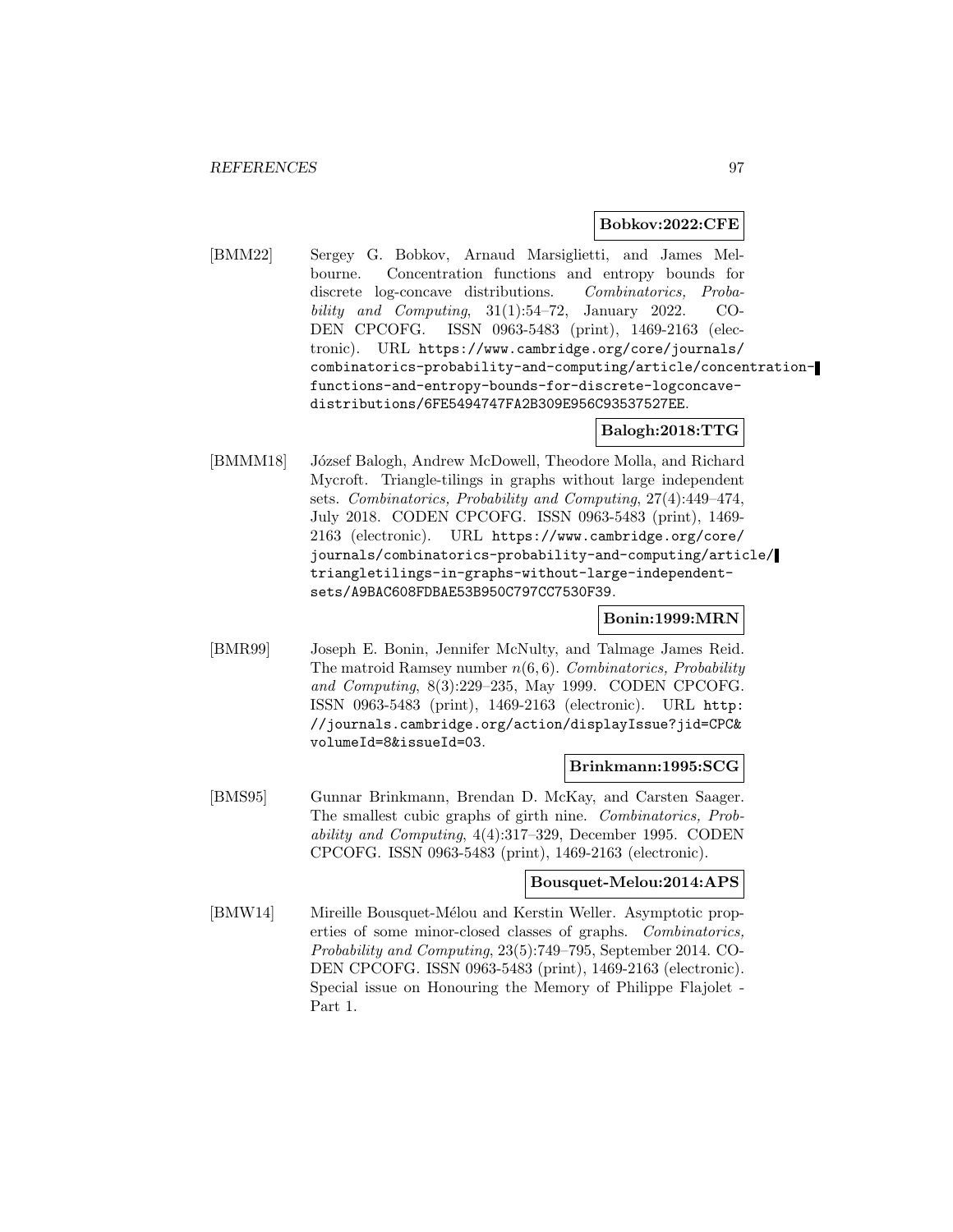**Bobkov:2022:CFE**

[BMM22] Sergey G. Bobkov, Arnaud Marsiglietti, and James Melbourne. Concentration functions and entropy bounds for discrete log-concave distributions. *Combinatorics, Probability and Computing*, 31(1):54–72, January 2022. CODEN CPCOFG. ISSN 0963-5483 (print), 1469-2163 (electronic). URL https://www.cambridge.org/core/journals/combinatorics-probability-and-computing/article/concentration-functions-and-entropy-bounds-for-discrete-logconcave-distributions/6FE5494747FA2B309E956C93537527EE.

**Balogh:2018:TTG**

[BMMM18] József Balogh, Andrew McDowell, Theodore Molla, and Richard Mycroft. Triangle-tilings in graphs without large independent sets. *Combinatorics, Probability and Computing*, 27(4):449–474, July 2018. CODEN CPCOFG. ISSN 0963-5483 (print), 1469-2163 (electronic). URL https://www.cambridge.org/core/journals/combinatorics-probability-and-computing/article/triangletilings-in-graphs-without-large-independent-sets/A9BAC608FDBAE53B950C797CC7530F39.

**Bonin:1999:MRN**

[BMR99] Joseph E. Bonin, Jennifer McNulty, and Talmage James Reid. The matroid Ramsey number $n(6,6)$. *Combinatorics, Probability and Computing*, 8(3):229–235, May 1999. CODEN CPCOFG. ISSN 0963-5483 (print), 1469-2163 (electronic). URL http://journals.cambridge.org/action/displayIssue?jid=CPC&volumeId=8&issueId=03.

**Brinkmann:1995:SCG**

[BMS95] Gunnar Brinkmann, Brendan D. McKay, and Carsten Saager. The smallest cubic graphs of girth nine. *Combinatorics, Probability and Computing*, 4(4):317–329, December 1995. CODEN CPCOFG. ISSN 0963-5483 (print), 1469-2163 (electronic).

**Bousquet-Melou:2014:APS**

[BMW14] Mireille Bousquet-Mélou and Kerstin Weller. Asymptotic properties of some minor-closed classes of graphs. *Combinatorics, Probability and Computing*, 23(5):749–795, September 2014. CODEN CPCOFG. ISSN 0963-5483 (print), 1469-2163 (electronic). Special issue on Honouring the Memory of Philippe Flajolet - Part 1.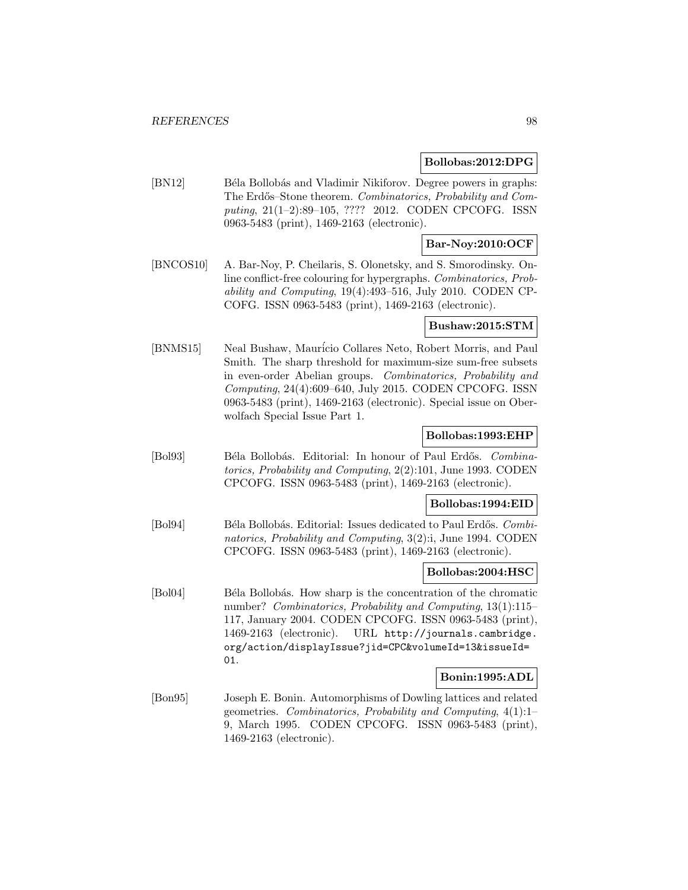**Bollobas:2012:DPG**

[BN12] Béla Bollobás and Vladimir Nikiforov. Degree powers in graphs: The Erdős–Stone theorem. *Combinatorics, Probability and Computing*, 21(1–2):89–105, ???? 2012. CODEN CPCOFG. ISSN 0963-5483 (print), 1469-2163 (electronic).

**Bar-Noy:2010:OCF**

[BNCOS10] A. Bar-Noy, P. Cheilaris, S. Olonetsky, and S. Smorodinsky. Online conflict-free colouring for hypergraphs. *Combinatorics, Probability and Computing*, 19(4):493–516, July 2010. CODEN CPCOFG. ISSN 0963-5483 (print), 1469-2163 (electronic).

**Bushaw:2015:STM**

[BNMS15] Neal Bushaw, Maurício Collares Neto, Robert Morris, and Paul Smith. The sharp threshold for maximum-size sum-free subsets in even-order Abelian groups. *Combinatorics, Probability and Computing*, 24(4):609–640, July 2015. CODEN CPCOFG. ISSN 0963-5483 (print), 1469-2163 (electronic). Special issue on Oberwolfach Special Issue Part 1.

**Bollobas:1993:EHP**

[Bol93] Béla Bollobás. Editorial: In honour of Paul Erdős. *Combinatorics, Probability and Computing*, 2(2):101, June 1993. CODEN CPCOFG. ISSN 0963-5483 (print), 1469-2163 (electronic).

**Bollobas:1994:EID**

[Bol94] Béla Bollobás. Editorial: Issues dedicated to Paul Erdős. *Combinatorics, Probability and Computing*, 3(2):i, June 1994. CODEN CPCOFG. ISSN 0963-5483 (print), 1469-2163 (electronic).

**Bollobas:2004:HSC**

[Bol04] Béla Bollobás. How sharp is the concentration of the chromatic number? *Combinatorics, Probability and Computing*, 13(1):115–117, January 2004. CODEN CPCOFG. ISSN 0963-5483 (print), 1469-2163 (electronic). URL http://journals.cambridge.org/action/displayIssue?jid=CPC&volumeId=13&issueId=01.

**Bonin:1995:ADL**

[Bon95] Joseph E. Bonin. Automorphisms of Dowling lattices and related geometries. *Combinatorics, Probability and Computing*, 4(1):1–9, March 1995. CODEN CPCOFG. ISSN 0963-5483 (print), 1469-2163 (electronic).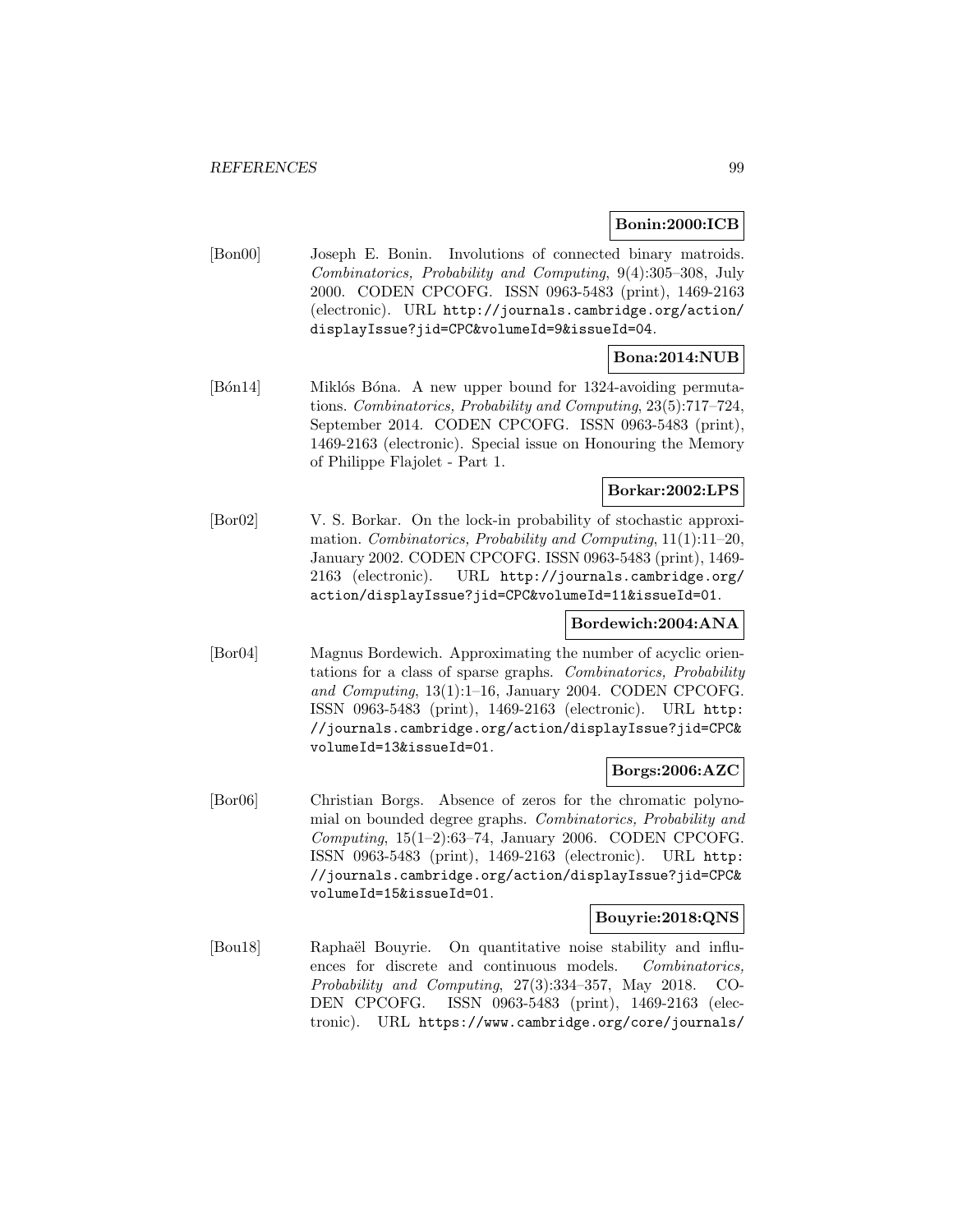**Bonin:2000:ICB**

[Bon00] Joseph E. Bonin. Involutions of connected binary matroids. *Combinatorics, Probability and Computing*, 9(4):305–308, July 2000. CODEN CPCOFG. ISSN 0963-5483 (print), 1469-2163 (electronic). URL http://journals.cambridge.org/action/displayIssue?jid=CPC&volumeId=9&issueId=04.

**Bona:2014:NUB**

[Bón14] Miklós Bóna. A new upper bound for 1324-avoiding permutations. *Combinatorics, Probability and Computing*, 23(5):717–724, September 2014. CODEN CPCOFG. ISSN 0963-5483 (print), 1469-2163 (electronic). Special issue on Honouring the Memory of Philippe Flajolet - Part 1.

**Borkar:2002:LPS**

[Bor02] V. S. Borkar. On the lock-in probability of stochastic approximation. *Combinatorics, Probability and Computing*, 11(1):11–20, January 2002. CODEN CPCOFG. ISSN 0963-5483 (print), 1469-2163 (electronic). URL http://journals.cambridge.org/action/displayIssue?jid=CPC&volumeId=11&issueId=01.

**Bordewich:2004:ANA**

[Bor04] Magnus Bordewich. Approximating the number of acyclic orientations for a class of sparse graphs. *Combinatorics, Probability and Computing*, 13(1):1–16, January 2004. CODEN CPCOFG. ISSN 0963-5483 (print), 1469-2163 (electronic). URL http://journals.cambridge.org/action/displayIssue?jid=CPC&volumeId=13&issueId=01.

**Borgs:2006:AZC**

[Bor06] Christian Borgs. Absence of zeros for the chromatic polynomial on bounded degree graphs. *Combinatorics, Probability and Computing*, 15(1–2):63–74, January 2006. CODEN CPCOFG. ISSN 0963-5483 (print), 1469-2163 (electronic). URL http://journals.cambridge.org/action/displayIssue?jid=CPC&volumeId=15&issueId=01.

**Bouyrie:2018:QNS**

[Bou18] Raphaël Bouyrie. On quantitative noise stability and influences for discrete and continuous models. *Combinatorics, Probability and Computing*, 27(3):334–357, May 2018. CODEN CPCOFG. ISSN 0963-5483 (print), 1469-2163 (electronic). URL https://www.cambridge.org/core/journals/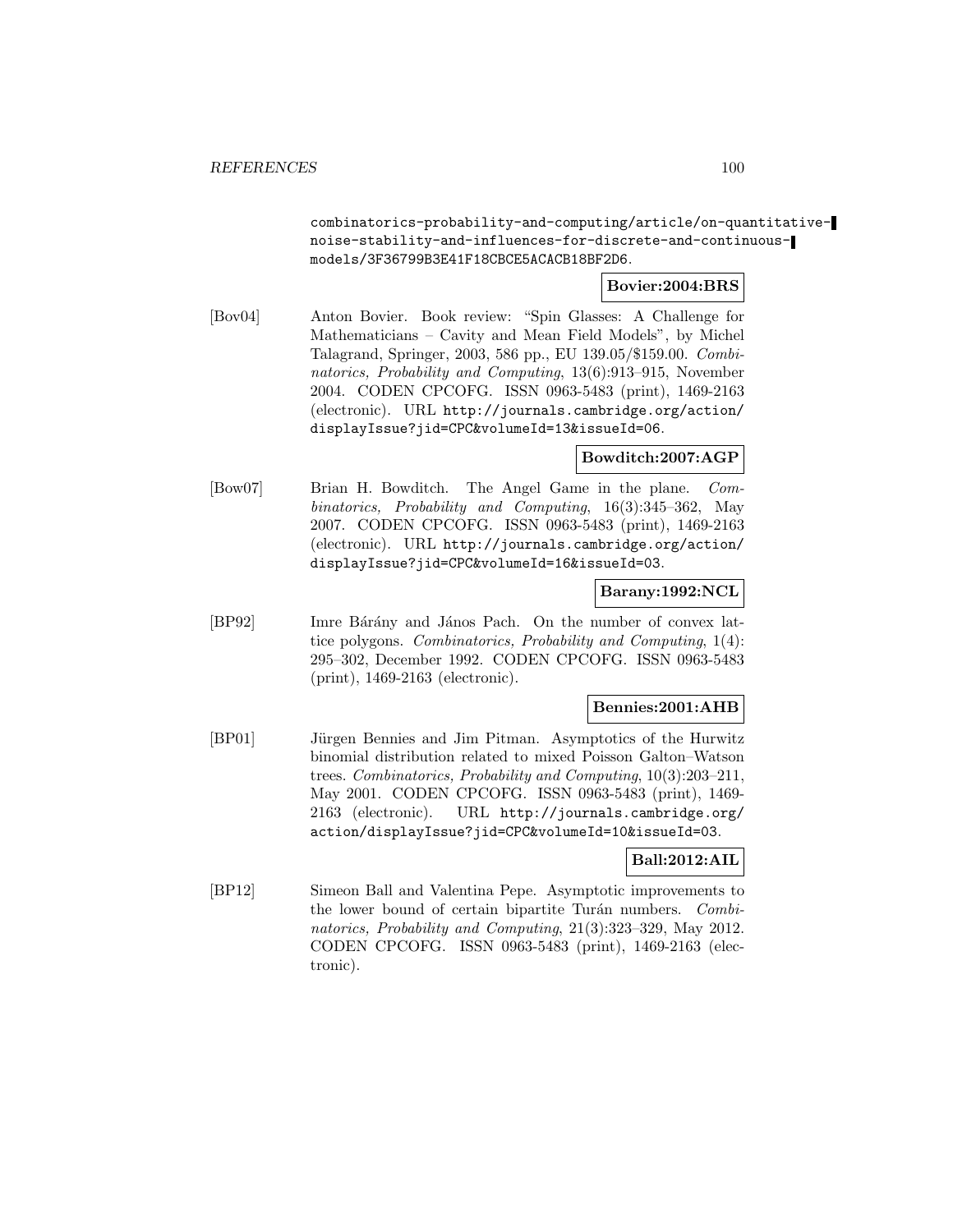combinatorics-probability-and-computing/article/on-quantitative-noise-stability-and-influences-for-discrete-and-continuous-models/3F36799B3E41F18CBCE5ACACB18BF2D6.

**Bovier:2004:BRS**

[Bov04] Anton Bovier. Book review: "Spin Glasses: A Challenge for Mathematicians – Cavity and Mean Field Models", by Michel Talagrand, Springer, 2003, 586 pp., EU 139.05/$159.00. *Combinatorics, Probability and Computing*, 13(6):913–915, November 2004. CODEN CPCOFG. ISSN 0963-5483 (print), 1469-2163 (electronic). URL http://journals.cambridge.org/action/displayIssue?jid=CPC&volumeId=13&issueId=06.

**Bowditch:2007:AGP**

[Bow07] Brian H. Bowditch. The Angel Game in the plane. *Combinatorics, Probability and Computing*, 16(3):345–362, May 2007. CODEN CPCOFG. ISSN 0963-5483 (print), 1469-2163 (electronic). URL http://journals.cambridge.org/action/displayIssue?jid=CPC&volumeId=16&issueId=03.

**Barany:1992:NCL**

[BP92] Imre Bárány and János Pach. On the number of convex lattice polygons. *Combinatorics, Probability and Computing*, 1(4):295–302, December 1992. CODEN CPCOFG. ISSN 0963-5483 (print), 1469-2163 (electronic).

**Bennies:2001:AHB**

[BP01] Jürgen Bennies and Jim Pitman. Asymptotics of the Hurwitz binomial distribution related to mixed Poisson Galton–Watson trees. *Combinatorics, Probability and Computing*, 10(3):203–211, May 2001. CODEN CPCOFG. ISSN 0963-5483 (print), 1469-2163 (electronic). URL http://journals.cambridge.org/action/displayIssue?jid=CPC&volumeId=10&issueId=03.

**Ball:2012:AIL**

[BP12] Simeon Ball and Valentina Pepe. Asymptotic improvements to the lower bound of certain bipartite Turán numbers. *Combinatorics, Probability and Computing*, 21(3):323–329, May 2012. CODEN CPCOFG. ISSN 0963-5483 (print), 1469-2163 (electronic).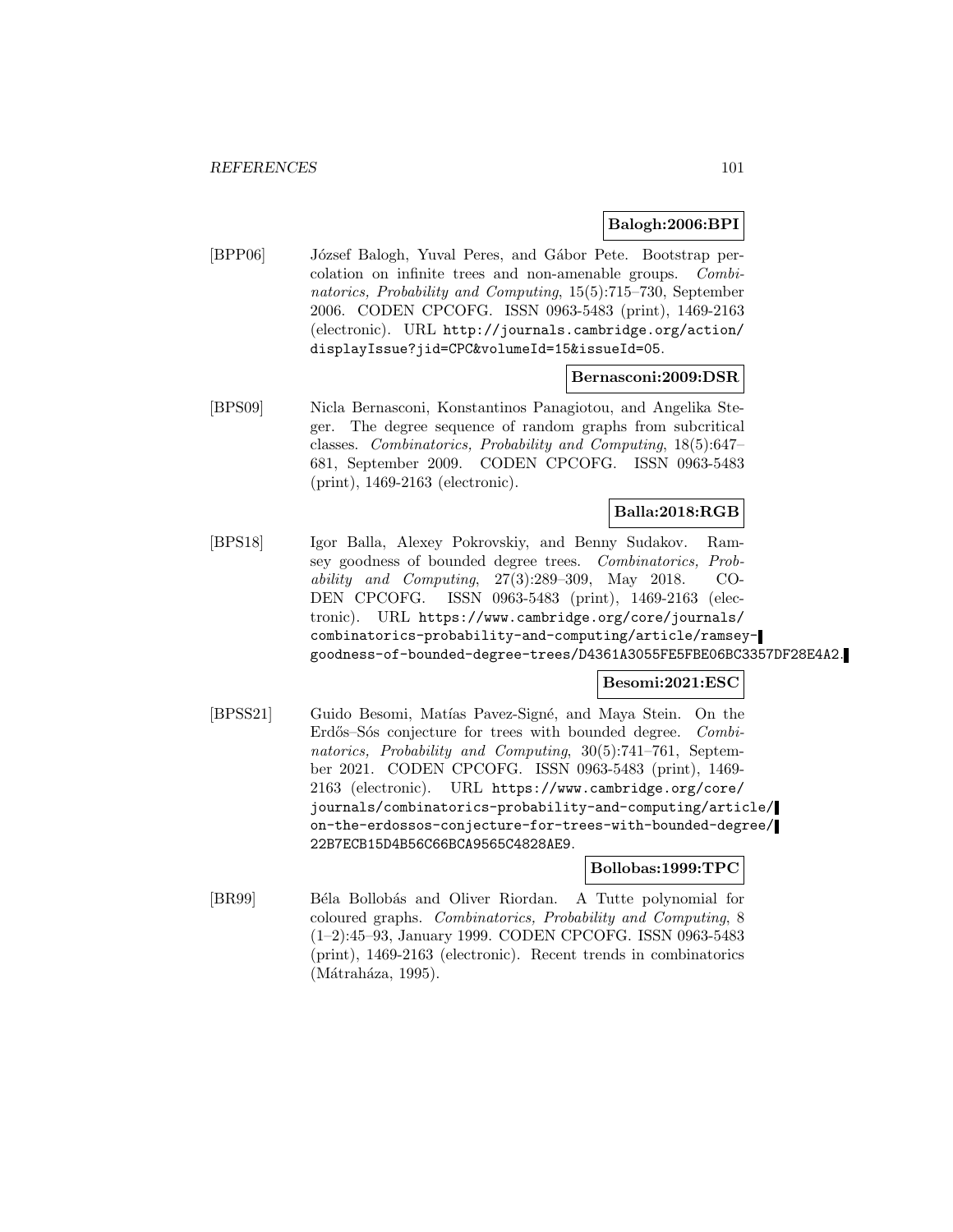**Balogh:2006:BPI**

[BPP06] József Balogh, Yuval Peres, and Gábor Pete. Bootstrap percolation on infinite trees and non-amenable groups. *Combinatorics, Probability and Computing*, 15(5):715–730, September 2006. CODEN CPCOFG. ISSN 0963-5483 (print), 1469-2163 (electronic). URL http://journals.cambridge.org/action/displayIssue?jid=CPC&volumeId=15&issueId=05.

**Bernasconi:2009:DSR**

[BPS09] Nicla Bernasconi, Konstantinos Panagiotou, and Angelika Steger. The degree sequence of random graphs from subcritical classes. *Combinatorics, Probability and Computing*, 18(5):647–681, September 2009. CODEN CPCOFG. ISSN 0963-5483 (print), 1469-2163 (electronic).

**Balla:2018:RGB**

[BPS18] Igor Balla, Alexey Pokrovskiy, and Benny Sudakov. Ramsey goodness of bounded degree trees. *Combinatorics, Probability and Computing*, 27(3):289–309, May 2018. CODEN CPCOFG. ISSN 0963-5483 (print), 1469-2163 (electronic). URL https://www.cambridge.org/core/journals/combinatorics-probability-and-computing/article/ramsey-goodness-of-bounded-degree-trees/D4361A3055FE5FBE06BC3357DF28E4A2.

**Besomi:2021:ESC**

[BPSS21] Guido Besomi, Matías Pavez-Signé, and Maya Stein. On the Erdős–Sós conjecture for trees with bounded degree. *Combinatorics, Probability and Computing*, 30(5):741–761, September 2021. CODEN CPCOFG. ISSN 0963-5483 (print), 1469-2163 (electronic). URL https://www.cambridge.org/core/journals/combinatorics-probability-and-computing/article/on-the-erdossos-conjecture-for-trees-with-bounded-degree/22B7ECB15D4B56C66BCA9565C4828AE9.

**Bollobas:1999:TPC**

[BR99] Béla Bollobás and Oliver Riordan. A Tutte polynomial for coloured graphs. *Combinatorics, Probability and Computing*, 8 (1–2):45–93, January 1999. CODEN CPCOFG. ISSN 0963-5483 (print), 1469-2163 (electronic). Recent trends in combinatorics (Mátraháza, 1995).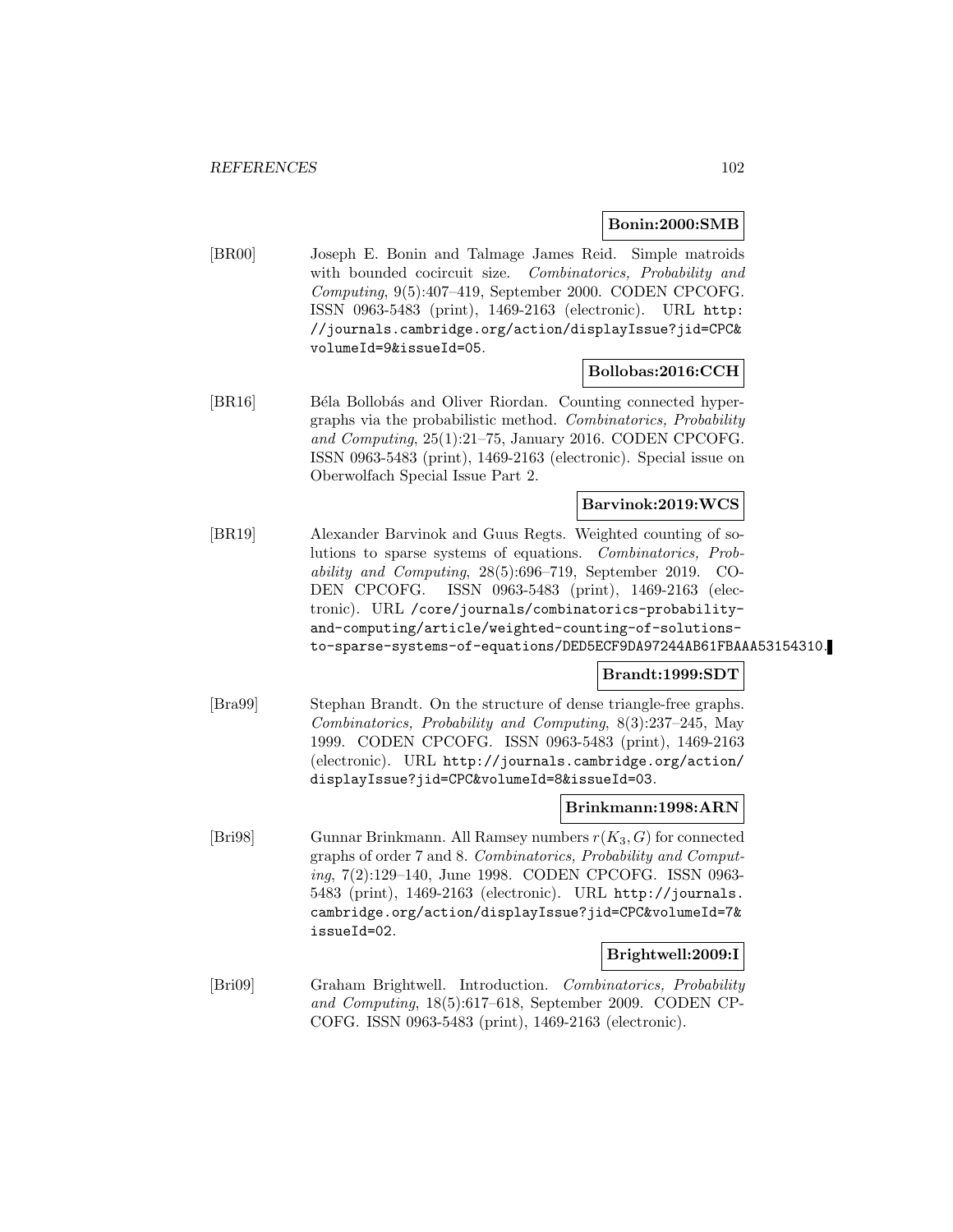**Bonin:2000:SMB**

[BR00] Joseph E. Bonin and Talmage James Reid. Simple matroids with bounded cocircuit size. *Combinatorics, Probability and Computing*, 9(5):407–419, September 2000. CODEN CPCOFG. ISSN 0963-5483 (print), 1469-2163 (electronic). URL `http://journals.cambridge.org/action/displayIssue?jid=CPC&volumeId=9&issueId=05`.

**Bollobas:2016:CCH**

[BR16] Béla Bollobás and Oliver Riordan. Counting connected hypergraphs via the probabilistic method. *Combinatorics, Probability and Computing*, 25(1):21–75, January 2016. CODEN CPCOFG. ISSN 0963-5483 (print), 1469-2163 (electronic). Special issue on Oberwolfach Special Issue Part 2.

**Barvinok:2019:WCS**

[BR19] Alexander Barvinok and Guus Regts. Weighted counting of solutions to sparse systems of equations. *Combinatorics, Probability and Computing*, 28(5):696–719, September 2019. CODEN CPCOFG. ISSN 0963-5483 (print), 1469-2163 (electronic). URL `/core/journals/combinatorics-probability-and-computing/article/weighted-counting-of-solutions-to-sparse-systems-of-equations/DED5ECF9DA97244AB61FBAAA53154310`.

**Brandt:1999:SDT**

[Bra99] Stephan Brandt. On the structure of dense triangle-free graphs. *Combinatorics, Probability and Computing*, 8(3):237–245, May 1999. CODEN CPCOFG. ISSN 0963-5483 (print), 1469-2163 (electronic). URL `http://journals.cambridge.org/action/displayIssue?jid=CPC&volumeId=8&issueId=03`.

**Brinkmann:1998:ARN**

[Bri98] Gunnar Brinkmann. All Ramsey numbers $r(K_3, G)$ for connected graphs of order 7 and 8. *Combinatorics, Probability and Computing*, 7(2):129–140, June 1998. CODEN CPCOFG. ISSN 0963-5483 (print), 1469-2163 (electronic). URL `http://journals.cambridge.org/action/displayIssue?jid=CPC&volumeId=7&issueId=02`.

**Brightwell:2009:I**

[Bri09] Graham Brightwell. Introduction. *Combinatorics, Probability and Computing*, 18(5):617–618, September 2009. CODEN CPCOFG. ISSN 0963-5483 (print), 1469-2163 (electronic).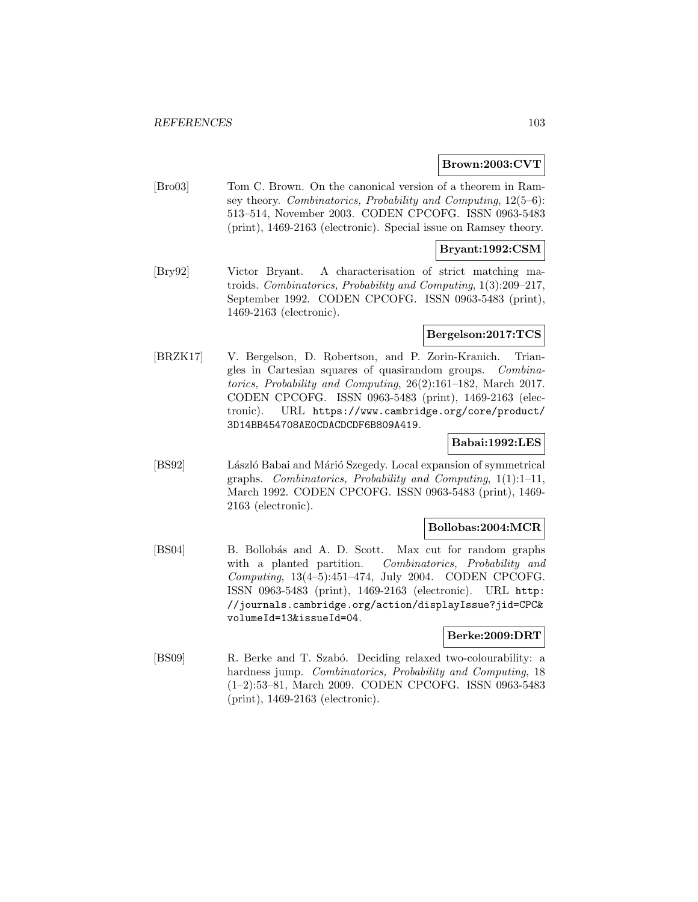**Brown:2003:CVT**

[Bro03] Tom C. Brown. On the canonical version of a theorem in Ramsey theory. *Combinatorics, Probability and Computing*, 12(5–6): 513–514, November 2003. CODEN CPCOFG. ISSN 0963-5483 (print), 1469-2163 (electronic). Special issue on Ramsey theory.

**Bryant:1992:CSM**

[Bry92] Victor Bryant. A characterisation of strict matching matroids. *Combinatorics, Probability and Computing*, 1(3):209–217, September 1992. CODEN CPCOFG. ISSN 0963-5483 (print), 1469-2163 (electronic).

**Bergelson:2017:TCS**

[BRZK17] V. Bergelson, D. Robertson, and P. Zorin-Kranich. Triangles in Cartesian squares of quasirandom groups. *Combinatorics, Probability and Computing*, 26(2):161–182, March 2017. CODEN CPCOFG. ISSN 0963-5483 (print), 1469-2163 (electronic). URL https://www.cambridge.org/core/product/3D14BB454708AE0CDACDCDF6B809A419.

**Babai:1992:LES**

[BS92] László Babai and Márió Szegedy. Local expansion of symmetrical graphs. *Combinatorics, Probability and Computing*, 1(1):1–11, March 1992. CODEN CPCOFG. ISSN 0963-5483 (print), 1469-2163 (electronic).

**Bollobas:2004:MCR**

[BS04] B. Bollobás and A. D. Scott. Max cut for random graphs with a planted partition. *Combinatorics, Probability and Computing*, 13(4–5):451–474, July 2004. CODEN CPCOFG. ISSN 0963-5483 (print), 1469-2163 (electronic). URL http://journals.cambridge.org/action/displayIssue?jid=CPC&volumeId=13&issueId=04.

**Berke:2009:DRT**

[BS09] R. Berke and T. Szabó. Deciding relaxed two-colourability: a hardness jump. *Combinatorics, Probability and Computing*, 18 (1–2):53–81, March 2009. CODEN CPCOFG. ISSN 0963-5483 (print), 1469-2163 (electronic).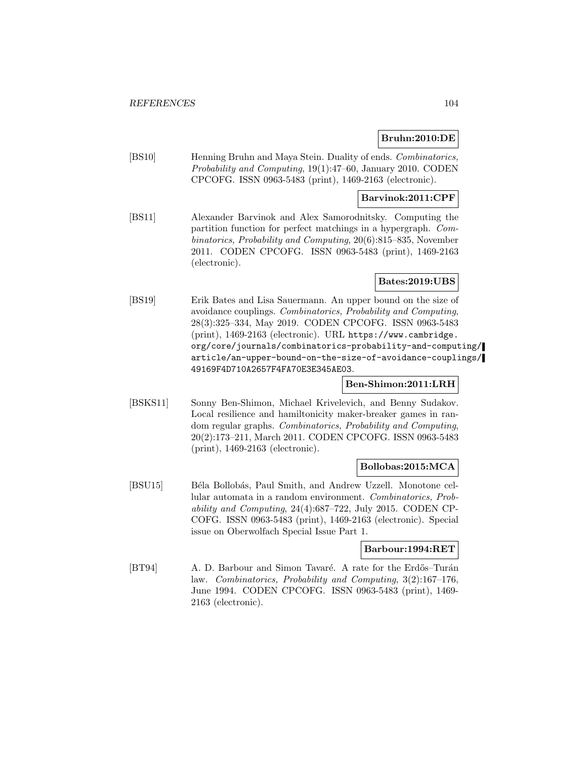**Bruhn:2010:DE**

[BS10] Henning Bruhn and Maya Stein. Duality of ends. *Combinatorics, Probability and Computing*, 19(1):47–60, January 2010. CODEN CPCOFG. ISSN 0963-5483 (print), 1469-2163 (electronic).

**Barvinok:2011:CPF**

[BS11] Alexander Barvinok and Alex Samorodnitsky. Computing the partition function for perfect matchings in a hypergraph. *Combinatorics, Probability and Computing*, 20(6):815–835, November 2011. CODEN CPCOFG. ISSN 0963-5483 (print), 1469-2163 (electronic).

**Bates:2019:UBS**

[BS19] Erik Bates and Lisa Sauermann. An upper bound on the size of avoidance couplings. *Combinatorics, Probability and Computing*, 28(3):325–334, May 2019. CODEN CPCOFG. ISSN 0963-5483 (print), 1469-2163 (electronic). URL `https://www.cambridge.org/core/journals/combinatorics-probability-and-computing/article/an-upper-bound-on-the-size-of-avoidance-couplings/49169F4D710A2657F4FA70E3E345AE03`.

**Ben-Shimon:2011:LRH**

[BSKS11] Sonny Ben-Shimon, Michael Krivelevich, and Benny Sudakov. Local resilience and hamiltonicity maker-breaker games in random regular graphs. *Combinatorics, Probability and Computing*, 20(2):173–211, March 2011. CODEN CPCOFG. ISSN 0963-5483 (print), 1469-2163 (electronic).

**Bollobas:2015:MCA**

[BSU15] Béla Bollobás, Paul Smith, and Andrew Uzzell. Monotone cellular automata in a random environment. *Combinatorics, Probability and Computing*, 24(4):687–722, July 2015. CODEN CPCOFG. ISSN 0963-5483 (print), 1469-2163 (electronic). Special issue on Oberwolfach Special Issue Part 1.

**Barbour:1994:RET**

[BT94] A. D. Barbour and Simon Tavaré. A rate for the Erdős–Turán law. *Combinatorics, Probability and Computing*, 3(2):167–176, June 1994. CODEN CPCOFG. ISSN 0963-5483 (print), 1469-2163 (electronic).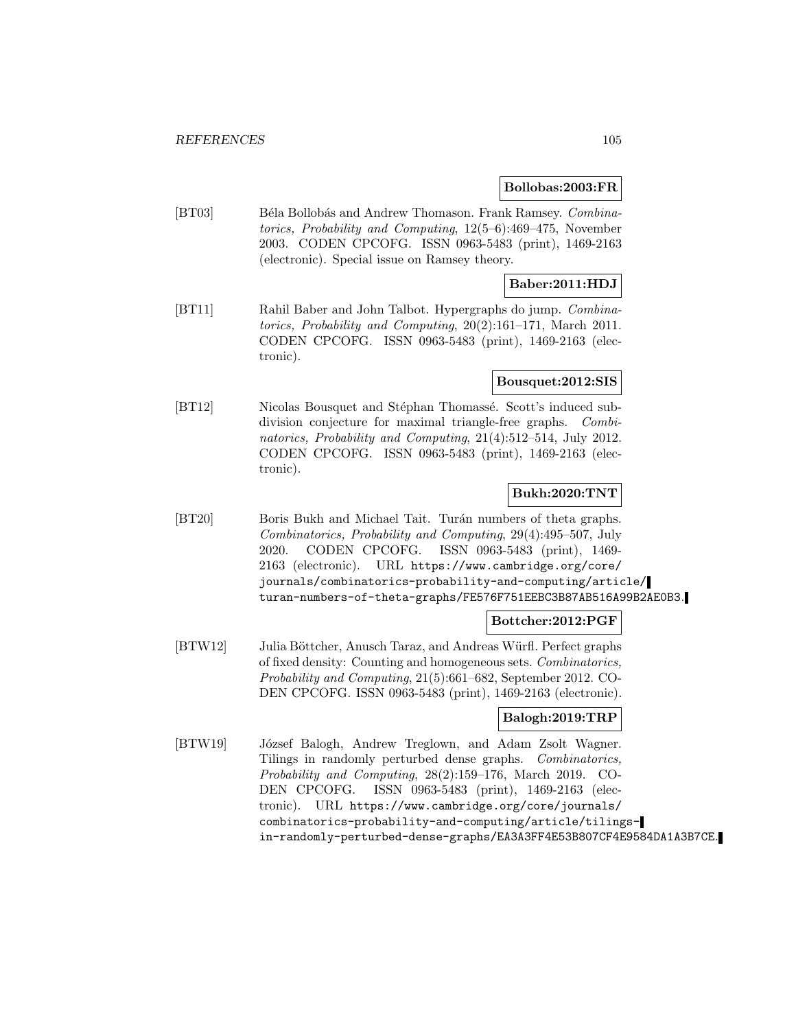**Bollobas:2003:FR**

[BT03] Béla Bollobás and Andrew Thomason. Frank Ramsey. *Combinatorics, Probability and Computing*, 12(5–6):469–475, November 2003. CODEN CPCOFG. ISSN 0963-5483 (print), 1469-2163 (electronic). Special issue on Ramsey theory.

**Baber:2011:HDJ**

[BT11] Rahil Baber and John Talbot. Hypergraphs do jump. *Combinatorics, Probability and Computing*, 20(2):161–171, March 2011. CODEN CPCOFG. ISSN 0963-5483 (print), 1469-2163 (electronic).

**Bousquet:2012:SIS**

[BT12] Nicolas Bousquet and Stéphan Thomassé. Scott's induced subdivision conjecture for maximal triangle-free graphs. *Combinatorics, Probability and Computing*, 21(4):512–514, July 2012. CODEN CPCOFG. ISSN 0963-5483 (print), 1469-2163 (electronic).

**Bukh:2020:TNT**

[BT20] Boris Bukh and Michael Tait. Turán numbers of theta graphs. *Combinatorics, Probability and Computing*, 29(4):495–507, July 2020. CODEN CPCOFG. ISSN 0963-5483 (print), 1469-2163 (electronic). URL `https://www.cambridge.org/core/journals/combinatorics-probability-and-computing/article/turan-numbers-of-theta-graphs/FE576F751EEBC3B87AB516A99B2AE0B3`.

**Bottcher:2012:PGF**

[BTW12] Julia Böttcher, Anusch Taraz, and Andreas Würfl. Perfect graphs of fixed density: Counting and homogeneous sets. *Combinatorics, Probability and Computing*, 21(5):661–682, September 2012. CODEN CPCOFG. ISSN 0963-5483 (print), 1469-2163 (electronic).

**Balogh:2019:TRP**

[BTW19] József Balogh, Andrew Treglown, and Adam Zsolt Wagner. Tilings in randomly perturbed dense graphs. *Combinatorics, Probability and Computing*, 28(2):159–176, March 2019. CODEN CPCOFG. ISSN 0963-5483 (print), 1469-2163 (electronic). URL `https://www.cambridge.org/core/journals/combinatorics-probability-and-computing/article/tilings-in-randomly-perturbed-dense-graphs/EA3A3FF4E53B807CF4E9584DA1A3B7CE`.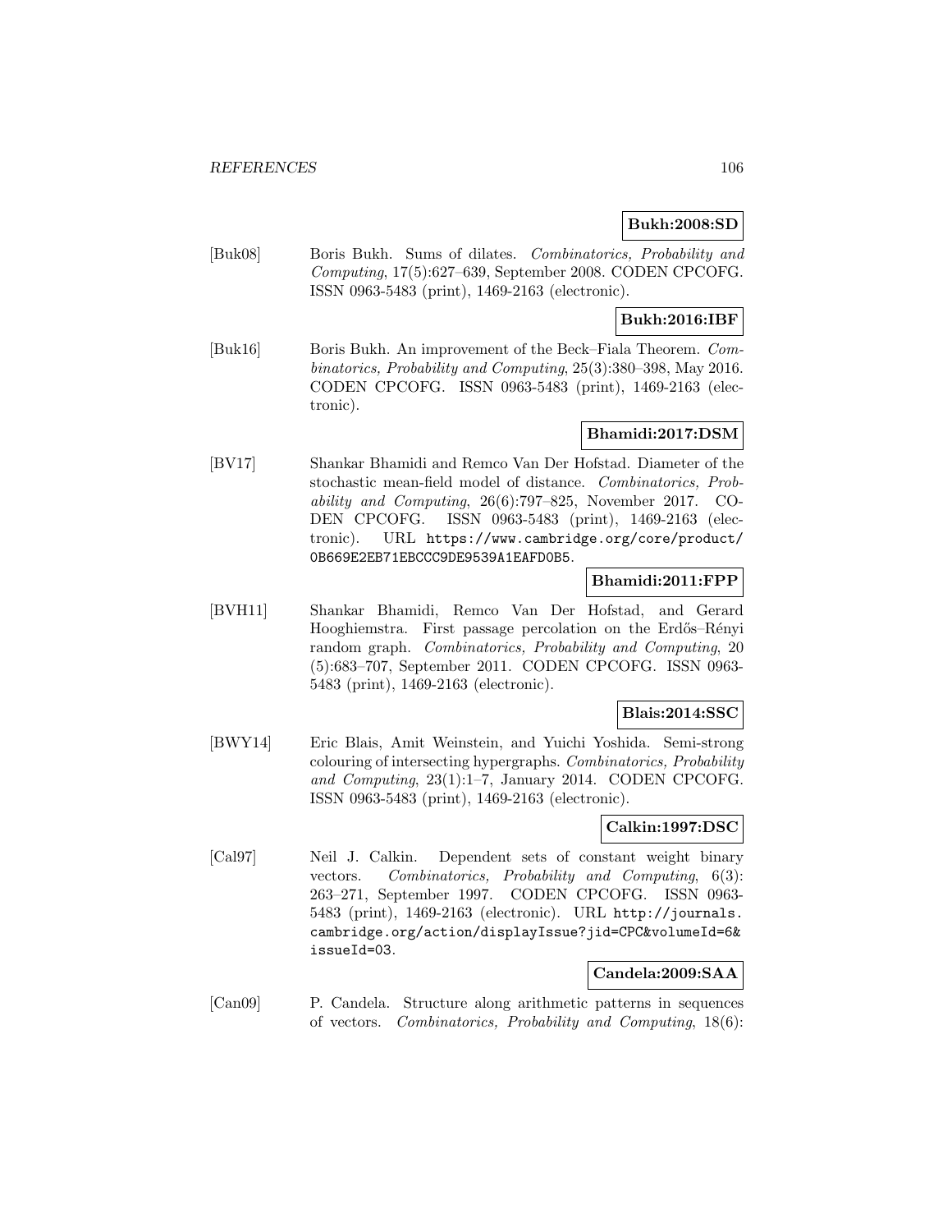**Bukh:2008:SD**

[Buk08] Boris Bukh. Sums of dilates. *Combinatorics, Probability and Computing*, 17(5):627–639, September 2008. CODEN CPCOFG. ISSN 0963-5483 (print), 1469-2163 (electronic).

**Bukh:2016:IBF**

[Buk16] Boris Bukh. An improvement of the Beck–Fiala Theorem. *Combinatorics, Probability and Computing*, 25(3):380–398, May 2016. CODEN CPCOFG. ISSN 0963-5483 (print), 1469-2163 (electronic).

**Bhamidi:2017:DSM**

[BV17] Shankar Bhamidi and Remco Van Der Hofstad. Diameter of the stochastic mean-field model of distance. *Combinatorics, Probability and Computing*, 26(6):797–825, November 2017. CODEN CPCOFG. ISSN 0963-5483 (print), 1469-2163 (electronic). URL `https://www.cambridge.org/core/product/0B669E2EB71EBCCC9DE9539A1EAFD0B5`.

**Bhamidi:2011:FPP**

[BVH11] Shankar Bhamidi, Remco Van Der Hofstad, and Gerard Hooghiemstra. First passage percolation on the Erdős–Rényi random graph. *Combinatorics, Probability and Computing*, 20 (5):683–707, September 2011. CODEN CPCOFG. ISSN 0963-5483 (print), 1469-2163 (electronic).

**Blais:2014:SSC**

[BWY14] Eric Blais, Amit Weinstein, and Yuichi Yoshida. Semi-strong colouring of intersecting hypergraphs. *Combinatorics, Probability and Computing*, 23(1):1–7, January 2014. CODEN CPCOFG. ISSN 0963-5483 (print), 1469-2163 (electronic).

**Calkin:1997:DSC**

[Cal97] Neil J. Calkin. Dependent sets of constant weight binary vectors. *Combinatorics, Probability and Computing*, 6(3): 263–271, September 1997. CODEN CPCOFG. ISSN 0963-5483 (print), 1469-2163 (electronic). URL `http://journals.cambridge.org/action/displayIssue?jid=CPC&volumeId=6&issueId=03`.

**Candela:2009:SAA**

[Can09] P. Candela. Structure along arithmetic patterns in sequences of vectors. *Combinatorics, Probability and Computing*, 18(6):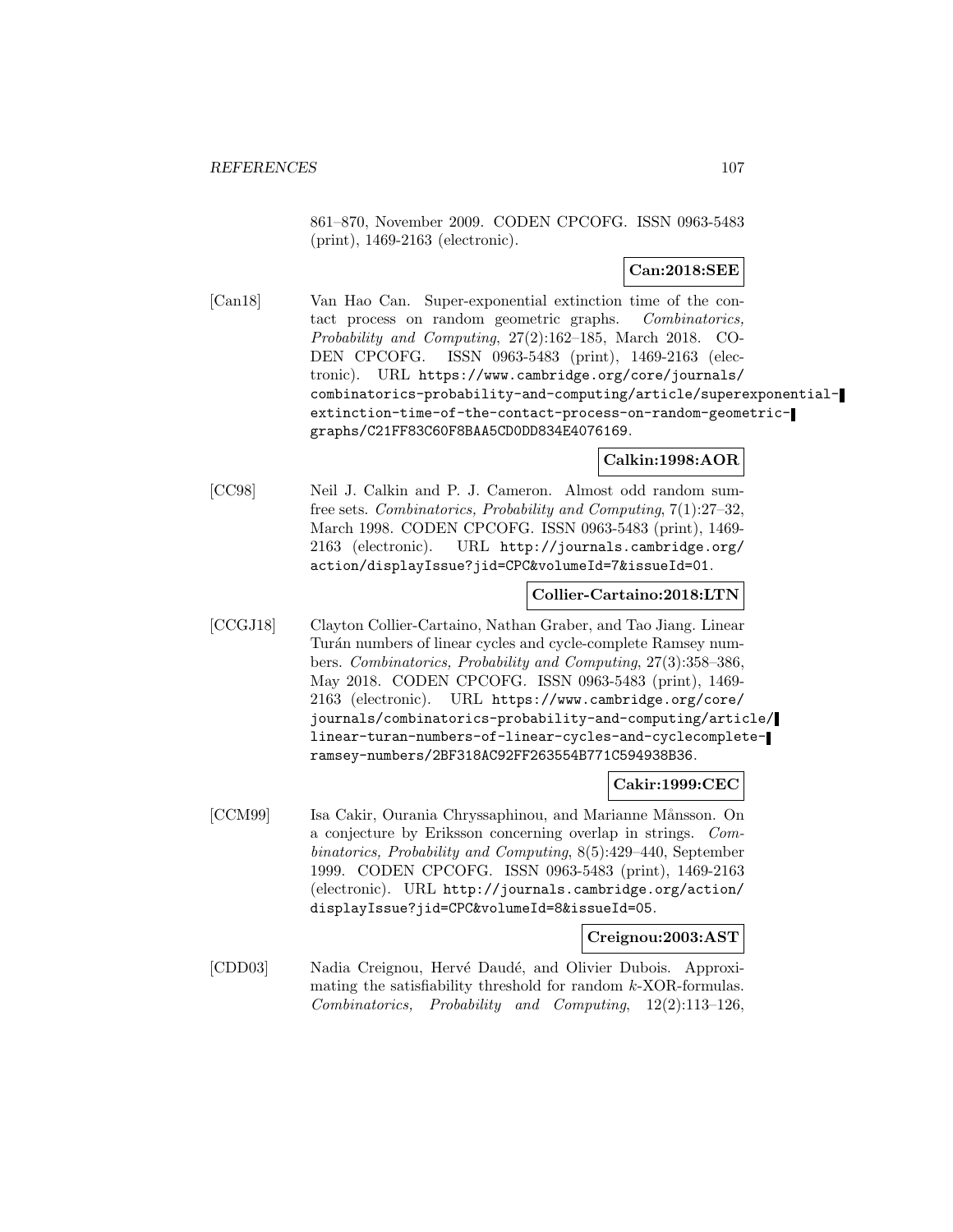861–870, November 2009. CODEN CPCOFG. ISSN 0963-5483 (print), 1469-2163 (electronic).

**Can:2018:SEE**

[Can18] Van Hao Can. Super-exponential extinction time of the contact process on random geometric graphs. *Combinatorics, Probability and Computing*, 27(2):162–185, March 2018. CODEN CPCOFG. ISSN 0963-5483 (print), 1469-2163 (electronic). URL https://www.cambridge.org/core/journals/combinatorics-probability-and-computing/article/superexponential-extinction-time-of-the-contact-process-on-random-geometric-graphs/C21FF83C60F8BAA5CD0DD834E4076169.

**Calkin:1998:AOR**

[CC98] Neil J. Calkin and P. J. Cameron. Almost odd random sum-free sets. *Combinatorics, Probability and Computing*, 7(1):27–32, March 1998. CODEN CPCOFG. ISSN 0963-5483 (print), 1469-2163 (electronic). URL http://journals.cambridge.org/action/displayIssue?jid=CPC&volumeId=7&issueId=01.

**Collier-Cartaino:2018:LTN**

[CCGJ18] Clayton Collier-Cartaino, Nathan Graber, and Tao Jiang. Linear Turán numbers of linear cycles and cycle-complete Ramsey numbers. *Combinatorics, Probability and Computing*, 27(3):358–386, May 2018. CODEN CPCOFG. ISSN 0963-5483 (print), 1469-2163 (electronic). URL https://www.cambridge.org/core/journals/combinatorics-probability-and-computing/article/linear-turan-numbers-of-linear-cycles-and-cyclecomplete-ramsey-numbers/2BF318AC92FF263554B771C594938B36.

**Cakir:1999:CEC**

[CCM99] Isa Cakir, Ourania Chryssaphinou, and Marianne Månsson. On a conjecture by Eriksson concerning overlap in strings. *Combinatorics, Probability and Computing*, 8(5):429–440, September 1999. CODEN CPCOFG. ISSN 0963-5483 (print), 1469-2163 (electronic). URL http://journals.cambridge.org/action/displayIssue?jid=CPC&volumeId=8&issueId=05.

**Creignou:2003:AST**

[CDD03] Nadia Creignou, Hervé Daudé, and Olivier Dubois. Approximating the satisfiability threshold for random $k$-XOR-formulas. *Combinatorics, Probability and Computing*, 12(2):113–126,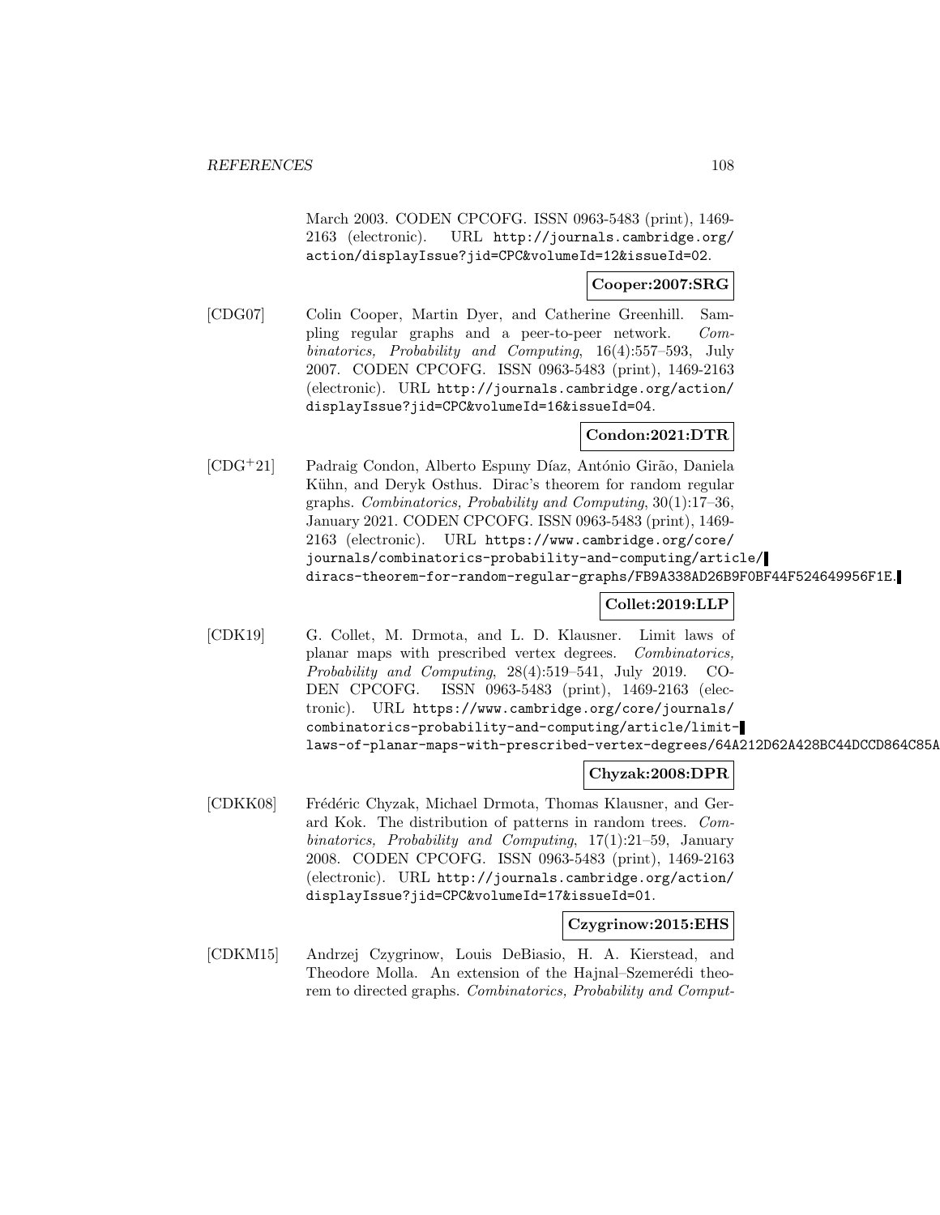March 2003. CODEN CPCOFG. ISSN 0963-5483 (print), 1469-2163 (electronic). URL http://journals.cambridge.org/action/displayIssue?jid=CPC&volumeId=12&issueId=02.

**Cooper:2007:SRG**

[CDG07] Colin Cooper, Martin Dyer, and Catherine Greenhill. Sampling regular graphs and a peer-to-peer network. *Combinatorics, Probability and Computing*, 16(4):557–593, July 2007. CODEN CPCOFG. ISSN 0963-5483 (print), 1469-2163 (electronic). URL http://journals.cambridge.org/action/displayIssue?jid=CPC&volumeId=16&issueId=04.

**Condon:2021:DTR**

[CDG+21] Padraig Condon, Alberto Espuny Díaz, António Girão, Daniela Kühn, and Deryk Osthus. Dirac's theorem for random regular graphs. *Combinatorics, Probability and Computing*, 30(1):17–36, January 2021. CODEN CPCOFG. ISSN 0963-5483 (print), 1469-2163 (electronic). URL https://www.cambridge.org/core/journals/combinatorics-probability-and-computing/article/diracs-theorem-for-random-regular-graphs/FB9A338AD26B9F0BF44F524649956F1E.

**Collet:2019:LLP**

[CDK19] G. Collet, M. Drmota, and L. D. Klausner. Limit laws of planar maps with prescribed vertex degrees. *Combinatorics, Probability and Computing*, 28(4):519–541, July 2019. CODEN CPCOFG. ISSN 0963-5483 (print), 1469-2163 (electronic). URL https://www.cambridge.org/core/journals/combinatorics-probability-and-computing/article/limit-laws-of-planar-maps-with-prescribed-vertex-degrees/64A212D62A428BC44DCCD864C85A

**Chyzak:2008:DPR**

[CDKK08] Frédéric Chyzak, Michael Drmota, Thomas Klausner, and Gerard Kok. The distribution of patterns in random trees. *Combinatorics, Probability and Computing*, 17(1):21–59, January 2008. CODEN CPCOFG. ISSN 0963-5483 (print), 1469-2163 (electronic). URL http://journals.cambridge.org/action/displayIssue?jid=CPC&volumeId=17&issueId=01.

**Czygrinow:2015:EHS**

[CDKM15] Andrzej Czygrinow, Louis DeBiasio, H. A. Kierstead, and Theodore Molla. An extension of the Hajnal–Szemerédi theorem to directed graphs. *Combinatorics, Probability and Comput-*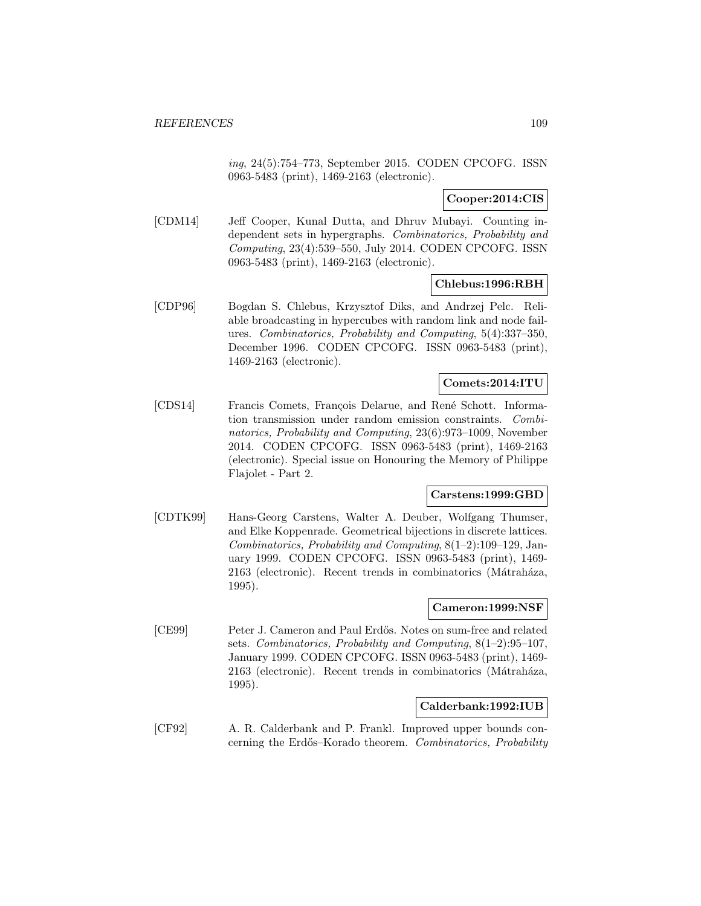*ing*, 24(5):754–773, September 2015. CODEN CPCOFG. ISSN 0963-5483 (print), 1469-2163 (electronic).

**Cooper:2014:CIS**

[CDM14] Jeff Cooper, Kunal Dutta, and Dhruv Mubayi. Counting independent sets in hypergraphs. *Combinatorics, Probability and Computing*, 23(4):539–550, July 2014. CODEN CPCOFG. ISSN 0963-5483 (print), 1469-2163 (electronic).

**Chlebus:1996:RBH**

[CDP96] Bogdan S. Chlebus, Krzysztof Diks, and Andrzej Pelc. Reliable broadcasting in hypercubes with random link and node failures. *Combinatorics, Probability and Computing*, 5(4):337–350, December 1996. CODEN CPCOFG. ISSN 0963-5483 (print), 1469-2163 (electronic).

**Comets:2014:ITU**

[CDS14] Francis Comets, François Delarue, and René Schott. Information transmission under random emission constraints. *Combinatorics, Probability and Computing*, 23(6):973–1009, November 2014. CODEN CPCOFG. ISSN 0963-5483 (print), 1469-2163 (electronic). Special issue on Honouring the Memory of Philippe Flajolet - Part 2.

**Carstens:1999:GBD**

[CDTK99] Hans-Georg Carstens, Walter A. Deuber, Wolfgang Thumser, and Elke Koppenrade. Geometrical bijections in discrete lattices. *Combinatorics, Probability and Computing*, 8(1–2):109–129, January 1999. CODEN CPCOFG. ISSN 0963-5483 (print), 1469-2163 (electronic). Recent trends in combinatorics (Mátraháza, 1995).

**Cameron:1999:NSF**

[CE99] Peter J. Cameron and Paul Erdős. Notes on sum-free and related sets. *Combinatorics, Probability and Computing*, 8(1–2):95–107, January 1999. CODEN CPCOFG. ISSN 0963-5483 (print), 1469-2163 (electronic). Recent trends in combinatorics (Mátraháza, 1995).

**Calderbank:1992:IUB**

[CF92] A. R. Calderbank and P. Frankl. Improved upper bounds concerning the Erdős–Korado theorem. *Combinatorics, Probability*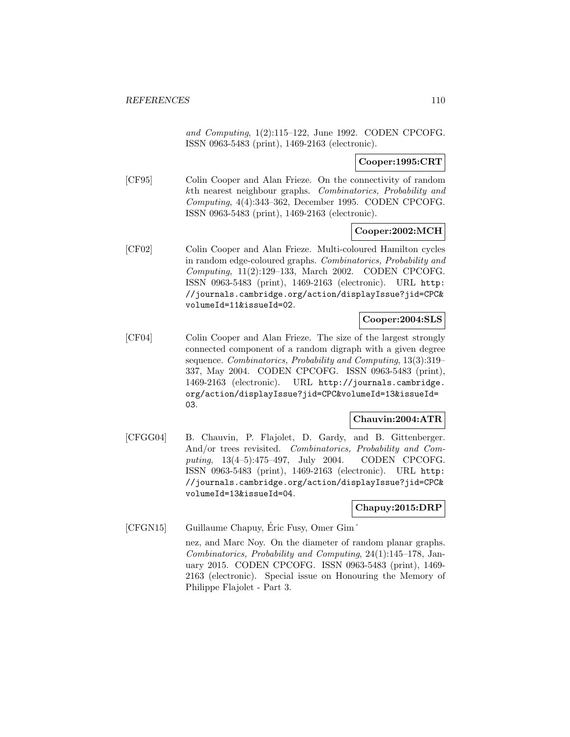*and Computing*, 1(2):115–122, June 1992. CODEN CPCOFG. ISSN 0963-5483 (print), 1469-2163 (electronic).

**Cooper:1995:CRT**

[CF95] Colin Cooper and Alan Frieze. On the connectivity of random $k$th nearest neighbour graphs. *Combinatorics, Probability and Computing*, 4(4):343–362, December 1995. CODEN CPCOFG. ISSN 0963-5483 (print), 1469-2163 (electronic).

**Cooper:2002:MCH**

[CF02] Colin Cooper and Alan Frieze. Multi-coloured Hamilton cycles in random edge-coloured graphs. *Combinatorics, Probability and Computing*, 11(2):129–133, March 2002. CODEN CPCOFG. ISSN 0963-5483 (print), 1469-2163 (electronic). URL `http://journals.cambridge.org/action/displayIssue?jid=CPC&volumeId=11&issueId=02`.

**Cooper:2004:SLS**

[CF04] Colin Cooper and Alan Frieze. The size of the largest strongly connected component of a random digraph with a given degree sequence. *Combinatorics, Probability and Computing*, 13(3):319–337, May 2004. CODEN CPCOFG. ISSN 0963-5483 (print), 1469-2163 (electronic). URL `http://journals.cambridge.org/action/displayIssue?jid=CPC&volumeId=13&issueId=03`.

**Chauvin:2004:ATR**

[CFGG04] B. Chauvin, P. Flajolet, D. Gardy, and B. Gittenberger. And/or trees revisited. *Combinatorics, Probability and Computing*, 13(4–5):475–497, July 2004. CODEN CPCOFG. ISSN 0963-5483 (print), 1469-2163 (electronic). URL `http://journals.cambridge.org/action/displayIssue?jid=CPC&volumeId=13&issueId=04`.

**Chapuy:2015:DRP**

[CFGN15] Guillaume Chapuy, Éric Fusy, Omer Gim´

nez, and Marc Noy. On the diameter of random planar graphs. *Combinatorics, Probability and Computing*, 24(1):145–178, January 2015. CODEN CPCOFG. ISSN 0963-5483 (print), 1469-2163 (electronic). Special issue on Honouring the Memory of Philippe Flajolet - Part 3.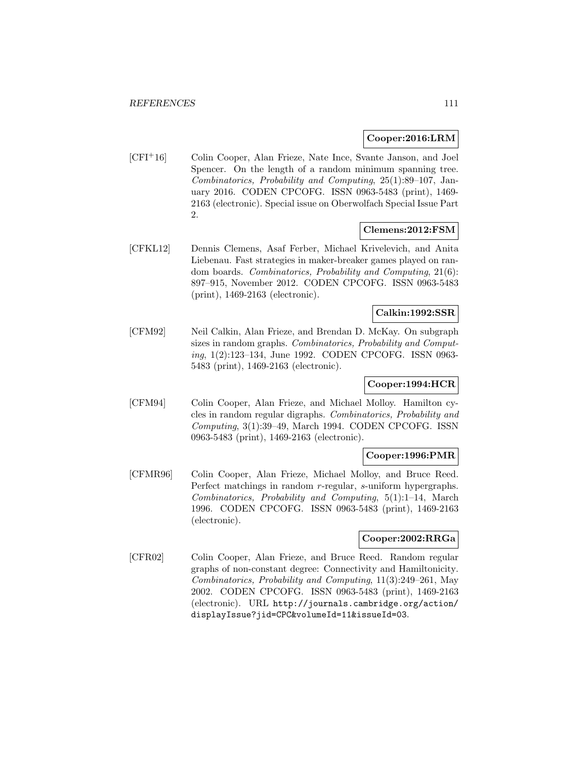**Cooper:2016:LRM**

[CFI+16] Colin Cooper, Alan Frieze, Nate Ince, Svante Janson, and Joel Spencer. On the length of a random minimum spanning tree. *Combinatorics, Probability and Computing*, 25(1):89–107, January 2016. CODEN CPCOFG. ISSN 0963-5483 (print), 1469-2163 (electronic). Special issue on Oberwolfach Special Issue Part 2.

**Clemens:2012:FSM**

[CFKL12] Dennis Clemens, Asaf Ferber, Michael Krivelevich, and Anita Liebenau. Fast strategies in maker-breaker games played on random boards. *Combinatorics, Probability and Computing*, 21(6): 897–915, November 2012. CODEN CPCOFG. ISSN 0963-5483 (print), 1469-2163 (electronic).

**Calkin:1992:SSR**

[CFM92] Neil Calkin, Alan Frieze, and Brendan D. McKay. On subgraph sizes in random graphs. *Combinatorics, Probability and Computing*, 1(2):123–134, June 1992. CODEN CPCOFG. ISSN 0963-5483 (print), 1469-2163 (electronic).

**Cooper:1994:HCR**

[CFM94] Colin Cooper, Alan Frieze, and Michael Molloy. Hamilton cycles in random regular digraphs. *Combinatorics, Probability and Computing*, 3(1):39–49, March 1994. CODEN CPCOFG. ISSN 0963-5483 (print), 1469-2163 (electronic).

**Cooper:1996:PMR**

[CFMR96] Colin Cooper, Alan Frieze, Michael Molloy, and Bruce Reed. Perfect matchings in random $r$-regular, $s$-uniform hypergraphs. *Combinatorics, Probability and Computing*, 5(1):1–14, March 1996. CODEN CPCOFG. ISSN 0963-5483 (print), 1469-2163 (electronic).

**Cooper:2002:RRGa**

[CFR02] Colin Cooper, Alan Frieze, and Bruce Reed. Random regular graphs of non-constant degree: Connectivity and Hamiltonicity. *Combinatorics, Probability and Computing*, 11(3):249–261, May 2002. CODEN CPCOFG. ISSN 0963-5483 (print), 1469-2163 (electronic). URL http://journals.cambridge.org/action/displayIssue?jid=CPC&volumeId=11&issueId=03.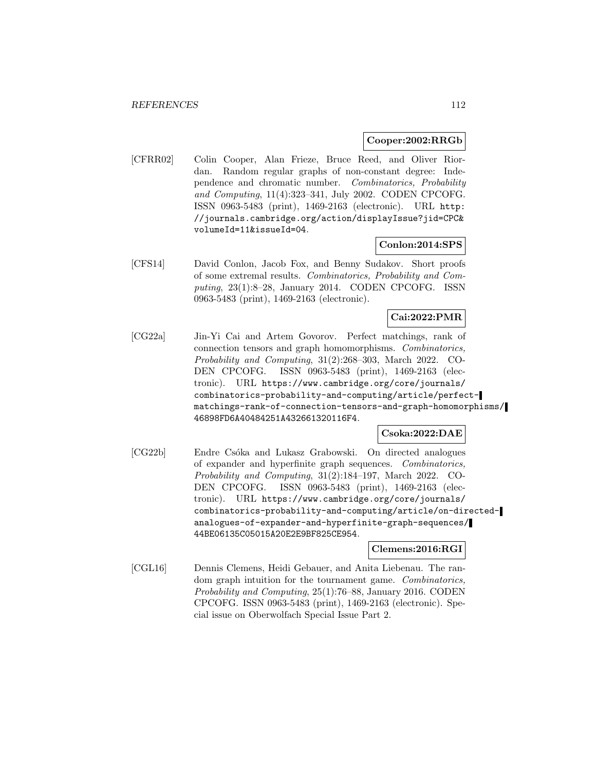**Cooper:2002:RRGb**

[CFRR02] Colin Cooper, Alan Frieze, Bruce Reed, and Oliver Riordan. Random regular graphs of non-constant degree: Independence and chromatic number. *Combinatorics, Probability and Computing*, 11(4):323–341, July 2002. CODEN CPCOFG. ISSN 0963-5483 (print), 1469-2163 (electronic). URL `http://journals.cambridge.org/action/displayIssue?jid=CPC&volumeId=11&issueId=04`.

**Conlon:2014:SPS**

[CFS14] David Conlon, Jacob Fox, and Benny Sudakov. Short proofs of some extremal results. *Combinatorics, Probability and Computing*, 23(1):8–28, January 2014. CODEN CPCOFG. ISSN 0963-5483 (print), 1469-2163 (electronic).

**Cai:2022:PMR**

[CG22a] Jin-Yi Cai and Artem Govorov. Perfect matchings, rank of connection tensors and graph homomorphisms. *Combinatorics, Probability and Computing*, 31(2):268–303, March 2022. CODEN CPCOFG. ISSN 0963-5483 (print), 1469-2163 (electronic). URL `https://www.cambridge.org/core/journals/combinatorics-probability-and-computing/article/perfect-matchings-rank-of-connection-tensors-and-graph-homomorphisms/46898FD6A40484251A432661320116F4`.

**Csoka:2022:DAE**

[CG22b] Endre Csóka and Lukasz Grabowski. On directed analogues of expander and hyperfinite graph sequences. *Combinatorics, Probability and Computing*, 31(2):184–197, March 2022. CODEN CPCOFG. ISSN 0963-5483 (print), 1469-2163 (electronic). URL `https://www.cambridge.org/core/journals/combinatorics-probability-and-computing/article/on-directed-analogues-of-expander-and-hyperfinite-graph-sequences/44BE06135C05015A20E2E9BF825CE954`.

**Clemens:2016:RGI**

[CGL16] Dennis Clemens, Heidi Gebauer, and Anita Liebenau. The random graph intuition for the tournament game. *Combinatorics, Probability and Computing*, 25(1):76–88, January 2016. CODEN CPCOFG. ISSN 0963-5483 (print), 1469-2163 (electronic). Special issue on Oberwolfach Special Issue Part 2.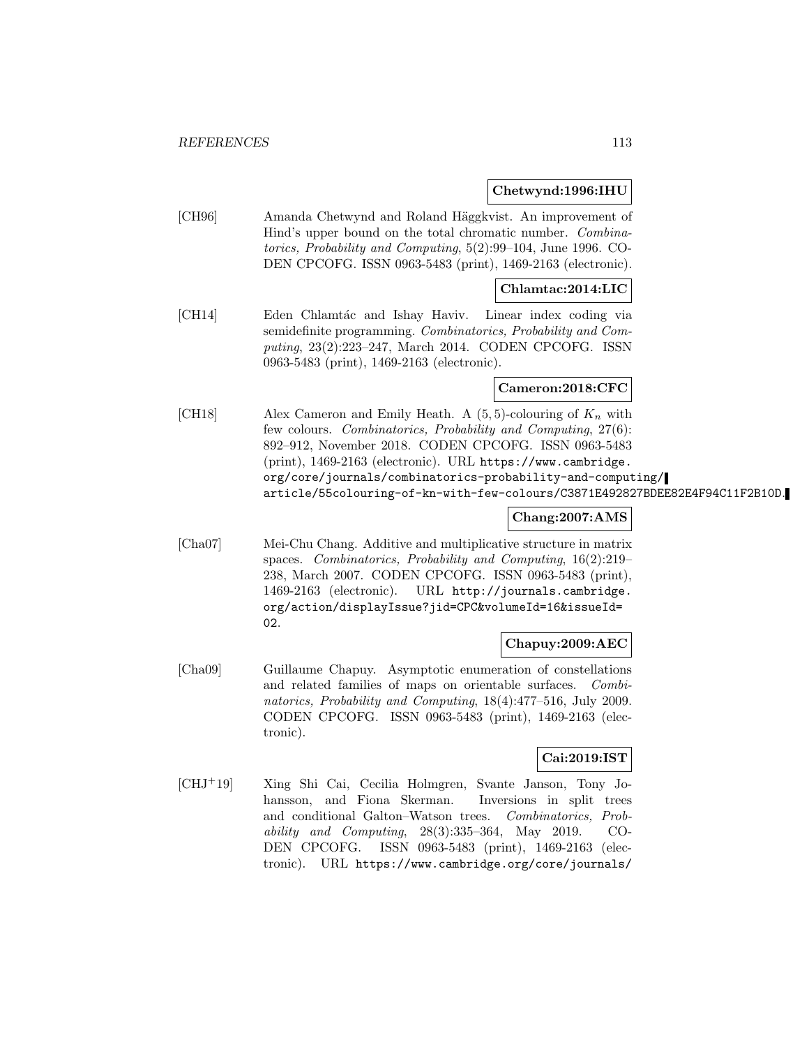**Chetwynd:1996:IHU**

[CH96] Amanda Chetwynd and Roland Häggkvist. An improvement of Hind's upper bound on the total chromatic number. *Combinatorics, Probability and Computing*, 5(2):99–104, June 1996. CODEN CPCOFG. ISSN 0963-5483 (print), 1469-2163 (electronic).

**Chlamtac:2014:LIC**

[CH14] Eden Chlamtác and Ishay Haviv. Linear index coding via semidefinite programming. *Combinatorics, Probability and Computing*, 23(2):223–247, March 2014. CODEN CPCOFG. ISSN 0963-5483 (print), 1469-2163 (electronic).

**Cameron:2018:CFC**

[CH18] Alex Cameron and Emily Heath. A $(5, 5)$-colouring of $K_n$ with few colours. *Combinatorics, Probability and Computing*, 27(6): 892–912, November 2018. CODEN CPCOFG. ISSN 0963-5483 (print), 1469-2163 (electronic). URL https://www.cambridge.org/core/journals/combinatorics-probability-and-computing/article/55colouring-of-kn-with-few-colours/C3871E492827BDEE82E4F94C11F2B10D.

**Chang:2007:AMS**

[Cha07] Mei-Chu Chang. Additive and multiplicative structure in matrix spaces. *Combinatorics, Probability and Computing*, 16(2):219–238, March 2007. CODEN CPCOFG. ISSN 0963-5483 (print), 1469-2163 (electronic). URL http://journals.cambridge.org/action/displayIssue?jid=CPC&volumeId=16&issueId=02.

**Chapuy:2009:AEC**

[Cha09] Guillaume Chapuy. Asymptotic enumeration of constellations and related families of maps on orientable surfaces. *Combinatorics, Probability and Computing*, 18(4):477–516, July 2009. CODEN CPCOFG. ISSN 0963-5483 (print), 1469-2163 (electronic).

**Cai:2019:IST**

[CHJ+19] Xing Shi Cai, Cecilia Holmgren, Svante Janson, Tony Johansson, and Fiona Skerman. Inversions in split trees and conditional Galton–Watson trees. *Combinatorics, Probability and Computing*, 28(3):335–364, May 2019. CODEN CPCOFG. ISSN 0963-5483 (print), 1469-2163 (electronic). URL https://www.cambridge.org/core/journals/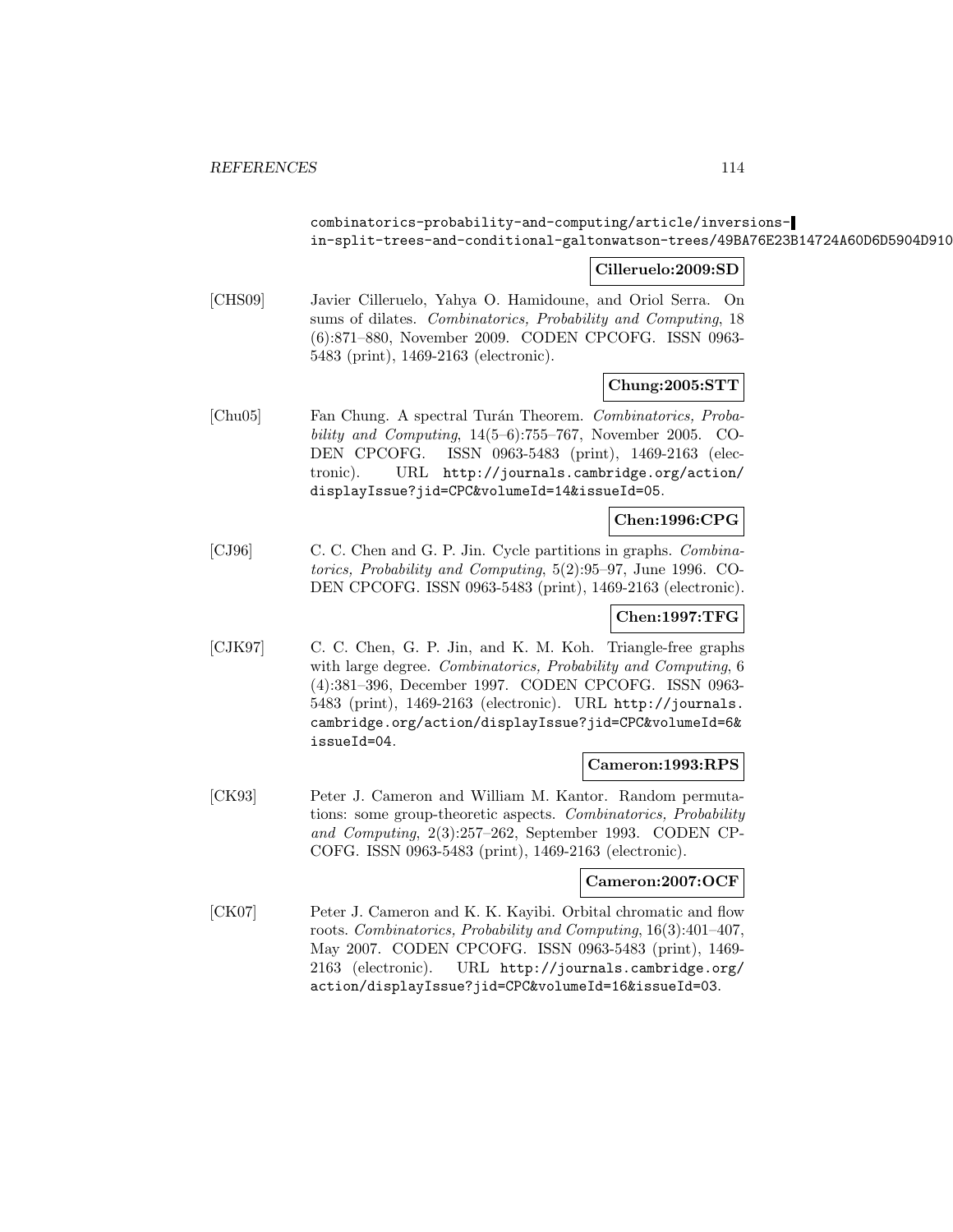combinatorics-probability-and-computing/article/inversions-in-split-trees-and-conditional-galtonwatson-trees/49BA76E23B14724A60D6D5904D910

**Cilleruelo:2009:SD**

[CHS09] Javier Cilleruelo, Yahya O. Hamidoune, and Oriol Serra. On sums of dilates. *Combinatorics, Probability and Computing*, 18 (6):871–880, November 2009. CODEN CPCOFG. ISSN 0963-5483 (print), 1469-2163 (electronic).

**Chung:2005:STT**

[Chu05] Fan Chung. A spectral Turán Theorem. *Combinatorics, Probability and Computing*, 14(5–6):755–767, November 2005. CODEN CPCOFG. ISSN 0963-5483 (print), 1469-2163 (electronic). URL http://journals.cambridge.org/action/displayIssue?jid=CPC&volumeId=14&issueId=05.

**Chen:1996:CPG**

[CJ96] C. C. Chen and G. P. Jin. Cycle partitions in graphs. *Combinatorics, Probability and Computing*, 5(2):95–97, June 1996. CODEN CPCOFG. ISSN 0963-5483 (print), 1469-2163 (electronic).

**Chen:1997:TFG**

[CJK97] C. C. Chen, G. P. Jin, and K. M. Koh. Triangle-free graphs with large degree. *Combinatorics, Probability and Computing*, 6 (4):381–396, December 1997. CODEN CPCOFG. ISSN 0963-5483 (print), 1469-2163 (electronic). URL http://journals.cambridge.org/action/displayIssue?jid=CPC&volumeId=6&issueId=04.

**Cameron:1993:RPS**

[CK93] Peter J. Cameron and William M. Kantor. Random permutations: some group-theoretic aspects. *Combinatorics, Probability and Computing*, 2(3):257–262, September 1993. CODEN CPCOFG. ISSN 0963-5483 (print), 1469-2163 (electronic).

**Cameron:2007:OCF**

[CK07] Peter J. Cameron and K. K. Kayibi. Orbital chromatic and flow roots. *Combinatorics, Probability and Computing*, 16(3):401–407, May 2007. CODEN CPCOFG. ISSN 0963-5483 (print), 1469-2163 (electronic). URL http://journals.cambridge.org/action/displayIssue?jid=CPC&volumeId=16&issueId=03.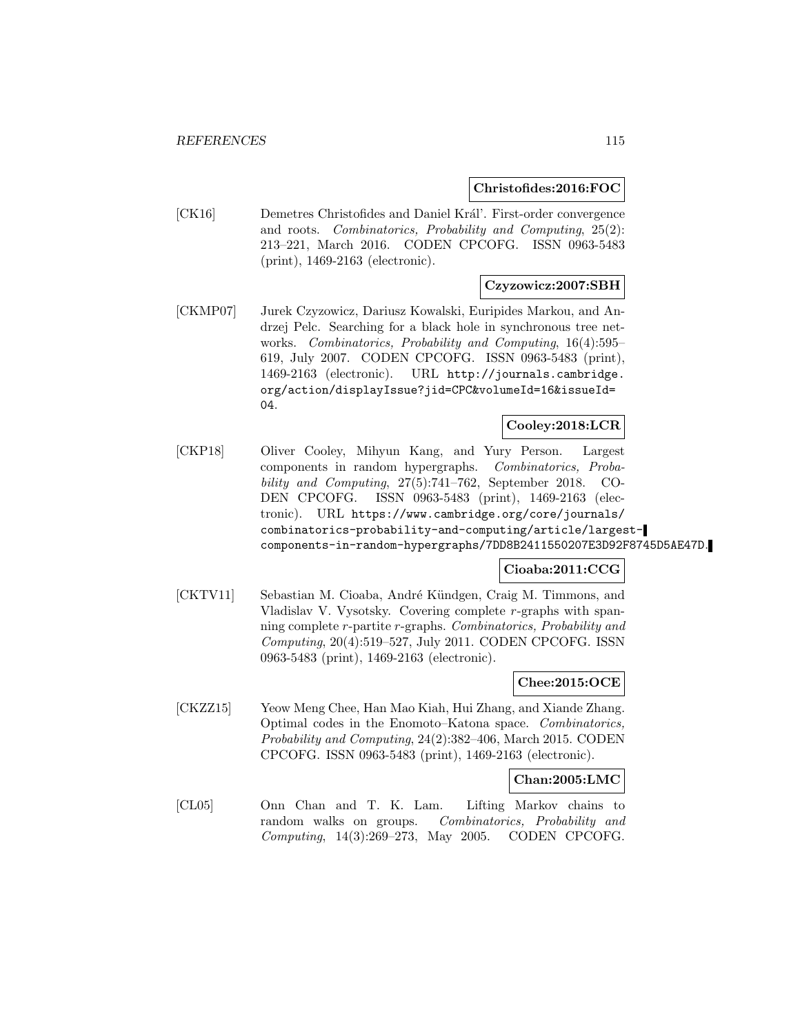**Christofides:2016:FOC**

[CK16] Demetres Christofides and Daniel Kráľ. First-order convergence and roots. *Combinatorics, Probability and Computing*, 25(2): 213–221, March 2016. CODEN CPCOFG. ISSN 0963-5483 (print), 1469-2163 (electronic).

**Czyzowicz:2007:SBH**

[CKMP07] Jurek Czyzowicz, Dariusz Kowalski, Euripides Markou, and Andrzej Pelc. Searching for a black hole in synchronous tree networks. *Combinatorics, Probability and Computing*, 16(4):595–619, July 2007. CODEN CPCOFG. ISSN 0963-5483 (print), 1469-2163 (electronic). URL http://journals.cambridge.org/action/displayIssue?jid=CPC&volumeId=16&issueId=04.

**Cooley:2018:LCR**

[CKP18] Oliver Cooley, Mihyun Kang, and Yury Person. Largest components in random hypergraphs. *Combinatorics, Probability and Computing*, 27(5):741–762, September 2018. CODEN CPCOFG. ISSN 0963-5483 (print), 1469-2163 (electronic). URL https://www.cambridge.org/core/journals/combinatorics-probability-and-computing/article/largest-components-in-random-hypergraphs/7DD8B2411550207E3D92F8745D5AE47D.

**Cioaba:2011:CCG**

[CKTV11] Sebastian M. Cioaba, André Kündgen, Craig M. Timmons, and Vladislav V. Vysotsky. Covering complete $r$-graphs with spanning complete $r$-partite $r$-graphs. *Combinatorics, Probability and Computing*, 20(4):519–527, July 2011. CODEN CPCOFG. ISSN 0963-5483 (print), 1469-2163 (electronic).

**Chee:2015:OCE**

[CKZZ15] Yeow Meng Chee, Han Mao Kiah, Hui Zhang, and Xiande Zhang. Optimal codes in the Enomoto–Katona space. *Combinatorics, Probability and Computing*, 24(2):382–406, March 2015. CODEN CPCOFG. ISSN 0963-5483 (print), 1469-2163 (electronic).

**Chan:2005:LMC**

[CL05] Onn Chan and T. K. Lam. Lifting Markov chains to random walks on groups. *Combinatorics, Probability and Computing*, 14(3):269–273, May 2005. CODEN CPCOFG.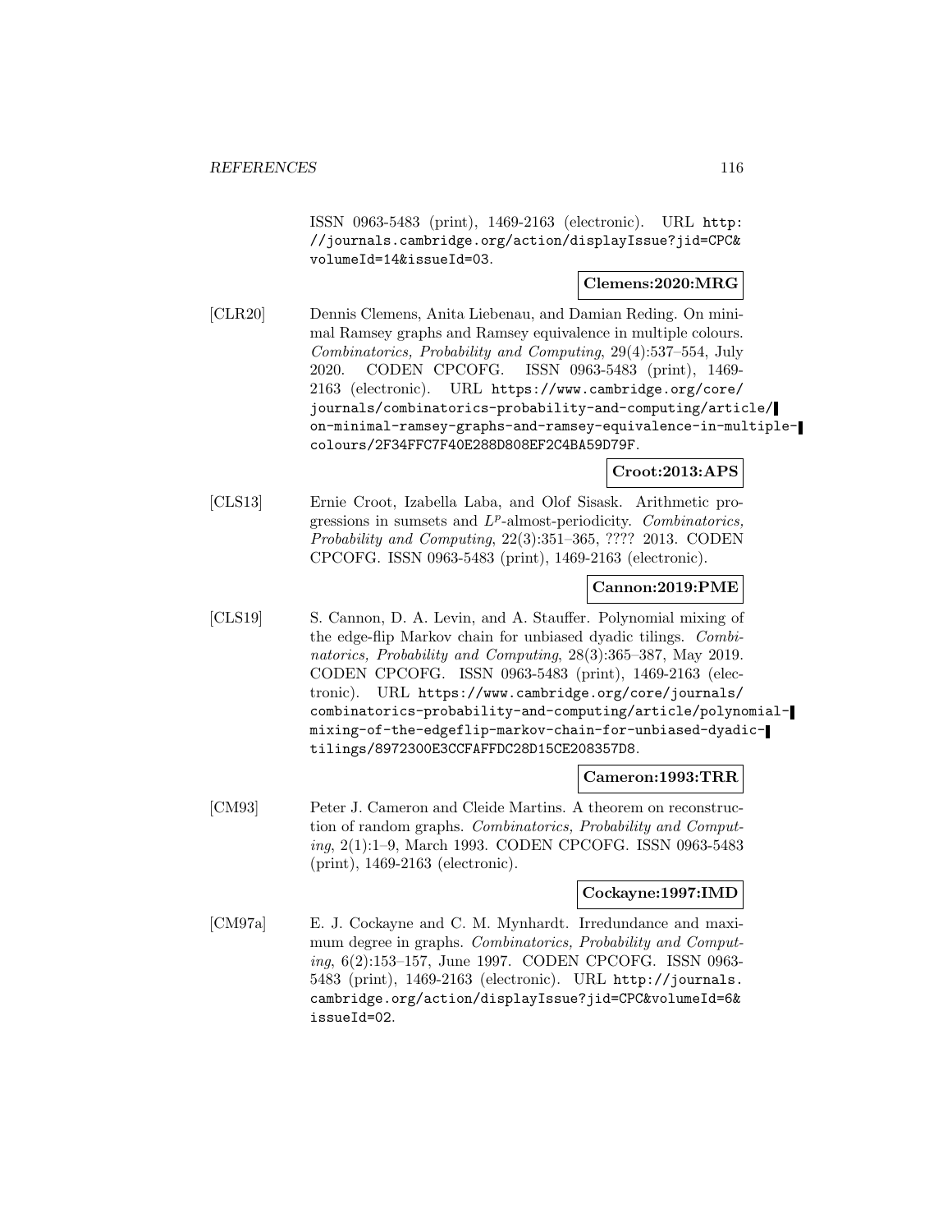ISSN 0963-5483 (print), 1469-2163 (electronic). URL http://journals.cambridge.org/action/displayIssue?jid=CPC&volumeId=14&issueId=03.

**Clemens:2020:MRG**

[CLR20] Dennis Clemens, Anita Liebenau, and Damian Reding. On minimal Ramsey graphs and Ramsey equivalence in multiple colours. *Combinatorics, Probability and Computing*, 29(4):537–554, July 2020. CODEN CPCOFG. ISSN 0963-5483 (print), 1469-2163 (electronic). URL https://www.cambridge.org/core/journals/combinatorics-probability-and-computing/article/on-minimal-ramsey-graphs-and-ramsey-equivalence-in-multiple-colours/2F34FFC7F40E288D808EF2C4BA59D79F.

**Croot:2013:APS**

[CLS13] Ernie Croot, Izabella Laba, and Olof Sisask. Arithmetic progressions in sumsets and $L^p$-almost-periodicity. *Combinatorics, Probability and Computing*, 22(3):351–365, ???? 2013. CODEN CPCOFG. ISSN 0963-5483 (print), 1469-2163 (electronic).

**Cannon:2019:PME**

[CLS19] S. Cannon, D. A. Levin, and A. Stauffer. Polynomial mixing of the edge-flip Markov chain for unbiased dyadic tilings. *Combinatorics, Probability and Computing*, 28(3):365–387, May 2019. CODEN CPCOFG. ISSN 0963-5483 (print), 1469-2163 (electronic). URL https://www.cambridge.org/core/journals/combinatorics-probability-and-computing/article/polynomial-mixing-of-the-edgeflip-markov-chain-for-unbiased-dyadic-tilings/8972300E3CCFAFFDC28D15CE208357D8.

**Cameron:1993:TRR**

[CM93] Peter J. Cameron and Cleide Martins. A theorem on reconstruction of random graphs. *Combinatorics, Probability and Computing*, 2(1):1–9, March 1993. CODEN CPCOFG. ISSN 0963-5483 (print), 1469-2163 (electronic).

**Cockayne:1997:IMD**

[CM97a] E. J. Cockayne and C. M. Mynhardt. Irredundance and maximum degree in graphs. *Combinatorics, Probability and Computing*, 6(2):153–157, June 1997. CODEN CPCOFG. ISSN 0963-5483 (print), 1469-2163 (electronic). URL http://journals.cambridge.org/action/displayIssue?jid=CPC&volumeId=6&issueId=02.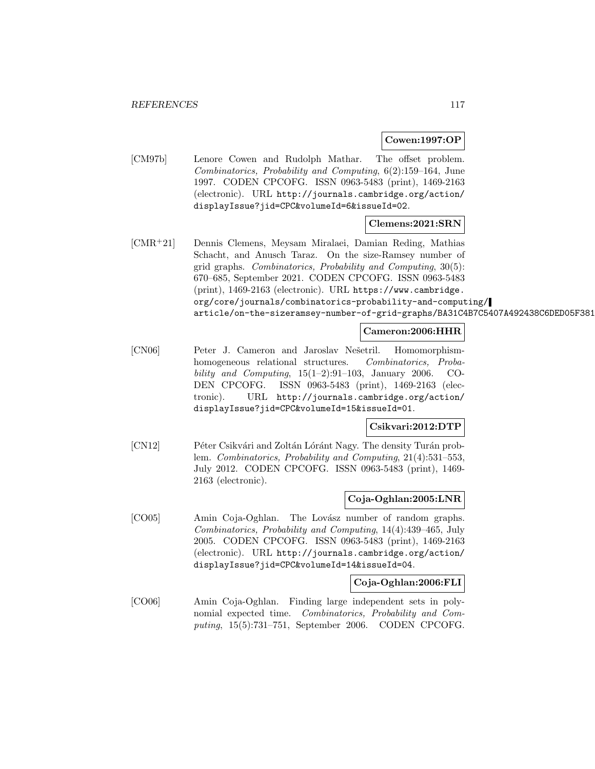**Cowen:1997:OP**

[CM97b] Lenore Cowen and Rudolph Mathar. The offset problem. *Combinatorics, Probability and Computing*, 6(2):159–164, June 1997. CODEN CPCOFG. ISSN 0963-5483 (print), 1469-2163 (electronic). URL http://journals.cambridge.org/action/displayIssue?jid=CPC&volumeId=6&issueId=02.

**Clemens:2021:SRN**

[CMR+21] Dennis Clemens, Meysam Miralaei, Damian Reding, Mathias Schacht, and Anusch Taraz. On the size-Ramsey number of grid graphs. *Combinatorics, Probability and Computing*, 30(5): 670–685, September 2021. CODEN CPCOFG. ISSN 0963-5483 (print), 1469-2163 (electronic). URL https://www.cambridge.org/core/journals/combinatorics-probability-and-computing/article/on-the-sizeramsey-number-of-grid-graphs/BA31C4B7C5407A492438C6DED05F381

**Cameron:2006:HHR**

[CN06] Peter J. Cameron and Jaroslav Nešetril. Homomorphism-homogeneous relational structures. *Combinatorics, Probability and Computing*, 15(1–2):91–103, January 2006. CODEN CPCOFG. ISSN 0963-5483 (print), 1469-2163 (electronic). URL http://journals.cambridge.org/action/displayIssue?jid=CPC&volumeId=15&issueId=01.

**Csikvari:2012:DTP**

[CN12] Péter Csikvári and Zoltán Lóránt Nagy. The density Turán problem. *Combinatorics, Probability and Computing*, 21(4):531–553, July 2012. CODEN CPCOFG. ISSN 0963-5483 (print), 1469-2163 (electronic).

**Coja-Oghlan:2005:LNR**

[CO05] Amin Coja-Oghlan. The Lovász number of random graphs. *Combinatorics, Probability and Computing*, 14(4):439–465, July 2005. CODEN CPCOFG. ISSN 0963-5483 (print), 1469-2163 (electronic). URL http://journals.cambridge.org/action/displayIssue?jid=CPC&volumeId=14&issueId=04.

**Coja-Oghlan:2006:FLI**

[CO06] Amin Coja-Oghlan. Finding large independent sets in polynomial expected time. *Combinatorics, Probability and Computing*, 15(5):731–751, September 2006. CODEN CPCOFG.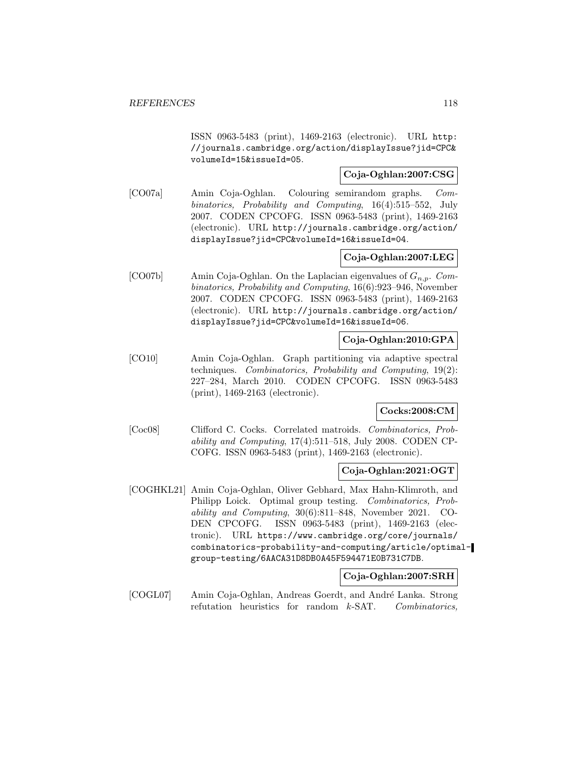ISSN 0963-5483 (print), 1469-2163 (electronic). URL http://journals.cambridge.org/action/displayIssue?jid=CPC&volumeId=15&issueId=05.

**Coja-Oghlan:2007:CSG**

[CO07a] Amin Coja-Oghlan. Colouring semirandom graphs. *Combinatorics, Probability and Computing*, 16(4):515–552, July 2007. CODEN CPCOFG. ISSN 0963-5483 (print), 1469-2163 (electronic). URL http://journals.cambridge.org/action/displayIssue?jid=CPC&volumeId=16&issueId=04.

**Coja-Oghlan:2007:LEG**

[CO07b] Amin Coja-Oghlan. On the Laplacian eigenvalues of $G_{n,p}$. *Combinatorics, Probability and Computing*, 16(6):923–946, November 2007. CODEN CPCOFG. ISSN 0963-5483 (print), 1469-2163 (electronic). URL http://journals.cambridge.org/action/displayIssue?jid=CPC&volumeId=16&issueId=06.

**Coja-Oghlan:2010:GPA**

[CO10] Amin Coja-Oghlan. Graph partitioning via adaptive spectral techniques. *Combinatorics, Probability and Computing*, 19(2): 227–284, March 2010. CODEN CPCOFG. ISSN 0963-5483 (print), 1469-2163 (electronic).

**Cocks:2008:CM**

[Coc08] Clifford C. Cocks. Correlated matroids. *Combinatorics, Probability and Computing*, 17(4):511–518, July 2008. CODEN CPCOFG. ISSN 0963-5483 (print), 1469-2163 (electronic).

**Coja-Oghlan:2021:OGT**

[COGHKL21] Amin Coja-Oghlan, Oliver Gebhard, Max Hahn-Klimroth, and Philipp Loick. Optimal group testing. *Combinatorics, Probability and Computing*, 30(6):811–848, November 2021. CODEN CPCOFG. ISSN 0963-5483 (print), 1469-2163 (electronic). URL https://www.cambridge.org/core/journals/combinatorics-probability-and-computing/article/optimal-group-testing/6AACA31D8DB0A45F594471E0B731C7DB.

**Coja-Oghlan:2007:SRH**

[COGL07] Amin Coja-Oghlan, Andreas Goerdt, and André Lanka. Strong refutation heuristics for random $k$-SAT. *Combinatorics,*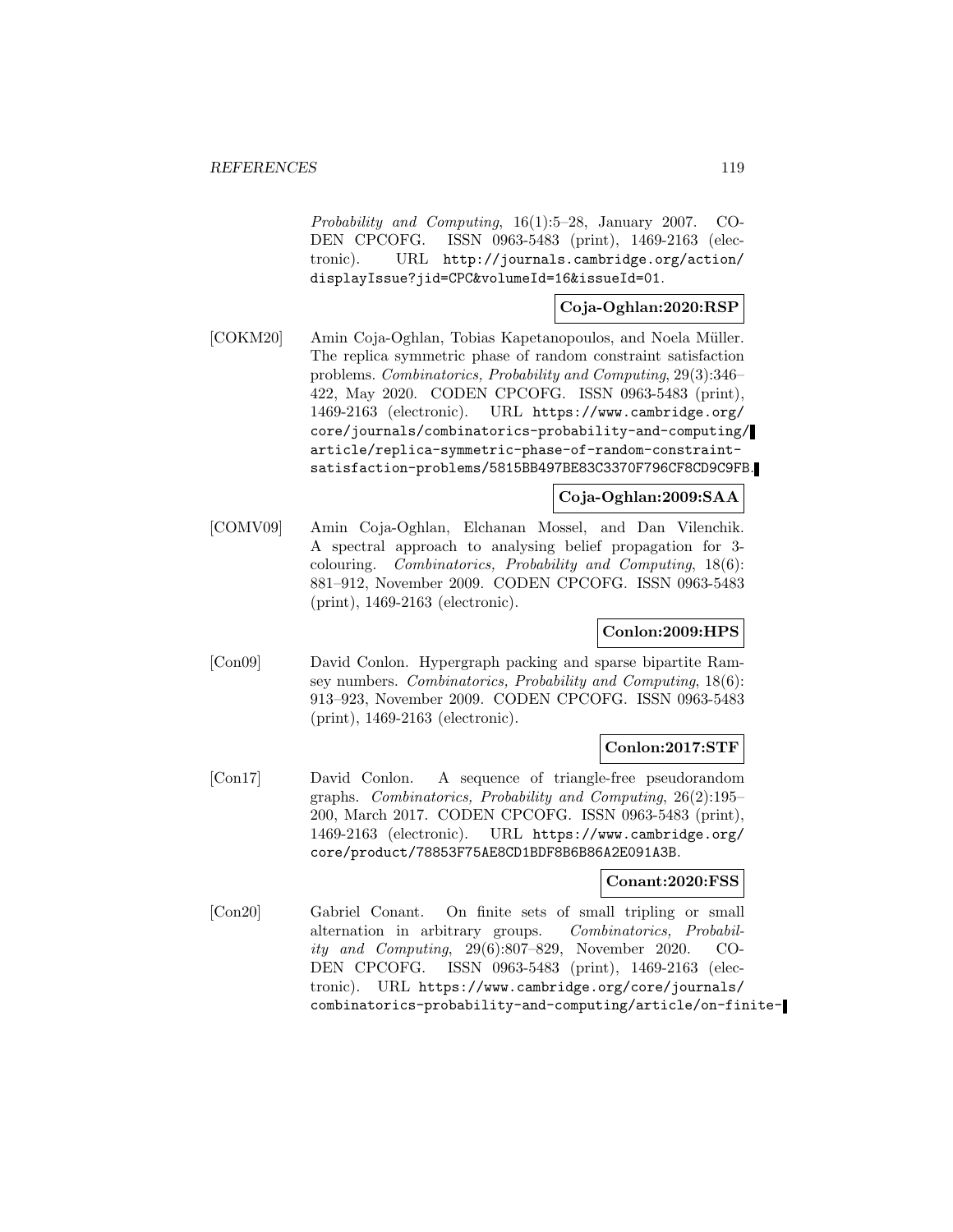*Probability and Computing*, 16(1):5–28, January 2007. CODEN CPCOFG. ISSN 0963-5483 (print), 1469-2163 (electronic). URL http://journals.cambridge.org/action/displayIssue?jid=CPC&volumeId=16&issueId=01.

**Coja-Oghlan:2020:RSP**

[COKM20] Amin Coja-Oghlan, Tobias Kapetanopoulos, and Noela Müller. The replica symmetric phase of random constraint satisfaction problems. *Combinatorics, Probability and Computing*, 29(3):346–422, May 2020. CODEN CPCOFG. ISSN 0963-5483 (print), 1469-2163 (electronic). URL https://www.cambridge.org/core/journals/combinatorics-probability-and-computing/article/replica-symmetric-phase-of-random-constraint-satisfaction-problems/5815BB497BE83C3370F796CF8CD9C9FB.

**Coja-Oghlan:2009:SAA**

[COMV09] Amin Coja-Oghlan, Elchanan Mossel, and Dan Vilenchik. A spectral approach to analysing belief propagation for 3-colouring. *Combinatorics, Probability and Computing*, 18(6): 881–912, November 2009. CODEN CPCOFG. ISSN 0963-5483 (print), 1469-2163 (electronic).

**Conlon:2009:HPS**

[Con09] David Conlon. Hypergraph packing and sparse bipartite Ramsey numbers. *Combinatorics, Probability and Computing*, 18(6): 913–923, November 2009. CODEN CPCOFG. ISSN 0963-5483 (print), 1469-2163 (electronic).

**Conlon:2017:STF**

[Con17] David Conlon. A sequence of triangle-free pseudorandom graphs. *Combinatorics, Probability and Computing*, 26(2):195–200, March 2017. CODEN CPCOFG. ISSN 0963-5483 (print), 1469-2163 (electronic). URL https://www.cambridge.org/core/product/78853F75AE8CD1BDF8B6B86A2E091A3B.

**Conant:2020:FSS**

[Con20] Gabriel Conant. On finite sets of small tripling or small alternation in arbitrary groups. *Combinatorics, Probability and Computing*, 29(6):807–829, November 2020. CODEN CPCOFG. ISSN 0963-5483 (print), 1469-2163 (electronic). URL https://www.cambridge.org/core/journals/combinatorics-probability-and-computing/article/on-finite-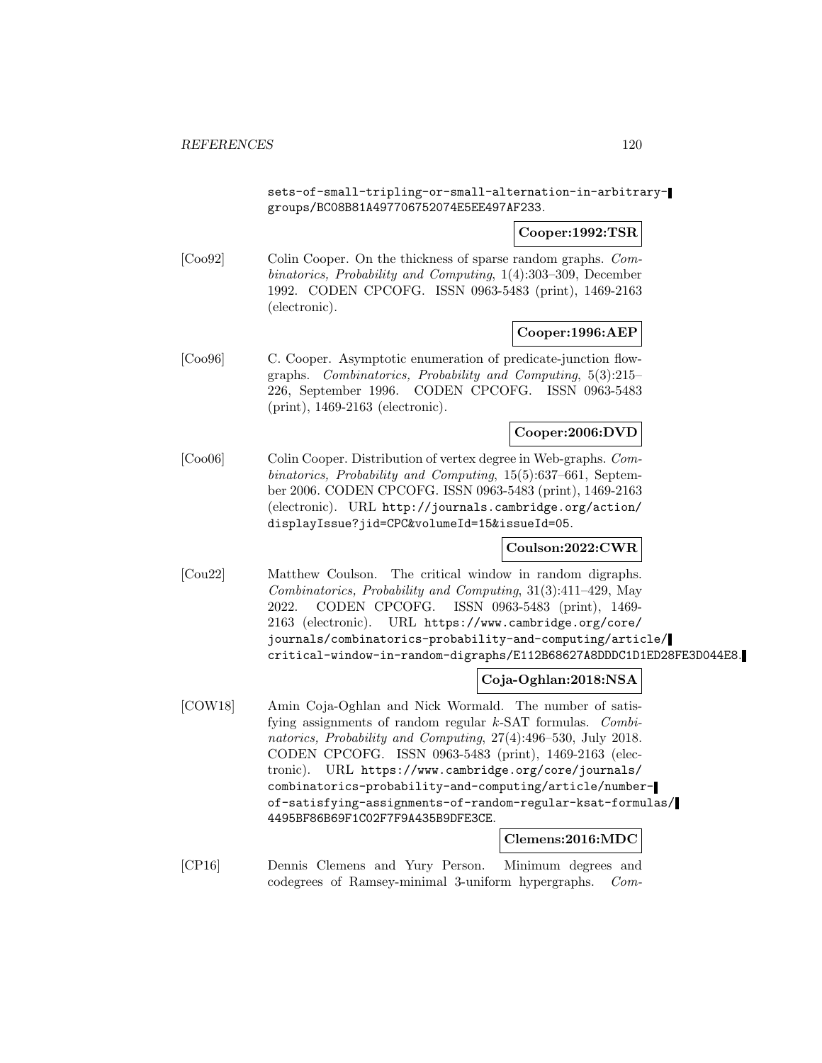sets-of-small-tripling-or-small-alternation-in-arbitrary-groups/BC08B81A497706752074E5EE497AF233.

**Cooper:1992:TSR**

[Coo92] Colin Cooper. On the thickness of sparse random graphs. *Combinatorics, Probability and Computing*, 1(4):303–309, December 1992. CODEN CPCOFG. ISSN 0963-5483 (print), 1469-2163 (electronic).

**Cooper:1996:AEP**

[Coo96] C. Cooper. Asymptotic enumeration of predicate-junction flowgraphs. *Combinatorics, Probability and Computing*, 5(3):215–226, September 1996. CODEN CPCOFG. ISSN 0963-5483 (print), 1469-2163 (electronic).

**Cooper:2006:DVD**

[Coo06] Colin Cooper. Distribution of vertex degree in Web-graphs. *Combinatorics, Probability and Computing*, 15(5):637–661, September 2006. CODEN CPCOFG. ISSN 0963-5483 (print), 1469-2163 (electronic). URL http://journals.cambridge.org/action/displayIssue?jid=CPC&volumeId=15&issueId=05.

**Coulson:2022:CWR**

[Cou22] Matthew Coulson. The critical window in random digraphs. *Combinatorics, Probability and Computing*, 31(3):411–429, May 2022. CODEN CPCOFG. ISSN 0963-5483 (print), 1469-2163 (electronic). URL https://www.cambridge.org/core/journals/combinatorics-probability-and-computing/article/critical-window-in-random-digraphs/E112B68627A8DDDC1D1ED28FE3D044E8.

**Coja-Oghlan:2018:NSA**

[COW18] Amin Coja-Oghlan and Nick Wormald. The number of satisfying assignments of random regular $k$-SAT formulas. *Combinatorics, Probability and Computing*, 27(4):496–530, July 2018. CODEN CPCOFG. ISSN 0963-5483 (print), 1469-2163 (electronic). URL https://www.cambridge.org/core/journals/combinatorics-probability-and-computing/article/number-of-satisfying-assignments-of-random-regular-ksat-formulas/4495BF86B69F1C02F7F9A435B9DFE3CE.

**Clemens:2016:MDC**

[CP16] Dennis Clemens and Yury Person. Minimum degrees and codegrees of Ramsey-minimal 3-uniform hypergraphs. *Com-*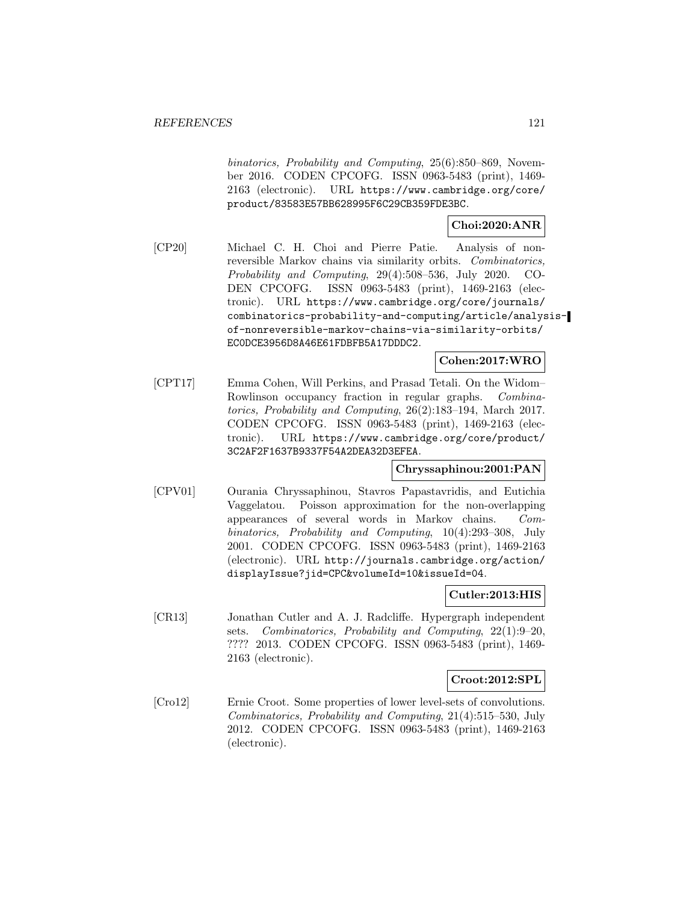*binatorics, Probability and Computing*, 25(6):850–869, November 2016. CODEN CPCOFG. ISSN 0963-5483 (print), 1469-2163 (electronic). URL https://www.cambridge.org/core/product/83583E57BB628995F6C29CB359FDE3BC.

**Choi:2020:ANR**

[CP20] Michael C. H. Choi and Pierre Patie. Analysis of nonreversible Markov chains via similarity orbits. *Combinatorics, Probability and Computing*, 29(4):508–536, July 2020. CODEN CPCOFG. ISSN 0963-5483 (print), 1469-2163 (electronic). URL https://www.cambridge.org/core/journals/combinatorics-probability-and-computing/article/analysis-of-nonreversible-markov-chains-via-similarity-orbits/EC0DCE3956D8A46E61FDBFB5A17DDDC2.

**Cohen:2017:WRO**

[CPT17] Emma Cohen, Will Perkins, and Prasad Tetali. On the Widom–Rowlinson occupancy fraction in regular graphs. *Combinatorics, Probability and Computing*, 26(2):183–194, March 2017. CODEN CPCOFG. ISSN 0963-5483 (print), 1469-2163 (electronic). URL https://www.cambridge.org/core/product/3C2AF2F1637B9337F54A2DEA32D3EFEA.

**Chryssaphinou:2001:PAN**

[CPV01] Ourania Chryssaphinou, Stavros Papastavridis, and Eutichia Vaggelatou. Poisson approximation for the non-overlapping appearances of several words in Markov chains. *Combinatorics, Probability and Computing*, 10(4):293–308, July 2001. CODEN CPCOFG. ISSN 0963-5483 (print), 1469-2163 (electronic). URL http://journals.cambridge.org/action/displayIssue?jid=CPC&volumeId=10&issueId=04.

**Cutler:2013:HIS**

[CR13] Jonathan Cutler and A. J. Radcliffe. Hypergraph independent sets. *Combinatorics, Probability and Computing*, 22(1):9–20, ???? 2013. CODEN CPCOFG. ISSN 0963-5483 (print), 1469-2163 (electronic).

**Croot:2012:SPL**

[Cro12] Ernie Croot. Some properties of lower level-sets of convolutions. *Combinatorics, Probability and Computing*, 21(4):515–530, July 2012. CODEN CPCOFG. ISSN 0963-5483 (print), 1469-2163 (electronic).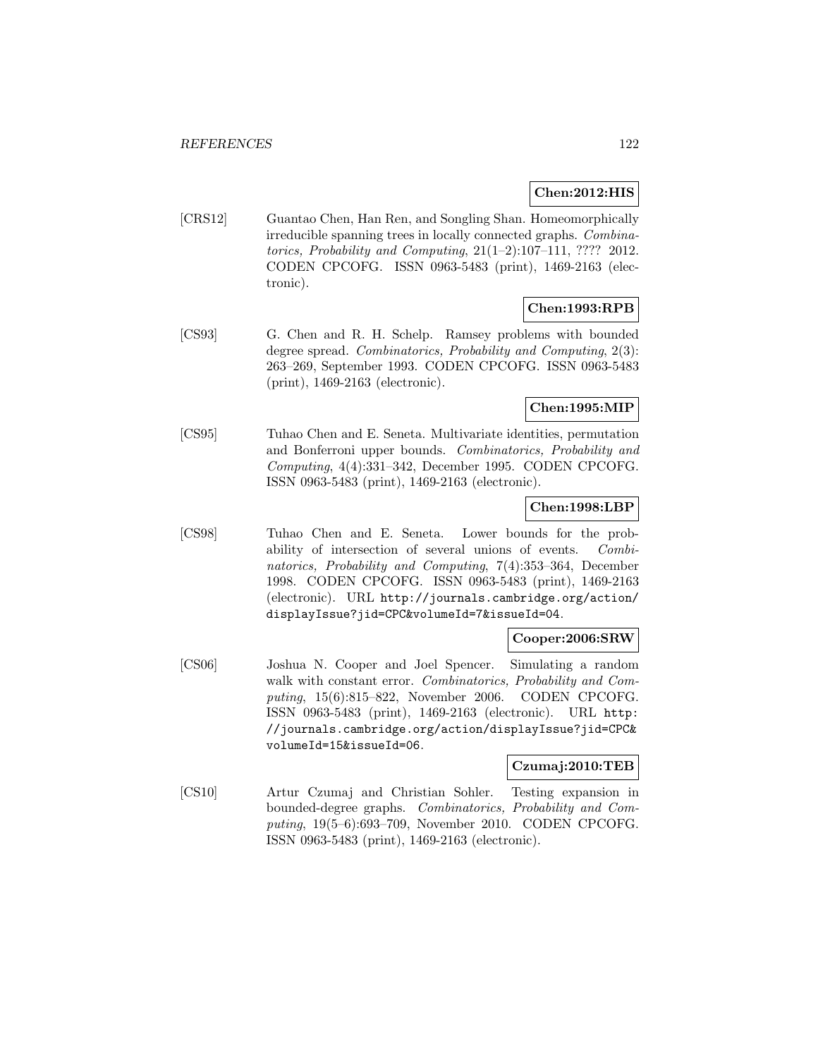**Chen:2012:HIS**

[CRS12] Guantao Chen, Han Ren, and Songling Shan. Homeomorphically irreducible spanning trees in locally connected graphs. *Combinatorics, Probability and Computing*, 21(1–2):107–111, ???? 2012. CODEN CPCOFG. ISSN 0963-5483 (print), 1469-2163 (electronic).

**Chen:1993:RPB**

[CS93] G. Chen and R. H. Schelp. Ramsey problems with bounded degree spread. *Combinatorics, Probability and Computing*, 2(3): 263–269, September 1993. CODEN CPCOFG. ISSN 0963-5483 (print), 1469-2163 (electronic).

**Chen:1995:MIP**

[CS95] Tuhao Chen and E. Seneta. Multivariate identities, permutation and Bonferroni upper bounds. *Combinatorics, Probability and Computing*, 4(4):331–342, December 1995. CODEN CPCOFG. ISSN 0963-5483 (print), 1469-2163 (electronic).

**Chen:1998:LBP**

[CS98] Tuhao Chen and E. Seneta. Lower bounds for the probability of intersection of several unions of events. *Combinatorics, Probability and Computing*, 7(4):353–364, December 1998. CODEN CPCOFG. ISSN 0963-5483 (print), 1469-2163 (electronic). URL `http://journals.cambridge.org/action/displayIssue?jid=CPC&volumeId=7&issueId=04`.

**Cooper:2006:SRW**

[CS06] Joshua N. Cooper and Joel Spencer. Simulating a random walk with constant error. *Combinatorics, Probability and Computing*, 15(6):815–822, November 2006. CODEN CPCOFG. ISSN 0963-5483 (print), 1469-2163 (electronic). URL `http://journals.cambridge.org/action/displayIssue?jid=CPC&volumeId=15&issueId=06`.

**Czumaj:2010:TEB**

[CS10] Artur Czumaj and Christian Sohler. Testing expansion in bounded-degree graphs. *Combinatorics, Probability and Computing*, 19(5–6):693–709, November 2010. CODEN CPCOFG. ISSN 0963-5483 (print), 1469-2163 (electronic).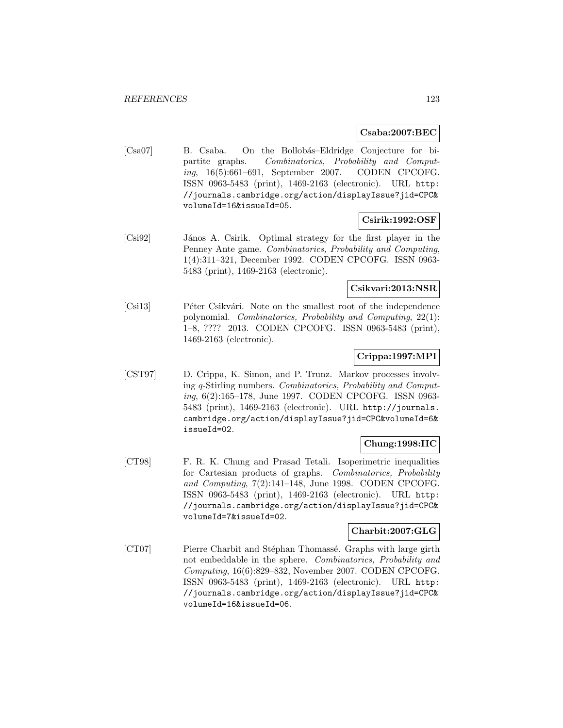**Csaba:2007:BEC**

[Csa07] B. Csaba. On the Bollobás–Eldridge Conjecture for bipartite graphs. *Combinatorics, Probability and Computing*, 16(5):661–691, September 2007. CODEN CPCOFG. ISSN 0963-5483 (print), 1469-2163 (electronic). URL http://journals.cambridge.org/action/displayIssue?jid=CPC&volumeId=16&issueId=05.

**Csirik:1992:OSF**

[Csi92] János A. Csirik. Optimal strategy for the first player in the Penney Ante game. *Combinatorics, Probability and Computing*, 1(4):311–321, December 1992. CODEN CPCOFG. ISSN 0963-5483 (print), 1469-2163 (electronic).

**Csikvari:2013:NSR**

[Csi13] Péter Csikvári. Note on the smallest root of the independence polynomial. *Combinatorics, Probability and Computing*, 22(1): 1–8, ???? 2013. CODEN CPCOFG. ISSN 0963-5483 (print), 1469-2163 (electronic).

**Crippa:1997:MPI**

[CST97] D. Crippa, K. Simon, and P. Trunz. Markov processes involving q-Stirling numbers. *Combinatorics, Probability and Computing*, 6(2):165–178, June 1997. CODEN CPCOFG. ISSN 0963-5483 (print), 1469-2163 (electronic). URL http://journals.cambridge.org/action/displayIssue?jid=CPC&volumeId=6&issueId=02.

**Chung:1998:IIC**

[CT98] F. R. K. Chung and Prasad Tetali. Isoperimetric inequalities for Cartesian products of graphs. *Combinatorics, Probability and Computing*, 7(2):141–148, June 1998. CODEN CPCOFG. ISSN 0963-5483 (print), 1469-2163 (electronic). URL http://journals.cambridge.org/action/displayIssue?jid=CPC&volumeId=7&issueId=02.

**Charbit:2007:GLG**

[CT07] Pierre Charbit and Stéphan Thomassé. Graphs with large girth not embeddable in the sphere. *Combinatorics, Probability and Computing*, 16(6):829–832, November 2007. CODEN CPCOFG. ISSN 0963-5483 (print), 1469-2163 (electronic). URL http://journals.cambridge.org/action/displayIssue?jid=CPC&volumeId=16&issueId=06.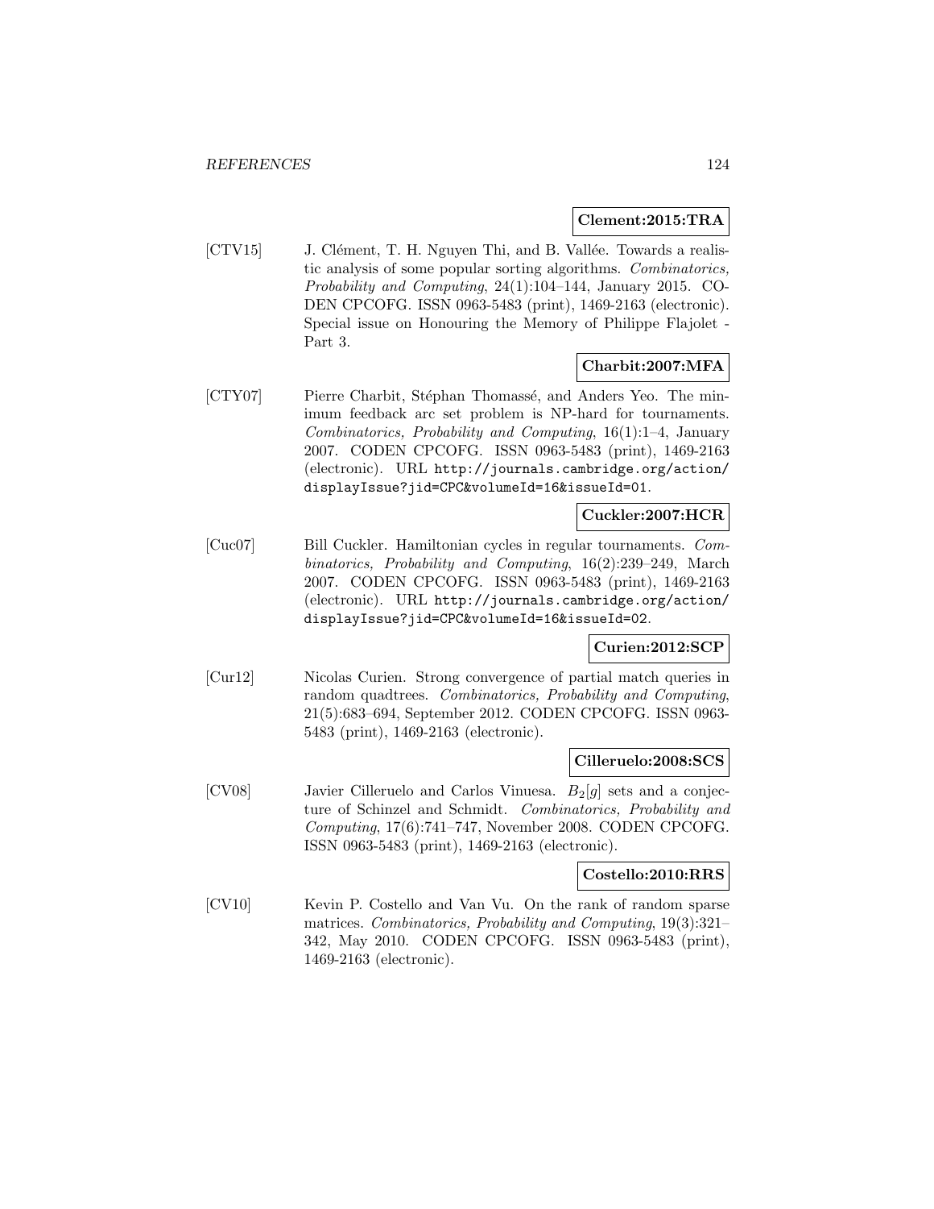**Clement:2015:TRA**

[CTV15] J. Clément, T. H. Nguyen Thi, and B. Vallée. Towards a realistic analysis of some popular sorting algorithms. *Combinatorics, Probability and Computing*, 24(1):104–144, January 2015. CODEN CPCOFG. ISSN 0963-5483 (print), 1469-2163 (electronic). Special issue on Honouring the Memory of Philippe Flajolet - Part 3.

**Charbit:2007:MFA**

[CTY07] Pierre Charbit, Stéphan Thomassé, and Anders Yeo. The minimum feedback arc set problem is NP-hard for tournaments. *Combinatorics, Probability and Computing*, 16(1):1–4, January 2007. CODEN CPCOFG. ISSN 0963-5483 (print), 1469-2163 (electronic). URL `http://journals.cambridge.org/action/displayIssue?jid=CPC&volumeId=16&issueId=01`.

**Cuckler:2007:HCR**

[Cuc07] Bill Cuckler. Hamiltonian cycles in regular tournaments. *Combinatorics, Probability and Computing*, 16(2):239–249, March 2007. CODEN CPCOFG. ISSN 0963-5483 (print), 1469-2163 (electronic). URL `http://journals.cambridge.org/action/displayIssue?jid=CPC&volumeId=16&issueId=02`.

**Curien:2012:SCP**

[Cur12] Nicolas Curien. Strong convergence of partial match queries in random quadtrees. *Combinatorics, Probability and Computing*, 21(5):683–694, September 2012. CODEN CPCOFG. ISSN 0963-5483 (print), 1469-2163 (electronic).

**Cilleruelo:2008:SCS**

[CV08] Javier Cilleruelo and Carlos Vinuesa. $B_2[g]$ sets and a conjecture of Schinzel and Schmidt. *Combinatorics, Probability and Computing*, 17(6):741–747, November 2008. CODEN CPCOFG. ISSN 0963-5483 (print), 1469-2163 (electronic).

**Costello:2010:RRS**

[CV10] Kevin P. Costello and Van Vu. On the rank of random sparse matrices. *Combinatorics, Probability and Computing*, 19(3):321–342, May 2010. CODEN CPCOFG. ISSN 0963-5483 (print), 1469-2163 (electronic).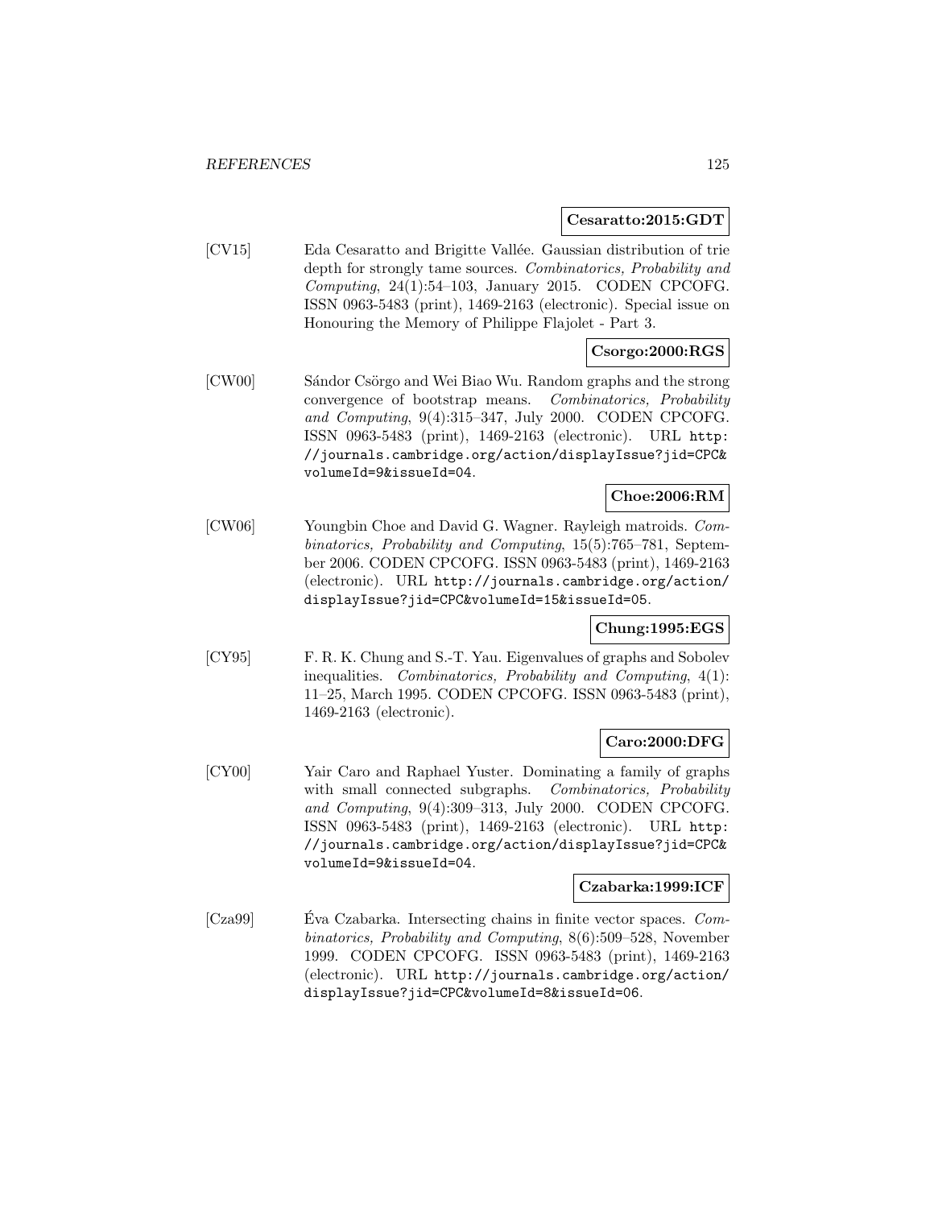**Cesaratto:2015:GDT**

[CV15] Eda Cesaratto and Brigitte Vallée. Gaussian distribution of trie depth for strongly tame sources. *Combinatorics, Probability and Computing*, 24(1):54–103, January 2015. CODEN CPCOFG. ISSN 0963-5483 (print), 1469-2163 (electronic). Special issue on Honouring the Memory of Philippe Flajolet - Part 3.

**Csorgo:2000:RGS**

[CW00] Sándor Csörgo and Wei Biao Wu. Random graphs and the strong convergence of bootstrap means. *Combinatorics, Probability and Computing*, 9(4):315–347, July 2000. CODEN CPCOFG. ISSN 0963-5483 (print), 1469-2163 (electronic). URL http://journals.cambridge.org/action/displayIssue?jid=CPC&volumeId=9&issueId=04.

**Choe:2006:RM**

[CW06] Youngbin Choe and David G. Wagner. Rayleigh matroids. *Combinatorics, Probability and Computing*, 15(5):765–781, September 2006. CODEN CPCOFG. ISSN 0963-5483 (print), 1469-2163 (electronic). URL http://journals.cambridge.org/action/displayIssue?jid=CPC&volumeId=15&issueId=05.

**Chung:1995:EGS**

[CY95] F. R. K. Chung and S.-T. Yau. Eigenvalues of graphs and Sobolev inequalities. *Combinatorics, Probability and Computing*, 4(1):11–25, March 1995. CODEN CPCOFG. ISSN 0963-5483 (print), 1469-2163 (electronic).

**Caro:2000:DFG**

[CY00] Yair Caro and Raphael Yuster. Dominating a family of graphs with small connected subgraphs. *Combinatorics, Probability and Computing*, 9(4):309–313, July 2000. CODEN CPCOFG. ISSN 0963-5483 (print), 1469-2163 (electronic). URL http://journals.cambridge.org/action/displayIssue?jid=CPC&volumeId=9&issueId=04.

**Czabarka:1999:ICF**

[Cza99] Éva Czabarka. Intersecting chains in finite vector spaces. *Combinatorics, Probability and Computing*, 8(6):509–528, November 1999. CODEN CPCOFG. ISSN 0963-5483 (print), 1469-2163 (electronic). URL http://journals.cambridge.org/action/displayIssue?jid=CPC&volumeId=8&issueId=06.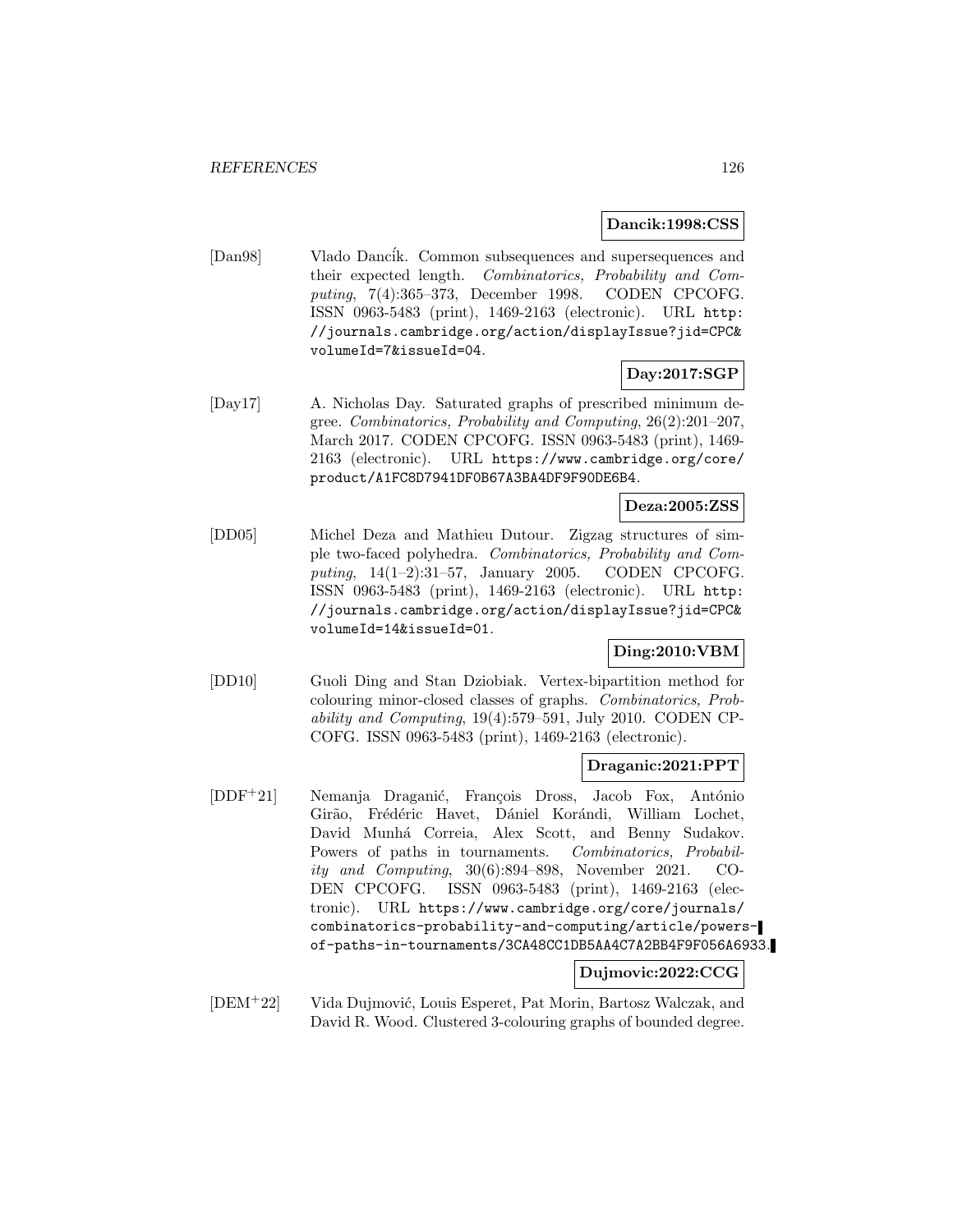**Dancik:1998:CSS**

[Dan98] Vlado Dancík. Common subsequences and supersequences and their expected length. *Combinatorics, Probability and Computing*, 7(4):365–373, December 1998. CODEN CPCOFG. ISSN 0963-5483 (print), 1469-2163 (electronic). URL http://journals.cambridge.org/action/displayIssue?jid=CPC&volumeId=7&issueId=04.

**Day:2017:SGP**

[Day17] A. Nicholas Day. Saturated graphs of prescribed minimum degree. *Combinatorics, Probability and Computing*, 26(2):201–207, March 2017. CODEN CPCOFG. ISSN 0963-5483 (print), 1469-2163 (electronic). URL https://www.cambridge.org/core/product/A1FC8D7941DF0B67A3BA4DF9F90DE6B4.

**Deza:2005:ZSS**

[DD05] Michel Deza and Mathieu Dutour. Zigzag structures of simple two-faced polyhedra. *Combinatorics, Probability and Computing*, 14(1–2):31–57, January 2005. CODEN CPCOFG. ISSN 0963-5483 (print), 1469-2163 (electronic). URL http://journals.cambridge.org/action/displayIssue?jid=CPC&volumeId=14&issueId=01.

**Ding:2010:VBM**

[DD10] Guoli Ding and Stan Dziobiak. Vertex-bipartition method for colouring minor-closed classes of graphs. *Combinatorics, Probability and Computing*, 19(4):579–591, July 2010. CODEN CPCOFG. ISSN 0963-5483 (print), 1469-2163 (electronic).

**Draganic:2021:PPT**

[DDF+21] Nemanja Draganić, François Dross, Jacob Fox, António Girão, Frédéric Havet, Dániel Korándi, William Lochet, David Munhá Correia, Alex Scott, and Benny Sudakov. Powers of paths in tournaments. *Combinatorics, Probability and Computing*, 30(6):894–898, November 2021. CODEN CPCOFG. ISSN 0963-5483 (print), 1469-2163 (electronic). URL https://www.cambridge.org/core/journals/combinatorics-probability-and-computing/article/powers-of-paths-in-tournaments/3CA48CC1DB5AA4C7A2BB4F9F056A6933.

**Dujmovic:2022:CCG**

[DEM+22] Vida Dujmović, Louis Esperet, Pat Morin, Bartosz Walczak, and David R. Wood. Clustered 3-colouring graphs of bounded degree.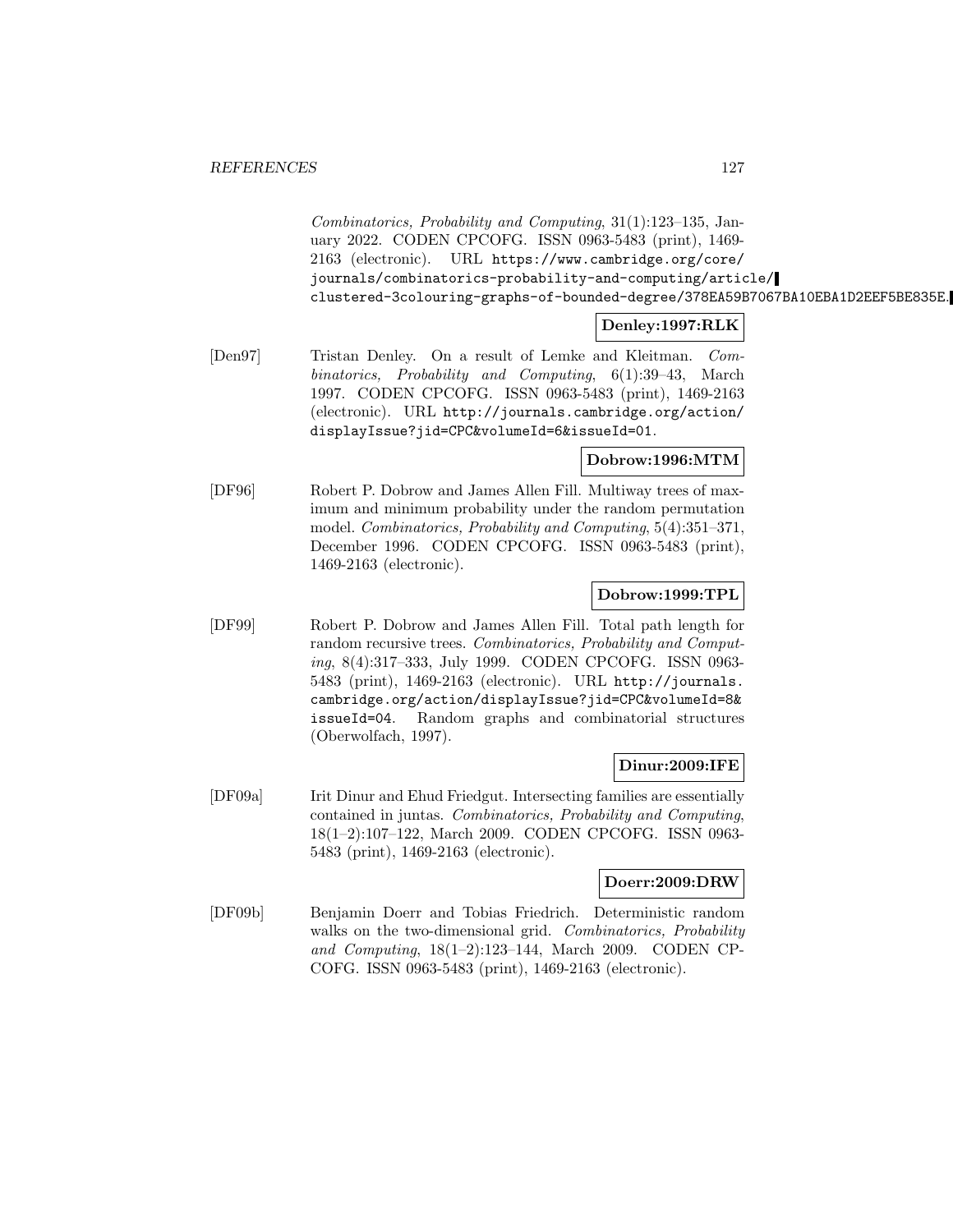*Combinatorics, Probability and Computing*, 31(1):123–135, January 2022. CODEN CPCOFG. ISSN 0963-5483 (print), 1469-2163 (electronic). URL `https://www.cambridge.org/core/journals/combinatorics-probability-and-computing/article/clustered-3colouring-graphs-of-bounded-degree/378EA59B7067BA10EBA1D2EEF5BE835E`.

**Denley:1997:RLK**

[Den97] Tristan Denley. On a result of Lemke and Kleitman. *Combinatorics, Probability and Computing*, 6(1):39–43, March 1997. CODEN CPCOFG. ISSN 0963-5483 (print), 1469-2163 (electronic). URL `http://journals.cambridge.org/action/displayIssue?jid=CPC&volumeId=6&issueId=01`.

**Dobrow:1996:MTM**

[DF96] Robert P. Dobrow and James Allen Fill. Multiway trees of maximum and minimum probability under the random permutation model. *Combinatorics, Probability and Computing*, 5(4):351–371, December 1996. CODEN CPCOFG. ISSN 0963-5483 (print), 1469-2163 (electronic).

**Dobrow:1999:TPL**

[DF99] Robert P. Dobrow and James Allen Fill. Total path length for random recursive trees. *Combinatorics, Probability and Computing*, 8(4):317–333, July 1999. CODEN CPCOFG. ISSN 0963-5483 (print), 1469-2163 (electronic). URL `http://journals.cambridge.org/action/displayIssue?jid=CPC&volumeId=8&issueId=04`. Random graphs and combinatorial structures (Oberwolfach, 1997).

**Dinur:2009:IFE**

[DF09a] Irit Dinur and Ehud Friedgut. Intersecting families are essentially contained in juntas. *Combinatorics, Probability and Computing*, 18(1–2):107–122, March 2009. CODEN CPCOFG. ISSN 0963-5483 (print), 1469-2163 (electronic).

**Doerr:2009:DRW**

[DF09b] Benjamin Doerr and Tobias Friedrich. Deterministic random walks on the two-dimensional grid. *Combinatorics, Probability and Computing*, 18(1–2):123–144, March 2009. CODEN CPCOFG. ISSN 0963-5483 (print), 1469-2163 (electronic).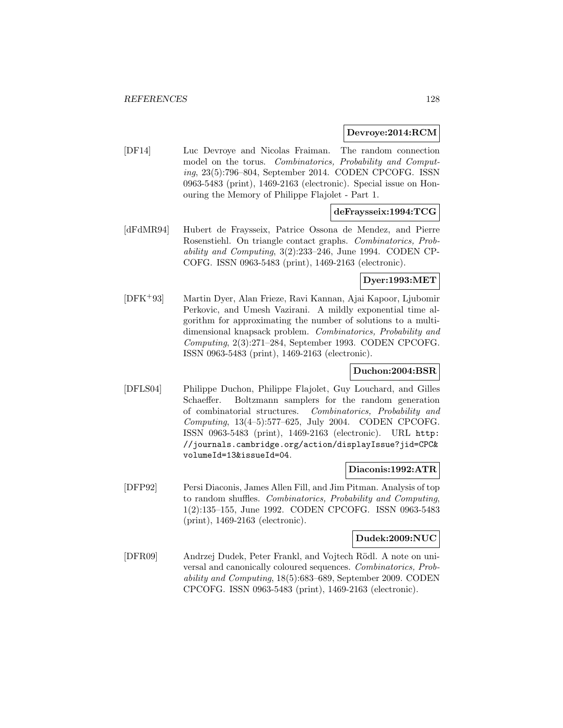**Devroye:2014:RCM**

[DF14] Luc Devroye and Nicolas Fraiman. The random connection model on the torus. *Combinatorics, Probability and Computing*, 23(5):796–804, September 2014. CODEN CPCOFG. ISSN 0963-5483 (print), 1469-2163 (electronic). Special issue on Honouring the Memory of Philippe Flajolet - Part 1.

**deFraysseix:1994:TCG**

[dFdMR94] Hubert de Fraysseix, Patrice Ossona de Mendez, and Pierre Rosenstiehl. On triangle contact graphs. *Combinatorics, Probability and Computing*, 3(2):233–246, June 1994. CODEN CPCOFG. ISSN 0963-5483 (print), 1469-2163 (electronic).

**Dyer:1993:MET**

[DFK+93] Martin Dyer, Alan Frieze, Ravi Kannan, Ajai Kapoor, Ljubomir Perkovic, and Umesh Vazirani. A mildly exponential time algorithm for approximating the number of solutions to a multidimensional knapsack problem. *Combinatorics, Probability and Computing*, 2(3):271–284, September 1993. CODEN CPCOFG. ISSN 0963-5483 (print), 1469-2163 (electronic).

**Duchon:2004:BSR**

[DFLS04] Philippe Duchon, Philippe Flajolet, Guy Louchard, and Gilles Schaeffer. Boltzmann samplers for the random generation of combinatorial structures. *Combinatorics, Probability and Computing*, 13(4–5):577–625, July 2004. CODEN CPCOFG. ISSN 0963-5483 (print), 1469-2163 (electronic). URL http://journals.cambridge.org/action/displayIssue?jid=CPC&volumeId=13&issueId=04.

**Diaconis:1992:ATR**

[DFP92] Persi Diaconis, James Allen Fill, and Jim Pitman. Analysis of top to random shuffles. *Combinatorics, Probability and Computing*, 1(2):135–155, June 1992. CODEN CPCOFG. ISSN 0963-5483 (print), 1469-2163 (electronic).

**Dudek:2009:NUC**

[DFR09] Andrzej Dudek, Peter Frankl, and Vojtech Rödl. A note on universal and canonically coloured sequences. *Combinatorics, Probability and Computing*, 18(5):683–689, September 2009. CODEN CPCOFG. ISSN 0963-5483 (print), 1469-2163 (electronic).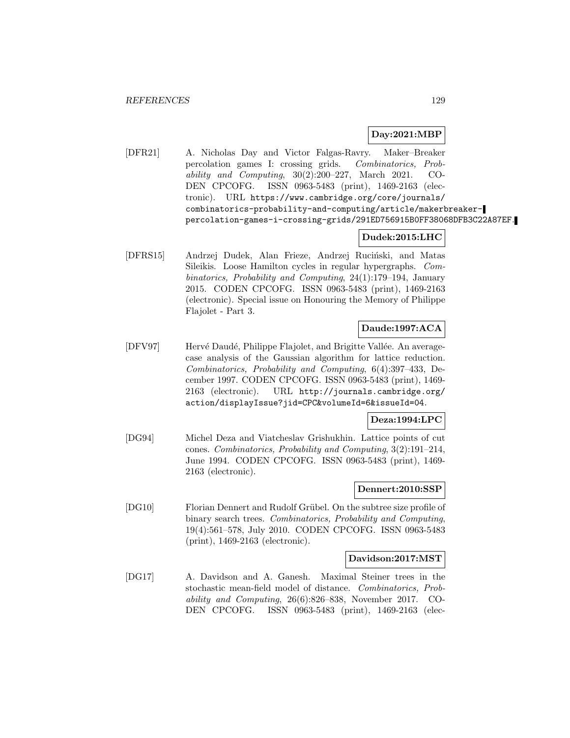**Day:2021:MBP**

[DFR21] A. Nicholas Day and Victor Falgas-Ravry. Maker–Breaker percolation games I: crossing grids. *Combinatorics, Probability and Computing*, 30(2):200–227, March 2021. CODEN CPCOFG. ISSN 0963-5483 (print), 1469-2163 (electronic). URL https://www.cambridge.org/core/journals/combinatorics-probability-and-computing/article/makerbreaker-percolation-games-i-crossing-grids/291ED756915B0FF38068DFB3C22A87EF.

**Dudek:2015:LHC**

[DFRS15] Andrzej Dudek, Alan Frieze, Andrzej Ruciński, and Matas Sileikis. Loose Hamilton cycles in regular hypergraphs. *Combinatorics, Probability and Computing*, 24(1):179–194, January 2015. CODEN CPCOFG. ISSN 0963-5483 (print), 1469-2163 (electronic). Special issue on Honouring the Memory of Philippe Flajolet - Part 3.

**Daude:1997:ACA**

[DFV97] Hervé Daudé, Philippe Flajolet, and Brigitte Vallée. An average-case analysis of the Gaussian algorithm for lattice reduction. *Combinatorics, Probability and Computing*, 6(4):397–433, December 1997. CODEN CPCOFG. ISSN 0963-5483 (print), 1469-2163 (electronic). URL http://journals.cambridge.org/action/displayIssue?jid=CPC&volumeId=6&issueId=04.

**Deza:1994:LPC**

[DG94] Michel Deza and Viatcheslav Grishukhin. Lattice points of cut cones. *Combinatorics, Probability and Computing*, 3(2):191–214, June 1994. CODEN CPCOFG. ISSN 0963-5483 (print), 1469-2163 (electronic).

**Dennert:2010:SSP**

[DG10] Florian Dennert and Rudolf Grübel. On the subtree size profile of binary search trees. *Combinatorics, Probability and Computing*, 19(4):561–578, July 2010. CODEN CPCOFG. ISSN 0963-5483 (print), 1469-2163 (electronic).

**Davidson:2017:MST**

[DG17] A. Davidson and A. Ganesh. Maximal Steiner trees in the stochastic mean-field model of distance. *Combinatorics, Probability and Computing*, 26(6):826–838, November 2017. CODEN CPCOFG. ISSN 0963-5483 (print), 1469-2163 (elec-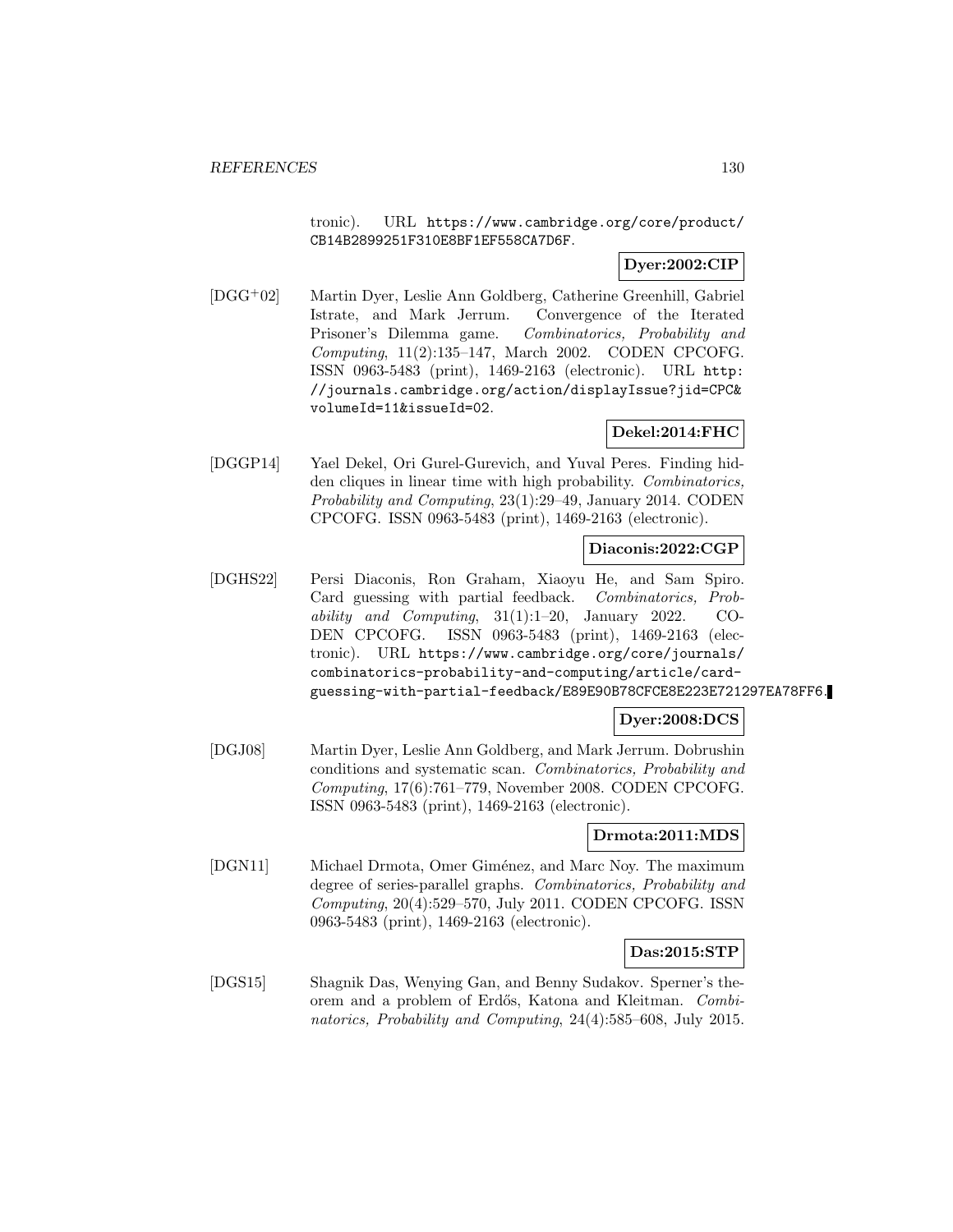tronic). URL https://www.cambridge.org/core/product/CB14B2899251F310E8BF1EF558CA7D6F.

**Dyer:2002:CIP**

[DGG+02] Martin Dyer, Leslie Ann Goldberg, Catherine Greenhill, Gabriel Istrate, and Mark Jerrum. Convergence of the Iterated Prisoner's Dilemma game. *Combinatorics, Probability and Computing*, 11(2):135–147, March 2002. CODEN CPCOFG. ISSN 0963-5483 (print), 1469-2163 (electronic). URL http://journals.cambridge.org/action/displayIssue?jid=CPC&volumeId=11&issueId=02.

**Dekel:2014:FHC**

[DGGP14] Yael Dekel, Ori Gurel-Gurevich, and Yuval Peres. Finding hidden cliques in linear time with high probability. *Combinatorics, Probability and Computing*, 23(1):29–49, January 2014. CODEN CPCOFG. ISSN 0963-5483 (print), 1469-2163 (electronic).

**Diaconis:2022:CGP**

[DGHS22] Persi Diaconis, Ron Graham, Xiaoyu He, and Sam Spiro. Card guessing with partial feedback. *Combinatorics, Probability and Computing*, 31(1):1–20, January 2022. CODEN CPCOFG. ISSN 0963-5483 (print), 1469-2163 (electronic). URL https://www.cambridge.org/core/journals/combinatorics-probability-and-computing/article/card-guessing-with-partial-feedback/E89E90B78CFCE8E223E721297EA78FF6.

**Dyer:2008:DCS**

[DGJ08] Martin Dyer, Leslie Ann Goldberg, and Mark Jerrum. Dobrushin conditions and systematic scan. *Combinatorics, Probability and Computing*, 17(6):761–779, November 2008. CODEN CPCOFG. ISSN 0963-5483 (print), 1469-2163 (electronic).

**Drmota:2011:MDS**

[DGN11] Michael Drmota, Omer Giménez, and Marc Noy. The maximum degree of series-parallel graphs. *Combinatorics, Probability and Computing*, 20(4):529–570, July 2011. CODEN CPCOFG. ISSN 0963-5483 (print), 1469-2163 (electronic).

**Das:2015:STP**

[DGS15] Shagnik Das, Wenying Gan, and Benny Sudakov. Sperner's theorem and a problem of Erdős, Katona and Kleitman. *Combinatorics, Probability and Computing*, 24(4):585–608, July 2015.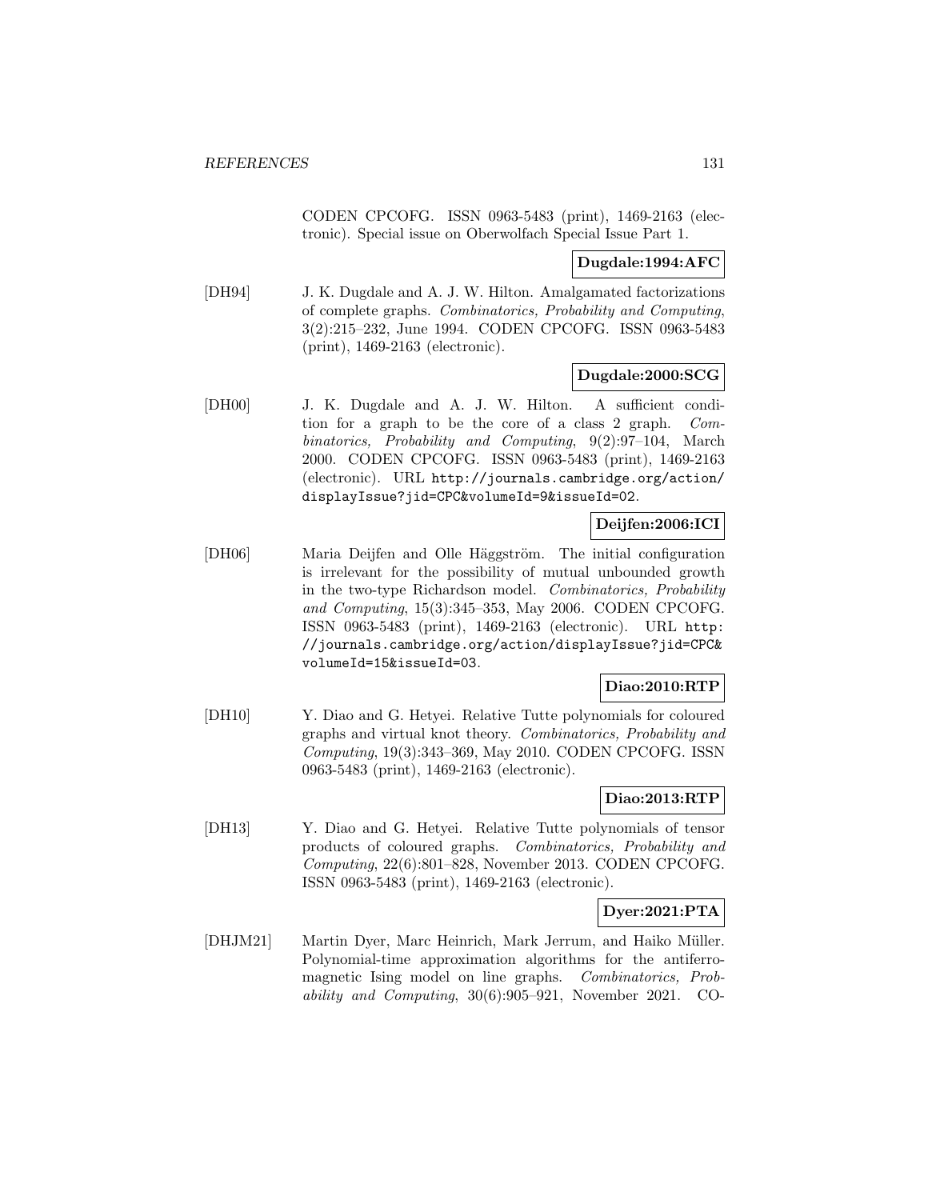CODEN CPCOFG. ISSN 0963-5483 (print), 1469-2163 (electronic). Special issue on Oberwolfach Special Issue Part 1.

**Dugdale:1994:AFC**

[DH94] J. K. Dugdale and A. J. W. Hilton. Amalgamated factorizations of complete graphs. *Combinatorics, Probability and Computing*, 3(2):215–232, June 1994. CODEN CPCOFG. ISSN 0963-5483 (print), 1469-2163 (electronic).

**Dugdale:2000:SCG**

[DH00] J. K. Dugdale and A. J. W. Hilton. A sufficient condition for a graph to be the core of a class 2 graph. *Combinatorics, Probability and Computing*, 9(2):97–104, March 2000. CODEN CPCOFG. ISSN 0963-5483 (print), 1469-2163 (electronic). URL `http://journals.cambridge.org/action/displayIssue?jid=CPC&volumeId=9&issueId=02`.

**Deijfen:2006:ICI**

[DH06] Maria Deijfen and Olle Häggström. The initial configuration is irrelevant for the possibility of mutual unbounded growth in the two-type Richardson model. *Combinatorics, Probability and Computing*, 15(3):345–353, May 2006. CODEN CPCOFG. ISSN 0963-5483 (print), 1469-2163 (electronic). URL `http://journals.cambridge.org/action/displayIssue?jid=CPC&volumeId=15&issueId=03`.

**Diao:2010:RTP**

[DH10] Y. Diao and G. Hetyei. Relative Tutte polynomials for coloured graphs and virtual knot theory. *Combinatorics, Probability and Computing*, 19(3):343–369, May 2010. CODEN CPCOFG. ISSN 0963-5483 (print), 1469-2163 (electronic).

**Diao:2013:RTP**

[DH13] Y. Diao and G. Hetyei. Relative Tutte polynomials of tensor products of coloured graphs. *Combinatorics, Probability and Computing*, 22(6):801–828, November 2013. CODEN CPCOFG. ISSN 0963-5483 (print), 1469-2163 (electronic).

**Dyer:2021:PTA**

[DHJM21] Martin Dyer, Marc Heinrich, Mark Jerrum, and Haiko Müller. Polynomial-time approximation algorithms for the antiferromagnetic Ising model on line graphs. *Combinatorics, Probability and Computing*, 30(6):905–921, November 2021. CO-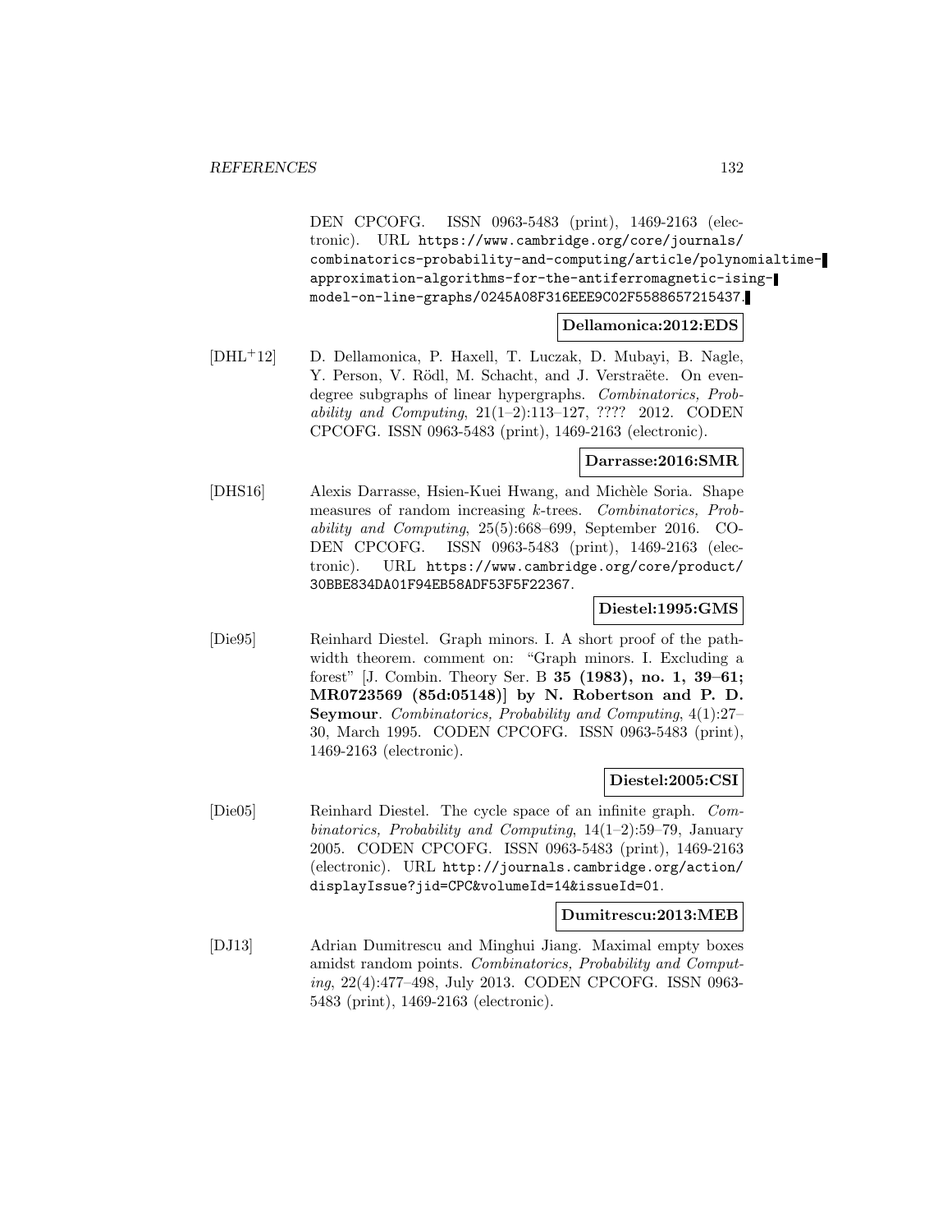DEN CPCOFG. ISSN 0963-5483 (print), 1469-2163 (electronic). URL https://www.cambridge.org/core/journals/combinatorics-probability-and-computing/article/polynomialtime-approximation-algorithms-for-the-antiferromagnetic-ising-model-on-line-graphs/0245A08F316EEE9C02F5588657215437.

**Dellamonica:2012:EDS**

[DHL+12] D. Dellamonica, P. Haxell, T. Luczak, D. Mubayi, B. Nagle, Y. Person, V. Rödl, M. Schacht, and J. Verstraëte. On even-degree subgraphs of linear hypergraphs. *Combinatorics, Probability and Computing*, 21(1–2):113–127, ???? 2012. CODEN CPCOFG. ISSN 0963-5483 (print), 1469-2163 (electronic).

**Darrasse:2016:SMR**

[DHS16] Alexis Darrasse, Hsien-Kuei Hwang, and Michèle Soria. Shape measures of random increasing $k$-trees. *Combinatorics, Probability and Computing*, 25(5):668–699, September 2016. CODEN CPCOFG. ISSN 0963-5483 (print), 1469-2163 (electronic). URL https://www.cambridge.org/core/product/30BBE834DA01F94EB58ADF53F5F22367.

**Diestel:1995:GMS**

[Die95] Reinhard Diestel. Graph minors. I. A short proof of the path-width theorem. comment on: "Graph minors. I. Excluding a forest" [J. Combin. Theory Ser. B **35 (1983), no. 1, 39–61; MR0723569 (85d:05148)] by N. Robertson and P. D. Seymour**. *Combinatorics, Probability and Computing*, 4(1):27–30, March 1995. CODEN CPCOFG. ISSN 0963-5483 (print), 1469-2163 (electronic).

**Diestel:2005:CSI**

[Die05] Reinhard Diestel. The cycle space of an infinite graph. *Combinatorics, Probability and Computing*, 14(1–2):59–79, January 2005. CODEN CPCOFG. ISSN 0963-5483 (print), 1469-2163 (electronic). URL http://journals.cambridge.org/action/displayIssue?jid=CPC&volumeId=14&issueId=01.

**Dumitrescu:2013:MEB**

[DJ13] Adrian Dumitrescu and Minghui Jiang. Maximal empty boxes amidst random points. *Combinatorics, Probability and Computing*, 22(4):477–498, July 2013. CODEN CPCOFG. ISSN 0963-5483 (print), 1469-2163 (electronic).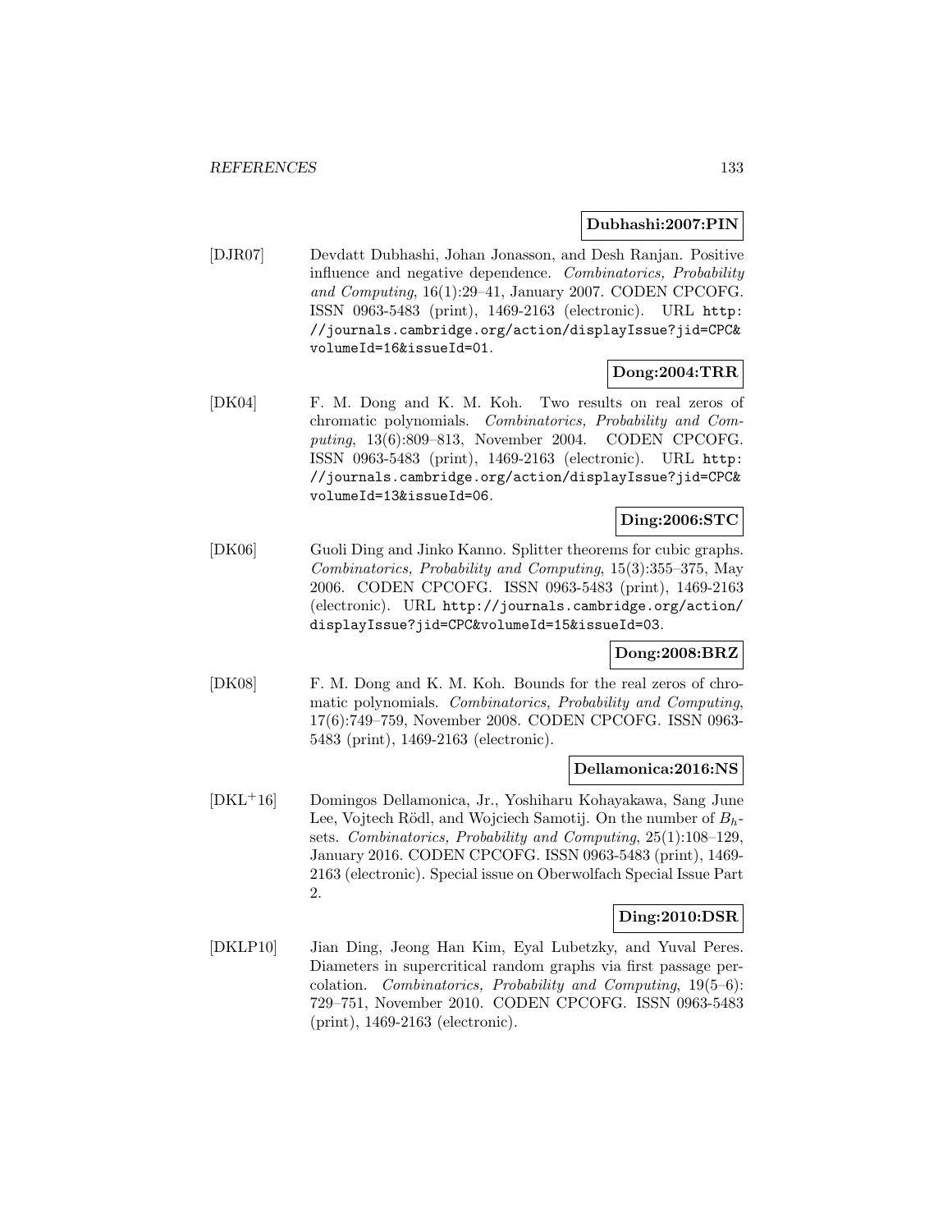**Dubhashi:2007:PIN**

[DJR07] Devdatt Dubhashi, Johan Jonasson, and Desh Ranjan. Positive influence and negative dependence. *Combinatorics, Probability and Computing*, 16(1):29–41, January 2007. CODEN CPCOFG. ISSN 0963-5483 (print), 1469-2163 (electronic). URL `http://journals.cambridge.org/action/displayIssue?jid=CPC&volumeId=16&issueId=01`.

**Dong:2004:TRR**

[DK04] F. M. Dong and K. M. Koh. Two results on real zeros of chromatic polynomials. *Combinatorics, Probability and Computing*, 13(6):809–813, November 2004. CODEN CPCOFG. ISSN 0963-5483 (print), 1469-2163 (electronic). URL `http://journals.cambridge.org/action/displayIssue?jid=CPC&volumeId=13&issueId=06`.

**Ding:2006:STC**

[DK06] Guoli Ding and Jinko Kanno. Splitter theorems for cubic graphs. *Combinatorics, Probability and Computing*, 15(3):355–375, May 2006. CODEN CPCOFG. ISSN 0963-5483 (print), 1469-2163 (electronic). URL `http://journals.cambridge.org/action/displayIssue?jid=CPC&volumeId=15&issueId=03`.

**Dong:2008:BRZ**

[DK08] F. M. Dong and K. M. Koh. Bounds for the real zeros of chromatic polynomials. *Combinatorics, Probability and Computing*, 17(6):749–759, November 2008. CODEN CPCOFG. ISSN 0963-5483 (print), 1469-2163 (electronic).

**Dellamonica:2016:NS**

[DKL+16] Domingos Dellamonica, Jr., Yoshiharu Kohayakawa, Sang June Lee, Vojtech Rödl, and Wojciech Samotij. On the number of $B_h$-sets. *Combinatorics, Probability and Computing*, 25(1):108–129, January 2016. CODEN CPCOFG. ISSN 0963-5483 (print), 1469-2163 (electronic). Special issue on Oberwolfach Special Issue Part 2.

**Ding:2010:DSR**

[DKLP10] Jian Ding, Jeong Han Kim, Eyal Lubetzky, and Yuval Peres. Diameters in supercritical random graphs via first passage percolation. *Combinatorics, Probability and Computing*, 19(5–6): 729–751, November 2010. CODEN CPCOFG. ISSN 0963-5483 (print), 1469-2163 (electronic).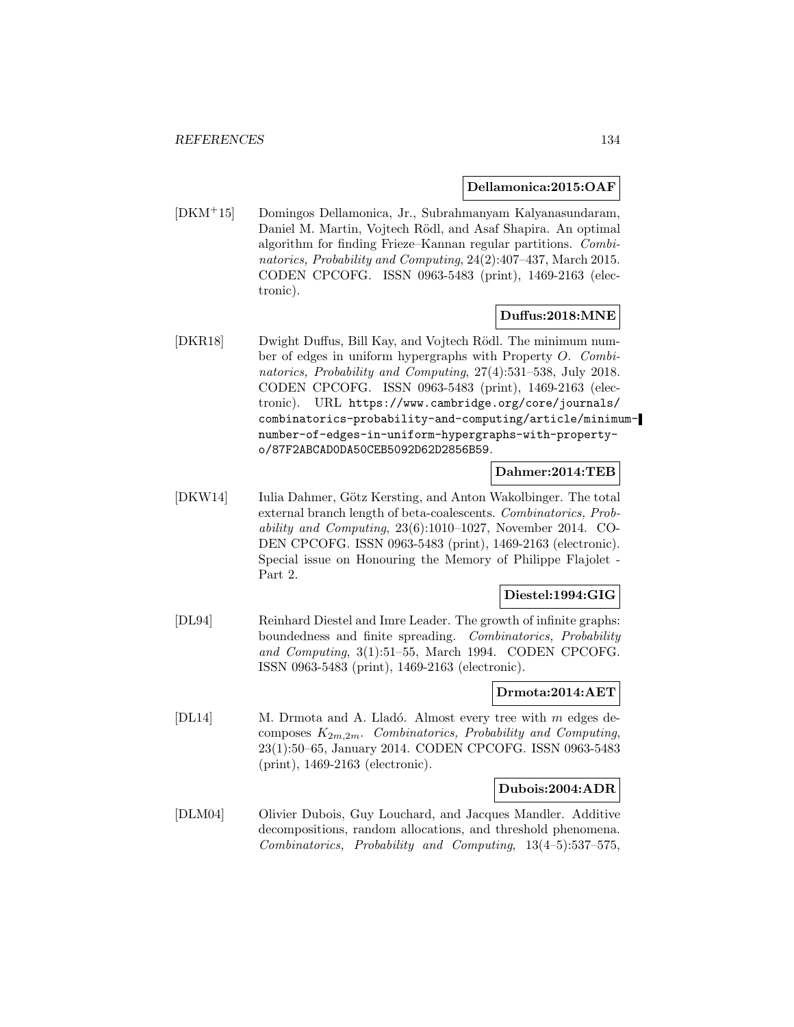**Dellamonica:2015:OAF**

[DKM+15] Domingos Dellamonica, Jr., Subrahmanyam Kalyanasundaram, Daniel M. Martin, Vojtech Rödl, and Asaf Shapira. An optimal algorithm for finding Frieze–Kannan regular partitions. *Combinatorics, Probability and Computing*, 24(2):407–437, March 2015. CODEN CPCOFG. ISSN 0963-5483 (print), 1469-2163 (electronic).

**Duffus:2018:MNE**

[DKR18] Dwight Duffus, Bill Kay, and Vojtech Rödl. The minimum number of edges in uniform hypergraphs with Property *O*. *Combinatorics, Probability and Computing*, 27(4):531–538, July 2018. CODEN CPCOFG. ISSN 0963-5483 (print), 1469-2163 (electronic). URL `https://www.cambridge.org/core/journals/combinatorics-probability-and-computing/article/minimum-number-of-edges-in-uniform-hypergraphs-with-property-o/87F2ABCAD0DA50CEB5092D62D2856B59`.

**Dahmer:2014:TEB**

[DKW14] Iulia Dahmer, Götz Kersting, and Anton Wakolbinger. The total external branch length of beta-coalescents. *Combinatorics, Probability and Computing*, 23(6):1010–1027, November 2014. CODEN CPCOFG. ISSN 0963-5483 (print), 1469-2163 (electronic). Special issue on Honouring the Memory of Philippe Flajolet - Part 2.

**Diestel:1994:GIG**

[DL94] Reinhard Diestel and Imre Leader. The growth of infinite graphs: boundedness and finite spreading. *Combinatorics, Probability and Computing*, 3(1):51–55, March 1994. CODEN CPCOFG. ISSN 0963-5483 (print), 1469-2163 (electronic).

**Drmota:2014:AET**

[DL14] M. Drmota and A. Lladó. Almost every tree with $m$ edges decomposes $K_{2m,2m}$. *Combinatorics, Probability and Computing*, 23(1):50–65, January 2014. CODEN CPCOFG. ISSN 0963-5483 (print), 1469-2163 (electronic).

**Dubois:2004:ADR**

[DLM04] Olivier Dubois, Guy Louchard, and Jacques Mandler. Additive decompositions, random allocations, and threshold phenomena. *Combinatorics, Probability and Computing*, 13(4–5):537–575,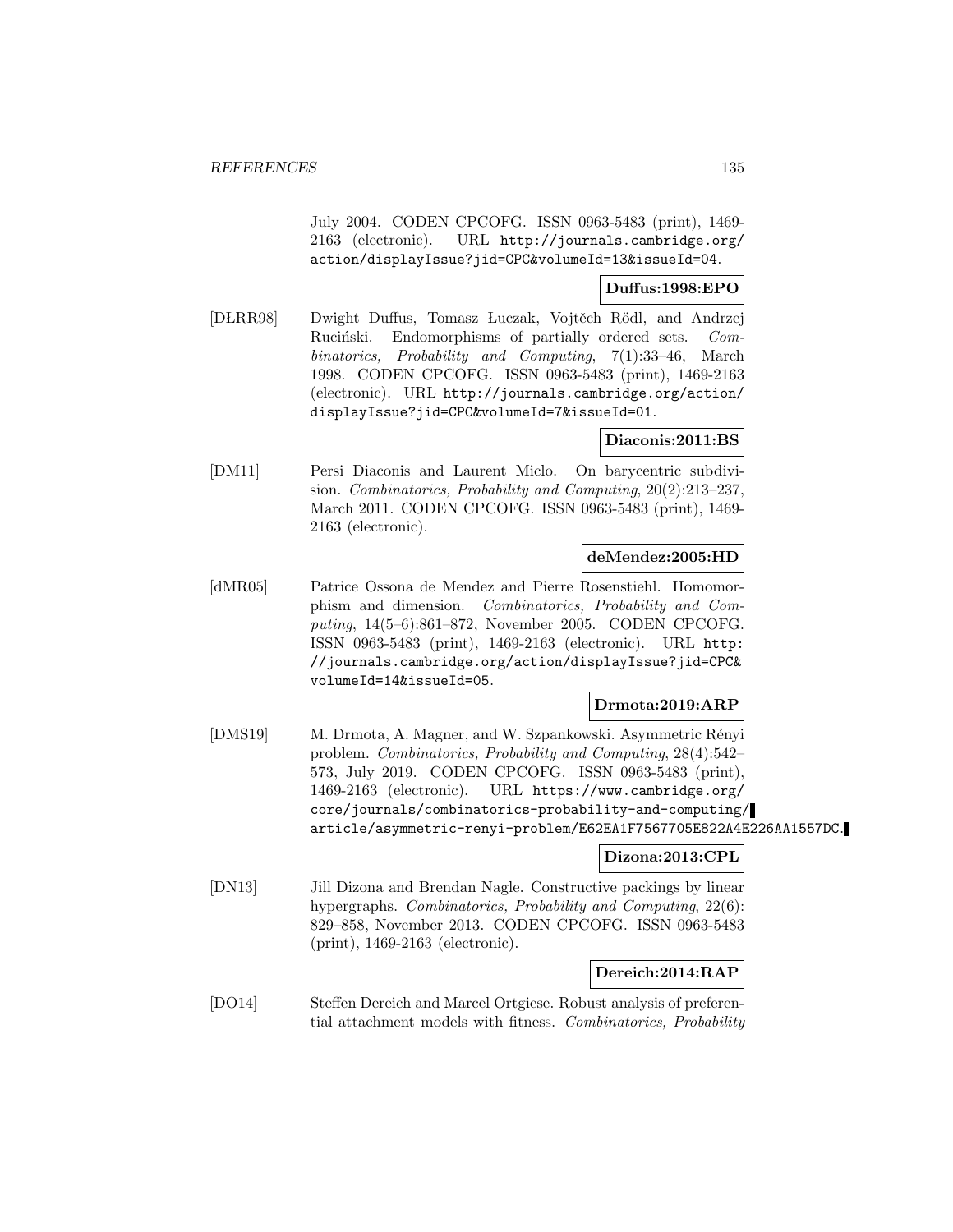July 2004. CODEN CPCOFG. ISSN 0963-5483 (print), 1469-2163 (electronic). URL http://journals.cambridge.org/action/displayIssue?jid=CPC&volumeId=13&issueId=04.

**Duffus:1998:EPO**

[DŁRR98] Dwight Duffus, Tomasz Łuczak, Vojtěch Rödl, and Andrzej Ruciński. Endomorphisms of partially ordered sets. *Combinatorics, Probability and Computing*, 7(1):33–46, March 1998. CODEN CPCOFG. ISSN 0963-5483 (print), 1469-2163 (electronic). URL http://journals.cambridge.org/action/displayIssue?jid=CPC&volumeId=7&issueId=01.

**Diaconis:2011:BS**

[DM11] Persi Diaconis and Laurent Miclo. On barycentric subdivision. *Combinatorics, Probability and Computing*, 20(2):213–237, March 2011. CODEN CPCOFG. ISSN 0963-5483 (print), 1469-2163 (electronic).

**deMendez:2005:HD**

[dMR05] Patrice Ossona de Mendez and Pierre Rosenstiehl. Homomorphism and dimension. *Combinatorics, Probability and Computing*, 14(5–6):861–872, November 2005. CODEN CPCOFG. ISSN 0963-5483 (print), 1469-2163 (electronic). URL http://journals.cambridge.org/action/displayIssue?jid=CPC&volumeId=14&issueId=05.

**Drmota:2019:ARP**

[DMS19] M. Drmota, A. Magner, and W. Szpankowski. Asymmetric Rényi problem. *Combinatorics, Probability and Computing*, 28(4):542–573, July 2019. CODEN CPCOFG. ISSN 0963-5483 (print), 1469-2163 (electronic). URL https://www.cambridge.org/core/journals/combinatorics-probability-and-computing/article/asymmetric-renyi-problem/E62EA1F7567705E822A4E226AA1557DC.

**Dizona:2013:CPL**

[DN13] Jill Dizona and Brendan Nagle. Constructive packings by linear hypergraphs. *Combinatorics, Probability and Computing*, 22(6):829–858, November 2013. CODEN CPCOFG. ISSN 0963-5483 (print), 1469-2163 (electronic).

**Dereich:2014:RAP**

[DO14] Steffen Dereich and Marcel Ortgiese. Robust analysis of preferential attachment models with fitness. *Combinatorics, Probability*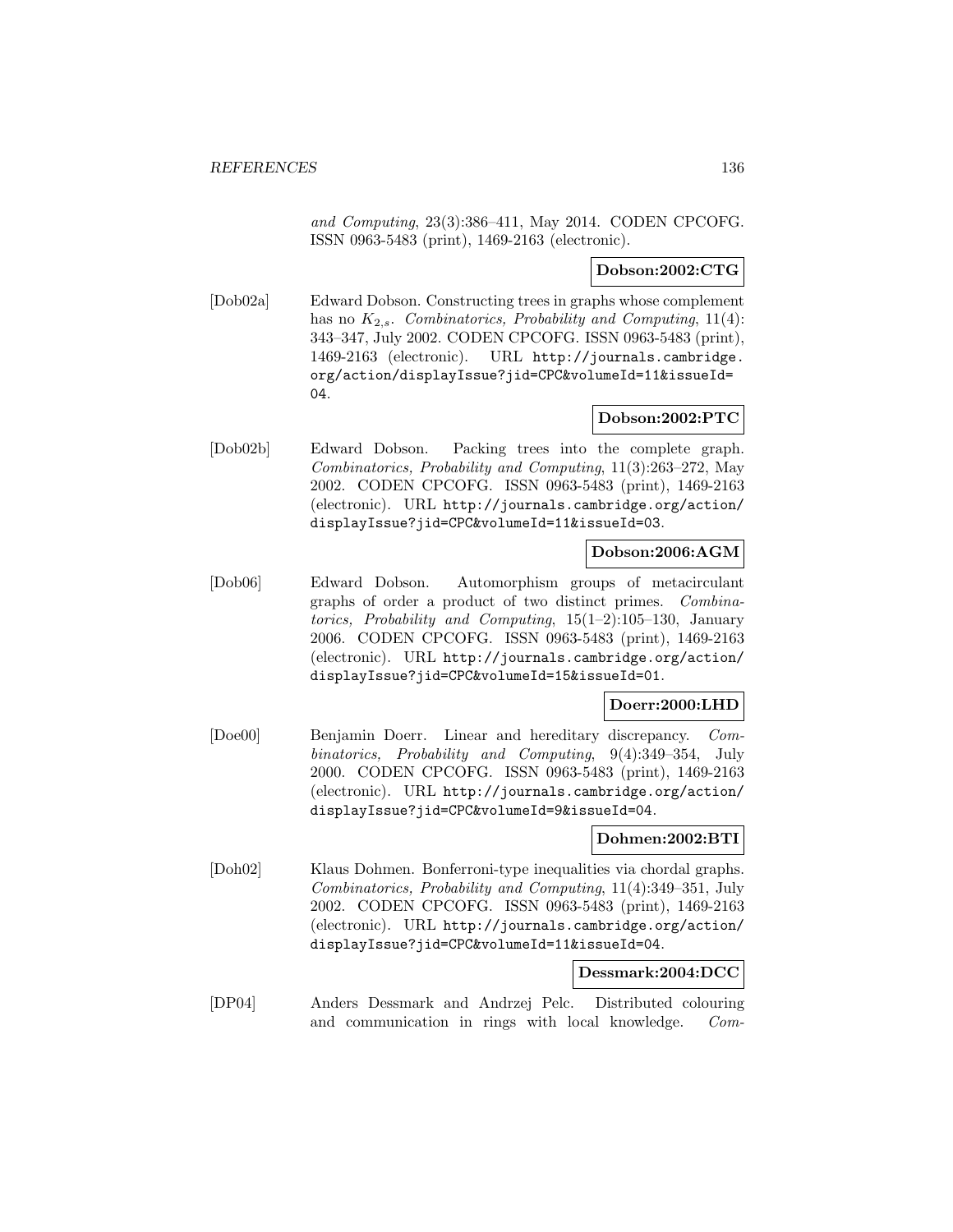*and Computing*, 23(3):386–411, May 2014. CODEN CPCOFG. ISSN 0963-5483 (print), 1469-2163 (electronic).

**Dobson:2002:CTG**

[Dob02a] Edward Dobson. Constructing trees in graphs whose complement has no $K_{2,s}$. *Combinatorics, Probability and Computing*, 11(4): 343–347, July 2002. CODEN CPCOFG. ISSN 0963-5483 (print), 1469-2163 (electronic). URL http://journals.cambridge.org/action/displayIssue?jid=CPC&volumeId=11&issueId=04.

**Dobson:2002:PTC**

[Dob02b] Edward Dobson. Packing trees into the complete graph. *Combinatorics, Probability and Computing*, 11(3):263–272, May 2002. CODEN CPCOFG. ISSN 0963-5483 (print), 1469-2163 (electronic). URL http://journals.cambridge.org/action/displayIssue?jid=CPC&volumeId=11&issueId=03.

**Dobson:2006:AGM**

[Dob06] Edward Dobson. Automorphism groups of metacirculant graphs of order a product of two distinct primes. *Combinatorics, Probability and Computing*, 15(1–2):105–130, January 2006. CODEN CPCOFG. ISSN 0963-5483 (print), 1469-2163 (electronic). URL http://journals.cambridge.org/action/displayIssue?jid=CPC&volumeId=15&issueId=01.

**Doerr:2000:LHD**

[Doe00] Benjamin Doerr. Linear and hereditary discrepancy. *Combinatorics, Probability and Computing*, 9(4):349–354, July 2000. CODEN CPCOFG. ISSN 0963-5483 (print), 1469-2163 (electronic). URL http://journals.cambridge.org/action/displayIssue?jid=CPC&volumeId=9&issueId=04.

**Dohmen:2002:BTI**

[Doh02] Klaus Dohmen. Bonferroni-type inequalities via chordal graphs. *Combinatorics, Probability and Computing*, 11(4):349–351, July 2002. CODEN CPCOFG. ISSN 0963-5483 (print), 1469-2163 (electronic). URL http://journals.cambridge.org/action/displayIssue?jid=CPC&volumeId=11&issueId=04.

**Dessmark:2004:DCC**

[DP04] Anders Dessmark and Andrzej Pelc. Distributed colouring and communication in rings with local knowledge. *Com-*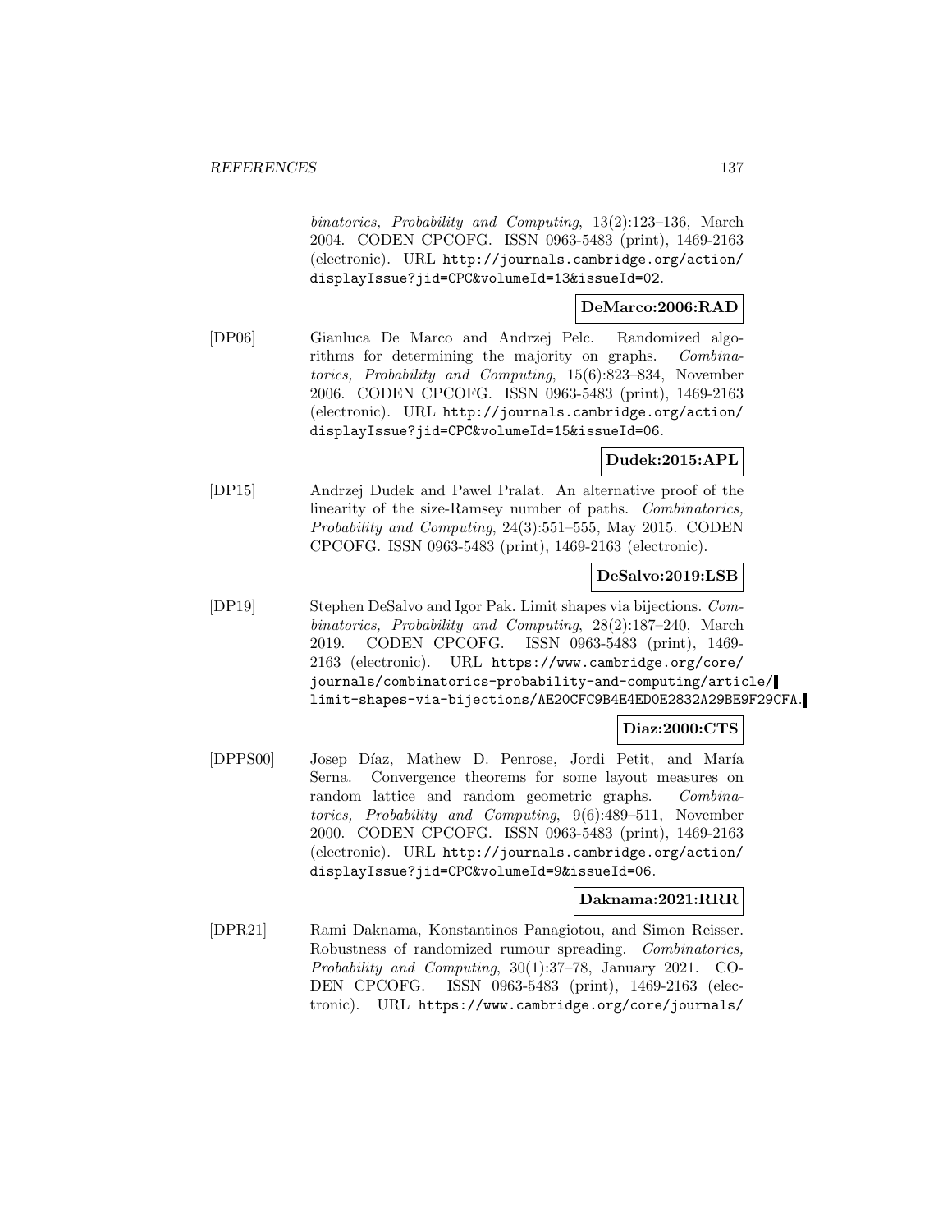*binatorics, Probability and Computing*, 13(2):123–136, March 2004. CODEN CPCOFG. ISSN 0963-5483 (print), 1469-2163 (electronic). URL http://journals.cambridge.org/action/displayIssue?jid=CPC&volumeId=13&issueId=02.

**DeMarco:2006:RAD**

[DP06] Gianluca De Marco and Andrzej Pelc. Randomized algorithms for determining the majority on graphs. *Combinatorics, Probability and Computing*, 15(6):823–834, November 2006. CODEN CPCOFG. ISSN 0963-5483 (print), 1469-2163 (electronic). URL http://journals.cambridge.org/action/displayIssue?jid=CPC&volumeId=15&issueId=06.

**Dudek:2015:APL**

[DP15] Andrzej Dudek and Pawel Pralat. An alternative proof of the linearity of the size-Ramsey number of paths. *Combinatorics, Probability and Computing*, 24(3):551–555, May 2015. CODEN CPCOFG. ISSN 0963-5483 (print), 1469-2163 (electronic).

**DeSalvo:2019:LSB**

[DP19] Stephen DeSalvo and Igor Pak. Limit shapes via bijections. *Combinatorics, Probability and Computing*, 28(2):187–240, March 2019. CODEN CPCOFG. ISSN 0963-5483 (print), 1469-2163 (electronic). URL https://www.cambridge.org/core/journals/combinatorics-probability-and-computing/article/limit-shapes-via-bijections/AE20CFC9B4E4ED0E2832A29BE9F29CFA.

**Diaz:2000:CTS**

[DPPS00] Josep Díaz, Mathew D. Penrose, Jordi Petit, and María Serna. Convergence theorems for some layout measures on random lattice and random geometric graphs. *Combinatorics, Probability and Computing*, 9(6):489–511, November 2000. CODEN CPCOFG. ISSN 0963-5483 (print), 1469-2163 (electronic). URL http://journals.cambridge.org/action/displayIssue?jid=CPC&volumeId=9&issueId=06.

**Daknama:2021:RRR**

[DPR21] Rami Daknama, Konstantinos Panagiotou, and Simon Reisser. Robustness of randomized rumour spreading. *Combinatorics, Probability and Computing*, 30(1):37–78, January 2021. CODEN CPCOFG. ISSN 0963-5483 (print), 1469-2163 (electronic). URL https://www.cambridge.org/core/journals/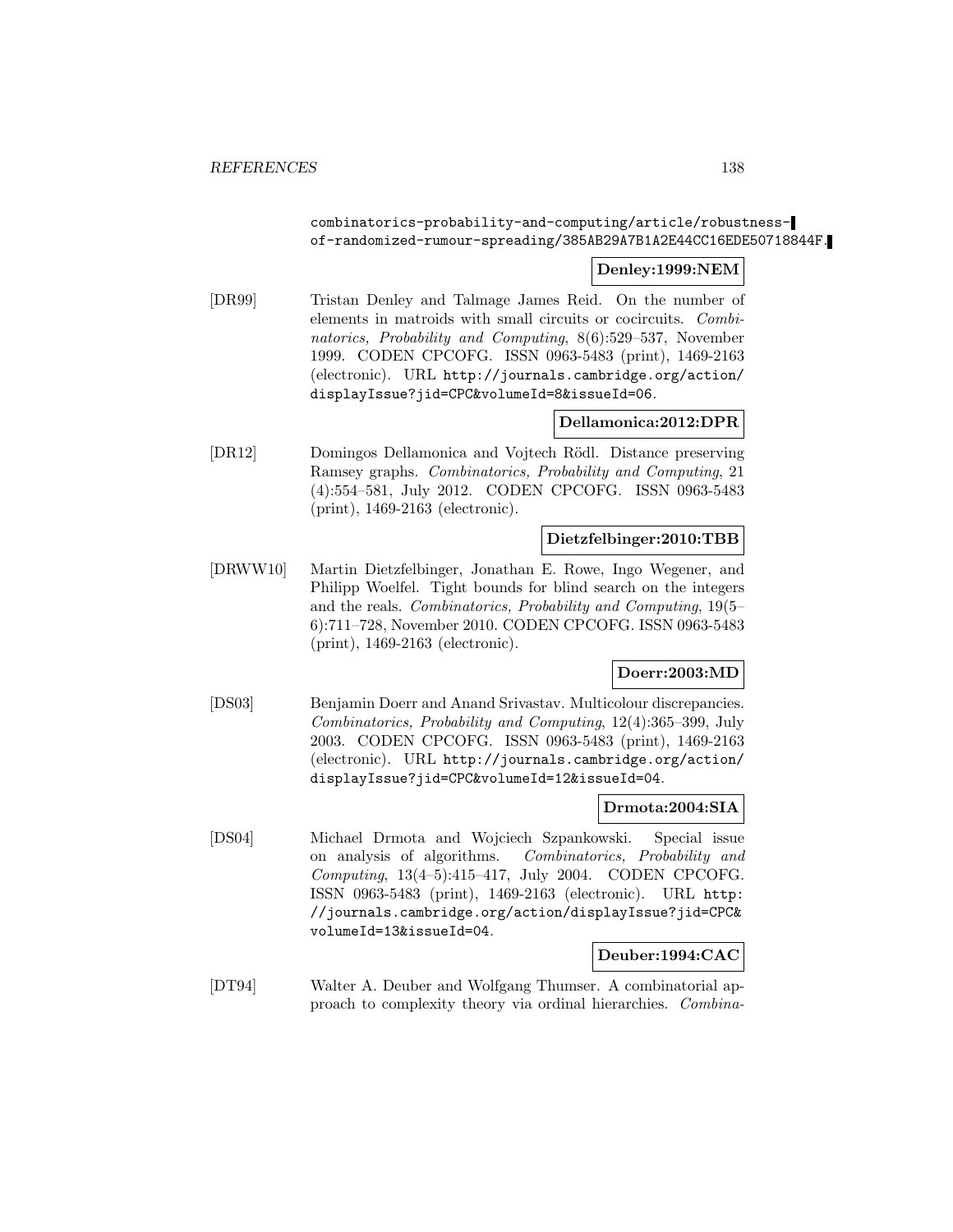combinatorics-probability-and-computing/article/robustness-of-randomized-rumour-spreading/385AB29A7B1A2E44CC16EDE50718844F.

**Denley:1999:NEM**

[DR99] Tristan Denley and Talmage James Reid. On the number of elements in matroids with small circuits or cocircuits. *Combinatorics, Probability and Computing*, 8(6):529–537, November 1999. CODEN CPCOFG. ISSN 0963-5483 (print), 1469-2163 (electronic). URL http://journals.cambridge.org/action/displayIssue?jid=CPC&volumeId=8&issueId=06.

**Dellamonica:2012:DPR**

[DR12] Domingos Dellamonica and Vojtech Rödl. Distance preserving Ramsey graphs. *Combinatorics, Probability and Computing*, 21 (4):554–581, July 2012. CODEN CPCOFG. ISSN 0963-5483 (print), 1469-2163 (electronic).

**Dietzfelbinger:2010:TBB**

[DRWW10] Martin Dietzfelbinger, Jonathan E. Rowe, Ingo Wegener, and Philipp Woelfel. Tight bounds for blind search on the integers and the reals. *Combinatorics, Probability and Computing*, 19(5–6):711–728, November 2010. CODEN CPCOFG. ISSN 0963-5483 (print), 1469-2163 (electronic).

**Doerr:2003:MD**

[DS03] Benjamin Doerr and Anand Srivastav. Multicolour discrepancies. *Combinatorics, Probability and Computing*, 12(4):365–399, July 2003. CODEN CPCOFG. ISSN 0963-5483 (print), 1469-2163 (electronic). URL http://journals.cambridge.org/action/displayIssue?jid=CPC&volumeId=12&issueId=04.

**Drmota:2004:SIA**

[DS04] Michael Drmota and Wojciech Szpankowski. Special issue on analysis of algorithms. *Combinatorics, Probability and Computing*, 13(4–5):415–417, July 2004. CODEN CPCOFG. ISSN 0963-5483 (print), 1469-2163 (electronic). URL http://journals.cambridge.org/action/displayIssue?jid=CPC&volumeId=13&issueId=04.

**Deuber:1994:CAC**

[DT94] Walter A. Deuber and Wolfgang Thumser. A combinatorial approach to complexity theory via ordinal hierarchies. *Combina-*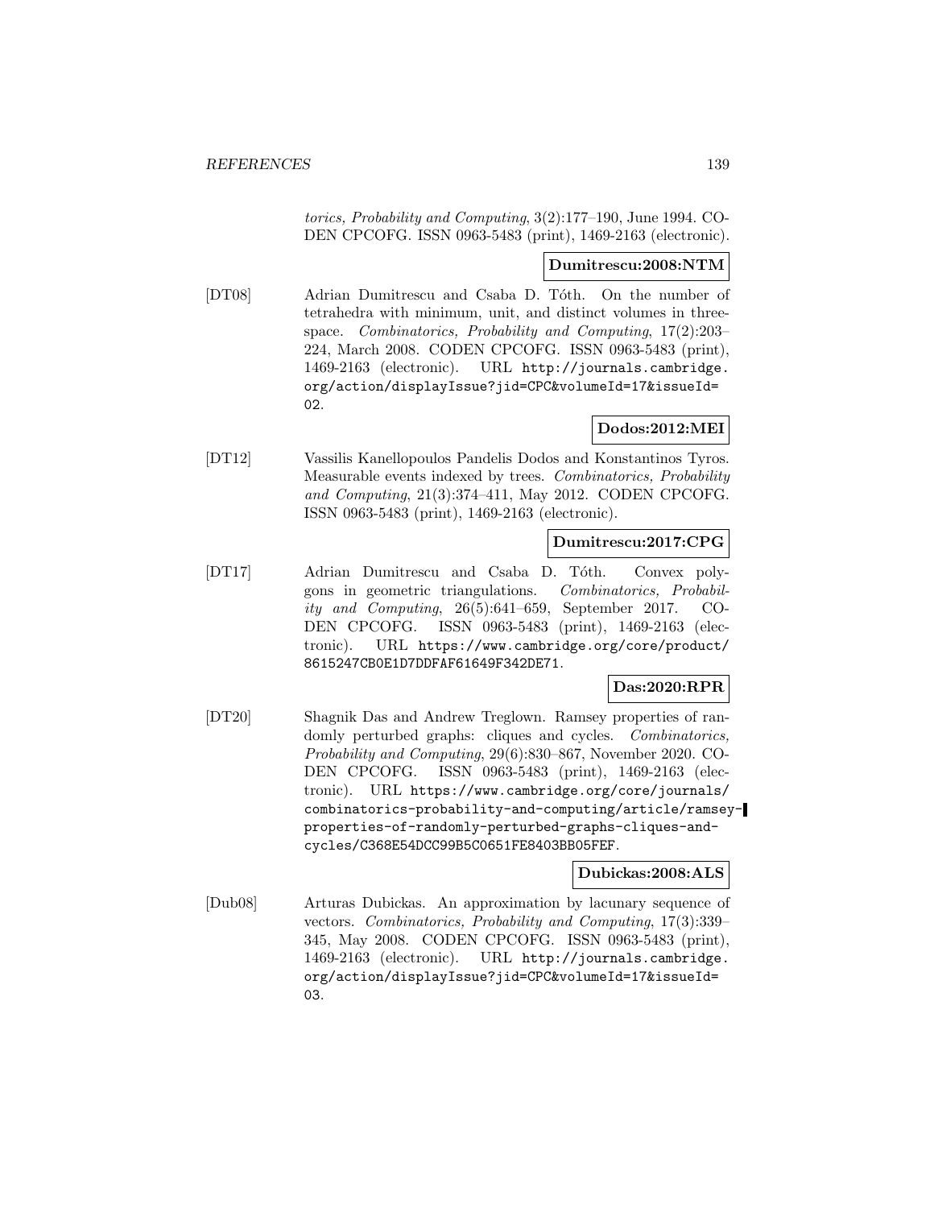*torics, Probability and Computing*, 3(2):177–190, June 1994. CODEN CPCOFG. ISSN 0963-5483 (print), 1469-2163 (electronic).

**Dumitrescu:2008:NTM**

[DT08] Adrian Dumitrescu and Csaba D. Tóth. On the number of tetrahedra with minimum, unit, and distinct volumes in three-space. *Combinatorics, Probability and Computing*, 17(2):203–224, March 2008. CODEN CPCOFG. ISSN 0963-5483 (print), 1469-2163 (electronic). URL http://journals.cambridge.org/action/displayIssue?jid=CPC&volumeId=17&issueId=02.

**Dodos:2012:MEI**

[DT12] Vassilis Kanellopoulos Pandelis Dodos and Konstantinos Tyros. Measurable events indexed by trees. *Combinatorics, Probability and Computing*, 21(3):374–411, May 2012. CODEN CPCOFG. ISSN 0963-5483 (print), 1469-2163 (electronic).

**Dumitrescu:2017:CPG**

[DT17] Adrian Dumitrescu and Csaba D. Tóth. Convex polygons in geometric triangulations. *Combinatorics, Probability and Computing*, 26(5):641–659, September 2017. CODEN CPCOFG. ISSN 0963-5483 (print), 1469-2163 (electronic). URL https://www.cambridge.org/core/product/8615247CB0E1D7DDFAF61649F342DE71.

**Das:2020:RPR**

[DT20] Shagnik Das and Andrew Treglown. Ramsey properties of randomly perturbed graphs: cliques and cycles. *Combinatorics, Probability and Computing*, 29(6):830–867, November 2020. CODEN CPCOFG. ISSN 0963-5483 (print), 1469-2163 (electronic). URL https://www.cambridge.org/core/journals/combinatorics-probability-and-computing/article/ramsey-properties-of-randomly-perturbed-graphs-cliques-and-cycles/C368E54DCC99B5C0651FE8403BB05FEF.

**Dubickas:2008:ALS**

[Dub08] Arturas Dubickas. An approximation by lacunary sequence of vectors. *Combinatorics, Probability and Computing*, 17(3):339–345, May 2008. CODEN CPCOFG. ISSN 0963-5483 (print), 1469-2163 (electronic). URL http://journals.cambridge.org/action/displayIssue?jid=CPC&volumeId=17&issueId=03.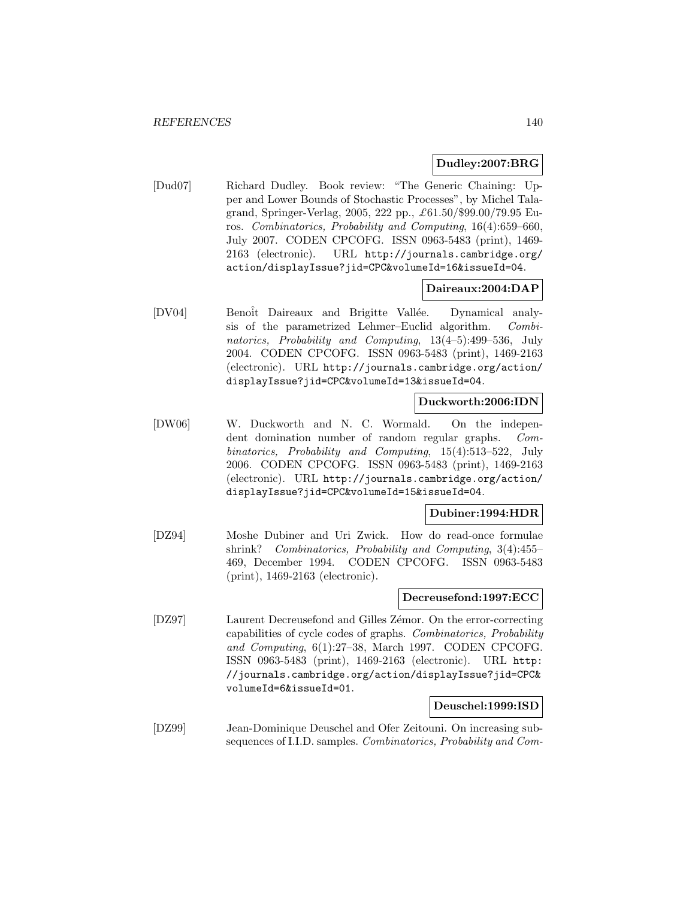**Dudley:2007:BRG**

[Dud07] Richard Dudley. Book review: "The Generic Chaining: Upper and Lower Bounds of Stochastic Processes", by Michel Talagrand, Springer-Verlag, 2005, 222 pp., £61.50/$99.00/79.95 Euros. *Combinatorics, Probability and Computing*, 16(4):659–660, July 2007. CODEN CPCOFG. ISSN 0963-5483 (print), 1469-2163 (electronic). URL `http://journals.cambridge.org/action/displayIssue?jid=CPC&volumeId=16&issueId=04`.

**Daireaux:2004:DAP**

[DV04] Benoît Daireaux and Brigitte Vallée. Dynamical analysis of the parametrized Lehmer–Euclid algorithm. *Combinatorics, Probability and Computing*, 13(4–5):499–536, July 2004. CODEN CPCOFG. ISSN 0963-5483 (print), 1469-2163 (electronic). URL `http://journals.cambridge.org/action/displayIssue?jid=CPC&volumeId=13&issueId=04`.

**Duckworth:2006:IDN**

[DW06] W. Duckworth and N. C. Wormald. On the independent domination number of random regular graphs. *Combinatorics, Probability and Computing*, 15(4):513–522, July 2006. CODEN CPCOFG. ISSN 0963-5483 (print), 1469-2163 (electronic). URL `http://journals.cambridge.org/action/displayIssue?jid=CPC&volumeId=15&issueId=04`.

**Dubiner:1994:HDR**

[DZ94] Moshe Dubiner and Uri Zwick. How do read-once formulae shrink? *Combinatorics, Probability and Computing*, 3(4):455–469, December 1994. CODEN CPCOFG. ISSN 0963-5483 (print), 1469-2163 (electronic).

**Decreusefond:1997:ECC**

[DZ97] Laurent Decreusefond and Gilles Zémor. On the error-correcting capabilities of cycle codes of graphs. *Combinatorics, Probability and Computing*, 6(1):27–38, March 1997. CODEN CPCOFG. ISSN 0963-5483 (print), 1469-2163 (electronic). URL `http://journals.cambridge.org/action/displayIssue?jid=CPC&volumeId=6&issueId=01`.

**Deuschel:1999:ISD**

[DZ99] Jean-Dominique Deuschel and Ofer Zeitouni. On increasing subsequences of I.I.D. samples. *Combinatorics, Probability and Com-*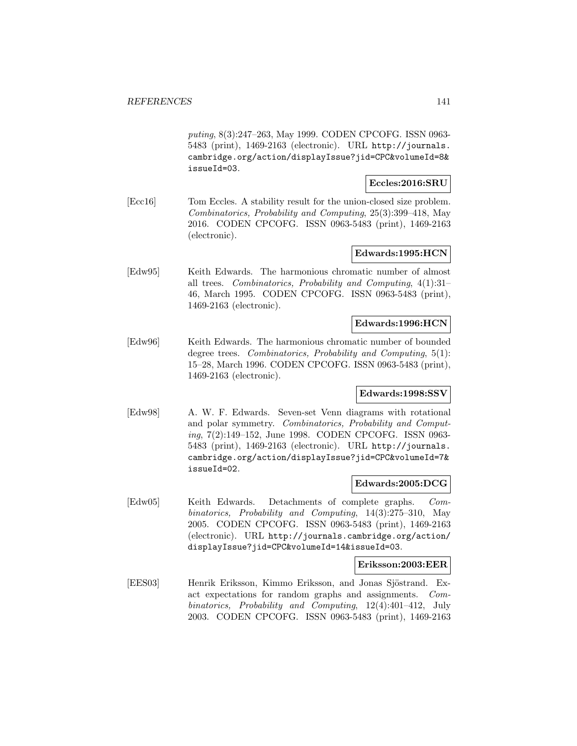*puting*, 8(3):247–263, May 1999. CODEN CPCOFG. ISSN 0963-5483 (print), 1469-2163 (electronic). URL http://journals.cambridge.org/action/displayIssue?jid=CPC&volumeId=8&issueId=03.

**Eccles:2016:SRU**

[Ecc16] Tom Eccles. A stability result for the union-closed size problem. *Combinatorics, Probability and Computing*, 25(3):399–418, May 2016. CODEN CPCOFG. ISSN 0963-5483 (print), 1469-2163 (electronic).

**Edwards:1995:HCN**

[Edw95] Keith Edwards. The harmonious chromatic number of almost all trees. *Combinatorics, Probability and Computing*, 4(1):31–46, March 1995. CODEN CPCOFG. ISSN 0963-5483 (print), 1469-2163 (electronic).

**Edwards:1996:HCN**

[Edw96] Keith Edwards. The harmonious chromatic number of bounded degree trees. *Combinatorics, Probability and Computing*, 5(1): 15–28, March 1996. CODEN CPCOFG. ISSN 0963-5483 (print), 1469-2163 (electronic).

**Edwards:1998:SSV**

[Edw98] A. W. F. Edwards. Seven-set Venn diagrams with rotational and polar symmetry. *Combinatorics, Probability and Computing*, 7(2):149–152, June 1998. CODEN CPCOFG. ISSN 0963-5483 (print), 1469-2163 (electronic). URL http://journals.cambridge.org/action/displayIssue?jid=CPC&volumeId=7&issueId=02.

**Edwards:2005:DCG**

[Edw05] Keith Edwards. Detachments of complete graphs. *Combinatorics, Probability and Computing*, 14(3):275–310, May 2005. CODEN CPCOFG. ISSN 0963-5483 (print), 1469-2163 (electronic). URL http://journals.cambridge.org/action/displayIssue?jid=CPC&volumeId=14&issueId=03.

**Eriksson:2003:EER**

[EES03] Henrik Eriksson, Kimmo Eriksson, and Jonas Sjöstrand. Exact expectations for random graphs and assignments. *Combinatorics, Probability and Computing*, 12(4):401–412, July 2003. CODEN CPCOFG. ISSN 0963-5483 (print), 1469-2163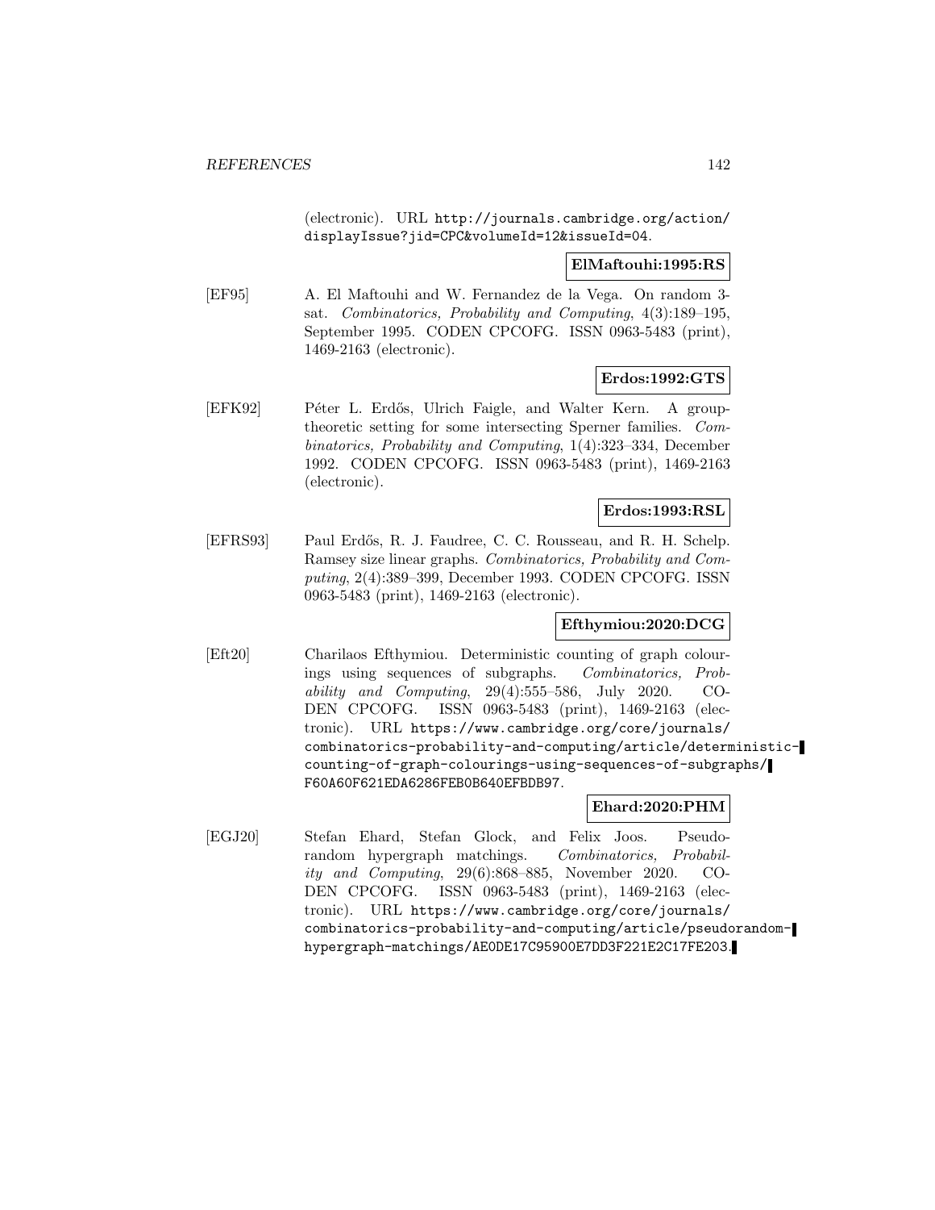(electronic). URL http://journals.cambridge.org/action/displayIssue?jid=CPC&volumeId=12&issueId=04.

**ElMaftouhi:1995:RS**

[EF95] A. El Maftouhi and W. Fernandez de la Vega. On random 3-sat. *Combinatorics, Probability and Computing*, 4(3):189–195, September 1995. CODEN CPCOFG. ISSN 0963-5483 (print), 1469-2163 (electronic).

**Erdos:1992:GTS**

[EFK92] Péter L. Erdős, Ulrich Faigle, and Walter Kern. A group-theoretic setting for some intersecting Sperner families. *Combinatorics, Probability and Computing*, 1(4):323–334, December 1992. CODEN CPCOFG. ISSN 0963-5483 (print), 1469-2163 (electronic).

**Erdos:1993:RSL**

[EFRS93] Paul Erdős, R. J. Faudree, C. C. Rousseau, and R. H. Schelp. Ramsey size linear graphs. *Combinatorics, Probability and Computing*, 2(4):389–399, December 1993. CODEN CPCOFG. ISSN 0963-5483 (print), 1469-2163 (electronic).

**Efthymiou:2020:DCG**

[Eft20] Charilaos Efthymiou. Deterministic counting of graph colourings using sequences of subgraphs. *Combinatorics, Probability and Computing*, 29(4):555–586, July 2020. CODEN CPCOFG. ISSN 0963-5483 (print), 1469-2163 (electronic). URL https://www.cambridge.org/core/journals/combinatorics-probability-and-computing/article/deterministic-counting-of-graph-colourings-using-sequences-of-subgraphs/F60A60F621EDA6286FEB0B640EFBDB97.

**Ehard:2020:PHM**

[EGJ20] Stefan Ehard, Stefan Glock, and Felix Joos. Pseudorandom hypergraph matchings. *Combinatorics, Probability and Computing*, 29(6):868–885, November 2020. CODEN CPCOFG. ISSN 0963-5483 (print), 1469-2163 (electronic). URL https://www.cambridge.org/core/journals/combinatorics-probability-and-computing/article/pseudorandom-hypergraph-matchings/AE0DE17C95900E7DD3F221E2C17FE203.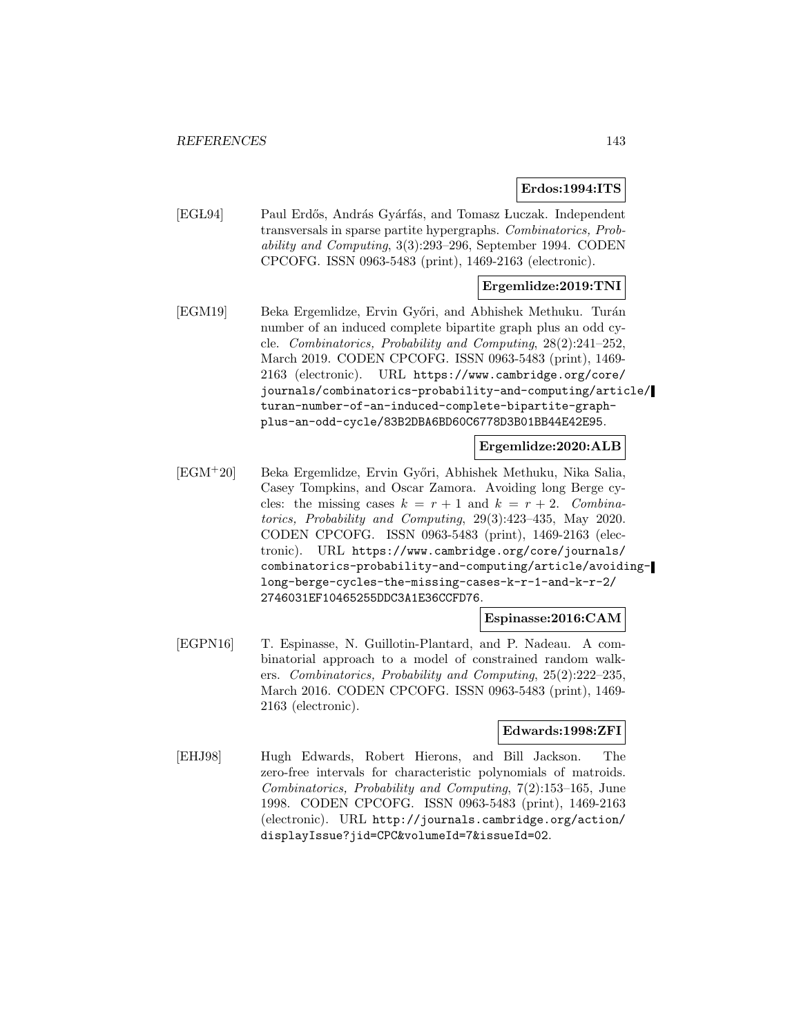**Erdos:1994:ITS**

[EGŁ94] Paul Erdős, András Gyárfás, and Tomasz Łuczak. Independent transversals in sparse partite hypergraphs. *Combinatorics, Probability and Computing*, 3(3):293–296, September 1994. CODEN CPCOFG. ISSN 0963-5483 (print), 1469-2163 (electronic).

**Ergemlidze:2019:TNI**

[EGM19] Beka Ergemlidze, Ervin Győri, and Abhishek Methuku. Turán number of an induced complete bipartite graph plus an odd cycle. *Combinatorics, Probability and Computing*, 28(2):241–252, March 2019. CODEN CPCOFG. ISSN 0963-5483 (print), 1469-2163 (electronic). URL https://www.cambridge.org/core/journals/combinatorics-probability-and-computing/article/turan-number-of-an-induced-complete-bipartite-graph-plus-an-odd-cycle/83B2DBA6BD60C6778D3B01BB44E42E95.

**Ergemlidze:2020:ALB**

[EGM+20] Beka Ergemlidze, Ervin Győri, Abhishek Methuku, Nika Salia, Casey Tompkins, and Oscar Zamora. Avoiding long Berge cycles: the missing cases $k = r + 1$ and $k = r + 2$. *Combinatorics, Probability and Computing*, 29(3):423–435, May 2020. CODEN CPCOFG. ISSN 0963-5483 (print), 1469-2163 (electronic). URL https://www.cambridge.org/core/journals/combinatorics-probability-and-computing/article/avoiding-long-berge-cycles-the-missing-cases-k-r-1-and-k-r-2/2746031EF10465255DDC3A1E36CCFD76.

**Espinasse:2016:CAM**

[EGPN16] T. Espinasse, N. Guillotin-Plantard, and P. Nadeau. A combinatorial approach to a model of constrained random walkers. *Combinatorics, Probability and Computing*, 25(2):222–235, March 2016. CODEN CPCOFG. ISSN 0963-5483 (print), 1469-2163 (electronic).

**Edwards:1998:ZFI**

[EHJ98] Hugh Edwards, Robert Hierons, and Bill Jackson. The zero-free intervals for characteristic polynomials of matroids. *Combinatorics, Probability and Computing*, 7(2):153–165, June 1998. CODEN CPCOFG. ISSN 0963-5483 (print), 1469-2163 (electronic). URL http://journals.cambridge.org/action/displayIssue?jid=CPC&volumeId=7&issueId=02.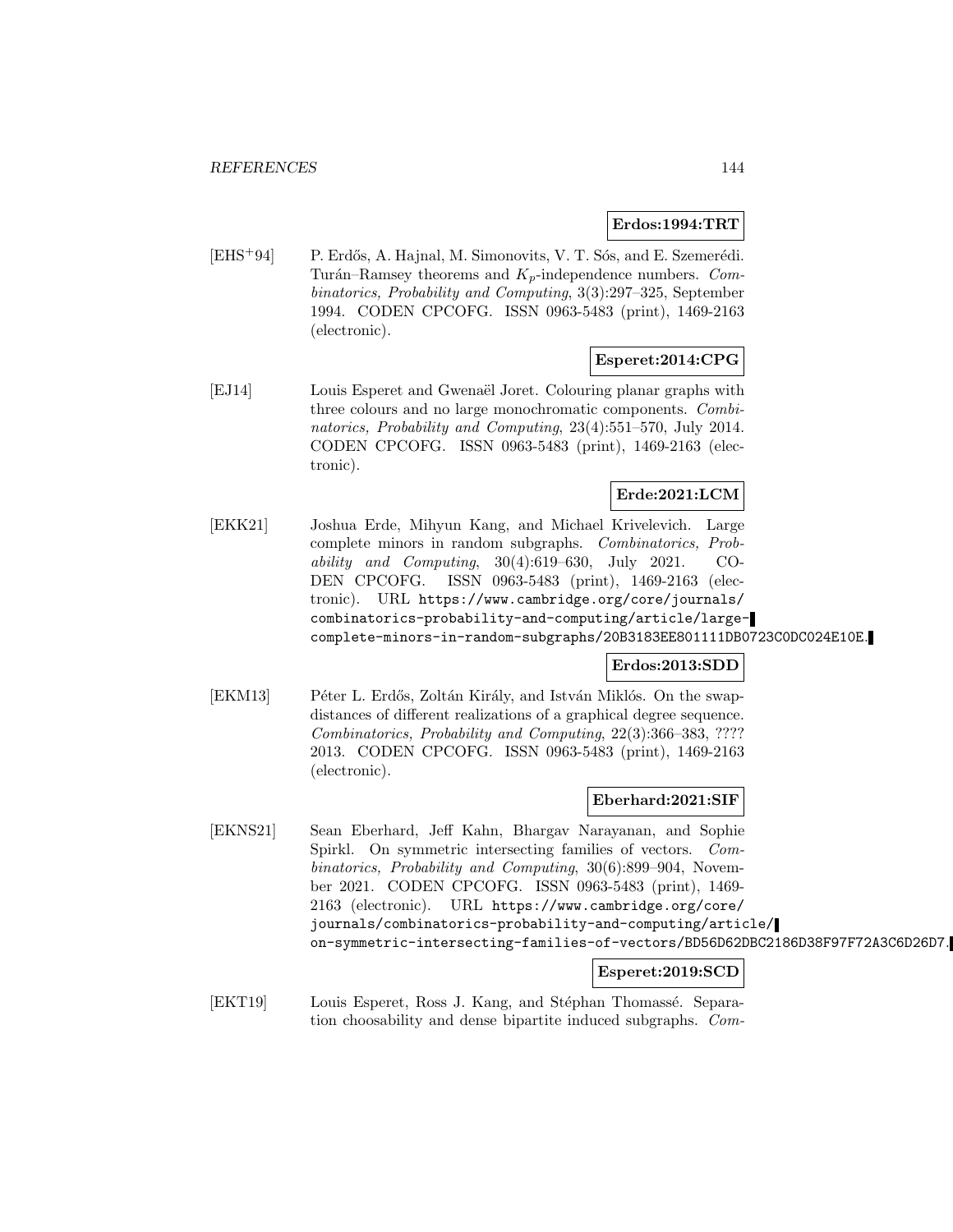**Erdos:1994:TRT**

[EHS+94] P. Erdős, A. Hajnal, M. Simonovits, V. T. Sós, and E. Szemerédi. Turán–Ramsey theorems and $K_p$-independence numbers. *Combinatorics, Probability and Computing*, 3(3):297–325, September 1994. CODEN CPCOFG. ISSN 0963-5483 (print), 1469-2163 (electronic).

**Esperet:2014:CPG**

[EJ14] Louis Esperet and Gwenaël Joret. Colouring planar graphs with three colours and no large monochromatic components. *Combinatorics, Probability and Computing*, 23(4):551–570, July 2014. CODEN CPCOFG. ISSN 0963-5483 (print), 1469-2163 (electronic).

**Erde:2021:LCM**

[EKK21] Joshua Erde, Mihyun Kang, and Michael Krivelevich. Large complete minors in random subgraphs. *Combinatorics, Probability and Computing*, 30(4):619–630, July 2021. CODEN CPCOFG. ISSN 0963-5483 (print), 1469-2163 (electronic). URL https://www.cambridge.org/core/journals/combinatorics-probability-and-computing/article/large-complete-minors-in-random-subgraphs/20B3183EE801111DB0723C0DC024E10E.

**Erdos:2013:SDD**

[EKM13] Péter L. Erdős, Zoltán Király, and István Miklós. On the swap-distances of different realizations of a graphical degree sequence. *Combinatorics, Probability and Computing*, 22(3):366–383, ???? 2013. CODEN CPCOFG. ISSN 0963-5483 (print), 1469-2163 (electronic).

**Eberhard:2021:SIF**

[EKNS21] Sean Eberhard, Jeff Kahn, Bhargav Narayanan, and Sophie Spirkl. On symmetric intersecting families of vectors. *Combinatorics, Probability and Computing*, 30(6):899–904, November 2021. CODEN CPCOFG. ISSN 0963-5483 (print), 1469-2163 (electronic). URL https://www.cambridge.org/core/journals/combinatorics-probability-and-computing/article/on-symmetric-intersecting-families-of-vectors/BD56D62DBC2186D38F97F72A3C6D26D7.

**Esperet:2019:SCD**

[EKT19] Louis Esperet, Ross J. Kang, and Stéphan Thomassé. Separation choosability and dense bipartite induced subgraphs. *Com-*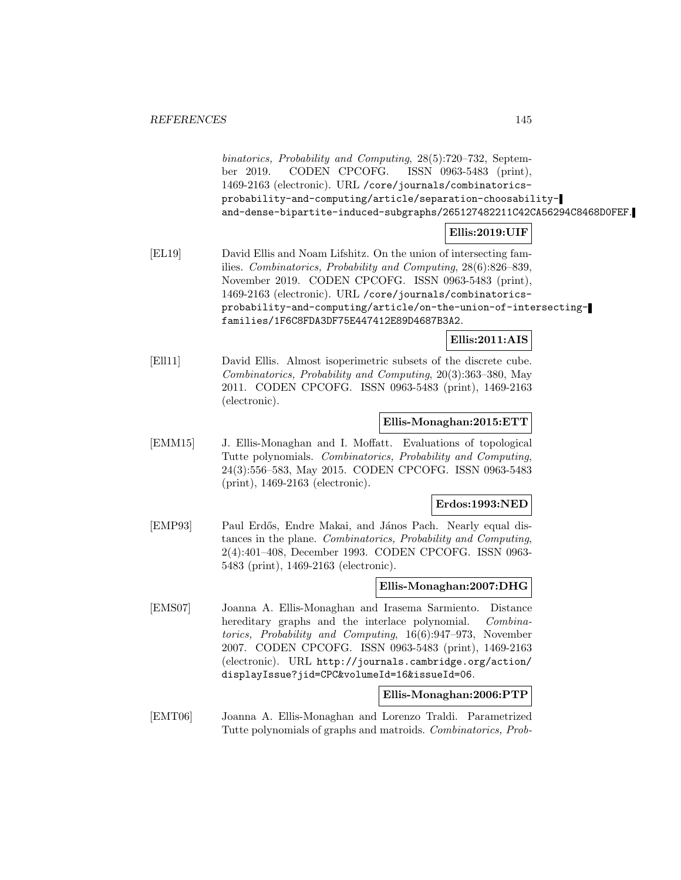*binatorics, Probability and Computing*, 28(5):720–732, September 2019. CODEN CPCOFG. ISSN 0963-5483 (print), 1469-2163 (electronic). URL `/core/journals/combinatorics-probability-and-computing/article/separation-choosability-and-dense-bipartite-induced-subgraphs/265127482211C42CA56294C8468D0FEF`.

**Ellis:2019:UIF**

[EL19] David Ellis and Noam Lifshitz. On the union of intersecting families. *Combinatorics, Probability and Computing*, 28(6):826–839, November 2019. CODEN CPCOFG. ISSN 0963-5483 (print), 1469-2163 (electronic). URL `/core/journals/combinatorics-probability-and-computing/article/on-the-union-of-intersecting-families/1F6C8FDA3DF75E447412E89D4687B3A2`.

**Ellis:2011:AIS**

[Ell11] David Ellis. Almost isoperimetric subsets of the discrete cube. *Combinatorics, Probability and Computing*, 20(3):363–380, May 2011. CODEN CPCOFG. ISSN 0963-5483 (print), 1469-2163 (electronic).

**Ellis-Monaghan:2015:ETT**

[EMM15] J. Ellis-Monaghan and I. Moffatt. Evaluations of topological Tutte polynomials. *Combinatorics, Probability and Computing*, 24(3):556–583, May 2015. CODEN CPCOFG. ISSN 0963-5483 (print), 1469-2163 (electronic).

**Erdos:1993:NED**

[EMP93] Paul Erdős, Endre Makai, and János Pach. Nearly equal distances in the plane. *Combinatorics, Probability and Computing*, 2(4):401–408, December 1993. CODEN CPCOFG. ISSN 0963-5483 (print), 1469-2163 (electronic).

**Ellis-Monaghan:2007:DHG**

[EMS07] Joanna A. Ellis-Monaghan and Irasema Sarmiento. Distance hereditary graphs and the interlace polynomial. *Combinatorics, Probability and Computing*, 16(6):947–973, November 2007. CODEN CPCOFG. ISSN 0963-5483 (print), 1469-2163 (electronic). URL `http://journals.cambridge.org/action/displayIssue?jid=CPC&volumeId=16&issueId=06`.

**Ellis-Monaghan:2006:PTP**

[EMT06] Joanna A. Ellis-Monaghan and Lorenzo Traldi. Parametrized Tutte polynomials of graphs and matroids. *Combinatorics, Prob-*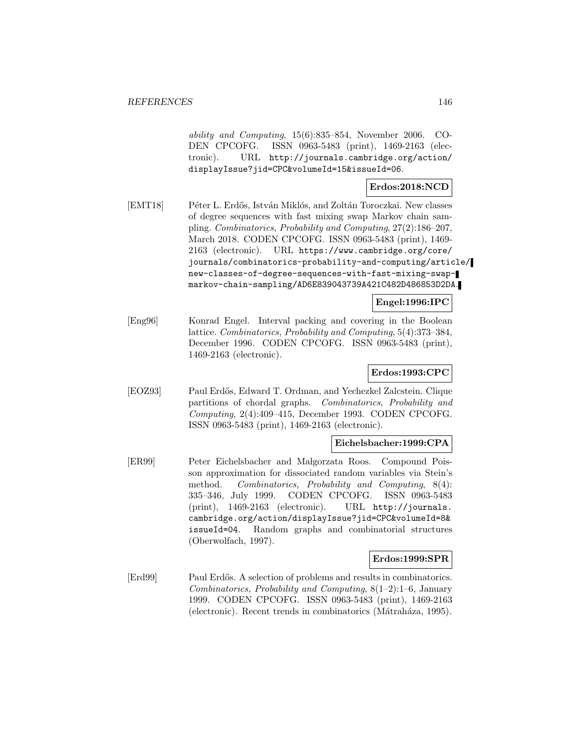*ability and Computing*, 15(6):835–854, November 2006. CODEN CPCOFG. ISSN 0963-5483 (print), 1469-2163 (electronic). URL http://journals.cambridge.org/action/displayIssue?jid=CPC&volumeId=15&issueId=06.

**Erdos:2018:NCD**

[EMT18] Péter L. Erdős, István Miklós, and Zoltán Toroczkai. New classes of degree sequences with fast mixing swap Markov chain sampling. *Combinatorics, Probability and Computing*, 27(2):186–207, March 2018. CODEN CPCOFG. ISSN 0963-5483 (print), 1469-2163 (electronic). URL https://www.cambridge.org/core/journals/combinatorics-probability-and-computing/article/new-classes-of-degree-sequences-with-fast-mixing-swap-markov-chain-sampling/AD6E839043739A421C482D486853D2DA.

**Engel:1996:IPC**

[Eng96] Konrad Engel. Interval packing and covering in the Boolean lattice. *Combinatorics, Probability and Computing*, 5(4):373–384, December 1996. CODEN CPCOFG. ISSN 0963-5483 (print), 1469-2163 (electronic).

**Erdos:1993:CPC**

[EOZ93] Paul Erdős, Edward T. Ordman, and Yechezkel Zalcstein. Clique partitions of chordal graphs. *Combinatorics, Probability and Computing*, 2(4):409–415, December 1993. CODEN CPCOFG. ISSN 0963-5483 (print), 1469-2163 (electronic).

**Eichelsbacher:1999:CPA**

[ER99] Peter Eichelsbacher and Małgorzata Roos. Compound Poisson approximation for dissociated random variables via Stein's method. *Combinatorics, Probability and Computing*, 8(4):335–346, July 1999. CODEN CPCOFG. ISSN 0963-5483 (print), 1469-2163 (electronic). URL http://journals.cambridge.org/action/displayIssue?jid=CPC&volumeId=8&issueId=04. Random graphs and combinatorial structures (Oberwolfach, 1997).

**Erdos:1999:SPR**

[Erd99] Paul Erdős. A selection of problems and results in combinatorics. *Combinatorics, Probability and Computing*, 8(1–2):1–6, January 1999. CODEN CPCOFG. ISSN 0963-5483 (print), 1469-2163 (electronic). Recent trends in combinatorics (Mátraháza, 1995).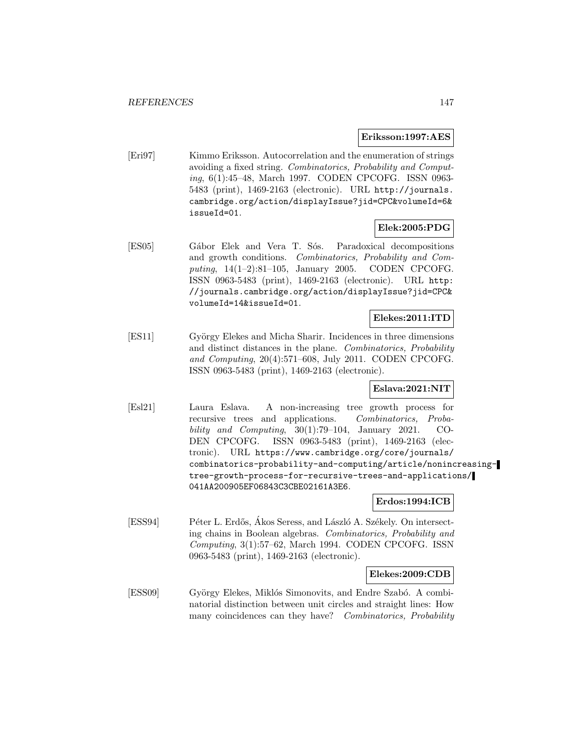**Eriksson:1997:AES**

[Eri97] Kimmo Eriksson. Autocorrelation and the enumeration of strings avoiding a fixed string. *Combinatorics, Probability and Computing*, 6(1):45–48, March 1997. CODEN CPCOFG. ISSN 0963-5483 (print), 1469-2163 (electronic). URL http://journals.cambridge.org/action/displayIssue?jid=CPC&volumeId=6&issueId=01.

**Elek:2005:PDG**

[ES05] Gábor Elek and Vera T. Sós. Paradoxical decompositions and growth conditions. *Combinatorics, Probability and Computing*, 14(1–2):81–105, January 2005. CODEN CPCOFG. ISSN 0963-5483 (print), 1469-2163 (electronic). URL http://journals.cambridge.org/action/displayIssue?jid=CPC&volumeId=14&issueId=01.

**Elekes:2011:ITD**

[ES11] György Elekes and Micha Sharir. Incidences in three dimensions and distinct distances in the plane. *Combinatorics, Probability and Computing*, 20(4):571–608, July 2011. CODEN CPCOFG. ISSN 0963-5483 (print), 1469-2163 (electronic).

**Eslava:2021:NIT**

[Esl21] Laura Eslava. A non-increasing tree growth process for recursive trees and applications. *Combinatorics, Probability and Computing*, 30(1):79–104, January 2021. CODEN CPCOFG. ISSN 0963-5483 (print), 1469-2163 (electronic). URL https://www.cambridge.org/core/journals/combinatorics-probability-and-computing/article/nonincreasing-tree-growth-process-for-recursive-trees-and-applications/041AA200905EF06843C3CBE02161A3E6.

**Erdos:1994:ICB**

[ESS94] Péter L. Erdős, Ákos Seress, and László A. Székely. On intersecting chains in Boolean algebras. *Combinatorics, Probability and Computing*, 3(1):57–62, March 1994. CODEN CPCOFG. ISSN 0963-5483 (print), 1469-2163 (electronic).

**Elekes:2009:CDB**

[ESS09] György Elekes, Miklós Simonovits, and Endre Szabó. A combinatorial distinction between unit circles and straight lines: How many coincidences can they have? *Combinatorics, Probability*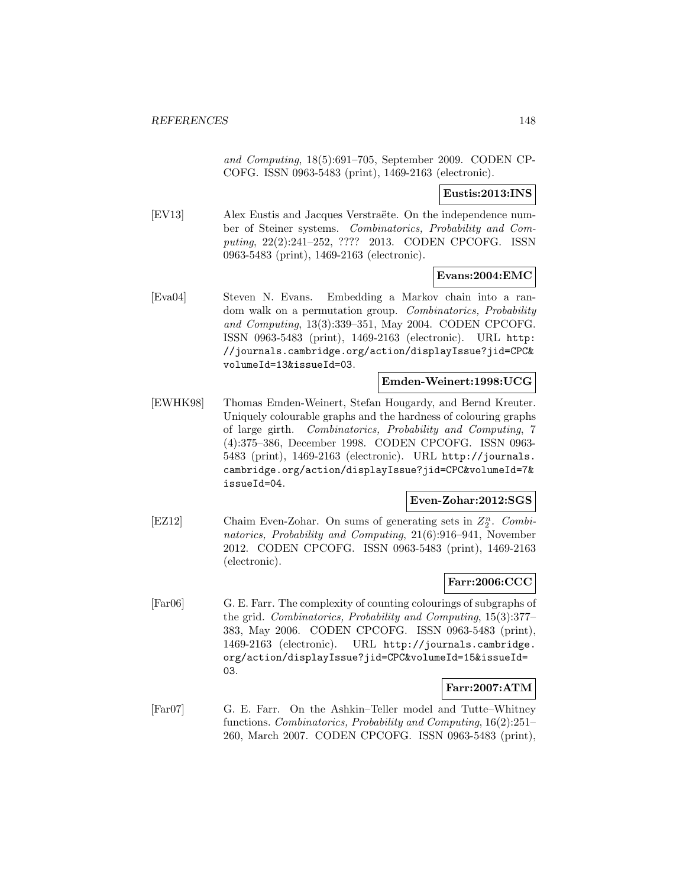*and Computing*, 18(5):691–705, September 2009. CODEN CPCOFG. ISSN 0963-5483 (print), 1469-2163 (electronic).

**Eustis:2013:INS**

[EV13] Alex Eustis and Jacques Verstraëte. On the independence number of Steiner systems. *Combinatorics, Probability and Computing*, 22(2):241–252, ???? 2013. CODEN CPCOFG. ISSN 0963-5483 (print), 1469-2163 (electronic).

**Evans:2004:EMC**

[Eva04] Steven N. Evans. Embedding a Markov chain into a random walk on a permutation group. *Combinatorics, Probability and Computing*, 13(3):339–351, May 2004. CODEN CPCOFG. ISSN 0963-5483 (print), 1469-2163 (electronic). URL http://journals.cambridge.org/action/displayIssue?jid=CPC&volumeId=13&issueId=03.

**Emden-Weinert:1998:UCG**

[EWHK98] Thomas Emden-Weinert, Stefan Hougardy, and Bernd Kreuter. Uniquely colourable graphs and the hardness of colouring graphs of large girth. *Combinatorics, Probability and Computing*, 7(4):375–386, December 1998. CODEN CPCOFG. ISSN 0963-5483 (print), 1469-2163 (electronic). URL http://journals.cambridge.org/action/displayIssue?jid=CPC&volumeId=7&issueId=04.

**Even-Zohar:2012:SGS**

[EZ12] Chaim Even-Zohar. On sums of generating sets in $Z_2^n$. *Combinatorics, Probability and Computing*, 21(6):916–941, November 2012. CODEN CPCOFG. ISSN 0963-5483 (print), 1469-2163 (electronic).

**Farr:2006:CCC**

[Far06] G. E. Farr. The complexity of counting colourings of subgraphs of the grid. *Combinatorics, Probability and Computing*, 15(3):377–383, May 2006. CODEN CPCOFG. ISSN 0963-5483 (print), 1469-2163 (electronic). URL http://journals.cambridge.org/action/displayIssue?jid=CPC&volumeId=15&issueId=03.

**Farr:2007:ATM**

[Far07] G. E. Farr. On the Ashkin–Teller model and Tutte–Whitney functions. *Combinatorics, Probability and Computing*, 16(2):251–260, March 2007. CODEN CPCOFG. ISSN 0963-5483 (print),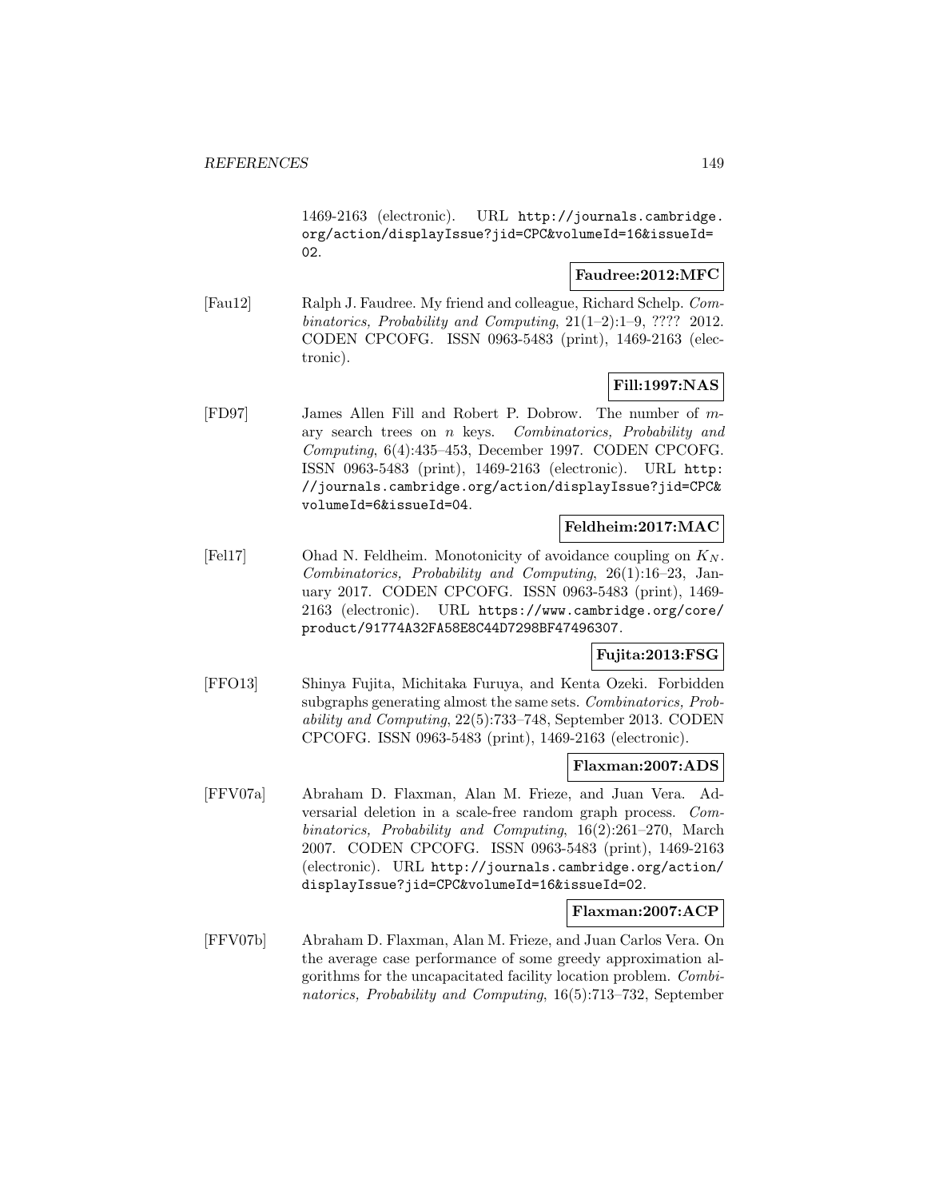1469-2163 (electronic). URL http://journals.cambridge.org/action/displayIssue?jid=CPC&volumeId=16&issueId=02.

**Faudree:2012:MFC**

[Fau12] Ralph J. Faudree. My friend and colleague, Richard Schelp. *Combinatorics, Probability and Computing*, 21(1–2):1–9, ???? 2012. CODEN CPCOFG. ISSN 0963-5483 (print), 1469-2163 (electronic).

**Fill:1997:NAS**

[FD97] James Allen Fill and Robert P. Dobrow. The number of $m$-ary search trees on $n$ keys. *Combinatorics, Probability and Computing*, 6(4):435–453, December 1997. CODEN CPCOFG. ISSN 0963-5483 (print), 1469-2163 (electronic). URL http://journals.cambridge.org/action/displayIssue?jid=CPC&volumeId=6&issueId=04.

**Feldheim:2017:MAC**

[Fel17] Ohad N. Feldheim. Monotonicity of avoidance coupling on $K_N$. *Combinatorics, Probability and Computing*, 26(1):16–23, January 2017. CODEN CPCOFG. ISSN 0963-5483 (print), 1469-2163 (electronic). URL https://www.cambridge.org/core/product/91774A32FA58E8C44D7298BF47496307.

**Fujita:2013:FSG**

[FFO13] Shinya Fujita, Michitaka Furuya, and Kenta Ozeki. Forbidden subgraphs generating almost the same sets. *Combinatorics, Probability and Computing*, 22(5):733–748, September 2013. CODEN CPCOFG. ISSN 0963-5483 (print), 1469-2163 (electronic).

**Flaxman:2007:ADS**

[FFV07a] Abraham D. Flaxman, Alan M. Frieze, and Juan Vera. Adversarial deletion in a scale-free random graph process. *Combinatorics, Probability and Computing*, 16(2):261–270, March 2007. CODEN CPCOFG. ISSN 0963-5483 (print), 1469-2163 (electronic). URL http://journals.cambridge.org/action/displayIssue?jid=CPC&volumeId=16&issueId=02.

**Flaxman:2007:ACP**

[FFV07b] Abraham D. Flaxman, Alan M. Frieze, and Juan Carlos Vera. On the average case performance of some greedy approximation algorithms for the uncapacitated facility location problem. *Combinatorics, Probability and Computing*, 16(5):713–732, September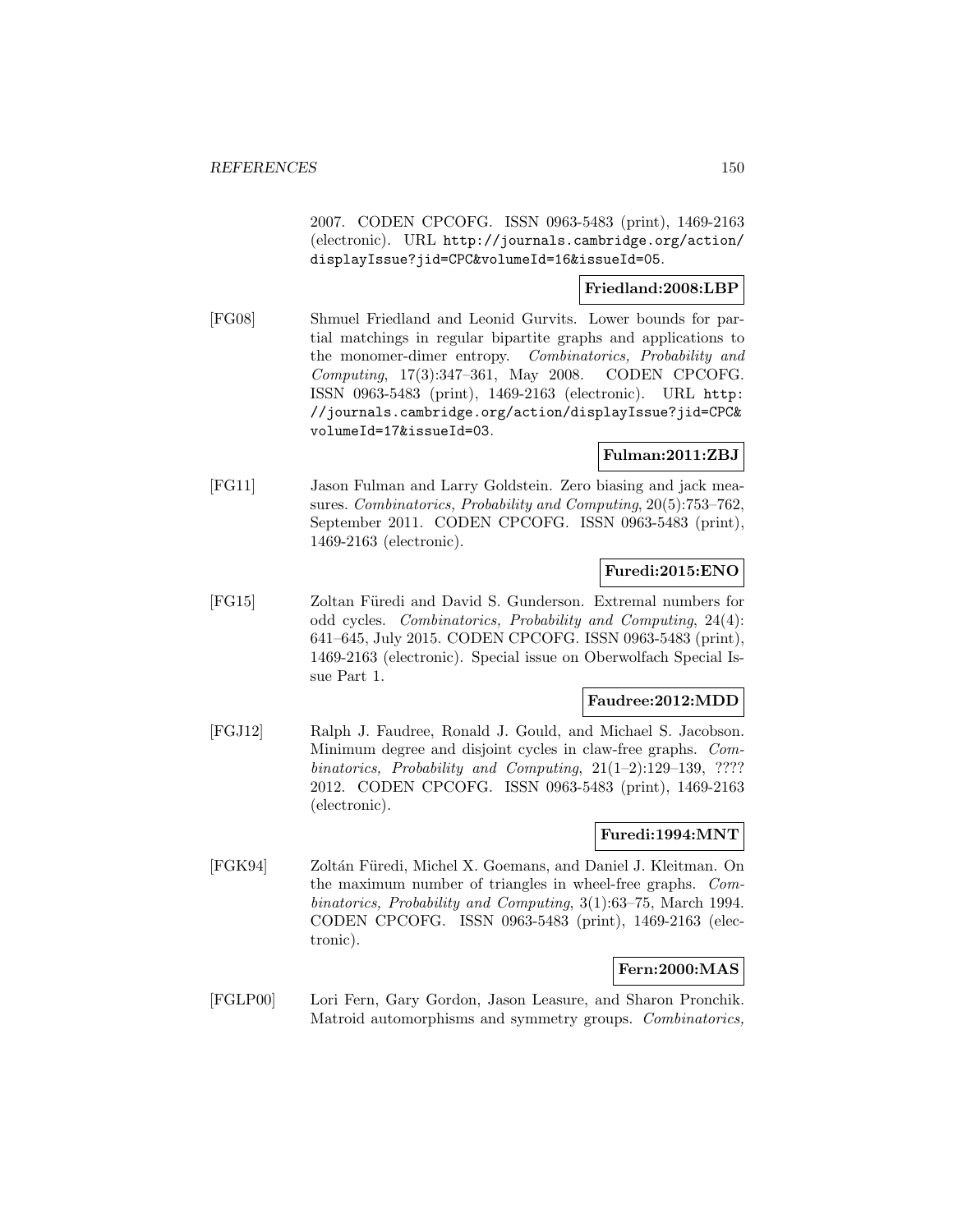2007. CODEN CPCOFG. ISSN 0963-5483 (print), 1469-2163 (electronic). URL http://journals.cambridge.org/action/displayIssue?jid=CPC&volumeId=16&issueId=05.

**Friedland:2008:LBP**

[FG08] Shmuel Friedland and Leonid Gurvits. Lower bounds for partial matchings in regular bipartite graphs and applications to the monomer-dimer entropy. *Combinatorics, Probability and Computing*, 17(3):347–361, May 2008. CODEN CPCOFG. ISSN 0963-5483 (print), 1469-2163 (electronic). URL http://journals.cambridge.org/action/displayIssue?jid=CPC&volumeId=17&issueId=03.

**Fulman:2011:ZBJ**

[FG11] Jason Fulman and Larry Goldstein. Zero biasing and jack measures. *Combinatorics, Probability and Computing*, 20(5):753–762, September 2011. CODEN CPCOFG. ISSN 0963-5483 (print), 1469-2163 (electronic).

**Furedi:2015:ENO**

[FG15] Zoltan Füredi and David S. Gunderson. Extremal numbers for odd cycles. *Combinatorics, Probability and Computing*, 24(4): 641–645, July 2015. CODEN CPCOFG. ISSN 0963-5483 (print), 1469-2163 (electronic). Special issue on Oberwolfach Special Issue Part 1.

**Faudree:2012:MDD**

[FGJ12] Ralph J. Faudree, Ronald J. Gould, and Michael S. Jacobson. Minimum degree and disjoint cycles in claw-free graphs. *Combinatorics, Probability and Computing*, 21(1–2):129–139, ???? 2012. CODEN CPCOFG. ISSN 0963-5483 (print), 1469-2163 (electronic).

**Furedi:1994:MNT**

[FGK94] Zoltán Füredi, Michel X. Goemans, and Daniel J. Kleitman. On the maximum number of triangles in wheel-free graphs. *Combinatorics, Probability and Computing*, 3(1):63–75, March 1994. CODEN CPCOFG. ISSN 0963-5483 (print), 1469-2163 (electronic).

**Fern:2000:MAS**

[FGLP00] Lori Fern, Gary Gordon, Jason Leasure, and Sharon Pronchik. Matroid automorphisms and symmetry groups. *Combinatorics,*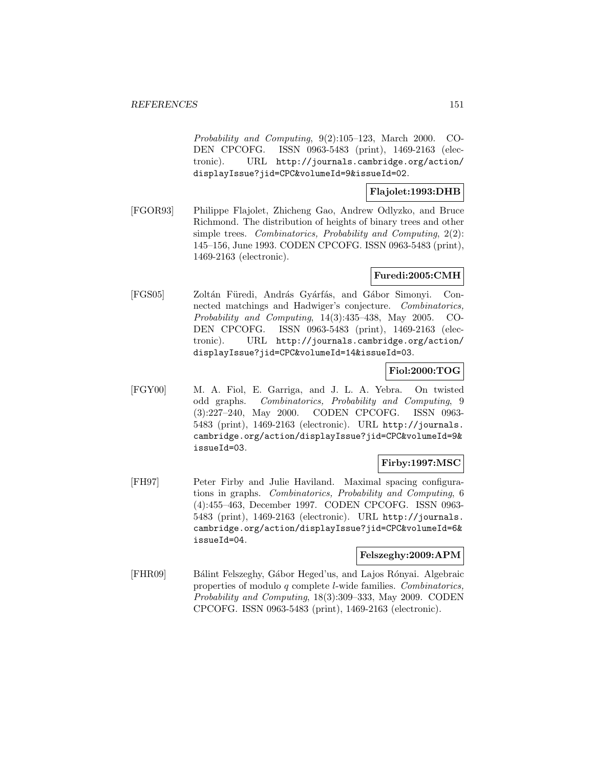*Probability and Computing*, 9(2):105–123, March 2000. CODEN CPCOFG. ISSN 0963-5483 (print), 1469-2163 (electronic). URL http://journals.cambridge.org/action/displayIssue?jid=CPC&volumeId=9&issueId=02.

**Flajolet:1993:DHB**

[FGOR93] Philippe Flajolet, Zhicheng Gao, Andrew Odlyzko, and Bruce Richmond. The distribution of heights of binary trees and other simple trees. *Combinatorics, Probability and Computing*, 2(2): 145–156, June 1993. CODEN CPCOFG. ISSN 0963-5483 (print), 1469-2163 (electronic).

**Furedi:2005:CMH**

[FGS05] Zoltán Füredi, András Gyárfás, and Gábor Simonyi. Connected matchings and Hadwiger's conjecture. *Combinatorics, Probability and Computing*, 14(3):435–438, May 2005. CODEN CPCOFG. ISSN 0963-5483 (print), 1469-2163 (electronic). URL http://journals.cambridge.org/action/displayIssue?jid=CPC&volumeId=14&issueId=03.

**Fiol:2000:TOG**

[FGY00] M. A. Fiol, E. Garriga, and J. L. A. Yebra. On twisted odd graphs. *Combinatorics, Probability and Computing*, 9 (3):227–240, May 2000. CODEN CPCOFG. ISSN 0963-5483 (print), 1469-2163 (electronic). URL http://journals.cambridge.org/action/displayIssue?jid=CPC&volumeId=9&issueId=03.

**Firby:1997:MSC**

[FH97] Peter Firby and Julie Haviland. Maximal spacing configurations in graphs. *Combinatorics, Probability and Computing*, 6 (4):455–463, December 1997. CODEN CPCOFG. ISSN 0963-5483 (print), 1469-2163 (electronic). URL http://journals.cambridge.org/action/displayIssue?jid=CPC&volumeId=6&issueId=04.

**Felszeghy:2009:APM**

[FHR09] Bálint Felszeghy, Gábor Heged'us, and Lajos Rónyai. Algebraic properties of modulo $q$ complete $l$-wide families. *Combinatorics, Probability and Computing*, 18(3):309–333, May 2009. CODEN CPCOFG. ISSN 0963-5483 (print), 1469-2163 (electronic).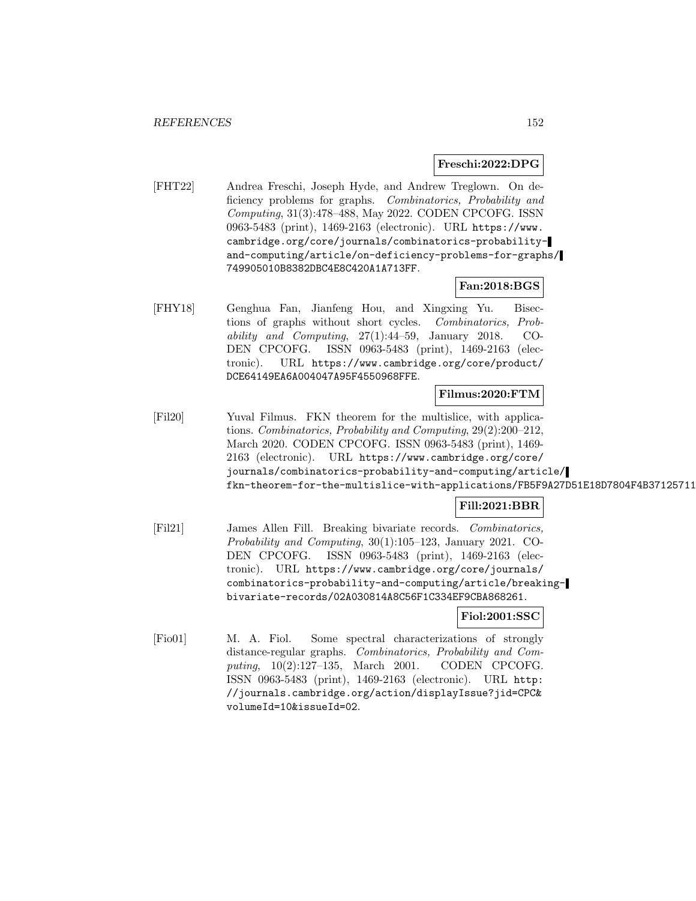**Freschi:2022:DPG**

[FHT22] Andrea Freschi, Joseph Hyde, and Andrew Treglown. On deficiency problems for graphs. *Combinatorics, Probability and Computing*, 31(3):478–488, May 2022. CODEN CPCOFG. ISSN 0963-5483 (print), 1469-2163 (electronic). URL https://www.cambridge.org/core/journals/combinatorics-probability-and-computing/article/on-deficiency-problems-for-graphs/749905010B8382DBC4E8C420A1A713FF.

**Fan:2018:BGS**

[FHY18] Genghua Fan, Jianfeng Hou, and Xingxing Yu. Bisections of graphs without short cycles. *Combinatorics, Probability and Computing*, 27(1):44–59, January 2018. CODEN CPCOFG. ISSN 0963-5483 (print), 1469-2163 (electronic). URL https://www.cambridge.org/core/product/DCE64149EA6A004047A95F4550968FFE.

**Filmus:2020:FTM**

[Fil20] Yuval Filmus. FKN theorem for the multislice, with applications. *Combinatorics, Probability and Computing*, 29(2):200–212, March 2020. CODEN CPCOFG. ISSN 0963-5483 (print), 1469-2163 (electronic). URL https://www.cambridge.org/core/journals/combinatorics-probability-and-computing/article/fkn-theorem-for-the-multislice-with-applications/FB5F9A27D51E18D7804F4B37125711

**Fill:2021:BBR**

[Fil21] James Allen Fill. Breaking bivariate records. *Combinatorics, Probability and Computing*, 30(1):105–123, January 2021. CODEN CPCOFG. ISSN 0963-5483 (print), 1469-2163 (electronic). URL https://www.cambridge.org/core/journals/combinatorics-probability-and-computing/article/breaking-bivariate-records/02A030814A8C56F1C334EF9CBA868261.

**Fiol:2001:SSC**

[Fio01] M. A. Fiol. Some spectral characterizations of strongly distance-regular graphs. *Combinatorics, Probability and Computing*, 10(2):127–135, March 2001. CODEN CPCOFG. ISSN 0963-5483 (print), 1469-2163 (electronic). URL http://journals.cambridge.org/action/displayIssue?jid=CPC&volumeId=10&issueId=02.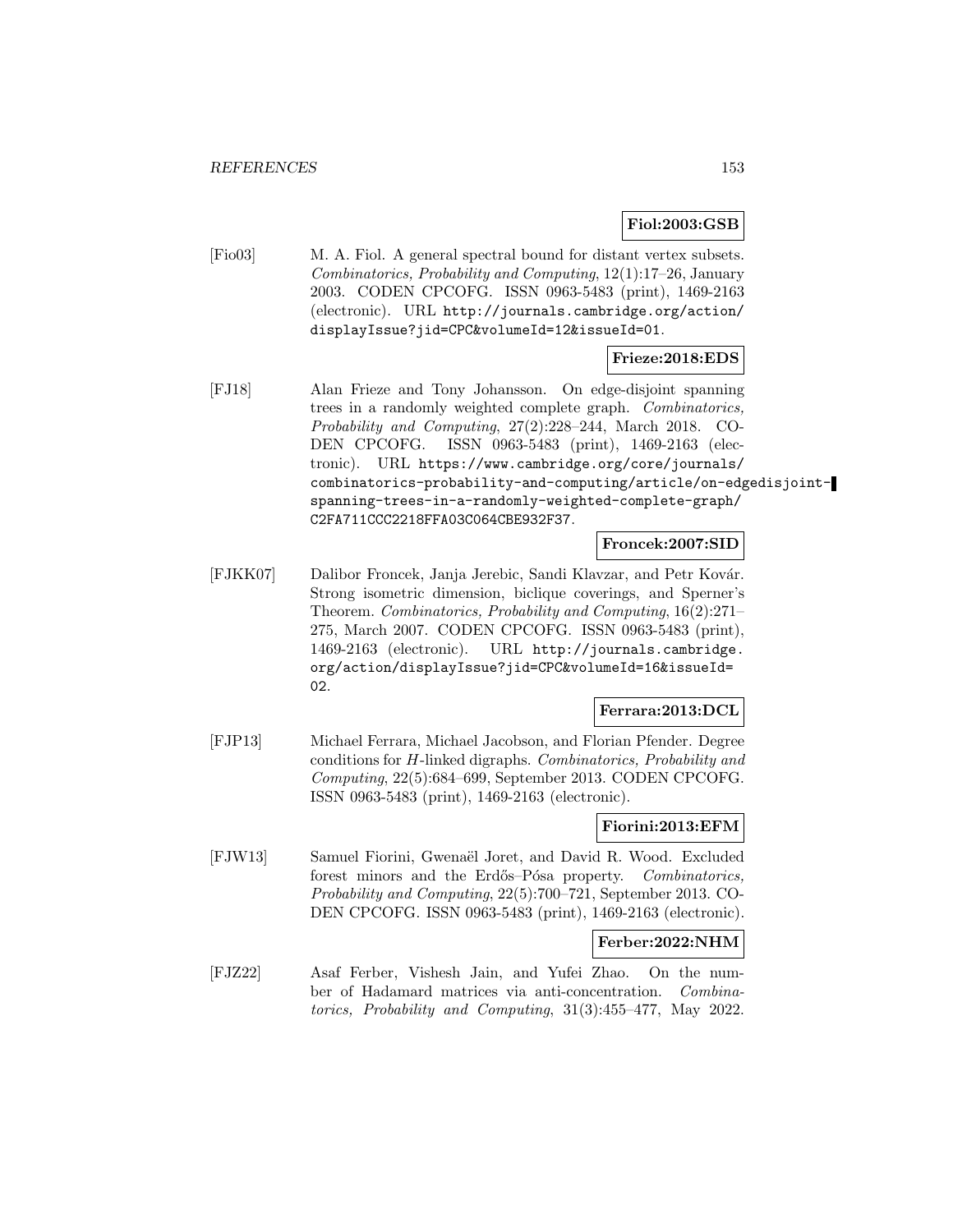**Fiol:2003:GSB**

[Fio03] M. A. Fiol. A general spectral bound for distant vertex subsets. *Combinatorics, Probability and Computing*, 12(1):17–26, January 2003. CODEN CPCOFG. ISSN 0963-5483 (print), 1469-2163 (electronic). URL `http://journals.cambridge.org/action/displayIssue?jid=CPC&volumeId=12&issueId=01`.

**Frieze:2018:EDS**

[FJ18] Alan Frieze and Tony Johansson. On edge-disjoint spanning trees in a randomly weighted complete graph. *Combinatorics, Probability and Computing*, 27(2):228–244, March 2018. CODEN CPCOFG. ISSN 0963-5483 (print), 1469-2163 (electronic). URL `https://www.cambridge.org/core/journals/combinatorics-probability-and-computing/article/on-edgedisjoint-spanning-trees-in-a-randomly-weighted-complete-graph/C2FA711CCC2218FFA03C064CBE932F37`.

**Froncek:2007:SID**

[FJKK07] Dalibor Froncek, Janja Jerebic, Sandi Klavzar, and Petr Kovár. Strong isometric dimension, biclique coverings, and Sperner's Theorem. *Combinatorics, Probability and Computing*, 16(2):271–275, March 2007. CODEN CPCOFG. ISSN 0963-5483 (print), 1469-2163 (electronic). URL `http://journals.cambridge.org/action/displayIssue?jid=CPC&volumeId=16&issueId=02`.

**Ferrara:2013:DCL**

[FJP13] Michael Ferrara, Michael Jacobson, and Florian Pfender. Degree conditions for $H$-linked digraphs. *Combinatorics, Probability and Computing*, 22(5):684–699, September 2013. CODEN CPCOFG. ISSN 0963-5483 (print), 1469-2163 (electronic).

**Fiorini:2013:EFM**

[FJW13] Samuel Fiorini, Gwenaël Joret, and David R. Wood. Excluded forest minors and the Erdős–Pósa property. *Combinatorics, Probability and Computing*, 22(5):700–721, September 2013. CODEN CPCOFG. ISSN 0963-5483 (print), 1469-2163 (electronic).

**Ferber:2022:NHM**

[FJZ22] Asaf Ferber, Vishesh Jain, and Yufei Zhao. On the number of Hadamard matrices via anti-concentration. *Combinatorics, Probability and Computing*, 31(3):455–477, May 2022.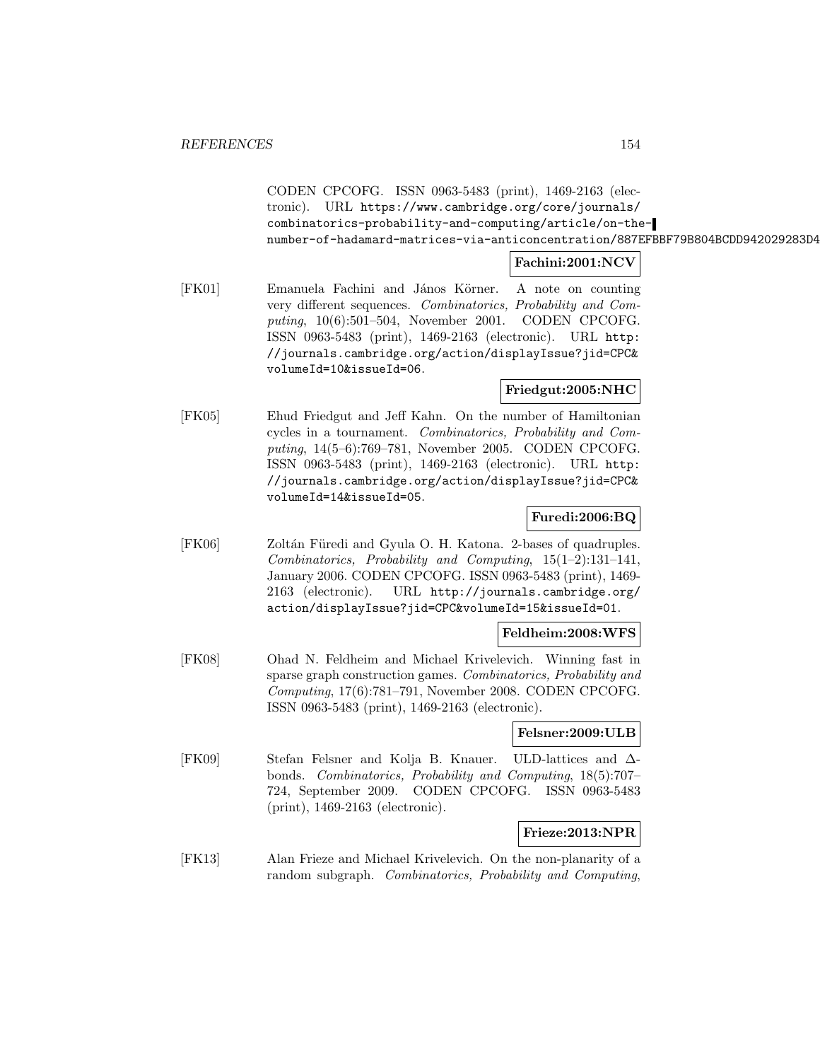CODEN CPCOFG. ISSN 0963-5483 (print), 1469-2163 (electronic). URL https://www.cambridge.org/core/journals/combinatorics-probability-and-computing/article/on-the-number-of-hadamard-matrices-via-anticoncentration/887EFBBF79B804BCDD942029283D4

**Fachini:2001:NCV**

[FK01] Emanuela Fachini and János Körner. A note on counting very different sequences. *Combinatorics, Probability and Computing*, 10(6):501–504, November 2001. CODEN CPCOFG. ISSN 0963-5483 (print), 1469-2163 (electronic). URL http://journals.cambridge.org/action/displayIssue?jid=CPC&volumeId=10&issueId=06.

**Friedgut:2005:NHC**

[FK05] Ehud Friedgut and Jeff Kahn. On the number of Hamiltonian cycles in a tournament. *Combinatorics, Probability and Computing*, 14(5–6):769–781, November 2005. CODEN CPCOFG. ISSN 0963-5483 (print), 1469-2163 (electronic). URL http://journals.cambridge.org/action/displayIssue?jid=CPC&volumeId=14&issueId=05.

**Furedi:2006:BQ**

[FK06] Zoltán Füredi and Gyula O. H. Katona. 2-bases of quadruples. *Combinatorics, Probability and Computing*, 15(1–2):131–141, January 2006. CODEN CPCOFG. ISSN 0963-5483 (print), 1469-2163 (electronic). URL http://journals.cambridge.org/action/displayIssue?jid=CPC&volumeId=15&issueId=01.

**Feldheim:2008:WFS**

[FK08] Ohad N. Feldheim and Michael Krivelevich. Winning fast in sparse graph construction games. *Combinatorics, Probability and Computing*, 17(6):781–791, November 2008. CODEN CPCOFG. ISSN 0963-5483 (print), 1469-2163 (electronic).

**Felsner:2009:ULB**

[FK09] Stefan Felsner and Kolja B. Knauer. ULD-lattices and $\Delta$-bonds. *Combinatorics, Probability and Computing*, 18(5):707–724, September 2009. CODEN CPCOFG. ISSN 0963-5483 (print), 1469-2163 (electronic).

**Frieze:2013:NPR**

[FK13] Alan Frieze and Michael Krivelevich. On the non-planarity of a random subgraph. *Combinatorics, Probability and Computing*,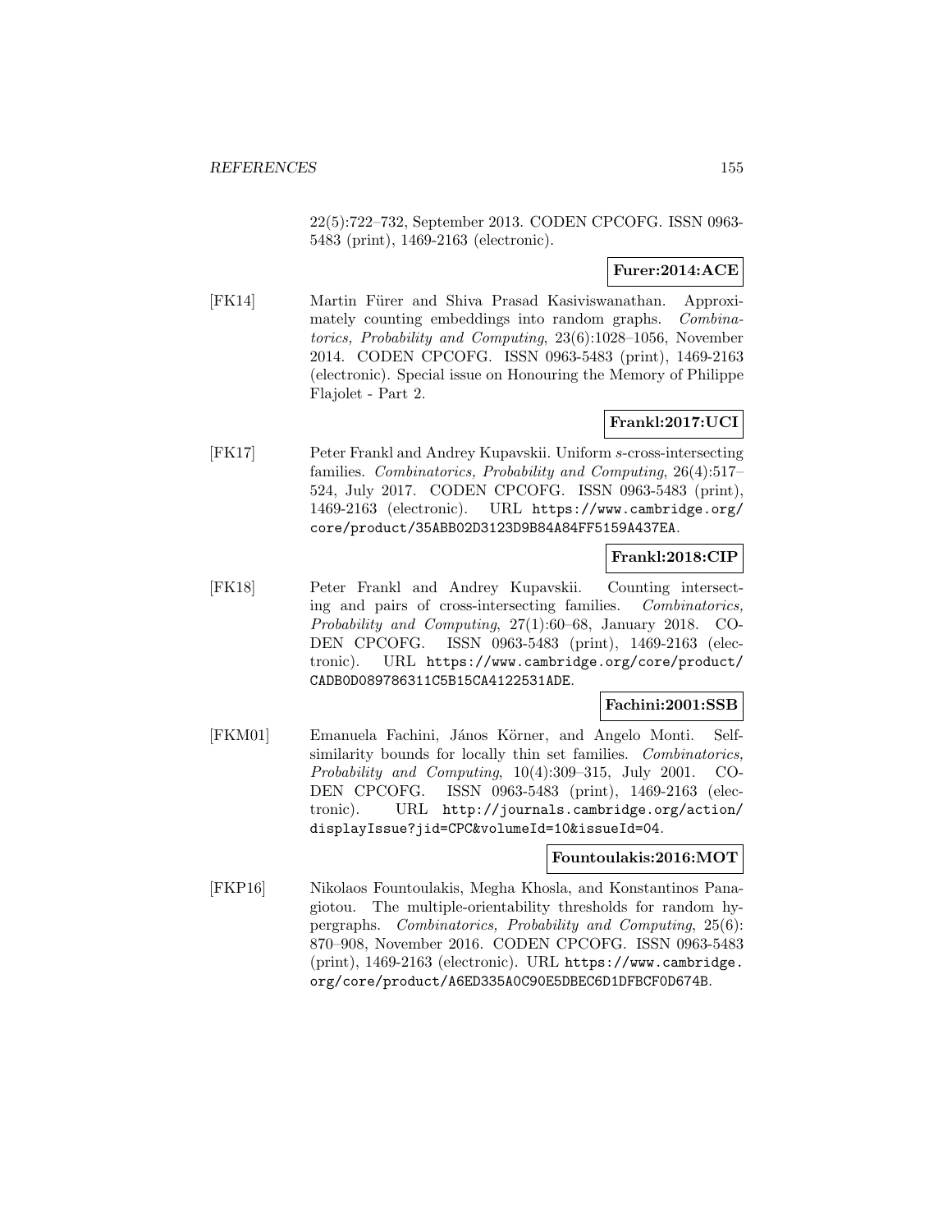22(5):722–732, September 2013. CODEN CPCOFG. ISSN 0963-5483 (print), 1469-2163 (electronic).

**Furer:2014:ACE**

[FK14] Martin Fürer and Shiva Prasad Kasiviswanathan. Approximately counting embeddings into random graphs. *Combinatorics, Probability and Computing*, 23(6):1028–1056, November 2014. CODEN CPCOFG. ISSN 0963-5483 (print), 1469-2163 (electronic). Special issue on Honouring the Memory of Philippe Flajolet - Part 2.

**Frankl:2017:UCI**

[FK17] Peter Frankl and Andrey Kupavskii. Uniform $s$-cross-intersecting families. *Combinatorics, Probability and Computing*, 26(4):517–524, July 2017. CODEN CPCOFG. ISSN 0963-5483 (print), 1469-2163 (electronic). URL https://www.cambridge.org/core/product/35ABB02D3123D9B84A84FF5159A437EA.

**Frankl:2018:CIP**

[FK18] Peter Frankl and Andrey Kupavskii. Counting intersecting and pairs of cross-intersecting families. *Combinatorics, Probability and Computing*, 27(1):60–68, January 2018. CODEN CPCOFG. ISSN 0963-5483 (print), 1469-2163 (electronic). URL https://www.cambridge.org/core/product/CADB0D089786311C5B15CA4122531ADE.

**Fachini:2001:SSB**

[FKM01] Emanuela Fachini, János Körner, and Angelo Monti. Self-similarity bounds for locally thin set families. *Combinatorics, Probability and Computing*, 10(4):309–315, July 2001. CODEN CPCOFG. ISSN 0963-5483 (print), 1469-2163 (electronic). URL http://journals.cambridge.org/action/displayIssue?jid=CPC&volumeId=10&issueId=04.

**Fountoulakis:2016:MOT**

[FKP16] Nikolaos Fountoulakis, Megha Khosla, and Konstantinos Panagiotou. The multiple-orientability thresholds for random hypergraphs. *Combinatorics, Probability and Computing*, 25(6):870–908, November 2016. CODEN CPCOFG. ISSN 0963-5483 (print), 1469-2163 (electronic). URL https://www.cambridge.org/core/product/A6ED335A0C90E5DBEC6D1DFBCF0D674B.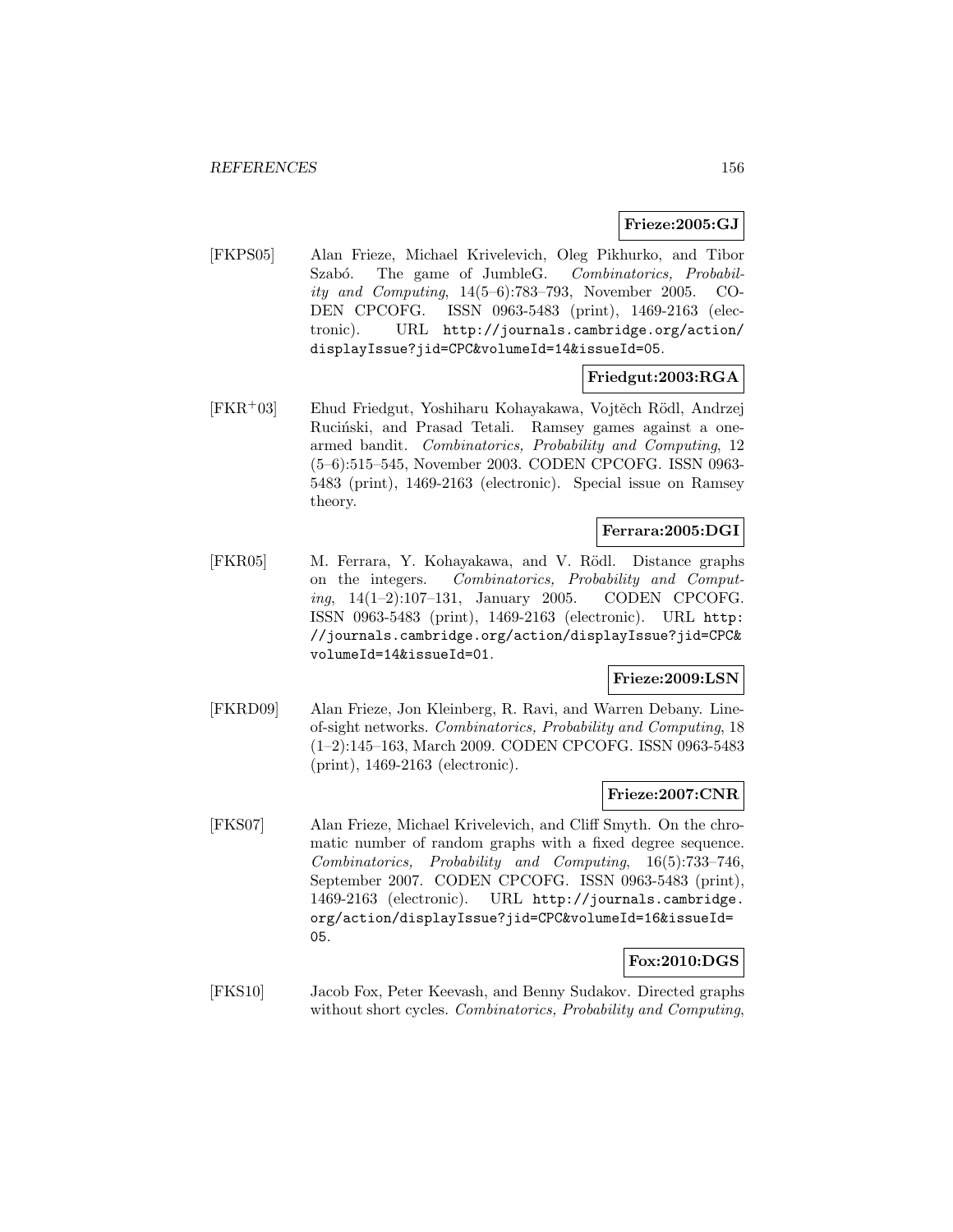**Frieze:2005:GJ**

[FKPS05] Alan Frieze, Michael Krivelevich, Oleg Pikhurko, and Tibor Szabó. The game of JumbleG. *Combinatorics, Probability and Computing*, 14(5–6):783–793, November 2005. CODEN CPCOFG. ISSN 0963-5483 (print), 1469-2163 (electronic). URL http://journals.cambridge.org/action/displayIssue?jid=CPC&volumeId=14&issueId=05.

**Friedgut:2003:RGA**

[FKR+03] Ehud Friedgut, Yoshiharu Kohayakawa, Vojtěch Rödl, Andrzej Ruciński, and Prasad Tetali. Ramsey games against a one-armed bandit. *Combinatorics, Probability and Computing*, 12 (5–6):515–545, November 2003. CODEN CPCOFG. ISSN 0963-5483 (print), 1469-2163 (electronic). Special issue on Ramsey theory.

**Ferrara:2005:DGI**

[FKR05] M. Ferrara, Y. Kohayakawa, and V. Rödl. Distance graphs on the integers. *Combinatorics, Probability and Computing*, 14(1–2):107–131, January 2005. CODEN CPCOFG. ISSN 0963-5483 (print), 1469-2163 (electronic). URL http://journals.cambridge.org/action/displayIssue?jid=CPC&volumeId=14&issueId=01.

**Frieze:2009:LSN**

[FKRD09] Alan Frieze, Jon Kleinberg, R. Ravi, and Warren Debany. Line-of-sight networks. *Combinatorics, Probability and Computing*, 18 (1–2):145–163, March 2009. CODEN CPCOFG. ISSN 0963-5483 (print), 1469-2163 (electronic).

**Frieze:2007:CNR**

[FKS07] Alan Frieze, Michael Krivelevich, and Cliff Smyth. On the chromatic number of random graphs with a fixed degree sequence. *Combinatorics, Probability and Computing*, 16(5):733–746, September 2007. CODEN CPCOFG. ISSN 0963-5483 (print), 1469-2163 (electronic). URL http://journals.cambridge.org/action/displayIssue?jid=CPC&volumeId=16&issueId=05.

**Fox:2010:DGS**

[FKS10] Jacob Fox, Peter Keevash, and Benny Sudakov. Directed graphs without short cycles. *Combinatorics, Probability and Computing*,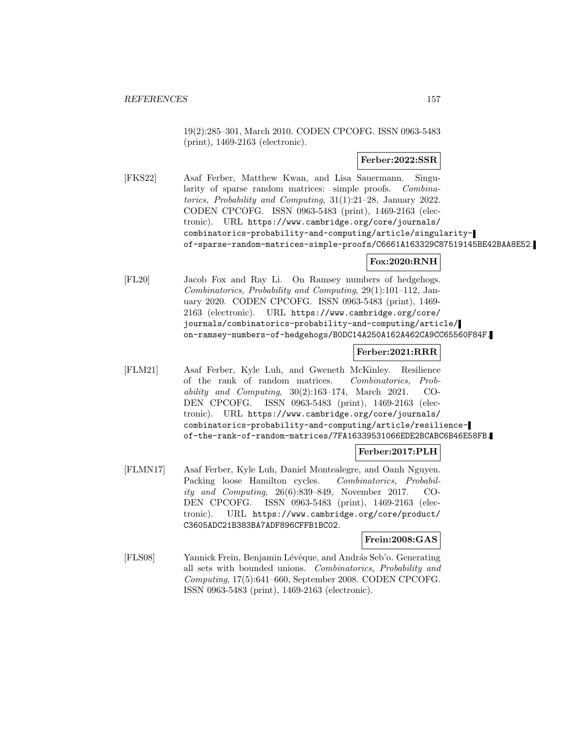19(2):285–301, March 2010. CODEN CPCOFG. ISSN 0963-5483 (print), 1469-2163 (electronic).

**Ferber:2022:SSR**

[FKS22] Asaf Ferber, Matthew Kwan, and Lisa Sauermann. Singularity of sparse random matrices: simple proofs. *Combinatorics, Probability and Computing*, 31(1):21–28, January 2022. CODEN CPCOFG. ISSN 0963-5483 (print), 1469-2163 (electronic). URL `https://www.cambridge.org/core/journals/combinatorics-probability-and-computing/article/singularity-of-sparse-random-matrices-simple-proofs/C6661A163329C87519145BE42BAA8E52`.

**Fox:2020:RNH**

[FL20] Jacob Fox and Ray Li. On Ramsey numbers of hedgehogs. *Combinatorics, Probability and Computing*, 29(1):101–112, January 2020. CODEN CPCOFG. ISSN 0963-5483 (print), 1469-2163 (electronic). URL `https://www.cambridge.org/core/journals/combinatorics-probability-and-computing/article/on-ramsey-numbers-of-hedgehogs/B0DC14A250A162A462CA9CC65560F84F`.

**Ferber:2021:RRR**

[FLM21] Asaf Ferber, Kyle Luh, and Gweneth McKinley. Resilience of the rank of random matrices. *Combinatorics, Probability and Computing*, 30(2):163–174, March 2021. CODEN CPCOFG. ISSN 0963-5483 (print), 1469-2163 (electronic). URL `https://www.cambridge.org/core/journals/combinatorics-probability-and-computing/article/resilience-of-the-rank-of-random-matrices/7FA16339531066EDE2BCABC6B46E58FB`.

**Ferber:2017:PLH**

[FLMN17] Asaf Ferber, Kyle Luh, Daniel Montealegre, and Oanh Nguyen. Packing loose Hamilton cycles. *Combinatorics, Probability and Computing*, 26(6):839–849, November 2017. CODEN CPCOFG. ISSN 0963-5483 (print), 1469-2163 (electronic). URL `https://www.cambridge.org/core/product/C3605ADC21B383BA7ADF896CFFB1BC02`.

**Frein:2008:GAS**

[FLS08] Yannick Frein, Benjamin Lévêque, and András Seb'o. Generating all sets with bounded unions. *Combinatorics, Probability and Computing*, 17(5):641–660, September 2008. CODEN CPCOFG. ISSN 0963-5483 (print), 1469-2163 (electronic).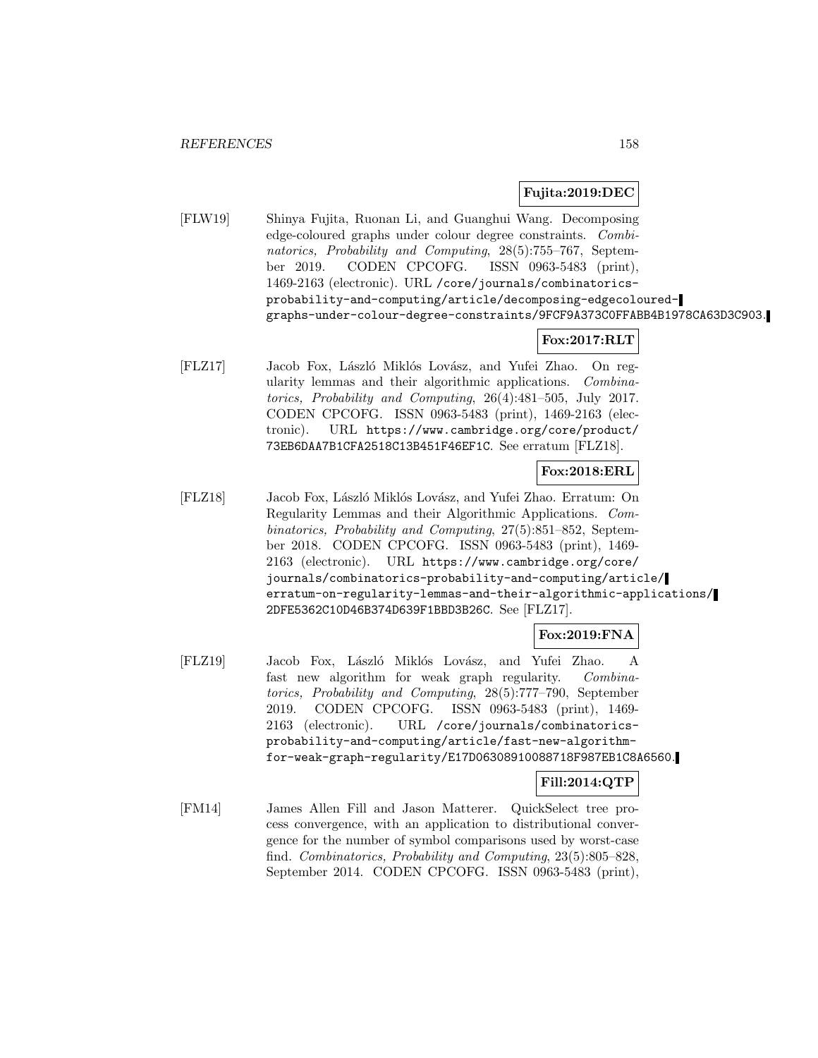**Fujita:2019:DEC**

[FLW19] Shinya Fujita, Ruonan Li, and Guanghui Wang. Decomposing edge-coloured graphs under colour degree constraints. *Combinatorics, Probability and Computing*, 28(5):755–767, September 2019. CODEN CPCOFG. ISSN 0963-5483 (print), 1469-2163 (electronic). URL `/core/journals/combinatorics-probability-and-computing/article/decomposing-edgecoloured-graphs-under-colour-degree-constraints/9FCF9A373C0FFABB4B1978CA63D3C903`.

**Fox:2017:RLT**

[FLZ17] Jacob Fox, László Miklós Lovász, and Yufei Zhao. On regularity lemmas and their algorithmic applications. *Combinatorics, Probability and Computing*, 26(4):481–505, July 2017. CODEN CPCOFG. ISSN 0963-5483 (print), 1469-2163 (electronic). URL `https://www.cambridge.org/core/product/73EB6DAA7B1CFA2518C13B451F46EF1C`. See erratum [FLZ18].

**Fox:2018:ERL**

[FLZ18] Jacob Fox, László Miklós Lovász, and Yufei Zhao. Erratum: On Regularity Lemmas and their Algorithmic Applications. *Combinatorics, Probability and Computing*, 27(5):851–852, September 2018. CODEN CPCOFG. ISSN 0963-5483 (print), 1469-2163 (electronic). URL `https://www.cambridge.org/core/journals/combinatorics-probability-and-computing/article/erratum-on-regularity-lemmas-and-their-algorithmic-applications/2DFE5362C10D46B374D639F1BBD3B26C`. See [FLZ17].

**Fox:2019:FNA**

[FLZ19] Jacob Fox, László Miklós Lovász, and Yufei Zhao. A fast new algorithm for weak graph regularity. *Combinatorics, Probability and Computing*, 28(5):777–790, September 2019. CODEN CPCOFG. ISSN 0963-5483 (print), 1469-2163 (electronic). URL `/core/journals/combinatorics-probability-and-computing/article/fast-new-algorithm-for-weak-graph-regularity/E17D06308910088718F987EB1C8A6560`.

**Fill:2014:QTP**

[FM14] James Allen Fill and Jason Matterer. QuickSelect tree process convergence, with an application to distributional convergence for the number of symbol comparisons used by worst-case find. *Combinatorics, Probability and Computing*, 23(5):805–828, September 2014. CODEN CPCOFG. ISSN 0963-5483 (print),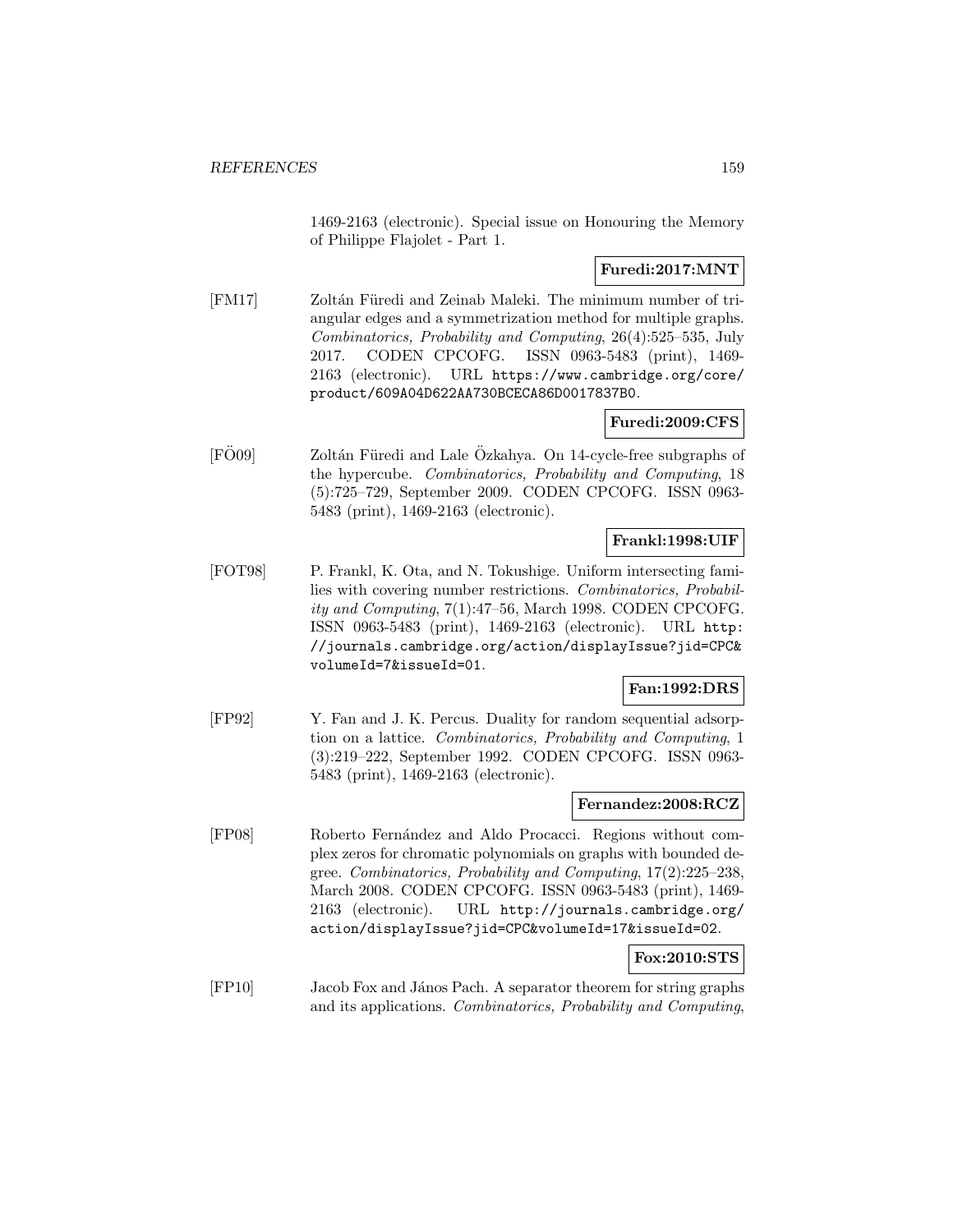1469-2163 (electronic). Special issue on Honouring the Memory of Philippe Flajolet - Part 1.

**Furedi:2017:MNT**

[FM17] Zoltán Füredi and Zeinab Maleki. The minimum number of triangular edges and a symmetrization method for multiple graphs. *Combinatorics, Probability and Computing*, 26(4):525–535, July 2017. CODEN CPCOFG. ISSN 0963-5483 (print), 1469-2163 (electronic). URL https://www.cambridge.org/core/product/609A04D622AA730BCECA86D0017837B0.

**Furedi:2009:CFS**

[FÖ09] Zoltán Füredi and Lale Özkahya. On 14-cycle-free subgraphs of the hypercube. *Combinatorics, Probability and Computing*, 18 (5):725–729, September 2009. CODEN CPCOFG. ISSN 0963-5483 (print), 1469-2163 (electronic).

**Frankl:1998:UIF**

[FOT98] P. Frankl, K. Ota, and N. Tokushige. Uniform intersecting families with covering number restrictions. *Combinatorics, Probability and Computing*, 7(1):47–56, March 1998. CODEN CPCOFG. ISSN 0963-5483 (print), 1469-2163 (electronic). URL http://journals.cambridge.org/action/displayIssue?jid=CPC&volumeId=7&issueId=01.

**Fan:1992:DRS**

[FP92] Y. Fan and J. K. Percus. Duality for random sequential adsorption on a lattice. *Combinatorics, Probability and Computing*, 1 (3):219–222, September 1992. CODEN CPCOFG. ISSN 0963-5483 (print), 1469-2163 (electronic).

**Fernandez:2008:RCZ**

[FP08] Roberto Fernández and Aldo Procacci. Regions without complex zeros for chromatic polynomials on graphs with bounded degree. *Combinatorics, Probability and Computing*, 17(2):225–238, March 2008. CODEN CPCOFG. ISSN 0963-5483 (print), 1469-2163 (electronic). URL http://journals.cambridge.org/action/displayIssue?jid=CPC&volumeId=17&issueId=02.

**Fox:2010:STS**

[FP10] Jacob Fox and János Pach. A separator theorem for string graphs and its applications. *Combinatorics, Probability and Computing*,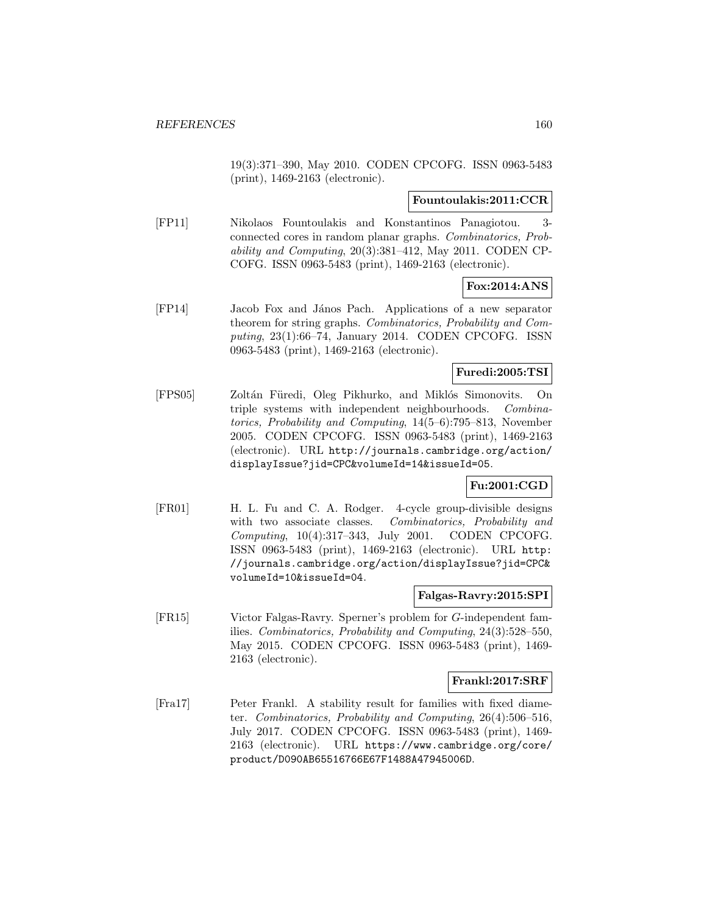19(3):371–390, May 2010. CODEN CPCOFG. ISSN 0963-5483 (print), 1469-2163 (electronic).

**Fountoulakis:2011:CCR**

[FP11] Nikolaos Fountoulakis and Konstantinos Panagiotou. 3-connected cores in random planar graphs. *Combinatorics, Probability and Computing*, 20(3):381–412, May 2011. CODEN CPCOFG. ISSN 0963-5483 (print), 1469-2163 (electronic).

**Fox:2014:ANS**

[FP14] Jacob Fox and János Pach. Applications of a new separator theorem for string graphs. *Combinatorics, Probability and Computing*, 23(1):66–74, January 2014. CODEN CPCOFG. ISSN 0963-5483 (print), 1469-2163 (electronic).

**Furedi:2005:TSI**

[FPS05] Zoltán Füredi, Oleg Pikhurko, and Miklós Simonovits. On triple systems with independent neighbourhoods. *Combinatorics, Probability and Computing*, 14(5–6):795–813, November 2005. CODEN CPCOFG. ISSN 0963-5483 (print), 1469-2163 (electronic). URL http://journals.cambridge.org/action/displayIssue?jid=CPC&volumeId=14&issueId=05.

**Fu:2001:CGD**

[FR01] H. L. Fu and C. A. Rodger. 4-cycle group-divisible designs with two associate classes. *Combinatorics, Probability and Computing*, 10(4):317–343, July 2001. CODEN CPCOFG. ISSN 0963-5483 (print), 1469-2163 (electronic). URL http://journals.cambridge.org/action/displayIssue?jid=CPC&volumeId=10&issueId=04.

**Falgas-Ravry:2015:SPI**

[FR15] Victor Falgas-Ravry. Sperner's problem for $G$-independent families. *Combinatorics, Probability and Computing*, 24(3):528–550, May 2015. CODEN CPCOFG. ISSN 0963-5483 (print), 1469-2163 (electronic).

**Frankl:2017:SRF**

[Fra17] Peter Frankl. A stability result for families with fixed diameter. *Combinatorics, Probability and Computing*, 26(4):506–516, July 2017. CODEN CPCOFG. ISSN 0963-5483 (print), 1469-2163 (electronic). URL https://www.cambridge.org/core/product/D090AB65516766E67F1488A47945006D.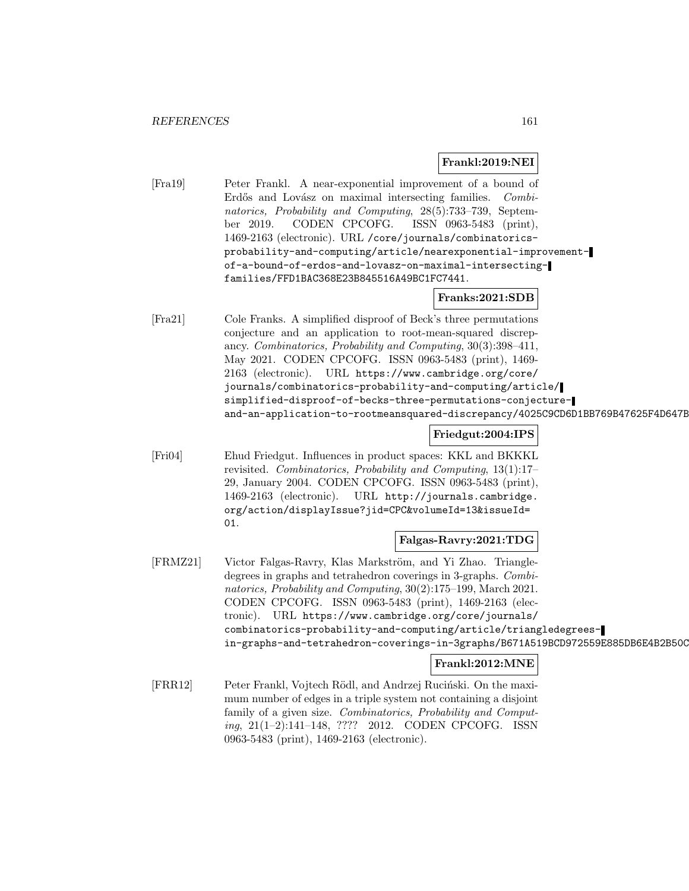**Frankl:2019:NEI**

[Fra19] Peter Frankl. A near-exponential improvement of a bound of Erdős and Lovász on maximal intersecting families. *Combinatorics, Probability and Computing*, 28(5):733–739, September 2019. CODEN CPCOFG. ISSN 0963-5483 (print), 1469-2163 (electronic). URL /core/journals/combinatorics-probability-and-computing/article/nearexponential-improvement-of-a-bound-of-erdos-and-lovasz-on-maximal-intersecting-families/FFD1BAC368E23B845516A49BC1FC7441.

**Franks:2021:SDB**

[Fra21] Cole Franks. A simplified disproof of Beck's three permutations conjecture and an application to root-mean-squared discrepancy. *Combinatorics, Probability and Computing*, 30(3):398–411, May 2021. CODEN CPCOFG. ISSN 0963-5483 (print), 1469-2163 (electronic). URL https://www.cambridge.org/core/journals/combinatorics-probability-and-computing/article/simplified-disproof-of-becks-three-permutations-conjecture-and-an-application-to-rootmeansquared-discrepancy/4025C9CD6D1BB769B47625F4D647B

**Friedgut:2004:IPS**

[Fri04] Ehud Friedgut. Influences in product spaces: KKL and BKKKL revisited. *Combinatorics, Probability and Computing*, 13(1):17–29, January 2004. CODEN CPCOFG. ISSN 0963-5483 (print), 1469-2163 (electronic). URL http://journals.cambridge.org/action/displayIssue?jid=CPC&volumeId=13&issueId=01.

**Falgas-Ravry:2021:TDG**

[FRMZ21] Victor Falgas-Ravry, Klas Markström, and Yi Zhao. Triangle-degrees in graphs and tetrahedron coverings in 3-graphs. *Combinatorics, Probability and Computing*, 30(2):175–199, March 2021. CODEN CPCOFG. ISSN 0963-5483 (print), 1469-2163 (electronic). URL https://www.cambridge.org/core/journals/combinatorics-probability-and-computing/article/triangledegrees-in-graphs-and-tetrahedron-coverings-in-3graphs/B671A519BCD972559E885DB6E4B2B50C

**Frankl:2012:MNE**

[FRR12] Peter Frankl, Vojtech Rödl, and Andrzej Ruciński. On the maximum number of edges in a triple system not containing a disjoint family of a given size. *Combinatorics, Probability and Computing*, 21(1–2):141–148, ???? 2012. CODEN CPCOFG. ISSN 0963-5483 (print), 1469-2163 (electronic).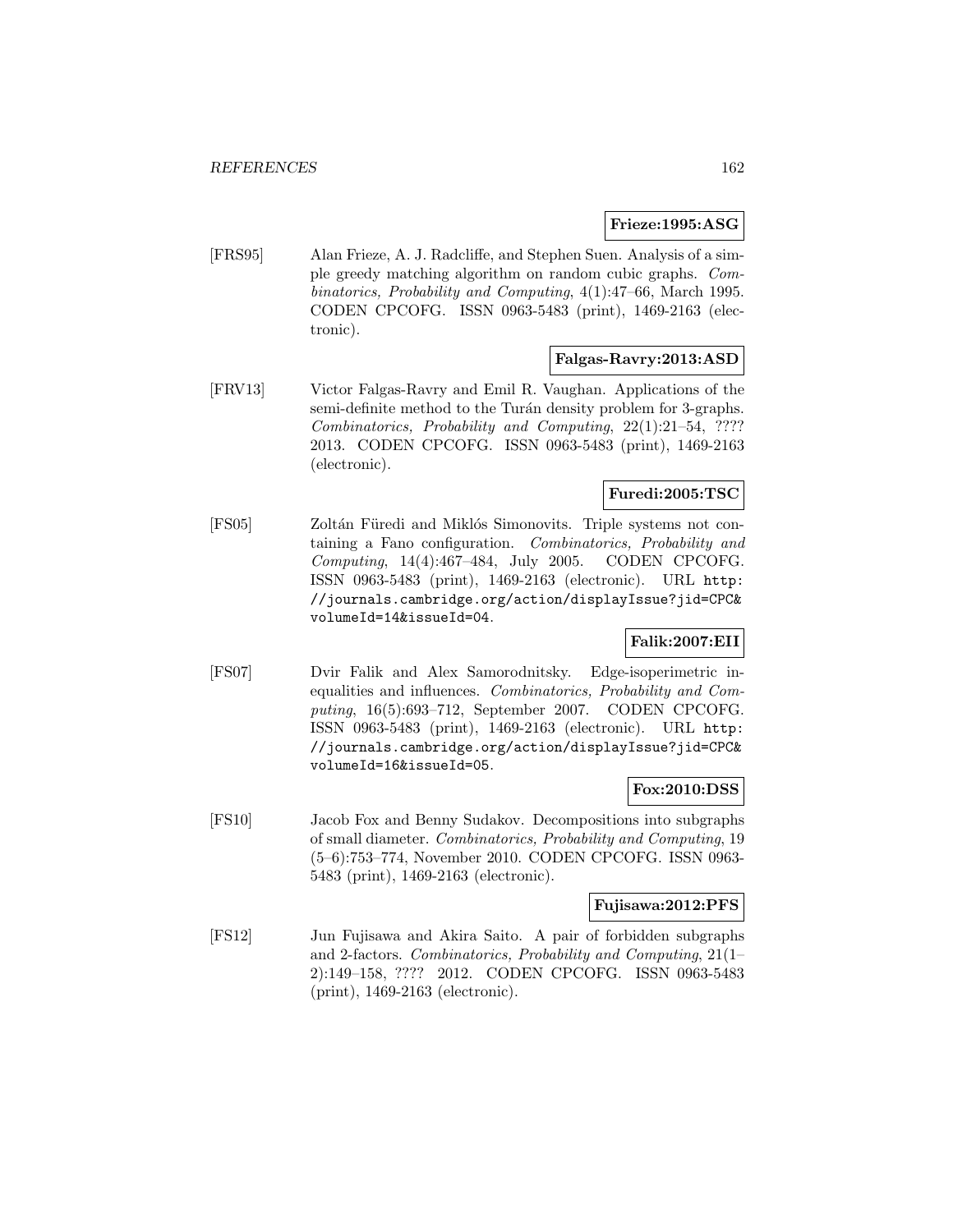**Frieze:1995:ASG**

[FRS95] Alan Frieze, A. J. Radcliffe, and Stephen Suen. Analysis of a simple greedy matching algorithm on random cubic graphs. *Combinatorics, Probability and Computing*, 4(1):47–66, March 1995. CODEN CPCOFG. ISSN 0963-5483 (print), 1469-2163 (electronic).

**Falgas-Ravry:2013:ASD**

[FRV13] Victor Falgas-Ravry and Emil R. Vaughan. Applications of the semi-definite method to the Turán density problem for 3-graphs. *Combinatorics, Probability and Computing*, 22(1):21–54, ???? 2013. CODEN CPCOFG. ISSN 0963-5483 (print), 1469-2163 (electronic).

**Furedi:2005:TSC**

[FS05] Zoltán Füredi and Miklós Simonovits. Triple systems not containing a Fano configuration. *Combinatorics, Probability and Computing*, 14(4):467–484, July 2005. CODEN CPCOFG. ISSN 0963-5483 (print), 1469-2163 (electronic). URL `http://journals.cambridge.org/action/displayIssue?jid=CPC&volumeId=14&issueId=04`.

**Falik:2007:EII**

[FS07] Dvir Falik and Alex Samorodnitsky. Edge-isoperimetric inequalities and influences. *Combinatorics, Probability and Computing*, 16(5):693–712, September 2007. CODEN CPCOFG. ISSN 0963-5483 (print), 1469-2163 (electronic). URL `http://journals.cambridge.org/action/displayIssue?jid=CPC&volumeId=16&issueId=05`.

**Fox:2010:DSS**

[FS10] Jacob Fox and Benny Sudakov. Decompositions into subgraphs of small diameter. *Combinatorics, Probability and Computing*, 19 (5–6):753–774, November 2010. CODEN CPCOFG. ISSN 0963-5483 (print), 1469-2163 (electronic).

**Fujisawa:2012:PFS**

[FS12] Jun Fujisawa and Akira Saito. A pair of forbidden subgraphs and 2-factors. *Combinatorics, Probability and Computing*, 21(1–2):149–158, ???? 2012. CODEN CPCOFG. ISSN 0963-5483 (print), 1469-2163 (electronic).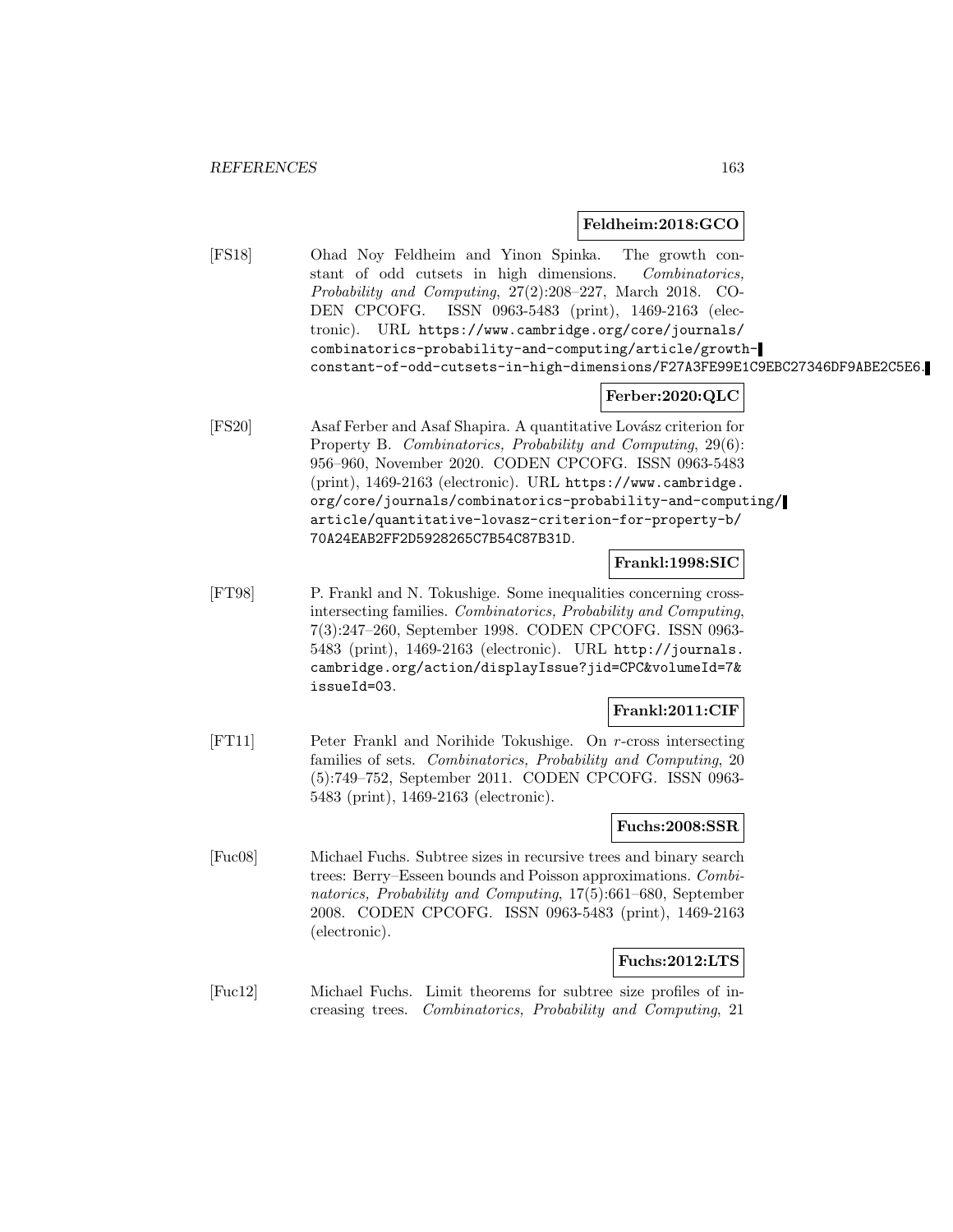**Feldheim:2018:GCO**

[FS18] Ohad Noy Feldheim and Yinon Spinka. The growth constant of odd cutsets in high dimensions. *Combinatorics, Probability and Computing*, 27(2):208–227, March 2018. CODEN CPCOFG. ISSN 0963-5483 (print), 1469-2163 (electronic). URL https://www.cambridge.org/core/journals/combinatorics-probability-and-computing/article/growth-constant-of-odd-cutsets-in-high-dimensions/F27A3FE99E1C9EBC27346DF9ABE2C5E6.

**Ferber:2020:QLC**

[FS20] Asaf Ferber and Asaf Shapira. A quantitative Lovász criterion for Property B. *Combinatorics, Probability and Computing*, 29(6): 956–960, November 2020. CODEN CPCOFG. ISSN 0963-5483 (print), 1469-2163 (electronic). URL https://www.cambridge.org/core/journals/combinatorics-probability-and-computing/article/quantitative-lovasz-criterion-for-property-b/70A24EAB2FF2D5928265C7B54C87B31D.

**Frankl:1998:SIC**

[FT98] P. Frankl and N. Tokushige. Some inequalities concerning cross-intersecting families. *Combinatorics, Probability and Computing*, 7(3):247–260, September 1998. CODEN CPCOFG. ISSN 0963-5483 (print), 1469-2163 (electronic). URL http://journals.cambridge.org/action/displayIssue?jid=CPC&volumeId=7&issueId=03.

**Frankl:2011:CIF**

[FT11] Peter Frankl and Norihide Tokushige. On $r$-cross intersecting families of sets. *Combinatorics, Probability and Computing*, 20 (5):749–752, September 2011. CODEN CPCOFG. ISSN 0963-5483 (print), 1469-2163 (electronic).

**Fuchs:2008:SSR**

[Fuc08] Michael Fuchs. Subtree sizes in recursive trees and binary search trees: Berry–Esseen bounds and Poisson approximations. *Combinatorics, Probability and Computing*, 17(5):661–680, September 2008. CODEN CPCOFG. ISSN 0963-5483 (print), 1469-2163 (electronic).

**Fuchs:2012:LTS**

[Fuc12] Michael Fuchs. Limit theorems for subtree size profiles of increasing trees. *Combinatorics, Probability and Computing*, 21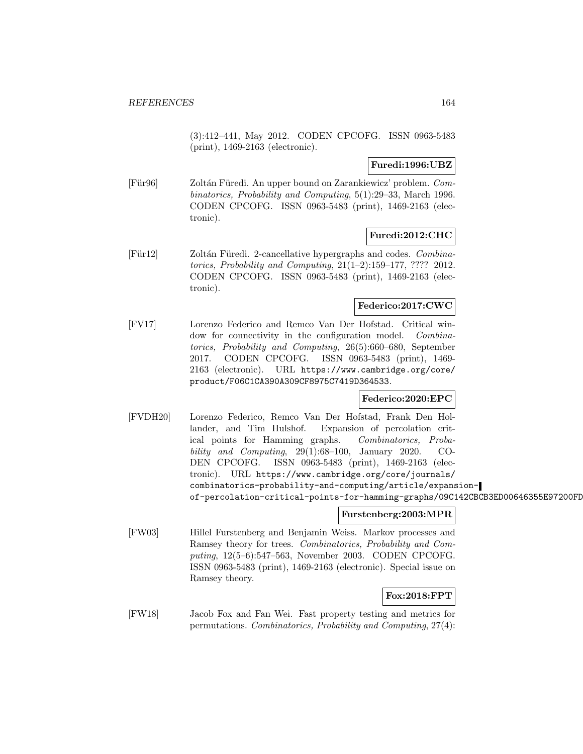(3):412–441, May 2012. CODEN CPCOFG. ISSN 0963-5483 (print), 1469-2163 (electronic).

**Furedi:1996:UBZ**

[Für96] Zoltán Füredi. An upper bound on Zarankiewicz' problem. *Combinatorics, Probability and Computing*, 5(1):29–33, March 1996. CODEN CPCOFG. ISSN 0963-5483 (print), 1469-2163 (electronic).

**Furedi:2012:CHC**

[Für12] Zoltán Füredi. 2-cancellative hypergraphs and codes. *Combinatorics, Probability and Computing*, 21(1–2):159–177, ???? 2012. CODEN CPCOFG. ISSN 0963-5483 (print), 1469-2163 (electronic).

**Federico:2017:CWC**

[FV17] Lorenzo Federico and Remco Van Der Hofstad. Critical window for connectivity in the configuration model. *Combinatorics, Probability and Computing*, 26(5):660–680, September 2017. CODEN CPCOFG. ISSN 0963-5483 (print), 1469-2163 (electronic). URL https://www.cambridge.org/core/product/F06C1CA390A309CF8975C7419D364533.

**Federico:2020:EPC**

[FVDH20] Lorenzo Federico, Remco Van Der Hofstad, Frank Den Hollander, and Tim Hulshof. Expansion of percolation critical points for Hamming graphs. *Combinatorics, Probability and Computing*, 29(1):68–100, January 2020. CODEN CPCOFG. ISSN 0963-5483 (print), 1469-2163 (electronic). URL https://www.cambridge.org/core/journals/combinatorics-probability-and-computing/article/expansion-of-percolation-critical-points-for-hamming-graphs/09C142CBCB3ED00646355E97200FD

**Furstenberg:2003:MPR**

[FW03] Hillel Furstenberg and Benjamin Weiss. Markov processes and Ramsey theory for trees. *Combinatorics, Probability and Computing*, 12(5–6):547–563, November 2003. CODEN CPCOFG. ISSN 0963-5483 (print), 1469-2163 (electronic). Special issue on Ramsey theory.

**Fox:2018:FPT**

[FW18] Jacob Fox and Fan Wei. Fast property testing and metrics for permutations. *Combinatorics, Probability and Computing*, 27(4):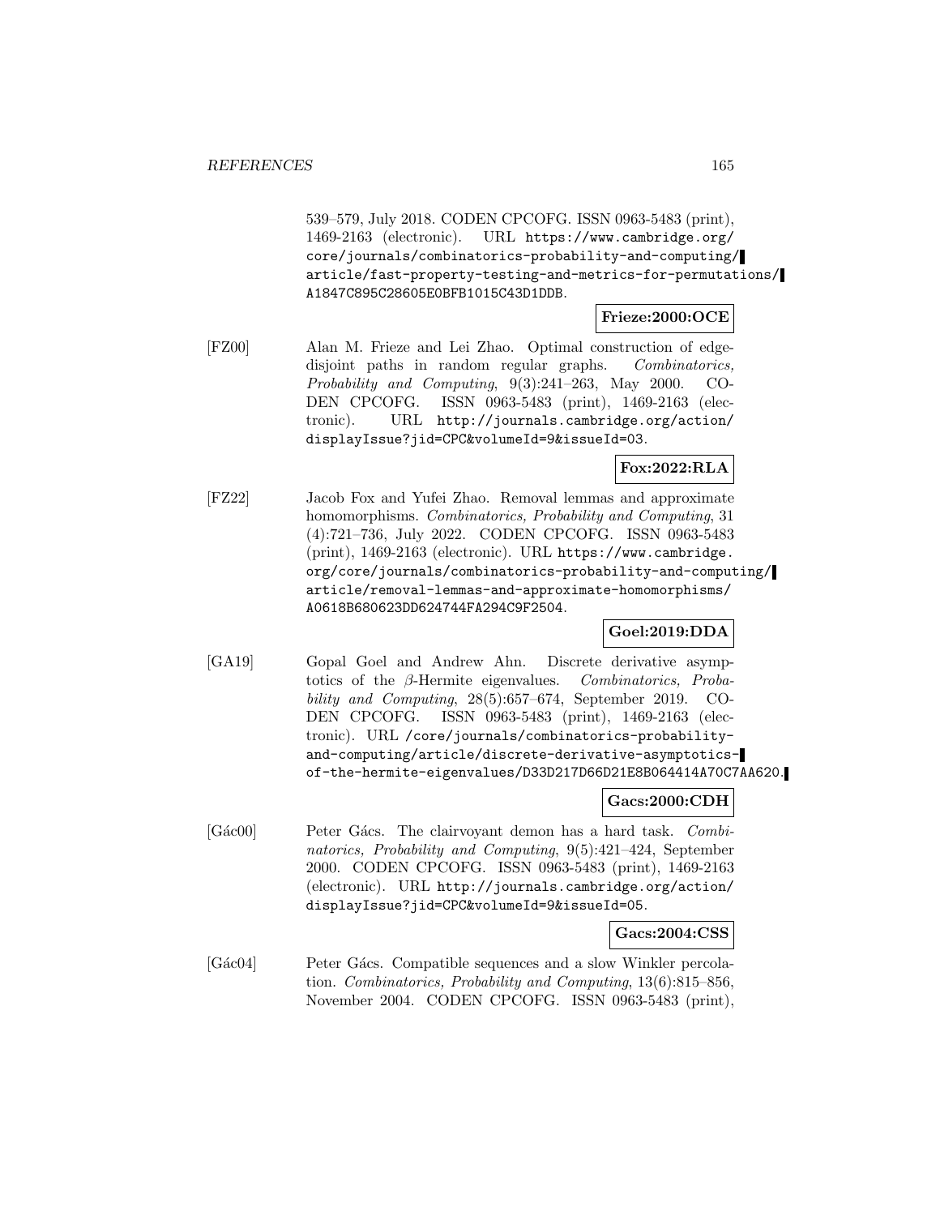539–579, July 2018. CODEN CPCOFG. ISSN 0963-5483 (print), 1469-2163 (electronic). URL https://www.cambridge.org/core/journals/combinatorics-probability-and-computing/article/fast-property-testing-and-metrics-for-permutations/A1847C895C28605E0BFB1015C43D1DDB.

**Frieze:2000:OCE**

[FZ00] Alan M. Frieze and Lei Zhao. Optimal construction of edge-disjoint paths in random regular graphs. *Combinatorics, Probability and Computing*, 9(3):241–263, May 2000. CODEN CPCOFG. ISSN 0963-5483 (print), 1469-2163 (electronic). URL http://journals.cambridge.org/action/displayIssue?jid=CPC&volumeId=9&issueId=03.

**Fox:2022:RLA**

[FZ22] Jacob Fox and Yufei Zhao. Removal lemmas and approximate homomorphisms. *Combinatorics, Probability and Computing*, 31 (4):721–736, July 2022. CODEN CPCOFG. ISSN 0963-5483 (print), 1469-2163 (electronic). URL https://www.cambridge.org/core/journals/combinatorics-probability-and-computing/article/removal-lemmas-and-approximate-homomorphisms/A0618B680623DD624744FA294C9F2504.

**Goel:2019:DDA**

[GA19] Gopal Goel and Andrew Ahn. Discrete derivative asymptotics of the $\beta$-Hermite eigenvalues. *Combinatorics, Probability and Computing*, 28(5):657–674, September 2019. CODEN CPCOFG. ISSN 0963-5483 (print), 1469-2163 (electronic). URL /core/journals/combinatorics-probability-and-computing/article/discrete-derivative-asymptotics-of-the-hermite-eigenvalues/D33D217D66D21E8B064414A70C7AA620.

**Gacs:2000:CDH**

[Gác00] Peter Gács. The clairvoyant demon has a hard task. *Combinatorics, Probability and Computing*, 9(5):421–424, September 2000. CODEN CPCOFG. ISSN 0963-5483 (print), 1469-2163 (electronic). URL http://journals.cambridge.org/action/displayIssue?jid=CPC&volumeId=9&issueId=05.

**Gacs:2004:CSS**

[Gác04] Peter Gács. Compatible sequences and a slow Winkler percolation. *Combinatorics, Probability and Computing*, 13(6):815–856, November 2004. CODEN CPCOFG. ISSN 0963-5483 (print),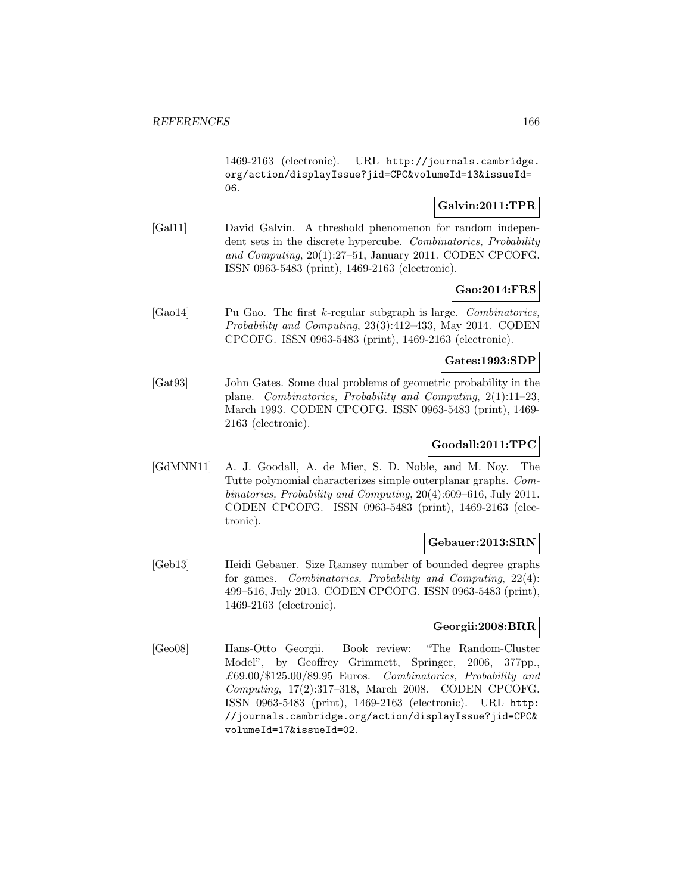1469-2163 (electronic). URL http://journals.cambridge.org/action/displayIssue?jid=CPC&volumeId=13&issueId=06.

**Galvin:2011:TPR**

[Gal11] David Galvin. A threshold phenomenon for random independent sets in the discrete hypercube. *Combinatorics, Probability and Computing*, 20(1):27–51, January 2011. CODEN CPCOFG. ISSN 0963-5483 (print), 1469-2163 (electronic).

**Gao:2014:FRS**

[Gao14] Pu Gao. The first $k$-regular subgraph is large. *Combinatorics, Probability and Computing*, 23(3):412–433, May 2014. CODEN CPCOFG. ISSN 0963-5483 (print), 1469-2163 (electronic).

**Gates:1993:SDP**

[Gat93] John Gates. Some dual problems of geometric probability in the plane. *Combinatorics, Probability and Computing*, 2(1):11–23, March 1993. CODEN CPCOFG. ISSN 0963-5483 (print), 1469-2163 (electronic).

**Goodall:2011:TPC**

[GdMNN11] A. J. Goodall, A. de Mier, S. D. Noble, and M. Noy. The Tutte polynomial characterizes simple outerplanar graphs. *Combinatorics, Probability and Computing*, 20(4):609–616, July 2011. CODEN CPCOFG. ISSN 0963-5483 (print), 1469-2163 (electronic).

**Gebauer:2013:SRN**

[Geb13] Heidi Gebauer. Size Ramsey number of bounded degree graphs for games. *Combinatorics, Probability and Computing*, 22(4): 499–516, July 2013. CODEN CPCOFG. ISSN 0963-5483 (print), 1469-2163 (electronic).

**Georgii:2008:BRR**

[Geo08] Hans-Otto Georgii. Book review: "The Random-Cluster Model", by Geoffrey Grimmett, Springer, 2006, 377pp., £69.00/\$125.00/89.95 Euros. *Combinatorics, Probability and Computing*, 17(2):317–318, March 2008. CODEN CPCOFG. ISSN 0963-5483 (print), 1469-2163 (electronic). URL http://journals.cambridge.org/action/displayIssue?jid=CPC&volumeId=17&issueId=02.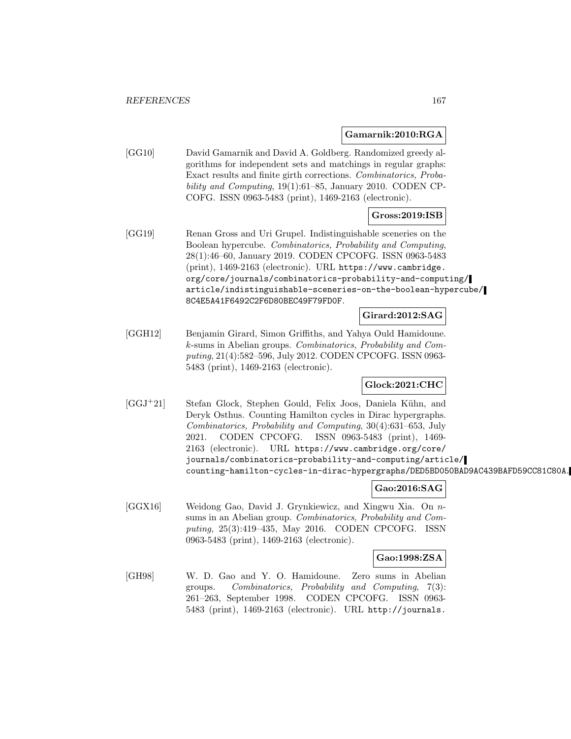**Gamarnik:2010:RGA**

[GG10] David Gamarnik and David A. Goldberg. Randomized greedy algorithms for independent sets and matchings in regular graphs: Exact results and finite girth corrections. *Combinatorics, Probability and Computing*, 19(1):61–85, January 2010. CODEN CPCOFG. ISSN 0963-5483 (print), 1469-2163 (electronic).

**Gross:2019:ISB**

[GG19] Renan Gross and Uri Grupel. Indistinguishable sceneries on the Boolean hypercube. *Combinatorics, Probability and Computing*, 28(1):46–60, January 2019. CODEN CPCOFG. ISSN 0963-5483 (print), 1469-2163 (electronic). URL `https://www.cambridge.org/core/journals/combinatorics-probability-and-computing/article/indistinguishable-sceneries-on-the-boolean-hypercube/8C4E5A41F6492C2F6D80BEC49F79FD0F`.

**Girard:2012:SAG**

[GGH12] Benjamin Girard, Simon Griffiths, and Yahya Ould Hamidoune. $k$-sums in Abelian groups. *Combinatorics, Probability and Computing*, 21(4):582–596, July 2012. CODEN CPCOFG. ISSN 0963-5483 (print), 1469-2163 (electronic).

**Glock:2021:CHC**

[GGJ+21] Stefan Glock, Stephen Gould, Felix Joos, Daniela Kühn, and Deryk Osthus. Counting Hamilton cycles in Dirac hypergraphs. *Combinatorics, Probability and Computing*, 30(4):631–653, July 2021. CODEN CPCOFG. ISSN 0963-5483 (print), 1469-2163 (electronic). URL `https://www.cambridge.org/core/journals/combinatorics-probability-and-computing/article/counting-hamilton-cycles-in-dirac-hypergraphs/DED5BD050BAD9AC439BAFD59CC81C80A`.

**Gao:2016:SAG**

[GGX16] Weidong Gao, David J. Grynkiewicz, and Xingwu Xia. On $n$-sums in an Abelian group. *Combinatorics, Probability and Computing*, 25(3):419–435, May 2016. CODEN CPCOFG. ISSN 0963-5483 (print), 1469-2163 (electronic).

**Gao:1998:ZSA**

[GH98] W. D. Gao and Y. O. Hamidoune. Zero sums in Abelian groups. *Combinatorics, Probability and Computing*, 7(3): 261–263, September 1998. CODEN CPCOFG. ISSN 0963-5483 (print), 1469-2163 (electronic). URL `http://journals.`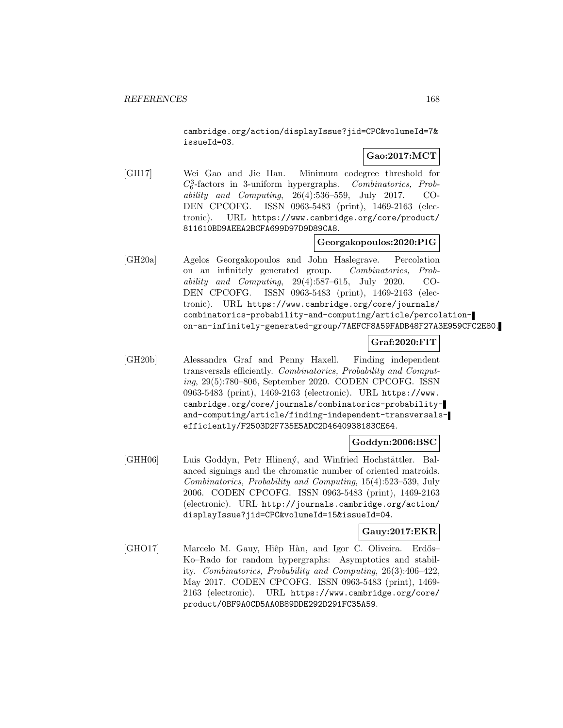cambridge.org/action/displayIssue?jid=CPC&volumeId=7&issueId=03.

**Gao:2017:MCT**

[GH17] Wei Gao and Jie Han. Minimum codegree threshold for $C_6^3$-factors in 3-uniform hypergraphs. *Combinatorics, Probability and Computing*, 26(4):536–559, July 2017. CODEN CPCOFG. ISSN 0963-5483 (print), 1469-2163 (electronic). URL https://www.cambridge.org/core/product/811610BD9AEEA2BCFA699D97D9D89CA8.

**Georgakopoulos:2020:PIG**

[GH20a] Agelos Georgakopoulos and John Haslegrave. Percolation on an infinitely generated group. *Combinatorics, Probability and Computing*, 29(4):587–615, July 2020. CODEN CPCOFG. ISSN 0963-5483 (print), 1469-2163 (electronic). URL https://www.cambridge.org/core/journals/combinatorics-probability-and-computing/article/percolation-on-an-infinitely-generated-group/7AEFCF8A59FADB48F27A3E959CFC2E80.

**Graf:2020:FIT**

[GH20b] Alessandra Graf and Penny Haxell. Finding independent transversals efficiently. *Combinatorics, Probability and Computing*, 29(5):780–806, September 2020. CODEN CPCOFG. ISSN 0963-5483 (print), 1469-2163 (electronic). URL https://www.cambridge.org/core/journals/combinatorics-probability-and-computing/article/finding-independent-transversals-efficiently/F2503D2F735E5ADC2D4640938183CE64.

**Goddyn:2006:BSC**

[GHH06] Luis Goddyn, Petr Hlinený, and Winfried Hochstättler. Balanced signings and the chromatic number of oriented matroids. *Combinatorics, Probability and Computing*, 15(4):523–539, July 2006. CODEN CPCOFG. ISSN 0963-5483 (print), 1469-2163 (electronic). URL http://journals.cambridge.org/action/displayIssue?jid=CPC&volumeId=15&issueId=04.

**Gauy:2017:EKR**

[GHO17] Marcelo M. Gauy, Hiêp Hàn, and Igor C. Oliveira. Erdős–Ko–Rado for random hypergraphs: Asymptotics and stability. *Combinatorics, Probability and Computing*, 26(3):406–422, May 2017. CODEN CPCOFG. ISSN 0963-5483 (print), 1469-2163 (electronic). URL https://www.cambridge.org/core/product/0BF9A0CD5AA0B89DDE292D291FC35A59.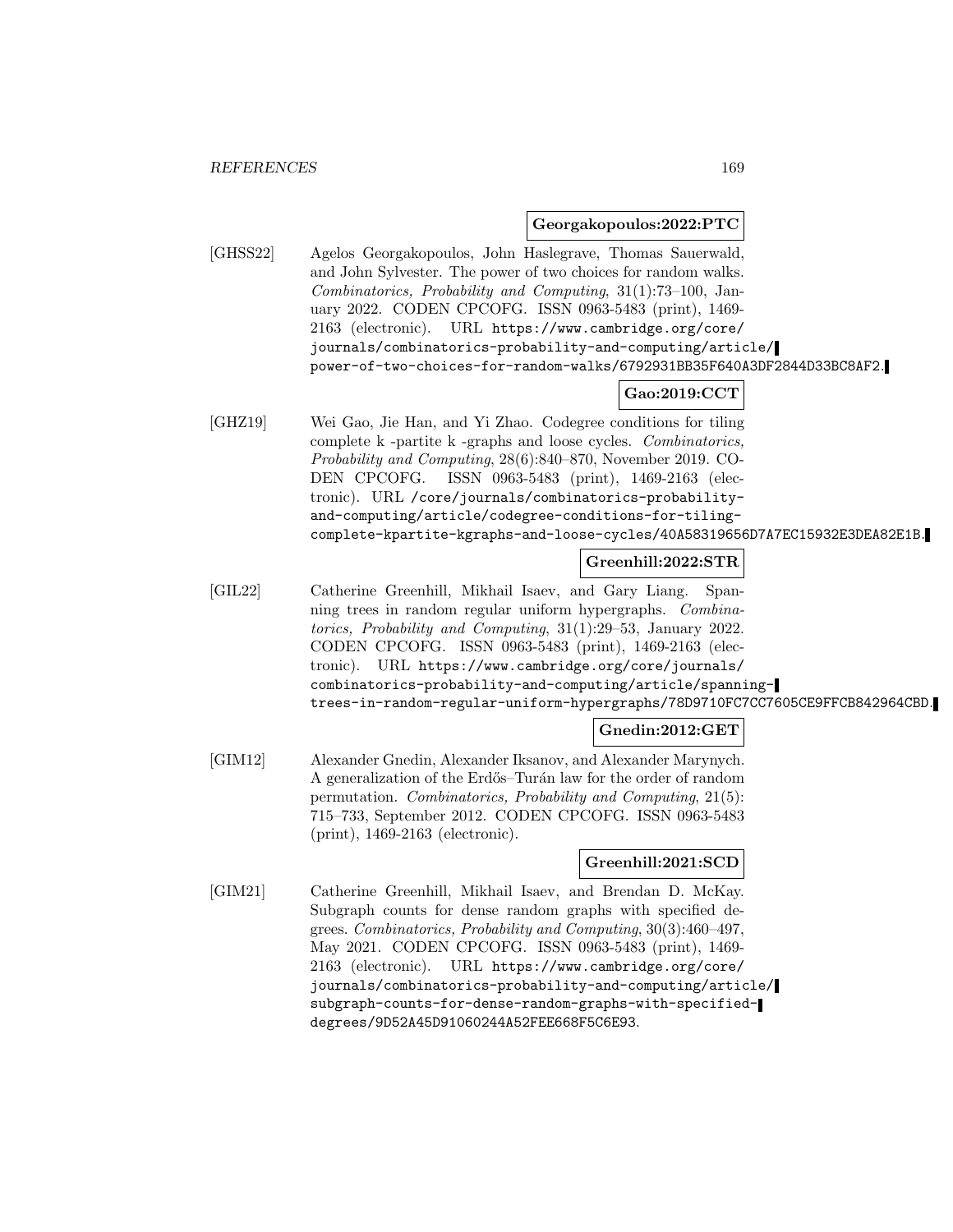**Georgakopoulos:2022:PTC**

[GHSS22] Agelos Georgakopoulos, John Haslegrave, Thomas Sauerwald, and John Sylvester. The power of two choices for random walks. *Combinatorics, Probability and Computing*, 31(1):73–100, January 2022. CODEN CPCOFG. ISSN 0963-5483 (print), 1469-2163 (electronic). URL https://www.cambridge.org/core/journals/combinatorics-probability-and-computing/article/power-of-two-choices-for-random-walks/6792931BB35F640A3DF2844D33BC8AF2.

**Gao:2019:CCT**

[GHZ19] Wei Gao, Jie Han, and Yi Zhao. Codegree conditions for tiling complete k -partite k -graphs and loose cycles. *Combinatorics, Probability and Computing*, 28(6):840–870, November 2019. CODEN CPCOFG. ISSN 0963-5483 (print), 1469-2163 (electronic). URL /core/journals/combinatorics-probability-and-computing/article/codegree-conditions-for-tiling-complete-kpartite-kgraphs-and-loose-cycles/40A58319656D7A7EC15932E3DEA82E1B.

**Greenhill:2022:STR**

[GIL22] Catherine Greenhill, Mikhail Isaev, and Gary Liang. Spanning trees in random regular uniform hypergraphs. *Combinatorics, Probability and Computing*, 31(1):29–53, January 2022. CODEN CPCOFG. ISSN 0963-5483 (print), 1469-2163 (electronic). URL https://www.cambridge.org/core/journals/combinatorics-probability-and-computing/article/spanning-trees-in-random-regular-uniform-hypergraphs/78D9710FC7CC7605CE9FFCB842964CBD.

**Gnedin:2012:GET**

[GIM12] Alexander Gnedin, Alexander Iksanov, and Alexander Marynych. A generalization of the Erdős–Turán law for the order of random permutation. *Combinatorics, Probability and Computing*, 21(5):715–733, September 2012. CODEN CPCOFG. ISSN 0963-5483 (print), 1469-2163 (electronic).

**Greenhill:2021:SCD**

[GIM21] Catherine Greenhill, Mikhail Isaev, and Brendan D. McKay. Subgraph counts for dense random graphs with specified degrees. *Combinatorics, Probability and Computing*, 30(3):460–497, May 2021. CODEN CPCOFG. ISSN 0963-5483 (print), 1469-2163 (electronic). URL https://www.cambridge.org/core/journals/combinatorics-probability-and-computing/article/subgraph-counts-for-dense-random-graphs-with-specified-degrees/9D52A45D91060244A52FEE668F5C6E93.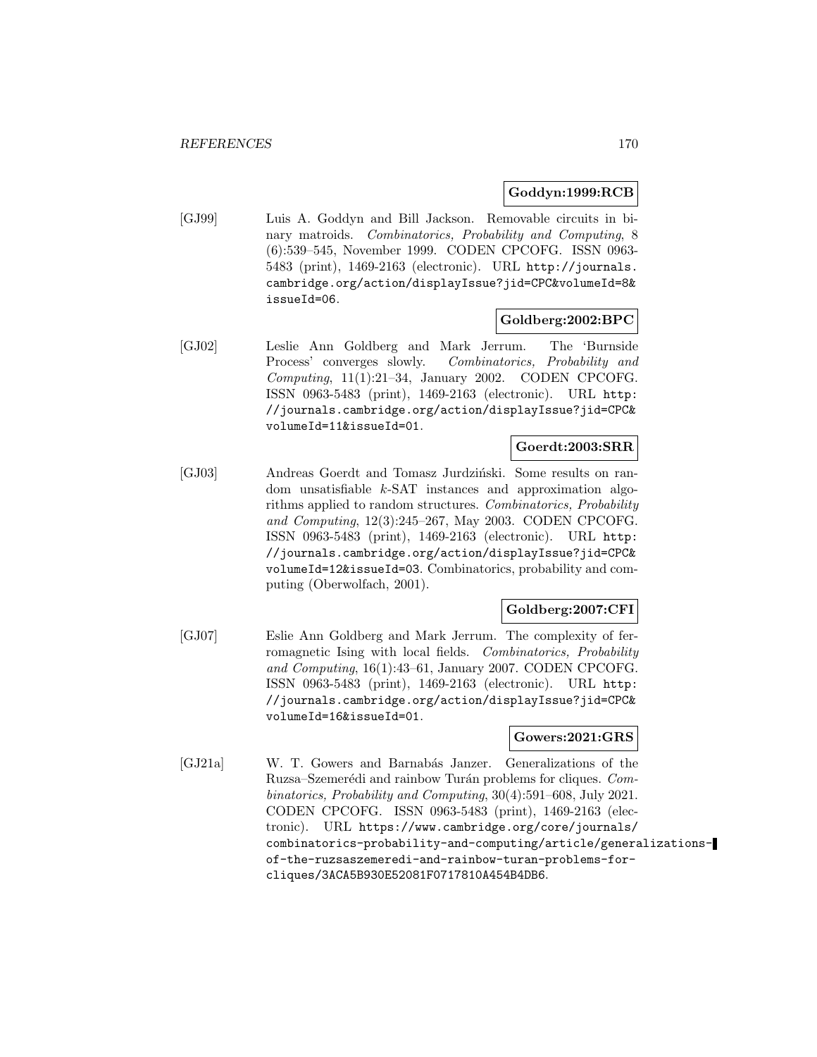**Goddyn:1999:RCB**

[GJ99] Luis A. Goddyn and Bill Jackson. Removable circuits in binary matroids. *Combinatorics, Probability and Computing*, 8 (6):539–545, November 1999. CODEN CPCOFG. ISSN 0963-5483 (print), 1469-2163 (electronic). URL http://journals.cambridge.org/action/displayIssue?jid=CPC&volumeId=8&issueId=06.

**Goldberg:2002:BPC**

[GJ02] Leslie Ann Goldberg and Mark Jerrum. The 'Burnside Process' converges slowly. *Combinatorics, Probability and Computing*, 11(1):21–34, January 2002. CODEN CPCOFG. ISSN 0963-5483 (print), 1469-2163 (electronic). URL http://journals.cambridge.org/action/displayIssue?jid=CPC&volumeId=11&issueId=01.

**Goerdt:2003:SRR**

[GJ03] Andreas Goerdt and Tomasz Jurdziński. Some results on random unsatisfiable $k$-SAT instances and approximation algorithms applied to random structures. *Combinatorics, Probability and Computing*, 12(3):245–267, May 2003. CODEN CPCOFG. ISSN 0963-5483 (print), 1469-2163 (electronic). URL http://journals.cambridge.org/action/displayIssue?jid=CPC&volumeId=12&issueId=03. Combinatorics, probability and computing (Oberwolfach, 2001).

**Goldberg:2007:CFI**

[GJ07] Eslie Ann Goldberg and Mark Jerrum. The complexity of ferromagnetic Ising with local fields. *Combinatorics, Probability and Computing*, 16(1):43–61, January 2007. CODEN CPCOFG. ISSN 0963-5483 (print), 1469-2163 (electronic). URL http://journals.cambridge.org/action/displayIssue?jid=CPC&volumeId=16&issueId=01.

**Gowers:2021:GRS**

[GJ21a] W. T. Gowers and Barnabás Janzer. Generalizations of the Ruzsa–Szemerédi and rainbow Turán problems for cliques. *Combinatorics, Probability and Computing*, 30(4):591–608, July 2021. CODEN CPCOFG. ISSN 0963-5483 (print), 1469-2163 (electronic). URL https://www.cambridge.org/core/journals/combinatorics-probability-and-computing/article/generalizations-of-the-ruzsaszemeredi-and-rainbow-turan-problems-for-cliques/3ACA5B930E52081F0717810A454B4DB6.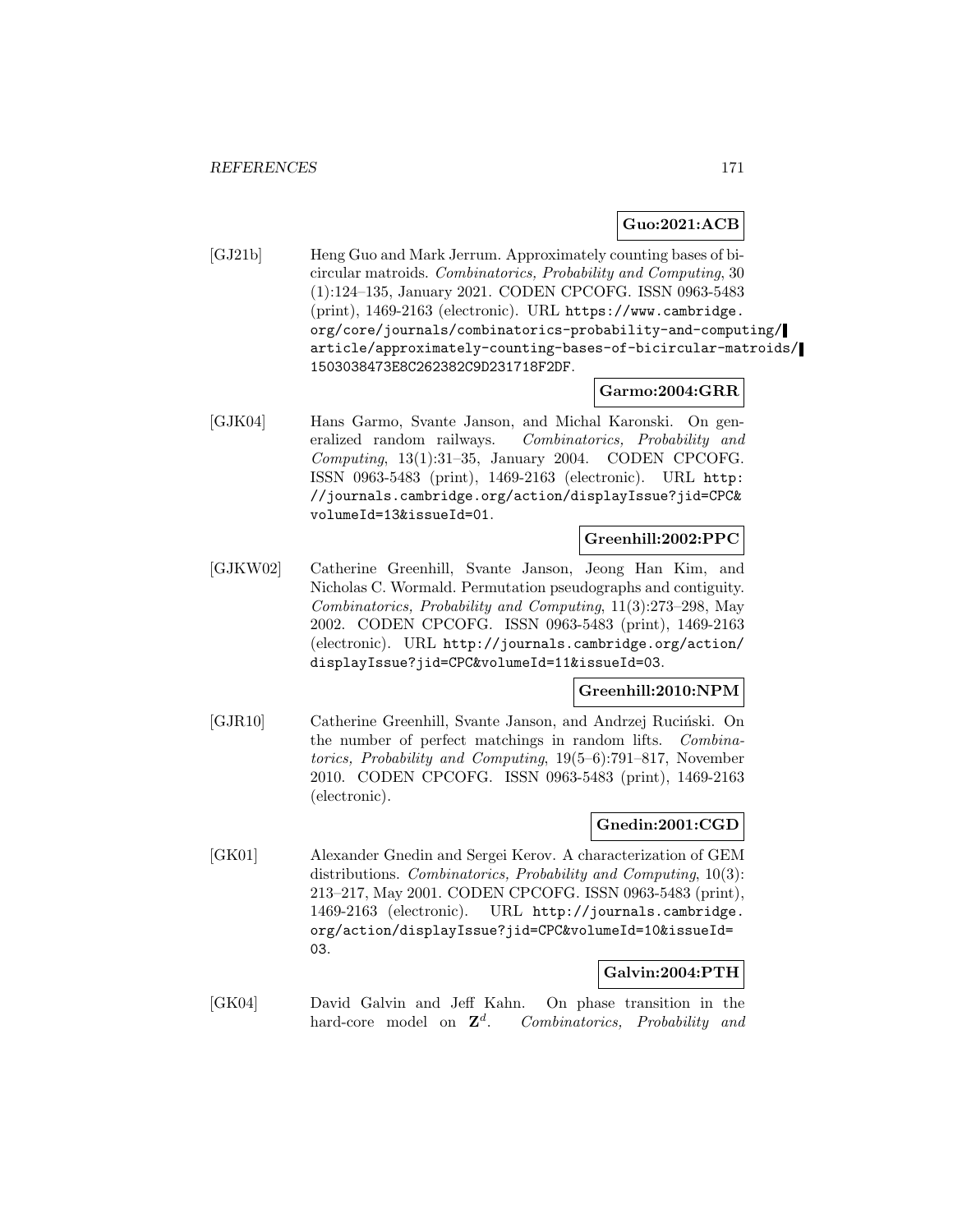**Guo:2021:ACB**

[GJ21b] Heng Guo and Mark Jerrum. Approximately counting bases of bicircular matroids. *Combinatorics, Probability and Computing*, 30 (1):124–135, January 2021. CODEN CPCOFG. ISSN 0963-5483 (print), 1469-2163 (electronic). URL https://www.cambridge.org/core/journals/combinatorics-probability-and-computing/article/approximately-counting-bases-of-bicircular-matroids/1503038473E8C262382C9D231718F2DF.

**Garmo:2004:GRR**

[GJK04] Hans Garmo, Svante Janson, and Michal Karonski. On generalized random railways. *Combinatorics, Probability and Computing*, 13(1):31–35, January 2004. CODEN CPCOFG. ISSN 0963-5483 (print), 1469-2163 (electronic). URL http://journals.cambridge.org/action/displayIssue?jid=CPC&volumeId=13&issueId=01.

**Greenhill:2002:PPC**

[GJKW02] Catherine Greenhill, Svante Janson, Jeong Han Kim, and Nicholas C. Wormald. Permutation pseudographs and contiguity. *Combinatorics, Probability and Computing*, 11(3):273–298, May 2002. CODEN CPCOFG. ISSN 0963-5483 (print), 1469-2163 (electronic). URL http://journals.cambridge.org/action/displayIssue?jid=CPC&volumeId=11&issueId=03.

**Greenhill:2010:NPM**

[GJR10] Catherine Greenhill, Svante Janson, and Andrzej Ruciński. On the number of perfect matchings in random lifts. *Combinatorics, Probability and Computing*, 19(5–6):791–817, November 2010. CODEN CPCOFG. ISSN 0963-5483 (print), 1469-2163 (electronic).

**Gnedin:2001:CGD**

[GK01] Alexander Gnedin and Sergei Kerov. A characterization of GEM distributions. *Combinatorics, Probability and Computing*, 10(3): 213–217, May 2001. CODEN CPCOFG. ISSN 0963-5483 (print), 1469-2163 (electronic). URL http://journals.cambridge.org/action/displayIssue?jid=CPC&volumeId=10&issueId=03.

**Galvin:2004:PTH**

[GK04] David Galvin and Jeff Kahn. On phase transition in the hard-core model on $\mathbf{Z}^d$. *Combinatorics, Probability and*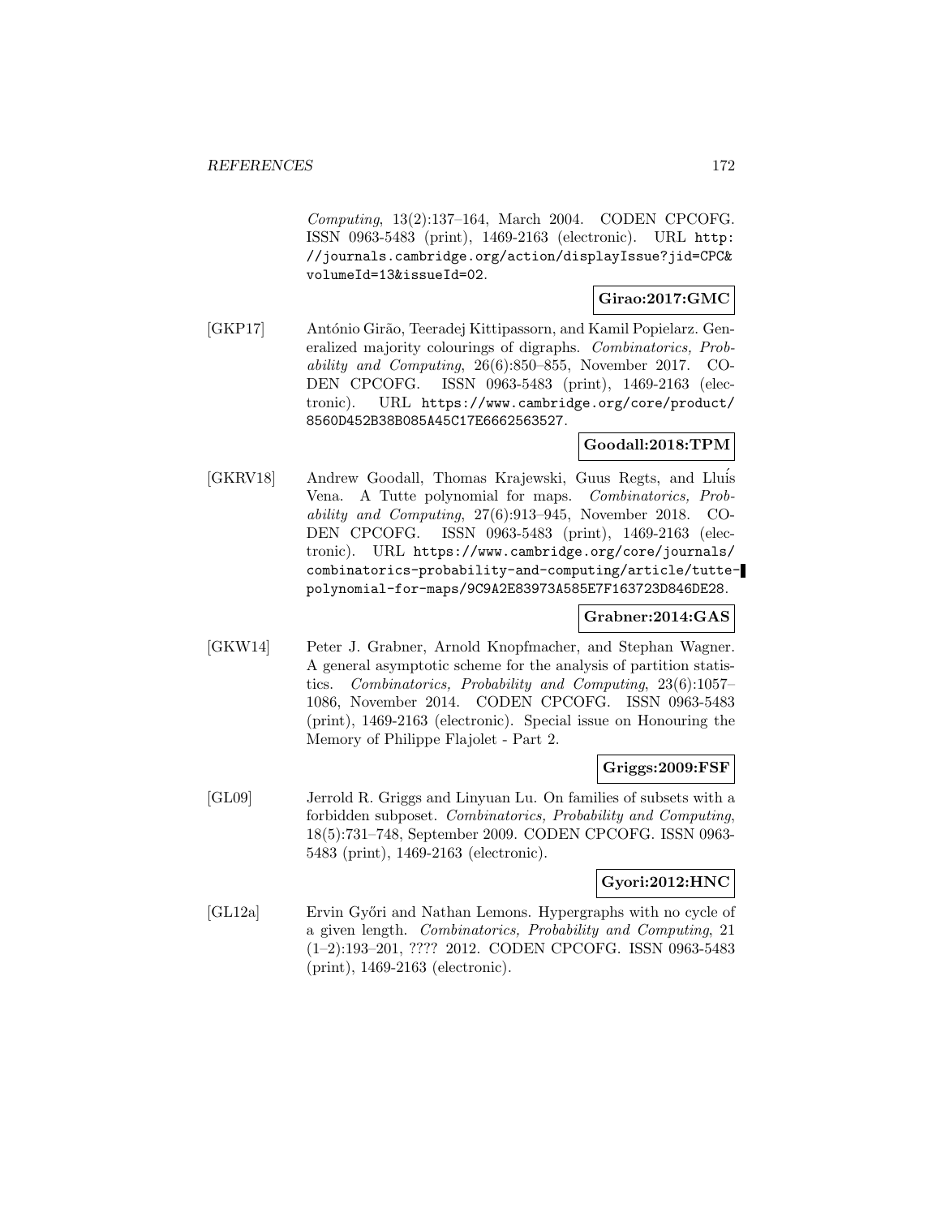*Computing*, 13(2):137–164, March 2004. CODEN CPCOFG. ISSN 0963-5483 (print), 1469-2163 (electronic). URL http://journals.cambridge.org/action/displayIssue?jid=CPC&volumeId=13&issueId=02.

**Girao:2017:GMC**

[GKP17] António Girão, Teeradej Kittipassorn, and Kamil Popielarz. Generalized majority colourings of digraphs. *Combinatorics, Probability and Computing*, 26(6):850–855, November 2017. CODEN CPCOFG. ISSN 0963-5483 (print), 1469-2163 (electronic). URL https://www.cambridge.org/core/product/8560D452B38B085A45C17E6662563527.

**Goodall:2018:TPM**

[GKRV18] Andrew Goodall, Thomas Krajewski, Guus Regts, and Lluís Vena. A Tutte polynomial for maps. *Combinatorics, Probability and Computing*, 27(6):913–945, November 2018. CODEN CPCOFG. ISSN 0963-5483 (print), 1469-2163 (electronic). URL https://www.cambridge.org/core/journals/combinatorics-probability-and-computing/article/tutte-polynomial-for-maps/9C9A2E83973A585E7F163723D846DE28.

**Grabner:2014:GAS**

[GKW14] Peter J. Grabner, Arnold Knopfmacher, and Stephan Wagner. A general asymptotic scheme for the analysis of partition statistics. *Combinatorics, Probability and Computing*, 23(6):1057–1086, November 2014. CODEN CPCOFG. ISSN 0963-5483 (print), 1469-2163 (electronic). Special issue on Honouring the Memory of Philippe Flajolet - Part 2.

**Griggs:2009:FSF**

[GL09] Jerrold R. Griggs and Linyuan Lu. On families of subsets with a forbidden subposet. *Combinatorics, Probability and Computing*, 18(5):731–748, September 2009. CODEN CPCOFG. ISSN 0963-5483 (print), 1469-2163 (electronic).

**Gyori:2012:HNC**

[GL12a] Ervin Győri and Nathan Lemons. Hypergraphs with no cycle of a given length. *Combinatorics, Probability and Computing*, 21 (1–2):193–201, ???? 2012. CODEN CPCOFG. ISSN 0963-5483 (print), 1469-2163 (electronic).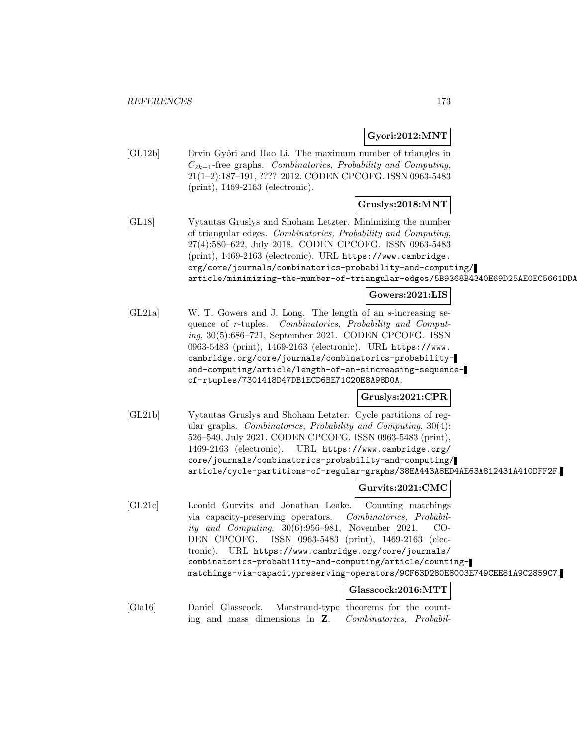**Gyori:2012:MNT**

[GL12b] Ervin Győri and Hao Li. The maximum number of triangles in $C_{2k+1}$-free graphs. *Combinatorics, Probability and Computing*, 21(1–2):187–191, ???? 2012. CODEN CPCOFG. ISSN 0963-5483 (print), 1469-2163 (electronic).

**Gruslys:2018:MNT**

[GL18] Vytautas Gruslys and Shoham Letzter. Minimizing the number of triangular edges. *Combinatorics, Probability and Computing*, 27(4):580–622, July 2018. CODEN CPCOFG. ISSN 0963-5483 (print), 1469-2163 (electronic). URL `https://www.cambridge.org/core/journals/combinatorics-probability-and-computing/article/minimizing-the-number-of-triangular-edges/5B9368B4340E69D25AE0EC5661DDA`

**Gowers:2021:LIS**

[GL21a] W. T. Gowers and J. Long. The length of an $s$-increasing sequence of $r$-tuples. *Combinatorics, Probability and Computing*, 30(5):686–721, September 2021. CODEN CPCOFG. ISSN 0963-5483 (print), 1469-2163 (electronic). URL `https://www.cambridge.org/core/journals/combinatorics-probability-and-computing/article/length-of-an-sincreasing-sequence-of-rtuples/7301418D47DB1ECD6BE71C20E8A98D0A`.

**Gruslys:2021:CPR**

[GL21b] Vytautas Gruslys and Shoham Letzter. Cycle partitions of regular graphs. *Combinatorics, Probability and Computing*, 30(4):526–549, July 2021. CODEN CPCOFG. ISSN 0963-5483 (print), 1469-2163 (electronic). URL `https://www.cambridge.org/core/journals/combinatorics-probability-and-computing/article/cycle-partitions-of-regular-graphs/38EA443A8ED4AE63A812431A410DFF2F`.

**Gurvits:2021:CMC**

[GL21c] Leonid Gurvits and Jonathan Leake. Counting matchings via capacity-preserving operators. *Combinatorics, Probability and Computing*, 30(6):956–981, November 2021. CODEN CPCOFG. ISSN 0963-5483 (print), 1469-2163 (electronic). URL `https://www.cambridge.org/core/journals/combinatorics-probability-and-computing/article/counting-matchings-via-capacitypreserving-operators/9CF63D280E8003E749CEE81A9C2859C7`.

**Glasscock:2016:MTT**

[Gla16] Daniel Glasscock. Marstrand-type theorems for the counting and mass dimensions in $\mathbf{Z}$. *Combinatorics, Probabil-*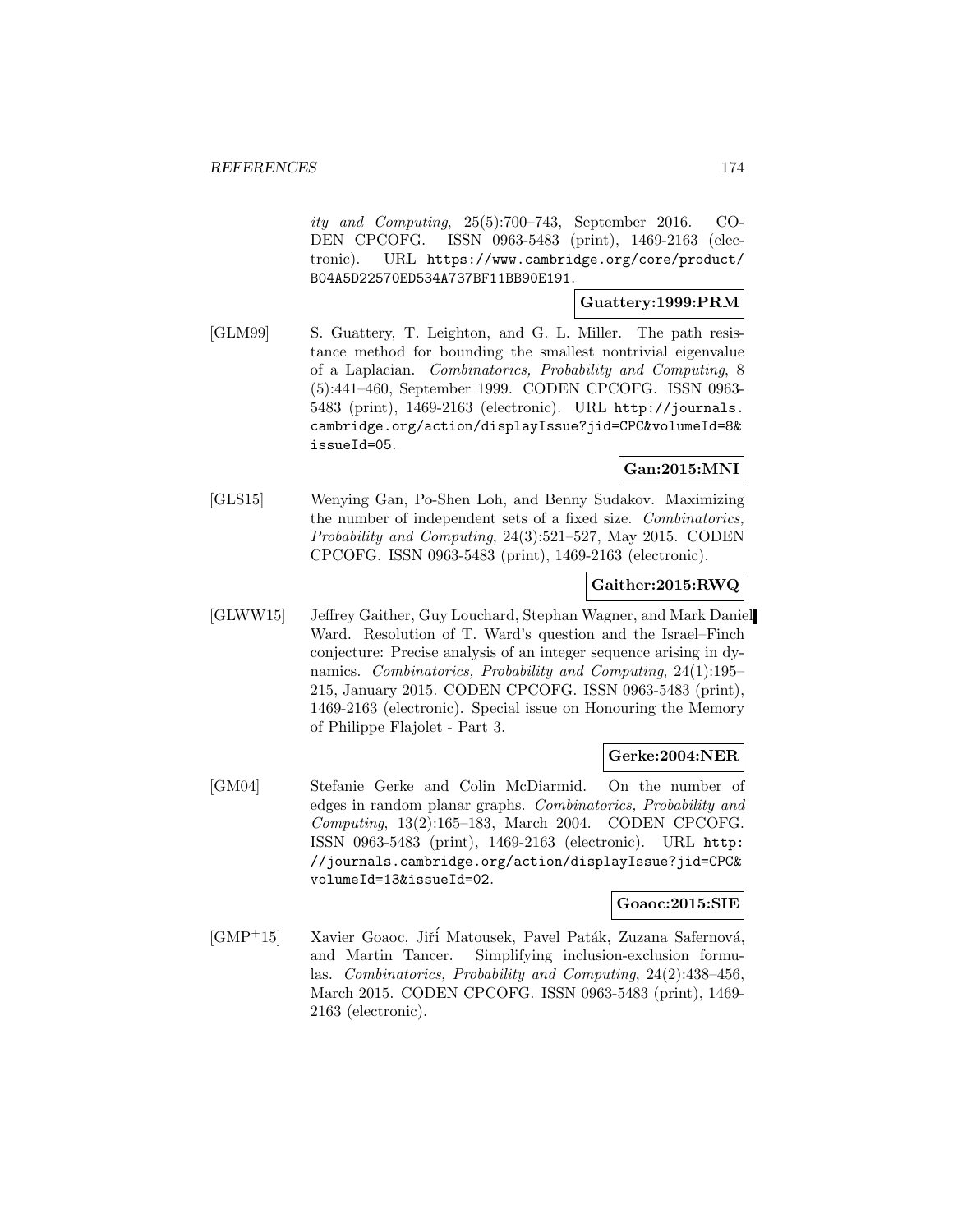*ity and Computing*, 25(5):700–743, September 2016. CODEN CPCOFG. ISSN 0963-5483 (print), 1469-2163 (electronic). URL https://www.cambridge.org/core/product/B04A5D22570ED534A737BF11BB90E191.

**Guattery:1999:PRM**

[GLM99] S. Guattery, T. Leighton, and G. L. Miller. The path resistance method for bounding the smallest nontrivial eigenvalue of a Laplacian. *Combinatorics, Probability and Computing*, 8 (5):441–460, September 1999. CODEN CPCOFG. ISSN 0963-5483 (print), 1469-2163 (electronic). URL http://journals.cambridge.org/action/displayIssue?jid=CPC&volumeId=8&issueId=05.

**Gan:2015:MNI**

[GLS15] Wenying Gan, Po-Shen Loh, and Benny Sudakov. Maximizing the number of independent sets of a fixed size. *Combinatorics, Probability and Computing*, 24(3):521–527, May 2015. CODEN CPCOFG. ISSN 0963-5483 (print), 1469-2163 (electronic).

**Gaither:2015:RWQ**

[GLWW15] Jeffrey Gaither, Guy Louchard, Stephan Wagner, and Mark Daniel Ward. Resolution of T. Ward's question and the Israel–Finch conjecture: Precise analysis of an integer sequence arising in dynamics. *Combinatorics, Probability and Computing*, 24(1):195–215, January 2015. CODEN CPCOFG. ISSN 0963-5483 (print), 1469-2163 (electronic). Special issue on Honouring the Memory of Philippe Flajolet - Part 3.

**Gerke:2004:NER**

[GM04] Stefanie Gerke and Colin McDiarmid. On the number of edges in random planar graphs. *Combinatorics, Probability and Computing*, 13(2):165–183, March 2004. CODEN CPCOFG. ISSN 0963-5483 (print), 1469-2163 (electronic). URL http://journals.cambridge.org/action/displayIssue?jid=CPC&volumeId=13&issueId=02.

**Goaoc:2015:SIE**

[GMP+15] Xavier Goaoc, Jiří Matousek, Pavel Paták, Zuzana Safernová, and Martin Tancer. Simplifying inclusion-exclusion formulas. *Combinatorics, Probability and Computing*, 24(2):438–456, March 2015. CODEN CPCOFG. ISSN 0963-5483 (print), 1469-2163 (electronic).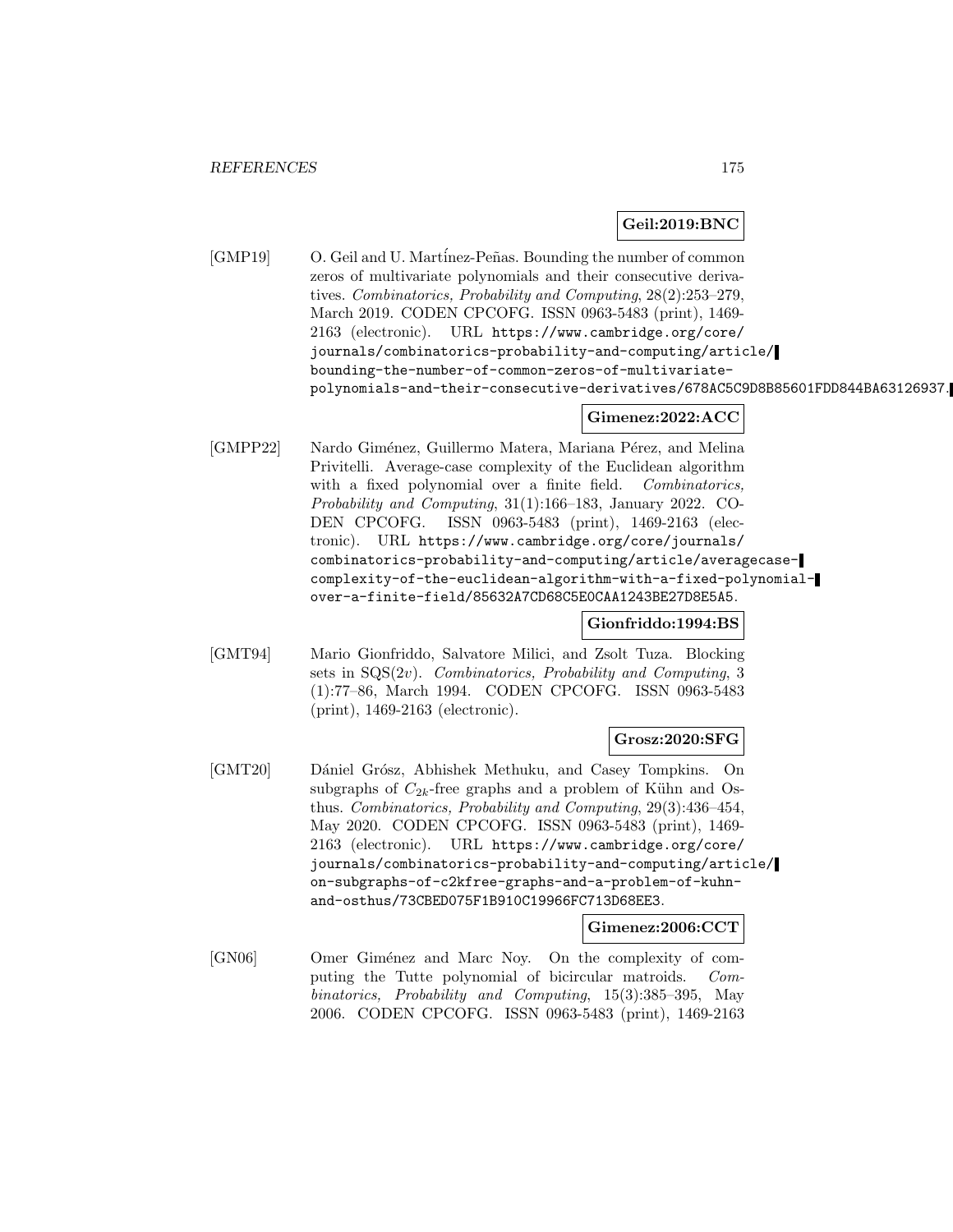**Geil:2019:BNC**

[GMP19] O. Geil and U. Martínez-Peñas. Bounding the number of common zeros of multivariate polynomials and their consecutive derivatives. *Combinatorics, Probability and Computing*, 28(2):253–279, March 2019. CODEN CPCOFG. ISSN 0963-5483 (print), 1469-2163 (electronic). URL `https://www.cambridge.org/core/journals/combinatorics-probability-and-computing/article/bounding-the-number-of-common-zeros-of-multivariate-polynomials-and-their-consecutive-derivatives/678AC5C9D8B85601FDD844BA63126937`.

**Gimenez:2022:ACC**

[GMPP22] Nardo Giménez, Guillermo Matera, Mariana Pérez, and Melina Privitelli. Average-case complexity of the Euclidean algorithm with a fixed polynomial over a finite field. *Combinatorics, Probability and Computing*, 31(1):166–183, January 2022. CODEN CPCOFG. ISSN 0963-5483 (print), 1469-2163 (electronic). URL `https://www.cambridge.org/core/journals/combinatorics-probability-and-computing/article/averagecase-complexity-of-the-euclidean-algorithm-with-a-fixed-polynomial-over-a-finite-field/85632A7CD68C5E0CAA1243BE27D8E5A5`.

**Gionfriddo:1994:BS**

[GMT94] Mario Gionfriddo, Salvatore Milici, and Zsolt Tuza. Blocking sets in SQS($2v$). *Combinatorics, Probability and Computing*, 3 (1):77–86, March 1994. CODEN CPCOFG. ISSN 0963-5483 (print), 1469-2163 (electronic).

**Grosz:2020:SFG**

[GMT20] Dániel Grósz, Abhishek Methuku, and Casey Tompkins. On subgraphs of $C_{2k}$-free graphs and a problem of Kühn and Osthus. *Combinatorics, Probability and Computing*, 29(3):436–454, May 2020. CODEN CPCOFG. ISSN 0963-5483 (print), 1469-2163 (electronic). URL `https://www.cambridge.org/core/journals/combinatorics-probability-and-computing/article/on-subgraphs-of-c2kfree-graphs-and-a-problem-of-kuhn-and-osthus/73CBED075F1B910C19966FC713D68EE3`.

**Gimenez:2006:CCT**

[GN06] Omer Giménez and Marc Noy. On the complexity of computing the Tutte polynomial of bicircular matroids. *Combinatorics, Probability and Computing*, 15(3):385–395, May 2006. CODEN CPCOFG. ISSN 0963-5483 (print), 1469-2163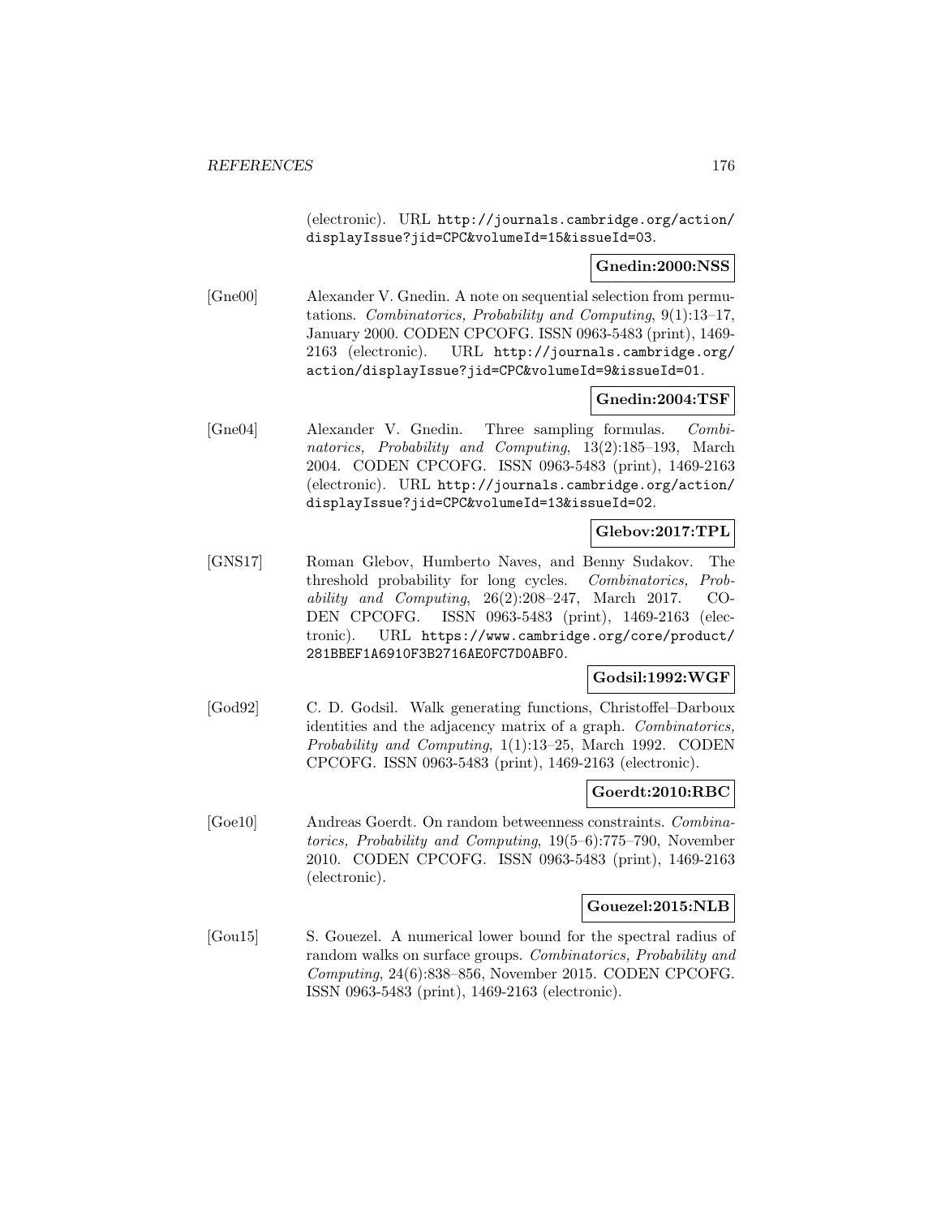(electronic). URL http://journals.cambridge.org/action/displayIssue?jid=CPC&volumeId=15&issueId=03.

**Gnedin:2000:NSS**

[Gne00] Alexander V. Gnedin. A note on sequential selection from permutations. *Combinatorics, Probability and Computing*, 9(1):13–17, January 2000. CODEN CPCOFG. ISSN 0963-5483 (print), 1469-2163 (electronic). URL http://journals.cambridge.org/action/displayIssue?jid=CPC&volumeId=9&issueId=01.

**Gnedin:2004:TSF**

[Gne04] Alexander V. Gnedin. Three sampling formulas. *Combinatorics, Probability and Computing*, 13(2):185–193, March 2004. CODEN CPCOFG. ISSN 0963-5483 (print), 1469-2163 (electronic). URL http://journals.cambridge.org/action/displayIssue?jid=CPC&volumeId=13&issueId=02.

**Glebov:2017:TPL**

[GNS17] Roman Glebov, Humberto Naves, and Benny Sudakov. The threshold probability for long cycles. *Combinatorics, Probability and Computing*, 26(2):208–247, March 2017. CODEN CPCOFG. ISSN 0963-5483 (print), 1469-2163 (electronic). URL https://www.cambridge.org/core/product/281BBEF1A6910F3B2716AE0FC7D0ABF0.

**Godsil:1992:WGF**

[God92] C. D. Godsil. Walk generating functions, Christoffel–Darboux identities and the adjacency matrix of a graph. *Combinatorics, Probability and Computing*, 1(1):13–25, March 1992. CODEN CPCOFG. ISSN 0963-5483 (print), 1469-2163 (electronic).

**Goerdt:2010:RBC**

[Goe10] Andreas Goerdt. On random betweenness constraints. *Combinatorics, Probability and Computing*, 19(5–6):775–790, November 2010. CODEN CPCOFG. ISSN 0963-5483 (print), 1469-2163 (electronic).

**Gouezel:2015:NLB**

[Gou15] S. Gouezel. A numerical lower bound for the spectral radius of random walks on surface groups. *Combinatorics, Probability and Computing*, 24(6):838–856, November 2015. CODEN CPCOFG. ISSN 0963-5483 (print), 1469-2163 (electronic).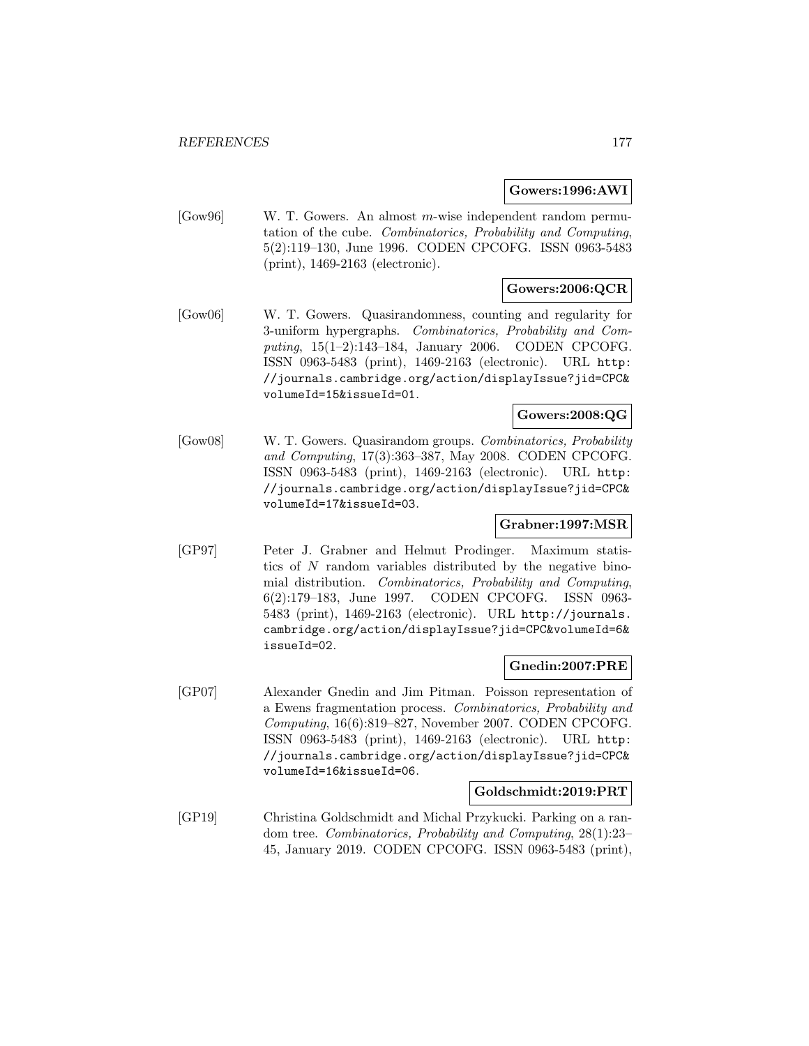**Gowers:1996:AWI**

[Gow96] W. T. Gowers. An almost $m$-wise independent random permutation of the cube. *Combinatorics, Probability and Computing*, 5(2):119–130, June 1996. CODEN CPCOFG. ISSN 0963-5483 (print), 1469-2163 (electronic).

**Gowers:2006:QCR**

[Gow06] W. T. Gowers. Quasirandomness, counting and regularity for 3-uniform hypergraphs. *Combinatorics, Probability and Computing*, 15(1–2):143–184, January 2006. CODEN CPCOFG. ISSN 0963-5483 (print), 1469-2163 (electronic). URL http://journals.cambridge.org/action/displayIssue?jid=CPC&volumeId=15&issueId=01.

**Gowers:2008:QG**

[Gow08] W. T. Gowers. Quasirandom groups. *Combinatorics, Probability and Computing*, 17(3):363–387, May 2008. CODEN CPCOFG. ISSN 0963-5483 (print), 1469-2163 (electronic). URL http://journals.cambridge.org/action/displayIssue?jid=CPC&volumeId=17&issueId=03.

**Grabner:1997:MSR**

[GP97] Peter J. Grabner and Helmut Prodinger. Maximum statistics of $N$ random variables distributed by the negative binomial distribution. *Combinatorics, Probability and Computing*, 6(2):179–183, June 1997. CODEN CPCOFG. ISSN 0963-5483 (print), 1469-2163 (electronic). URL http://journals.cambridge.org/action/displayIssue?jid=CPC&volumeId=6&issueId=02.

**Gnedin:2007:PRE**

[GP07] Alexander Gnedin and Jim Pitman. Poisson representation of a Ewens fragmentation process. *Combinatorics, Probability and Computing*, 16(6):819–827, November 2007. CODEN CPCOFG. ISSN 0963-5483 (print), 1469-2163 (electronic). URL http://journals.cambridge.org/action/displayIssue?jid=CPC&volumeId=16&issueId=06.

**Goldschmidt:2019:PRT**

[GP19] Christina Goldschmidt and Michal Przykucki. Parking on a random tree. *Combinatorics, Probability and Computing*, 28(1):23–45, January 2019. CODEN CPCOFG. ISSN 0963-5483 (print),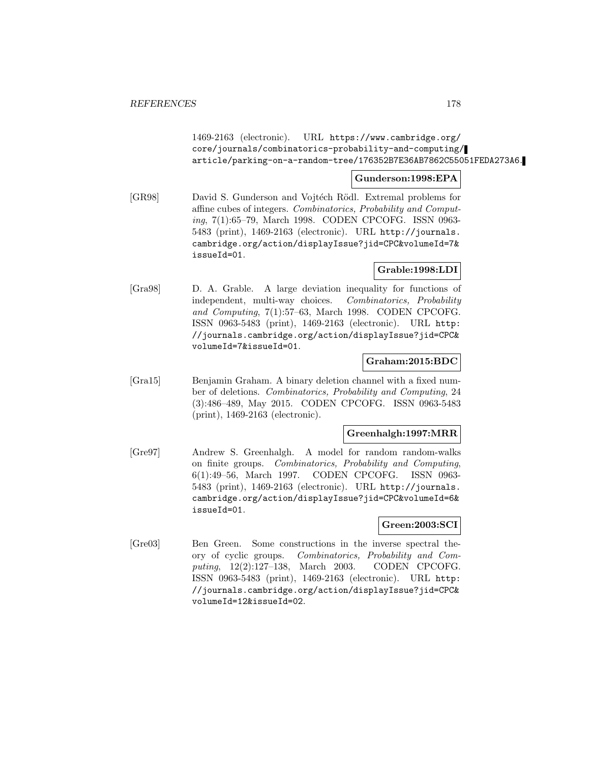1469-2163 (electronic). URL https://www.cambridge.org/core/journals/combinatorics-probability-and-computing/article/parking-on-a-random-tree/176352B7E36AB7862C55051FEDA273A6.

**Gunderson:1998:EPA**

[GR98] David S. Gunderson and Vojtěch Rödl. Extremal problems for affine cubes of integers. *Combinatorics, Probability and Computing*, 7(1):65–79, March 1998. CODEN CPCOFG. ISSN 0963-5483 (print), 1469-2163 (electronic). URL http://journals.cambridge.org/action/displayIssue?jid=CPC&volumeId=7&issueId=01.

**Grable:1998:LDI**

[Gra98] D. A. Grable. A large deviation inequality for functions of independent, multi-way choices. *Combinatorics, Probability and Computing*, 7(1):57–63, March 1998. CODEN CPCOFG. ISSN 0963-5483 (print), 1469-2163 (electronic). URL http://journals.cambridge.org/action/displayIssue?jid=CPC&volumeId=7&issueId=01.

**Graham:2015:BDC**

[Gra15] Benjamin Graham. A binary deletion channel with a fixed number of deletions. *Combinatorics, Probability and Computing*, 24 (3):486–489, May 2015. CODEN CPCOFG. ISSN 0963-5483 (print), 1469-2163 (electronic).

**Greenhalgh:1997:MRR**

[Gre97] Andrew S. Greenhalgh. A model for random random-walks on finite groups. *Combinatorics, Probability and Computing*, 6(1):49–56, March 1997. CODEN CPCOFG. ISSN 0963-5483 (print), 1469-2163 (electronic). URL http://journals.cambridge.org/action/displayIssue?jid=CPC&volumeId=6&issueId=01.

**Green:2003:SCI**

[Gre03] Ben Green. Some constructions in the inverse spectral theory of cyclic groups. *Combinatorics, Probability and Computing*, 12(2):127–138, March 2003. CODEN CPCOFG. ISSN 0963-5483 (print), 1469-2163 (electronic). URL http://journals.cambridge.org/action/displayIssue?jid=CPC&volumeId=12&issueId=02.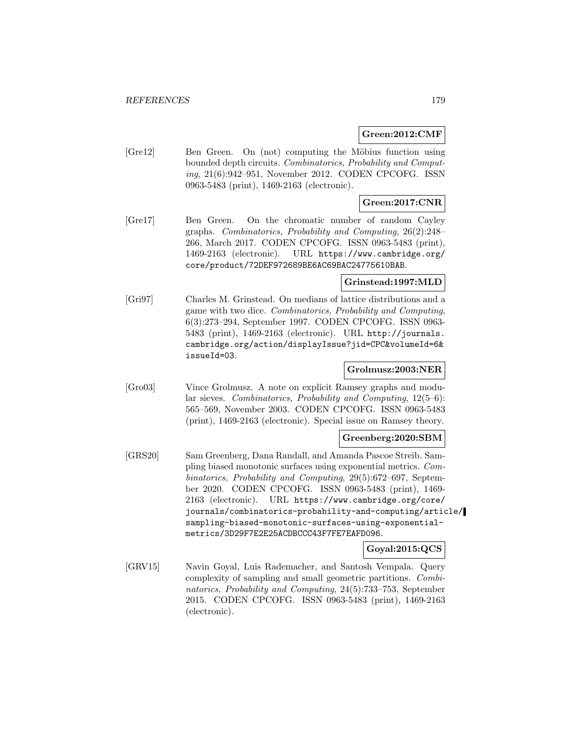**Green:2012:CMF**

[Gre12] Ben Green. On (not) computing the Möbius function using bounded depth circuits. *Combinatorics, Probability and Computing*, 21(6):942–951, November 2012. CODEN CPCOFG. ISSN 0963-5483 (print), 1469-2163 (electronic).

**Green:2017:CNR**

[Gre17] Ben Green. On the chromatic number of random Cayley graphs. *Combinatorics, Probability and Computing*, 26(2):248–266, March 2017. CODEN CPCOFG. ISSN 0963-5483 (print), 1469-2163 (electronic). URL https://www.cambridge.org/core/product/72DEF972689BE6AC69BAC24775610BAB.

**Grinstead:1997:MLD**

[Gri97] Charles M. Grinstead. On medians of lattice distributions and a game with two dice. *Combinatorics, Probability and Computing*, 6(3):273–294, September 1997. CODEN CPCOFG. ISSN 0963-5483 (print), 1469-2163 (electronic). URL http://journals.cambridge.org/action/displayIssue?jid=CPC&volumeId=6&issueId=03.

**Grolmusz:2003:NER**

[Gro03] Vince Grolmusz. A note on explicit Ramsey graphs and modular sieves. *Combinatorics, Probability and Computing*, 12(5–6): 565–569, November 2003. CODEN CPCOFG. ISSN 0963-5483 (print), 1469-2163 (electronic). Special issue on Ramsey theory.

**Greenberg:2020:SBM**

[GRS20] Sam Greenberg, Dana Randall, and Amanda Pascoe Streib. Sampling biased monotonic surfaces using exponential metrics. *Combinatorics, Probability and Computing*, 29(5):672–697, September 2020. CODEN CPCOFG. ISSN 0963-5483 (print), 1469-2163 (electronic). URL https://www.cambridge.org/core/journals/combinatorics-probability-and-computing/article/sampling-biased-monotonic-surfaces-using-exponential-metrics/3D29F7E2E25ACDBCCC43F7FE7EAFD096.

**Goyal:2015:QCS**

[GRV15] Navin Goyal, Luis Rademacher, and Santosh Vempala. Query complexity of sampling and small geometric partitions. *Combinatorics, Probability and Computing*, 24(5):733–753, September 2015. CODEN CPCOFG. ISSN 0963-5483 (print), 1469-2163 (electronic).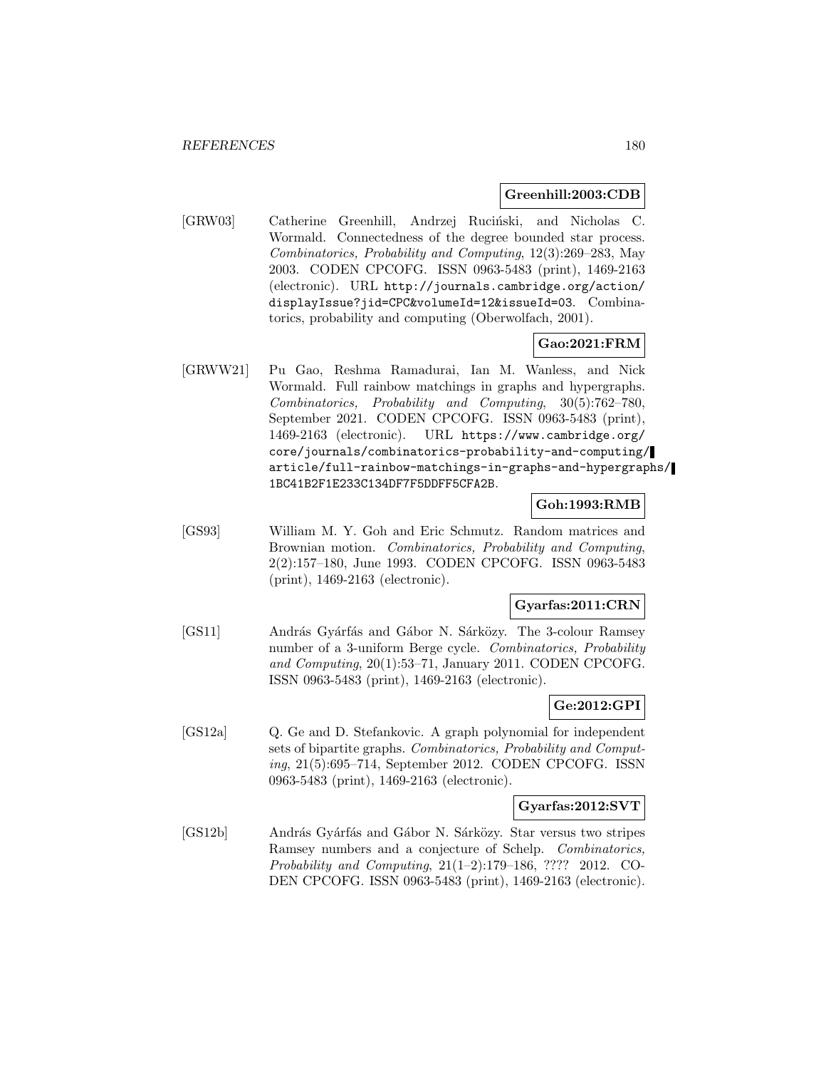**Greenhill:2003:CDB**

[GRW03] Catherine Greenhill, Andrzej Ruciński, and Nicholas C. Wormald. Connectedness of the degree bounded star process. *Combinatorics, Probability and Computing*, 12(3):269–283, May 2003. CODEN CPCOFG. ISSN 0963-5483 (print), 1469-2163 (electronic). URL http://journals.cambridge.org/action/displayIssue?jid=CPC&volumeId=12&issueId=03. Combinatorics, probability and computing (Oberwolfach, 2001).

**Gao:2021:FRM**

[GRWW21] Pu Gao, Reshma Ramadurai, Ian M. Wanless, and Nick Wormald. Full rainbow matchings in graphs and hypergraphs. *Combinatorics, Probability and Computing*, 30(5):762–780, September 2021. CODEN CPCOFG. ISSN 0963-5483 (print), 1469-2163 (electronic). URL https://www.cambridge.org/core/journals/combinatorics-probability-and-computing/article/full-rainbow-matchings-in-graphs-and-hypergraphs/1BC41B2F1E233C134DF7F5DDFF5CFA2B.

**Goh:1993:RMB**

[GS93] William M. Y. Goh and Eric Schmutz. Random matrices and Brownian motion. *Combinatorics, Probability and Computing*, 2(2):157–180, June 1993. CODEN CPCOFG. ISSN 0963-5483 (print), 1469-2163 (electronic).

**Gyarfas:2011:CRN**

[GS11] András Gyárfás and Gábor N. Sárközy. The 3-colour Ramsey number of a 3-uniform Berge cycle. *Combinatorics, Probability and Computing*, 20(1):53–71, January 2011. CODEN CPCOFG. ISSN 0963-5483 (print), 1469-2163 (electronic).

**Ge:2012:GPI**

[GS12a] Q. Ge and D. Stefankovic. A graph polynomial for independent sets of bipartite graphs. *Combinatorics, Probability and Computing*, 21(5):695–714, September 2012. CODEN CPCOFG. ISSN 0963-5483 (print), 1469-2163 (electronic).

**Gyarfas:2012:SVT**

[GS12b] András Gyárfás and Gábor N. Sárközy. Star versus two stripes Ramsey numbers and a conjecture of Schelp. *Combinatorics, Probability and Computing*, 21(1–2):179–186, ???? 2012. CODEN CPCOFG. ISSN 0963-5483 (print), 1469-2163 (electronic).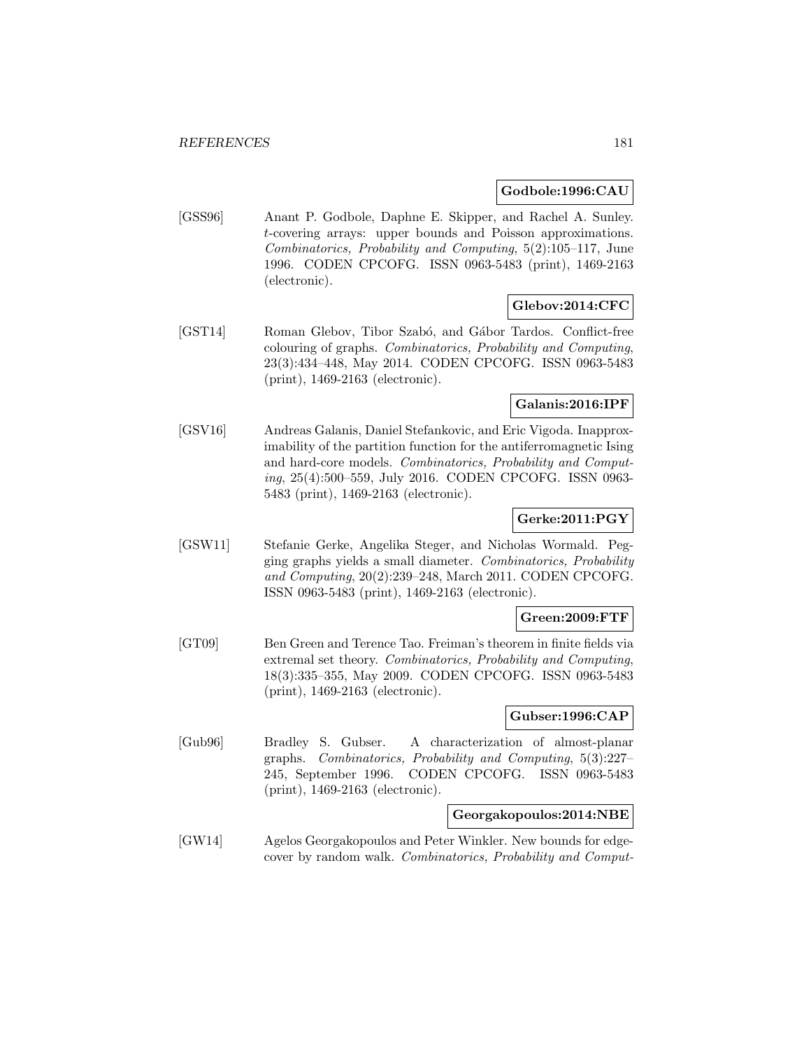**Godbole:1996:CAU**

[GSS96] Anant P. Godbole, Daphne E. Skipper, and Rachel A. Sunley. $t$-covering arrays: upper bounds and Poisson approximations. *Combinatorics, Probability and Computing*, 5(2):105–117, June 1996. CODEN CPCOFG. ISSN 0963-5483 (print), 1469-2163 (electronic).

**Glebov:2014:CFC**

[GST14] Roman Glebov, Tibor Szabó, and Gábor Tardos. Conflict-free colouring of graphs. *Combinatorics, Probability and Computing*, 23(3):434–448, May 2014. CODEN CPCOFG. ISSN 0963-5483 (print), 1469-2163 (electronic).

**Galanis:2016:IPF**

[GSV16] Andreas Galanis, Daniel Stefankovic, and Eric Vigoda. Inapproximability of the partition function for the antiferromagnetic Ising and hard-core models. *Combinatorics, Probability and Computing*, 25(4):500–559, July 2016. CODEN CPCOFG. ISSN 0963-5483 (print), 1469-2163 (electronic).

**Gerke:2011:PGY**

[GSW11] Stefanie Gerke, Angelika Steger, and Nicholas Wormald. Pegging graphs yields a small diameter. *Combinatorics, Probability and Computing*, 20(2):239–248, March 2011. CODEN CPCOFG. ISSN 0963-5483 (print), 1469-2163 (electronic).

**Green:2009:FTF**

[GT09] Ben Green and Terence Tao. Freiman's theorem in finite fields via extremal set theory. *Combinatorics, Probability and Computing*, 18(3):335–355, May 2009. CODEN CPCOFG. ISSN 0963-5483 (print), 1469-2163 (electronic).

**Gubser:1996:CAP**

[Gub96] Bradley S. Gubser. A characterization of almost-planar graphs. *Combinatorics, Probability and Computing*, 5(3):227–245, September 1996. CODEN CPCOFG. ISSN 0963-5483 (print), 1469-2163 (electronic).

**Georgakopoulos:2014:NBE**

[GW14] Agelos Georgakopoulos and Peter Winkler. New bounds for edge-cover by random walk. *Combinatorics, Probability and Comput-*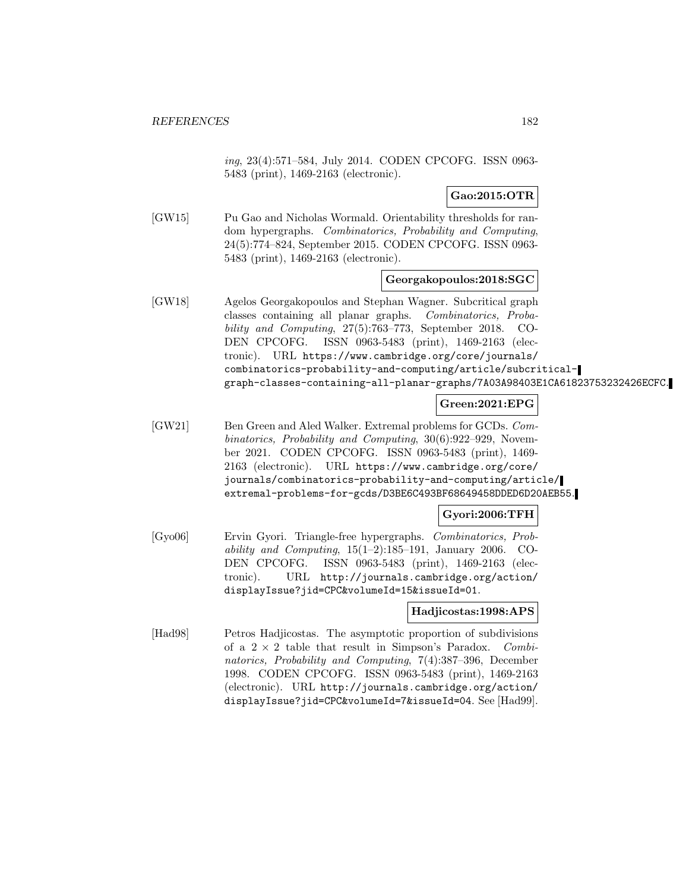*ing*, 23(4):571–584, July 2014. CODEN CPCOFG. ISSN 0963-5483 (print), 1469-2163 (electronic).

**Gao:2015:OTR**

[GW15] Pu Gao and Nicholas Wormald. Orientability thresholds for random hypergraphs. *Combinatorics, Probability and Computing*, 24(5):774–824, September 2015. CODEN CPCOFG. ISSN 0963-5483 (print), 1469-2163 (electronic).

**Georgakopoulos:2018:SGC**

[GW18] Agelos Georgakopoulos and Stephan Wagner. Subcritical graph classes containing all planar graphs. *Combinatorics, Probability and Computing*, 27(5):763–773, September 2018. CODEN CPCOFG. ISSN 0963-5483 (print), 1469-2163 (electronic). URL https://www.cambridge.org/core/journals/combinatorics-probability-and-computing/article/subcritical-graph-classes-containing-all-planar-graphs/7A03A98403E1CA61823753232426ECFC.

**Green:2021:EPG**

[GW21] Ben Green and Aled Walker. Extremal problems for GCDs. *Combinatorics, Probability and Computing*, 30(6):922–929, November 2021. CODEN CPCOFG. ISSN 0963-5483 (print), 1469-2163 (electronic). URL https://www.cambridge.org/core/journals/combinatorics-probability-and-computing/article/extremal-problems-for-gcds/D3BE6C493BF68649458DDED6D20AEB55.

**Gyori:2006:TFH**

[Gyo06] Ervin Gyori. Triangle-free hypergraphs. *Combinatorics, Probability and Computing*, 15(1–2):185–191, January 2006. CODEN CPCOFG. ISSN 0963-5483 (print), 1469-2163 (electronic). URL http://journals.cambridge.org/action/displayIssue?jid=CPC&volumeId=15&issueId=01.

**Hadjicostas:1998:APS**

[Had98] Petros Hadjicostas. The asymptotic proportion of subdivisions of a $2 \times 2$ table that result in Simpson's Paradox. *Combinatorics, Probability and Computing*, 7(4):387–396, December 1998. CODEN CPCOFG. ISSN 0963-5483 (print), 1469-2163 (electronic). URL http://journals.cambridge.org/action/displayIssue?jid=CPC&volumeId=7&issueId=04. See [Had99].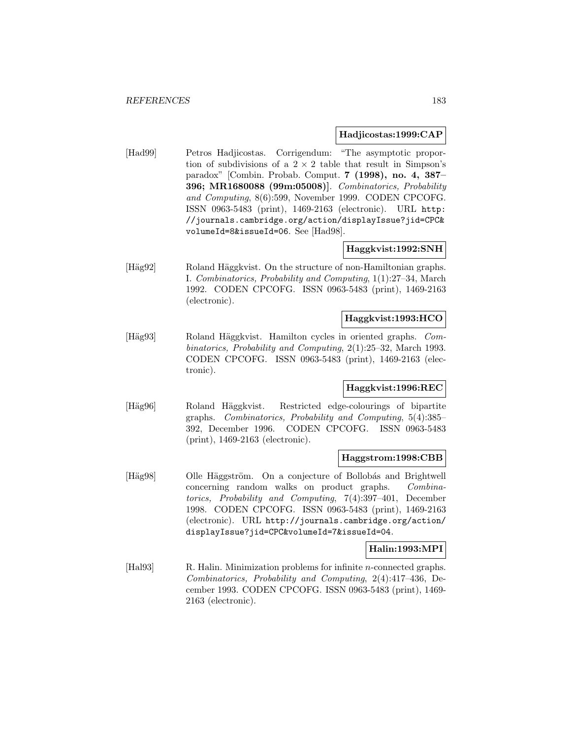**Hadjicostas:1999:CAP**

[Had99] Petros Hadjicostas. Corrigendum: "The asymptotic proportion of subdivisions of a $2 \times 2$ table that result in Simpson's paradox" [Combin. Probab. Comput. **7 (1998), no. 4, 387–396; MR1680088 (99m:05008)**]. *Combinatorics, Probability and Computing*, 8(6):599, November 1999. CODEN CPCOFG. ISSN 0963-5483 (print), 1469-2163 (electronic). URL http://journals.cambridge.org/action/displayIssue?jid=CPC&volumeId=8&issueId=06. See [Had98].

**Haggkvist:1992:SNH**

[Häg92] Roland Häggkvist. On the structure of non-Hamiltonian graphs. I. *Combinatorics, Probability and Computing*, 1(1):27–34, March 1992. CODEN CPCOFG. ISSN 0963-5483 (print), 1469-2163 (electronic).

**Haggkvist:1993:HCO**

[Häg93] Roland Häggkvist. Hamilton cycles in oriented graphs. *Combinatorics, Probability and Computing*, 2(1):25–32, March 1993. CODEN CPCOFG. ISSN 0963-5483 (print), 1469-2163 (electronic).

**Haggkvist:1996:REC**

[Häg96] Roland Häggkvist. Restricted edge-colourings of bipartite graphs. *Combinatorics, Probability and Computing*, 5(4):385–392, December 1996. CODEN CPCOFG. ISSN 0963-5483 (print), 1469-2163 (electronic).

**Haggstrom:1998:CBB**

[Häg98] Olle Häggström. On a conjecture of Bollobás and Brightwell concerning random walks on product graphs. *Combinatorics, Probability and Computing*, 7(4):397–401, December 1998. CODEN CPCOFG. ISSN 0963-5483 (print), 1469-2163 (electronic). URL http://journals.cambridge.org/action/displayIssue?jid=CPC&volumeId=7&issueId=04.

**Halin:1993:MPI**

[Hal93] R. Halin. Minimization problems for infinite $n$-connected graphs. *Combinatorics, Probability and Computing*, 2(4):417–436, December 1993. CODEN CPCOFG. ISSN 0963-5483 (print), 1469-2163 (electronic).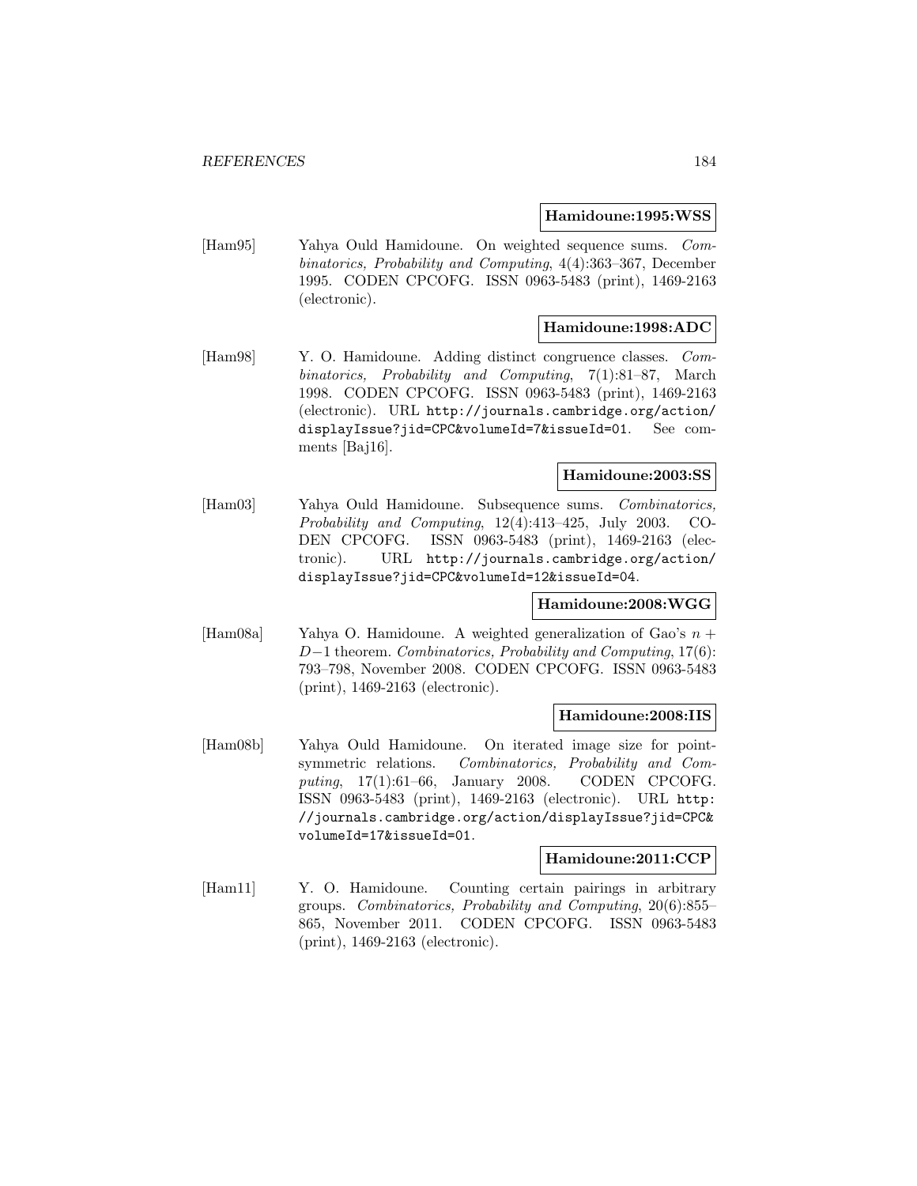**Hamidoune:1995:WSS**

[Ham95] Yahya Ould Hamidoune. On weighted sequence sums. *Combinatorics, Probability and Computing*, 4(4):363–367, December 1995. CODEN CPCOFG. ISSN 0963-5483 (print), 1469-2163 (electronic).

**Hamidoune:1998:ADC**

[Ham98] Y. O. Hamidoune. Adding distinct congruence classes. *Combinatorics, Probability and Computing*, 7(1):81–87, March 1998. CODEN CPCOFG. ISSN 0963-5483 (print), 1469-2163 (electronic). URL `http://journals.cambridge.org/action/displayIssue?jid=CPC&volumeId=7&issueId=01`. See comments [Baj16].

**Hamidoune:2003:SS**

[Ham03] Yahya Ould Hamidoune. Subsequence sums. *Combinatorics, Probability and Computing*, 12(4):413–425, July 2003. CODEN CPCOFG. ISSN 0963-5483 (print), 1469-2163 (electronic). URL `http://journals.cambridge.org/action/displayIssue?jid=CPC&volumeId=12&issueId=04`.

**Hamidoune:2008:WGG**

[Ham08a] Yahya O. Hamidoune. A weighted generalization of Gao's $n + D-1$ theorem. *Combinatorics, Probability and Computing*, 17(6): 793–798, November 2008. CODEN CPCOFG. ISSN 0963-5483 (print), 1469-2163 (electronic).

**Hamidoune:2008:IIS**

[Ham08b] Yahya Ould Hamidoune. On iterated image size for point-symmetric relations. *Combinatorics, Probability and Computing*, 17(1):61–66, January 2008. CODEN CPCOFG. ISSN 0963-5483 (print), 1469-2163 (electronic). URL `http://journals.cambridge.org/action/displayIssue?jid=CPC&volumeId=17&issueId=01`.

**Hamidoune:2011:CCP**

[Ham11] Y. O. Hamidoune. Counting certain pairings in arbitrary groups. *Combinatorics, Probability and Computing*, 20(6):855–865, November 2011. CODEN CPCOFG. ISSN 0963-5483 (print), 1469-2163 (electronic).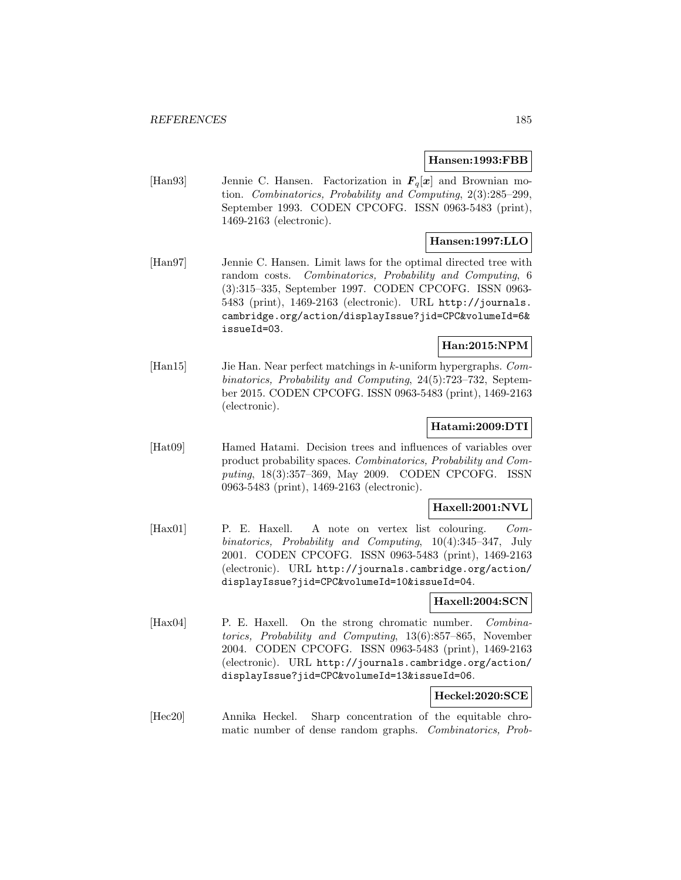**Hansen:1993:FBB**

[Han93] Jennie C. Hansen. Factorization in $\boldsymbol{F}_q[\boldsymbol{x}]$ and Brownian motion. *Combinatorics, Probability and Computing*, 2(3):285–299, September 1993. CODEN CPCOFG. ISSN 0963-5483 (print), 1469-2163 (electronic).

**Hansen:1997:LLO**

[Han97] Jennie C. Hansen. Limit laws for the optimal directed tree with random costs. *Combinatorics, Probability and Computing*, 6 (3):315–335, September 1997. CODEN CPCOFG. ISSN 0963-5483 (print), 1469-2163 (electronic). URL http://journals.cambridge.org/action/displayIssue?jid=CPC&volumeId=6&issueId=03.

**Han:2015:NPM**

[Han15] Jie Han. Near perfect matchings in $k$-uniform hypergraphs. *Combinatorics, Probability and Computing*, 24(5):723–732, September 2015. CODEN CPCOFG. ISSN 0963-5483 (print), 1469-2163 (electronic).

**Hatami:2009:DTI**

[Hat09] Hamed Hatami. Decision trees and influences of variables over product probability spaces. *Combinatorics, Probability and Computing*, 18(3):357–369, May 2009. CODEN CPCOFG. ISSN 0963-5483 (print), 1469-2163 (electronic).

**Haxell:2001:NVL**

[Hax01] P. E. Haxell. A note on vertex list colouring. *Combinatorics, Probability and Computing*, 10(4):345–347, July 2001. CODEN CPCOFG. ISSN 0963-5483 (print), 1469-2163 (electronic). URL http://journals.cambridge.org/action/displayIssue?jid=CPC&volumeId=10&issueId=04.

**Haxell:2004:SCN**

[Hax04] P. E. Haxell. On the strong chromatic number. *Combinatorics, Probability and Computing*, 13(6):857–865, November 2004. CODEN CPCOFG. ISSN 0963-5483 (print), 1469-2163 (electronic). URL http://journals.cambridge.org/action/displayIssue?jid=CPC&volumeId=13&issueId=06.

**Heckel:2020:SCE**

[Hec20] Annika Heckel. Sharp concentration of the equitable chromatic number of dense random graphs. *Combinatorics, Prob-*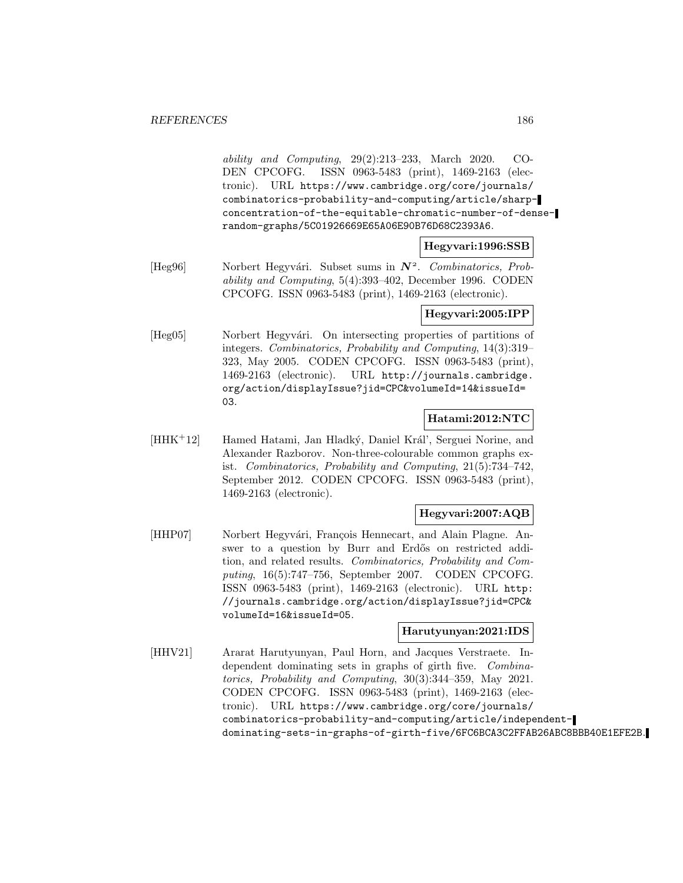*ability and Computing*, 29(2):213–233, March 2020. CODEN CPCOFG. ISSN 0963-5483 (print), 1469-2163 (electronic). URL https://www.cambridge.org/core/journals/combinatorics-probability-and-computing/article/sharp-concentration-of-the-equitable-chromatic-number-of-dense-random-graphs/5C01926669E65A06E90B76D68C2393A6.

**Hegyvari:1996:SSB**

[Heg96] Norbert Hegyvári. Subset sums in $\boldsymbol{N}^2$. *Combinatorics, Probability and Computing*, 5(4):393–402, December 1996. CODEN CPCOFG. ISSN 0963-5483 (print), 1469-2163 (electronic).

**Hegyvari:2005:IPP**

[Heg05] Norbert Hegyvári. On intersecting properties of partitions of integers. *Combinatorics, Probability and Computing*, 14(3):319–323, May 2005. CODEN CPCOFG. ISSN 0963-5483 (print), 1469-2163 (electronic). URL http://journals.cambridge.org/action/displayIssue?jid=CPC&volumeId=14&issueId=03.

**Hatami:2012:NTC**

[HHK+12] Hamed Hatami, Jan Hladký, Daniel Kráľ, Serguei Norine, and Alexander Razborov. Non-three-colourable common graphs exist. *Combinatorics, Probability and Computing*, 21(5):734–742, September 2012. CODEN CPCOFG. ISSN 0963-5483 (print), 1469-2163 (electronic).

**Hegyvari:2007:AQB**

[HHP07] Norbert Hegyvári, François Hennecart, and Alain Plagne. Answer to a question by Burr and Erdős on restricted addition, and related results. *Combinatorics, Probability and Computing*, 16(5):747–756, September 2007. CODEN CPCOFG. ISSN 0963-5483 (print), 1469-2163 (electronic). URL http://journals.cambridge.org/action/displayIssue?jid=CPC&volumeId=16&issueId=05.

**Harutyunyan:2021:IDS**

[HHV21] Ararat Harutyunyan, Paul Horn, and Jacques Verstraete. Independent dominating sets in graphs of girth five. *Combinatorics, Probability and Computing*, 30(3):344–359, May 2021. CODEN CPCOFG. ISSN 0963-5483 (print), 1469-2163 (electronic). URL https://www.cambridge.org/core/journals/combinatorics-probability-and-computing/article/independent-dominating-sets-in-graphs-of-girth-five/6FC6BCA3C2FFAB26ABC8BBB40E1EFE2B.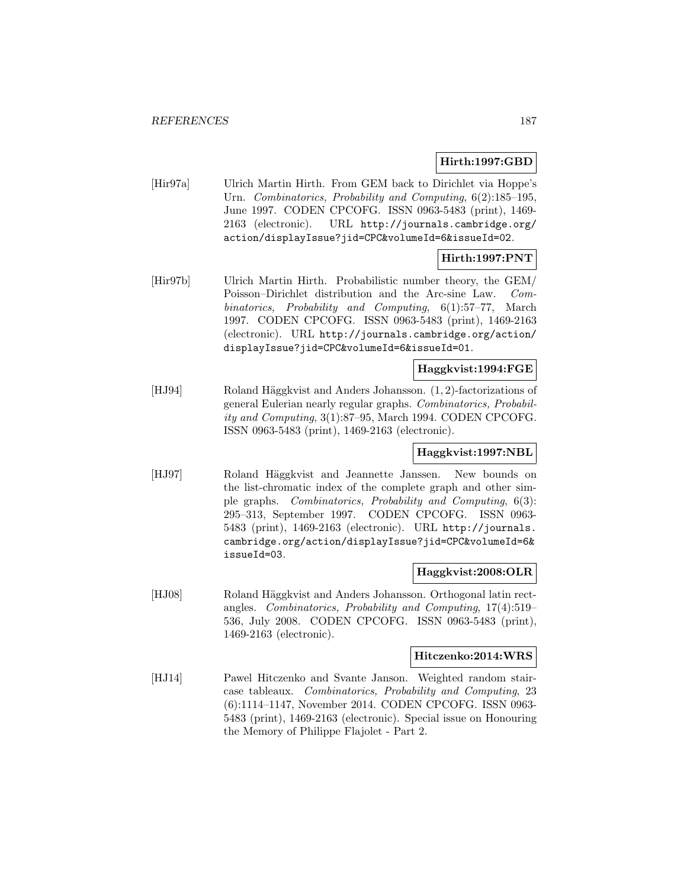**Hirth:1997:GBD**

[Hir97a] Ulrich Martin Hirth. From GEM back to Dirichlet via Hoppe's Urn. *Combinatorics, Probability and Computing*, 6(2):185–195, June 1997. CODEN CPCOFG. ISSN 0963-5483 (print), 1469-2163 (electronic). URL http://journals.cambridge.org/action/displayIssue?jid=CPC&volumeId=6&issueId=02.

**Hirth:1997:PNT**

[Hir97b] Ulrich Martin Hirth. Probabilistic number theory, the GEM/Poisson–Dirichlet distribution and the Arc-sine Law. *Combinatorics, Probability and Computing*, 6(1):57–77, March 1997. CODEN CPCOFG. ISSN 0963-5483 (print), 1469-2163 (electronic). URL http://journals.cambridge.org/action/displayIssue?jid=CPC&volumeId=6&issueId=01.

**Haggkvist:1994:FGE**

[HJ94] Roland Häggkvist and Anders Johansson. $(1, 2)$-factorizations of general Eulerian nearly regular graphs. *Combinatorics, Probability and Computing*, 3(1):87–95, March 1994. CODEN CPCOFG. ISSN 0963-5483 (print), 1469-2163 (electronic).

**Haggkvist:1997:NBL**

[HJ97] Roland Häggkvist and Jeannette Janssen. New bounds on the list-chromatic index of the complete graph and other simple graphs. *Combinatorics, Probability and Computing*, 6(3):295–313, September 1997. CODEN CPCOFG. ISSN 0963-5483 (print), 1469-2163 (electronic). URL http://journals.cambridge.org/action/displayIssue?jid=CPC&volumeId=6&issueId=03.

**Haggkvist:2008:OLR**

[HJ08] Roland Häggkvist and Anders Johansson. Orthogonal latin rectangles. *Combinatorics, Probability and Computing*, 17(4):519–536, July 2008. CODEN CPCOFG. ISSN 0963-5483 (print), 1469-2163 (electronic).

**Hitczenko:2014:WRS**

[HJ14] Pawel Hitczenko and Svante Janson. Weighted random staircase tableaux. *Combinatorics, Probability and Computing*, 23(6):1114–1147, November 2014. CODEN CPCOFG. ISSN 0963-5483 (print), 1469-2163 (electronic). Special issue on Honouring the Memory of Philippe Flajolet - Part 2.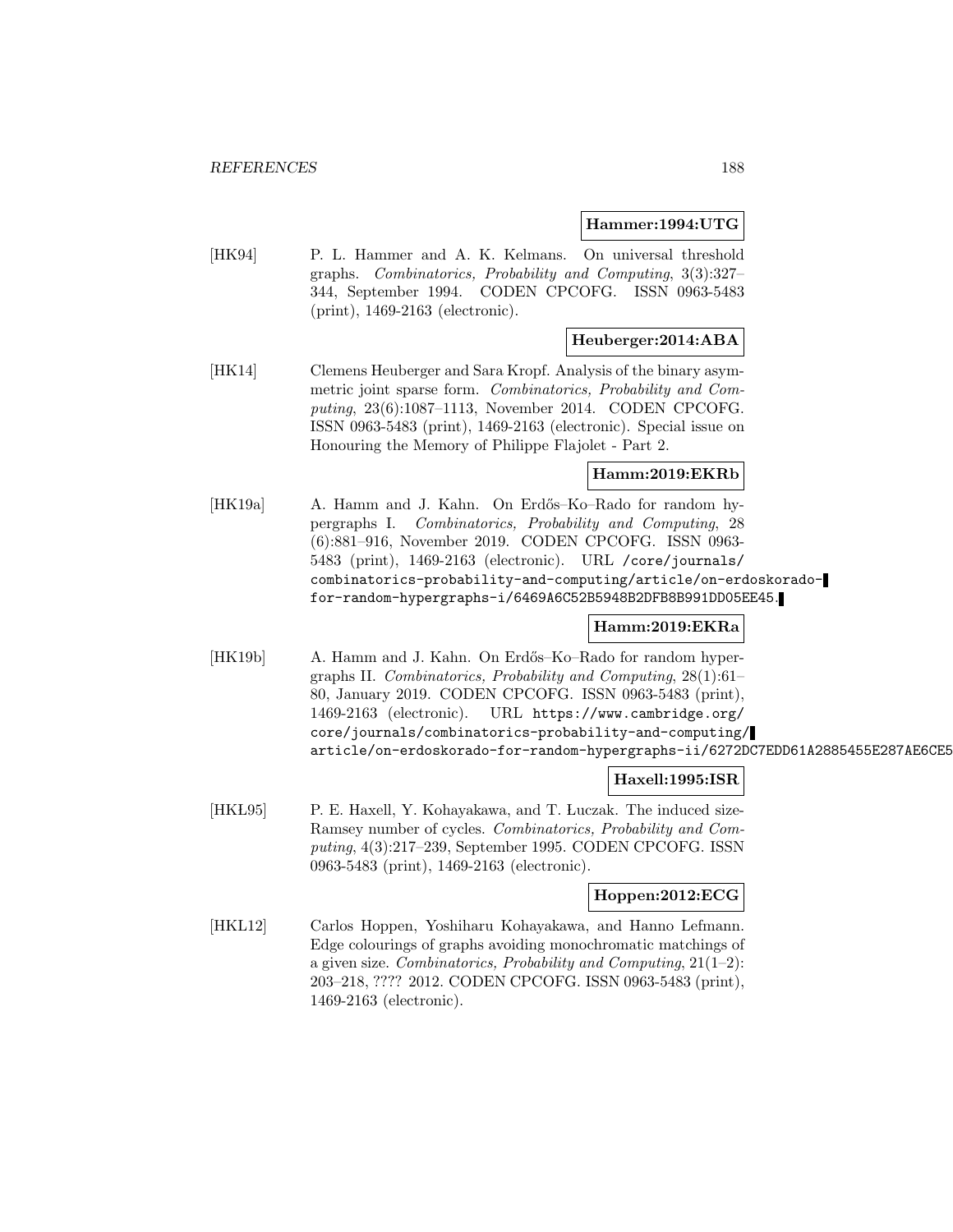**Hammer:1994:UTG**

[HK94] P. L. Hammer and A. K. Kelmans. On universal threshold graphs. *Combinatorics, Probability and Computing*, 3(3):327–344, September 1994. CODEN CPCOFG. ISSN 0963-5483 (print), 1469-2163 (electronic).

**Heuberger:2014:ABA**

[HK14] Clemens Heuberger and Sara Kropf. Analysis of the binary asymmetric joint sparse form. *Combinatorics, Probability and Computing*, 23(6):1087–1113, November 2014. CODEN CPCOFG. ISSN 0963-5483 (print), 1469-2163 (electronic). Special issue on Honouring the Memory of Philippe Flajolet - Part 2.

**Hamm:2019:EKRb**

[HK19a] A. Hamm and J. Kahn. On Erdős–Ko–Rado for random hypergraphs I. *Combinatorics, Probability and Computing*, 28 (6):881–916, November 2019. CODEN CPCOFG. ISSN 0963-5483 (print), 1469-2163 (electronic). URL `/core/journals/combinatorics-probability-and-computing/article/on-erdoskorado-for-random-hypergraphs-i/6469A6C52B5948B2DFB8B991DD05EE45`.

**Hamm:2019:EKRa**

[HK19b] A. Hamm and J. Kahn. On Erdős–Ko–Rado for random hypergraphs II. *Combinatorics, Probability and Computing*, 28(1):61–80, January 2019. CODEN CPCOFG. ISSN 0963-5483 (print), 1469-2163 (electronic). URL `https://www.cambridge.org/core/journals/combinatorics-probability-and-computing/article/on-erdoskorado-for-random-hypergraphs-ii/6272DC7EDD61A2885455E287AE6CE5`

**Haxell:1995:ISR**

[HKŁ95] P. E. Haxell, Y. Kohayakawa, and T. Łuczak. The induced size-Ramsey number of cycles. *Combinatorics, Probability and Computing*, 4(3):217–239, September 1995. CODEN CPCOFG. ISSN 0963-5483 (print), 1469-2163 (electronic).

**Hoppen:2012:ECG**

[HKL12] Carlos Hoppen, Yoshiharu Kohayakawa, and Hanno Lefmann. Edge colourings of graphs avoiding monochromatic matchings of a given size. *Combinatorics, Probability and Computing*, 21(1–2): 203–218, ???? 2012. CODEN CPCOFG. ISSN 0963-5483 (print), 1469-2163 (electronic).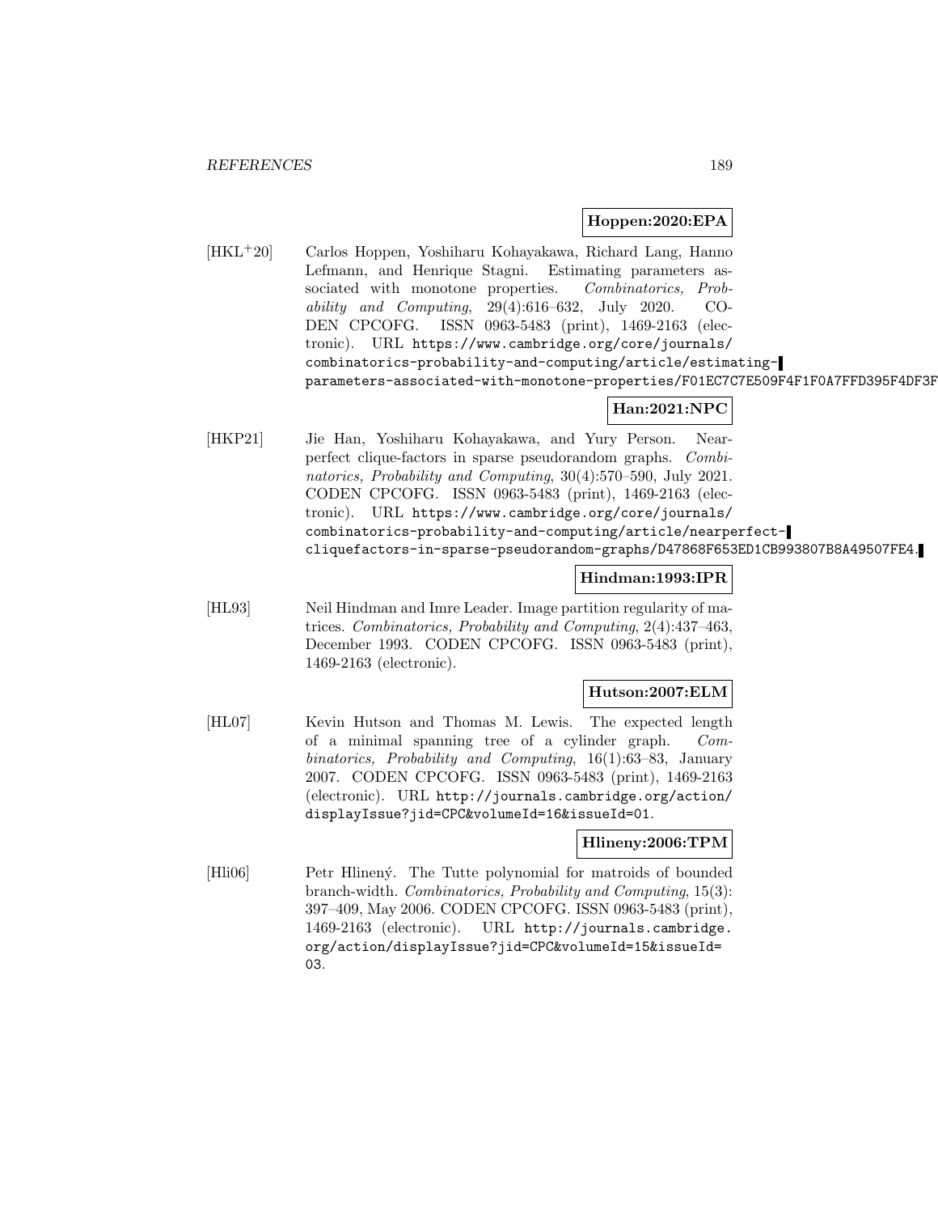**Hoppen:2020:EPA**

[HKL[+]20] Carlos Hoppen, Yoshiharu Kohayakawa, Richard Lang, Hanno Lefmann, and Henrique Stagni. Estimating parameters associated with monotone properties. *Combinatorics, Probability and Computing*, 29(4):616–632, July 2020. CODEN CPCOFG. ISSN 0963-5483 (print), 1469-2163 (electronic). URL `https://www.cambridge.org/core/journals/combinatorics-probability-and-computing/article/estimating-parameters-associated-with-monotone-properties/F01EC7C7E509F4F1F0A7FFD395F4DF3F`

**Han:2021:NPC**

[HKP21] Jie Han, Yoshiharu Kohayakawa, and Yury Person. Near-perfect clique-factors in sparse pseudorandom graphs. *Combinatorics, Probability and Computing*, 30(4):570–590, July 2021. CODEN CPCOFG. ISSN 0963-5483 (print), 1469-2163 (electronic). URL `https://www.cambridge.org/core/journals/combinatorics-probability-and-computing/article/nearperfect-cliquefactors-in-sparse-pseudorandom-graphs/D47868F653ED1CB993807B8A49507FE4`.

**Hindman:1993:IPR**

[HL93] Neil Hindman and Imre Leader. Image partition regularity of matrices. *Combinatorics, Probability and Computing*, 2(4):437–463, December 1993. CODEN CPCOFG. ISSN 0963-5483 (print), 1469-2163 (electronic).

**Hutson:2007:ELM**

[HL07] Kevin Hutson and Thomas M. Lewis. The expected length of a minimal spanning tree of a cylinder graph. *Combinatorics, Probability and Computing*, 16(1):63–83, January 2007. CODEN CPCOFG. ISSN 0963-5483 (print), 1469-2163 (electronic). URL `http://journals.cambridge.org/action/displayIssue?jid=CPC&volumeId=16&issueId=01`.

**Hlineny:2006:TPM**

[Hli06] Petr Hliněný. The Tutte polynomial for matroids of bounded branch-width. *Combinatorics, Probability and Computing*, 15(3):397–409, May 2006. CODEN CPCOFG. ISSN 0963-5483 (print), 1469-2163 (electronic). URL `http://journals.cambridge.org/action/displayIssue?jid=CPC&volumeId=15&issueId=03`.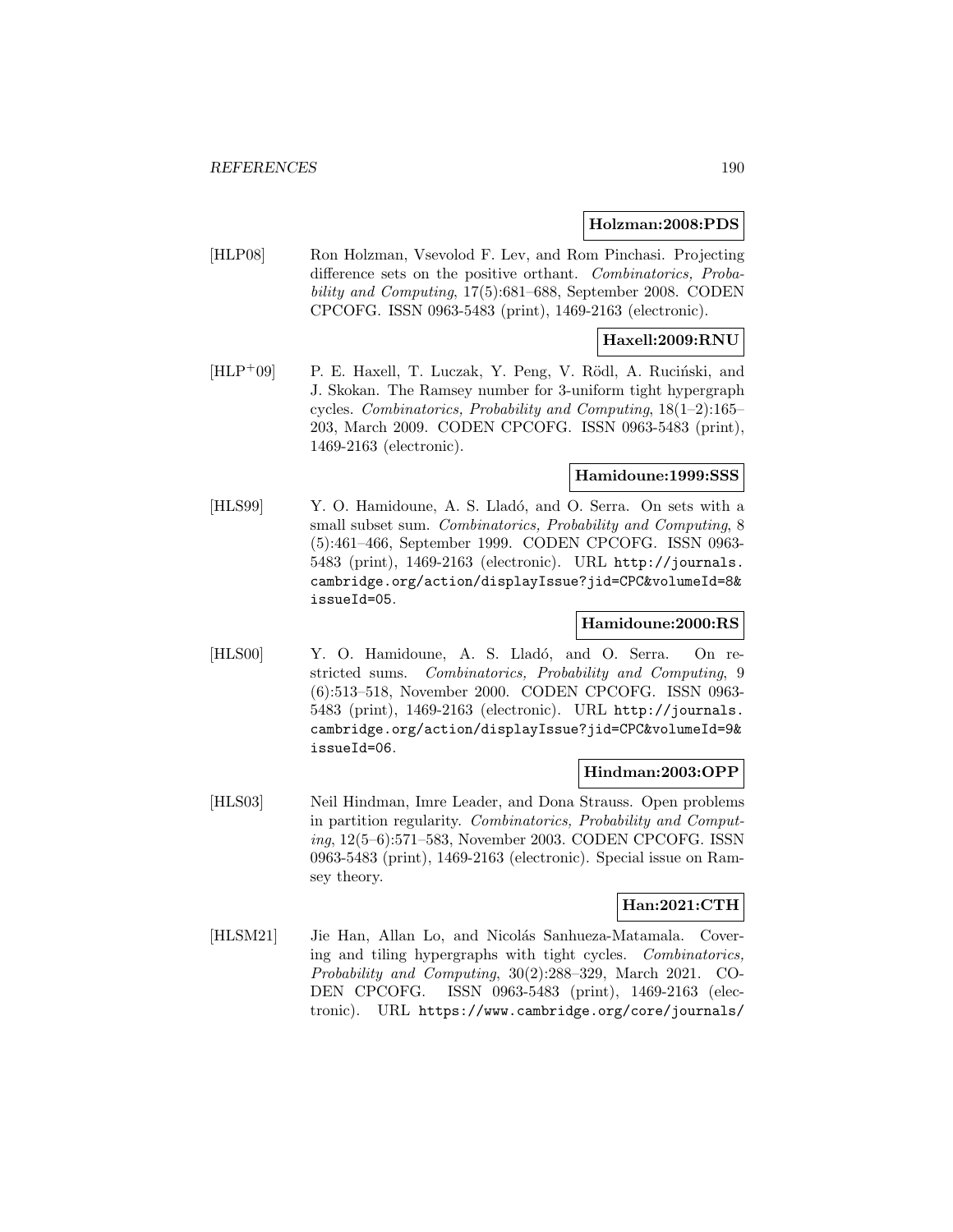**Holzman:2008:PDS**

[HLP08] Ron Holzman, Vsevolod F. Lev, and Rom Pinchasi. Projecting difference sets on the positive orthant. *Combinatorics, Probability and Computing*, 17(5):681–688, September 2008. CODEN CPCOFG. ISSN 0963-5483 (print), 1469-2163 (electronic).

**Haxell:2009:RNU**

[HLP+09] P. E. Haxell, T. Luczak, Y. Peng, V. Rödl, A. Ruciński, and J. Skokan. The Ramsey number for 3-uniform tight hypergraph cycles. *Combinatorics, Probability and Computing*, 18(1–2):165–203, March 2009. CODEN CPCOFG. ISSN 0963-5483 (print), 1469-2163 (electronic).

**Hamidoune:1999:SSS**

[HLS99] Y. O. Hamidoune, A. S. Lladó, and O. Serra. On sets with a small subset sum. *Combinatorics, Probability and Computing*, 8 (5):461–466, September 1999. CODEN CPCOFG. ISSN 0963-5483 (print), 1469-2163 (electronic). URL http://journals.cambridge.org/action/displayIssue?jid=CPC&volumeId=8&issueId=05.

**Hamidoune:2000:RS**

[HLS00] Y. O. Hamidoune, A. S. Lladó, and O. Serra. On restricted sums. *Combinatorics, Probability and Computing*, 9 (6):513–518, November 2000. CODEN CPCOFG. ISSN 0963-5483 (print), 1469-2163 (electronic). URL http://journals.cambridge.org/action/displayIssue?jid=CPC&volumeId=9&issueId=06.

**Hindman:2003:OPP**

[HLS03] Neil Hindman, Imre Leader, and Dona Strauss. Open problems in partition regularity. *Combinatorics, Probability and Computing*, 12(5–6):571–583, November 2003. CODEN CPCOFG. ISSN 0963-5483 (print), 1469-2163 (electronic). Special issue on Ramsey theory.

**Han:2021:CTH**

[HLSM21] Jie Han, Allan Lo, and Nicolás Sanhueza-Matamala. Covering and tiling hypergraphs with tight cycles. *Combinatorics, Probability and Computing*, 30(2):288–329, March 2021. CODEN CPCOFG. ISSN 0963-5483 (print), 1469-2163 (electronic). URL https://www.cambridge.org/core/journals/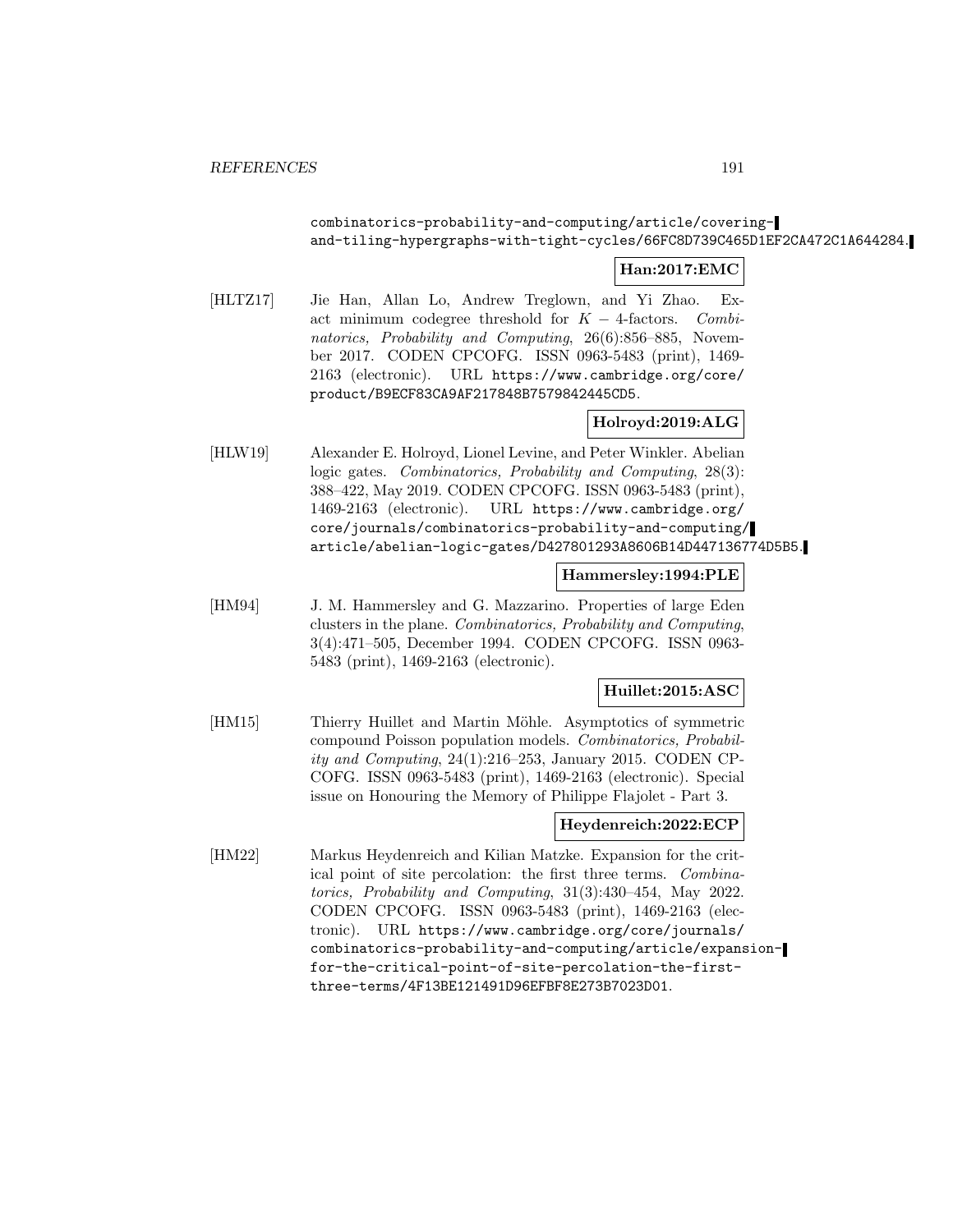combinatorics-probability-and-computing/article/covering-and-tiling-hypergraphs-with-tight-cycles/66FC8D739C465D1EF2CA472C1A644284.

**Han:2017:EMC**

[HLTZ17] Jie Han, Allan Lo, Andrew Treglown, and Yi Zhao. Exact minimum codegree threshold for $K - 4$-factors. *Combinatorics, Probability and Computing*, 26(6):856–885, November 2017. CODEN CPCOFG. ISSN 0963-5483 (print), 1469-2163 (electronic). URL https://www.cambridge.org/core/product/B9ECF83CA9AF217848B7579842445CD5.

**Holroyd:2019:ALG**

[HLW19] Alexander E. Holroyd, Lionel Levine, and Peter Winkler. Abelian logic gates. *Combinatorics, Probability and Computing*, 28(3): 388–422, May 2019. CODEN CPCOFG. ISSN 0963-5483 (print), 1469-2163 (electronic). URL https://www.cambridge.org/core/journals/combinatorics-probability-and-computing/article/abelian-logic-gates/D427801293A8606B14D447136774D5B5.

**Hammersley:1994:PLE**

[HM94] J. M. Hammersley and G. Mazzarino. Properties of large Eden clusters in the plane. *Combinatorics, Probability and Computing*, 3(4):471–505, December 1994. CODEN CPCOFG. ISSN 0963-5483 (print), 1469-2163 (electronic).

**Huillet:2015:ASC**

[HM15] Thierry Huillet and Martin Möhle. Asymptotics of symmetric compound Poisson population models. *Combinatorics, Probability and Computing*, 24(1):216–253, January 2015. CODEN CPCOFG. ISSN 0963-5483 (print), 1469-2163 (electronic). Special issue on Honouring the Memory of Philippe Flajolet - Part 3.

**Heydenreich:2022:ECP**

[HM22] Markus Heydenreich and Kilian Matzke. Expansion for the critical point of site percolation: the first three terms. *Combinatorics, Probability and Computing*, 31(3):430–454, May 2022. CODEN CPCOFG. ISSN 0963-5483 (print), 1469-2163 (electronic). URL https://www.cambridge.org/core/journals/combinatorics-probability-and-computing/article/expansion-for-the-critical-point-of-site-percolation-the-first-three-terms/4F13BE121491D96EFBF8E273B7023D01.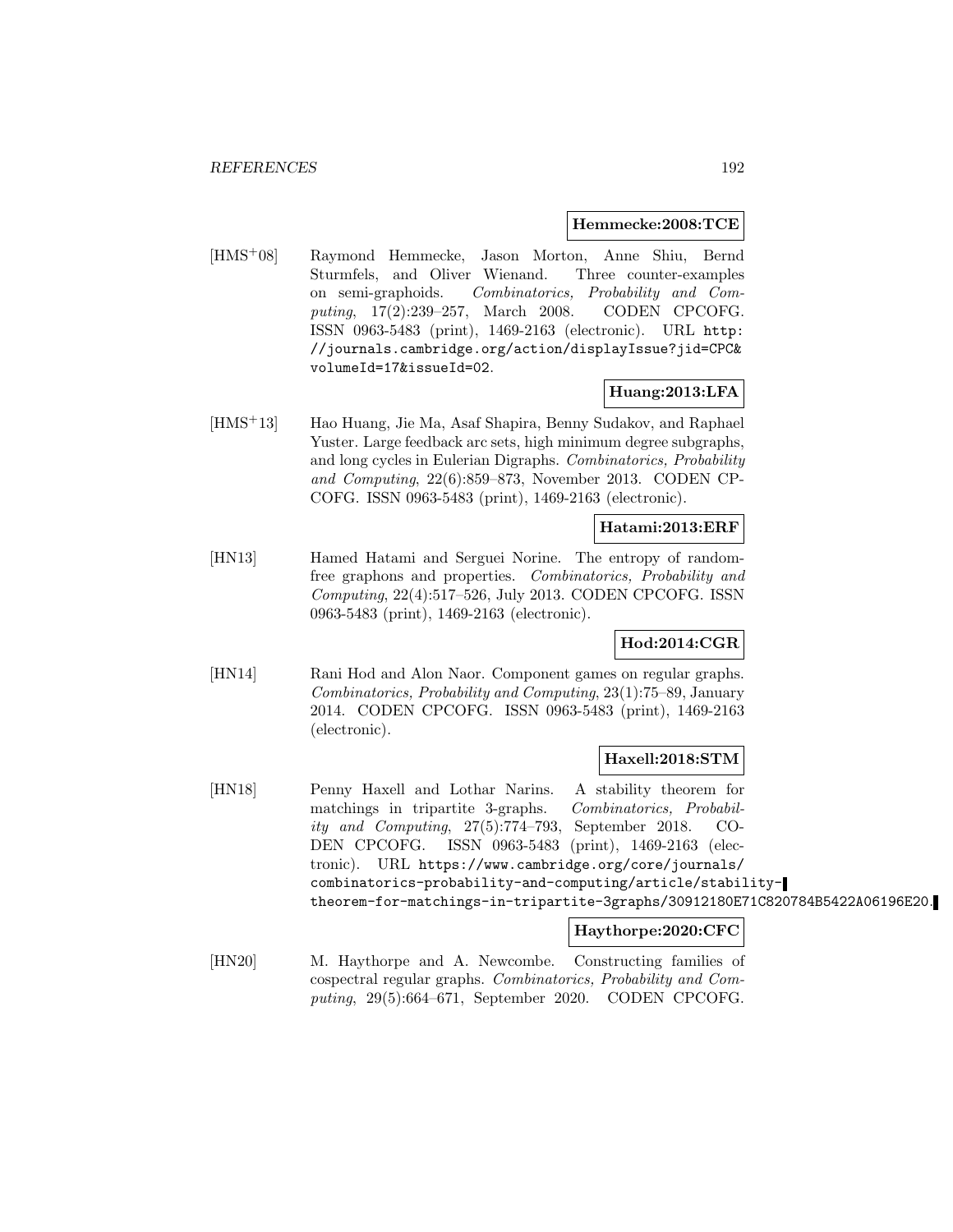**Hemmecke:2008:TCE**

[HMS+08] Raymond Hemmecke, Jason Morton, Anne Shiu, Bernd Sturmfels, and Oliver Wienand. Three counter-examples on semi-graphoids. *Combinatorics, Probability and Computing*, 17(2):239–257, March 2008. CODEN CPCOFG. ISSN 0963-5483 (print), 1469-2163 (electronic). URL http://journals.cambridge.org/action/displayIssue?jid=CPC&volumeId=17&issueId=02.

**Huang:2013:LFA**

[HMS+13] Hao Huang, Jie Ma, Asaf Shapira, Benny Sudakov, and Raphael Yuster. Large feedback arc sets, high minimum degree subgraphs, and long cycles in Eulerian Digraphs. *Combinatorics, Probability and Computing*, 22(6):859–873, November 2013. CODEN CPCOFG. ISSN 0963-5483 (print), 1469-2163 (electronic).

**Hatami:2013:ERF**

[HN13] Hamed Hatami and Serguei Norine. The entropy of random-free graphons and properties. *Combinatorics, Probability and Computing*, 22(4):517–526, July 2013. CODEN CPCOFG. ISSN 0963-5483 (print), 1469-2163 (electronic).

**Hod:2014:CGR**

[HN14] Rani Hod and Alon Naor. Component games on regular graphs. *Combinatorics, Probability and Computing*, 23(1):75–89, January 2014. CODEN CPCOFG. ISSN 0963-5483 (print), 1469-2163 (electronic).

**Haxell:2018:STM**

[HN18] Penny Haxell and Lothar Narins. A stability theorem for matchings in tripartite 3-graphs. *Combinatorics, Probability and Computing*, 27(5):774–793, September 2018. CODEN CPCOFG. ISSN 0963-5483 (print), 1469-2163 (electronic). URL https://www.cambridge.org/core/journals/combinatorics-probability-and-computing/article/stability-theorem-for-matchings-in-tripartite-3graphs/30912180E71C820784B5422A06196E20.

**Haythorpe:2020:CFC**

[HN20] M. Haythorpe and A. Newcombe. Constructing families of cospectral regular graphs. *Combinatorics, Probability and Computing*, 29(5):664–671, September 2020. CODEN CPCOFG.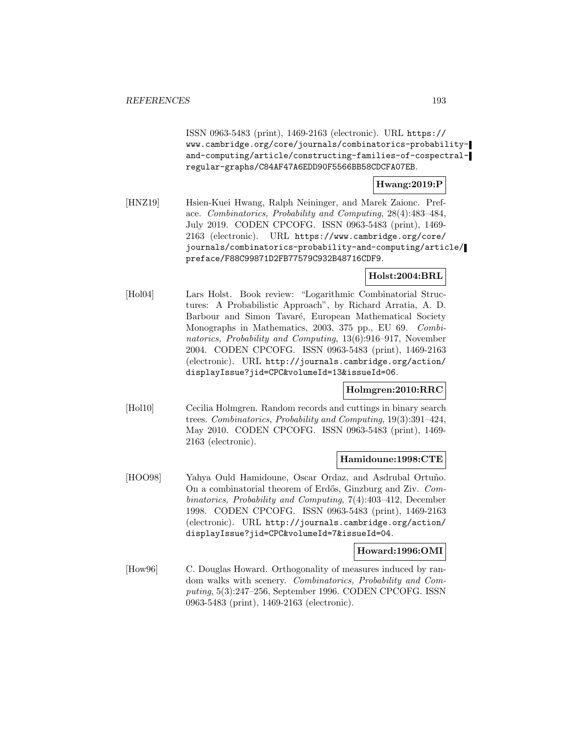ISSN 0963-5483 (print), 1469-2163 (electronic). URL https://www.cambridge.org/core/journals/combinatorics-probability-and-computing/article/constructing-families-of-cospectral-regular-graphs/C84AF47A6EDD90F5566BB58CDCFA07EB.

**Hwang:2019:P**

[HNZ19] Hsien-Kuei Hwang, Ralph Neininger, and Marek Zaionc. Preface. *Combinatorics, Probability and Computing*, 28(4):483–484, July 2019. CODEN CPCOFG. ISSN 0963-5483 (print), 1469-2163 (electronic). URL https://www.cambridge.org/core/journals/combinatorics-probability-and-computing/article/preface/F88C99871D2FB77579C932B48716CDF9.

**Holst:2004:BRL**

[Hol04] Lars Holst. Book review: "Logarithmic Combinatorial Structures: A Probabilistic Approach", by Richard Arratia, A. D. Barbour and Simon Tavaré, European Mathematical Society Monographs in Mathematics, 2003, 375 pp., EU 69. *Combinatorics, Probability and Computing*, 13(6):916–917, November 2004. CODEN CPCOFG. ISSN 0963-5483 (print), 1469-2163 (electronic). URL http://journals.cambridge.org/action/displayIssue?jid=CPC&volumeId=13&issueId=06.

**Holmgren:2010:RRC**

[Hol10] Cecilia Holmgren. Random records and cuttings in binary search trees. *Combinatorics, Probability and Computing*, 19(3):391–424, May 2010. CODEN CPCOFG. ISSN 0963-5483 (print), 1469-2163 (electronic).

**Hamidoune:1998:CTE**

[HOO98] Yahya Ould Hamidoune, Oscar Ordaz, and Asdrubal Ortuño. On a combinatorial theorem of Erdős, Ginzburg and Ziv. *Combinatorics, Probability and Computing*, 7(4):403–412, December 1998. CODEN CPCOFG. ISSN 0963-5483 (print), 1469-2163 (electronic). URL http://journals.cambridge.org/action/displayIssue?jid=CPC&volumeId=7&issueId=04.

**Howard:1996:OMI**

[How96] C. Douglas Howard. Orthogonality of measures induced by random walks with scenery. *Combinatorics, Probability and Computing*, 5(3):247–256, September 1996. CODEN CPCOFG. ISSN 0963-5483 (print), 1469-2163 (electronic).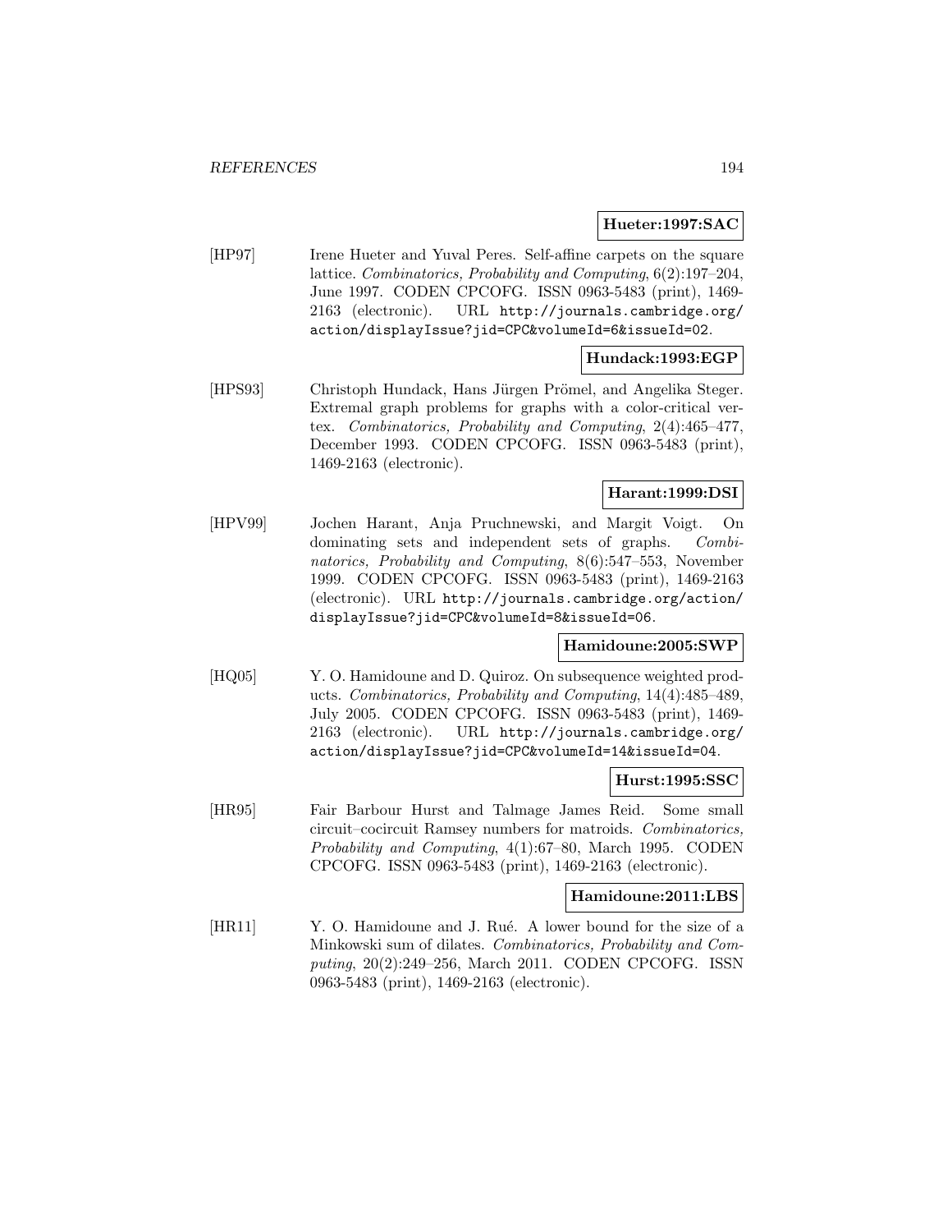**Hueter:1997:SAC**

[HP97] Irene Hueter and Yuval Peres. Self-affine carpets on the square lattice. *Combinatorics, Probability and Computing*, 6(2):197–204, June 1997. CODEN CPCOFG. ISSN 0963-5483 (print), 1469-2163 (electronic). URL http://journals.cambridge.org/action/displayIssue?jid=CPC&volumeId=6&issueId=02.

**Hundack:1993:EGP**

[HPS93] Christoph Hundack, Hans Jürgen Prömel, and Angelika Steger. Extremal graph problems for graphs with a color-critical vertex. *Combinatorics, Probability and Computing*, 2(4):465–477, December 1993. CODEN CPCOFG. ISSN 0963-5483 (print), 1469-2163 (electronic).

**Harant:1999:DSI**

[HPV99] Jochen Harant, Anja Pruchnewski, and Margit Voigt. On dominating sets and independent sets of graphs. *Combinatorics, Probability and Computing*, 8(6):547–553, November 1999. CODEN CPCOFG. ISSN 0963-5483 (print), 1469-2163 (electronic). URL http://journals.cambridge.org/action/displayIssue?jid=CPC&volumeId=8&issueId=06.

**Hamidoune:2005:SWP**

[HQ05] Y. O. Hamidoune and D. Quiroz. On subsequence weighted products. *Combinatorics, Probability and Computing*, 14(4):485–489, July 2005. CODEN CPCOFG. ISSN 0963-5483 (print), 1469-2163 (electronic). URL http://journals.cambridge.org/action/displayIssue?jid=CPC&volumeId=14&issueId=04.

**Hurst:1995:SSC**

[HR95] Fair Barbour Hurst and Talmage James Reid. Some small circuit–cocircuit Ramsey numbers for matroids. *Combinatorics, Probability and Computing*, 4(1):67–80, March 1995. CODEN CPCOFG. ISSN 0963-5483 (print), 1469-2163 (electronic).

**Hamidoune:2011:LBS**

[HR11] Y. O. Hamidoune and J. Rué. A lower bound for the size of a Minkowski sum of dilates. *Combinatorics, Probability and Computing*, 20(2):249–256, March 2011. CODEN CPCOFG. ISSN 0963-5483 (print), 1469-2163 (electronic).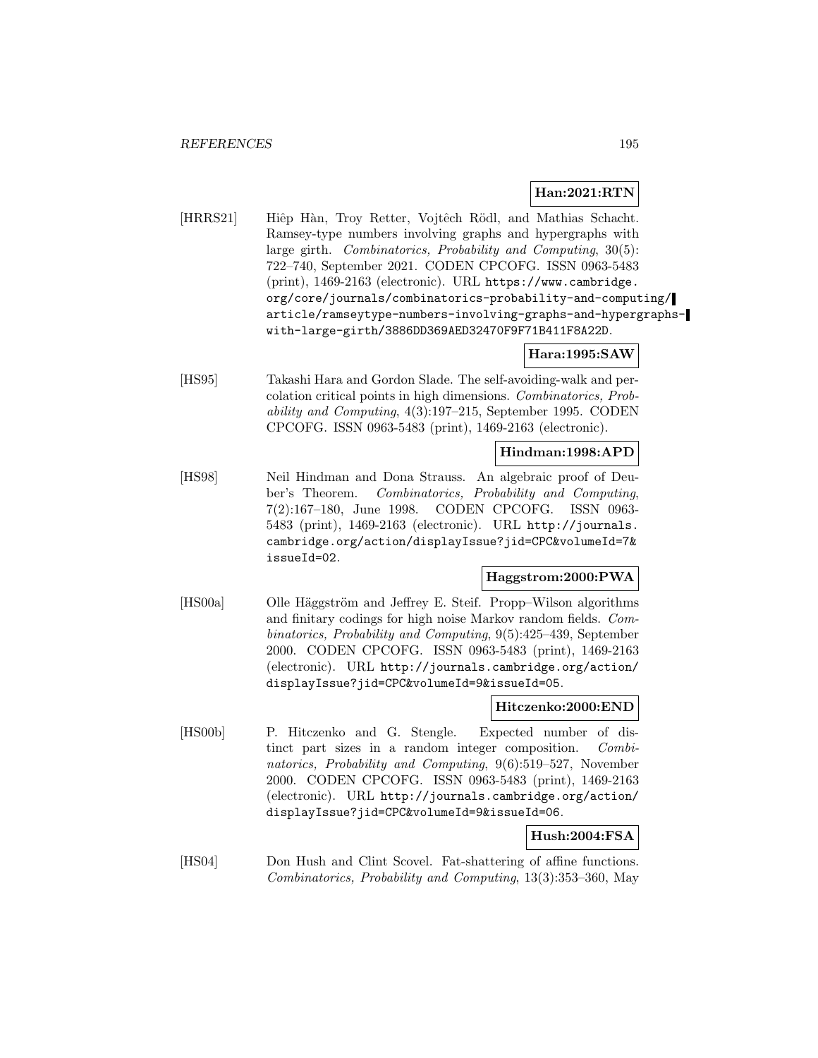**Han:2021:RTN**

[HRRS21] Hiệp Hàn, Troy Retter, Vojtěch Rödl, and Mathias Schacht. Ramsey-type numbers involving graphs and hypergraphs with large girth. *Combinatorics, Probability and Computing*, 30(5): 722–740, September 2021. CODEN CPCOFG. ISSN 0963-5483 (print), 1469-2163 (electronic). URL https://www.cambridge.org/core/journals/combinatorics-probability-and-computing/article/ramseytype-numbers-involving-graphs-and-hypergraphs-with-large-girth/3886DD369AED32470F9F71B411F8A22D.

**Hara:1995:SAW**

[HS95] Takashi Hara and Gordon Slade. The self-avoiding-walk and percolation critical points in high dimensions. *Combinatorics, Probability and Computing*, 4(3):197–215, September 1995. CODEN CPCOFG. ISSN 0963-5483 (print), 1469-2163 (electronic).

**Hindman:1998:APD**

[HS98] Neil Hindman and Dona Strauss. An algebraic proof of Deuber's Theorem. *Combinatorics, Probability and Computing*, 7(2):167–180, June 1998. CODEN CPCOFG. ISSN 0963-5483 (print), 1469-2163 (electronic). URL http://journals.cambridge.org/action/displayIssue?jid=CPC&volumeId=7&issueId=02.

**Haggstrom:2000:PWA**

[HS00a] Olle Häggström and Jeffrey E. Steif. Propp–Wilson algorithms and finitary codings for high noise Markov random fields. *Combinatorics, Probability and Computing*, 9(5):425–439, September 2000. CODEN CPCOFG. ISSN 0963-5483 (print), 1469-2163 (electronic). URL http://journals.cambridge.org/action/displayIssue?jid=CPC&volumeId=9&issueId=05.

**Hitczenko:2000:END**

[HS00b] P. Hitczenko and G. Stengle. Expected number of distinct part sizes in a random integer composition. *Combinatorics, Probability and Computing*, 9(6):519–527, November 2000. CODEN CPCOFG. ISSN 0963-5483 (print), 1469-2163 (electronic). URL http://journals.cambridge.org/action/displayIssue?jid=CPC&volumeId=9&issueId=06.

**Hush:2004:FSA**

[HS04] Don Hush and Clint Scovel. Fat-shattering of affine functions. *Combinatorics, Probability and Computing*, 13(3):353–360, May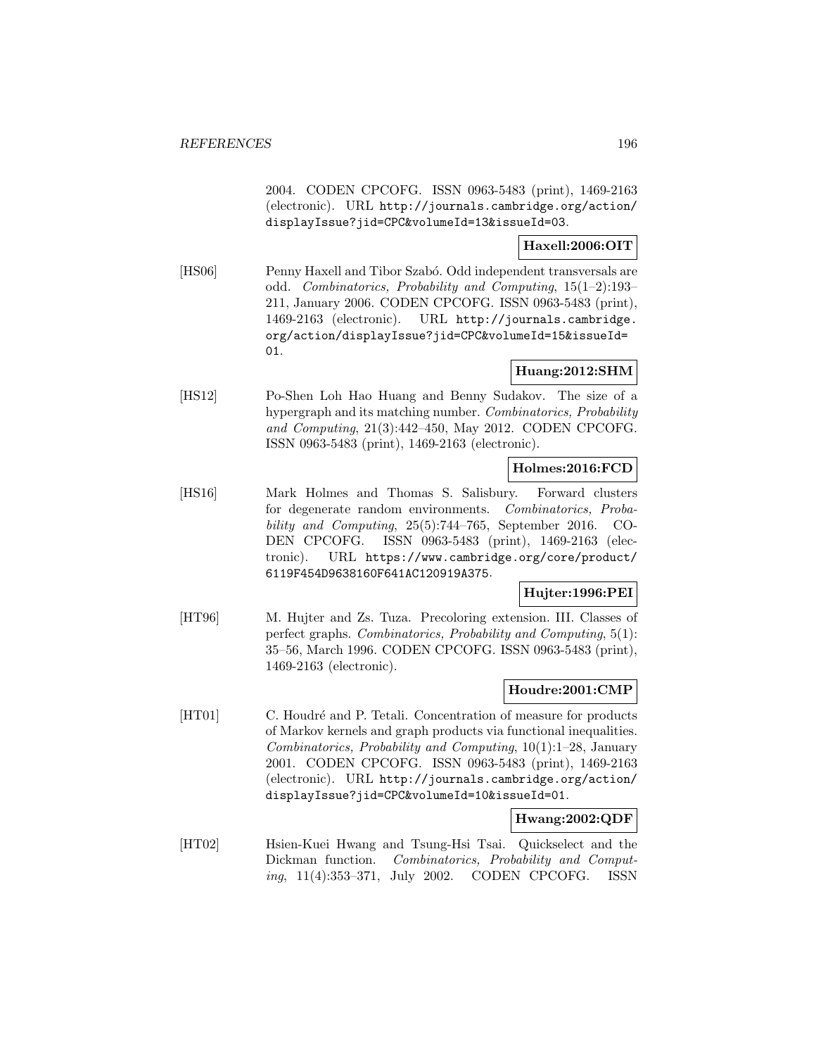2004. CODEN CPCOFG. ISSN 0963-5483 (print), 1469-2163 (electronic). URL http://journals.cambridge.org/action/displayIssue?jid=CPC&volumeId=13&issueId=03.

**Haxell:2006:OIT**

[HS06] Penny Haxell and Tibor Szabó. Odd independent transversals are odd. *Combinatorics, Probability and Computing*, 15(1–2):193–211, January 2006. CODEN CPCOFG. ISSN 0963-5483 (print), 1469-2163 (electronic). URL http://journals.cambridge.org/action/displayIssue?jid=CPC&volumeId=15&issueId=01.

**Huang:2012:SHM**

[HS12] Po-Shen Loh Hao Huang and Benny Sudakov. The size of a hypergraph and its matching number. *Combinatorics, Probability and Computing*, 21(3):442–450, May 2012. CODEN CPCOFG. ISSN 0963-5483 (print), 1469-2163 (electronic).

**Holmes:2016:FCD**

[HS16] Mark Holmes and Thomas S. Salisbury. Forward clusters for degenerate random environments. *Combinatorics, Probability and Computing*, 25(5):744–765, September 2016. CODEN CPCOFG. ISSN 0963-5483 (print), 1469-2163 (electronic). URL https://www.cambridge.org/core/product/6119F454D9638160F641AC120919A375.

**Hujter:1996:PEI**

[HT96] M. Hujter and Zs. Tuza. Precoloring extension. III. Classes of perfect graphs. *Combinatorics, Probability and Computing*, 5(1): 35–56, March 1996. CODEN CPCOFG. ISSN 0963-5483 (print), 1469-2163 (electronic).

**Houdre:2001:CMP**

[HT01] C. Houdré and P. Tetali. Concentration of measure for products of Markov kernels and graph products via functional inequalities. *Combinatorics, Probability and Computing*, 10(1):1–28, January 2001. CODEN CPCOFG. ISSN 0963-5483 (print), 1469-2163 (electronic). URL http://journals.cambridge.org/action/displayIssue?jid=CPC&volumeId=10&issueId=01.

**Hwang:2002:QDF**

[HT02] Hsien-Kuei Hwang and Tsung-Hsi Tsai. Quickselect and the Dickman function. *Combinatorics, Probability and Computing*, 11(4):353–371, July 2002. CODEN CPCOFG. ISSN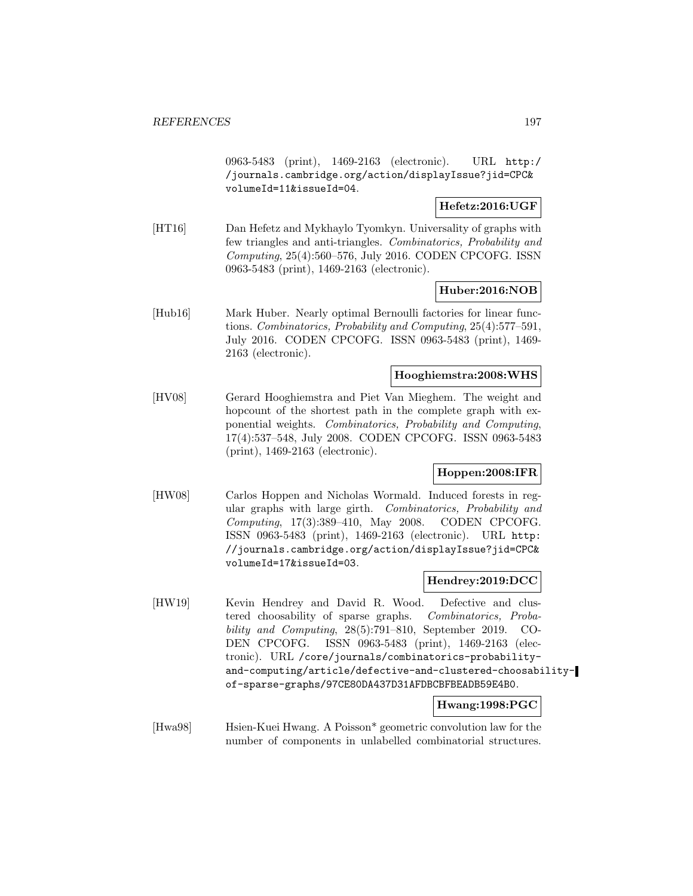0963-5483 (print), 1469-2163 (electronic). URL http://journals.cambridge.org/action/displayIssue?jid=CPC&volumeId=11&issueId=04.

**Hefetz:2016:UGF**

[HT16] Dan Hefetz and Mykhaylo Tyomkyn. Universality of graphs with few triangles and anti-triangles. *Combinatorics, Probability and Computing*, 25(4):560–576, July 2016. CODEN CPCOFG. ISSN 0963-5483 (print), 1469-2163 (electronic).

**Huber:2016:NOB**

[Hub16] Mark Huber. Nearly optimal Bernoulli factories for linear functions. *Combinatorics, Probability and Computing*, 25(4):577–591, July 2016. CODEN CPCOFG. ISSN 0963-5483 (print), 1469-2163 (electronic).

**Hooghiemstra:2008:WHS**

[HV08] Gerard Hooghiemstra and Piet Van Mieghem. The weight and hopcount of the shortest path in the complete graph with exponential weights. *Combinatorics, Probability and Computing*, 17(4):537–548, July 2008. CODEN CPCOFG. ISSN 0963-5483 (print), 1469-2163 (electronic).

**Hoppen:2008:IFR**

[HW08] Carlos Hoppen and Nicholas Wormald. Induced forests in regular graphs with large girth. *Combinatorics, Probability and Computing*, 17(3):389–410, May 2008. CODEN CPCOFG. ISSN 0963-5483 (print), 1469-2163 (electronic). URL http://journals.cambridge.org/action/displayIssue?jid=CPC&volumeId=17&issueId=03.

**Hendrey:2019:DCC**

[HW19] Kevin Hendrey and David R. Wood. Defective and clustered choosability of sparse graphs. *Combinatorics, Probability and Computing*, 28(5):791–810, September 2019. CODEN CPCOFG. ISSN 0963-5483 (print), 1469-2163 (electronic). URL /core/journals/combinatorics-probability-and-computing/article/defective-and-clustered-choosability-of-sparse-graphs/97CE80DA437D31AFDBCBFBEADB59E4B0.

**Hwang:1998:PGC**

[Hwa98] Hsien-Kuei Hwang. A Poisson* geometric convolution law for the number of components in unlabelled combinatorial structures.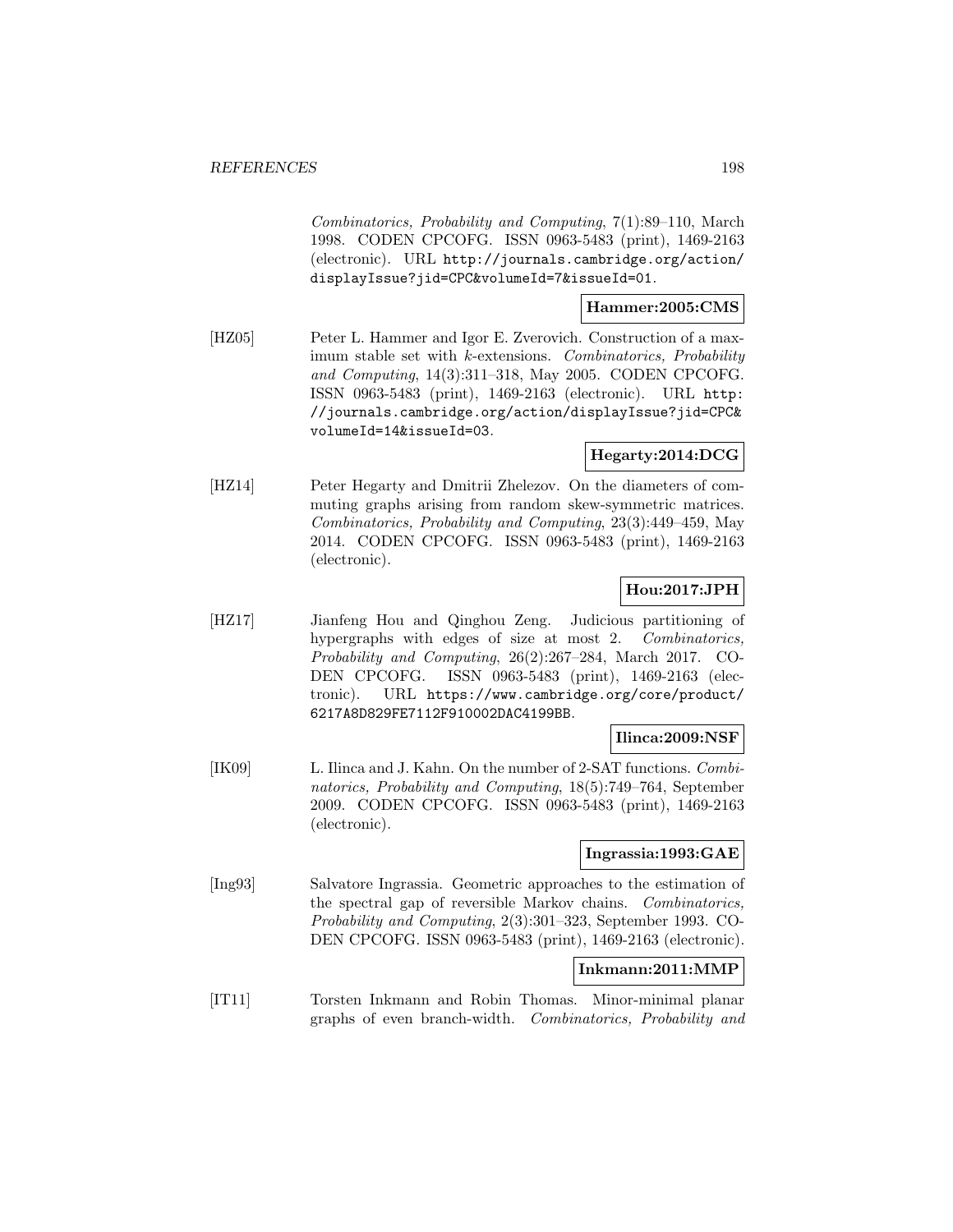*Combinatorics, Probability and Computing*, 7(1):89–110, March 1998. CODEN CPCOFG. ISSN 0963-5483 (print), 1469-2163 (electronic). URL http://journals.cambridge.org/action/displayIssue?jid=CPC&volumeId=7&issueId=01.

**Hammer:2005:CMS**

[HZ05] Peter L. Hammer and Igor E. Zverovich. Construction of a maximum stable set with $k$-extensions. *Combinatorics, Probability and Computing*, 14(3):311–318, May 2005. CODEN CPCOFG. ISSN 0963-5483 (print), 1469-2163 (electronic). URL http://journals.cambridge.org/action/displayIssue?jid=CPC&volumeId=14&issueId=03.

**Hegarty:2014:DCG**

[HZ14] Peter Hegarty and Dmitrii Zhelezov. On the diameters of commuting graphs arising from random skew-symmetric matrices. *Combinatorics, Probability and Computing*, 23(3):449–459, May 2014. CODEN CPCOFG. ISSN 0963-5483 (print), 1469-2163 (electronic).

**Hou:2017:JPH**

[HZ17] Jianfeng Hou and Qinghou Zeng. Judicious partitioning of hypergraphs with edges of size at most 2. *Combinatorics, Probability and Computing*, 26(2):267–284, March 2017. CODEN CPCOFG. ISSN 0963-5483 (print), 1469-2163 (electronic). URL https://www.cambridge.org/core/product/6217A8D829FE7112F910002DAC4199BB.

**Ilinca:2009:NSF**

[IK09] L. Ilinca and J. Kahn. On the number of 2-SAT functions. *Combinatorics, Probability and Computing*, 18(5):749–764, September 2009. CODEN CPCOFG. ISSN 0963-5483 (print), 1469-2163 (electronic).

**Ingrassia:1993:GAE**

[Ing93] Salvatore Ingrassia. Geometric approaches to the estimation of the spectral gap of reversible Markov chains. *Combinatorics, Probability and Computing*, 2(3):301–323, September 1993. CODEN CPCOFG. ISSN 0963-5483 (print), 1469-2163 (electronic).

**Inkmann:2011:MMP**

[IT11] Torsten Inkmann and Robin Thomas. Minor-minimal planar graphs of even branch-width. *Combinatorics, Probability and*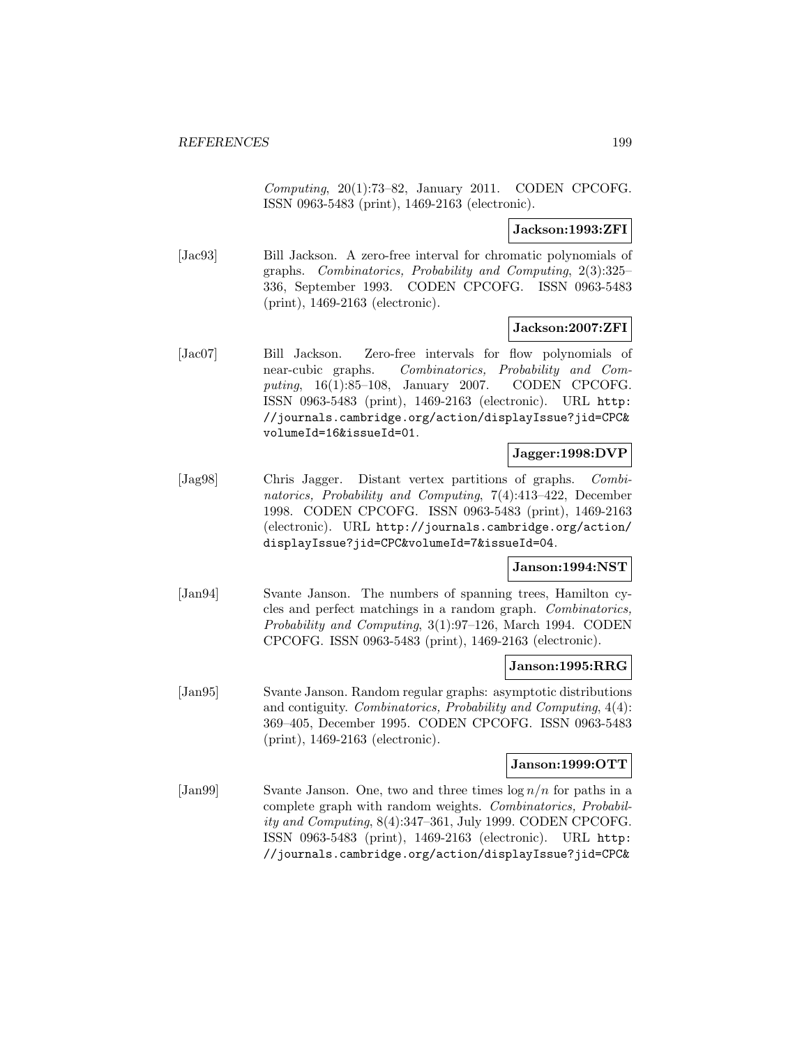*Computing*, 20(1):73–82, January 2011. CODEN CPCOFG. ISSN 0963-5483 (print), 1469-2163 (electronic).

**Jackson:1993:ZFI**

[Jac93] Bill Jackson. A zero-free interval for chromatic polynomials of graphs. *Combinatorics, Probability and Computing*, 2(3):325–336, September 1993. CODEN CPCOFG. ISSN 0963-5483 (print), 1469-2163 (electronic).

**Jackson:2007:ZFI**

[Jac07] Bill Jackson. Zero-free intervals for flow polynomials of near-cubic graphs. *Combinatorics, Probability and Computing*, 16(1):85–108, January 2007. CODEN CPCOFG. ISSN 0963-5483 (print), 1469-2163 (electronic). URL http://journals.cambridge.org/action/displayIssue?jid=CPC&volumeId=16&issueId=01.

**Jagger:1998:DVP**

[Jag98] Chris Jagger. Distant vertex partitions of graphs. *Combinatorics, Probability and Computing*, 7(4):413–422, December 1998. CODEN CPCOFG. ISSN 0963-5483 (print), 1469-2163 (electronic). URL http://journals.cambridge.org/action/displayIssue?jid=CPC&volumeId=7&issueId=04.

**Janson:1994:NST**

[Jan94] Svante Janson. The numbers of spanning trees, Hamilton cycles and perfect matchings in a random graph. *Combinatorics, Probability and Computing*, 3(1):97–126, March 1994. CODEN CPCOFG. ISSN 0963-5483 (print), 1469-2163 (electronic).

**Janson:1995:RRG**

[Jan95] Svante Janson. Random regular graphs: asymptotic distributions and contiguity. *Combinatorics, Probability and Computing*, 4(4):369–405, December 1995. CODEN CPCOFG. ISSN 0963-5483 (print), 1469-2163 (electronic).

**Janson:1999:OTT**

[Jan99] Svante Janson. One, two and three times $\log n/n$ for paths in a complete graph with random weights. *Combinatorics, Probability and Computing*, 8(4):347–361, July 1999. CODEN CPCOFG. ISSN 0963-5483 (print), 1469-2163 (electronic). URL http://journals.cambridge.org/action/displayIssue?jid=CPC&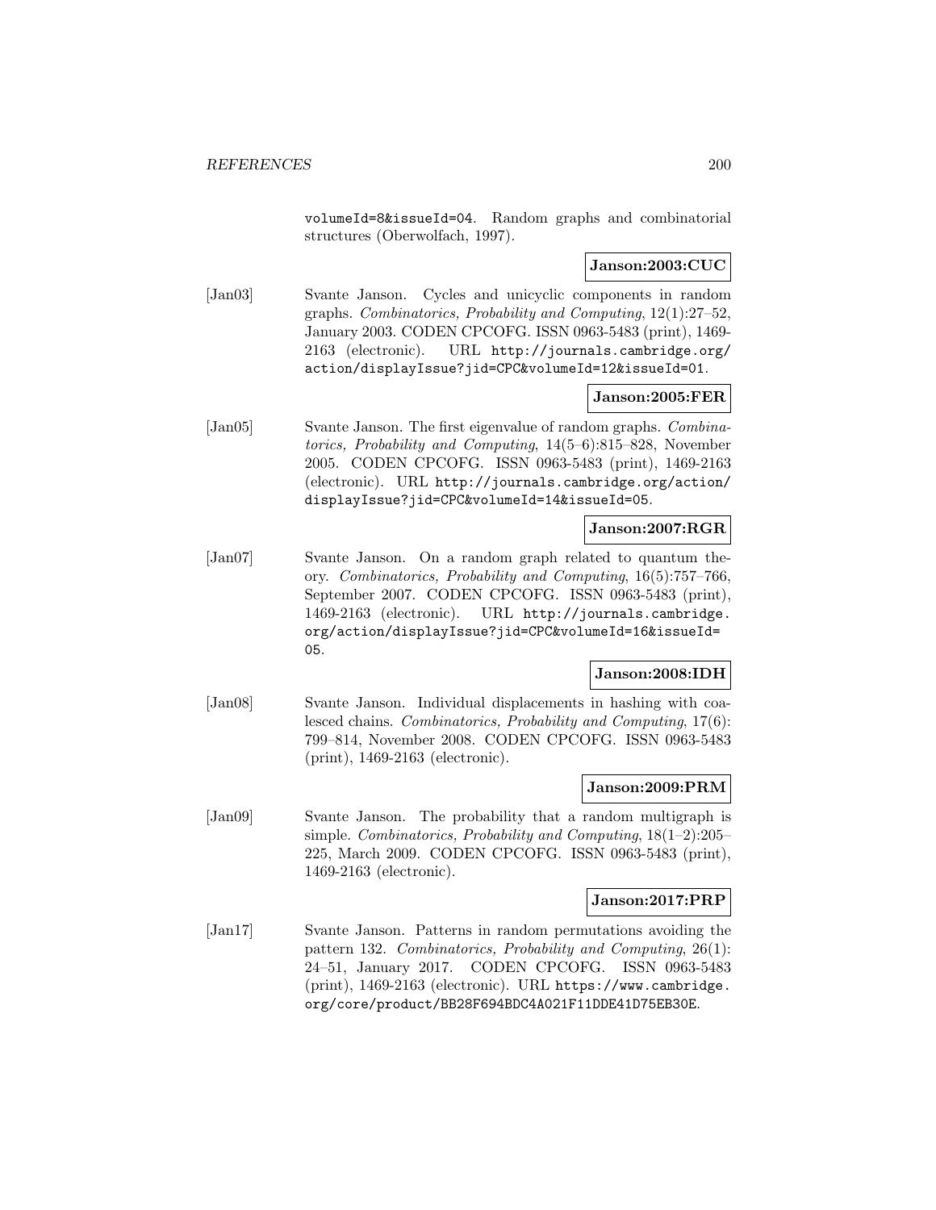volumeId=8&issueId=04. Random graphs and combinatorial structures (Oberwolfach, 1997).

**Janson:2003:CUC**

[Jan03] Svante Janson. Cycles and unicyclic components in random graphs. *Combinatorics, Probability and Computing*, 12(1):27–52, January 2003. CODEN CPCOFG. ISSN 0963-5483 (print), 1469-2163 (electronic). URL http://journals.cambridge.org/action/displayIssue?jid=CPC&volumeId=12&issueId=01.

**Janson:2005:FER**

[Jan05] Svante Janson. The first eigenvalue of random graphs. *Combinatorics, Probability and Computing*, 14(5–6):815–828, November 2005. CODEN CPCOFG. ISSN 0963-5483 (print), 1469-2163 (electronic). URL http://journals.cambridge.org/action/displayIssue?jid=CPC&volumeId=14&issueId=05.

**Janson:2007:RGR**

[Jan07] Svante Janson. On a random graph related to quantum theory. *Combinatorics, Probability and Computing*, 16(5):757–766, September 2007. CODEN CPCOFG. ISSN 0963-5483 (print), 1469-2163 (electronic). URL http://journals.cambridge.org/action/displayIssue?jid=CPC&volumeId=16&issueId=05.

**Janson:2008:IDH**

[Jan08] Svante Janson. Individual displacements in hashing with coalesced chains. *Combinatorics, Probability and Computing*, 17(6):799–814, November 2008. CODEN CPCOFG. ISSN 0963-5483 (print), 1469-2163 (electronic).

**Janson:2009:PRM**

[Jan09] Svante Janson. The probability that a random multigraph is simple. *Combinatorics, Probability and Computing*, 18(1–2):205–225, March 2009. CODEN CPCOFG. ISSN 0963-5483 (print), 1469-2163 (electronic).

**Janson:2017:PRP**

[Jan17] Svante Janson. Patterns in random permutations avoiding the pattern 132. *Combinatorics, Probability and Computing*, 26(1):24–51, January 2017. CODEN CPCOFG. ISSN 0963-5483 (print), 1469-2163 (electronic). URL https://www.cambridge.org/core/product/BB28F694BDC4A021F11DDE41D75EB30E.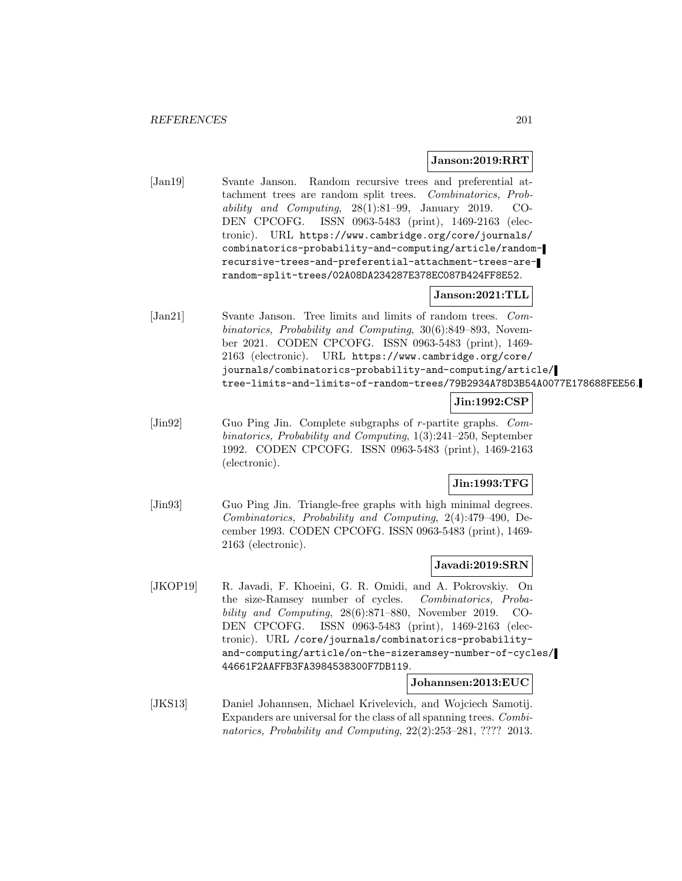**Janson:2019:RRT**

[Jan19] Svante Janson. Random recursive trees and preferential attachment trees are random split trees. *Combinatorics, Probability and Computing*, 28(1):81–99, January 2019. CODEN CPCOFG. ISSN 0963-5483 (print), 1469-2163 (electronic). URL `https://www.cambridge.org/core/journals/combinatorics-probability-and-computing/article/random-recursive-trees-and-preferential-attachment-trees-are-random-split-trees/02A08DA234287E378EC087B424FF8E52`.

**Janson:2021:TLL**

[Jan21] Svante Janson. Tree limits and limits of random trees. *Combinatorics, Probability and Computing*, 30(6):849–893, November 2021. CODEN CPCOFG. ISSN 0963-5483 (print), 1469-2163 (electronic). URL `https://www.cambridge.org/core/journals/combinatorics-probability-and-computing/article/tree-limits-and-limits-of-random-trees/79B2934A78D3B54A0077E178688FEE56`.

**Jin:1992:CSP**

[Jin92] Guo Ping Jin. Complete subgraphs of $r$-partite graphs. *Combinatorics, Probability and Computing*, 1(3):241–250, September 1992. CODEN CPCOFG. ISSN 0963-5483 (print), 1469-2163 (electronic).

**Jin:1993:TFG**

[Jin93] Guo Ping Jin. Triangle-free graphs with high minimal degrees. *Combinatorics, Probability and Computing*, 2(4):479–490, December 1993. CODEN CPCOFG. ISSN 0963-5483 (print), 1469-2163 (electronic).

**Javadi:2019:SRN**

[JKOP19] R. Javadi, F. Khoeini, G. R. Omidi, and A. Pokrovskiy. On the size-Ramsey number of cycles. *Combinatorics, Probability and Computing*, 28(6):871–880, November 2019. CODEN CPCOFG. ISSN 0963-5483 (print), 1469-2163 (electronic). URL `/core/journals/combinatorics-probability-and-computing/article/on-the-sizeramsey-number-of-cycles/44661F2AAFFB3FA3984538300F7DB119`.

**Johannsen:2013:EUC**

[JKS13] Daniel Johannsen, Michael Krivelevich, and Wojciech Samotij. Expanders are universal for the class of all spanning trees. *Combinatorics, Probability and Computing*, 22(2):253–281, ???? 2013.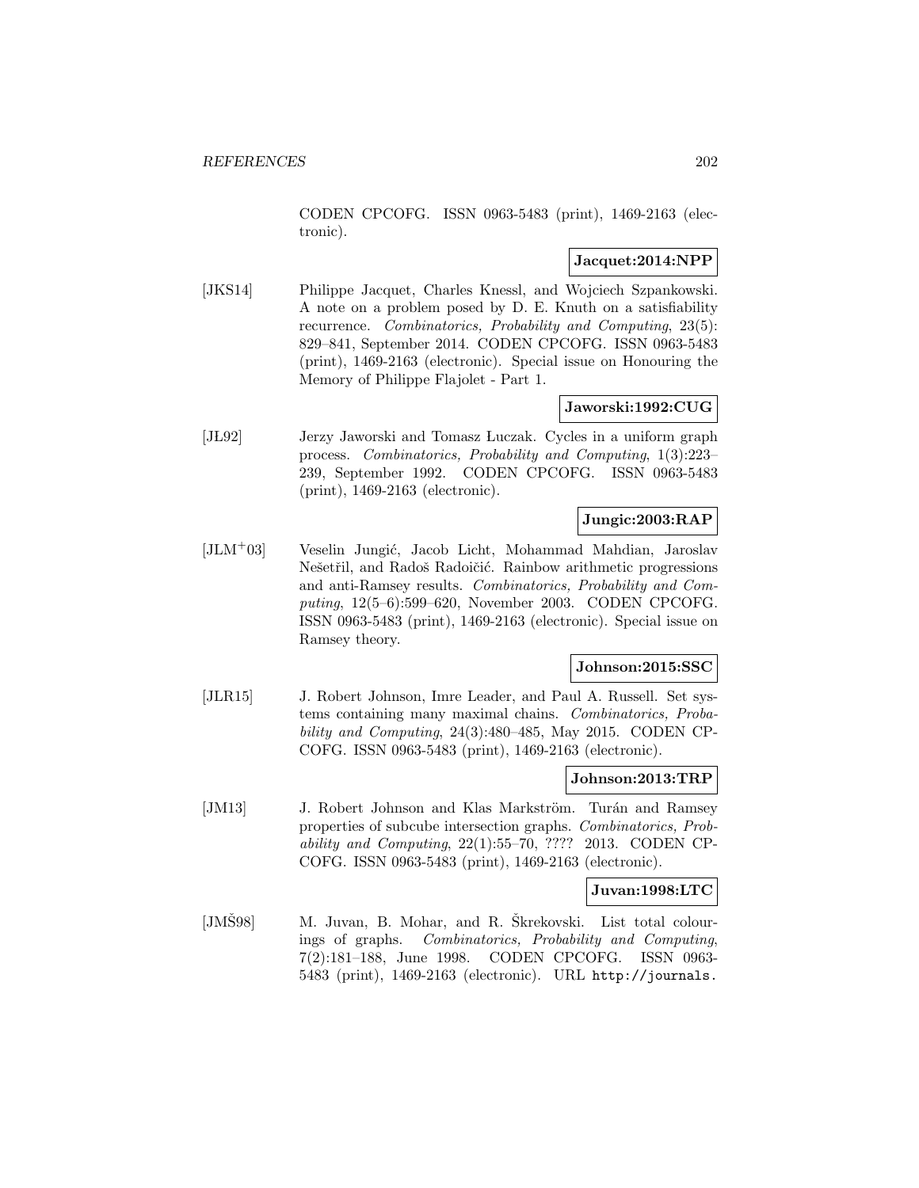CODEN CPCOFG. ISSN 0963-5483 (print), 1469-2163 (electronic).

**Jacquet:2014:NPP**

[JKS14] Philippe Jacquet, Charles Knessl, and Wojciech Szpankowski. A note on a problem posed by D. E. Knuth on a satisfiability recurrence. *Combinatorics, Probability and Computing*, 23(5): 829–841, September 2014. CODEN CPCOFG. ISSN 0963-5483 (print), 1469-2163 (electronic). Special issue on Honouring the Memory of Philippe Flajolet - Part 1.

**Jaworski:1992:CUG**

[JŁ92] Jerzy Jaworski and Tomasz Łuczak. Cycles in a uniform graph process. *Combinatorics, Probability and Computing*, 1(3):223–239, September 1992. CODEN CPCOFG. ISSN 0963-5483 (print), 1469-2163 (electronic).

**Jungic:2003:RAP**

[JLM+03] Veselin Jungić, Jacob Licht, Mohammad Mahdian, Jaroslav Nešetřil, and Radoš Radoičić. Rainbow arithmetic progressions and anti-Ramsey results. *Combinatorics, Probability and Computing*, 12(5–6):599–620, November 2003. CODEN CPCOFG. ISSN 0963-5483 (print), 1469-2163 (electronic). Special issue on Ramsey theory.

**Johnson:2015:SSC**

[JLR15] J. Robert Johnson, Imre Leader, and Paul A. Russell. Set systems containing many maximal chains. *Combinatorics, Probability and Computing*, 24(3):480–485, May 2015. CODEN CPCOFG. ISSN 0963-5483 (print), 1469-2163 (electronic).

**Johnson:2013:TRP**

[JM13] J. Robert Johnson and Klas Markström. Turán and Ramsey properties of subcube intersection graphs. *Combinatorics, Probability and Computing*, 22(1):55–70, ???? 2013. CODEN CPCOFG. ISSN 0963-5483 (print), 1469-2163 (electronic).

**Juvan:1998:LTC**

[JMŠ98] M. Juvan, B. Mohar, and R. Škrekovski. List total colourings of graphs. *Combinatorics, Probability and Computing*, 7(2):181–188, June 1998. CODEN CPCOFG. ISSN 0963-5483 (print), 1469-2163 (electronic). URL http://journals.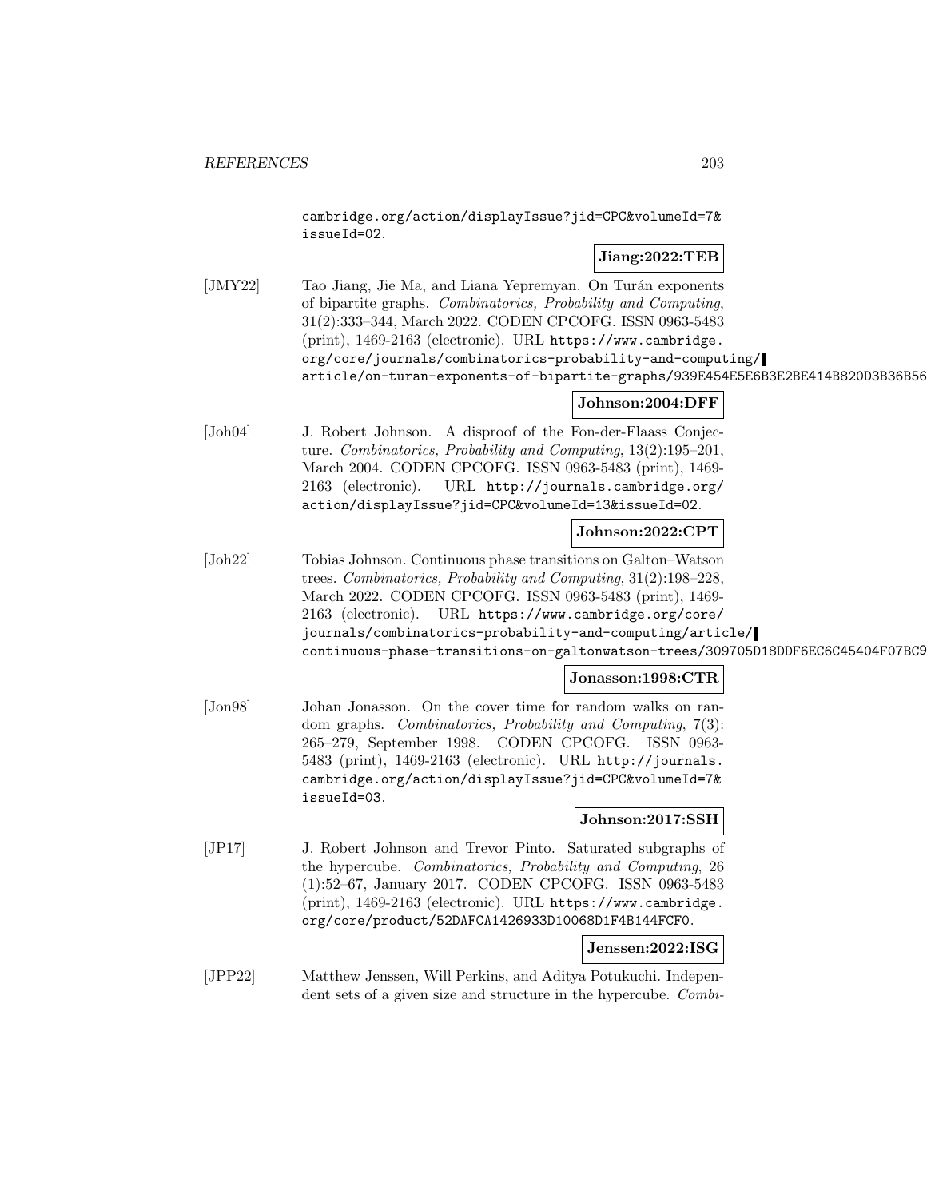cambridge.org/action/displayIssue?jid=CPC&volumeId=7&issueId=02.

**Jiang:2022:TEB**

[JMY22] Tao Jiang, Jie Ma, and Liana Yepremyan. On Turán exponents of bipartite graphs. *Combinatorics, Probability and Computing*, 31(2):333–344, March 2022. CODEN CPCOFG. ISSN 0963-5483 (print), 1469-2163 (electronic). URL https://www.cambridge.org/core/journals/combinatorics-probability-and-computing/article/on-turan-exponents-of-bipartite-graphs/939E454E5E6B3E2BE414B820D3B36B56

**Johnson:2004:DFF**

[Joh04] J. Robert Johnson. A disproof of the Fon-der-Flaass Conjecture. *Combinatorics, Probability and Computing*, 13(2):195–201, March 2004. CODEN CPCOFG. ISSN 0963-5483 (print), 1469-2163 (electronic). URL http://journals.cambridge.org/action/displayIssue?jid=CPC&volumeId=13&issueId=02.

**Johnson:2022:CPT**

[Joh22] Tobias Johnson. Continuous phase transitions on Galton–Watson trees. *Combinatorics, Probability and Computing*, 31(2):198–228, March 2022. CODEN CPCOFG. ISSN 0963-5483 (print), 1469-2163 (electronic). URL https://www.cambridge.org/core/journals/combinatorics-probability-and-computing/article/continuous-phase-transitions-on-galtonwatson-trees/309705D18DDF6EC6C45404F07BC9

**Jonasson:1998:CTR**

[Jon98] Johan Jonasson. On the cover time for random walks on random graphs. *Combinatorics, Probability and Computing*, 7(3):265–279, September 1998. CODEN CPCOFG. ISSN 0963-5483 (print), 1469-2163 (electronic). URL http://journals.cambridge.org/action/displayIssue?jid=CPC&volumeId=7&issueId=03.

**Johnson:2017:SSH**

[JP17] J. Robert Johnson and Trevor Pinto. Saturated subgraphs of the hypercube. *Combinatorics, Probability and Computing*, 26(1):52–67, January 2017. CODEN CPCOFG. ISSN 0963-5483 (print), 1469-2163 (electronic). URL https://www.cambridge.org/core/product/52DAFCA1426933D10068D1F4B144FCF0.

**Jenssen:2022:ISG**

[JPP22] Matthew Jenssen, Will Perkins, and Aditya Potukuchi. Independent sets of a given size and structure in the hypercube. *Combi-*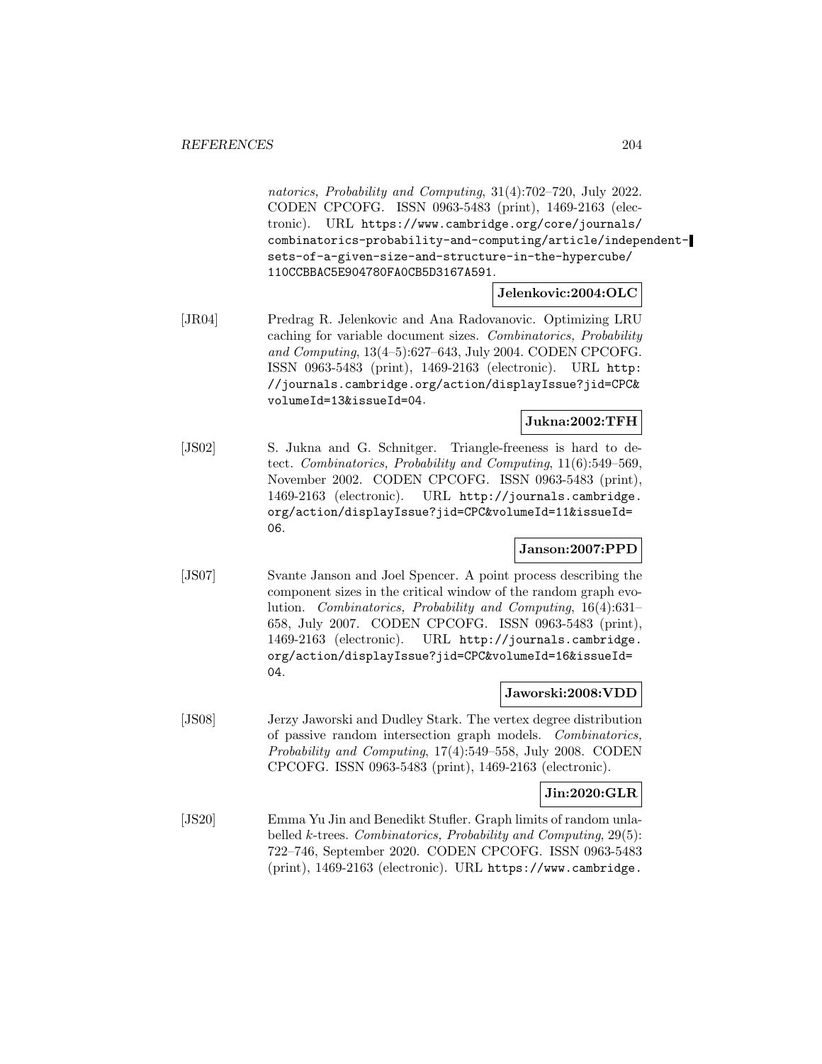*natorics, Probability and Computing*, 31(4):702–720, July 2022. CODEN CPCOFG. ISSN 0963-5483 (print), 1469-2163 (electronic). URL https://www.cambridge.org/core/journals/combinatorics-probability-and-computing/article/independent-sets-of-a-given-size-and-structure-in-the-hypercube/110CCBBAC5E904780FA0CB5D3167A591.

**Jelenkovic:2004:OLC**

[JR04] Predrag R. Jelenkovic and Ana Radovanovic. Optimizing LRU caching for variable document sizes. *Combinatorics, Probability and Computing*, 13(4–5):627–643, July 2004. CODEN CPCOFG. ISSN 0963-5483 (print), 1469-2163 (electronic). URL http://journals.cambridge.org/action/displayIssue?jid=CPC&volumeId=13&issueId=04.

**Jukna:2002:TFH**

[JS02] S. Jukna and G. Schnitger. Triangle-freeness is hard to detect. *Combinatorics, Probability and Computing*, 11(6):549–569, November 2002. CODEN CPCOFG. ISSN 0963-5483 (print), 1469-2163 (electronic). URL http://journals.cambridge.org/action/displayIssue?jid=CPC&volumeId=11&issueId=06.

**Janson:2007:PPD**

[JS07] Svante Janson and Joel Spencer. A point process describing the component sizes in the critical window of the random graph evolution. *Combinatorics, Probability and Computing*, 16(4):631–658, July 2007. CODEN CPCOFG. ISSN 0963-5483 (print), 1469-2163 (electronic). URL http://journals.cambridge.org/action/displayIssue?jid=CPC&volumeId=16&issueId=04.

**Jaworski:2008:VDD**

[JS08] Jerzy Jaworski and Dudley Stark. The vertex degree distribution of passive random intersection graph models. *Combinatorics, Probability and Computing*, 17(4):549–558, July 2008. CODEN CPCOFG. ISSN 0963-5483 (print), 1469-2163 (electronic).

**Jin:2020:GLR**

[JS20] Emma Yu Jin and Benedikt Stufler. Graph limits of random unlabelled $k$-trees. *Combinatorics, Probability and Computing*, 29(5):722–746, September 2020. CODEN CPCOFG. ISSN 0963-5483 (print), 1469-2163 (electronic). URL https://www.cambridge.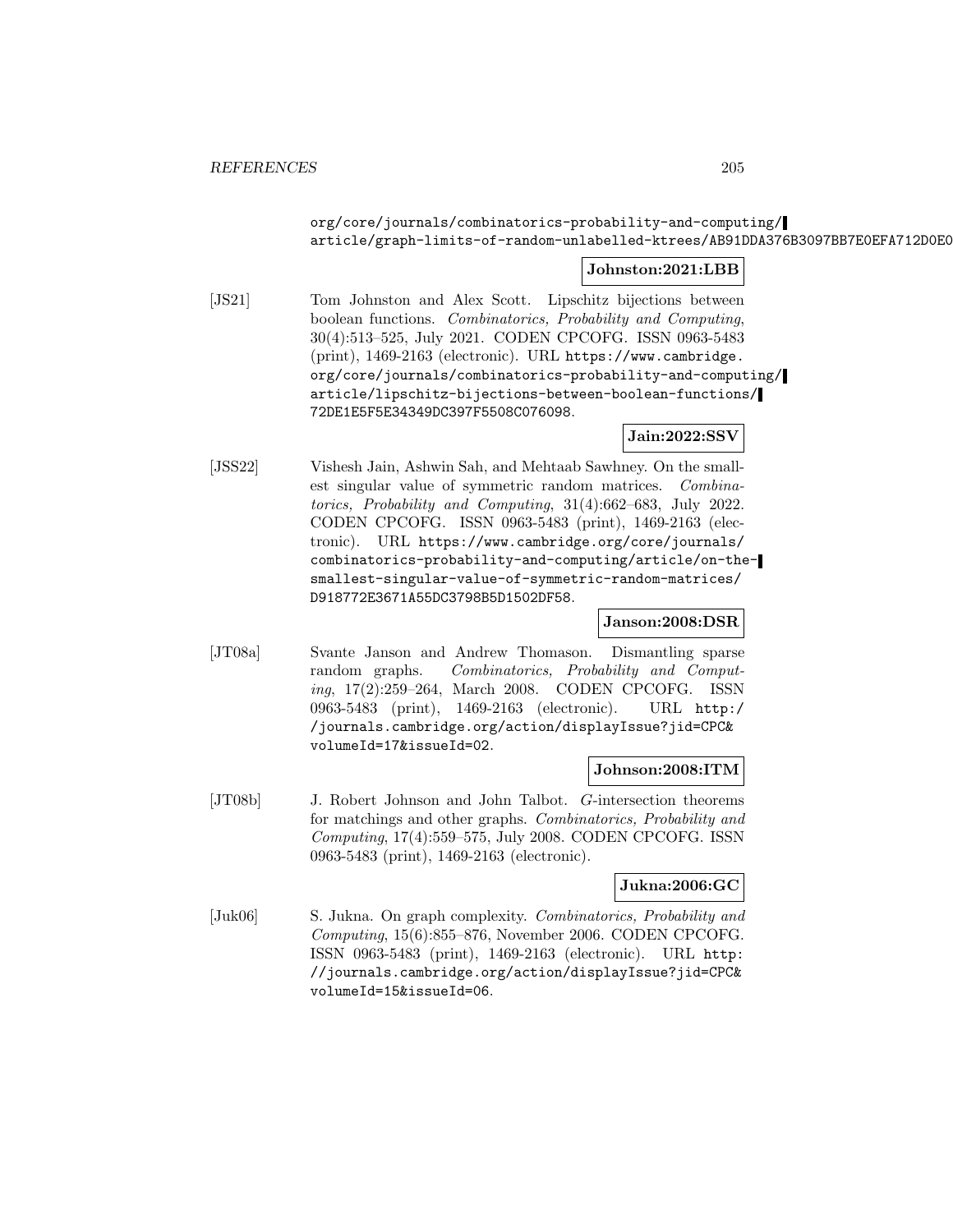org/core/journals/combinatorics-probability-and-computing/article/graph-limits-of-random-unlabelled-ktrees/AB91DDA376B3097BB7E0EFA712D0E0

**Johnston:2021:LBB**

[JS21] Tom Johnston and Alex Scott. Lipschitz bijections between boolean functions. *Combinatorics, Probability and Computing*, 30(4):513–525, July 2021. CODEN CPCOFG. ISSN 0963-5483 (print), 1469-2163 (electronic). URL https://www.cambridge.org/core/journals/combinatorics-probability-and-computing/article/lipschitz-bijections-between-boolean-functions/72DE1E5F5E34349DC397F5508C076098.

**Jain:2022:SSV**

[JSS22] Vishesh Jain, Ashwin Sah, and Mehtaab Sawhney. On the smallest singular value of symmetric random matrices. *Combinatorics, Probability and Computing*, 31(4):662–683, July 2022. CODEN CPCOFG. ISSN 0963-5483 (print), 1469-2163 (electronic). URL https://www.cambridge.org/core/journals/combinatorics-probability-and-computing/article/on-the-smallest-singular-value-of-symmetric-random-matrices/D918772E3671A55DC3798B5D1502DF58.

**Janson:2008:DSR**

[JT08a] Svante Janson and Andrew Thomason. Dismantling sparse random graphs. *Combinatorics, Probability and Computing*, 17(2):259–264, March 2008. CODEN CPCOFG. ISSN 0963-5483 (print), 1469-2163 (electronic). URL http://journals.cambridge.org/action/displayIssue?jid=CPC&volumeId=17&issueId=02.

**Johnson:2008:ITM**

[JT08b] J. Robert Johnson and John Talbot. $G$-intersection theorems for matchings and other graphs. *Combinatorics, Probability and Computing*, 17(4):559–575, July 2008. CODEN CPCOFG. ISSN 0963-5483 (print), 1469-2163 (electronic).

**Jukna:2006:GC**

[Juk06] S. Jukna. On graph complexity. *Combinatorics, Probability and Computing*, 15(6):855–876, November 2006. CODEN CPCOFG. ISSN 0963-5483 (print), 1469-2163 (electronic). URL http://journals.cambridge.org/action/displayIssue?jid=CPC&volumeId=15&issueId=06.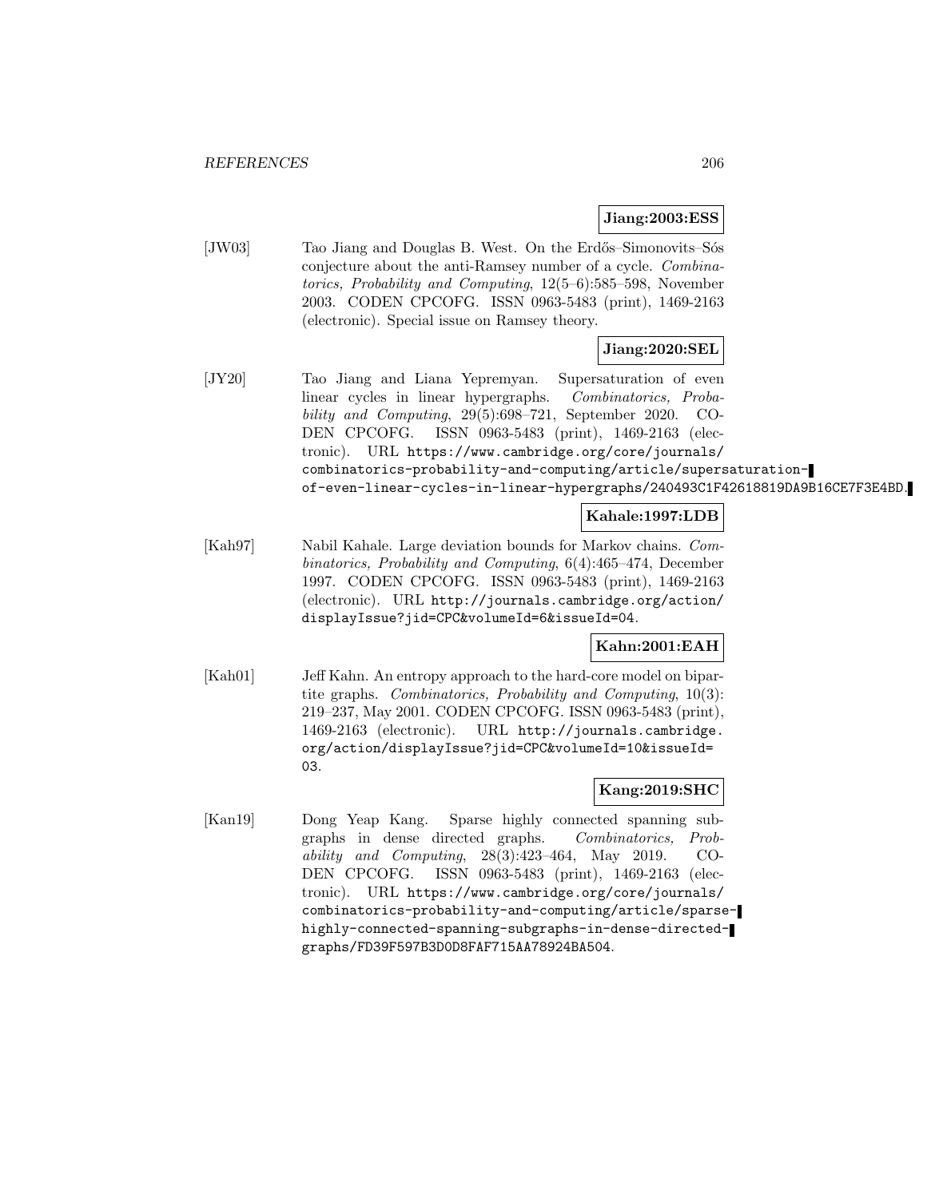**Jiang:2003:ESS**

[JW03] Tao Jiang and Douglas B. West. On the Erdős–Simonovits–Sós conjecture about the anti-Ramsey number of a cycle. *Combinatorics, Probability and Computing*, 12(5–6):585–598, November 2003. CODEN CPCOFG. ISSN 0963-5483 (print), 1469-2163 (electronic). Special issue on Ramsey theory.

**Jiang:2020:SEL**

[JY20] Tao Jiang and Liana Yepremyan. Supersaturation of even linear cycles in linear hypergraphs. *Combinatorics, Probability and Computing*, 29(5):698–721, September 2020. CODEN CPCOFG. ISSN 0963-5483 (print), 1469-2163 (electronic). URL `https://www.cambridge.org/core/journals/combinatorics-probability-and-computing/article/supersaturation-of-even-linear-cycles-in-linear-hypergraphs/240493C1F42618819DA9B16CE7F3E4BD`.

**Kahale:1997:LDB**

[Kah97] Nabil Kahale. Large deviation bounds for Markov chains. *Combinatorics, Probability and Computing*, 6(4):465–474, December 1997. CODEN CPCOFG. ISSN 0963-5483 (print), 1469-2163 (electronic). URL `http://journals.cambridge.org/action/displayIssue?jid=CPC&volumeId=6&issueId=04`.

**Kahn:2001:EAH**

[Kah01] Jeff Kahn. An entropy approach to the hard-core model on bipartite graphs. *Combinatorics, Probability and Computing*, 10(3): 219–237, May 2001. CODEN CPCOFG. ISSN 0963-5483 (print), 1469-2163 (electronic). URL `http://journals.cambridge.org/action/displayIssue?jid=CPC&volumeId=10&issueId=03`.

**Kang:2019:SHC**

[Kan19] Dong Yeap Kang. Sparse highly connected spanning subgraphs in dense directed graphs. *Combinatorics, Probability and Computing*, 28(3):423–464, May 2019. CODEN CPCOFG. ISSN 0963-5483 (print), 1469-2163 (electronic). URL `https://www.cambridge.org/core/journals/combinatorics-probability-and-computing/article/sparse-highly-connected-spanning-subgraphs-in-dense-directed-graphs/FD39F597B3D0D8FAF715AA78924BA504`.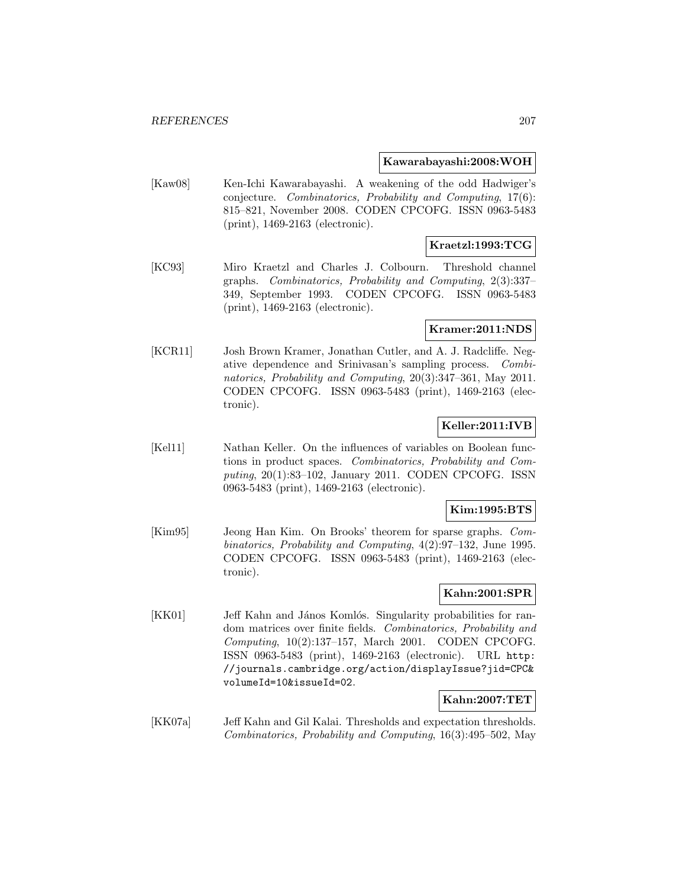**Kawarabayashi:2008:WOH**

[Kaw08] Ken-Ichi Kawarabayashi. A weakening of the odd Hadwiger's conjecture. *Combinatorics, Probability and Computing*, 17(6): 815–821, November 2008. CODEN CPCOFG. ISSN 0963-5483 (print), 1469-2163 (electronic).

**Kraetzl:1993:TCG**

[KC93] Miro Kraetzl and Charles J. Colbourn. Threshold channel graphs. *Combinatorics, Probability and Computing*, 2(3):337–349, September 1993. CODEN CPCOFG. ISSN 0963-5483 (print), 1469-2163 (electronic).

**Kramer:2011:NDS**

[KCR11] Josh Brown Kramer, Jonathan Cutler, and A. J. Radcliffe. Negative dependence and Srinivasan's sampling process. *Combinatorics, Probability and Computing*, 20(3):347–361, May 2011. CODEN CPCOFG. ISSN 0963-5483 (print), 1469-2163 (electronic).

**Keller:2011:IVB**

[Kel11] Nathan Keller. On the influences of variables on Boolean functions in product spaces. *Combinatorics, Probability and Computing*, 20(1):83–102, January 2011. CODEN CPCOFG. ISSN 0963-5483 (print), 1469-2163 (electronic).

**Kim:1995:BTS**

[Kim95] Jeong Han Kim. On Brooks' theorem for sparse graphs. *Combinatorics, Probability and Computing*, 4(2):97–132, June 1995. CODEN CPCOFG. ISSN 0963-5483 (print), 1469-2163 (electronic).

**Kahn:2001:SPR**

[KK01] Jeff Kahn and János Komlós. Singularity probabilities for random matrices over finite fields. *Combinatorics, Probability and Computing*, 10(2):137–157, March 2001. CODEN CPCOFG. ISSN 0963-5483 (print), 1469-2163 (electronic). URL `http://journals.cambridge.org/action/displayIssue?jid=CPC&volumeId=10&issueId=02`.

**Kahn:2007:TET**

[KK07a] Jeff Kahn and Gil Kalai. Thresholds and expectation thresholds. *Combinatorics, Probability and Computing*, 16(3):495–502, May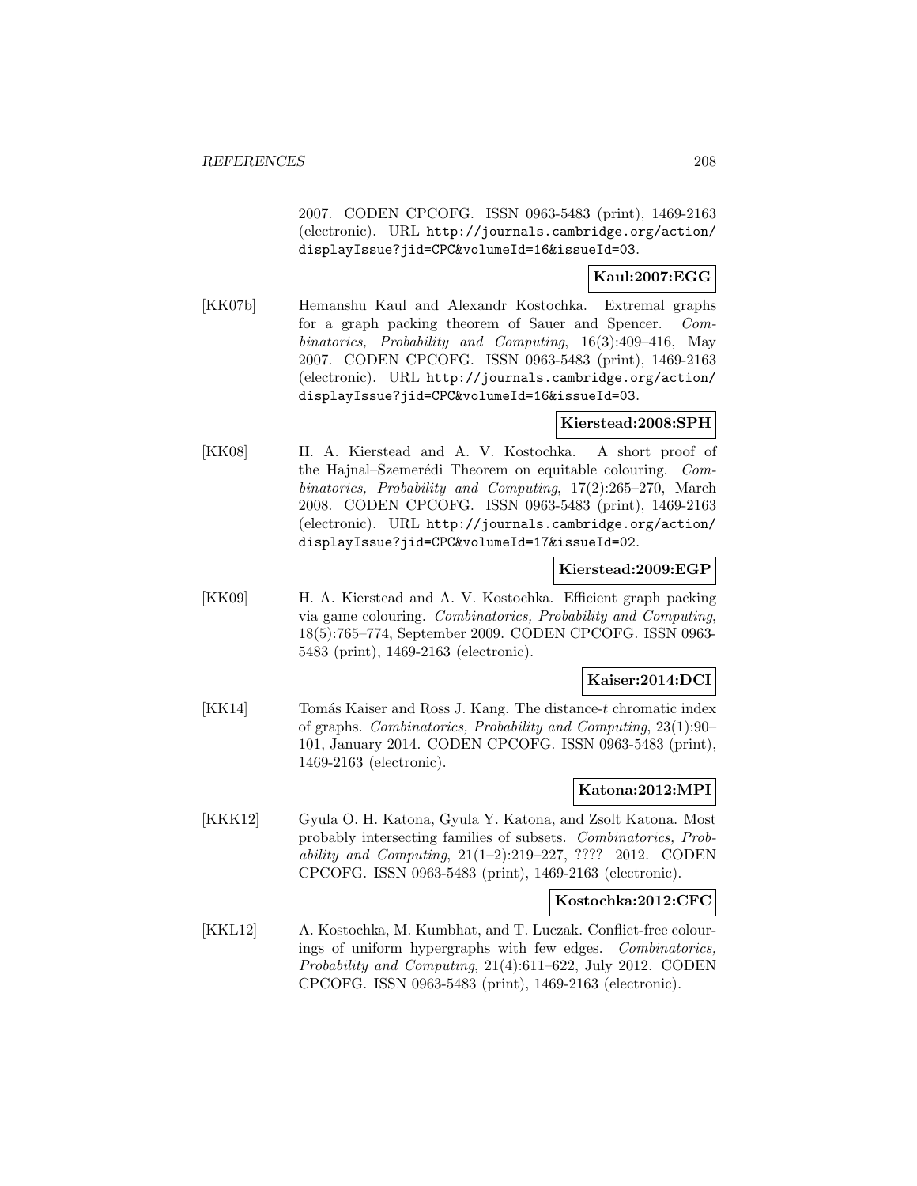2007. CODEN CPCOFG. ISSN 0963-5483 (print), 1469-2163 (electronic). URL http://journals.cambridge.org/action/displayIssue?jid=CPC&volumeId=16&issueId=03.

**Kaul:2007:EGG**

[KK07b] Hemanshu Kaul and Alexandr Kostochka. Extremal graphs for a graph packing theorem of Sauer and Spencer. *Combinatorics, Probability and Computing*, 16(3):409–416, May 2007. CODEN CPCOFG. ISSN 0963-5483 (print), 1469-2163 (electronic). URL http://journals.cambridge.org/action/displayIssue?jid=CPC&volumeId=16&issueId=03.

**Kierstead:2008:SPH**

[KK08] H. A. Kierstead and A. V. Kostochka. A short proof of the Hajnal–Szemerédi Theorem on equitable colouring. *Combinatorics, Probability and Computing*, 17(2):265–270, March 2008. CODEN CPCOFG. ISSN 0963-5483 (print), 1469-2163 (electronic). URL http://journals.cambridge.org/action/displayIssue?jid=CPC&volumeId=17&issueId=02.

**Kierstead:2009:EGP**

[KK09] H. A. Kierstead and A. V. Kostochka. Efficient graph packing via game colouring. *Combinatorics, Probability and Computing*, 18(5):765–774, September 2009. CODEN CPCOFG. ISSN 0963-5483 (print), 1469-2163 (electronic).

**Kaiser:2014:DCI**

[KK14] Tomás Kaiser and Ross J. Kang. The distance-$t$ chromatic index of graphs. *Combinatorics, Probability and Computing*, 23(1):90–101, January 2014. CODEN CPCOFG. ISSN 0963-5483 (print), 1469-2163 (electronic).

**Katona:2012:MPI**

[KKK12] Gyula O. H. Katona, Gyula Y. Katona, and Zsolt Katona. Most probably intersecting families of subsets. *Combinatorics, Probability and Computing*, 21(1–2):219–227, ???? 2012. CODEN CPCOFG. ISSN 0963-5483 (print), 1469-2163 (electronic).

**Kostochka:2012:CFC**

[KKL12] A. Kostochka, M. Kumbhat, and T. Luczak. Conflict-free colourings of uniform hypergraphs with few edges. *Combinatorics, Probability and Computing*, 21(4):611–622, July 2012. CODEN CPCOFG. ISSN 0963-5483 (print), 1469-2163 (electronic).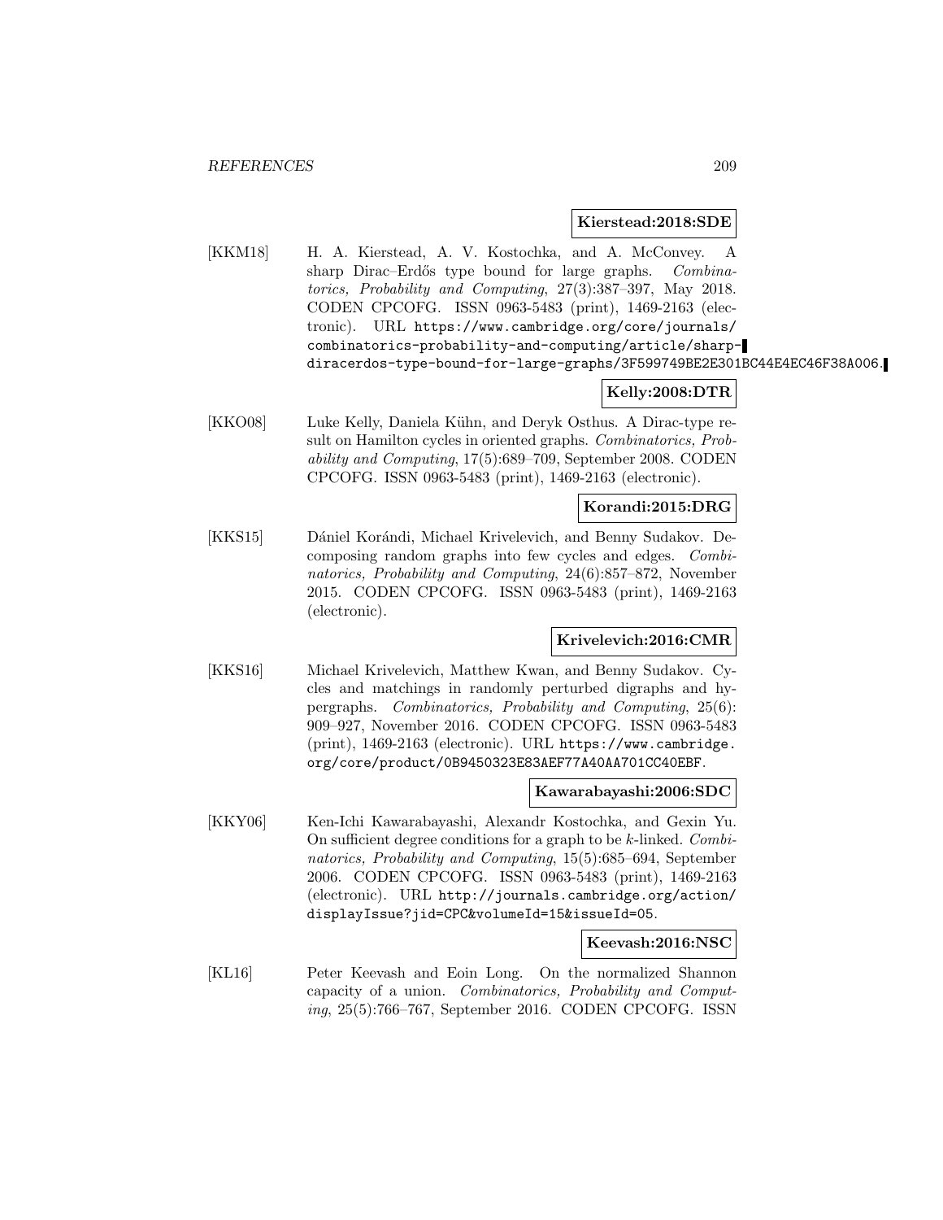**Kierstead:2018:SDE**

[KKM18] H. A. Kierstead, A. V. Kostochka, and A. McConvey. A sharp Dirac–Erdős type bound for large graphs. *Combinatorics, Probability and Computing*, 27(3):387–397, May 2018. CODEN CPCOFG. ISSN 0963-5483 (print), 1469-2163 (electronic). URL https://www.cambridge.org/core/journals/combinatorics-probability-and-computing/article/sharp-diracerdos-type-bound-for-large-graphs/3F599749BE2E301BC44E4EC46F38A006.

**Kelly:2008:DTR**

[KKO08] Luke Kelly, Daniela Kühn, and Deryk Osthus. A Dirac-type result on Hamilton cycles in oriented graphs. *Combinatorics, Probability and Computing*, 17(5):689–709, September 2008. CODEN CPCOFG. ISSN 0963-5483 (print), 1469-2163 (electronic).

**Korandi:2015:DRG**

[KKS15] Dániel Korándi, Michael Krivelevich, and Benny Sudakov. Decomposing random graphs into few cycles and edges. *Combinatorics, Probability and Computing*, 24(6):857–872, November 2015. CODEN CPCOFG. ISSN 0963-5483 (print), 1469-2163 (electronic).

**Krivelevich:2016:CMR**

[KKS16] Michael Krivelevich, Matthew Kwan, and Benny Sudakov. Cycles and matchings in randomly perturbed digraphs and hypergraphs. *Combinatorics, Probability and Computing*, 25(6): 909–927, November 2016. CODEN CPCOFG. ISSN 0963-5483 (print), 1469-2163 (electronic). URL https://www.cambridge.org/core/product/0B9450323E83AEF77A40AA701CC40EBF.

**Kawarabayashi:2006:SDC**

[KKY06] Ken-Ichi Kawarabayashi, Alexandr Kostochka, and Gexin Yu. On sufficient degree conditions for a graph to be $k$-linked. *Combinatorics, Probability and Computing*, 15(5):685–694, September 2006. CODEN CPCOFG. ISSN 0963-5483 (print), 1469-2163 (electronic). URL http://journals.cambridge.org/action/displayIssue?jid=CPC&volumeId=15&issueId=05.

**Keevash:2016:NSC**

[KL16] Peter Keevash and Eoin Long. On the normalized Shannon capacity of a union. *Combinatorics, Probability and Computing*, 25(5):766–767, September 2016. CODEN CPCOFG. ISSN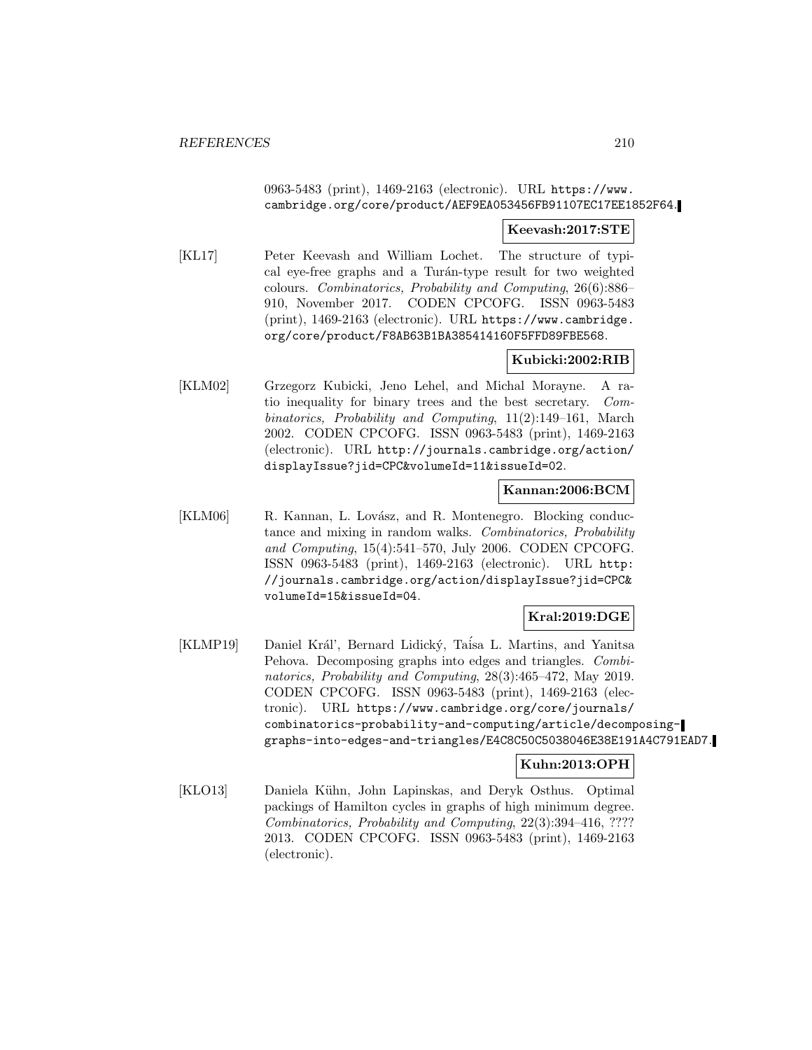0963-5483 (print), 1469-2163 (electronic). URL https://www.cambridge.org/core/product/AEF9EA053456FB91107EC17EE1852F64.

**Keevash:2017:STE**

[KL17] Peter Keevash and William Lochet. The structure of typical eye-free graphs and a Turán-type result for two weighted colours. *Combinatorics, Probability and Computing*, 26(6):886–910, November 2017. CODEN CPCOFG. ISSN 0963-5483 (print), 1469-2163 (electronic). URL https://www.cambridge.org/core/product/F8AB63B1BA385414160F5FFD89FBE568.

**Kubicki:2002:RIB**

[KLM02] Grzegorz Kubicki, Jeno Lehel, and Michal Morayne. A ratio inequality for binary trees and the best secretary. *Combinatorics, Probability and Computing*, 11(2):149–161, March 2002. CODEN CPCOFG. ISSN 0963-5483 (print), 1469-2163 (electronic). URL http://journals.cambridge.org/action/displayIssue?jid=CPC&volumeId=11&issueId=02.

**Kannan:2006:BCM**

[KLM06] R. Kannan, L. Lovász, and R. Montenegro. Blocking conductance and mixing in random walks. *Combinatorics, Probability and Computing*, 15(4):541–570, July 2006. CODEN CPCOFG. ISSN 0963-5483 (print), 1469-2163 (electronic). URL http://journals.cambridge.org/action/displayIssue?jid=CPC&volumeId=15&issueId=04.

**Kral:2019:DGE**

[KLMP19] Daniel Král', Bernard Lidický, Taísa L. Martins, and Yanitsa Pehova. Decomposing graphs into edges and triangles. *Combinatorics, Probability and Computing*, 28(3):465–472, May 2019. CODEN CPCOFG. ISSN 0963-5483 (print), 1469-2163 (electronic). URL https://www.cambridge.org/core/journals/combinatorics-probability-and-computing/article/decomposing-graphs-into-edges-and-triangles/E4C8C50C5038046E38E191A4C791EAD7.

**Kuhn:2013:OPH**

[KLO13] Daniela Kühn, John Lapinskas, and Deryk Osthus. Optimal packings of Hamilton cycles in graphs of high minimum degree. *Combinatorics, Probability and Computing*, 22(3):394–416, ???? 2013. CODEN CPCOFG. ISSN 0963-5483 (print), 1469-2163 (electronic).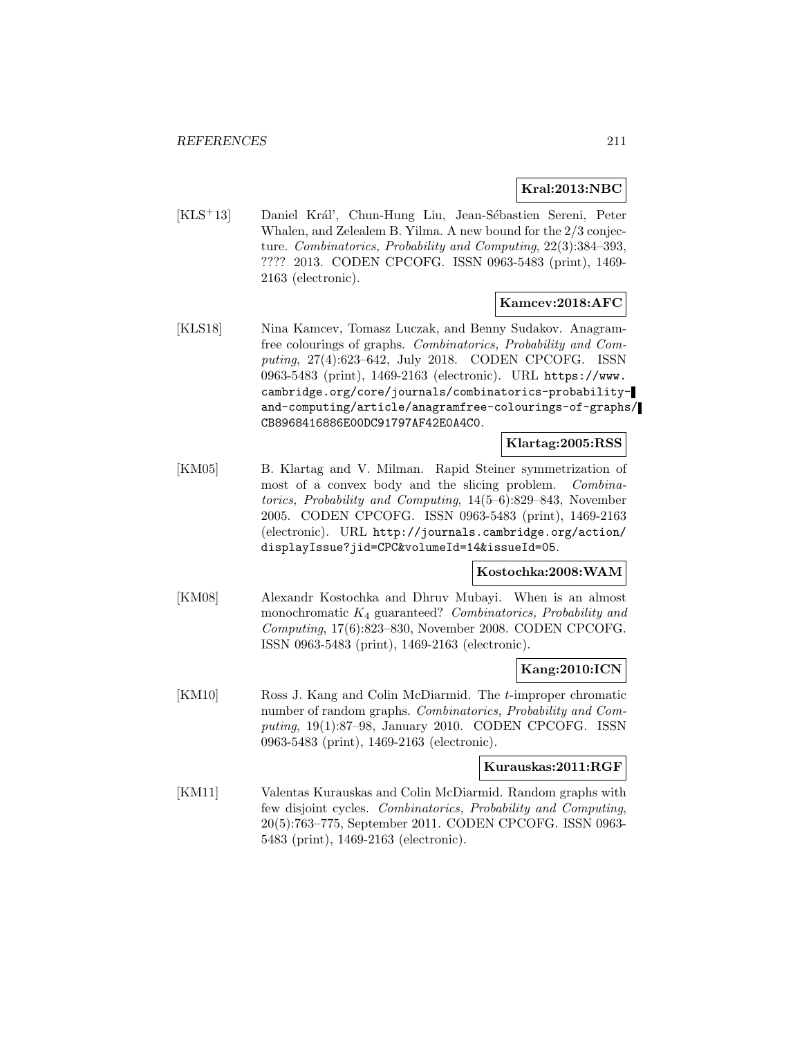**Kral:2013:NBC**

[KLS+13] Daniel Kráľ, Chun-Hung Liu, Jean-Sébastien Sereni, Peter Whalen, and Zelealem B. Yilma. A new bound for the 2/3 conjecture. *Combinatorics, Probability and Computing*, 22(3):384–393, ???? 2013. CODEN CPCOFG. ISSN 0963-5483 (print), 1469-2163 (electronic).

**Kamcev:2018:AFC**

[KLS18] Nina Kamcev, Tomasz Luczak, and Benny Sudakov. Anagram-free colourings of graphs. *Combinatorics, Probability and Computing*, 27(4):623–642, July 2018. CODEN CPCOFG. ISSN 0963-5483 (print), 1469-2163 (electronic). URL https://www.cambridge.org/core/journals/combinatorics-probability-and-computing/article/anagramfree-colourings-of-graphs/CB8968416886E00DC91797AF42E0A4C0.

**Klartag:2005:RSS**

[KM05] B. Klartag and V. Milman. Rapid Steiner symmetrization of most of a convex body and the slicing problem. *Combinatorics, Probability and Computing*, 14(5–6):829–843, November 2005. CODEN CPCOFG. ISSN 0963-5483 (print), 1469-2163 (electronic). URL http://journals.cambridge.org/action/displayIssue?jid=CPC&volumeId=14&issueId=05.

**Kostochka:2008:WAM**

[KM08] Alexandr Kostochka and Dhruv Mubayi. When is an almost monochromatic $K_4$ guaranteed? *Combinatorics, Probability and Computing*, 17(6):823–830, November 2008. CODEN CPCOFG. ISSN 0963-5483 (print), 1469-2163 (electronic).

**Kang:2010:ICN**

[KM10] Ross J. Kang and Colin McDiarmid. The $t$-improper chromatic number of random graphs. *Combinatorics, Probability and Computing*, 19(1):87–98, January 2010. CODEN CPCOFG. ISSN 0963-5483 (print), 1469-2163 (electronic).

**Kurauskas:2011:RGF**

[KM11] Valentas Kurauskas and Colin McDiarmid. Random graphs with few disjoint cycles. *Combinatorics, Probability and Computing*, 20(5):763–775, September 2011. CODEN CPCOFG. ISSN 0963-5483 (print), 1469-2163 (electronic).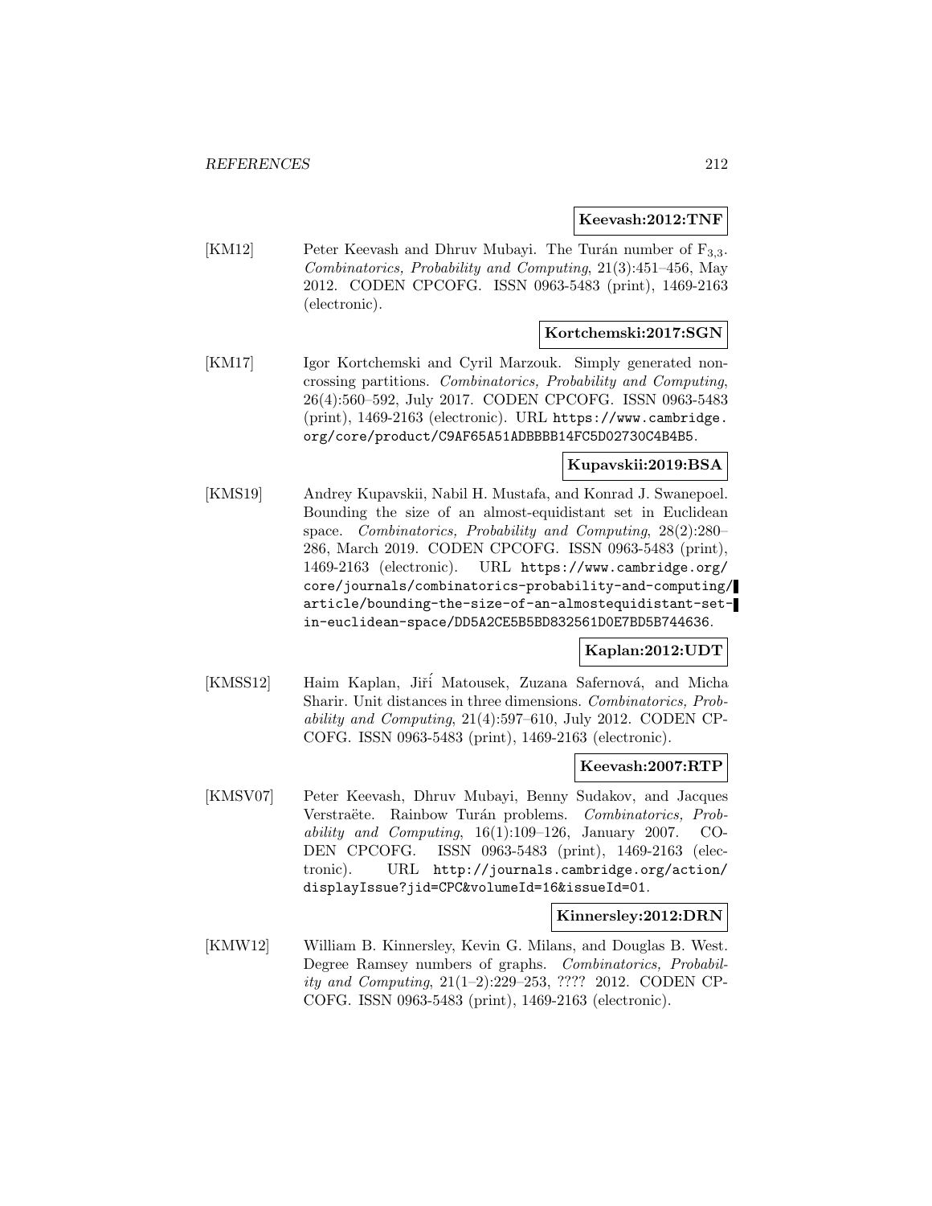**Keevash:2012:TNF**

[KM12] Peter Keevash and Dhruv Mubayi. The Turán number of $F_{3,3}$. *Combinatorics, Probability and Computing*, 21(3):451–456, May 2012. CODEN CPCOFG. ISSN 0963-5483 (print), 1469-2163 (electronic).

**Kortchemski:2017:SGN**

[KM17] Igor Kortchemski and Cyril Marzouk. Simply generated non-crossing partitions. *Combinatorics, Probability and Computing*, 26(4):560–592, July 2017. CODEN CPCOFG. ISSN 0963-5483 (print), 1469-2163 (electronic). URL https://www.cambridge.org/core/product/C9AF65A51ADBBBB14FC5D02730C4B4B5.

**Kupavskii:2019:BSA**

[KMS19] Andrey Kupavskii, Nabil H. Mustafa, and Konrad J. Swanepoel. Bounding the size of an almost-equidistant set in Euclidean space. *Combinatorics, Probability and Computing*, 28(2):280–286, March 2019. CODEN CPCOFG. ISSN 0963-5483 (print), 1469-2163 (electronic). URL https://www.cambridge.org/core/journals/combinatorics-probability-and-computing/article/bounding-the-size-of-an-almostequidistant-set-in-euclidean-space/DD5A2CE5B5BD832561D0E7BD5B744636.

**Kaplan:2012:UDT**

[KMSS12] Haim Kaplan, Jiří Matousek, Zuzana Safernová, and Micha Sharir. Unit distances in three dimensions. *Combinatorics, Probability and Computing*, 21(4):597–610, July 2012. CODEN CPCOFG. ISSN 0963-5483 (print), 1469-2163 (electronic).

**Keevash:2007:RTP**

[KMSV07] Peter Keevash, Dhruv Mubayi, Benny Sudakov, and Jacques Verstraëte. Rainbow Turán problems. *Combinatorics, Probability and Computing*, 16(1):109–126, January 2007. CODEN CPCOFG. ISSN 0963-5483 (print), 1469-2163 (electronic). URL http://journals.cambridge.org/action/displayIssue?jid=CPC&volumeId=16&issueId=01.

**Kinnersley:2012:DRN**

[KMW12] William B. Kinnersley, Kevin G. Milans, and Douglas B. West. Degree Ramsey numbers of graphs. *Combinatorics, Probability and Computing*, 21(1–2):229–253, ???? 2012. CODEN CPCOFG. ISSN 0963-5483 (print), 1469-2163 (electronic).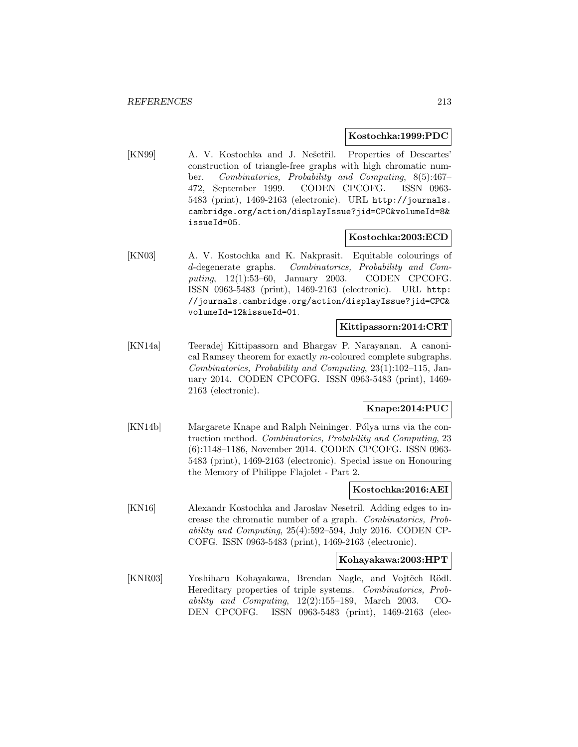**Kostochka:1999:PDC**

[KN99] A. V. Kostochka and J. Nešetřil. Properties of Descartes' construction of triangle-free graphs with high chromatic number. *Combinatorics, Probability and Computing*, 8(5):467–472, September 1999. CODEN CPCOFG. ISSN 0963-5483 (print), 1469-2163 (electronic). URL http://journals.cambridge.org/action/displayIssue?jid=CPC&volumeId=8&issueId=05.

**Kostochka:2003:ECD**

[KN03] A. V. Kostochka and K. Nakprasit. Equitable colourings of $d$-degenerate graphs. *Combinatorics, Probability and Computing*, 12(1):53–60, January 2003. CODEN CPCOFG. ISSN 0963-5483 (print), 1469-2163 (electronic). URL http://journals.cambridge.org/action/displayIssue?jid=CPC&volumeId=12&issueId=01.

**Kittipassorn:2014:CRT**

[KN14a] Teeradej Kittipassorn and Bhargav P. Narayanan. A canonical Ramsey theorem for exactly $m$-coloured complete subgraphs. *Combinatorics, Probability and Computing*, 23(1):102–115, January 2014. CODEN CPCOFG. ISSN 0963-5483 (print), 1469-2163 (electronic).

**Knape:2014:PUC**

[KN14b] Margarete Knape and Ralph Neininger. Pólya urns via the contraction method. *Combinatorics, Probability and Computing*, 23 (6):1148–1186, November 2014. CODEN CPCOFG. ISSN 0963-5483 (print), 1469-2163 (electronic). Special issue on Honouring the Memory of Philippe Flajolet - Part 2.

**Kostochka:2016:AEI**

[KN16] Alexandr Kostochka and Jaroslav Nesetril. Adding edges to increase the chromatic number of a graph. *Combinatorics, Probability and Computing*, 25(4):592–594, July 2016. CODEN CPCOFG. ISSN 0963-5483 (print), 1469-2163 (electronic).

**Kohayakawa:2003:HPT**

[KNR03] Yoshiharu Kohayakawa, Brendan Nagle, and Vojtěch Rödl. Hereditary properties of triple systems. *Combinatorics, Probability and Computing*, 12(2):155–189, March 2003. CODEN CPCOFG. ISSN 0963-5483 (print), 1469-2163 (elec-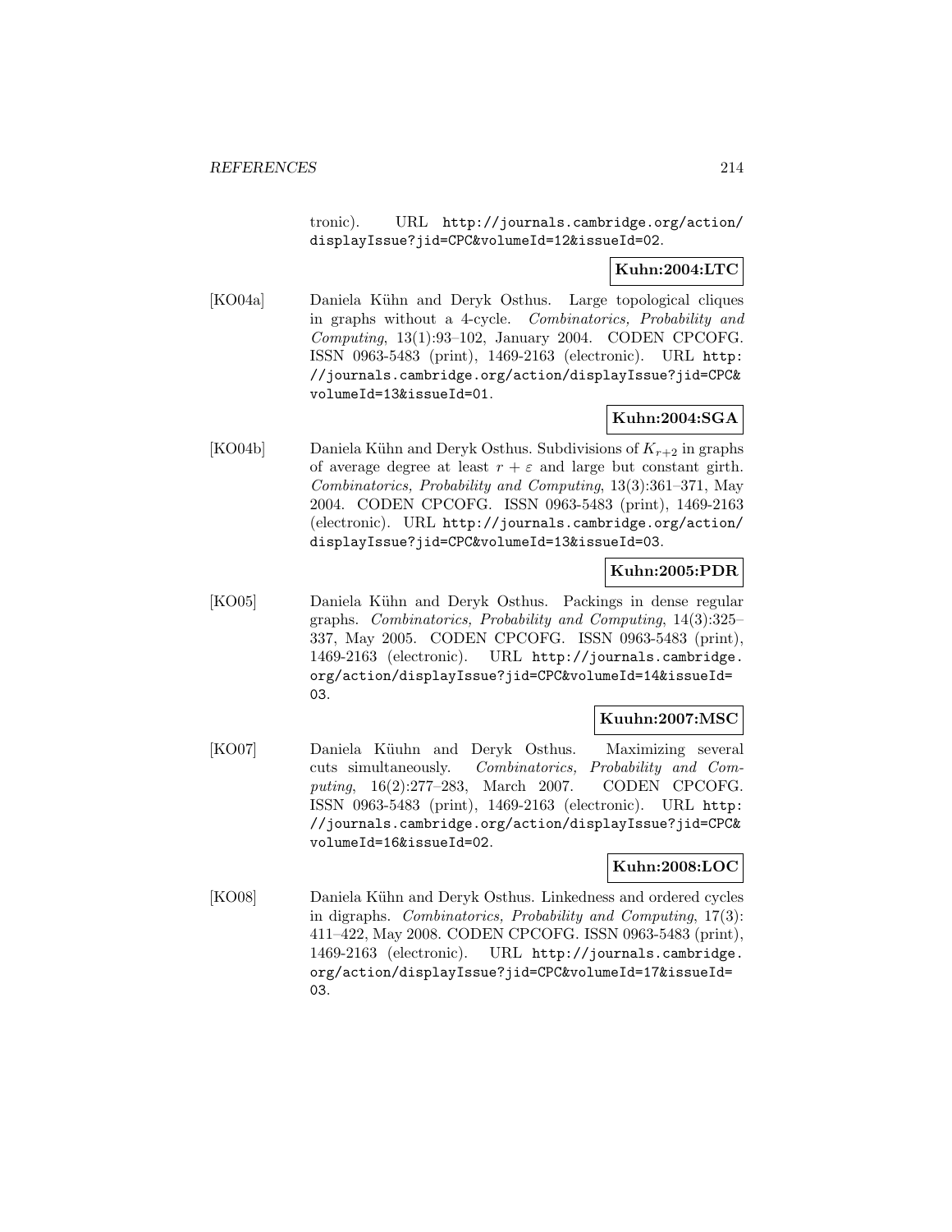tronic). URL http://journals.cambridge.org/action/displayIssue?jid=CPC&volumeId=12&issueId=02.

**Kuhn:2004:LTC**

[KO04a] Daniela Kühn and Deryk Osthus. Large topological cliques in graphs without a 4-cycle. *Combinatorics, Probability and Computing*, 13(1):93–102, January 2004. CODEN CPCOFG. ISSN 0963-5483 (print), 1469-2163 (electronic). URL http://journals.cambridge.org/action/displayIssue?jid=CPC&volumeId=13&issueId=01.

**Kuhn:2004:SGA**

[KO04b] Daniela Kühn and Deryk Osthus. Subdivisions of $K_{r+2}$ in graphs of average degree at least $r + \varepsilon$ and large but constant girth. *Combinatorics, Probability and Computing*, 13(3):361–371, May 2004. CODEN CPCOFG. ISSN 0963-5483 (print), 1469-2163 (electronic). URL http://journals.cambridge.org/action/displayIssue?jid=CPC&volumeId=13&issueId=03.

**Kuhn:2005:PDR**

[KO05] Daniela Kühn and Deryk Osthus. Packings in dense regular graphs. *Combinatorics, Probability and Computing*, 14(3):325–337, May 2005. CODEN CPCOFG. ISSN 0963-5483 (print), 1469-2163 (electronic). URL http://journals.cambridge.org/action/displayIssue?jid=CPC&volumeId=14&issueId=03.

**Kuuhn:2007:MSC**

[KO07] Daniela Küuhn and Deryk Osthus. Maximizing several cuts simultaneously. *Combinatorics, Probability and Computing*, 16(2):277–283, March 2007. CODEN CPCOFG. ISSN 0963-5483 (print), 1469-2163 (electronic). URL http://journals.cambridge.org/action/displayIssue?jid=CPC&volumeId=16&issueId=02.

**Kuhn:2008:LOC**

[KO08] Daniela Kühn and Deryk Osthus. Linkedness and ordered cycles in digraphs. *Combinatorics, Probability and Computing*, 17(3):411–422, May 2008. CODEN CPCOFG. ISSN 0963-5483 (print), 1469-2163 (electronic). URL http://journals.cambridge.org/action/displayIssue?jid=CPC&volumeId=17&issueId=03.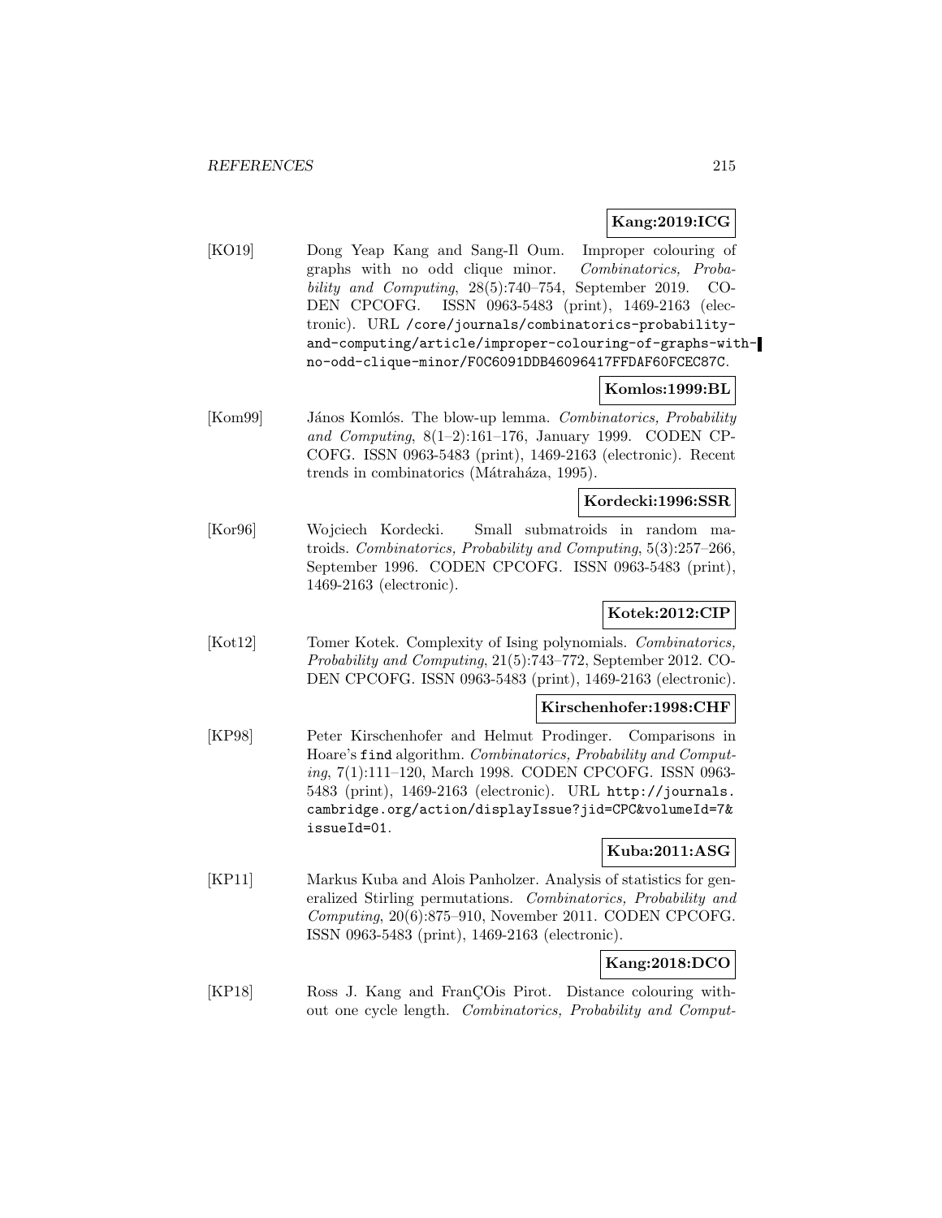**Kang:2019:ICG**

[KO19] Dong Yeap Kang and Sang-Il Oum. Improper colouring of graphs with no odd clique minor. *Combinatorics, Probability and Computing*, 28(5):740–754, September 2019. CODEN CPCOFG. ISSN 0963-5483 (print), 1469-2163 (electronic). URL `/core/journals/combinatorics-probability-and-computing/article/improper-colouring-of-graphs-with-no-odd-clique-minor/F0C6091DDB46096417FFDAF60FCEC87C`.

**Komlos:1999:BL**

[Kom99] János Komlós. The blow-up lemma. *Combinatorics, Probability and Computing*, 8(1–2):161–176, January 1999. CODEN CPCOFG. ISSN 0963-5483 (print), 1469-2163 (electronic). Recent trends in combinatorics (Mátraháza, 1995).

**Kordecki:1996:SSR**

[Kor96] Wojciech Kordecki. Small submatroids in random matroids. *Combinatorics, Probability and Computing*, 5(3):257–266, September 1996. CODEN CPCOFG. ISSN 0963-5483 (print), 1469-2163 (electronic).

**Kotek:2012:CIP**

[Kot12] Tomer Kotek. Complexity of Ising polynomials. *Combinatorics, Probability and Computing*, 21(5):743–772, September 2012. CODEN CPCOFG. ISSN 0963-5483 (print), 1469-2163 (electronic).

**Kirschenhofer:1998:CHF**

[KP98] Peter Kirschenhofer and Helmut Prodinger. Comparisons in Hoare's `find` algorithm. *Combinatorics, Probability and Computing*, 7(1):111–120, March 1998. CODEN CPCOFG. ISSN 0963-5483 (print), 1469-2163 (electronic). URL `http://journals.cambridge.org/action/displayIssue?jid=CPC&volumeId=7&issueId=01`.

**Kuba:2011:ASG**

[KP11] Markus Kuba and Alois Panholzer. Analysis of statistics for generalized Stirling permutations. *Combinatorics, Probability and Computing*, 20(6):875–910, November 2011. CODEN CPCOFG. ISSN 0963-5483 (print), 1469-2163 (electronic).

**Kang:2018:DCO**

[KP18] Ross J. Kang and FranÇOis Pirot. Distance colouring without one cycle length. *Combinatorics, Probability and Comput-*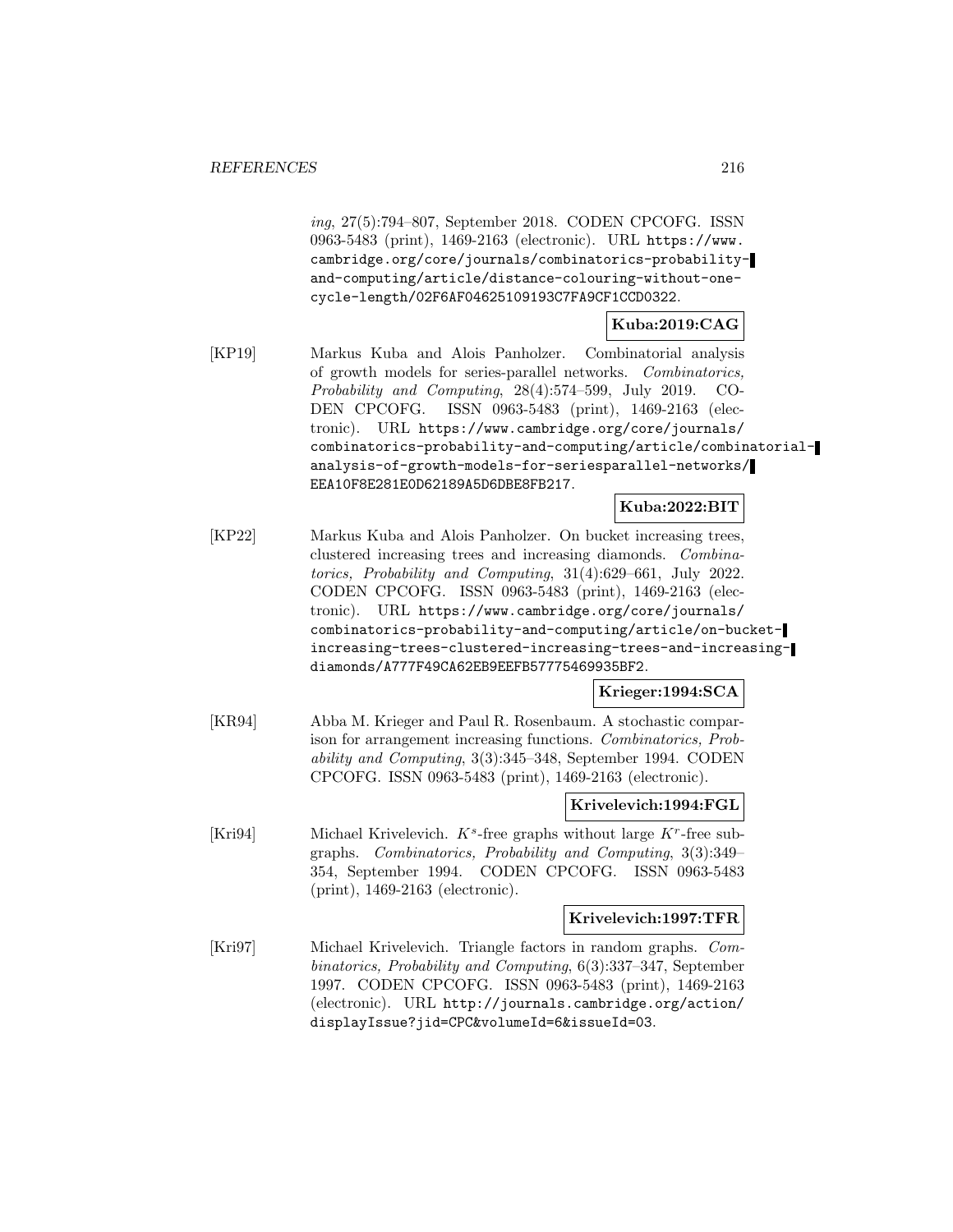*ing*, 27(5):794–807, September 2018. CODEN CPCOFG. ISSN 0963-5483 (print), 1469-2163 (electronic). URL https://www.cambridge.org/core/journals/combinatorics-probability-and-computing/article/distance-colouring-without-one-cycle-length/02F6AF04625109193C7FA9CF1CCD0322.

**Kuba:2019:CAG**

[KP19] Markus Kuba and Alois Panholzer. Combinatorial analysis of growth models for series-parallel networks. *Combinatorics, Probability and Computing*, 28(4):574–599, July 2019. CODEN CPCOFG. ISSN 0963-5483 (print), 1469-2163 (electronic). URL https://www.cambridge.org/core/journals/combinatorics-probability-and-computing/article/combinatorial-analysis-of-growth-models-for-seriesparallel-networks/EEA10F8E281E0D62189A5D6DBE8FB217.

**Kuba:2022:BIT**

[KP22] Markus Kuba and Alois Panholzer. On bucket increasing trees, clustered increasing trees and increasing diamonds. *Combinatorics, Probability and Computing*, 31(4):629–661, July 2022. CODEN CPCOFG. ISSN 0963-5483 (print), 1469-2163 (electronic). URL https://www.cambridge.org/core/journals/combinatorics-probability-and-computing/article/on-bucket-increasing-trees-clustered-increasing-trees-and-increasing-diamonds/A777F49CA62EB9EEFB57775469935BF2.

**Krieger:1994:SCA**

[KR94] Abba M. Krieger and Paul R. Rosenbaum. A stochastic comparison for arrangement increasing functions. *Combinatorics, Probability and Computing*, 3(3):345–348, September 1994. CODEN CPCOFG. ISSN 0963-5483 (print), 1469-2163 (electronic).

**Krivelevich:1994:FGL**

[Kri94] Michael Krivelevich. $K^s$-free graphs without large $K^r$-free subgraphs. *Combinatorics, Probability and Computing*, 3(3):349–354, September 1994. CODEN CPCOFG. ISSN 0963-5483 (print), 1469-2163 (electronic).

**Krivelevich:1997:TFR**

[Kri97] Michael Krivelevich. Triangle factors in random graphs. *Combinatorics, Probability and Computing*, 6(3):337–347, September 1997. CODEN CPCOFG. ISSN 0963-5483 (print), 1469-2163 (electronic). URL http://journals.cambridge.org/action/displayIssue?jid=CPC&volumeId=6&issueId=03.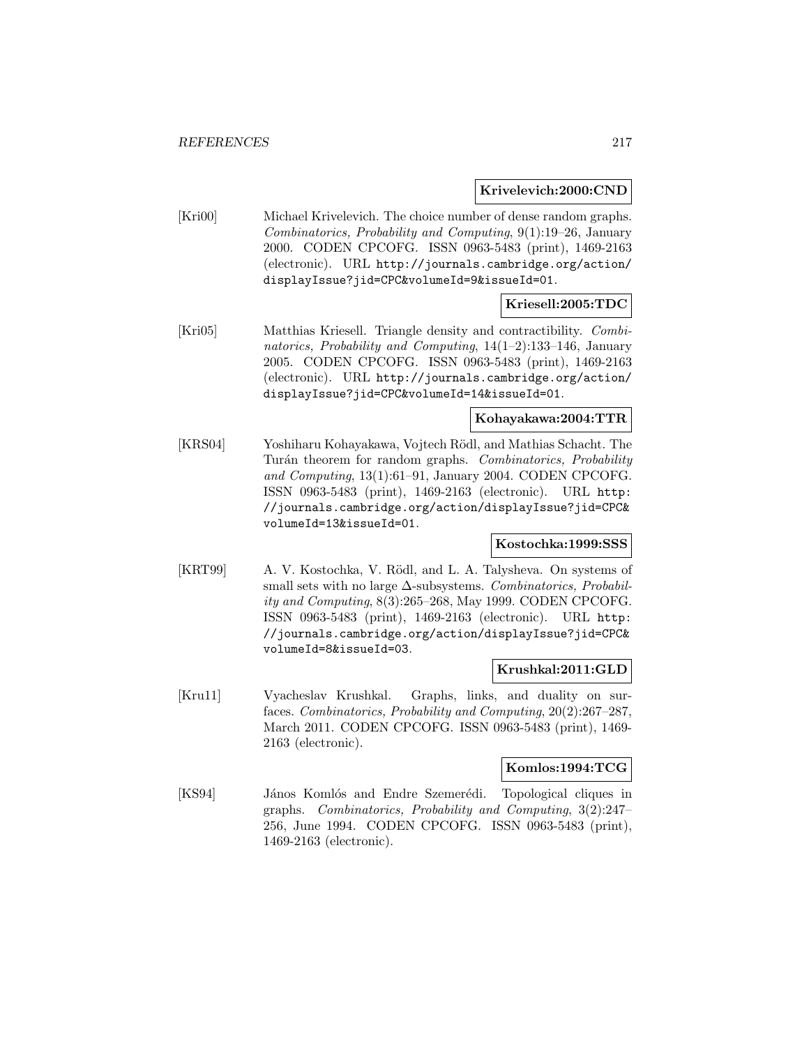**Krivelevich:2000:CND**

[Kri00] Michael Krivelevich. The choice number of dense random graphs. *Combinatorics, Probability and Computing*, 9(1):19–26, January 2000. CODEN CPCOFG. ISSN 0963-5483 (print), 1469-2163 (electronic). URL http://journals.cambridge.org/action/displayIssue?jid=CPC&volumeId=9&issueId=01.

**Kriesell:2005:TDC**

[Kri05] Matthias Kriesell. Triangle density and contractibility. *Combinatorics, Probability and Computing*, 14(1–2):133–146, January 2005. CODEN CPCOFG. ISSN 0963-5483 (print), 1469-2163 (electronic). URL http://journals.cambridge.org/action/displayIssue?jid=CPC&volumeId=14&issueId=01.

**Kohayakawa:2004:TTR**

[KRS04] Yoshiharu Kohayakawa, Vojtech Rödl, and Mathias Schacht. The Turán theorem for random graphs. *Combinatorics, Probability and Computing*, 13(1):61–91, January 2004. CODEN CPCOFG. ISSN 0963-5483 (print), 1469-2163 (electronic). URL http://journals.cambridge.org/action/displayIssue?jid=CPC&volumeId=13&issueId=01.

**Kostochka:1999:SSS**

[KRT99] A. V. Kostochka, V. Rödl, and L. A. Talysheva. On systems of small sets with no large $\Delta$-subsystems. *Combinatorics, Probability and Computing*, 8(3):265–268, May 1999. CODEN CPCOFG. ISSN 0963-5483 (print), 1469-2163 (electronic). URL http://journals.cambridge.org/action/displayIssue?jid=CPC&volumeId=8&issueId=03.

**Krushkal:2011:GLD**

[Kru11] Vyacheslav Krushkal. Graphs, links, and duality on surfaces. *Combinatorics, Probability and Computing*, 20(2):267–287, March 2011. CODEN CPCOFG. ISSN 0963-5483 (print), 1469-2163 (electronic).

**Komlos:1994:TCG**

[KS94] János Komlós and Endre Szemerédi. Topological cliques in graphs. *Combinatorics, Probability and Computing*, 3(2):247–256, June 1994. CODEN CPCOFG. ISSN 0963-5483 (print), 1469-2163 (electronic).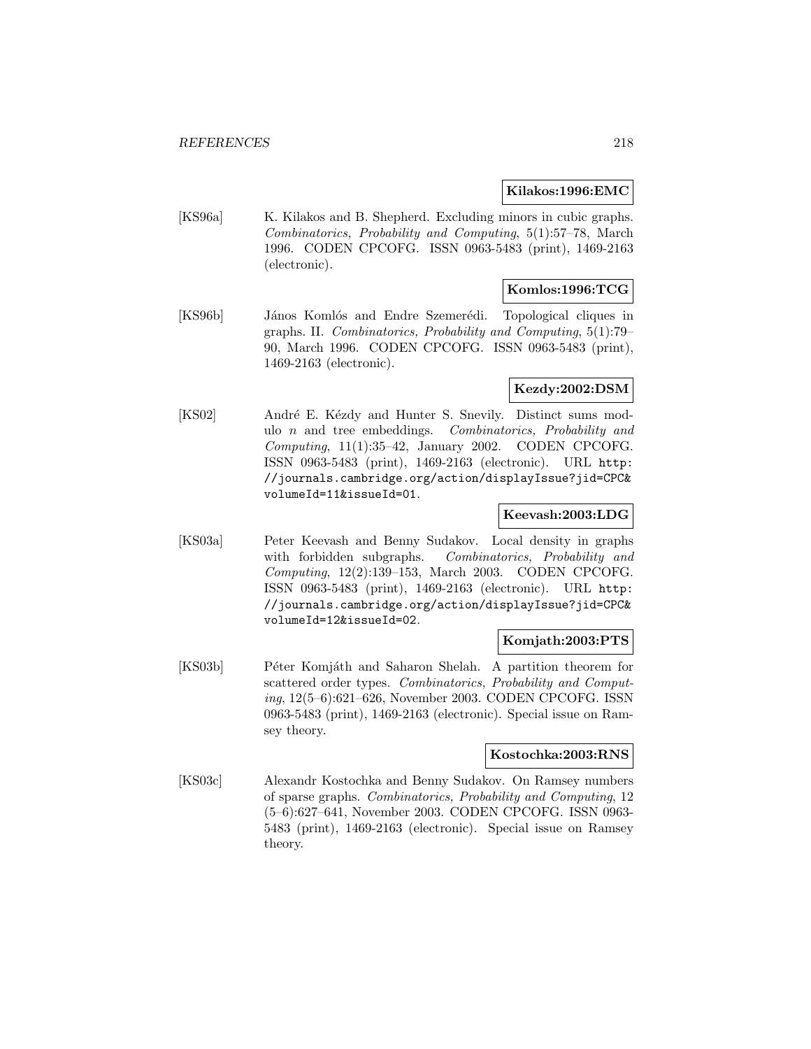**Kilakos:1996:EMC**

[KS96a] K. Kilakos and B. Shepherd. Excluding minors in cubic graphs. *Combinatorics, Probability and Computing*, 5(1):57–78, March 1996. CODEN CPCOFG. ISSN 0963-5483 (print), 1469-2163 (electronic).

**Komlos:1996:TCG**

[KS96b] János Komlós and Endre Szemerédi. Topological cliques in graphs. II. *Combinatorics, Probability and Computing*, 5(1):79–90, March 1996. CODEN CPCOFG. ISSN 0963-5483 (print), 1469-2163 (electronic).

**Kezdy:2002:DSM**

[KS02] André E. Kézdy and Hunter S. Snevily. Distinct sums modulo $n$ and tree embeddings. *Combinatorics, Probability and Computing*, 11(1):35–42, January 2002. CODEN CPCOFG. ISSN 0963-5483 (print), 1469-2163 (electronic). URL http://journals.cambridge.org/action/displayIssue?jid=CPC&volumeId=11&issueId=01.

**Keevash:2003:LDG**

[KS03a] Peter Keevash and Benny Sudakov. Local density in graphs with forbidden subgraphs. *Combinatorics, Probability and Computing*, 12(2):139–153, March 2003. CODEN CPCOFG. ISSN 0963-5483 (print), 1469-2163 (electronic). URL http://journals.cambridge.org/action/displayIssue?jid=CPC&volumeId=12&issueId=02.

**Komjath:2003:PTS**

[KS03b] Péter Komjáth and Saharon Shelah. A partition theorem for scattered order types. *Combinatorics, Probability and Computing*, 12(5–6):621–626, November 2003. CODEN CPCOFG. ISSN 0963-5483 (print), 1469-2163 (electronic). Special issue on Ramsey theory.

**Kostochka:2003:RNS**

[KS03c] Alexandr Kostochka and Benny Sudakov. On Ramsey numbers of sparse graphs. *Combinatorics, Probability and Computing*, 12 (5–6):627–641, November 2003. CODEN CPCOFG. ISSN 0963-5483 (print), 1469-2163 (electronic). Special issue on Ramsey theory.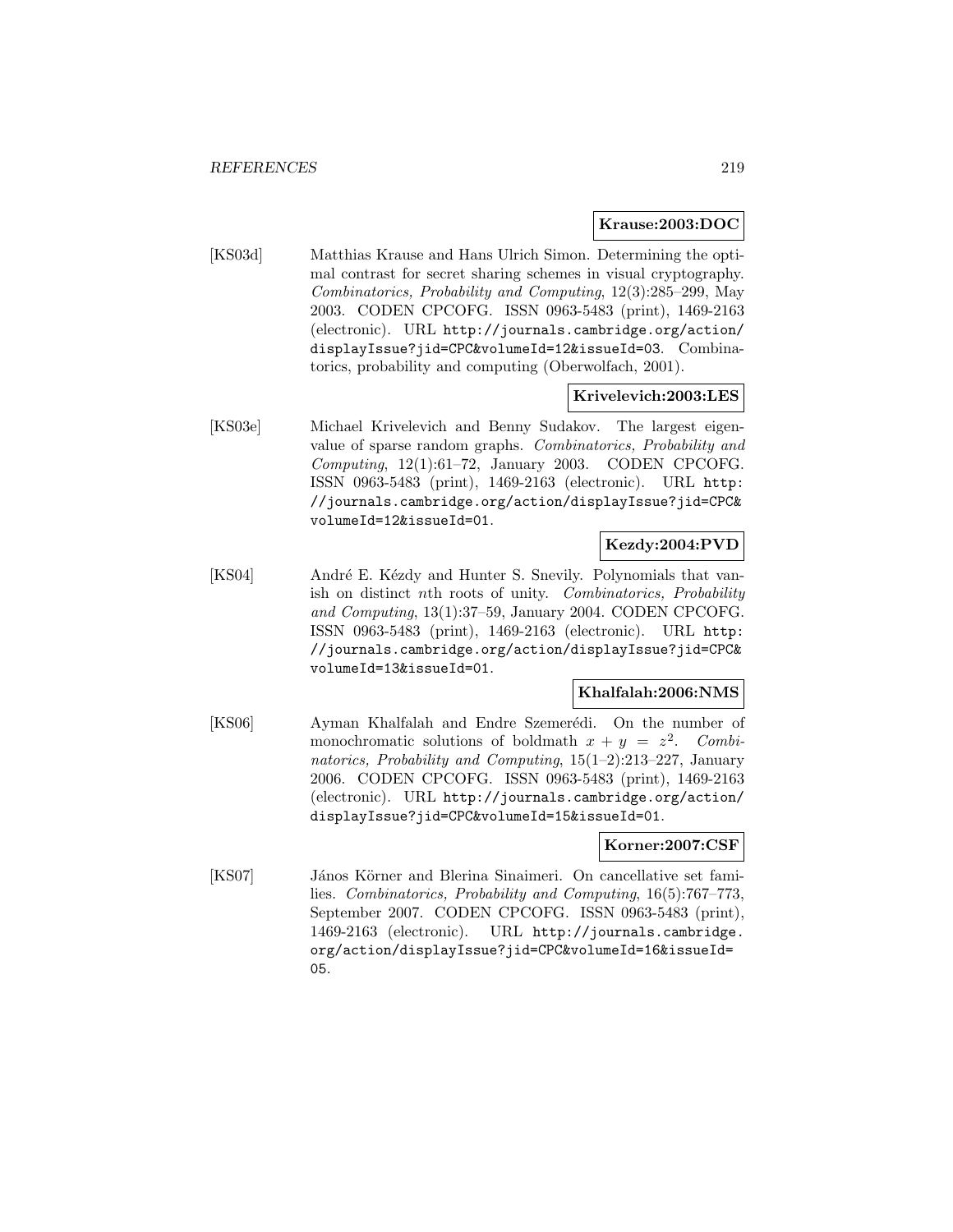**Krause:2003:DOC**

[KS03d] Matthias Krause and Hans Ulrich Simon. Determining the optimal contrast for secret sharing schemes in visual cryptography. *Combinatorics, Probability and Computing*, 12(3):285–299, May 2003. CODEN CPCOFG. ISSN 0963-5483 (print), 1469-2163 (electronic). URL http://journals.cambridge.org/action/displayIssue?jid=CPC&volumeId=12&issueId=03. Combinatorics, probability and computing (Oberwolfach, 2001).

**Krivelevich:2003:LES**

[KS03e] Michael Krivelevich and Benny Sudakov. The largest eigenvalue of sparse random graphs. *Combinatorics, Probability and Computing*, 12(1):61–72, January 2003. CODEN CPCOFG. ISSN 0963-5483 (print), 1469-2163 (electronic). URL http://journals.cambridge.org/action/displayIssue?jid=CPC&volumeId=12&issueId=01.

**Kezdy:2004:PVD**

[KS04] André E. Kézdy and Hunter S. Snevily. Polynomials that vanish on distinct $n$th roots of unity. *Combinatorics, Probability and Computing*, 13(1):37–59, January 2004. CODEN CPCOFG. ISSN 0963-5483 (print), 1469-2163 (electronic). URL http://journals.cambridge.org/action/displayIssue?jid=CPC&volumeId=13&issueId=01.

**Khalfalah:2006:NMS**

[KS06] Ayman Khalfalah and Endre Szemerédi. On the number of monochromatic solutions of boldmath $x + y = z^2$. *Combinatorics, Probability and Computing*, 15(1–2):213–227, January 2006. CODEN CPCOFG. ISSN 0963-5483 (print), 1469-2163 (electronic). URL http://journals.cambridge.org/action/displayIssue?jid=CPC&volumeId=15&issueId=01.

**Korner:2007:CSF**

[KS07] János Körner and Blerina Sinaimeri. On cancellative set families. *Combinatorics, Probability and Computing*, 16(5):767–773, September 2007. CODEN CPCOFG. ISSN 0963-5483 (print), 1469-2163 (electronic). URL http://journals.cambridge.org/action/displayIssue?jid=CPC&volumeId=16&issueId=05.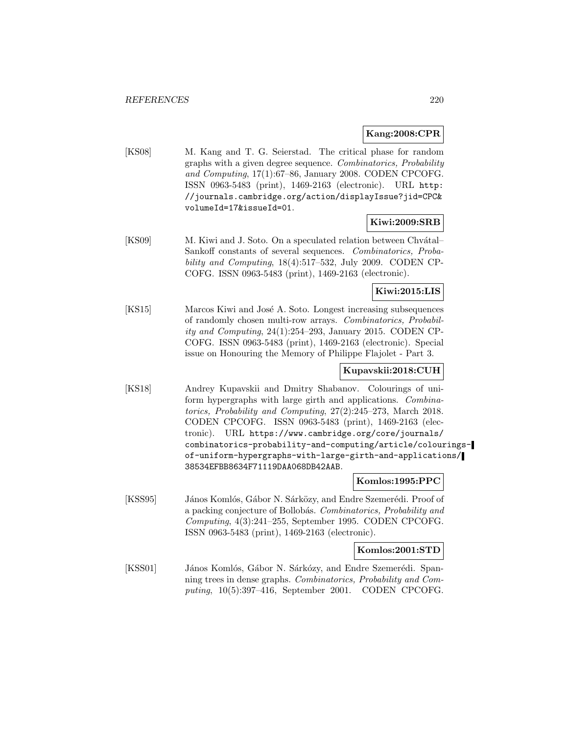**Kang:2008:CPR**

[KS08] M. Kang and T. G. Seierstad. The critical phase for random graphs with a given degree sequence. *Combinatorics, Probability and Computing*, 17(1):67–86, January 2008. CODEN CPCOFG. ISSN 0963-5483 (print), 1469-2163 (electronic). URL http://journals.cambridge.org/action/displayIssue?jid=CPC&volumeId=17&issueId=01.

**Kiwi:2009:SRB**

[KS09] M. Kiwi and J. Soto. On a speculated relation between Chvátal–Sankoff constants of several sequences. *Combinatorics, Probability and Computing*, 18(4):517–532, July 2009. CODEN CPCOFG. ISSN 0963-5483 (print), 1469-2163 (electronic).

**Kiwi:2015:LIS**

[KS15] Marcos Kiwi and José A. Soto. Longest increasing subsequences of randomly chosen multi-row arrays. *Combinatorics, Probability and Computing*, 24(1):254–293, January 2015. CODEN CPCOFG. ISSN 0963-5483 (print), 1469-2163 (electronic). Special issue on Honouring the Memory of Philippe Flajolet - Part 3.

**Kupavskii:2018:CUH**

[KS18] Andrey Kupavskii and Dmitry Shabanov. Colourings of uniform hypergraphs with large girth and applications. *Combinatorics, Probability and Computing*, 27(2):245–273, March 2018. CODEN CPCOFG. ISSN 0963-5483 (print), 1469-2163 (electronic). URL https://www.cambridge.org/core/journals/combinatorics-probability-and-computing/article/colourings-of-uniform-hypergraphs-with-large-girth-and-applications/38534EFBB8634F71119DAA068DB42AAB.

**Komlos:1995:PPC**

[KSS95] János Komlós, Gábor N. Sárközy, and Endre Szemerédi. Proof of a packing conjecture of Bollobás. *Combinatorics, Probability and Computing*, 4(3):241–255, September 1995. CODEN CPCOFG. ISSN 0963-5483 (print), 1469-2163 (electronic).

**Komlos:2001:STD**

[KSS01] János Komlós, Gábor N. Sárközy, and Endre Szemerédi. Spanning trees in dense graphs. *Combinatorics, Probability and Computing*, 10(5):397–416, September 2001. CODEN CPCOFG.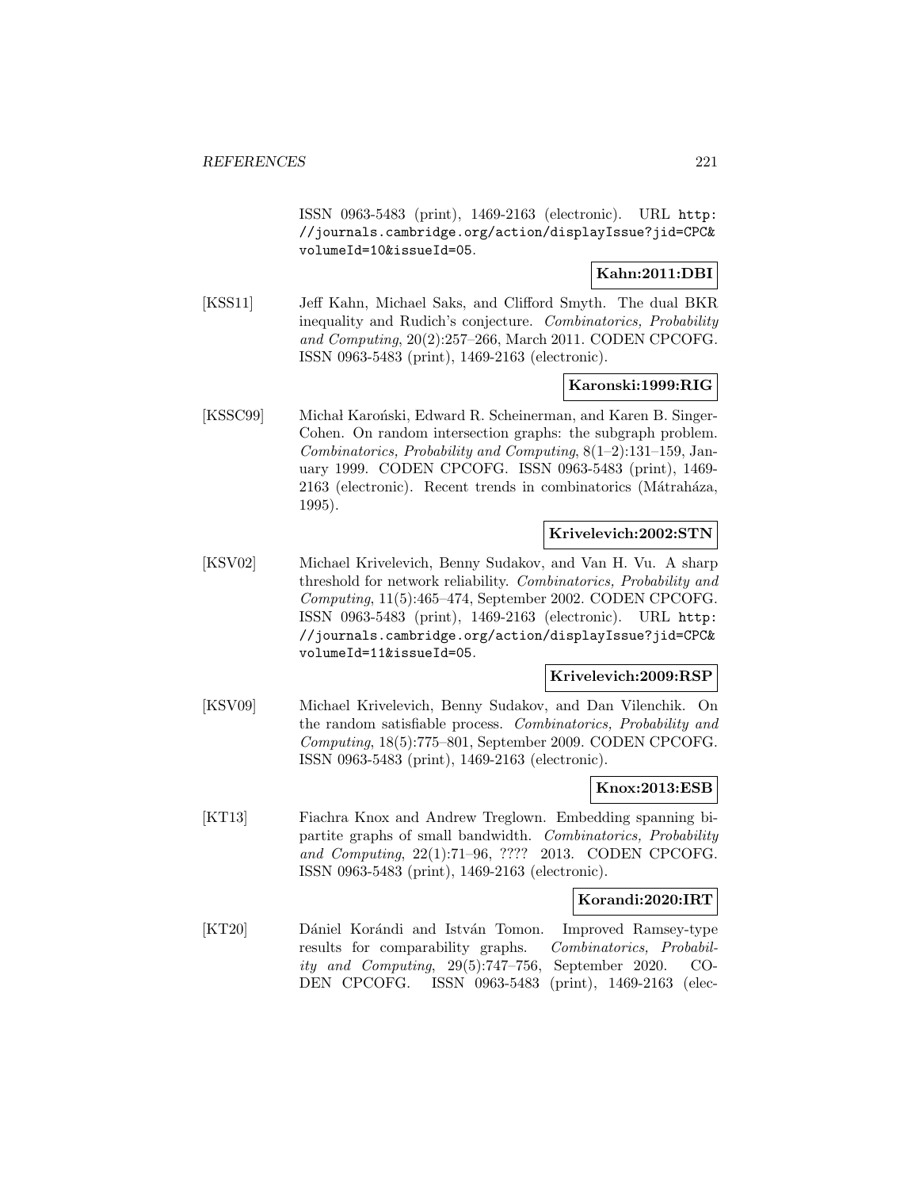ISSN 0963-5483 (print), 1469-2163 (electronic). URL http://journals.cambridge.org/action/displayIssue?jid=CPC&volumeId=10&issueId=05.

**Kahn:2011:DBI**

[KSS11] Jeff Kahn, Michael Saks, and Clifford Smyth. The dual BKR inequality and Rudich's conjecture. *Combinatorics, Probability and Computing*, 20(2):257–266, March 2011. CODEN CPCOFG. ISSN 0963-5483 (print), 1469-2163 (electronic).

**Karonski:1999:RIG**

[KSSC99] Michał Karoński, Edward R. Scheinerman, and Karen B. Singer-Cohen. On random intersection graphs: the subgraph problem. *Combinatorics, Probability and Computing*, 8(1–2):131–159, January 1999. CODEN CPCOFG. ISSN 0963-5483 (print), 1469-2163 (electronic). Recent trends in combinatorics (Mátraháza, 1995).

**Krivelevich:2002:STN**

[KSV02] Michael Krivelevich, Benny Sudakov, and Van H. Vu. A sharp threshold for network reliability. *Combinatorics, Probability and Computing*, 11(5):465–474, September 2002. CODEN CPCOFG. ISSN 0963-5483 (print), 1469-2163 (electronic). URL http://journals.cambridge.org/action/displayIssue?jid=CPC&volumeId=11&issueId=05.

**Krivelevich:2009:RSP**

[KSV09] Michael Krivelevich, Benny Sudakov, and Dan Vilenchik. On the random satisfiable process. *Combinatorics, Probability and Computing*, 18(5):775–801, September 2009. CODEN CPCOFG. ISSN 0963-5483 (print), 1469-2163 (electronic).

**Knox:2013:ESB**

[KT13] Fiachra Knox and Andrew Treglown. Embedding spanning bipartite graphs of small bandwidth. *Combinatorics, Probability and Computing*, 22(1):71–96, ???? 2013. CODEN CPCOFG. ISSN 0963-5483 (print), 1469-2163 (electronic).

**Korandi:2020:IRT**

[KT20] Dániel Korándi and István Tomon. Improved Ramsey-type results for comparability graphs. *Combinatorics, Probability and Computing*, 29(5):747–756, September 2020. CODEN CPCOFG. ISSN 0963-5483 (print), 1469-2163 (elec-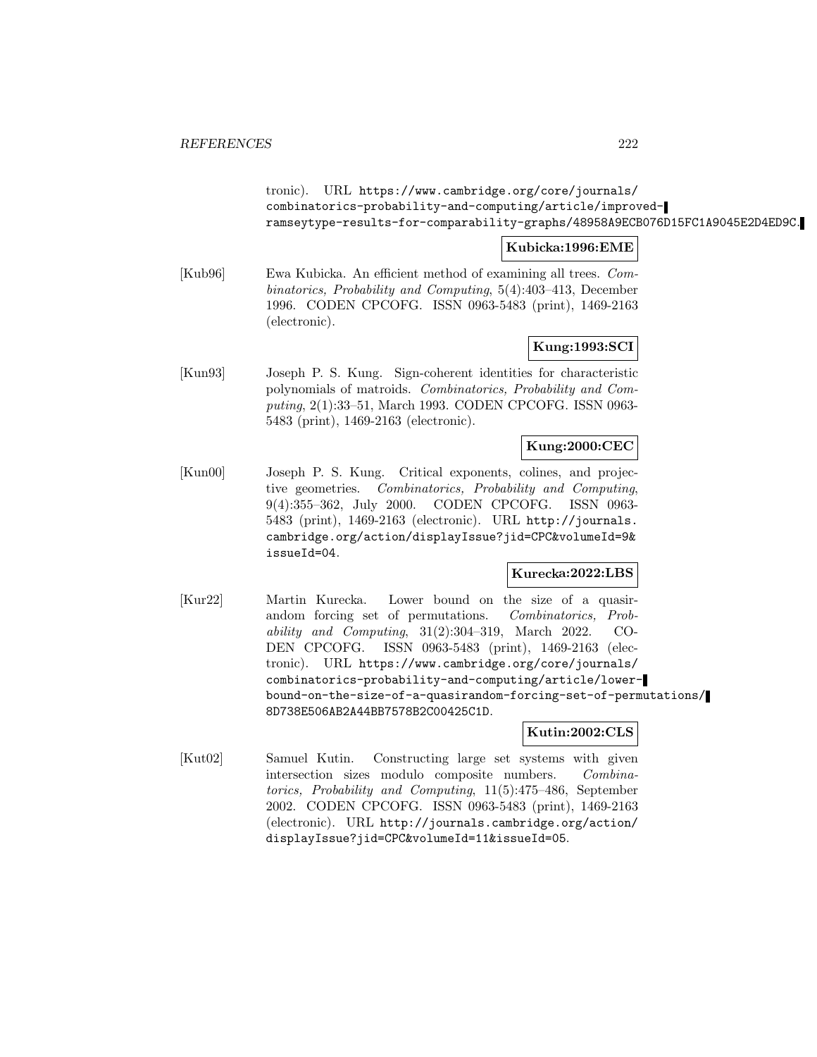tronic). URL https://www.cambridge.org/core/journals/combinatorics-probability-and-computing/article/improved-ramseytype-results-for-comparability-graphs/48958A9ECB076D15FC1A9045E2D4ED9C.

**Kubicka:1996:EME**

[Kub96] Ewa Kubicka. An efficient method of examining all trees. *Combinatorics, Probability and Computing*, 5(4):403–413, December 1996. CODEN CPCOFG. ISSN 0963-5483 (print), 1469-2163 (electronic).

**Kung:1993:SCI**

[Kun93] Joseph P. S. Kung. Sign-coherent identities for characteristic polynomials of matroids. *Combinatorics, Probability and Computing*, 2(1):33–51, March 1993. CODEN CPCOFG. ISSN 0963-5483 (print), 1469-2163 (electronic).

**Kung:2000:CEC**

[Kun00] Joseph P. S. Kung. Critical exponents, colines, and projective geometries. *Combinatorics, Probability and Computing*, 9(4):355–362, July 2000. CODEN CPCOFG. ISSN 0963-5483 (print), 1469-2163 (electronic). URL http://journals.cambridge.org/action/displayIssue?jid=CPC&volumeId=9&issueId=04.

**Kurecka:2022:LBS**

[Kur22] Martin Kurecka. Lower bound on the size of a quasirandom forcing set of permutations. *Combinatorics, Probability and Computing*, 31(2):304–319, March 2022. CODEN CPCOFG. ISSN 0963-5483 (print), 1469-2163 (electronic). URL https://www.cambridge.org/core/journals/combinatorics-probability-and-computing/article/lower-bound-on-the-size-of-a-quasirandom-forcing-set-of-permutations/8D738E506AB2A44BB7578B2C00425C1D.

**Kutin:2002:CLS**

[Kut02] Samuel Kutin. Constructing large set systems with given intersection sizes modulo composite numbers. *Combinatorics, Probability and Computing*, 11(5):475–486, September 2002. CODEN CPCOFG. ISSN 0963-5483 (print), 1469-2163 (electronic). URL http://journals.cambridge.org/action/displayIssue?jid=CPC&volumeId=11&issueId=05.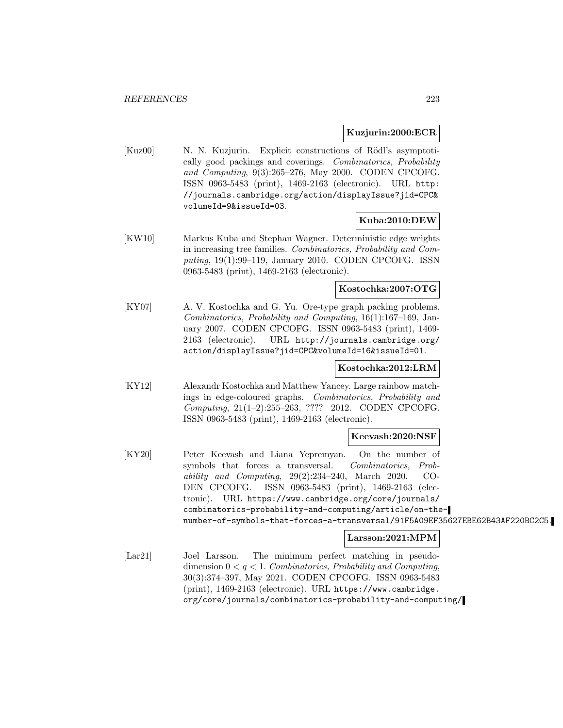**Kuzjurin:2000:ECR**

[Kuz00] N. N. Kuzjurin. Explicit constructions of Rödl's asymptotically good packings and coverings. *Combinatorics, Probability and Computing*, 9(3):265–276, May 2000. CODEN CPCOFG. ISSN 0963-5483 (print), 1469-2163 (electronic). URL http://journals.cambridge.org/action/displayIssue?jid=CPC&volumeId=9&issueId=03.

**Kuba:2010:DEW**

[KW10] Markus Kuba and Stephan Wagner. Deterministic edge weights in increasing tree families. *Combinatorics, Probability and Computing*, 19(1):99–119, January 2010. CODEN CPCOFG. ISSN 0963-5483 (print), 1469-2163 (electronic).

**Kostochka:2007:OTG**

[KY07] A. V. Kostochka and G. Yu. Ore-type graph packing problems. *Combinatorics, Probability and Computing*, 16(1):167–169, January 2007. CODEN CPCOFG. ISSN 0963-5483 (print), 1469-2163 (electronic). URL http://journals.cambridge.org/action/displayIssue?jid=CPC&volumeId=16&issueId=01.

**Kostochka:2012:LRM**

[KY12] Alexandr Kostochka and Matthew Yancey. Large rainbow matchings in edge-coloured graphs. *Combinatorics, Probability and Computing*, 21(1–2):255–263, ???? 2012. CODEN CPCOFG. ISSN 0963-5483 (print), 1469-2163 (electronic).

**Keevash:2020:NSF**

[KY20] Peter Keevash and Liana Yepremyan. On the number of symbols that forces a transversal. *Combinatorics, Probability and Computing*, 29(2):234–240, March 2020. CODEN CPCOFG. ISSN 0963-5483 (print), 1469-2163 (electronic). URL https://www.cambridge.org/core/journals/combinatorics-probability-and-computing/article/on-the-number-of-symbols-that-forces-a-transversal/91F5A09EF35627EBE62B43AF220BC2C5.

**Larsson:2021:MPM**

[Lar21] Joel Larsson. The minimum perfect matching in pseudo-dimension $0 < q < 1$. *Combinatorics, Probability and Computing*, 30(3):374–397, May 2021. CODEN CPCOFG. ISSN 0963-5483 (print), 1469-2163 (electronic). URL https://www.cambridge.org/core/journals/combinatorics-probability-and-computing/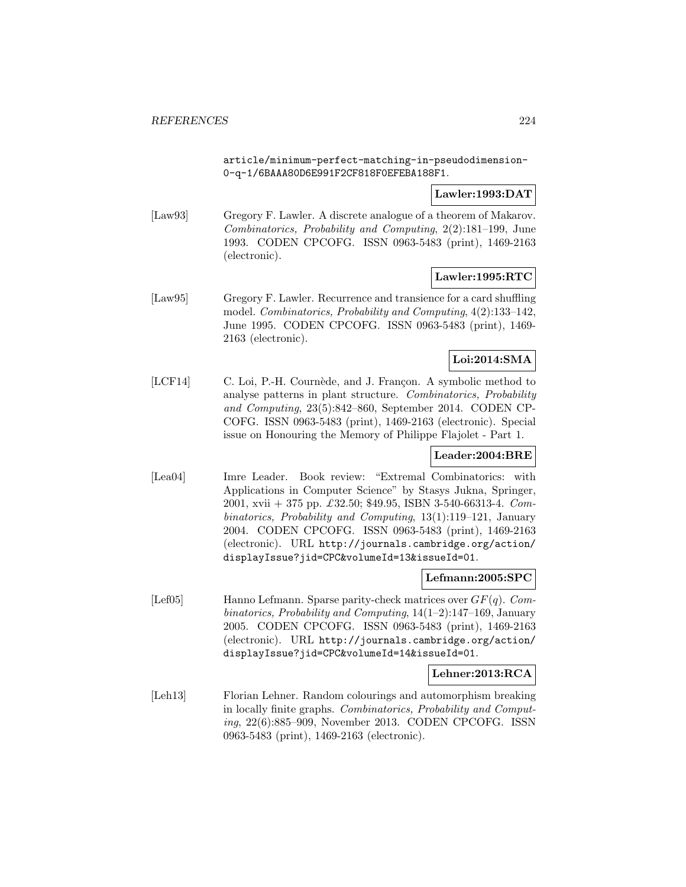article/minimum-perfect-matching-in-pseudodimension-0-q-1/6BAAA80D6E991F2CF818F0EFEBA188F1.

**Lawler:1993:DAT**

[Law93] Gregory F. Lawler. A discrete analogue of a theorem of Makarov. *Combinatorics, Probability and Computing*, 2(2):181–199, June 1993. CODEN CPCOFG. ISSN 0963-5483 (print), 1469-2163 (electronic).

**Lawler:1995:RTC**

[Law95] Gregory F. Lawler. Recurrence and transience for a card shuffling model. *Combinatorics, Probability and Computing*, 4(2):133–142, June 1995. CODEN CPCOFG. ISSN 0963-5483 (print), 1469-2163 (electronic).

**Loi:2014:SMA**

[LCF14] C. Loi, P.-H. Cournède, and J. Françon. A symbolic method to analyse patterns in plant structure. *Combinatorics, Probability and Computing*, 23(5):842–860, September 2014. CODEN CPCOFG. ISSN 0963-5483 (print), 1469-2163 (electronic). Special issue on Honouring the Memory of Philippe Flajolet - Part 1.

**Leader:2004:BRE**

[Lea04] Imre Leader. Book review: "Extremal Combinatorics: with Applications in Computer Science" by Stasys Jukna, Springer, 2001, xvii + 375 pp. £32.50; $49.95, ISBN 3-540-66313-4. *Combinatorics, Probability and Computing*, 13(1):119–121, January 2004. CODEN CPCOFG. ISSN 0963-5483 (print), 1469-2163 (electronic). URL http://journals.cambridge.org/action/displayIssue?jid=CPC&volumeId=13&issueId=01.

**Lefmann:2005:SPC**

[Lef05] Hanno Lefmann. Sparse parity-check matrices over $GF(q)$. *Combinatorics, Probability and Computing*, 14(1–2):147–169, January 2005. CODEN CPCOFG. ISSN 0963-5483 (print), 1469-2163 (electronic). URL http://journals.cambridge.org/action/displayIssue?jid=CPC&volumeId=14&issueId=01.

**Lehner:2013:RCA**

[Leh13] Florian Lehner. Random colourings and automorphism breaking in locally finite graphs. *Combinatorics, Probability and Computing*, 22(6):885–909, November 2013. CODEN CPCOFG. ISSN 0963-5483 (print), 1469-2163 (electronic).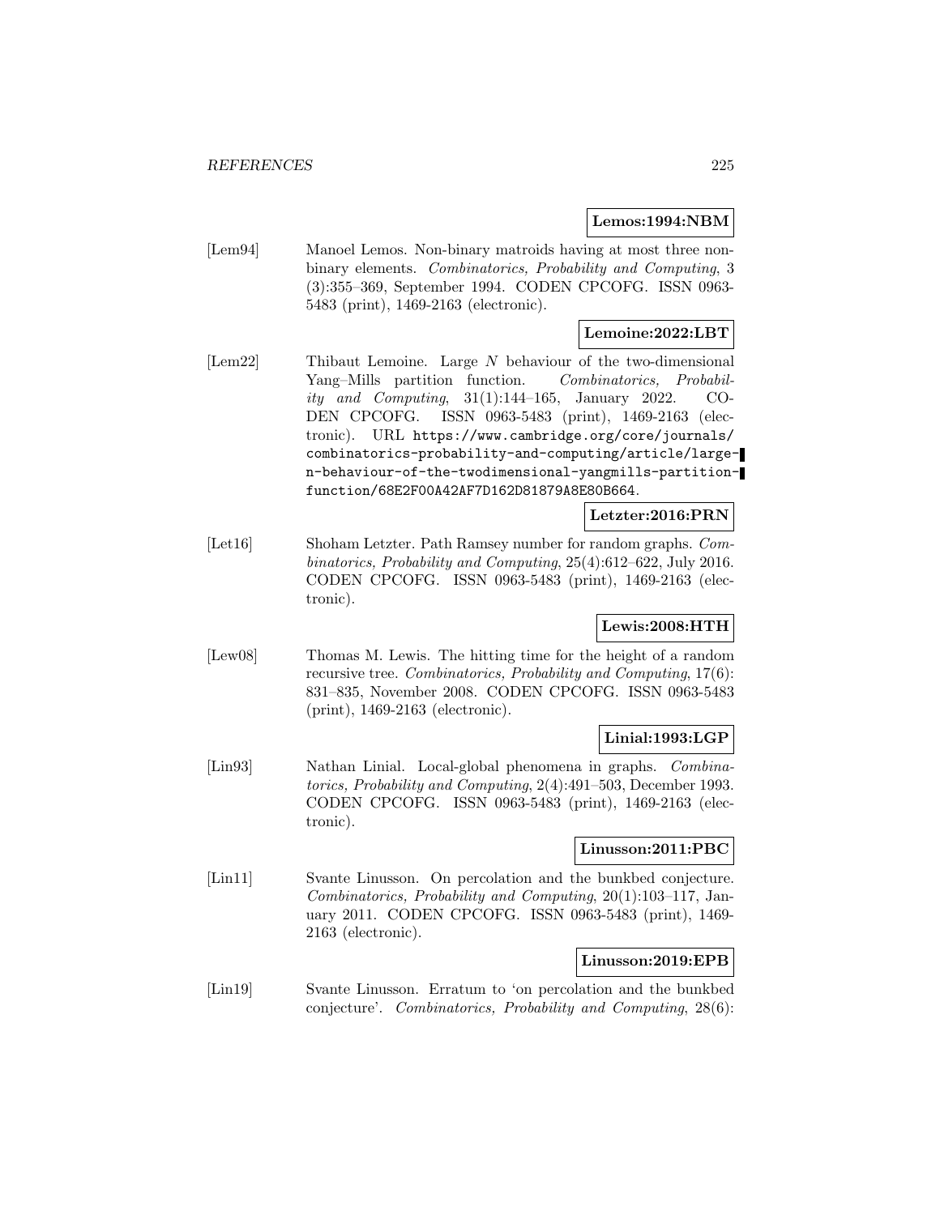**Lemos:1994:NBM**

[Lem94] Manoel Lemos. Non-binary matroids having at most three non-binary elements. *Combinatorics, Probability and Computing*, 3 (3):355–369, September 1994. CODEN CPCOFG. ISSN 0963-5483 (print), 1469-2163 (electronic).

**Lemoine:2022:LBT**

[Lem22] Thibaut Lemoine. Large $N$ behaviour of the two-dimensional Yang–Mills partition function. *Combinatorics, Probability and Computing*, 31(1):144–165, January 2022. CODEN CPCOFG. ISSN 0963-5483 (print), 1469-2163 (electronic). URL https://www.cambridge.org/core/journals/combinatorics-probability-and-computing/article/large-n-behaviour-of-the-twodimensional-yangmills-partition-function/68E2F00A42AF7D162D81879A8E80B664.

**Letzter:2016:PRN**

[Let16] Shoham Letzter. Path Ramsey number for random graphs. *Combinatorics, Probability and Computing*, 25(4):612–622, July 2016. CODEN CPCOFG. ISSN 0963-5483 (print), 1469-2163 (electronic).

**Lewis:2008:HTH**

[Lew08] Thomas M. Lewis. The hitting time for the height of a random recursive tree. *Combinatorics, Probability and Computing*, 17(6): 831–835, November 2008. CODEN CPCOFG. ISSN 0963-5483 (print), 1469-2163 (electronic).

**Linial:1993:LGP**

[Lin93] Nathan Linial. Local-global phenomena in graphs. *Combinatorics, Probability and Computing*, 2(4):491–503, December 1993. CODEN CPCOFG. ISSN 0963-5483 (print), 1469-2163 (electronic).

**Linusson:2011:PBC**

[Lin11] Svante Linusson. On percolation and the bunkbed conjecture. *Combinatorics, Probability and Computing*, 20(1):103–117, January 2011. CODEN CPCOFG. ISSN 0963-5483 (print), 1469-2163 (electronic).

**Linusson:2019:EPB**

[Lin19] Svante Linusson. Erratum to 'on percolation and the bunkbed conjecture'. *Combinatorics, Probability and Computing*, 28(6):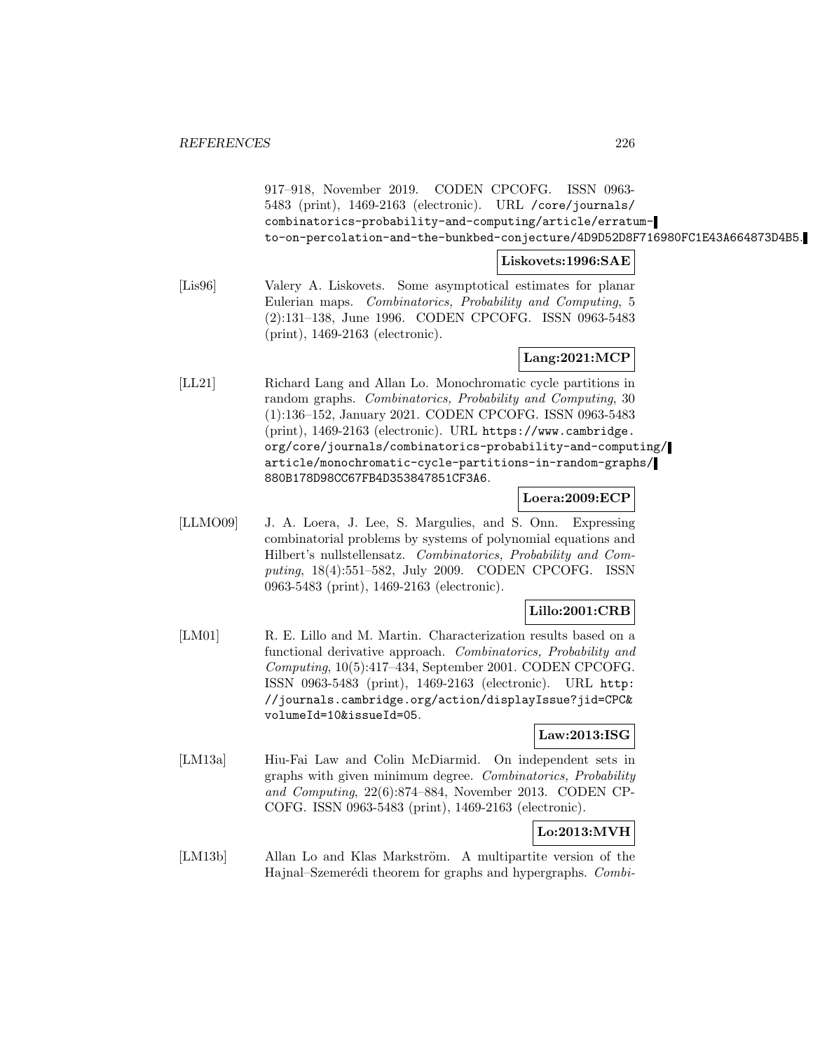917–918, November 2019. CODEN CPCOFG. ISSN 0963-5483 (print), 1469-2163 (electronic). URL /core/journals/combinatorics-probability-and-computing/article/erratum-to-on-percolation-and-the-bunkbed-conjecture/4D9D52D8F716980FC1E43A664873D4B5.

**Liskovets:1996:SAE**

[Lis96] Valery A. Liskovets. Some asymptotical estimates for planar Eulerian maps. *Combinatorics, Probability and Computing*, 5 (2):131–138, June 1996. CODEN CPCOFG. ISSN 0963-5483 (print), 1469-2163 (electronic).

**Lang:2021:MCP**

[LL21] Richard Lang and Allan Lo. Monochromatic cycle partitions in random graphs. *Combinatorics, Probability and Computing*, 30 (1):136–152, January 2021. CODEN CPCOFG. ISSN 0963-5483 (print), 1469-2163 (electronic). URL https://www.cambridge.org/core/journals/combinatorics-probability-and-computing/article/monochromatic-cycle-partitions-in-random-graphs/880B178D98CC67FB4D353847851CF3A6.

**Loera:2009:ECP**

[LLMO09] J. A. Loera, J. Lee, S. Margulies, and S. Onn. Expressing combinatorial problems by systems of polynomial equations and Hilbert's nullstellensatz. *Combinatorics, Probability and Computing*, 18(4):551–582, July 2009. CODEN CPCOFG. ISSN 0963-5483 (print), 1469-2163 (electronic).

**Lillo:2001:CRB**

[LM01] R. E. Lillo and M. Martin. Characterization results based on a functional derivative approach. *Combinatorics, Probability and Computing*, 10(5):417–434, September 2001. CODEN CPCOFG. ISSN 0963-5483 (print), 1469-2163 (electronic). URL http://journals.cambridge.org/action/displayIssue?jid=CPC&volumeId=10&issueId=05.

**Law:2013:ISG**

[LM13a] Hiu-Fai Law and Colin McDiarmid. On independent sets in graphs with given minimum degree. *Combinatorics, Probability and Computing*, 22(6):874–884, November 2013. CODEN CPCOFG. ISSN 0963-5483 (print), 1469-2163 (electronic).

**Lo:2013:MVH**

[LM13b] Allan Lo and Klas Markström. A multipartite version of the Hajnal–Szemerédi theorem for graphs and hypergraphs. *Combi-*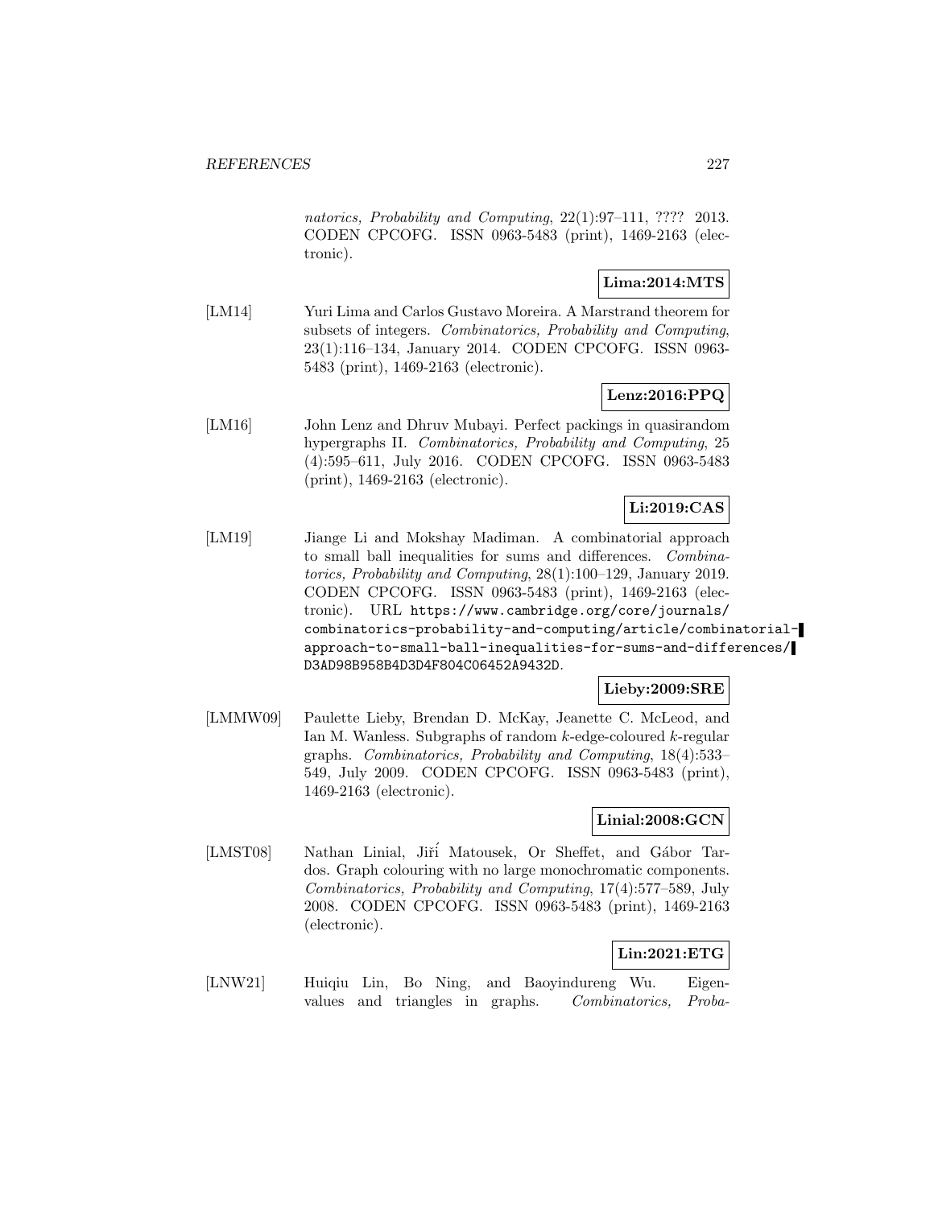*natorics, Probability and Computing*, 22(1):97–111, ???? 2013. CODEN CPCOFG. ISSN 0963-5483 (print), 1469-2163 (electronic).

**Lima:2014:MTS**

[LM14] Yuri Lima and Carlos Gustavo Moreira. A Marstrand theorem for subsets of integers. *Combinatorics, Probability and Computing*, 23(1):116–134, January 2014. CODEN CPCOFG. ISSN 0963-5483 (print), 1469-2163 (electronic).

**Lenz:2016:PPQ**

[LM16] John Lenz and Dhruv Mubayi. Perfect packings in quasirandom hypergraphs II. *Combinatorics, Probability and Computing*, 25 (4):595–611, July 2016. CODEN CPCOFG. ISSN 0963-5483 (print), 1469-2163 (electronic).

**Li:2019:CAS**

[LM19] Jiange Li and Mokshay Madiman. A combinatorial approach to small ball inequalities for sums and differences. *Combinatorics, Probability and Computing*, 28(1):100–129, January 2019. CODEN CPCOFG. ISSN 0963-5483 (print), 1469-2163 (electronic). URL `https://www.cambridge.org/core/journals/combinatorics-probability-and-computing/article/combinatorial-approach-to-small-ball-inequalities-for-sums-and-differences/D3AD98B958B4D3D4F804C06452A9432D`.

**Lieby:2009:SRE**

[LMMW09] Paulette Lieby, Brendan D. McKay, Jeanette C. McLeod, and Ian M. Wanless. Subgraphs of random $k$-edge-coloured $k$-regular graphs. *Combinatorics, Probability and Computing*, 18(4):533–549, July 2009. CODEN CPCOFG. ISSN 0963-5483 (print), 1469-2163 (electronic).

**Linial:2008:GCN**

[LMST08] Nathan Linial, Jiří Matousek, Or Sheffet, and Gábor Tardos. Graph colouring with no large monochromatic components. *Combinatorics, Probability and Computing*, 17(4):577–589, July 2008. CODEN CPCOFG. ISSN 0963-5483 (print), 1469-2163 (electronic).

**Lin:2021:ETG**

[LNW21] Huiqiu Lin, Bo Ning, and Baoyindureng Wu. Eigenvalues and triangles in graphs. *Combinatorics, Proba-*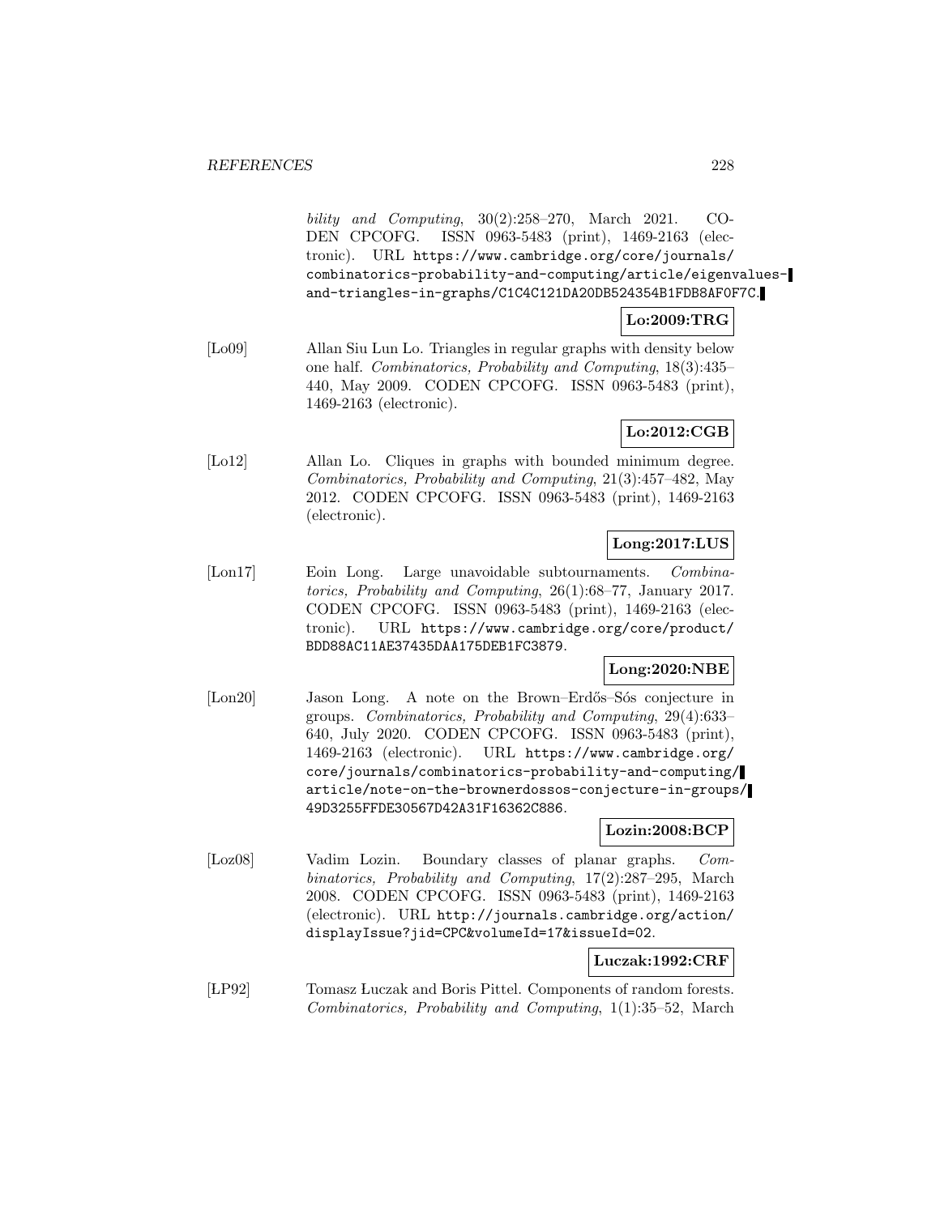*bility and Computing*, 30(2):258–270, March 2021. CODEN CPCOFG. ISSN 0963-5483 (print), 1469-2163 (electronic). URL https://www.cambridge.org/core/journals/combinatorics-probability-and-computing/article/eigenvalues-and-triangles-in-graphs/C1C4C121DA20DB524354B1FDB8AF0F7C.

**Lo:2009:TRG**

[Lo09] Allan Siu Lun Lo. Triangles in regular graphs with density below one half. *Combinatorics, Probability and Computing*, 18(3):435–440, May 2009. CODEN CPCOFG. ISSN 0963-5483 (print), 1469-2163 (electronic).

**Lo:2012:CGB**

[Lo12] Allan Lo. Cliques in graphs with bounded minimum degree. *Combinatorics, Probability and Computing*, 21(3):457–482, May 2012. CODEN CPCOFG. ISSN 0963-5483 (print), 1469-2163 (electronic).

**Long:2017:LUS**

[Lon17] Eoin Long. Large unavoidable subtournaments. *Combinatorics, Probability and Computing*, 26(1):68–77, January 2017. CODEN CPCOFG. ISSN 0963-5483 (print), 1469-2163 (electronic). URL https://www.cambridge.org/core/product/BDD88AC11AE37435DAA175DEB1FC3879.

**Long:2020:NBE**

[Lon20] Jason Long. A note on the Brown–Erdős–Sós conjecture in groups. *Combinatorics, Probability and Computing*, 29(4):633–640, July 2020. CODEN CPCOFG. ISSN 0963-5483 (print), 1469-2163 (electronic). URL https://www.cambridge.org/core/journals/combinatorics-probability-and-computing/article/note-on-the-brownerdossos-conjecture-in-groups/49D3255FFDE30567D42A31F16362C886.

**Lozin:2008:BCP**

[Loz08] Vadim Lozin. Boundary classes of planar graphs. *Combinatorics, Probability and Computing*, 17(2):287–295, March 2008. CODEN CPCOFG. ISSN 0963-5483 (print), 1469-2163 (electronic). URL http://journals.cambridge.org/action/displayIssue?jid=CPC&volumeId=17&issueId=02.

**Luczak:1992:CRF**

[LP92] Tomasz Luczak and Boris Pittel. Components of random forests. *Combinatorics, Probability and Computing*, 1(1):35–52, March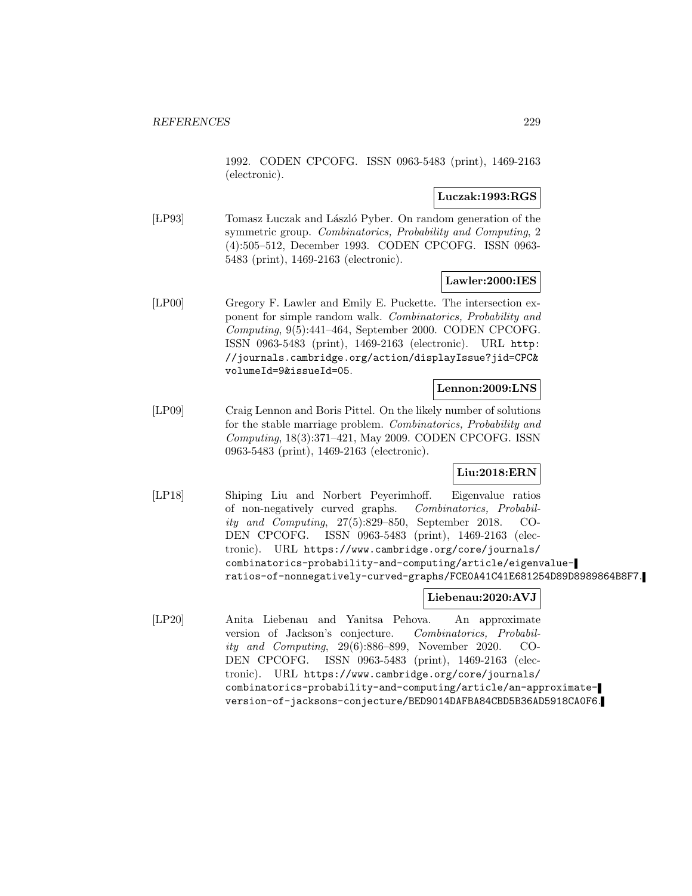1992. CODEN CPCOFG. ISSN 0963-5483 (print), 1469-2163 (electronic).

**Luczak:1993:RGS**

[LP93] Tomasz Łuczak and László Pyber. On random generation of the symmetric group. *Combinatorics, Probability and Computing*, 2 (4):505–512, December 1993. CODEN CPCOFG. ISSN 0963-5483 (print), 1469-2163 (electronic).

**Lawler:2000:IES**

[LP00] Gregory F. Lawler and Emily E. Puckette. The intersection exponent for simple random walk. *Combinatorics, Probability and Computing*, 9(5):441–464, September 2000. CODEN CPCOFG. ISSN 0963-5483 (print), 1469-2163 (electronic). URL http://journals.cambridge.org/action/displayIssue?jid=CPC&volumeId=9&issueId=05.

**Lennon:2009:LNS**

[LP09] Craig Lennon and Boris Pittel. On the likely number of solutions for the stable marriage problem. *Combinatorics, Probability and Computing*, 18(3):371–421, May 2009. CODEN CPCOFG. ISSN 0963-5483 (print), 1469-2163 (electronic).

**Liu:2018:ERN**

[LP18] Shiping Liu and Norbert Peyerimhoff. Eigenvalue ratios of non-negatively curved graphs. *Combinatorics, Probability and Computing*, 27(5):829–850, September 2018. CODEN CPCOFG. ISSN 0963-5483 (print), 1469-2163 (electronic). URL https://www.cambridge.org/core/journals/combinatorics-probability-and-computing/article/eigenvalue-ratios-of-nonnegatively-curved-graphs/FCE0A41C41E681254D89D8989864B8F7.

**Liebenau:2020:AVJ**

[LP20] Anita Liebenau and Yanitsa Pehova. An approximate version of Jackson's conjecture. *Combinatorics, Probability and Computing*, 29(6):886–899, November 2020. CODEN CPCOFG. ISSN 0963-5483 (print), 1469-2163 (electronic). URL https://www.cambridge.org/core/journals/combinatorics-probability-and-computing/article/an-approximate-version-of-jacksons-conjecture/BED9014DAFBA84CBD5B36AD5918CA0F6.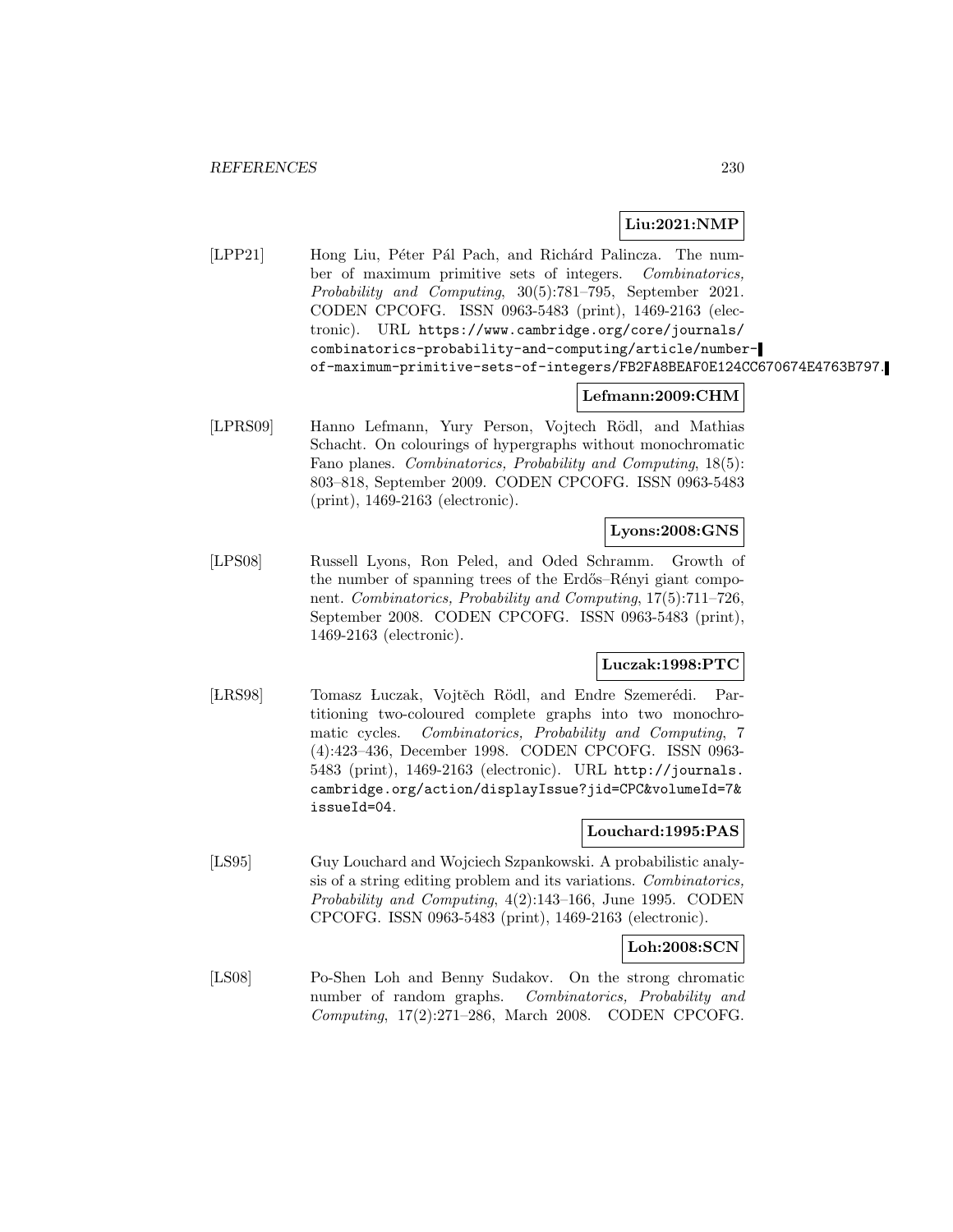**Liu:2021:NMP**

[LPP21] Hong Liu, Péter Pál Pach, and Richárd Palincza. The number of maximum primitive sets of integers. *Combinatorics, Probability and Computing*, 30(5):781–795, September 2021. CODEN CPCOFG. ISSN 0963-5483 (print), 1469-2163 (electronic). URL https://www.cambridge.org/core/journals/combinatorics-probability-and-computing/article/number-of-maximum-primitive-sets-of-integers/FB2FA8BEAF0E124CC670674E4763B797.

**Lefmann:2009:CHM**

[LPRS09] Hanno Lefmann, Yury Person, Vojtech Rödl, and Mathias Schacht. On colourings of hypergraphs without monochromatic Fano planes. *Combinatorics, Probability and Computing*, 18(5): 803–818, September 2009. CODEN CPCOFG. ISSN 0963-5483 (print), 1469-2163 (electronic).

**Lyons:2008:GNS**

[LPS08] Russell Lyons, Ron Peled, and Oded Schramm. Growth of the number of spanning trees of the Erdős–Rényi giant component. *Combinatorics, Probability and Computing*, 17(5):711–726, September 2008. CODEN CPCOFG. ISSN 0963-5483 (print), 1469-2163 (electronic).

**Luczak:1998:PTC**

[LRS98] Tomasz Łuczak, Vojtěch Rödl, and Endre Szemerédi. Partitioning two-coloured complete graphs into two monochromatic cycles. *Combinatorics, Probability and Computing*, 7 (4):423–436, December 1998. CODEN CPCOFG. ISSN 0963-5483 (print), 1469-2163 (electronic). URL http://journals.cambridge.org/action/displayIssue?jid=CPC&volumeId=7&issueId=04.

**Louchard:1995:PAS**

[LS95] Guy Louchard and Wojciech Szpankowski. A probabilistic analysis of a string editing problem and its variations. *Combinatorics, Probability and Computing*, 4(2):143–166, June 1995. CODEN CPCOFG. ISSN 0963-5483 (print), 1469-2163 (electronic).

**Loh:2008:SCN**

[LS08] Po-Shen Loh and Benny Sudakov. On the strong chromatic number of random graphs. *Combinatorics, Probability and Computing*, 17(2):271–286, March 2008. CODEN CPCOFG.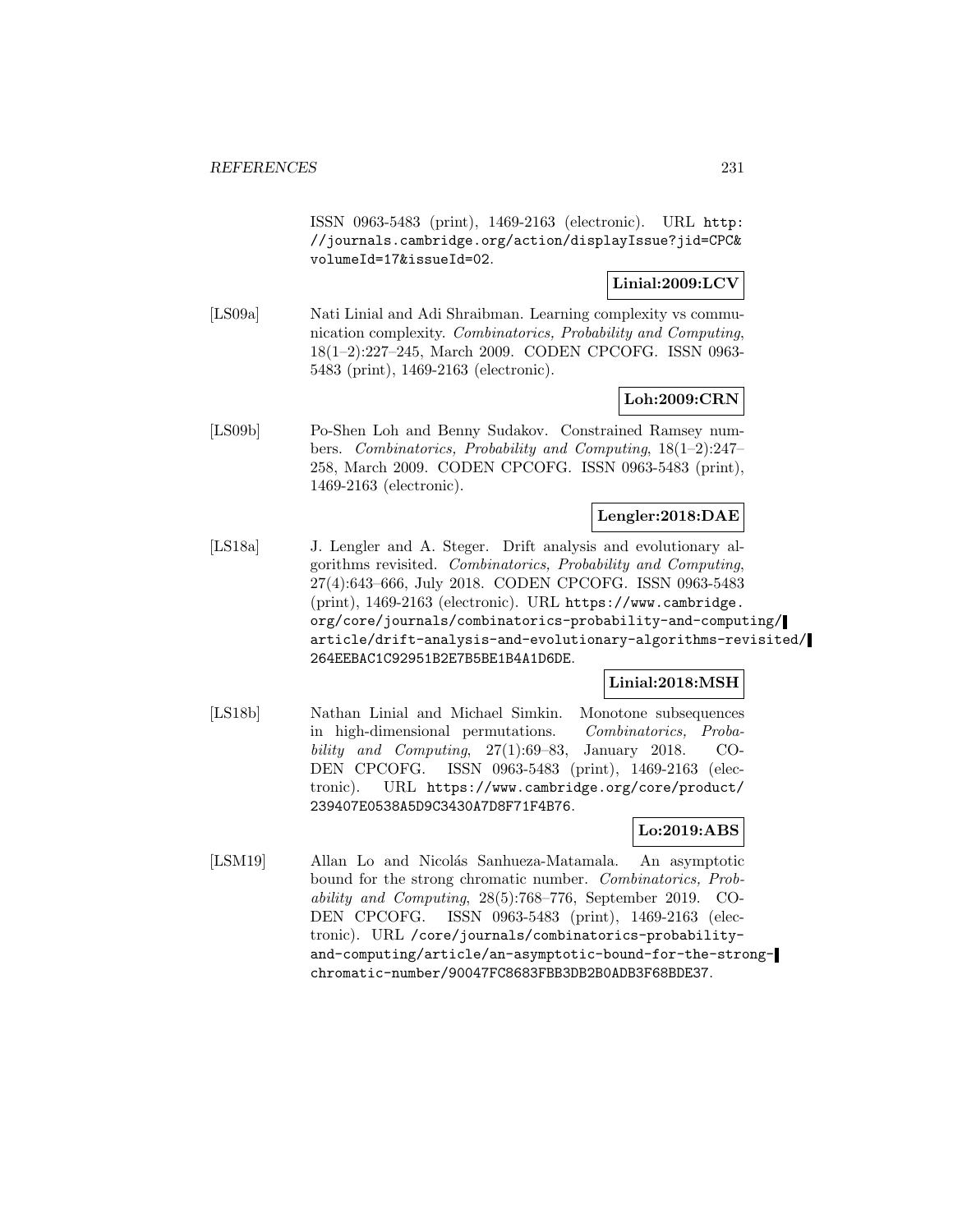ISSN 0963-5483 (print), 1469-2163 (electronic). URL http://journals.cambridge.org/action/displayIssue?jid=CPC&volumeId=17&issueId=02.

**Linial:2009:LCV**

[LS09a] Nati Linial and Adi Shraibman. Learning complexity vs communication complexity. *Combinatorics, Probability and Computing*, 18(1–2):227–245, March 2009. CODEN CPCOFG. ISSN 0963-5483 (print), 1469-2163 (electronic).

**Loh:2009:CRN**

[LS09b] Po-Shen Loh and Benny Sudakov. Constrained Ramsey numbers. *Combinatorics, Probability and Computing*, 18(1–2):247–258, March 2009. CODEN CPCOFG. ISSN 0963-5483 (print), 1469-2163 (electronic).

**Lengler:2018:DAE**

[LS18a] J. Lengler and A. Steger. Drift analysis and evolutionary algorithms revisited. *Combinatorics, Probability and Computing*, 27(4):643–666, July 2018. CODEN CPCOFG. ISSN 0963-5483 (print), 1469-2163 (electronic). URL https://www.cambridge.org/core/journals/combinatorics-probability-and-computing/article/drift-analysis-and-evolutionary-algorithms-revisited/264EEBAC1C92951B2E7B5BE1B4A1D6DE.

**Linial:2018:MSH**

[LS18b] Nathan Linial and Michael Simkin. Monotone subsequences in high-dimensional permutations. *Combinatorics, Probability and Computing*, 27(1):69–83, January 2018. CODEN CPCOFG. ISSN 0963-5483 (print), 1469-2163 (electronic). URL https://www.cambridge.org/core/product/239407E0538A5D9C3430A7D8F71F4B76.

**Lo:2019:ABS**

[LSM19] Allan Lo and Nicolás Sanhueza-Matamala. An asymptotic bound for the strong chromatic number. *Combinatorics, Probability and Computing*, 28(5):768–776, September 2019. CODEN CPCOFG. ISSN 0963-5483 (print), 1469-2163 (electronic). URL /core/journals/combinatorics-probability-and-computing/article/an-asymptotic-bound-for-the-strong-chromatic-number/90047FC8683FBB3DB2B0ADB3F68BDE37.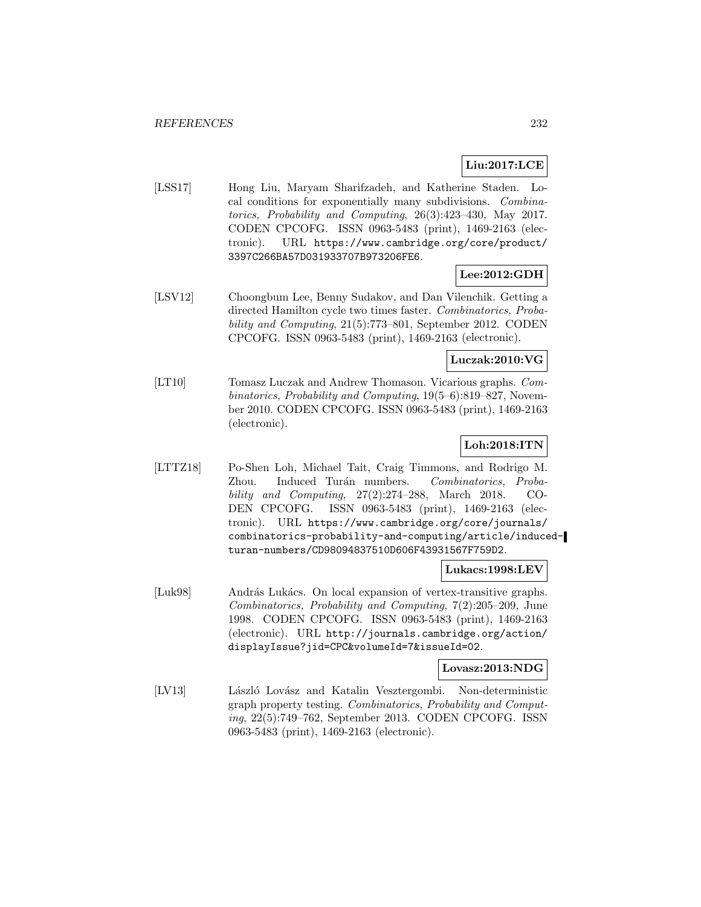**Liu:2017:LCE**

[LSS17] Hong Liu, Maryam Sharifzadeh, and Katherine Staden. Local conditions for exponentially many subdivisions. *Combinatorics, Probability and Computing*, 26(3):423–430, May 2017. CODEN CPCOFG. ISSN 0963-5483 (print), 1469-2163 (electronic). URL https://www.cambridge.org/core/product/3397C266BA57D031933707B973206FE6.

**Lee:2012:GDH**

[LSV12] Choongbum Lee, Benny Sudakov, and Dan Vilenchik. Getting a directed Hamilton cycle two times faster. *Combinatorics, Probability and Computing*, 21(5):773–801, September 2012. CODEN CPCOFG. ISSN 0963-5483 (print), 1469-2163 (electronic).

**Luczak:2010:VG**

[LT10] Tomasz Luczak and Andrew Thomason. Vicarious graphs. *Combinatorics, Probability and Computing*, 19(5–6):819–827, November 2010. CODEN CPCOFG. ISSN 0963-5483 (print), 1469-2163 (electronic).

**Loh:2018:ITN**

[LTTZ18] Po-Shen Loh, Michael Tait, Craig Timmons, and Rodrigo M. Zhou. Induced Turán numbers. *Combinatorics, Probability and Computing*, 27(2):274–288, March 2018. CODEN CPCOFG. ISSN 0963-5483 (print), 1469-2163 (electronic). URL https://www.cambridge.org/core/journals/combinatorics-probability-and-computing/article/induced-turan-numbers/CD98094837510D606F43931567F759D2.

**Lukacs:1998:LEV**

[Luk98] András Lukács. On local expansion of vertex-transitive graphs. *Combinatorics, Probability and Computing*, 7(2):205–209, June 1998. CODEN CPCOFG. ISSN 0963-5483 (print), 1469-2163 (electronic). URL http://journals.cambridge.org/action/displayIssue?jid=CPC&volumeId=7&issueId=02.

**Lovasz:2013:NDG**

[LV13] László Lovász and Katalin Vesztergombi. Non-deterministic graph property testing. *Combinatorics, Probability and Computing*, 22(5):749–762, September 2013. CODEN CPCOFG. ISSN 0963-5483 (print), 1469-2163 (electronic).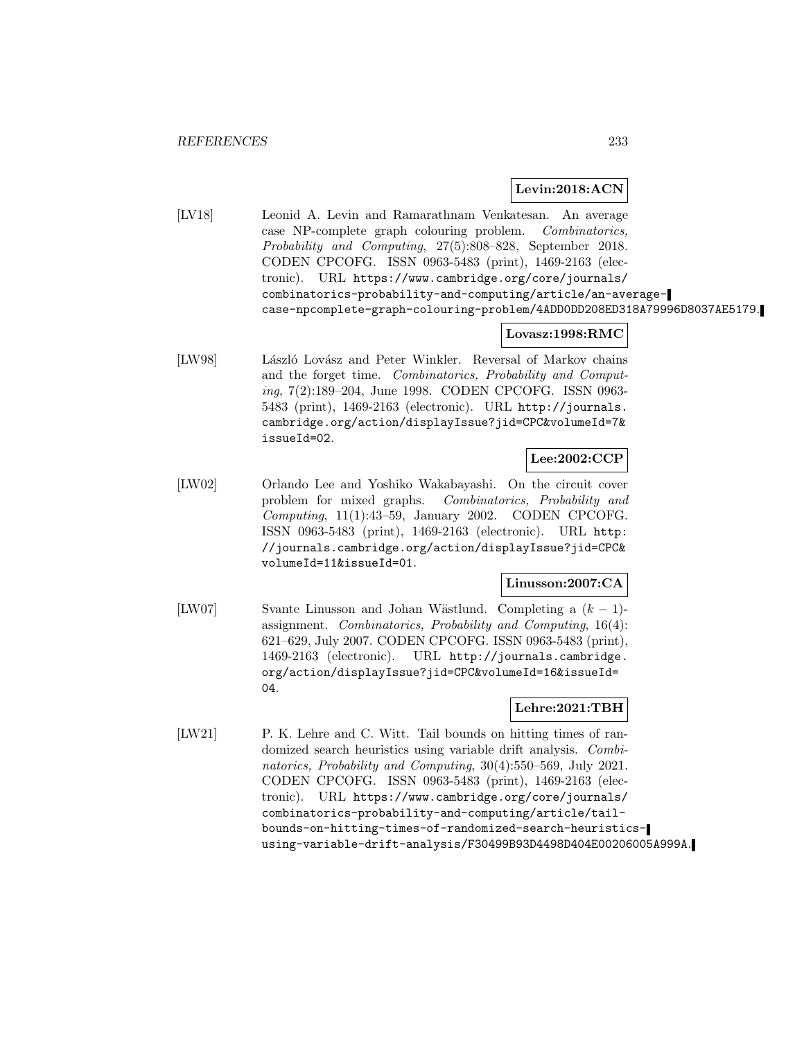**Levin:2018:ACN**

[LV18] Leonid A. Levin and Ramarathnam Venkatesan. An average case NP-complete graph colouring problem. *Combinatorics, Probability and Computing*, 27(5):808–828, September 2018. CODEN CPCOFG. ISSN 0963-5483 (print), 1469-2163 (electronic). URL https://www.cambridge.org/core/journals/combinatorics-probability-and-computing/article/an-average-case-npcomplete-graph-colouring-problem/4ADD0DD208ED318A79996D8037AE5179.

**Lovasz:1998:RMC**

[LW98] László Lovász and Peter Winkler. Reversal of Markov chains and the forget time. *Combinatorics, Probability and Computing*, 7(2):189–204, June 1998. CODEN CPCOFG. ISSN 0963-5483 (print), 1469-2163 (electronic). URL http://journals.cambridge.org/action/displayIssue?jid=CPC&volumeId=7&issueId=02.

**Lee:2002:CCP**

[LW02] Orlando Lee and Yoshiko Wakabayashi. On the circuit cover problem for mixed graphs. *Combinatorics, Probability and Computing*, 11(1):43–59, January 2002. CODEN CPCOFG. ISSN 0963-5483 (print), 1469-2163 (electronic). URL http://journals.cambridge.org/action/displayIssue?jid=CPC&volumeId=11&issueId=01.

**Linusson:2007:CA**

[LW07] Svante Linusson and Johan Wästlund. Completing a $(k-1)$-assignment. *Combinatorics, Probability and Computing*, 16(4):621–629, July 2007. CODEN CPCOFG. ISSN 0963-5483 (print), 1469-2163 (electronic). URL http://journals.cambridge.org/action/displayIssue?jid=CPC&volumeId=16&issueId=04.

**Lehre:2021:TBH**

[LW21] P. K. Lehre and C. Witt. Tail bounds on hitting times of randomized search heuristics using variable drift analysis. *Combinatorics, Probability and Computing*, 30(4):550–569, July 2021. CODEN CPCOFG. ISSN 0963-5483 (print), 1469-2163 (electronic). URL https://www.cambridge.org/core/journals/combinatorics-probability-and-computing/article/tail-bounds-on-hitting-times-of-randomized-search-heuristics-using-variable-drift-analysis/F30499B93D4498D404E00206005A999A.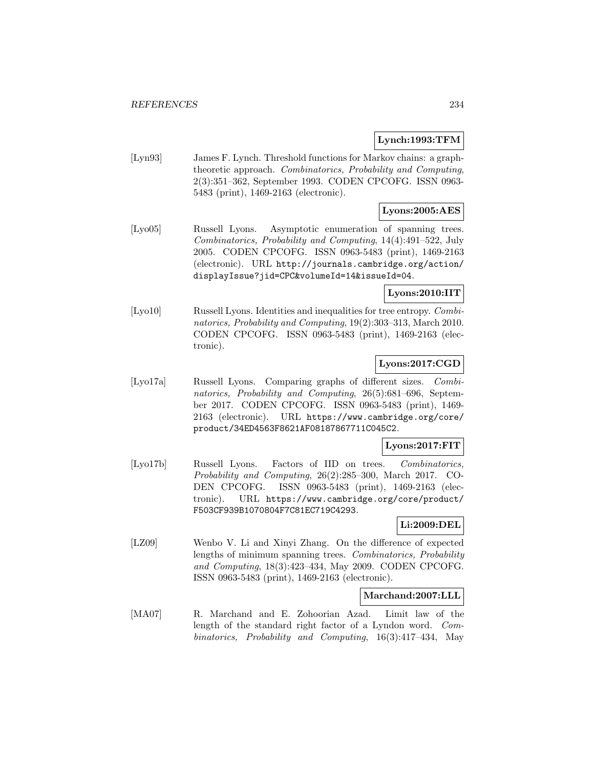**Lynch:1993:TFM**

[Lyn93] James F. Lynch. Threshold functions for Markov chains: a graph-theoretic approach. *Combinatorics, Probability and Computing*, 2(3):351–362, September 1993. CODEN CPCOFG. ISSN 0963-5483 (print), 1469-2163 (electronic).

**Lyons:2005:AES**

[Lyo05] Russell Lyons. Asymptotic enumeration of spanning trees. *Combinatorics, Probability and Computing*, 14(4):491–522, July 2005. CODEN CPCOFG. ISSN 0963-5483 (print), 1469-2163 (electronic). URL `http://journals.cambridge.org/action/displayIssue?jid=CPC&volumeId=14&issueId=04`.

**Lyons:2010:IIT**

[Lyo10] Russell Lyons. Identities and inequalities for tree entropy. *Combinatorics, Probability and Computing*, 19(2):303–313, March 2010. CODEN CPCOFG. ISSN 0963-5483 (print), 1469-2163 (electronic).

**Lyons:2017:CGD**

[Lyo17a] Russell Lyons. Comparing graphs of different sizes. *Combinatorics, Probability and Computing*, 26(5):681–696, September 2017. CODEN CPCOFG. ISSN 0963-5483 (print), 1469-2163 (electronic). URL `https://www.cambridge.org/core/product/34ED4563F8621AF08187867711C045C2`.

**Lyons:2017:FIT**

[Lyo17b] Russell Lyons. Factors of IID on trees. *Combinatorics, Probability and Computing*, 26(2):285–300, March 2017. CODEN CPCOFG. ISSN 0963-5483 (print), 1469-2163 (electronic). URL `https://www.cambridge.org/core/product/F503CF939B1070804F7C81EC719C4293`.

**Li:2009:DEL**

[LZ09] Wenbo V. Li and Xinyi Zhang. On the difference of expected lengths of minimum spanning trees. *Combinatorics, Probability and Computing*, 18(3):423–434, May 2009. CODEN CPCOFG. ISSN 0963-5483 (print), 1469-2163 (electronic).

**Marchand:2007:LLL**

[MA07] R. Marchand and E. Zohoorian Azad. Limit law of the length of the standard right factor of a Lyndon word. *Combinatorics, Probability and Computing*, 16(3):417–434, May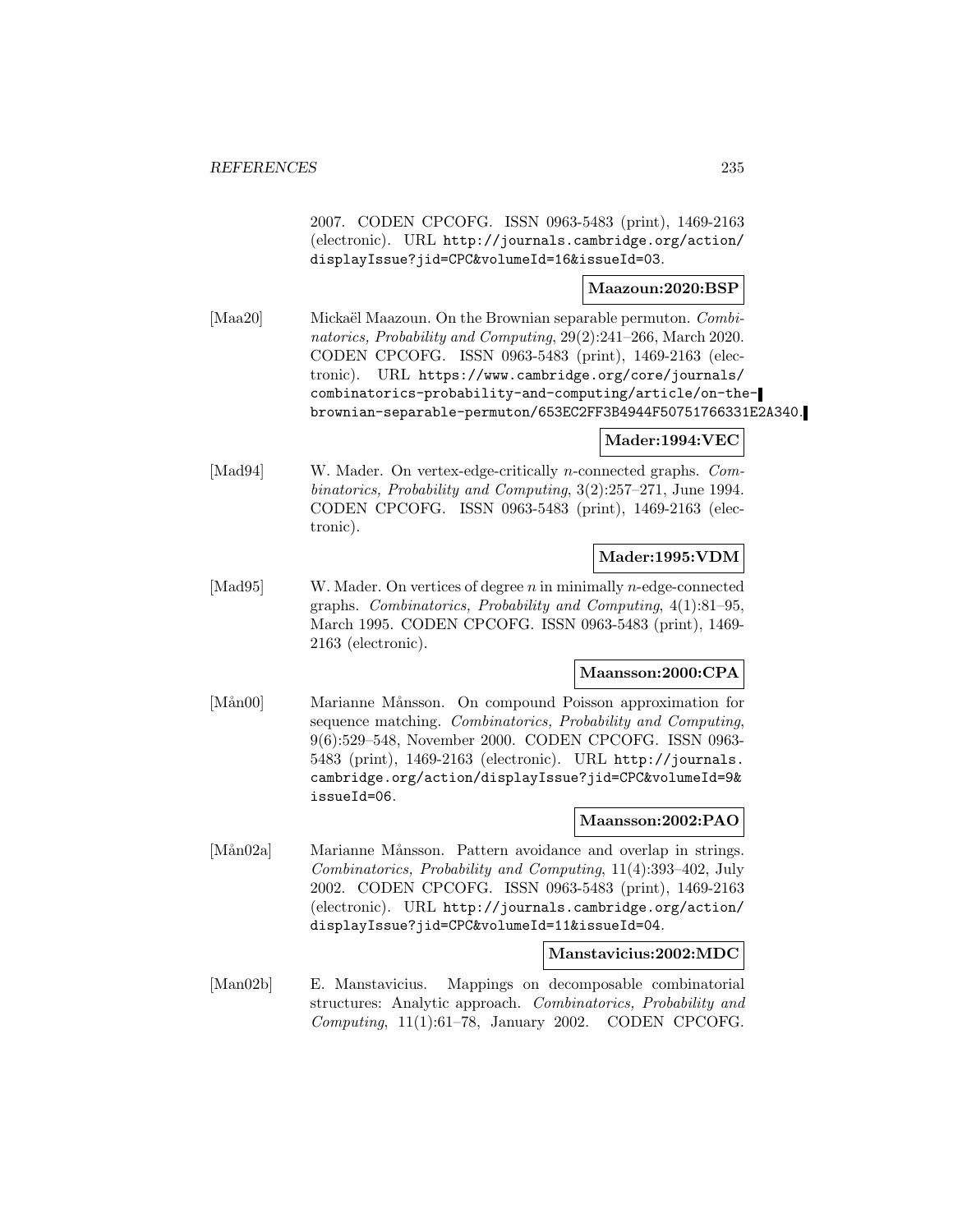2007. CODEN CPCOFG. ISSN 0963-5483 (print), 1469-2163 (electronic). URL http://journals.cambridge.org/action/displayIssue?jid=CPC&volumeId=16&issueId=03.

**Maazoun:2020:BSP**

[Maa20] Mickaël Maazoun. On the Brownian separable permuton. *Combinatorics, Probability and Computing*, 29(2):241–266, March 2020. CODEN CPCOFG. ISSN 0963-5483 (print), 1469-2163 (electronic). URL https://www.cambridge.org/core/journals/combinatorics-probability-and-computing/article/on-the-brownian-separable-permuton/653EC2FF3B4944F50751766331E2A340.

**Mader:1994:VEC**

[Mad94] W. Mader. On vertex-edge-critically $n$-connected graphs. *Combinatorics, Probability and Computing*, 3(2):257–271, June 1994. CODEN CPCOFG. ISSN 0963-5483 (print), 1469-2163 (electronic).

**Mader:1995:VDM**

[Mad95] W. Mader. On vertices of degree $n$ in minimally $n$-edge-connected graphs. *Combinatorics, Probability and Computing*, 4(1):81–95, March 1995. CODEN CPCOFG. ISSN 0963-5483 (print), 1469-2163 (electronic).

**Maansson:2000:CPA**

[Mån00] Marianne Månsson. On compound Poisson approximation for sequence matching. *Combinatorics, Probability and Computing*, 9(6):529–548, November 2000. CODEN CPCOFG. ISSN 0963-5483 (print), 1469-2163 (electronic). URL http://journals.cambridge.org/action/displayIssue?jid=CPC&volumeId=9&issueId=06.

**Maansson:2002:PAO**

[Mån02a] Marianne Månsson. Pattern avoidance and overlap in strings. *Combinatorics, Probability and Computing*, 11(4):393–402, July 2002. CODEN CPCOFG. ISSN 0963-5483 (print), 1469-2163 (electronic). URL http://journals.cambridge.org/action/displayIssue?jid=CPC&volumeId=11&issueId=04.

**Manstavicius:2002:MDC**

[Man02b] E. Manstavicius. Mappings on decomposable combinatorial structures: Analytic approach. *Combinatorics, Probability and Computing*, 11(1):61–78, January 2002. CODEN CPCOFG.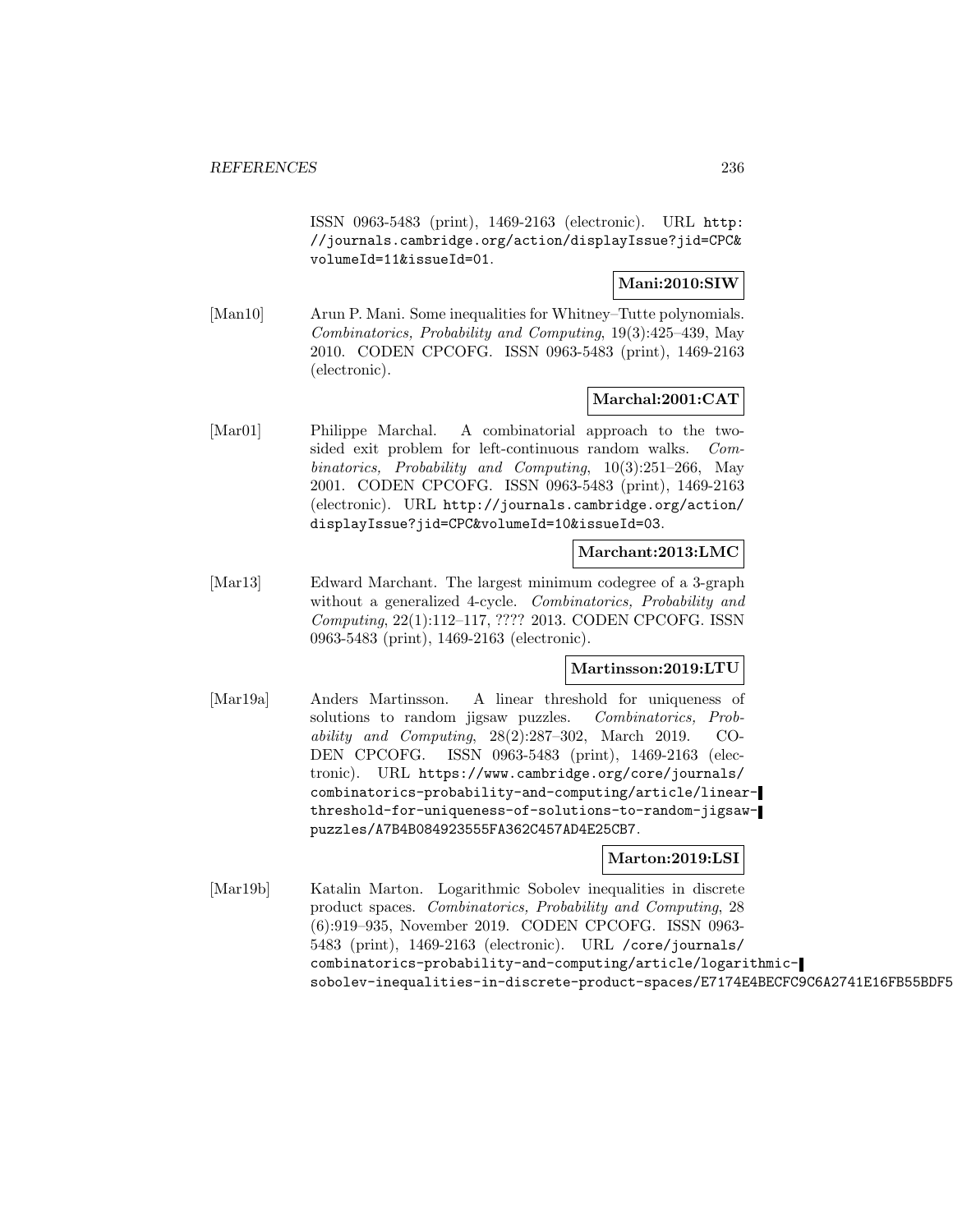ISSN 0963-5483 (print), 1469-2163 (electronic). URL http://journals.cambridge.org/action/displayIssue?jid=CPC&volumeId=11&issueId=01.

**Mani:2010:SIW**

[Man10] Arun P. Mani. Some inequalities for Whitney–Tutte polynomials. *Combinatorics, Probability and Computing*, 19(3):425–439, May 2010. CODEN CPCOFG. ISSN 0963-5483 (print), 1469-2163 (electronic).

**Marchal:2001:CAT**

[Mar01] Philippe Marchal. A combinatorial approach to the two-sided exit problem for left-continuous random walks. *Combinatorics, Probability and Computing*, 10(3):251–266, May 2001. CODEN CPCOFG. ISSN 0963-5483 (print), 1469-2163 (electronic). URL http://journals.cambridge.org/action/displayIssue?jid=CPC&volumeId=10&issueId=03.

**Marchant:2013:LMC**

[Mar13] Edward Marchant. The largest minimum codegree of a 3-graph without a generalized 4-cycle. *Combinatorics, Probability and Computing*, 22(1):112–117, ???? 2013. CODEN CPCOFG. ISSN 0963-5483 (print), 1469-2163 (electronic).

**Martinsson:2019:LTU**

[Mar19a] Anders Martinsson. A linear threshold for uniqueness of solutions to random jigsaw puzzles. *Combinatorics, Probability and Computing*, 28(2):287–302, March 2019. CODEN CPCOFG. ISSN 0963-5483 (print), 1469-2163 (electronic). URL https://www.cambridge.org/core/journals/combinatorics-probability-and-computing/article/linear-threshold-for-uniqueness-of-solutions-to-random-jigsaw-puzzles/A7B4B084923555FA362C457AD4E25CB7.

**Marton:2019:LSI**

[Mar19b] Katalin Marton. Logarithmic Sobolev inequalities in discrete product spaces. *Combinatorics, Probability and Computing*, 28(6):919–935, November 2019. CODEN CPCOFG. ISSN 0963-5483 (print), 1469-2163 (electronic). URL /core/journals/combinatorics-probability-and-computing/article/logarithmic-sobolev-inequalities-in-discrete-product-spaces/E7174E4BECFC9C6A2741E16FB55BDF5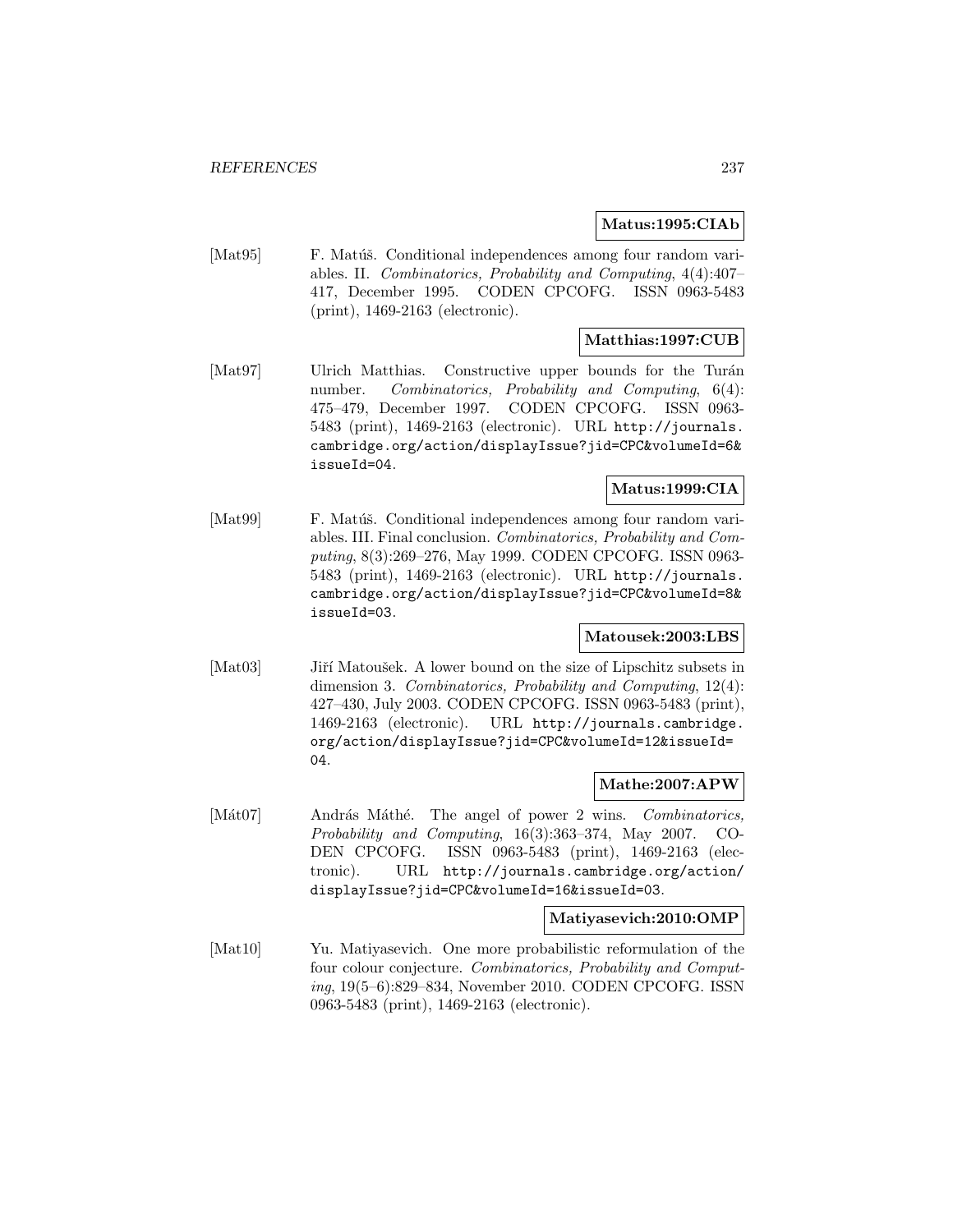**Matus:1995:CIAb**

[Mat95] F. Matúš. Conditional independences among four random variables. II. *Combinatorics, Probability and Computing*, 4(4):407–417, December 1995. CODEN CPCOFG. ISSN 0963-5483 (print), 1469-2163 (electronic).

**Matthias:1997:CUB**

[Mat97] Ulrich Matthias. Constructive upper bounds for the Turán number. *Combinatorics, Probability and Computing*, 6(4): 475–479, December 1997. CODEN CPCOFG. ISSN 0963-5483 (print), 1469-2163 (electronic). URL http://journals.cambridge.org/action/displayIssue?jid=CPC&volumeId=6&issueId=04.

**Matus:1999:CIA**

[Mat99] F. Matúš. Conditional independences among four random variables. III. Final conclusion. *Combinatorics, Probability and Computing*, 8(3):269–276, May 1999. CODEN CPCOFG. ISSN 0963-5483 (print), 1469-2163 (electronic). URL http://journals.cambridge.org/action/displayIssue?jid=CPC&volumeId=8&issueId=03.

**Matousek:2003:LBS**

[Mat03] Jiří Matoušek. A lower bound on the size of Lipschitz subsets in dimension 3. *Combinatorics, Probability and Computing*, 12(4): 427–430, July 2003. CODEN CPCOFG. ISSN 0963-5483 (print), 1469-2163 (electronic). URL http://journals.cambridge.org/action/displayIssue?jid=CPC&volumeId=12&issueId=04.

**Mathe:2007:APW**

[Mát07] András Máthé. The angel of power 2 wins. *Combinatorics, Probability and Computing*, 16(3):363–374, May 2007. CODEN CPCOFG. ISSN 0963-5483 (print), 1469-2163 (electronic). URL http://journals.cambridge.org/action/displayIssue?jid=CPC&volumeId=16&issueId=03.

**Matiyasevich:2010:OMP**

[Mat10] Yu. Matiyasevich. One more probabilistic reformulation of the four colour conjecture. *Combinatorics, Probability and Computing*, 19(5–6):829–834, November 2010. CODEN CPCOFG. ISSN 0963-5483 (print), 1469-2163 (electronic).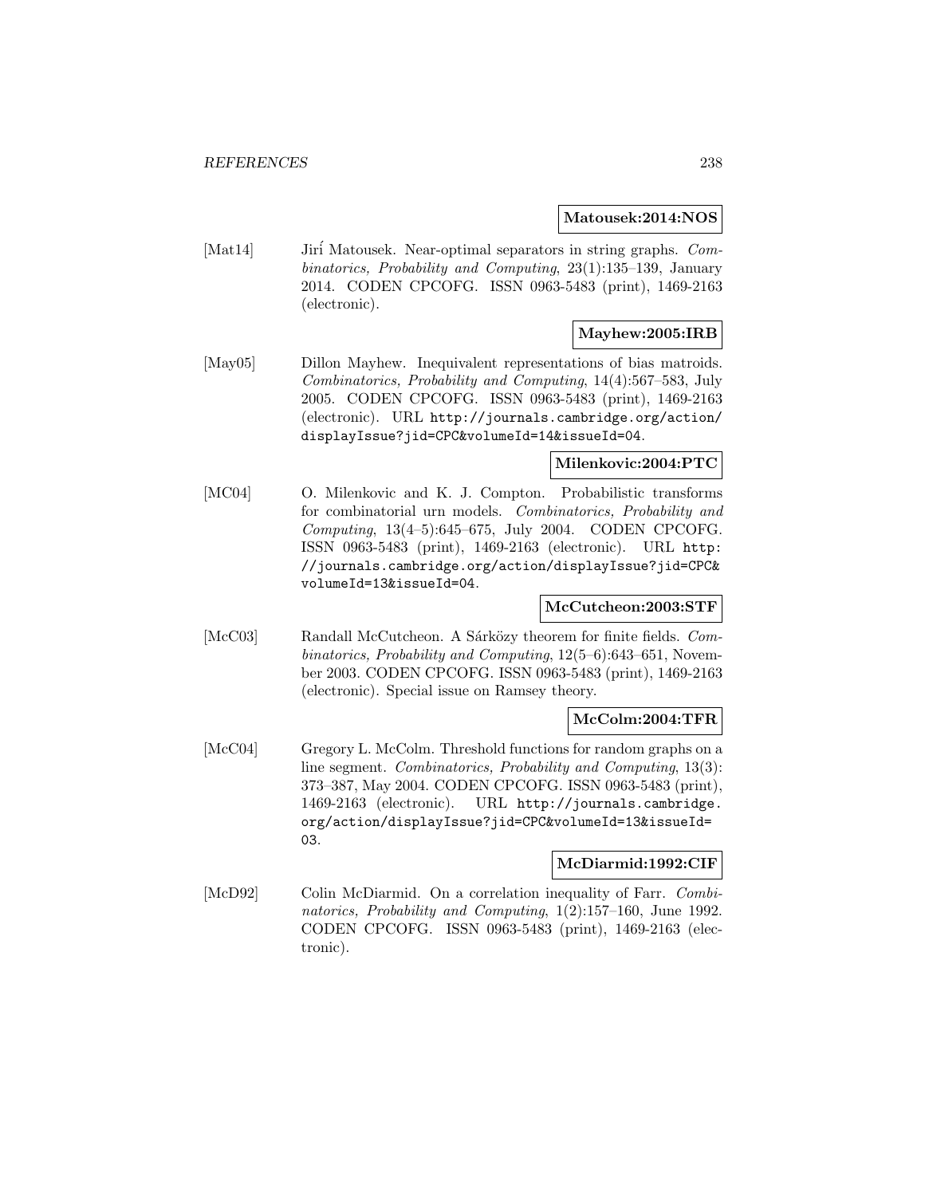**Matousek:2014:NOS**

[Mat14] Jirí Matousek. Near-optimal separators in string graphs. *Combinatorics, Probability and Computing*, 23(1):135–139, January 2014. CODEN CPCOFG. ISSN 0963-5483 (print), 1469-2163 (electronic).

**Mayhew:2005:IRB**

[May05] Dillon Mayhew. Inequivalent representations of bias matroids. *Combinatorics, Probability and Computing*, 14(4):567–583, July 2005. CODEN CPCOFG. ISSN 0963-5483 (print), 1469-2163 (electronic). URL `http://journals.cambridge.org/action/displayIssue?jid=CPC&volumeId=14&issueId=04`.

**Milenkovic:2004:PTC**

[MC04] O. Milenkovic and K. J. Compton. Probabilistic transforms for combinatorial urn models. *Combinatorics, Probability and Computing*, 13(4–5):645–675, July 2004. CODEN CPCOFG. ISSN 0963-5483 (print), 1469-2163 (electronic). URL `http://journals.cambridge.org/action/displayIssue?jid=CPC&volumeId=13&issueId=04`.

**McCutcheon:2003:STF**

[McC03] Randall McCutcheon. A Sárközy theorem for finite fields. *Combinatorics, Probability and Computing*, 12(5–6):643–651, November 2003. CODEN CPCOFG. ISSN 0963-5483 (print), 1469-2163 (electronic). Special issue on Ramsey theory.

**McColm:2004:TFR**

[McC04] Gregory L. McColm. Threshold functions for random graphs on a line segment. *Combinatorics, Probability and Computing*, 13(3): 373–387, May 2004. CODEN CPCOFG. ISSN 0963-5483 (print), 1469-2163 (electronic). URL `http://journals.cambridge.org/action/displayIssue?jid=CPC&volumeId=13&issueId=03`.

**McDiarmid:1992:CIF**

[McD92] Colin McDiarmid. On a correlation inequality of Farr. *Combinatorics, Probability and Computing*, 1(2):157–160, June 1992. CODEN CPCOFG. ISSN 0963-5483 (print), 1469-2163 (electronic).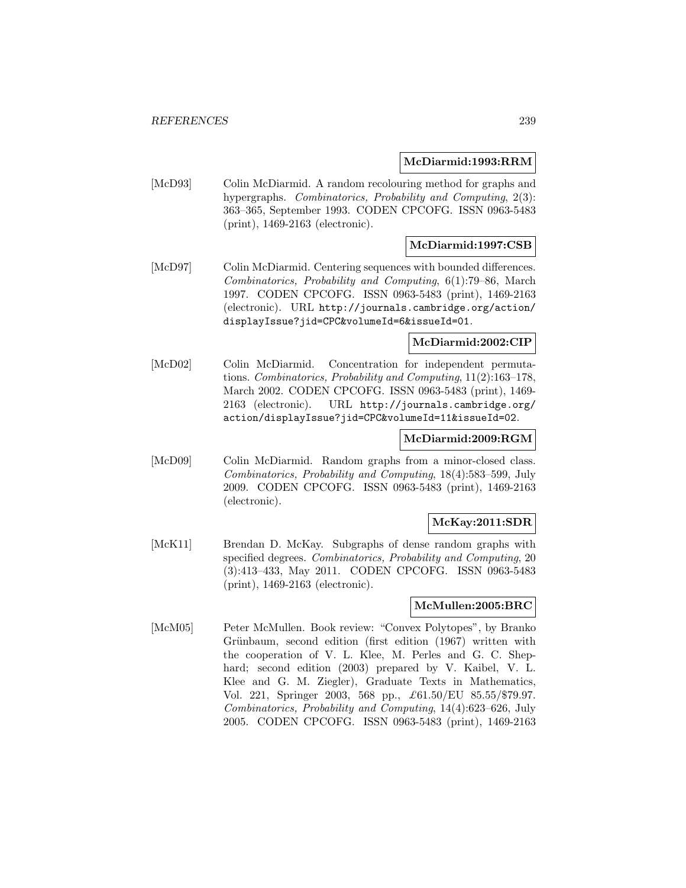**McDiarmid:1993:RRM**

[McD93] Colin McDiarmid. A random recolouring method for graphs and hypergraphs. *Combinatorics, Probability and Computing*, 2(3): 363–365, September 1993. CODEN CPCOFG. ISSN 0963-5483 (print), 1469-2163 (electronic).

**McDiarmid:1997:CSB**

[McD97] Colin McDiarmid. Centering sequences with bounded differences. *Combinatorics, Probability and Computing*, 6(1):79–86, March 1997. CODEN CPCOFG. ISSN 0963-5483 (print), 1469-2163 (electronic). URL http://journals.cambridge.org/action/displayIssue?jid=CPC&volumeId=6&issueId=01.

**McDiarmid:2002:CIP**

[McD02] Colin McDiarmid. Concentration for independent permutations. *Combinatorics, Probability and Computing*, 11(2):163–178, March 2002. CODEN CPCOFG. ISSN 0963-5483 (print), 1469-2163 (electronic). URL http://journals.cambridge.org/action/displayIssue?jid=CPC&volumeId=11&issueId=02.

**McDiarmid:2009:RGM**

[McD09] Colin McDiarmid. Random graphs from a minor-closed class. *Combinatorics, Probability and Computing*, 18(4):583–599, July 2009. CODEN CPCOFG. ISSN 0963-5483 (print), 1469-2163 (electronic).

**McKay:2011:SDR**

[McK11] Brendan D. McKay. Subgraphs of dense random graphs with specified degrees. *Combinatorics, Probability and Computing*, 20 (3):413–433, May 2011. CODEN CPCOFG. ISSN 0963-5483 (print), 1469-2163 (electronic).

**McMullen:2005:BRC**

[McM05] Peter McMullen. Book review: "Convex Polytopes", by Branko Grünbaum, second edition (first edition (1967) written with the cooperation of V. L. Klee, M. Perles and G. C. Shephard; second edition (2003) prepared by V. Kaibel, V. L. Klee and G. M. Ziegler), Graduate Texts in Mathematics, Vol. 221, Springer 2003, 568 pp., £61.50/EU 85.55/$79.97. *Combinatorics, Probability and Computing*, 14(4):623–626, July 2005. CODEN CPCOFG. ISSN 0963-5483 (print), 1469-2163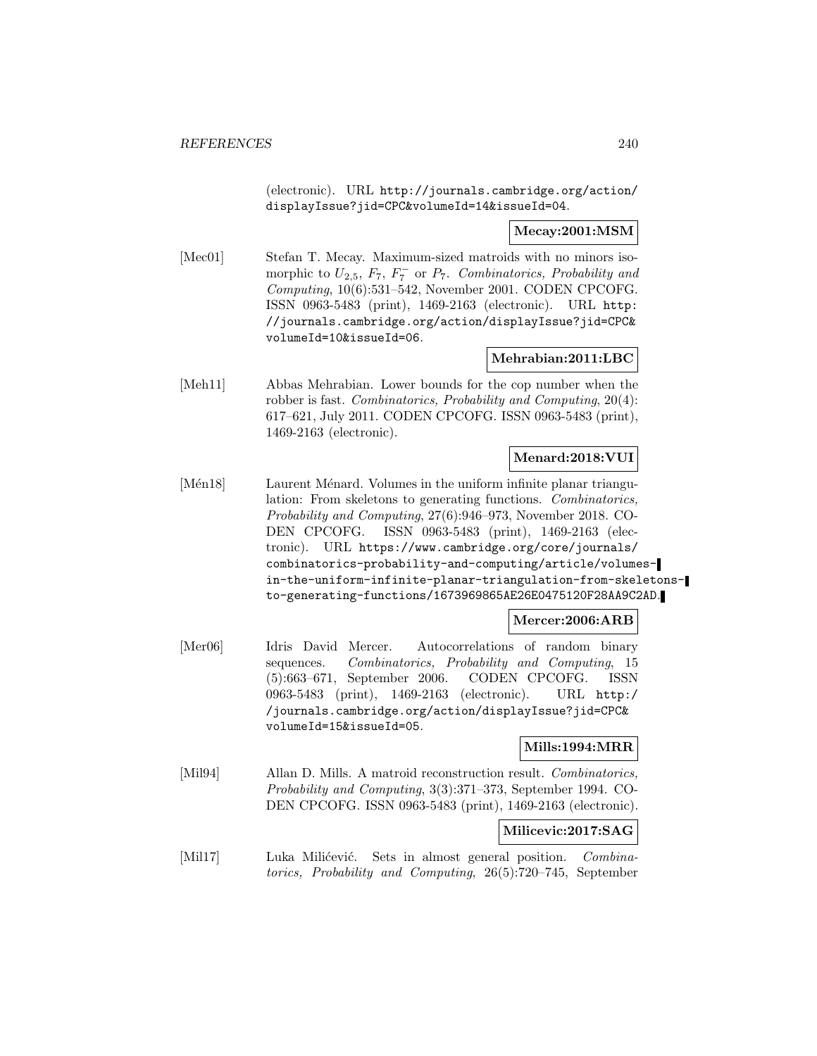(electronic). URL http://journals.cambridge.org/action/displayIssue?jid=CPC&volumeId=14&issueId=04.

**Mecay:2001:MSM**

[Mec01] Stefan T. Mecay. Maximum-sized matroids with no minors isomorphic to $U_{2,5}$, $F_7$, $F_7^-$ or $P_7$. *Combinatorics, Probability and Computing*, 10(6):531–542, November 2001. CODEN CPCOFG. ISSN 0963-5483 (print), 1469-2163 (electronic). URL http://journals.cambridge.org/action/displayIssue?jid=CPC&volumeId=10&issueId=06.

**Mehrabian:2011:LBC**

[Meh11] Abbas Mehrabian. Lower bounds for the cop number when the robber is fast. *Combinatorics, Probability and Computing*, 20(4): 617–621, July 2011. CODEN CPCOFG. ISSN 0963-5483 (print), 1469-2163 (electronic).

**Menard:2018:VUI**

[Mén18] Laurent Ménard. Volumes in the uniform infinite planar triangulation: From skeletons to generating functions. *Combinatorics, Probability and Computing*, 27(6):946–973, November 2018. CODEN CPCOFG. ISSN 0963-5483 (print), 1469-2163 (electronic). URL https://www.cambridge.org/core/journals/combinatorics-probability-and-computing/article/volumes-in-the-uniform-infinite-planar-triangulation-from-skeletons-to-generating-functions/1673969865AE26E0475120F28AA9C2AD.

**Mercer:2006:ARB**

[Mer06] Idris David Mercer. Autocorrelations of random binary sequences. *Combinatorics, Probability and Computing*, 15 (5):663–671, September 2006. CODEN CPCOFG. ISSN 0963-5483 (print), 1469-2163 (electronic). URL http://journals.cambridge.org/action/displayIssue?jid=CPC&volumeId=15&issueId=05.

**Mills:1994:MRR**

[Mil94] Allan D. Mills. A matroid reconstruction result. *Combinatorics, Probability and Computing*, 3(3):371–373, September 1994. CODEN CPCOFG. ISSN 0963-5483 (print), 1469-2163 (electronic).

**Milicevic:2017:SAG**

[Mil17] Luka Milićević. Sets in almost general position. *Combinatorics, Probability and Computing*, 26(5):720–745, September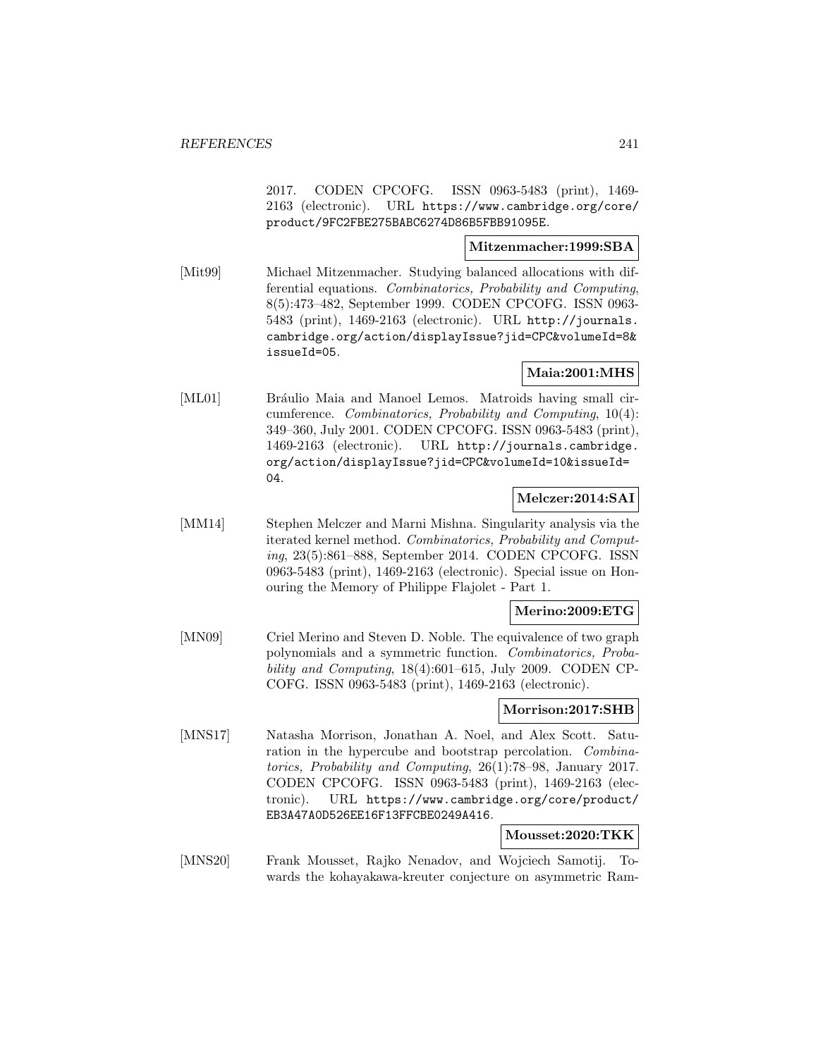2017. CODEN CPCOFG. ISSN 0963-5483 (print), 1469-2163 (electronic). URL https://www.cambridge.org/core/product/9FC2FBE275BABC6274D86B5FBB91095E.

**Mitzenmacher:1999:SBA**

[Mit99] Michael Mitzenmacher. Studying balanced allocations with differential equations. *Combinatorics, Probability and Computing*, 8(5):473–482, September 1999. CODEN CPCOFG. ISSN 0963-5483 (print), 1469-2163 (electronic). URL http://journals.cambridge.org/action/displayIssue?jid=CPC&volumeId=8&issueId=05.

**Maia:2001:MHS**

[ML01] Bráulio Maia and Manoel Lemos. Matroids having small circumference. *Combinatorics, Probability and Computing*, 10(4):349–360, July 2001. CODEN CPCOFG. ISSN 0963-5483 (print), 1469-2163 (electronic). URL http://journals.cambridge.org/action/displayIssue?jid=CPC&volumeId=10&issueId=04.

**Melczer:2014:SAI**

[MM14] Stephen Melczer and Marni Mishna. Singularity analysis via the iterated kernel method. *Combinatorics, Probability and Computing*, 23(5):861–888, September 2014. CODEN CPCOFG. ISSN 0963-5483 (print), 1469-2163 (electronic). Special issue on Honouring the Memory of Philippe Flajolet - Part 1.

**Merino:2009:ETG**

[MN09] Criel Merino and Steven D. Noble. The equivalence of two graph polynomials and a symmetric function. *Combinatorics, Probability and Computing*, 18(4):601–615, July 2009. CODEN CPCOFG. ISSN 0963-5483 (print), 1469-2163 (electronic).

**Morrison:2017:SHB**

[MNS17] Natasha Morrison, Jonathan A. Noel, and Alex Scott. Saturation in the hypercube and bootstrap percolation. *Combinatorics, Probability and Computing*, 26(1):78–98, January 2017. CODEN CPCOFG. ISSN 0963-5483 (print), 1469-2163 (electronic). URL https://www.cambridge.org/core/product/EB3A47A0D526EE16F13FFCBE0249A416.

**Mousset:2020:TKK**

[MNS20] Frank Mousset, Rajko Nenadov, and Wojciech Samotij. Towards the kohayakawa-kreuter conjecture on asymmetric Ram-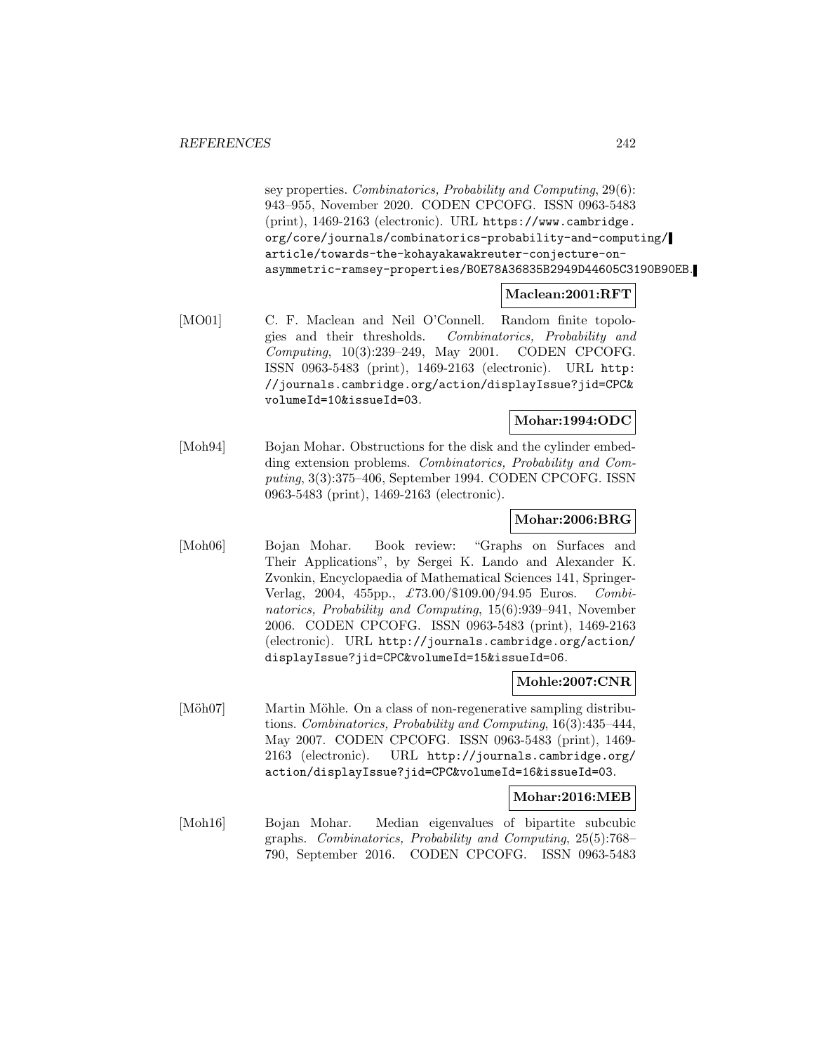sey properties. *Combinatorics, Probability and Computing*, 29(6): 943–955, November 2020. CODEN CPCOFG. ISSN 0963-5483 (print), 1469-2163 (electronic). URL https://www.cambridge.org/core/journals/combinatorics-probability-and-computing/article/towards-the-kohayakawakreuter-conjecture-on-asymmetric-ramsey-properties/B0E78A36835B2949D44605C3190B90EB.

**Maclean:2001:RFT**

[MO01] C. F. Maclean and Neil O'Connell. Random finite topologies and their thresholds. *Combinatorics, Probability and Computing*, 10(3):239–249, May 2001. CODEN CPCOFG. ISSN 0963-5483 (print), 1469-2163 (electronic). URL http://journals.cambridge.org/action/displayIssue?jid=CPC&volumeId=10&issueId=03.

**Mohar:1994:ODC**

[Moh94] Bojan Mohar. Obstructions for the disk and the cylinder embedding extension problems. *Combinatorics, Probability and Computing*, 3(3):375–406, September 1994. CODEN CPCOFG. ISSN 0963-5483 (print), 1469-2163 (electronic).

**Mohar:2006:BRG**

[Moh06] Bojan Mohar. Book review: "Graphs on Surfaces and Their Applications", by Sergei K. Lando and Alexander K. Zvonkin, Encyclopaedia of Mathematical Sciences 141, Springer-Verlag, 2004, 455pp., £73.00/$109.00/94.95 Euros. *Combinatorics, Probability and Computing*, 15(6):939–941, November 2006. CODEN CPCOFG. ISSN 0963-5483 (print), 1469-2163 (electronic). URL http://journals.cambridge.org/action/displayIssue?jid=CPC&volumeId=15&issueId=06.

**Mohle:2007:CNR**

[Möh07] Martin Möhle. On a class of non-regenerative sampling distributions. *Combinatorics, Probability and Computing*, 16(3):435–444, May 2007. CODEN CPCOFG. ISSN 0963-5483 (print), 1469-2163 (electronic). URL http://journals.cambridge.org/action/displayIssue?jid=CPC&volumeId=16&issueId=03.

**Mohar:2016:MEB**

[Moh16] Bojan Mohar. Median eigenvalues of bipartite subcubic graphs. *Combinatorics, Probability and Computing*, 25(5):768–790, September 2016. CODEN CPCOFG. ISSN 0963-5483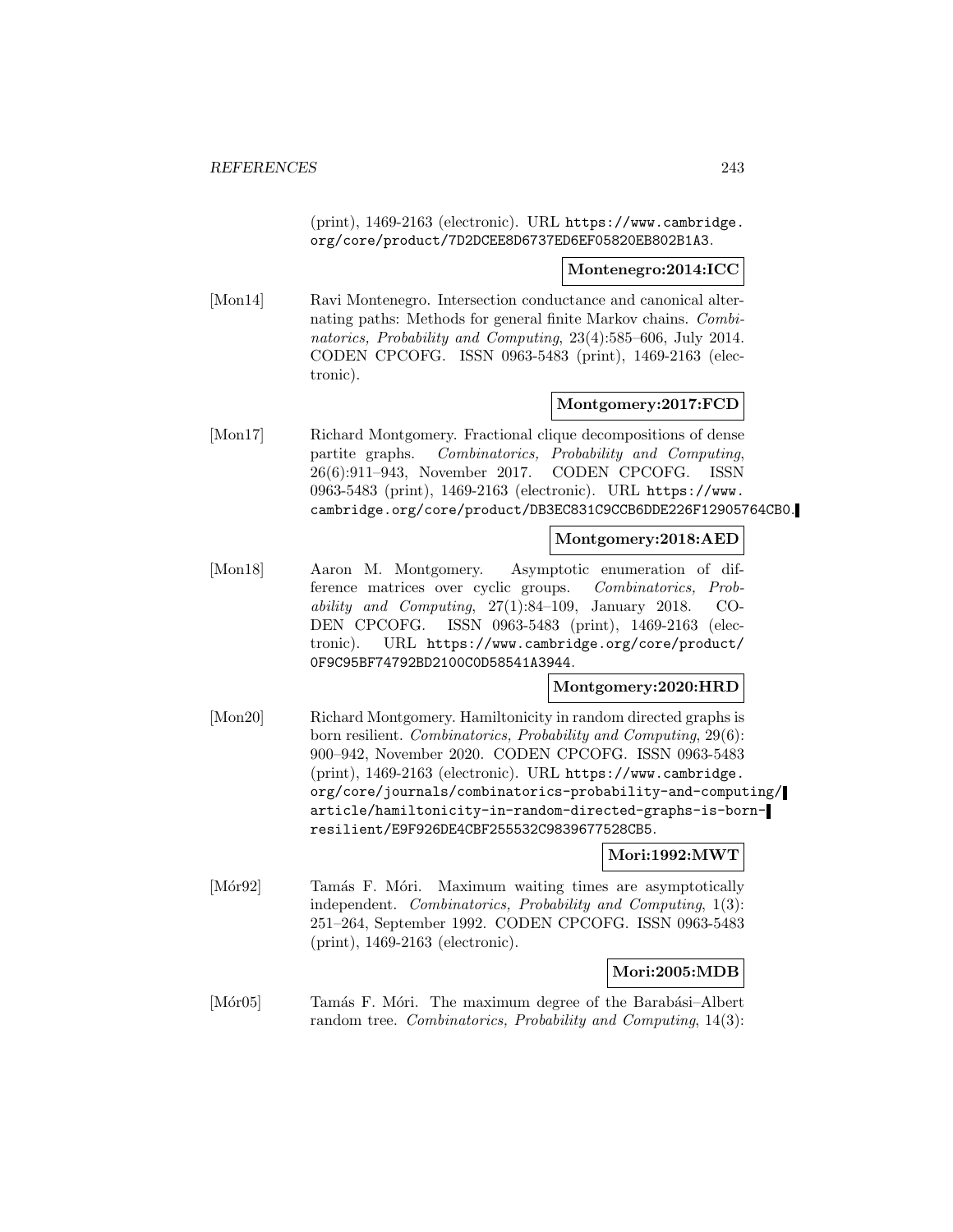(print), 1469-2163 (electronic). URL https://www.cambridge.org/core/product/7D2DCEE8D6737ED6EF05820EB802B1A3.

**Montenegro:2014:ICC**

[Mon14] Ravi Montenegro. Intersection conductance and canonical alternating paths: Methods for general finite Markov chains. *Combinatorics, Probability and Computing*, 23(4):585–606, July 2014. CODEN CPCOFG. ISSN 0963-5483 (print), 1469-2163 (electronic).

**Montgomery:2017:FCD**

[Mon17] Richard Montgomery. Fractional clique decompositions of dense partite graphs. *Combinatorics, Probability and Computing*, 26(6):911–943, November 2017. CODEN CPCOFG. ISSN 0963-5483 (print), 1469-2163 (electronic). URL https://www.cambridge.org/core/product/DB3EC831C9CCB6DDE226F12905764CB0.

**Montgomery:2018:AED**

[Mon18] Aaron M. Montgomery. Asymptotic enumeration of difference matrices over cyclic groups. *Combinatorics, Probability and Computing*, 27(1):84–109, January 2018. CODEN CPCOFG. ISSN 0963-5483 (print), 1469-2163 (electronic). URL https://www.cambridge.org/core/product/0F9C95BF74792BD2100C0D58541A3944.

**Montgomery:2020:HRD**

[Mon20] Richard Montgomery. Hamiltonicity in random directed graphs is born resilient. *Combinatorics, Probability and Computing*, 29(6): 900–942, November 2020. CODEN CPCOFG. ISSN 0963-5483 (print), 1469-2163 (electronic). URL https://www.cambridge.org/core/journals/combinatorics-probability-and-computing/article/hamiltonicity-in-random-directed-graphs-is-born-resilient/E9F926DE4CBF255532C9839677528CB5.

**Mori:1992:MWT**

[Mór92] Tamás F. Móri. Maximum waiting times are asymptotically independent. *Combinatorics, Probability and Computing*, 1(3): 251–264, September 1992. CODEN CPCOFG. ISSN 0963-5483 (print), 1469-2163 (electronic).

**Mori:2005:MDB**

[Mór05] Tamás F. Móri. The maximum degree of the Barabási–Albert random tree. *Combinatorics, Probability and Computing*, 14(3):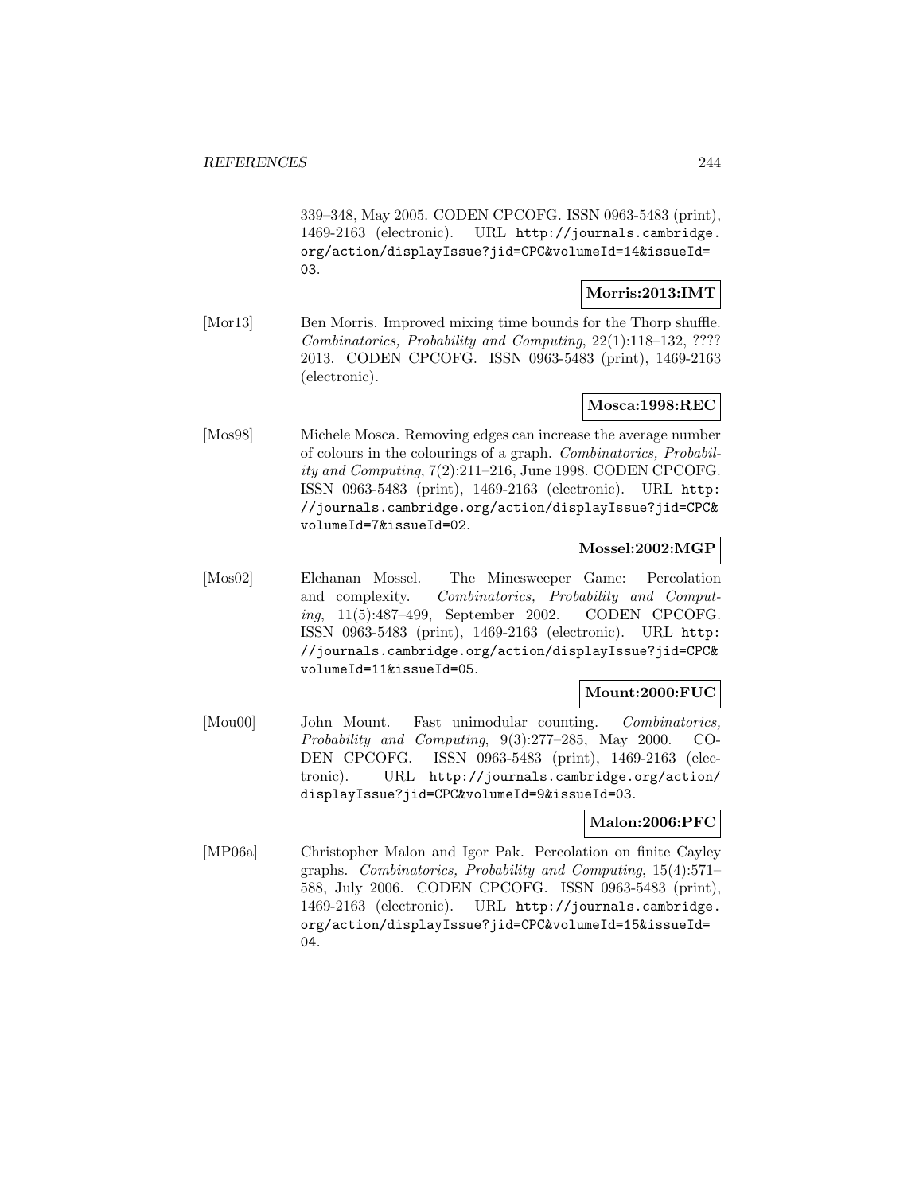339–348, May 2005. CODEN CPCOFG. ISSN 0963-5483 (print), 1469-2163 (electronic). URL http://journals.cambridge.org/action/displayIssue?jid=CPC&volumeId=14&issueId=03.

**Morris:2013:IMT**

[Mor13] Ben Morris. Improved mixing time bounds for the Thorp shuffle. *Combinatorics, Probability and Computing*, 22(1):118–132, ???? 2013. CODEN CPCOFG. ISSN 0963-5483 (print), 1469-2163 (electronic).

**Mosca:1998:REC**

[Mos98] Michele Mosca. Removing edges can increase the average number of colours in the colourings of a graph. *Combinatorics, Probability and Computing*, 7(2):211–216, June 1998. CODEN CPCOFG. ISSN 0963-5483 (print), 1469-2163 (electronic). URL http://journals.cambridge.org/action/displayIssue?jid=CPC&volumeId=7&issueId=02.

**Mossel:2002:MGP**

[Mos02] Elchanan Mossel. The Minesweeper Game: Percolation and complexity. *Combinatorics, Probability and Computing*, 11(5):487–499, September 2002. CODEN CPCOFG. ISSN 0963-5483 (print), 1469-2163 (electronic). URL http://journals.cambridge.org/action/displayIssue?jid=CPC&volumeId=11&issueId=05.

**Mount:2000:FUC**

[Mou00] John Mount. Fast unimodular counting. *Combinatorics, Probability and Computing*, 9(3):277–285, May 2000. CODEN CPCOFG. ISSN 0963-5483 (print), 1469-2163 (electronic). URL http://journals.cambridge.org/action/displayIssue?jid=CPC&volumeId=9&issueId=03.

**Malon:2006:PFC**

[MP06a] Christopher Malon and Igor Pak. Percolation on finite Cayley graphs. *Combinatorics, Probability and Computing*, 15(4):571–588, July 2006. CODEN CPCOFG. ISSN 0963-5483 (print), 1469-2163 (electronic). URL http://journals.cambridge.org/action/displayIssue?jid=CPC&volumeId=15&issueId=04.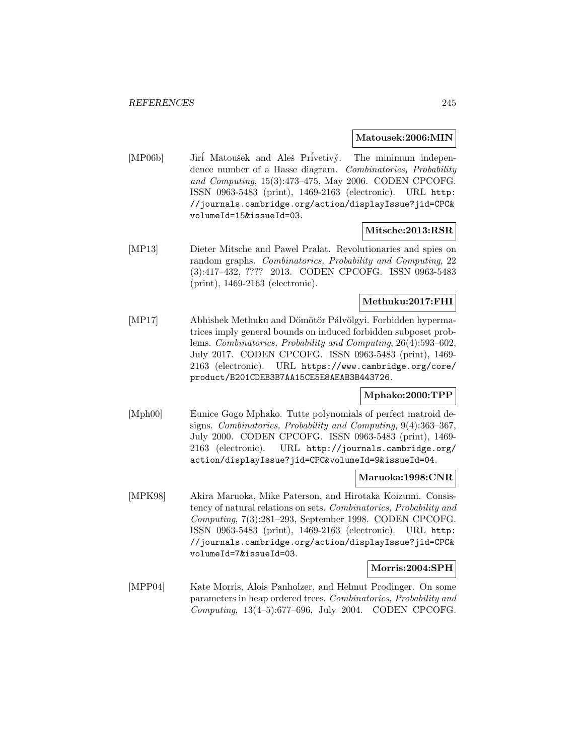**Matousek:2006:MIN**

[MP06b] Jirí Matoušek and Aleš Prívetivý. The minimum independence number of a Hasse diagram. *Combinatorics, Probability and Computing*, 15(3):473–475, May 2006. CODEN CPCOFG. ISSN 0963-5483 (print), 1469-2163 (electronic). URL http://journals.cambridge.org/action/displayIssue?jid=CPC&volumeId=15&issueId=03.

**Mitsche:2013:RSR**

[MP13] Dieter Mitsche and Pawel Pralat. Revolutionaries and spies on random graphs. *Combinatorics, Probability and Computing*, 22 (3):417–432, ???? 2013. CODEN CPCOFG. ISSN 0963-5483 (print), 1469-2163 (electronic).

**Methuku:2017:FHI**

[MP17] Abhishek Methuku and Dömötör Pálvölgyi. Forbidden hypermatrices imply general bounds on induced forbidden subposet problems. *Combinatorics, Probability and Computing*, 26(4):593–602, July 2017. CODEN CPCOFG. ISSN 0963-5483 (print), 1469-2163 (electronic). URL https://www.cambridge.org/core/product/B201CDEB3B7AA15CE5E8AEAB3B443726.

**Mphako:2000:TPP**

[Mph00] Eunice Gogo Mphako. Tutte polynomials of perfect matroid designs. *Combinatorics, Probability and Computing*, 9(4):363–367, July 2000. CODEN CPCOFG. ISSN 0963-5483 (print), 1469-2163 (electronic). URL http://journals.cambridge.org/action/displayIssue?jid=CPC&volumeId=9&issueId=04.

**Maruoka:1998:CNR**

[MPK98] Akira Maruoka, Mike Paterson, and Hirotaka Koizumi. Consistency of natural relations on sets. *Combinatorics, Probability and Computing*, 7(3):281–293, September 1998. CODEN CPCOFG. ISSN 0963-5483 (print), 1469-2163 (electronic). URL http://journals.cambridge.org/action/displayIssue?jid=CPC&volumeId=7&issueId=03.

**Morris:2004:SPH**

[MPP04] Kate Morris, Alois Panholzer, and Helmut Prodinger. On some parameters in heap ordered trees. *Combinatorics, Probability and Computing*, 13(4–5):677–696, July 2004. CODEN CPCOFG.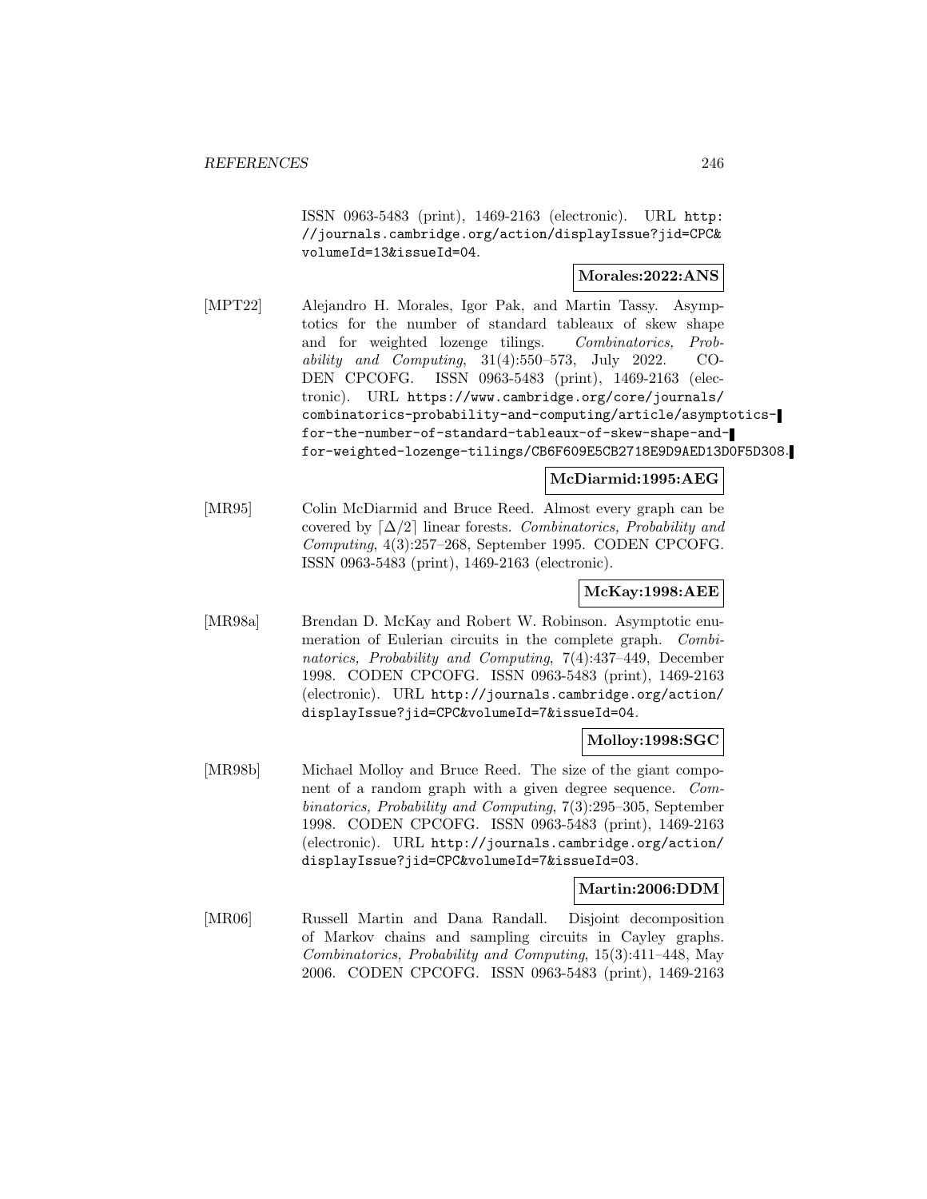ISSN 0963-5483 (print), 1469-2163 (electronic). URL http://journals.cambridge.org/action/displayIssue?jid=CPC&volumeId=13&issueId=04.

**Morales:2022:ANS**

[MPT22] Alejandro H. Morales, Igor Pak, and Martin Tassy. Asymptotics for the number of standard tableaux of skew shape and for weighted lozenge tilings. *Combinatorics, Probability and Computing*, 31(4):550–573, July 2022. CODEN CPCOFG. ISSN 0963-5483 (print), 1469-2163 (electronic). URL https://www.cambridge.org/core/journals/combinatorics-probability-and-computing/article/asymptotics-for-the-number-of-standard-tableaux-of-skew-shape-and-for-weighted-lozenge-tilings/CB6F609E5CB2718E9D9AED13D0F5D308.

**McDiarmid:1995:AEG**

[MR95] Colin McDiarmid and Bruce Reed. Almost every graph can be covered by $\lceil \Delta/2 \rceil$ linear forests. *Combinatorics, Probability and Computing*, 4(3):257–268, September 1995. CODEN CPCOFG. ISSN 0963-5483 (print), 1469-2163 (electronic).

**McKay:1998:AEE**

[MR98a] Brendan D. McKay and Robert W. Robinson. Asymptotic enumeration of Eulerian circuits in the complete graph. *Combinatorics, Probability and Computing*, 7(4):437–449, December 1998. CODEN CPCOFG. ISSN 0963-5483 (print), 1469-2163 (electronic). URL http://journals.cambridge.org/action/displayIssue?jid=CPC&volumeId=7&issueId=04.

**Molloy:1998:SGC**

[MR98b] Michael Molloy and Bruce Reed. The size of the giant component of a random graph with a given degree sequence. *Combinatorics, Probability and Computing*, 7(3):295–305, September 1998. CODEN CPCOFG. ISSN 0963-5483 (print), 1469-2163 (electronic). URL http://journals.cambridge.org/action/displayIssue?jid=CPC&volumeId=7&issueId=03.

**Martin:2006:DDM**

[MR06] Russell Martin and Dana Randall. Disjoint decomposition of Markov chains and sampling circuits in Cayley graphs. *Combinatorics, Probability and Computing*, 15(3):411–448, May 2006. CODEN CPCOFG. ISSN 0963-5483 (print), 1469-2163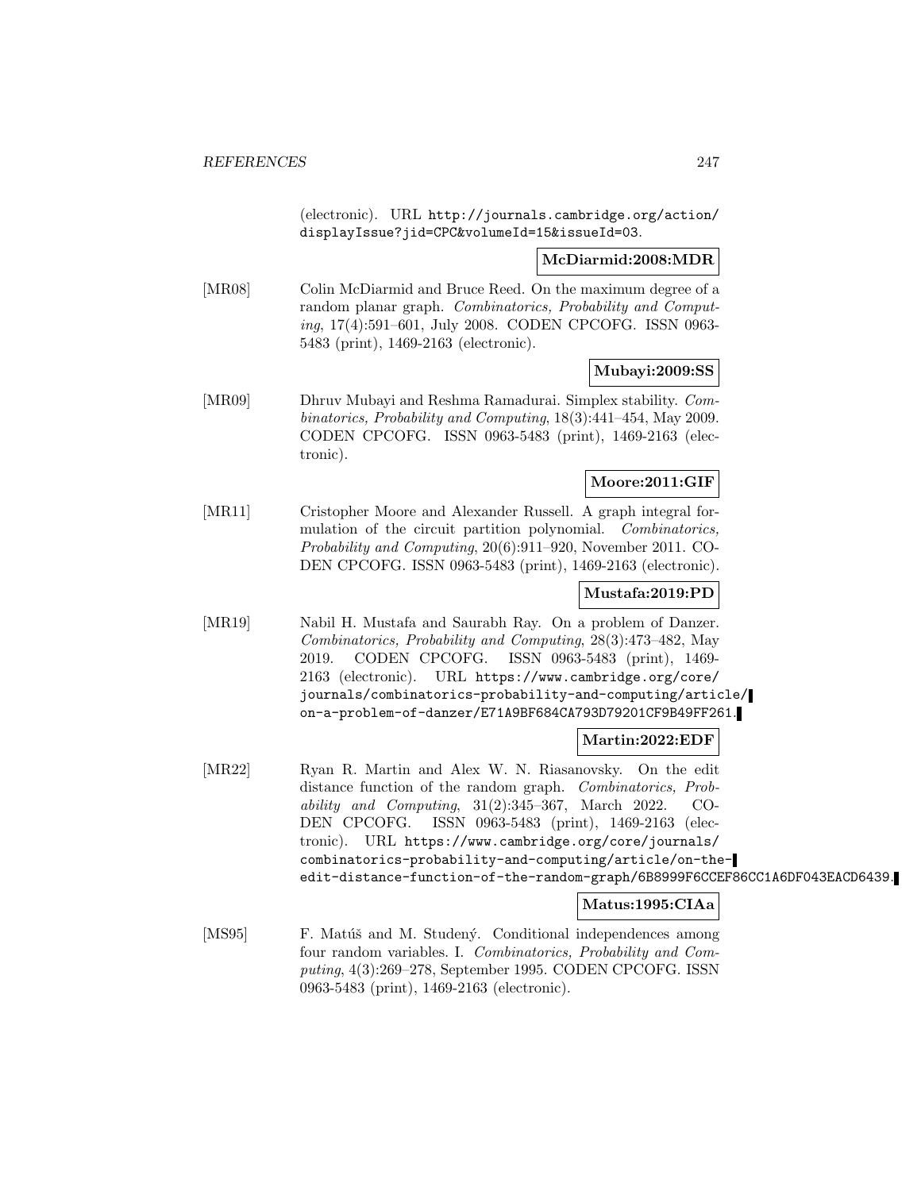(electronic). URL http://journals.cambridge.org/action/displayIssue?jid=CPC&volumeId=15&issueId=03.

**McDiarmid:2008:MDR**

[MR08] Colin McDiarmid and Bruce Reed. On the maximum degree of a random planar graph. *Combinatorics, Probability and Computing*, 17(4):591–601, July 2008. CODEN CPCOFG. ISSN 0963-5483 (print), 1469-2163 (electronic).

**Mubayi:2009:SS**

[MR09] Dhruv Mubayi and Reshma Ramadurai. Simplex stability. *Combinatorics, Probability and Computing*, 18(3):441–454, May 2009. CODEN CPCOFG. ISSN 0963-5483 (print), 1469-2163 (electronic).

**Moore:2011:GIF**

[MR11] Cristopher Moore and Alexander Russell. A graph integral formulation of the circuit partition polynomial. *Combinatorics, Probability and Computing*, 20(6):911–920, November 2011. CODEN CPCOFG. ISSN 0963-5483 (print), 1469-2163 (electronic).

**Mustafa:2019:PD**

[MR19] Nabil H. Mustafa and Saurabh Ray. On a problem of Danzer. *Combinatorics, Probability and Computing*, 28(3):473–482, May 2019. CODEN CPCOFG. ISSN 0963-5483 (print), 1469-2163 (electronic). URL https://www.cambridge.org/core/journals/combinatorics-probability-and-computing/article/on-a-problem-of-danzer/E71A9BF684CA793D79201CF9B49FF261.

**Martin:2022:EDF**

[MR22] Ryan R. Martin and Alex W. N. Riasanovsky. On the edit distance function of the random graph. *Combinatorics, Probability and Computing*, 31(2):345–367, March 2022. CODEN CPCOFG. ISSN 0963-5483 (print), 1469-2163 (electronic). URL https://www.cambridge.org/core/journals/combinatorics-probability-and-computing/article/on-the-edit-distance-function-of-the-random-graph/6B8999F6CCEF86CC1A6DF043EACD6439.

**Matus:1995:CIAa**

[MS95] F. Matúš and M. Studený. Conditional independences among four random variables. I. *Combinatorics, Probability and Computing*, 4(3):269–278, September 1995. CODEN CPCOFG. ISSN 0963-5483 (print), 1469-2163 (electronic).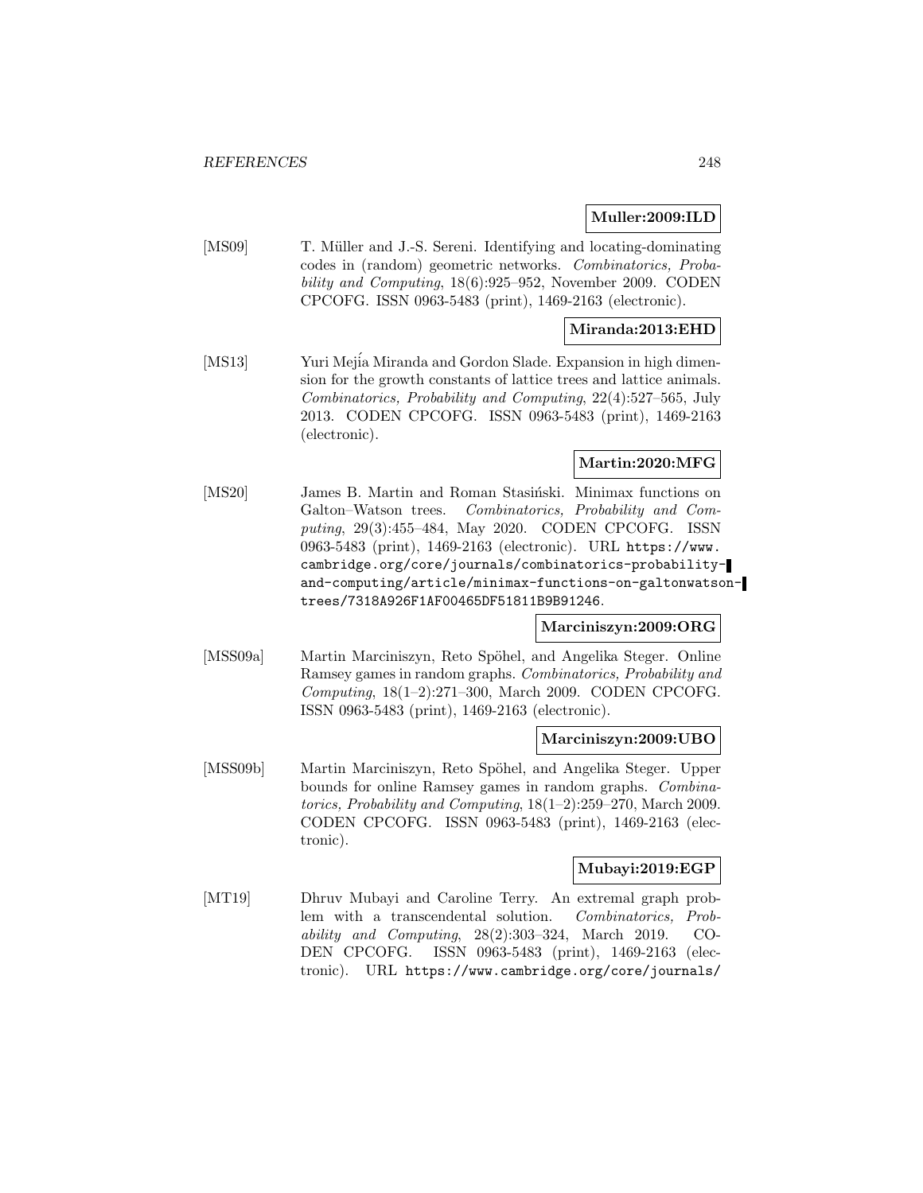**Muller:2009:ILD**

[MS09] T. Müller and J.-S. Sereni. Identifying and locating-dominating codes in (random) geometric networks. *Combinatorics, Probability and Computing*, 18(6):925–952, November 2009. CODEN CPCOFG. ISSN 0963-5483 (print), 1469-2163 (electronic).

**Miranda:2013:EHD**

[MS13] Yuri Mejía Miranda and Gordon Slade. Expansion in high dimension for the growth constants of lattice trees and lattice animals. *Combinatorics, Probability and Computing*, 22(4):527–565, July 2013. CODEN CPCOFG. ISSN 0963-5483 (print), 1469-2163 (electronic).

**Martin:2020:MFG**

[MS20] James B. Martin and Roman Stasiński. Minimax functions on Galton–Watson trees. *Combinatorics, Probability and Computing*, 29(3):455–484, May 2020. CODEN CPCOFG. ISSN 0963-5483 (print), 1469-2163 (electronic). URL https://www.cambridge.org/core/journals/combinatorics-probability-and-computing/article/minimax-functions-on-galtonwatson-trees/7318A926F1AF00465DF51811B9B91246.

**Marciniszyn:2009:ORG**

[MSS09a] Martin Marciniszyn, Reto Spöhel, and Angelika Steger. Online Ramsey games in random graphs. *Combinatorics, Probability and Computing*, 18(1–2):271–300, March 2009. CODEN CPCOFG. ISSN 0963-5483 (print), 1469-2163 (electronic).

**Marciniszyn:2009:UBO**

[MSS09b] Martin Marciniszyn, Reto Spöhel, and Angelika Steger. Upper bounds for online Ramsey games in random graphs. *Combinatorics, Probability and Computing*, 18(1–2):259–270, March 2009. CODEN CPCOFG. ISSN 0963-5483 (print), 1469-2163 (electronic).

**Mubayi:2019:EGP**

[MT19] Dhruv Mubayi and Caroline Terry. An extremal graph problem with a transcendental solution. *Combinatorics, Probability and Computing*, 28(2):303–324, March 2019. CODEN CPCOFG. ISSN 0963-5483 (print), 1469-2163 (electronic). URL https://www.cambridge.org/core/journals/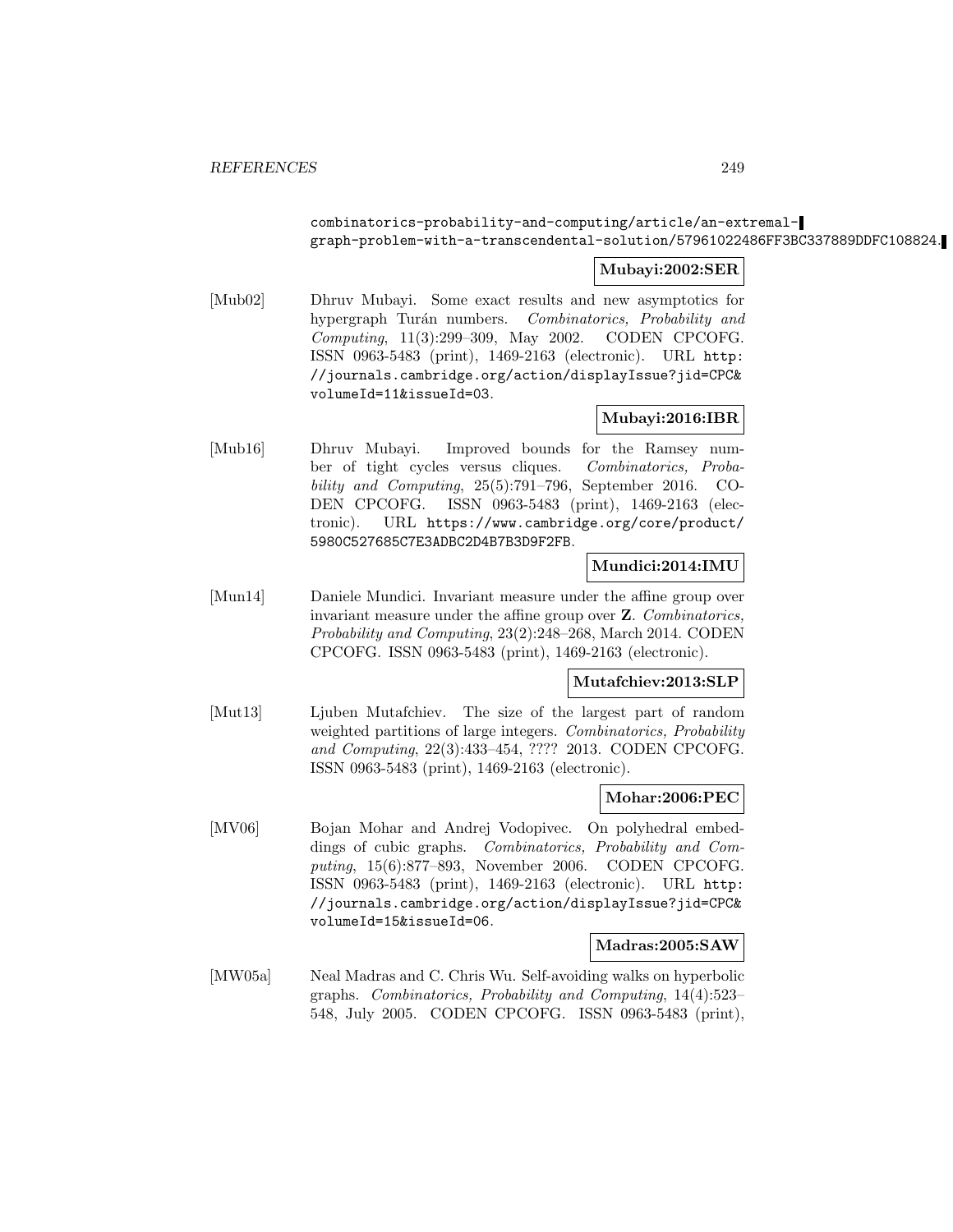combinatorics-probability-and-computing/article/an-extremal-graph-problem-with-a-transcendental-solution/57961022486FF3BC337889DDFC108824.

**Mubayi:2002:SER**

[Mub02] Dhruv Mubayi. Some exact results and new asymptotics for hypergraph Turán numbers. *Combinatorics, Probability and Computing*, 11(3):299–309, May 2002. CODEN CPCOFG. ISSN 0963-5483 (print), 1469-2163 (electronic). URL `http://journals.cambridge.org/action/displayIssue?jid=CPC&volumeId=11&issueId=03`.

**Mubayi:2016:IBR**

[Mub16] Dhruv Mubayi. Improved bounds for the Ramsey number of tight cycles versus cliques. *Combinatorics, Probability and Computing*, 25(5):791–796, September 2016. CODEN CPCOFG. ISSN 0963-5483 (print), 1469-2163 (electronic). URL `https://www.cambridge.org/core/product/5980C527685C7E3ADBC2D4B7B3D9F2FB`.

**Mundici:2014:IMU**

[Mun14] Daniele Mundici. Invariant measure under the affine group over invariant measure under the affine group over **Z**. *Combinatorics, Probability and Computing*, 23(2):248–268, March 2014. CODEN CPCOFG. ISSN 0963-5483 (print), 1469-2163 (electronic).

**Mutafchiev:2013:SLP**

[Mut13] Ljuben Mutafchiev. The size of the largest part of random weighted partitions of large integers. *Combinatorics, Probability and Computing*, 22(3):433–454, ???? 2013. CODEN CPCOFG. ISSN 0963-5483 (print), 1469-2163 (electronic).

**Mohar:2006:PEC**

[MV06] Bojan Mohar and Andrej Vodopivec. On polyhedral embeddings of cubic graphs. *Combinatorics, Probability and Computing*, 15(6):877–893, November 2006. CODEN CPCOFG. ISSN 0963-5483 (print), 1469-2163 (electronic). URL `http://journals.cambridge.org/action/displayIssue?jid=CPC&volumeId=15&issueId=06`.

**Madras:2005:SAW**

[MW05a] Neal Madras and C. Chris Wu. Self-avoiding walks on hyperbolic graphs. *Combinatorics, Probability and Computing*, 14(4):523–548, July 2005. CODEN CPCOFG. ISSN 0963-5483 (print),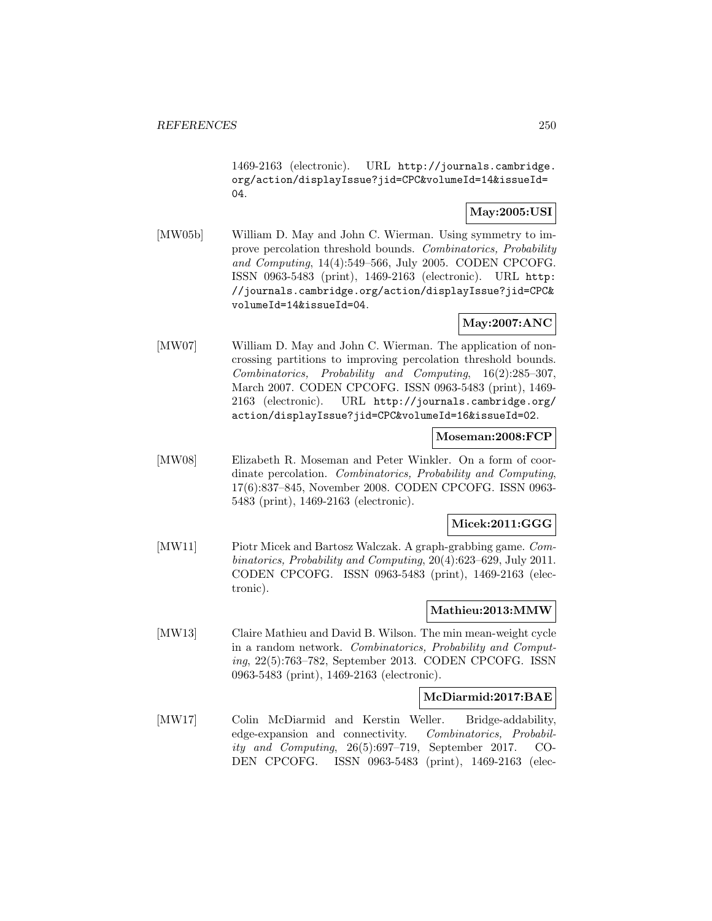1469-2163 (electronic). URL http://journals.cambridge.org/action/displayIssue?jid=CPC&volumeId=14&issueId=04.

**May:2005:USI**

[MW05b] William D. May and John C. Wierman. Using symmetry to improve percolation threshold bounds. *Combinatorics, Probability and Computing*, 14(4):549–566, July 2005. CODEN CPCOFG. ISSN 0963-5483 (print), 1469-2163 (electronic). URL http://journals.cambridge.org/action/displayIssue?jid=CPC&volumeId=14&issueId=04.

**May:2007:ANC**

[MW07] William D. May and John C. Wierman. The application of non-crossing partitions to improving percolation threshold bounds. *Combinatorics, Probability and Computing*, 16(2):285–307, March 2007. CODEN CPCOFG. ISSN 0963-5483 (print), 1469-2163 (electronic). URL http://journals.cambridge.org/action/displayIssue?jid=CPC&volumeId=16&issueId=02.

**Moseman:2008:FCP**

[MW08] Elizabeth R. Moseman and Peter Winkler. On a form of coordinate percolation. *Combinatorics, Probability and Computing*, 17(6):837–845, November 2008. CODEN CPCOFG. ISSN 0963-5483 (print), 1469-2163 (electronic).

**Micek:2011:GGG**

[MW11] Piotr Micek and Bartosz Walczak. A graph-grabbing game. *Combinatorics, Probability and Computing*, 20(4):623–629, July 2011. CODEN CPCOFG. ISSN 0963-5483 (print), 1469-2163 (electronic).

**Mathieu:2013:MMW**

[MW13] Claire Mathieu and David B. Wilson. The min mean-weight cycle in a random network. *Combinatorics, Probability and Computing*, 22(5):763–782, September 2013. CODEN CPCOFG. ISSN 0963-5483 (print), 1469-2163 (electronic).

**McDiarmid:2017:BAE**

[MW17] Colin McDiarmid and Kerstin Weller. Bridge-addability, edge-expansion and connectivity. *Combinatorics, Probability and Computing*, 26(5):697–719, September 2017. CODEN CPCOFG. ISSN 0963-5483 (print), 1469-2163 (elec-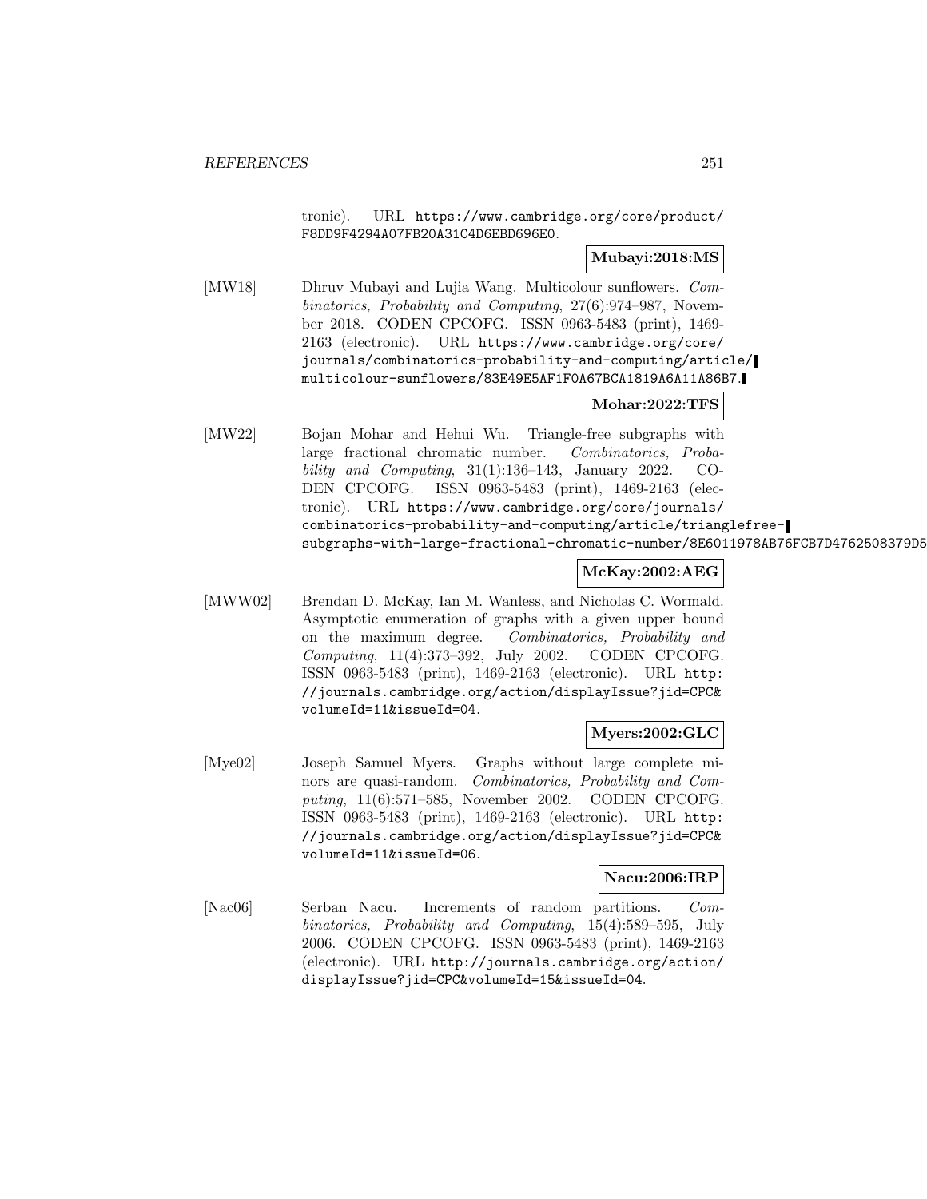tronic). URL https://www.cambridge.org/core/product/F8DD9F4294A07FB20A31C4D6EBD696E0.

**Mubayi:2018:MS**

[MW18] Dhruv Mubayi and Lujia Wang. Multicolour sunflowers. *Combinatorics, Probability and Computing*, 27(6):974–987, November 2018. CODEN CPCOFG. ISSN 0963-5483 (print), 1469-2163 (electronic). URL https://www.cambridge.org/core/journals/combinatorics-probability-and-computing/article/multicolour-sunflowers/83E49E5AF1F0A67BCA1819A6A11A86B7.

**Mohar:2022:TFS**

[MW22] Bojan Mohar and Hehui Wu. Triangle-free subgraphs with large fractional chromatic number. *Combinatorics, Probability and Computing*, 31(1):136–143, January 2022. CODEN CPCOFG. ISSN 0963-5483 (print), 1469-2163 (electronic). URL https://www.cambridge.org/core/journals/combinatorics-probability-and-computing/article/trianglefree-subgraphs-with-large-fractional-chromatic-number/8E6011978AB76FCB7D4762508379D5

**McKay:2002:AEG**

[MWW02] Brendan D. McKay, Ian M. Wanless, and Nicholas C. Wormald. Asymptotic enumeration of graphs with a given upper bound on the maximum degree. *Combinatorics, Probability and Computing*, 11(4):373–392, July 2002. CODEN CPCOFG. ISSN 0963-5483 (print), 1469-2163 (electronic). URL http://journals.cambridge.org/action/displayIssue?jid=CPC&volumeId=11&issueId=04.

**Myers:2002:GLC**

[Mye02] Joseph Samuel Myers. Graphs without large complete minors are quasi-random. *Combinatorics, Probability and Computing*, 11(6):571–585, November 2002. CODEN CPCOFG. ISSN 0963-5483 (print), 1469-2163 (electronic). URL http://journals.cambridge.org/action/displayIssue?jid=CPC&volumeId=11&issueId=06.

**Nacu:2006:IRP**

[Nac06] Serban Nacu. Increments of random partitions. *Combinatorics, Probability and Computing*, 15(4):589–595, July 2006. CODEN CPCOFG. ISSN 0963-5483 (print), 1469-2163 (electronic). URL http://journals.cambridge.org/action/displayIssue?jid=CPC&volumeId=15&issueId=04.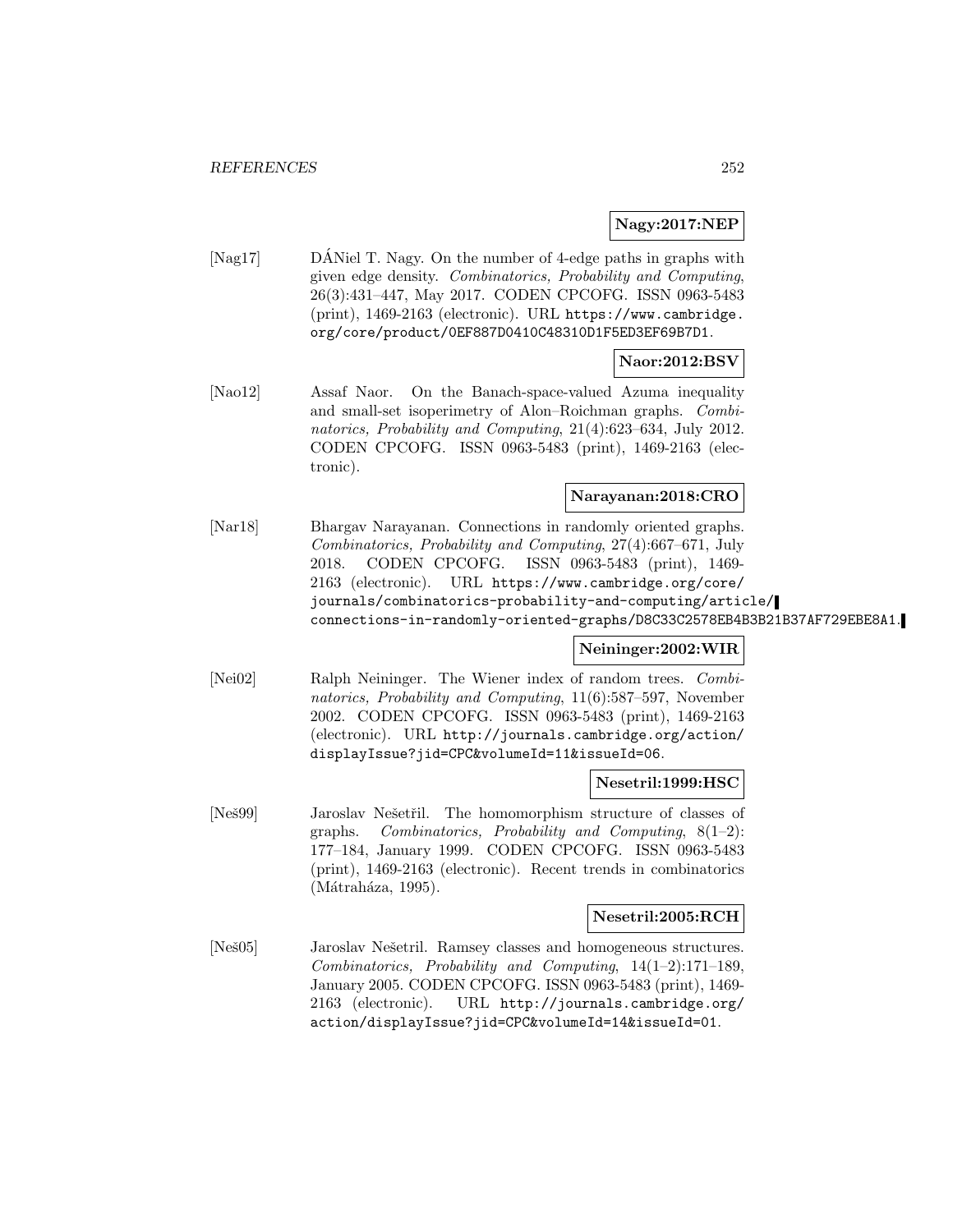**Nagy:2017:NEP**

[Nag17] DÁNiel T. Nagy. On the number of 4-edge paths in graphs with given edge density. *Combinatorics, Probability and Computing*, 26(3):431–447, May 2017. CODEN CPCOFG. ISSN 0963-5483 (print), 1469-2163 (electronic). URL https://www.cambridge.org/core/product/0EF887D0410C48310D1F5ED3EF69B7D1.

**Naor:2012:BSV**

[Nao12] Assaf Naor. On the Banach-space-valued Azuma inequality and small-set isoperimetry of Alon–Roichman graphs. *Combinatorics, Probability and Computing*, 21(4):623–634, July 2012. CODEN CPCOFG. ISSN 0963-5483 (print), 1469-2163 (electronic).

**Narayanan:2018:CRO**

[Nar18] Bhargav Narayanan. Connections in randomly oriented graphs. *Combinatorics, Probability and Computing*, 27(4):667–671, July 2018. CODEN CPCOFG. ISSN 0963-5483 (print), 1469-2163 (electronic). URL https://www.cambridge.org/core/journals/combinatorics-probability-and-computing/article/connections-in-randomly-oriented-graphs/D8C33C2578EB4B3B21B37AF729EBE8A1.

**Neininger:2002:WIR**

[Nei02] Ralph Neininger. The Wiener index of random trees. *Combinatorics, Probability and Computing*, 11(6):587–597, November 2002. CODEN CPCOFG. ISSN 0963-5483 (print), 1469-2163 (electronic). URL http://journals.cambridge.org/action/displayIssue?jid=CPC&volumeId=11&issueId=06.

**Nesetril:1999:HSC**

[Neš99] Jaroslav Nešetřil. The homomorphism structure of classes of graphs. *Combinatorics, Probability and Computing*, 8(1–2): 177–184, January 1999. CODEN CPCOFG. ISSN 0963-5483 (print), 1469-2163 (electronic). Recent trends in combinatorics (Mátraháza, 1995).

**Nesetril:2005:RCH**

[Neš05] Jaroslav Nešetril. Ramsey classes and homogeneous structures. *Combinatorics, Probability and Computing*, 14(1–2):171–189, January 2005. CODEN CPCOFG. ISSN 0963-5483 (print), 1469-2163 (electronic). URL http://journals.cambridge.org/action/displayIssue?jid=CPC&volumeId=14&issueId=01.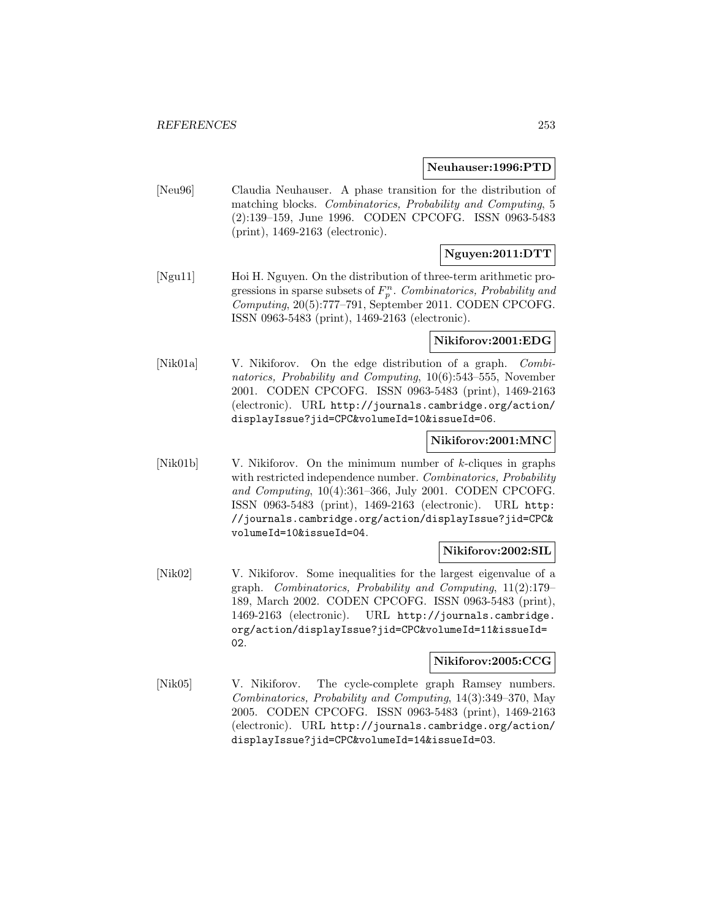**Neuhauser:1996:PTD**

[Neu96] Claudia Neuhauser. A phase transition for the distribution of matching blocks. *Combinatorics, Probability and Computing*, 5 (2):139–159, June 1996. CODEN CPCOFG. ISSN 0963-5483 (print), 1469-2163 (electronic).

**Nguyen:2011:DTT**

[Ngu11] Hoi H. Nguyen. On the distribution of three-term arithmetic progressions in sparse subsets of $F_p^n$. *Combinatorics, Probability and Computing*, 20(5):777–791, September 2011. CODEN CPCOFG. ISSN 0963-5483 (print), 1469-2163 (electronic).

**Nikiforov:2001:EDG**

[Nik01a] V. Nikiforov. On the edge distribution of a graph. *Combinatorics, Probability and Computing*, 10(6):543–555, November 2001. CODEN CPCOFG. ISSN 0963-5483 (print), 1469-2163 (electronic). URL http://journals.cambridge.org/action/displayIssue?jid=CPC&volumeId=10&issueId=06.

**Nikiforov:2001:MNC**

[Nik01b] V. Nikiforov. On the minimum number of $k$-cliques in graphs with restricted independence number. *Combinatorics, Probability and Computing*, 10(4):361–366, July 2001. CODEN CPCOFG. ISSN 0963-5483 (print), 1469-2163 (electronic). URL http://journals.cambridge.org/action/displayIssue?jid=CPC&volumeId=10&issueId=04.

**Nikiforov:2002:SIL**

[Nik02] V. Nikiforov. Some inequalities for the largest eigenvalue of a graph. *Combinatorics, Probability and Computing*, 11(2):179–189, March 2002. CODEN CPCOFG. ISSN 0963-5483 (print), 1469-2163 (electronic). URL http://journals.cambridge.org/action/displayIssue?jid=CPC&volumeId=11&issueId=02.

**Nikiforov:2005:CCG**

[Nik05] V. Nikiforov. The cycle-complete graph Ramsey numbers. *Combinatorics, Probability and Computing*, 14(3):349–370, May 2005. CODEN CPCOFG. ISSN 0963-5483 (print), 1469-2163 (electronic). URL http://journals.cambridge.org/action/displayIssue?jid=CPC&volumeId=14&issueId=03.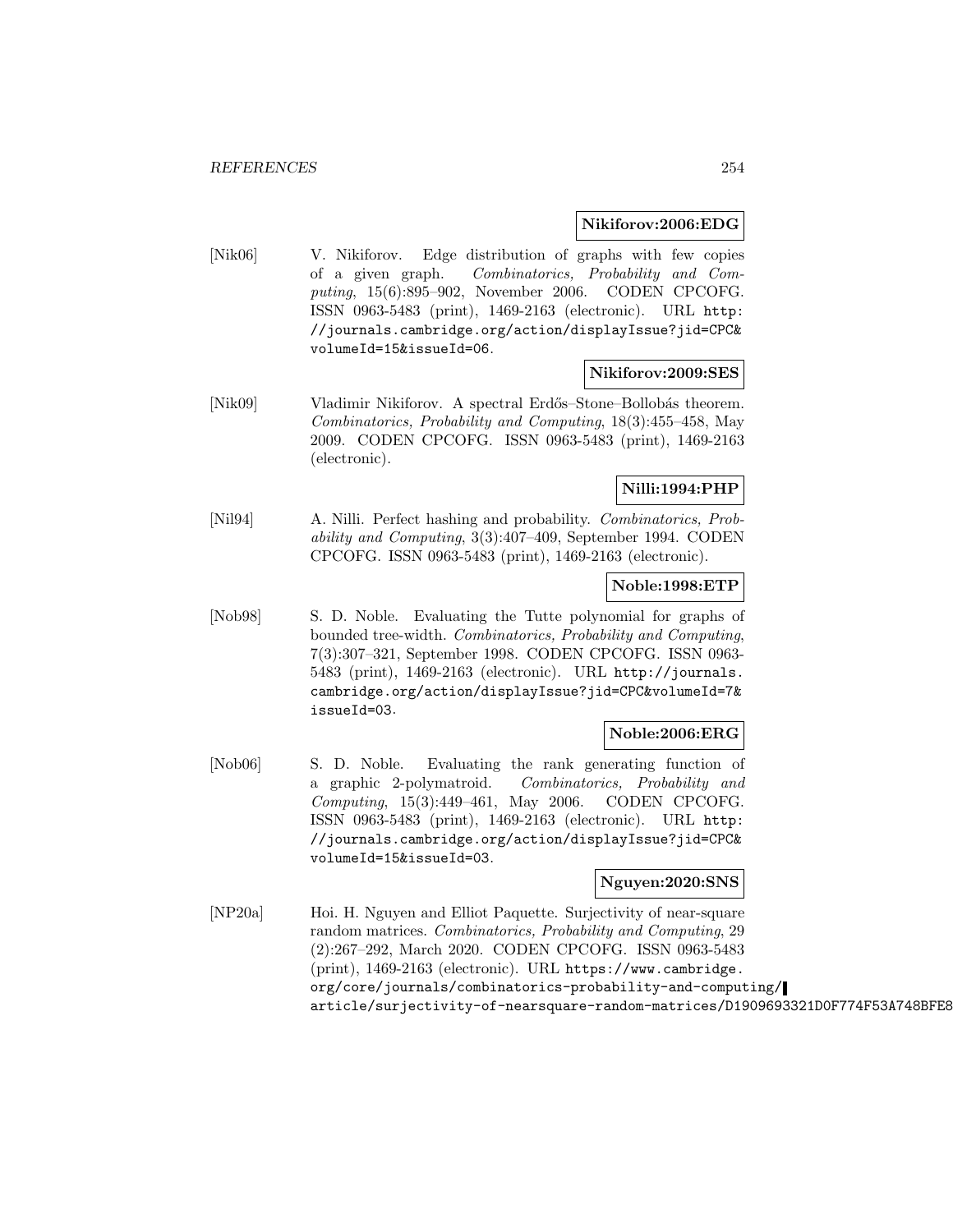**Nikiforov:2006:EDG**

[Nik06] V. Nikiforov. Edge distribution of graphs with few copies of a given graph. *Combinatorics, Probability and Computing*, 15(6):895–902, November 2006. CODEN CPCOFG. ISSN 0963-5483 (print), 1469-2163 (electronic). URL http://journals.cambridge.org/action/displayIssue?jid=CPC&volumeId=15&issueId=06.

**Nikiforov:2009:SES**

[Nik09] Vladimir Nikiforov. A spectral Erdős–Stone–Bollobás theorem. *Combinatorics, Probability and Computing*, 18(3):455–458, May 2009. CODEN CPCOFG. ISSN 0963-5483 (print), 1469-2163 (electronic).

**Nilli:1994:PHP**

[Nil94] A. Nilli. Perfect hashing and probability. *Combinatorics, Probability and Computing*, 3(3):407–409, September 1994. CODEN CPCOFG. ISSN 0963-5483 (print), 1469-2163 (electronic).

**Noble:1998:ETP**

[Nob98] S. D. Noble. Evaluating the Tutte polynomial for graphs of bounded tree-width. *Combinatorics, Probability and Computing*, 7(3):307–321, September 1998. CODEN CPCOFG. ISSN 0963-5483 (print), 1469-2163 (electronic). URL http://journals.cambridge.org/action/displayIssue?jid=CPC&volumeId=7&issueId=03.

**Noble:2006:ERG**

[Nob06] S. D. Noble. Evaluating the rank generating function of a graphic 2-polymatroid. *Combinatorics, Probability and Computing*, 15(3):449–461, May 2006. CODEN CPCOFG. ISSN 0963-5483 (print), 1469-2163 (electronic). URL http://journals.cambridge.org/action/displayIssue?jid=CPC&volumeId=15&issueId=03.

**Nguyen:2020:SNS**

[NP20a] Hoi. H. Nguyen and Elliot Paquette. Surjectivity of near-square random matrices. *Combinatorics, Probability and Computing*, 29 (2):267–292, March 2020. CODEN CPCOFG. ISSN 0963-5483 (print), 1469-2163 (electronic). URL https://www.cambridge.org/core/journals/combinatorics-probability-and-computing/article/surjectivity-of-nearsquare-random-matrices/D1909693321D0F774F53A748BFE8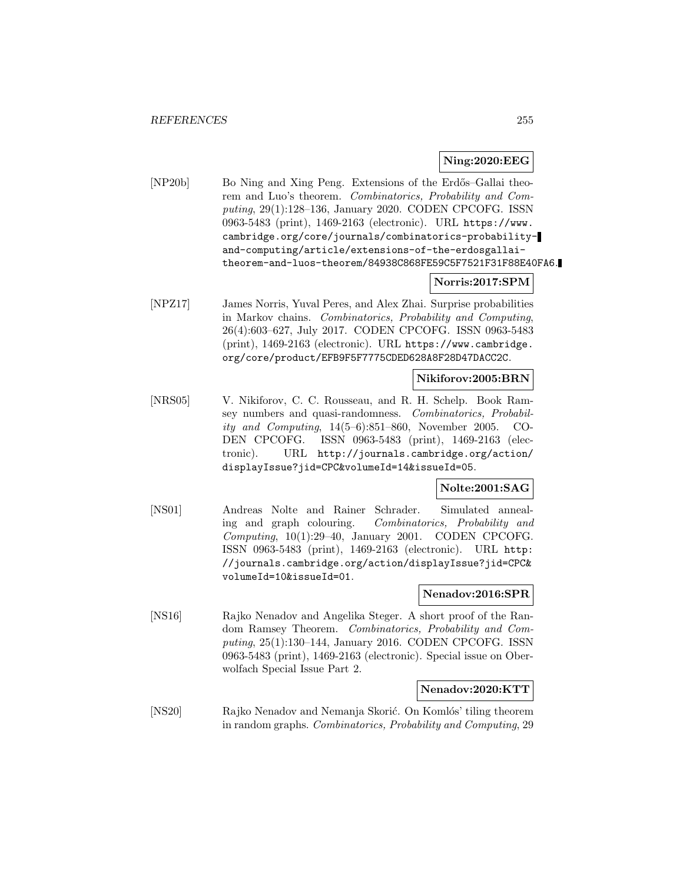**Ning:2020:EEG**

[NP20b] Bo Ning and Xing Peng. Extensions of the Erdős–Gallai theorem and Luo's theorem. *Combinatorics, Probability and Computing*, 29(1):128–136, January 2020. CODEN CPCOFG. ISSN 0963-5483 (print), 1469-2163 (electronic). URL https://www.cambridge.org/core/journals/combinatorics-probability-and-computing/article/extensions-of-the-erdosgallai-theorem-and-luos-theorem/84938C868FE59C5F7521F31F88E40FA6.

**Norris:2017:SPM**

[NPZ17] James Norris, Yuval Peres, and Alex Zhai. Surprise probabilities in Markov chains. *Combinatorics, Probability and Computing*, 26(4):603–627, July 2017. CODEN CPCOFG. ISSN 0963-5483 (print), 1469-2163 (electronic). URL https://www.cambridge.org/core/product/EFB9F5F7775CDED628A8F28D47DACC2C.

**Nikiforov:2005:BRN**

[NRS05] V. Nikiforov, C. C. Rousseau, and R. H. Schelp. Book Ramsey numbers and quasi-randomness. *Combinatorics, Probability and Computing*, 14(5–6):851–860, November 2005. CODEN CPCOFG. ISSN 0963-5483 (print), 1469-2163 (electronic). URL http://journals.cambridge.org/action/displayIssue?jid=CPC&volumeId=14&issueId=05.

**Nolte:2001:SAG**

[NS01] Andreas Nolte and Rainer Schrader. Simulated annealing and graph colouring. *Combinatorics, Probability and Computing*, 10(1):29–40, January 2001. CODEN CPCOFG. ISSN 0963-5483 (print), 1469-2163 (electronic). URL http://journals.cambridge.org/action/displayIssue?jid=CPC&volumeId=10&issueId=01.

**Nenadov:2016:SPR**

[NS16] Rajko Nenadov and Angelika Steger. A short proof of the Random Ramsey Theorem. *Combinatorics, Probability and Computing*, 25(1):130–144, January 2016. CODEN CPCOFG. ISSN 0963-5483 (print), 1469-2163 (electronic). Special issue on Oberwolfach Special Issue Part 2.

**Nenadov:2020:KTT**

[NS20] Rajko Nenadov and Nemanja Škorić. On Komlós' tiling theorem in random graphs. *Combinatorics, Probability and Computing*, 29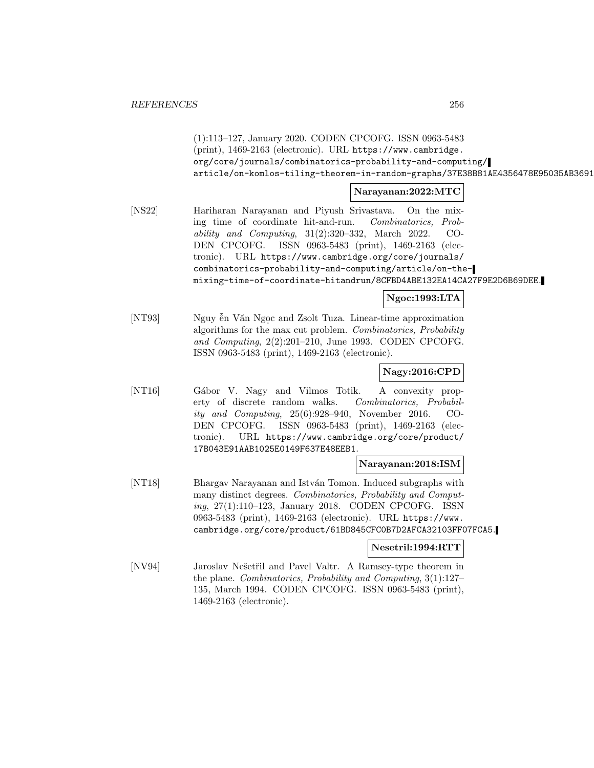(1):113–127, January 2020. CODEN CPCOFG. ISSN 0963-5483 (print), 1469-2163 (electronic). URL https://www.cambridge.org/core/journals/combinatorics-probability-and-computing/article/on-komlos-tiling-theorem-in-random-graphs/37E38B81AE4356478E95035AB3691

**Narayanan:2022:MTC**

[NS22] Hariharan Narayanan and Piyush Srivastava. On the mixing time of coordinate hit-and-run. *Combinatorics, Probability and Computing*, 31(2):320–332, March 2022. CODEN CPCOFG. ISSN 0963-5483 (print), 1469-2163 (electronic). URL https://www.cambridge.org/core/journals/combinatorics-probability-and-computing/article/on-the-mixing-time-of-coordinate-hitandrun/8CFBD4ABE132EA14CA27F9E2D6B69DEE.

**Ngoc:1993:LTA**

[NT93] Nguyễn Văn Ngọc and Zsolt Tuza. Linear-time approximation algorithms for the max cut problem. *Combinatorics, Probability and Computing*, 2(2):201–210, June 1993. CODEN CPCOFG. ISSN 0963-5483 (print), 1469-2163 (electronic).

**Nagy:2016:CPD**

[NT16] Gábor V. Nagy and Vilmos Totik. A convexity property of discrete random walks. *Combinatorics, Probability and Computing*, 25(6):928–940, November 2016. CODEN CPCOFG. ISSN 0963-5483 (print), 1469-2163 (electronic). URL https://www.cambridge.org/core/product/17B043E91AAB1025E0149F637E48EEB1.

**Narayanan:2018:ISM**

[NT18] Bhargav Narayanan and István Tomon. Induced subgraphs with many distinct degrees. *Combinatorics, Probability and Computing*, 27(1):110–123, January 2018. CODEN CPCOFG. ISSN 0963-5483 (print), 1469-2163 (electronic). URL https://www.cambridge.org/core/product/61BD845CFC0B7D2AFCA32103FF07FCA5.

**Nesetril:1994:RTT**

[NV94] Jaroslav Nešetřil and Pavel Valtr. A Ramsey-type theorem in the plane. *Combinatorics, Probability and Computing*, 3(1):127–135, March 1994. CODEN CPCOFG. ISSN 0963-5483 (print), 1469-2163 (electronic).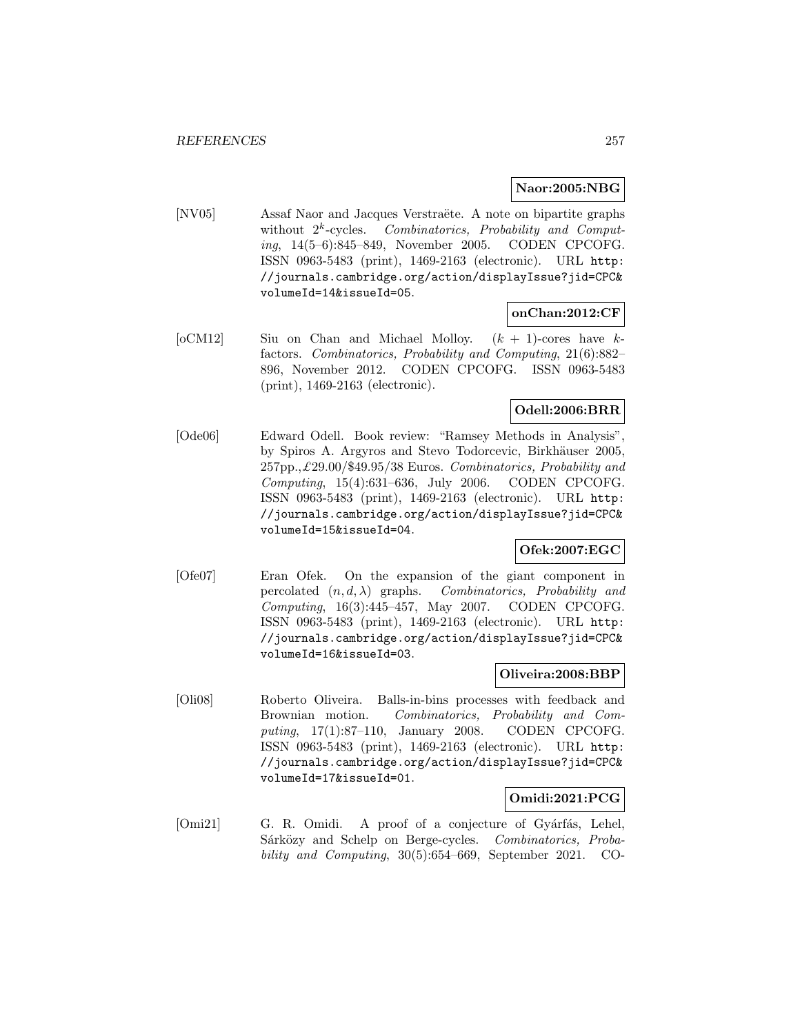**Naor:2005:NBG**

[NV05] Assaf Naor and Jacques Verstraëte. A note on bipartite graphs without $2^k$-cycles. *Combinatorics, Probability and Computing*, 14(5–6):845–849, November 2005. CODEN CPCOFG. ISSN 0963-5483 (print), 1469-2163 (electronic). URL http://journals.cambridge.org/action/displayIssue?jid=CPC&volumeId=14&issueId=05.

**onChan:2012:CF**

[oCM12] Siu on Chan and Michael Molloy. $(k+1)$-cores have $k$-factors. *Combinatorics, Probability and Computing*, 21(6):882–896, November 2012. CODEN CPCOFG. ISSN 0963-5483 (print), 1469-2163 (electronic).

**Odell:2006:BRR**

[Ode06] Edward Odell. Book review: "Ramsey Methods in Analysis", by Spiros A. Argyros and Stevo Todorcevic, Birkhäuser 2005, 257pp.,£29.00/$49.95/38 Euros. *Combinatorics, Probability and Computing*, 15(4):631–636, July 2006. CODEN CPCOFG. ISSN 0963-5483 (print), 1469-2163 (electronic). URL http://journals.cambridge.org/action/displayIssue?jid=CPC&volumeId=15&issueId=04.

**Ofek:2007:EGC**

[Ofe07] Eran Ofek. On the expansion of the giant component in percolated $(n,d,\lambda)$ graphs. *Combinatorics, Probability and Computing*, 16(3):445–457, May 2007. CODEN CPCOFG. ISSN 0963-5483 (print), 1469-2163 (electronic). URL http://journals.cambridge.org/action/displayIssue?jid=CPC&volumeId=16&issueId=03.

**Oliveira:2008:BBP**

[Oli08] Roberto Oliveira. Balls-in-bins processes with feedback and Brownian motion. *Combinatorics, Probability and Computing*, 17(1):87–110, January 2008. CODEN CPCOFG. ISSN 0963-5483 (print), 1469-2163 (electronic). URL http://journals.cambridge.org/action/displayIssue?jid=CPC&volumeId=17&issueId=01.

**Omidi:2021:PCG**

[Omi21] G. R. Omidi. A proof of a conjecture of Gyárfás, Lehel, Sárközy and Schelp on Berge-cycles. *Combinatorics, Probability and Computing*, 30(5):654–669, September 2021. CO-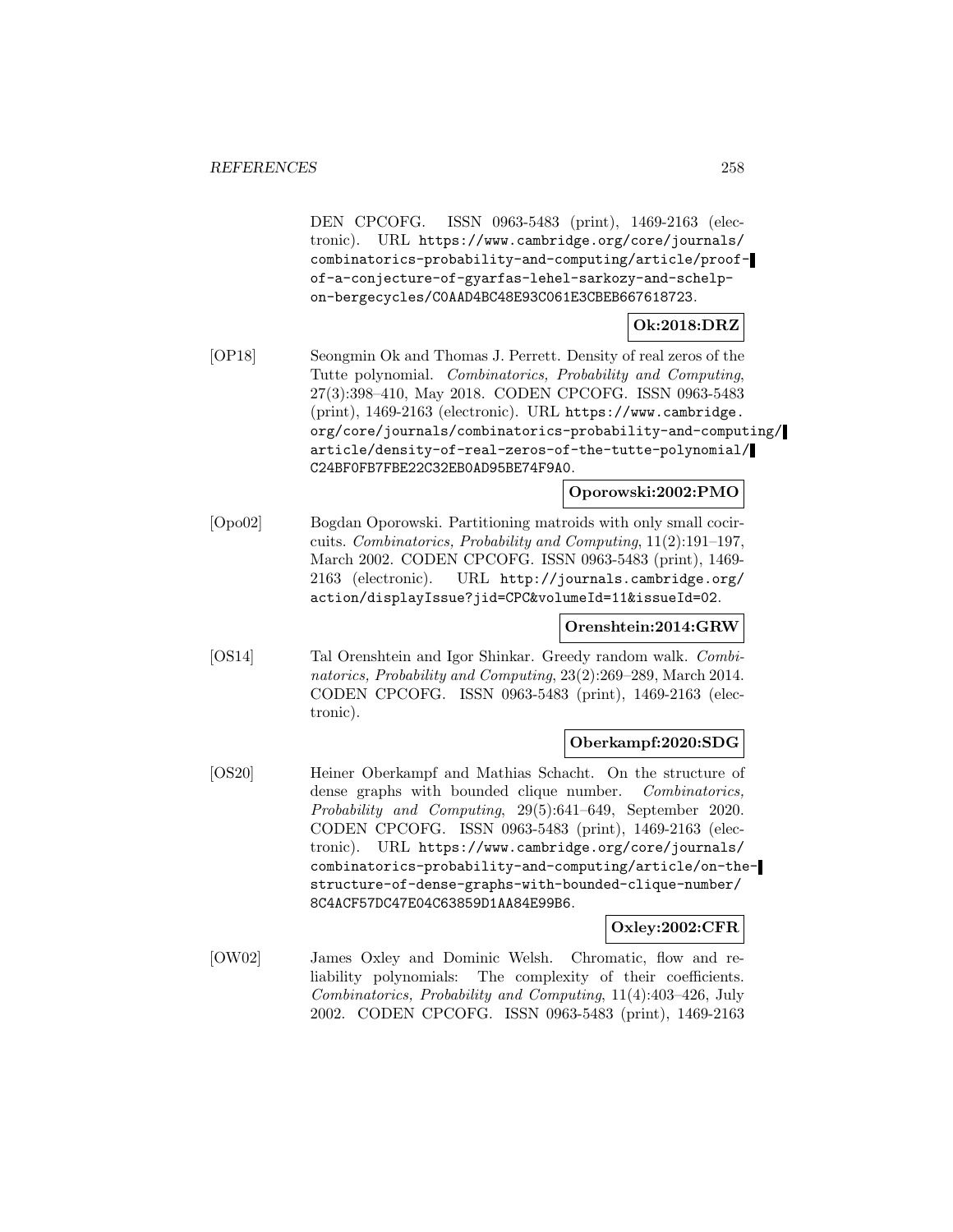DEN CPCOFG. ISSN 0963-5483 (print), 1469-2163 (electronic). URL https://www.cambridge.org/core/journals/combinatorics-probability-and-computing/article/proof-of-a-conjecture-of-gyarfas-lehel-sarkozy-and-schelp-on-bergecycles/C0AAD4BC48E93C061E3CBEB667618723.

**Ok:2018:DRZ**

[OP18] Seongmin Ok and Thomas J. Perrett. Density of real zeros of the Tutte polynomial. *Combinatorics, Probability and Computing*, 27(3):398–410, May 2018. CODEN CPCOFG. ISSN 0963-5483 (print), 1469-2163 (electronic). URL https://www.cambridge.org/core/journals/combinatorics-probability-and-computing/article/density-of-real-zeros-of-the-tutte-polynomial/C24BF0FB7FBE22C32EB0AD95BE74F9A0.

**Oporowski:2002:PMO**

[Opo02] Bogdan Oporowski. Partitioning matroids with only small cocircuits. *Combinatorics, Probability and Computing*, 11(2):191–197, March 2002. CODEN CPCOFG. ISSN 0963-5483 (print), 1469-2163 (electronic). URL http://journals.cambridge.org/action/displayIssue?jid=CPC&volumeId=11&issueId=02.

**Orenshtein:2014:GRW**

[OS14] Tal Orenshtein and Igor Shinkar. Greedy random walk. *Combinatorics, Probability and Computing*, 23(2):269–289, March 2014. CODEN CPCOFG. ISSN 0963-5483 (print), 1469-2163 (electronic).

**Oberkampf:2020:SDG**

[OS20] Heiner Oberkampf and Mathias Schacht. On the structure of dense graphs with bounded clique number. *Combinatorics, Probability and Computing*, 29(5):641–649, September 2020. CODEN CPCOFG. ISSN 0963-5483 (print), 1469-2163 (electronic). URL https://www.cambridge.org/core/journals/combinatorics-probability-and-computing/article/on-the-structure-of-dense-graphs-with-bounded-clique-number/8C4ACF57DC47E04C63859D1AA84E99B6.

**Oxley:2002:CFR**

[OW02] James Oxley and Dominic Welsh. Chromatic, flow and reliability polynomials: The complexity of their coefficients. *Combinatorics, Probability and Computing*, 11(4):403–426, July 2002. CODEN CPCOFG. ISSN 0963-5483 (print), 1469-2163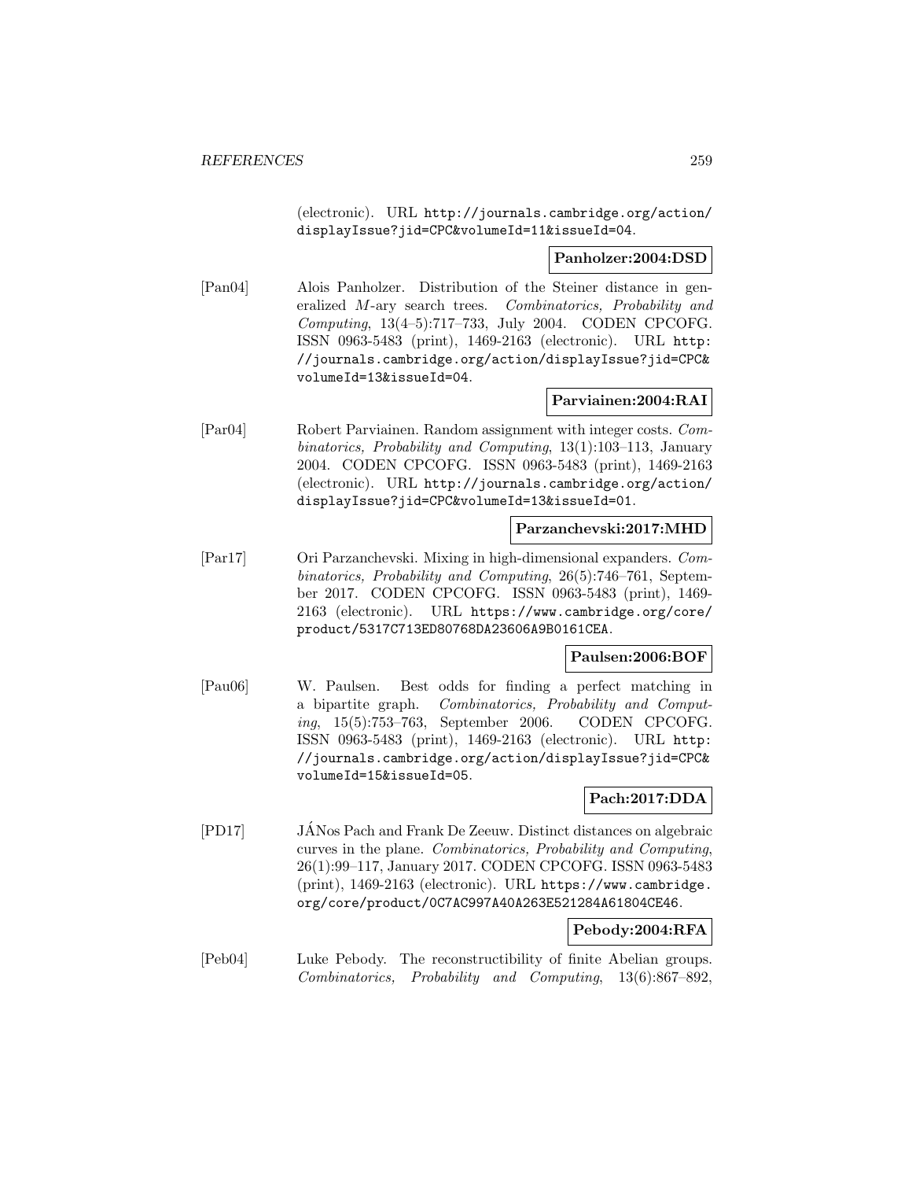(electronic). URL http://journals.cambridge.org/action/displayIssue?jid=CPC&volumeId=11&issueId=04.

**Panholzer:2004:DSD**

[Pan04] Alois Panholzer. Distribution of the Steiner distance in generalized $M$-ary search trees. *Combinatorics, Probability and Computing*, 13(4–5):717–733, July 2004. CODEN CPCOFG. ISSN 0963-5483 (print), 1469-2163 (electronic). URL http://journals.cambridge.org/action/displayIssue?jid=CPC&volumeId=13&issueId=04.

**Parviainen:2004:RAI**

[Par04] Robert Parviainen. Random assignment with integer costs. *Combinatorics, Probability and Computing*, 13(1):103–113, January 2004. CODEN CPCOFG. ISSN 0963-5483 (print), 1469-2163 (electronic). URL http://journals.cambridge.org/action/displayIssue?jid=CPC&volumeId=13&issueId=01.

**Parzanchevski:2017:MHD**

[Par17] Ori Parzanchevski. Mixing in high-dimensional expanders. *Combinatorics, Probability and Computing*, 26(5):746–761, September 2017. CODEN CPCOFG. ISSN 0963-5483 (print), 1469-2163 (electronic). URL https://www.cambridge.org/core/product/5317C713ED80768DA23606A9B0161CEA.

**Paulsen:2006:BOF**

[Pau06] W. Paulsen. Best odds for finding a perfect matching in a bipartite graph. *Combinatorics, Probability and Computing*, 15(5):753–763, September 2006. CODEN CPCOFG. ISSN 0963-5483 (print), 1469-2163 (electronic). URL http://journals.cambridge.org/action/displayIssue?jid=CPC&volumeId=15&issueId=05.

**Pach:2017:DDA**

[PD17] JÁNos Pach and Frank De Zeeuw. Distinct distances on algebraic curves in the plane. *Combinatorics, Probability and Computing*, 26(1):99–117, January 2017. CODEN CPCOFG. ISSN 0963-5483 (print), 1469-2163 (electronic). URL https://www.cambridge.org/core/product/0C7AC997A40A263E521284A61804CE46.

**Pebody:2004:RFA**

[Peb04] Luke Pebody. The reconstructibility of finite Abelian groups. *Combinatorics, Probability and Computing*, 13(6):867–892,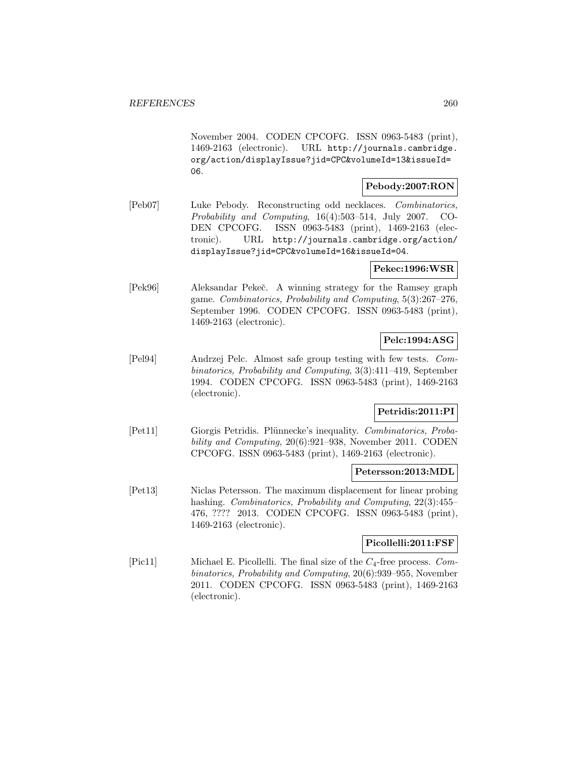November 2004. CODEN CPCOFG. ISSN 0963-5483 (print), 1469-2163 (electronic). URL http://journals.cambridge.org/action/displayIssue?jid=CPC&volumeId=13&issueId=06.

**Pebody:2007:RON**

[Peb07] Luke Pebody. Reconstructing odd necklaces. *Combinatorics, Probability and Computing*, 16(4):503–514, July 2007. CODEN CPCOFG. ISSN 0963-5483 (print), 1469-2163 (electronic). URL http://journals.cambridge.org/action/displayIssue?jid=CPC&volumeId=16&issueId=04.

**Pekec:1996:WSR**

[Pek96] Aleksandar Pekeč. A winning strategy for the Ramsey graph game. *Combinatorics, Probability and Computing*, 5(3):267–276, September 1996. CODEN CPCOFG. ISSN 0963-5483 (print), 1469-2163 (electronic).

**Pelc:1994:ASG**

[Pel94] Andrzej Pelc. Almost safe group testing with few tests. *Combinatorics, Probability and Computing*, 3(3):411–419, September 1994. CODEN CPCOFG. ISSN 0963-5483 (print), 1469-2163 (electronic).

**Petridis:2011:PI**

[Pet11] Giorgis Petridis. Plünnecke's inequality. *Combinatorics, Probability and Computing*, 20(6):921–938, November 2011. CODEN CPCOFG. ISSN 0963-5483 (print), 1469-2163 (electronic).

**Petersson:2013:MDL**

[Pet13] Niclas Petersson. The maximum displacement for linear probing hashing. *Combinatorics, Probability and Computing*, 22(3):455–476, ???? 2013. CODEN CPCOFG. ISSN 0963-5483 (print), 1469-2163 (electronic).

**Picollelli:2011:FSF**

[Pic11] Michael E. Picollelli. The final size of the $C_4$-free process. *Combinatorics, Probability and Computing*, 20(6):939–955, November 2011. CODEN CPCOFG. ISSN 0963-5483 (print), 1469-2163 (electronic).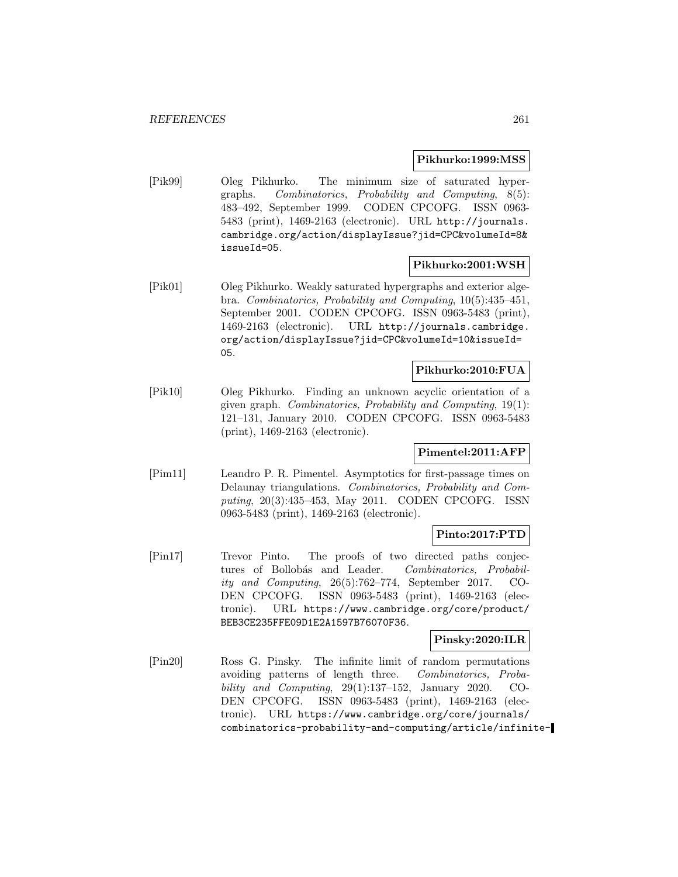**Pikhurko:1999:MSS**

[Pik99] Oleg Pikhurko. The minimum size of saturated hypergraphs. *Combinatorics, Probability and Computing*, 8(5): 483–492, September 1999. CODEN CPCOFG. ISSN 0963-5483 (print), 1469-2163 (electronic). URL http://journals.cambridge.org/action/displayIssue?jid=CPC&volumeId=8&issueId=05.

**Pikhurko:2001:WSH**

[Pik01] Oleg Pikhurko. Weakly saturated hypergraphs and exterior algebra. *Combinatorics, Probability and Computing*, 10(5):435–451, September 2001. CODEN CPCOFG. ISSN 0963-5483 (print), 1469-2163 (electronic). URL http://journals.cambridge.org/action/displayIssue?jid=CPC&volumeId=10&issueId=05.

**Pikhurko:2010:FUA**

[Pik10] Oleg Pikhurko. Finding an unknown acyclic orientation of a given graph. *Combinatorics, Probability and Computing*, 19(1): 121–131, January 2010. CODEN CPCOFG. ISSN 0963-5483 (print), 1469-2163 (electronic).

**Pimentel:2011:AFP**

[Pim11] Leandro P. R. Pimentel. Asymptotics for first-passage times on Delaunay triangulations. *Combinatorics, Probability and Computing*, 20(3):435–453, May 2011. CODEN CPCOFG. ISSN 0963-5483 (print), 1469-2163 (electronic).

**Pinto:2017:PTD**

[Pin17] Trevor Pinto. The proofs of two directed paths conjectures of Bollobás and Leader. *Combinatorics, Probability and Computing*, 26(5):762–774, September 2017. CODEN CPCOFG. ISSN 0963-5483 (print), 1469-2163 (electronic). URL https://www.cambridge.org/core/product/BEB3CE235FFE09D1E2A1597B76070F36.

**Pinsky:2020:ILR**

[Pin20] Ross G. Pinsky. The infinite limit of random permutations avoiding patterns of length three. *Combinatorics, Probability and Computing*, 29(1):137–152, January 2020. CODEN CPCOFG. ISSN 0963-5483 (print), 1469-2163 (electronic). URL https://www.cambridge.org/core/journals/combinatorics-probability-and-computing/article/infinite-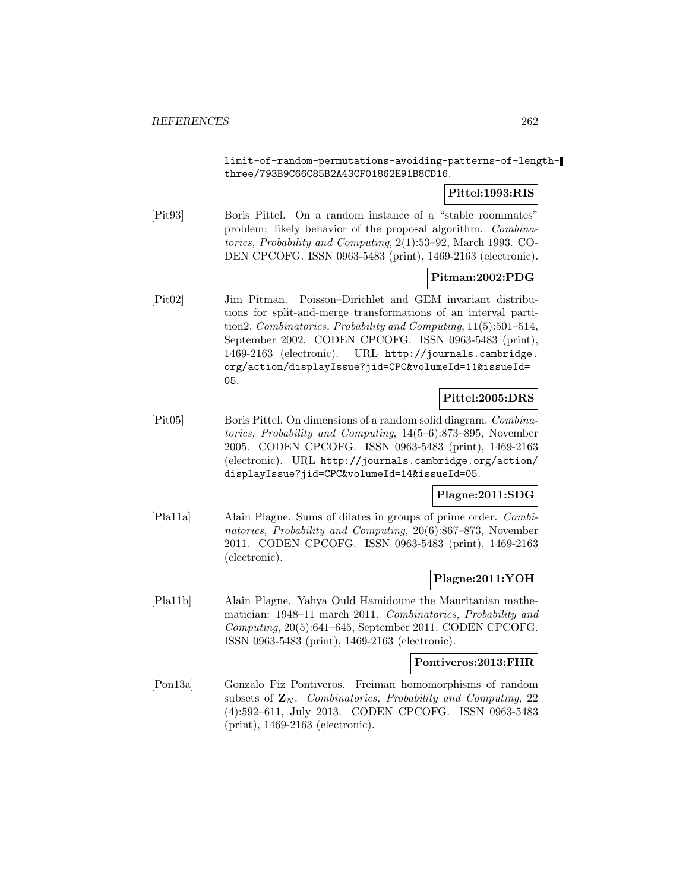limit-of-random-permutations-avoiding-patterns-of-length-three/793B9C66C85B2A43CF01862E91B8CD16.

**Pittel:1993:RIS**

[Pit93] Boris Pittel. On a random instance of a "stable roommates" problem: likely behavior of the proposal algorithm. *Combinatorics, Probability and Computing*, 2(1):53–92, March 1993. CODEN CPCOFG. ISSN 0963-5483 (print), 1469-2163 (electronic).

**Pitman:2002:PDG**

[Pit02] Jim Pitman. Poisson–Dirichlet and GEM invariant distributions for split-and-merge transformations of an interval partition2. *Combinatorics, Probability and Computing*, 11(5):501–514, September 2002. CODEN CPCOFG. ISSN 0963-5483 (print), 1469-2163 (electronic). URL http://journals.cambridge.org/action/displayIssue?jid=CPC&volumeId=11&issueId=05.

**Pittel:2005:DRS**

[Pit05] Boris Pittel. On dimensions of a random solid diagram. *Combinatorics, Probability and Computing*, 14(5–6):873–895, November 2005. CODEN CPCOFG. ISSN 0963-5483 (print), 1469-2163 (electronic). URL http://journals.cambridge.org/action/displayIssue?jid=CPC&volumeId=14&issueId=05.

**Plagne:2011:SDG**

[Pla11a] Alain Plagne. Sums of dilates in groups of prime order. *Combinatorics, Probability and Computing*, 20(6):867–873, November 2011. CODEN CPCOFG. ISSN 0963-5483 (print), 1469-2163 (electronic).

**Plagne:2011:YOH**

[Pla11b] Alain Plagne. Yahya Ould Hamidoune the Mauritanian mathematician: 1948–11 march 2011. *Combinatorics, Probability and Computing*, 20(5):641–645, September 2011. CODEN CPCOFG. ISSN 0963-5483 (print), 1469-2163 (electronic).

**Pontiveros:2013:FHR**

[Pon13a] Gonzalo Fiz Pontiveros. Freiman homomorphisms of random subsets of $\mathbf{Z}_N$. *Combinatorics, Probability and Computing*, 22 (4):592–611, July 2013. CODEN CPCOFG. ISSN 0963-5483 (print), 1469-2163 (electronic).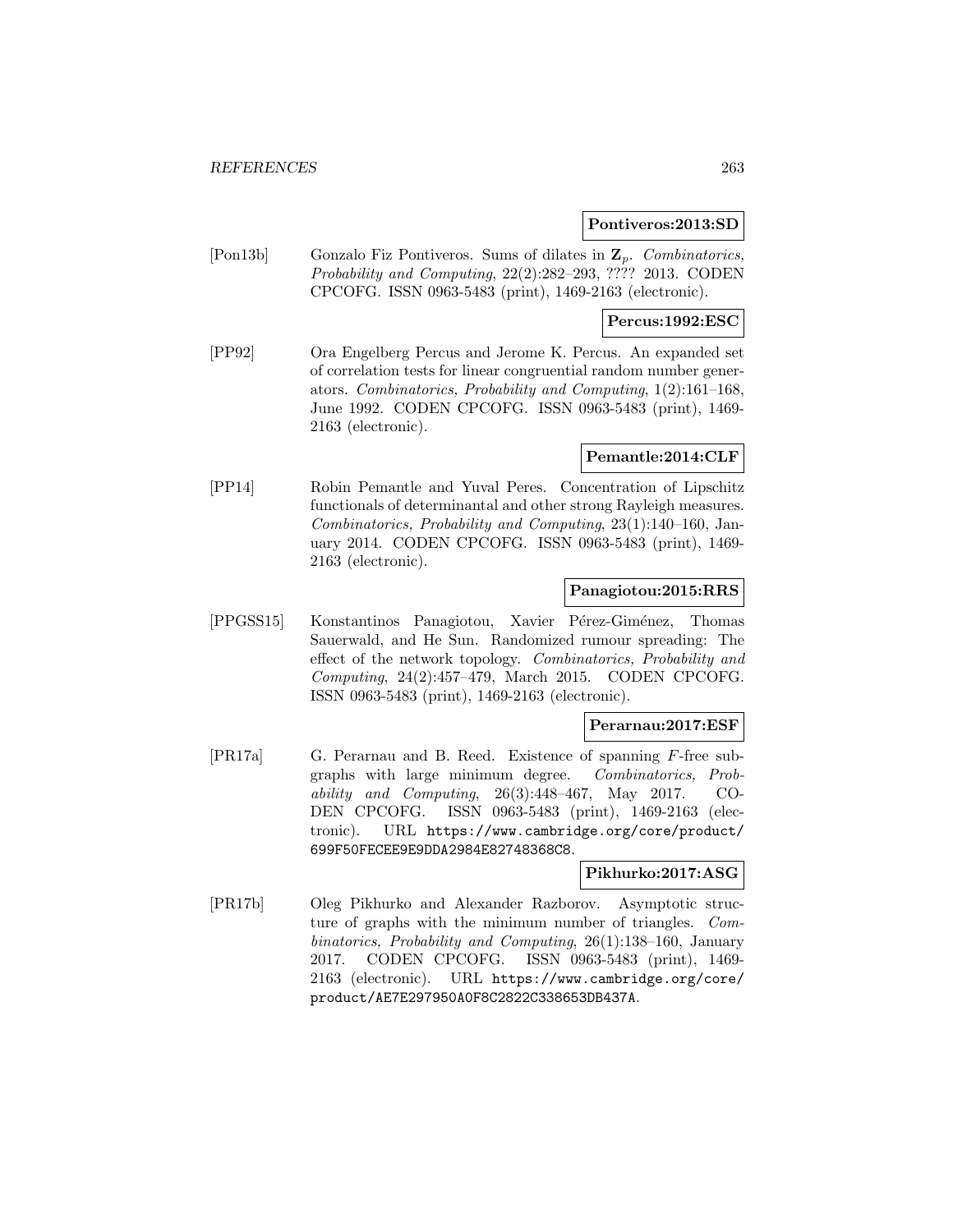**Pontiveros:2013:SD**

[Pon13b] Gonzalo Fiz Pontiveros. Sums of dilates in $\mathbf{Z}_p$. *Combinatorics, Probability and Computing*, 22(2):282–293, ???? 2013. CODEN CPCOFG. ISSN 0963-5483 (print), 1469-2163 (electronic).

**Percus:1992:ESC**

[PP92] Ora Engelberg Percus and Jerome K. Percus. An expanded set of correlation tests for linear congruential random number generators. *Combinatorics, Probability and Computing*, 1(2):161–168, June 1992. CODEN CPCOFG. ISSN 0963-5483 (print), 1469-2163 (electronic).

**Pemantle:2014:CLF**

[PP14] Robin Pemantle and Yuval Peres. Concentration of Lipschitz functionals of determinantal and other strong Rayleigh measures. *Combinatorics, Probability and Computing*, 23(1):140–160, January 2014. CODEN CPCOFG. ISSN 0963-5483 (print), 1469-2163 (electronic).

**Panagiotou:2015:RRS**

[PPGSS15] Konstantinos Panagiotou, Xavier Pérez-Giménez, Thomas Sauerwald, and He Sun. Randomized rumour spreading: The effect of the network topology. *Combinatorics, Probability and Computing*, 24(2):457–479, March 2015. CODEN CPCOFG. ISSN 0963-5483 (print), 1469-2163 (electronic).

**Perarnau:2017:ESF**

[PR17a] G. Perarnau and B. Reed. Existence of spanning $F$-free subgraphs with large minimum degree. *Combinatorics, Probability and Computing*, 26(3):448–467, May 2017. CODEN CPCOFG. ISSN 0963-5483 (print), 1469-2163 (electronic). URL https://www.cambridge.org/core/product/699F50FECEE9E9DDA2984E82748368C8.

**Pikhurko:2017:ASG**

[PR17b] Oleg Pikhurko and Alexander Razborov. Asymptotic structure of graphs with the minimum number of triangles. *Combinatorics, Probability and Computing*, 26(1):138–160, January 2017. CODEN CPCOFG. ISSN 0963-5483 (print), 1469-2163 (electronic). URL https://www.cambridge.org/core/product/AE7E297950A0F8C2822C338653DB437A.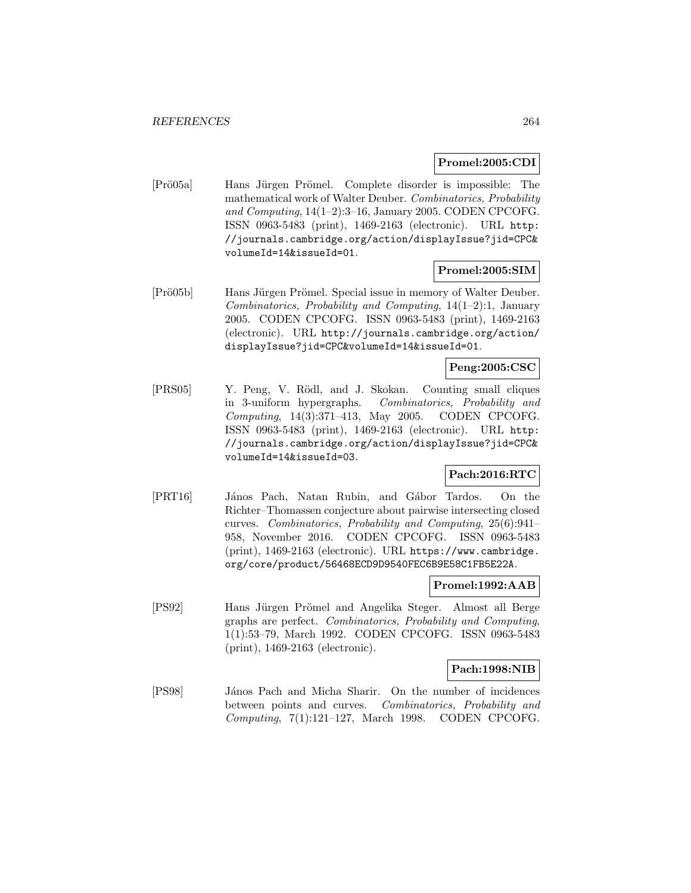**Promel:2005:CDI**

[Prö05a] Hans Jürgen Prömel. Complete disorder is impossible: The mathematical work of Walter Deuber. *Combinatorics, Probability and Computing*, 14(1–2):3–16, January 2005. CODEN CPCOFG. ISSN 0963-5483 (print), 1469-2163 (electronic). URL http://journals.cambridge.org/action/displayIssue?jid=CPC&volumeId=14&issueId=01.

**Promel:2005:SIM**

[Prö05b] Hans Jürgen Prömel. Special issue in memory of Walter Deuber. *Combinatorics, Probability and Computing*, 14(1–2):1, January 2005. CODEN CPCOFG. ISSN 0963-5483 (print), 1469-2163 (electronic). URL http://journals.cambridge.org/action/displayIssue?jid=CPC&volumeId=14&issueId=01.

**Peng:2005:CSC**

[PRS05] Y. Peng, V. Rödl, and J. Skokan. Counting small cliques in 3-uniform hypergraphs. *Combinatorics, Probability and Computing*, 14(3):371–413, May 2005. CODEN CPCOFG. ISSN 0963-5483 (print), 1469-2163 (electronic). URL http://journals.cambridge.org/action/displayIssue?jid=CPC&volumeId=14&issueId=03.

**Pach:2016:RTC**

[PRT16] János Pach, Natan Rubin, and Gábor Tardos. On the Richter–Thomassen conjecture about pairwise intersecting closed curves. *Combinatorics, Probability and Computing*, 25(6):941–958, November 2016. CODEN CPCOFG. ISSN 0963-5483 (print), 1469-2163 (electronic). URL https://www.cambridge.org/core/product/56468ECD9D9540FEC6B9E58C1FB5E22A.

**Promel:1992:AAB**

[PS92] Hans Jürgen Prömel and Angelika Steger. Almost all Berge graphs are perfect. *Combinatorics, Probability and Computing*, 1(1):53–79, March 1992. CODEN CPCOFG. ISSN 0963-5483 (print), 1469-2163 (electronic).

**Pach:1998:NIB**

[PS98] János Pach and Micha Sharir. On the number of incidences between points and curves. *Combinatorics, Probability and Computing*, 7(1):121–127, March 1998. CODEN CPCOFG.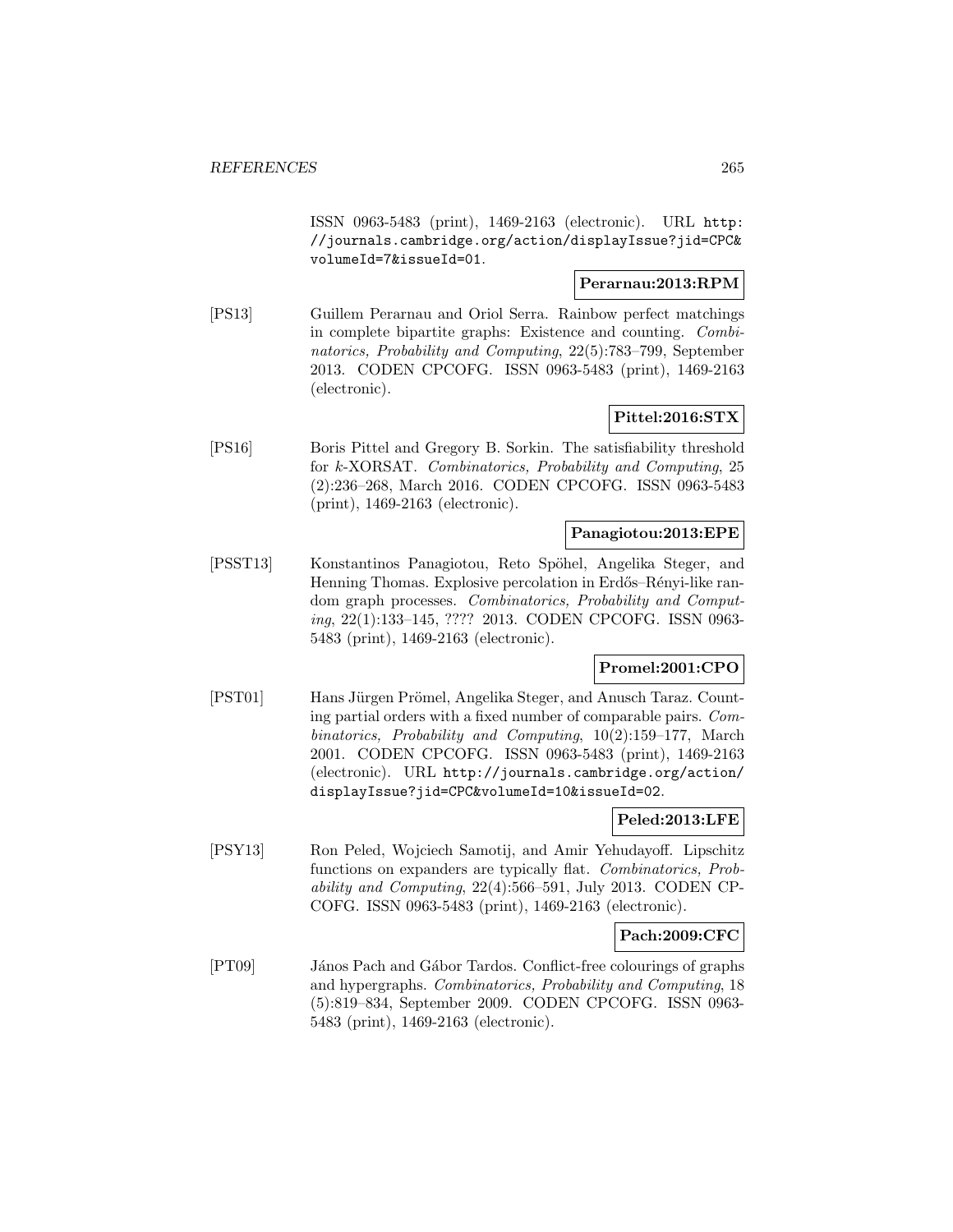ISSN 0963-5483 (print), 1469-2163 (electronic). URL http://journals.cambridge.org/action/displayIssue?jid=CPC&volumeId=7&issueId=01.

**Perarnau:2013:RPM**

[PS13] Guillem Perarnau and Oriol Serra. Rainbow perfect matchings in complete bipartite graphs: Existence and counting. *Combinatorics, Probability and Computing*, 22(5):783–799, September 2013. CODEN CPCOFG. ISSN 0963-5483 (print), 1469-2163 (electronic).

**Pittel:2016:STX**

[PS16] Boris Pittel and Gregory B. Sorkin. The satisfiability threshold for $k$-XORSAT. *Combinatorics, Probability and Computing*, 25 (2):236–268, March 2016. CODEN CPCOFG. ISSN 0963-5483 (print), 1469-2163 (electronic).

**Panagiotou:2013:EPE**

[PSST13] Konstantinos Panagiotou, Reto Spöhel, Angelika Steger, and Henning Thomas. Explosive percolation in Erdős–Rényi-like random graph processes. *Combinatorics, Probability and Computing*, 22(1):133–145, ???? 2013. CODEN CPCOFG. ISSN 0963-5483 (print), 1469-2163 (electronic).

**Promel:2001:CPO**

[PST01] Hans Jürgen Prömel, Angelika Steger, and Anusch Taraz. Counting partial orders with a fixed number of comparable pairs. *Combinatorics, Probability and Computing*, 10(2):159–177, March 2001. CODEN CPCOFG. ISSN 0963-5483 (print), 1469-2163 (electronic). URL http://journals.cambridge.org/action/displayIssue?jid=CPC&volumeId=10&issueId=02.

**Peled:2013:LFE**

[PSY13] Ron Peled, Wojciech Samotij, and Amir Yehudayoff. Lipschitz functions on expanders are typically flat. *Combinatorics, Probability and Computing*, 22(4):566–591, July 2013. CODEN CPCOFG. ISSN 0963-5483 (print), 1469-2163 (electronic).

**Pach:2009:CFC**

[PT09] János Pach and Gábor Tardos. Conflict-free colourings of graphs and hypergraphs. *Combinatorics, Probability and Computing*, 18 (5):819–834, September 2009. CODEN CPCOFG. ISSN 0963-5483 (print), 1469-2163 (electronic).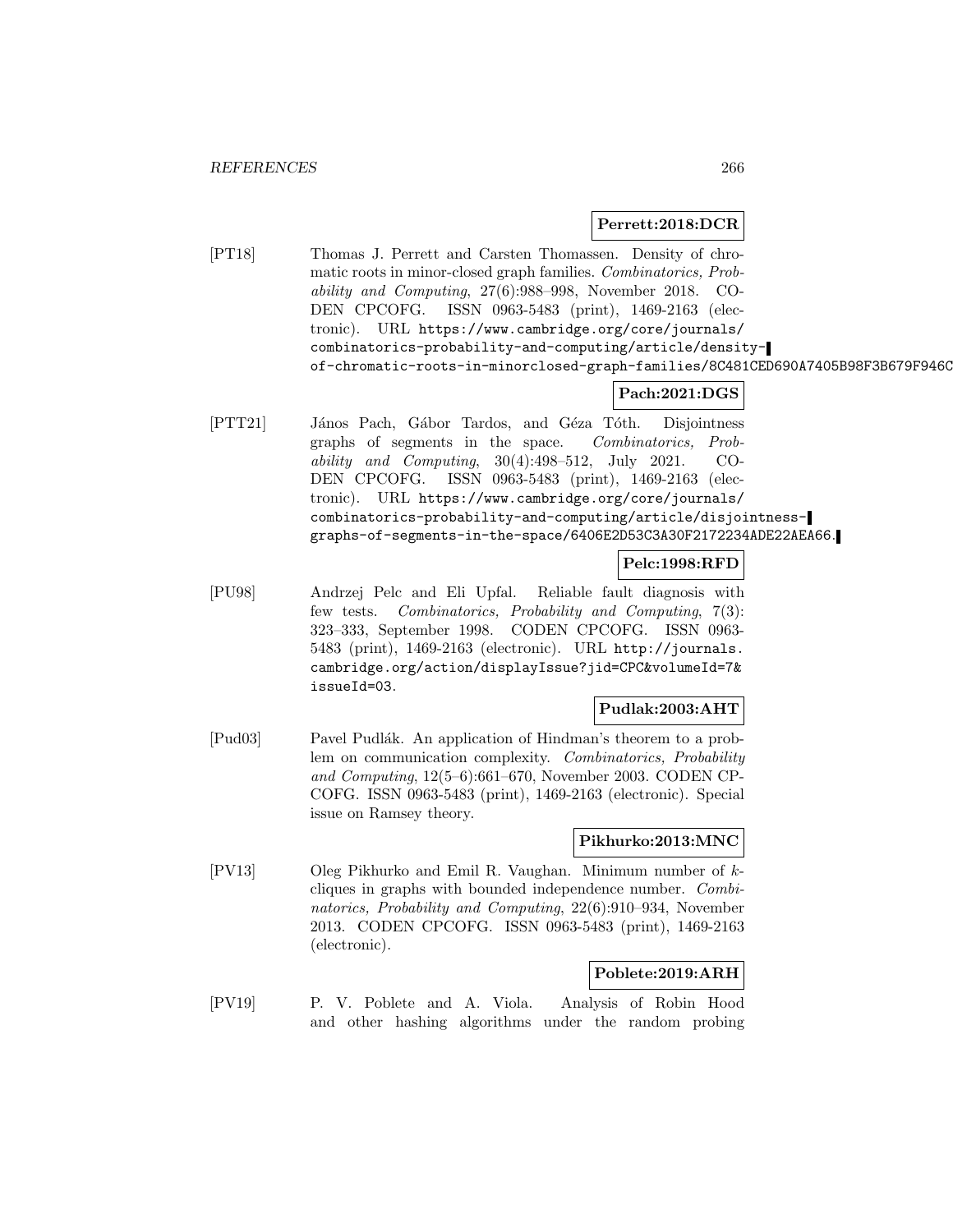**Perrett:2018:DCR**

[PT18] Thomas J. Perrett and Carsten Thomassen. Density of chromatic roots in minor-closed graph families. *Combinatorics, Probability and Computing*, 27(6):988–998, November 2018. CODEN CPCOFG. ISSN 0963-5483 (print), 1469-2163 (electronic). URL https://www.cambridge.org/core/journals/combinatorics-probability-and-computing/article/density-of-chromatic-roots-in-minorclosed-graph-families/8C481CED690A7405B98F3B679F946C

**Pach:2021:DGS**

[PTT21] János Pach, Gábor Tardos, and Géza Tóth. Disjointness graphs of segments in the space. *Combinatorics, Probability and Computing*, 30(4):498–512, July 2021. CODEN CPCOFG. ISSN 0963-5483 (print), 1469-2163 (electronic). URL https://www.cambridge.org/core/journals/combinatorics-probability-and-computing/article/disjointness-graphs-of-segments-in-the-space/6406E2D53C3A30F2172234ADE22AEA66.

**Pelc:1998:RFD**

[PU98] Andrzej Pelc and Eli Upfal. Reliable fault diagnosis with few tests. *Combinatorics, Probability and Computing*, 7(3): 323–333, September 1998. CODEN CPCOFG. ISSN 0963-5483 (print), 1469-2163 (electronic). URL http://journals.cambridge.org/action/displayIssue?jid=CPC&volumeId=7&issueId=03.

**Pudlak:2003:AHT**

[Pud03] Pavel Pudlák. An application of Hindman's theorem to a problem on communication complexity. *Combinatorics, Probability and Computing*, 12(5–6):661–670, November 2003. CODEN CPCOFG. ISSN 0963-5483 (print), 1469-2163 (electronic). Special issue on Ramsey theory.

**Pikhurko:2013:MNC**

[PV13] Oleg Pikhurko and Emil R. Vaughan. Minimum number of $k$-cliques in graphs with bounded independence number. *Combinatorics, Probability and Computing*, 22(6):910–934, November 2013. CODEN CPCOFG. ISSN 0963-5483 (print), 1469-2163 (electronic).

**Poblete:2019:ARH**

[PV19] P. V. Poblete and A. Viola. Analysis of Robin Hood and other hashing algorithms under the random probing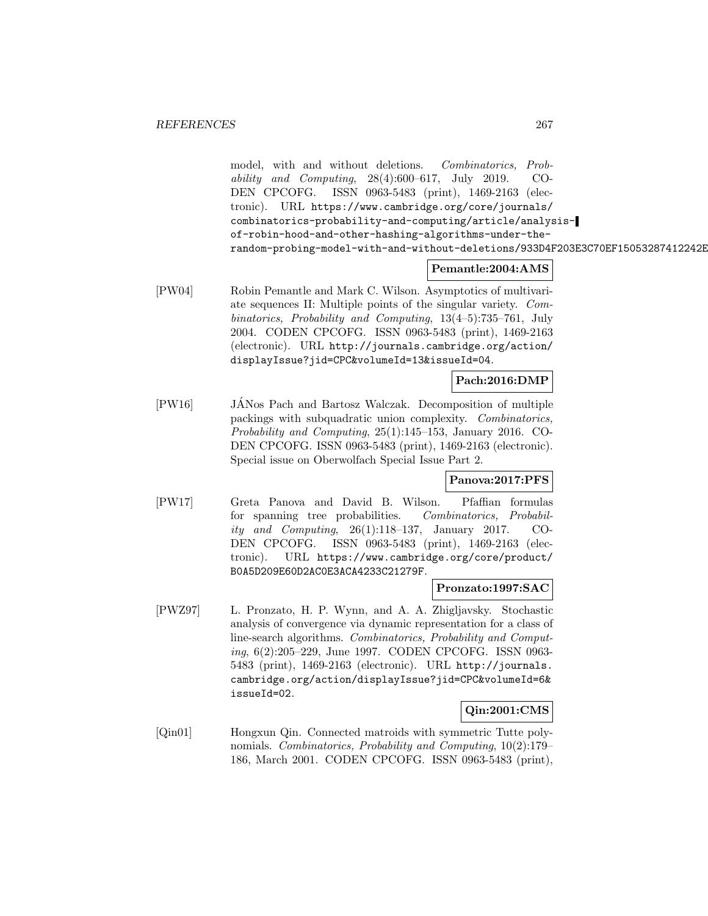model, with and without deletions. *Combinatorics, Probability and Computing*, 28(4):600–617, July 2019. CODEN CPCOFG. ISSN 0963-5483 (print), 1469-2163 (electronic). URL https://www.cambridge.org/core/journals/combinatorics-probability-and-computing/article/analysis-of-robin-hood-and-other-hashing-algorithms-under-the-random-probing-model-with-and-without-deletions/933D4F203E3C70EF15053287412242E

**Pemantle:2004:AMS**

[PW04] Robin Pemantle and Mark C. Wilson. Asymptotics of multivariate sequences II: Multiple points of the singular variety. *Combinatorics, Probability and Computing*, 13(4–5):735–761, July 2004. CODEN CPCOFG. ISSN 0963-5483 (print), 1469-2163 (electronic). URL http://journals.cambridge.org/action/displayIssue?jid=CPC&volumeId=13&issueId=04.

**Pach:2016:DMP**

[PW16] JÁNos Pach and Bartosz Walczak. Decomposition of multiple packings with subquadratic union complexity. *Combinatorics, Probability and Computing*, 25(1):145–153, January 2016. CODEN CPCOFG. ISSN 0963-5483 (print), 1469-2163 (electronic). Special issue on Oberwolfach Special Issue Part 2.

**Panova:2017:PFS**

[PW17] Greta Panova and David B. Wilson. Pfaffian formulas for spanning tree probabilities. *Combinatorics, Probability and Computing*, 26(1):118–137, January 2017. CODEN CPCOFG. ISSN 0963-5483 (print), 1469-2163 (electronic). URL https://www.cambridge.org/core/product/B0A5D209E60D2AC0E3ACA4233C21279F.

**Pronzato:1997:SAC**

[PWZ97] L. Pronzato, H. P. Wynn, and A. A. Zhigljavsky. Stochastic analysis of convergence via dynamic representation for a class of line-search algorithms. *Combinatorics, Probability and Computing*, 6(2):205–229, June 1997. CODEN CPCOFG. ISSN 0963-5483 (print), 1469-2163 (electronic). URL http://journals.cambridge.org/action/displayIssue?jid=CPC&volumeId=6&issueId=02.

**Qin:2001:CMS**

[Qin01] Hongxun Qin. Connected matroids with symmetric Tutte polynomials. *Combinatorics, Probability and Computing*, 10(2):179–186, March 2001. CODEN CPCOFG. ISSN 0963-5483 (print),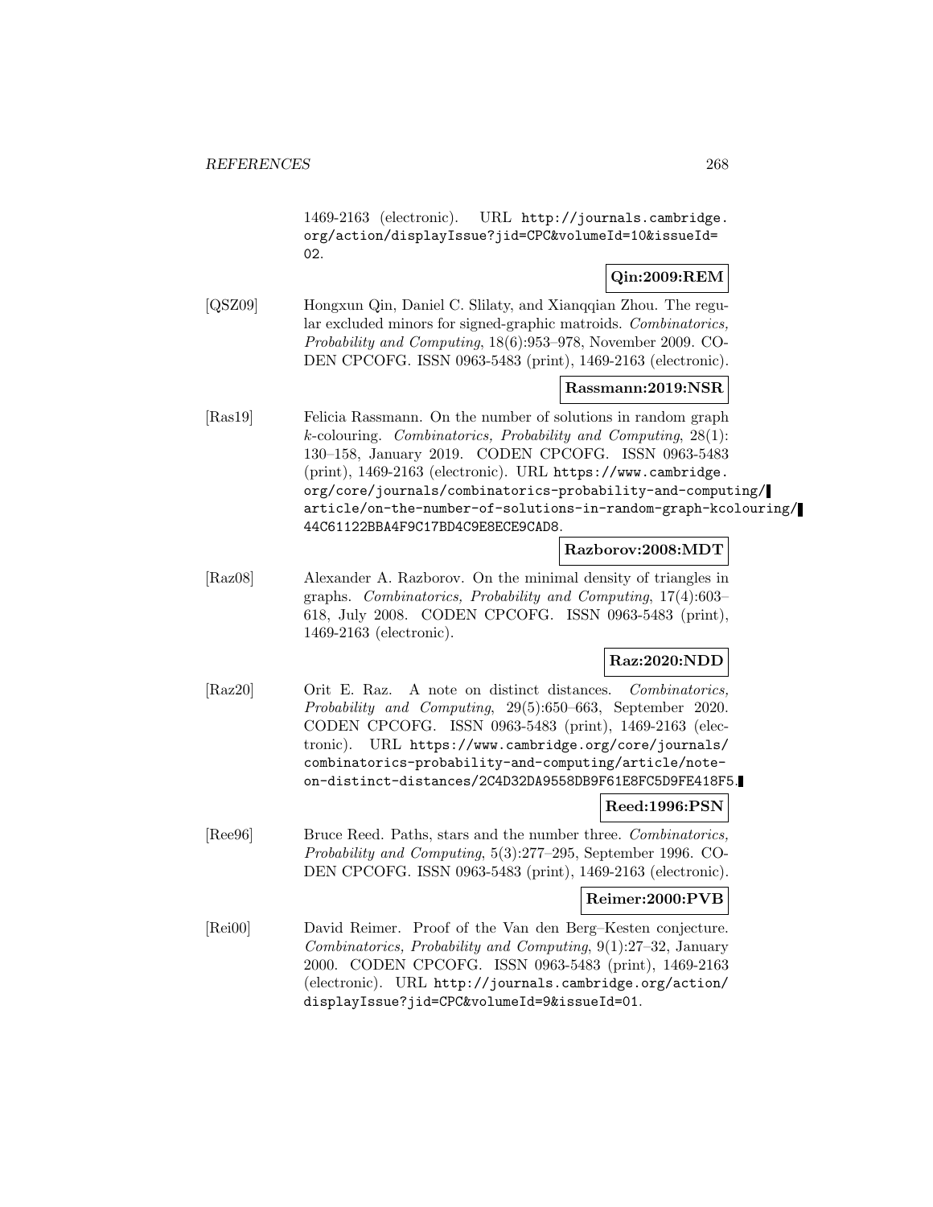1469-2163 (electronic). URL http://journals.cambridge.org/action/displayIssue?jid=CPC&volumeId=10&issueId=02.

**Qin:2009:REM**

[QSZ09] Hongxun Qin, Daniel C. Slilaty, and Xianqqian Zhou. The regular excluded minors for signed-graphic matroids. *Combinatorics, Probability and Computing*, 18(6):953–978, November 2009. CODEN CPCOFG. ISSN 0963-5483 (print), 1469-2163 (electronic).

**Rassmann:2019:NSR**

[Ras19] Felicia Rassmann. On the number of solutions in random graph $k$-colouring. *Combinatorics, Probability and Computing*, 28(1): 130–158, January 2019. CODEN CPCOFG. ISSN 0963-5483 (print), 1469-2163 (electronic). URL https://www.cambridge.org/core/journals/combinatorics-probability-and-computing/article/on-the-number-of-solutions-in-random-graph-kcolouring/44C61122BBA4F9C17BD4C9E8ECE9CAD8.

**Razborov:2008:MDT**

[Raz08] Alexander A. Razborov. On the minimal density of triangles in graphs. *Combinatorics, Probability and Computing*, 17(4):603–618, July 2008. CODEN CPCOFG. ISSN 0963-5483 (print), 1469-2163 (electronic).

**Raz:2020:NDD**

[Raz20] Orit E. Raz. A note on distinct distances. *Combinatorics, Probability and Computing*, 29(5):650–663, September 2020. CODEN CPCOFG. ISSN 0963-5483 (print), 1469-2163 (electronic). URL https://www.cambridge.org/core/journals/combinatorics-probability-and-computing/article/note-on-distinct-distances/2C4D32DA9558DB9F61E8FC5D9FE418F5.

**Reed:1996:PSN**

[Ree96] Bruce Reed. Paths, stars and the number three. *Combinatorics, Probability and Computing*, 5(3):277–295, September 1996. CODEN CPCOFG. ISSN 0963-5483 (print), 1469-2163 (electronic).

**Reimer:2000:PVB**

[Rei00] David Reimer. Proof of the Van den Berg–Kesten conjecture. *Combinatorics, Probability and Computing*, 9(1):27–32, January 2000. CODEN CPCOFG. ISSN 0963-5483 (print), 1469-2163 (electronic). URL http://journals.cambridge.org/action/displayIssue?jid=CPC&volumeId=9&issueId=01.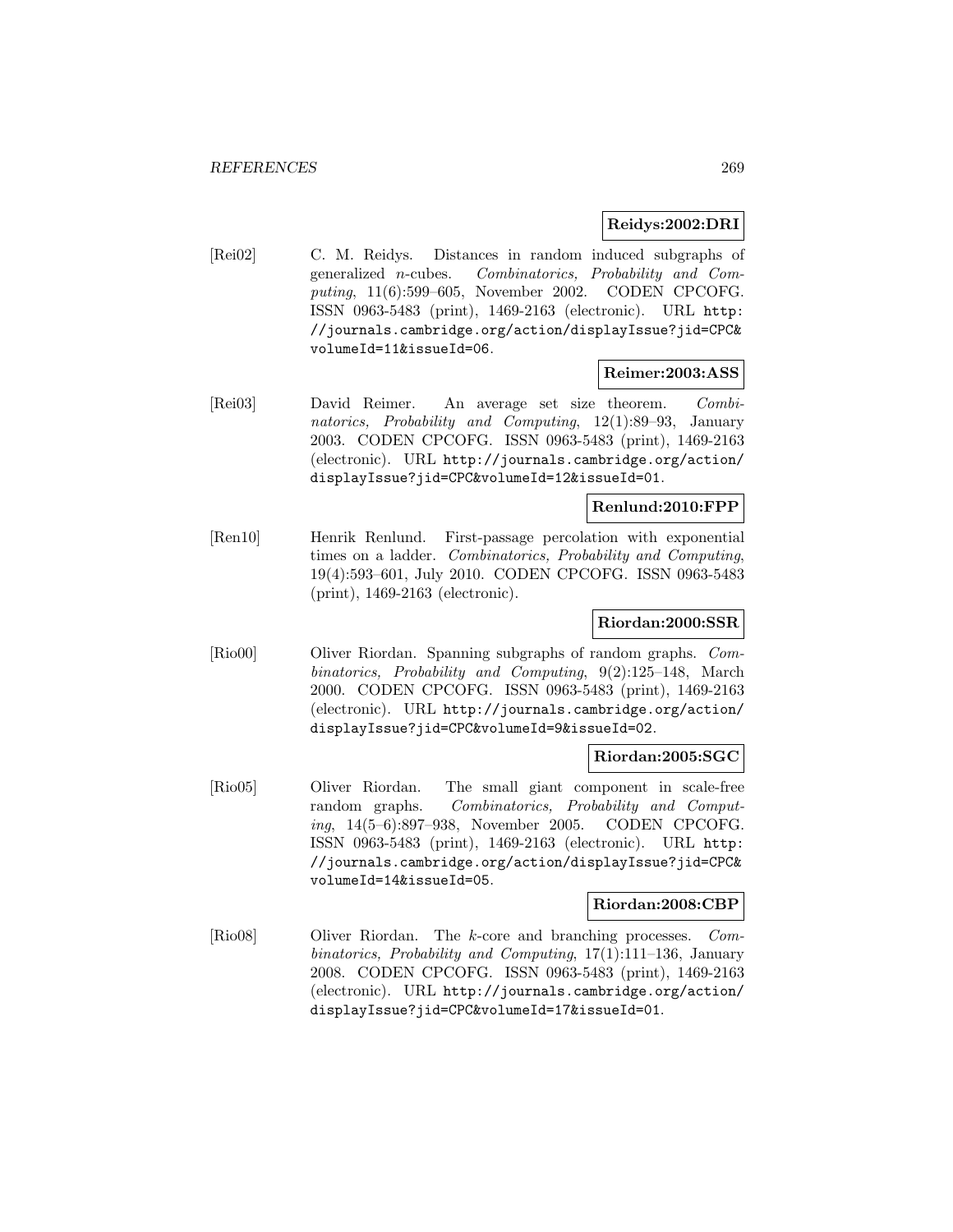**Reidys:2002:DRI**

[Rei02] C. M. Reidys. Distances in random induced subgraphs of generalized $n$-cubes. *Combinatorics, Probability and Computing*, 11(6):599–605, November 2002. CODEN CPCOFG. ISSN 0963-5483 (print), 1469-2163 (electronic). URL http://journals.cambridge.org/action/displayIssue?jid=CPC&volumeId=11&issueId=06.

**Reimer:2003:ASS**

[Rei03] David Reimer. An average set size theorem. *Combinatorics, Probability and Computing*, 12(1):89–93, January 2003. CODEN CPCOFG. ISSN 0963-5483 (print), 1469-2163 (electronic). URL http://journals.cambridge.org/action/displayIssue?jid=CPC&volumeId=12&issueId=01.

**Renlund:2010:FPP**

[Ren10] Henrik Renlund. First-passage percolation with exponential times on a ladder. *Combinatorics, Probability and Computing*, 19(4):593–601, July 2010. CODEN CPCOFG. ISSN 0963-5483 (print), 1469-2163 (electronic).

**Riordan:2000:SSR**

[Rio00] Oliver Riordan. Spanning subgraphs of random graphs. *Combinatorics, Probability and Computing*, 9(2):125–148, March 2000. CODEN CPCOFG. ISSN 0963-5483 (print), 1469-2163 (electronic). URL http://journals.cambridge.org/action/displayIssue?jid=CPC&volumeId=9&issueId=02.

**Riordan:2005:SGC**

[Rio05] Oliver Riordan. The small giant component in scale-free random graphs. *Combinatorics, Probability and Computing*, 14(5–6):897–938, November 2005. CODEN CPCOFG. ISSN 0963-5483 (print), 1469-2163 (electronic). URL http://journals.cambridge.org/action/displayIssue?jid=CPC&volumeId=14&issueId=05.

**Riordan:2008:CBP**

[Rio08] Oliver Riordan. The $k$-core and branching processes. *Combinatorics, Probability and Computing*, 17(1):111–136, January 2008. CODEN CPCOFG. ISSN 0963-5483 (print), 1469-2163 (electronic). URL http://journals.cambridge.org/action/displayIssue?jid=CPC&volumeId=17&issueId=01.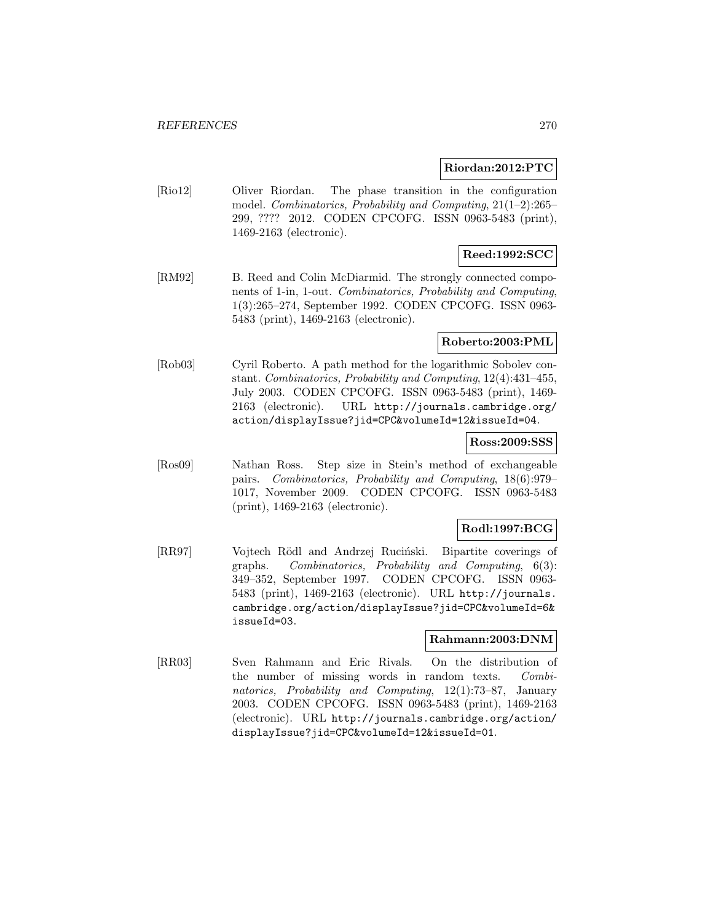**Riordan:2012:PTC**

[Rio12] Oliver Riordan. The phase transition in the configuration model. *Combinatorics, Probability and Computing*, 21(1–2):265–299, ???? 2012. CODEN CPCOFG. ISSN 0963-5483 (print), 1469-2163 (electronic).

**Reed:1992:SCC**

[RM92] B. Reed and Colin McDiarmid. The strongly connected components of 1-in, 1-out. *Combinatorics, Probability and Computing*, 1(3):265–274, September 1992. CODEN CPCOFG. ISSN 0963-5483 (print), 1469-2163 (electronic).

**Roberto:2003:PML**

[Rob03] Cyril Roberto. A path method for the logarithmic Sobolev constant. *Combinatorics, Probability and Computing*, 12(4):431–455, July 2003. CODEN CPCOFG. ISSN 0963-5483 (print), 1469-2163 (electronic). URL `http://journals.cambridge.org/action/displayIssue?jid=CPC&volumeId=12&issueId=04`.

**Ross:2009:SSS**

[Ros09] Nathan Ross. Step size in Stein's method of exchangeable pairs. *Combinatorics, Probability and Computing*, 18(6):979–1017, November 2009. CODEN CPCOFG. ISSN 0963-5483 (print), 1469-2163 (electronic).

**Rodl:1997:BCG**

[RR97] Vojtech Rödl and Andrzej Ruciński. Bipartite coverings of graphs. *Combinatorics, Probability and Computing*, 6(3): 349–352, September 1997. CODEN CPCOFG. ISSN 0963-5483 (print), 1469-2163 (electronic). URL `http://journals.cambridge.org/action/displayIssue?jid=CPC&volumeId=6&issueId=03`.

**Rahmann:2003:DNM**

[RR03] Sven Rahmann and Eric Rivals. On the distribution of the number of missing words in random texts. *Combinatorics, Probability and Computing*, 12(1):73–87, January 2003. CODEN CPCOFG. ISSN 0963-5483 (print), 1469-2163 (electronic). URL `http://journals.cambridge.org/action/displayIssue?jid=CPC&volumeId=12&issueId=01`.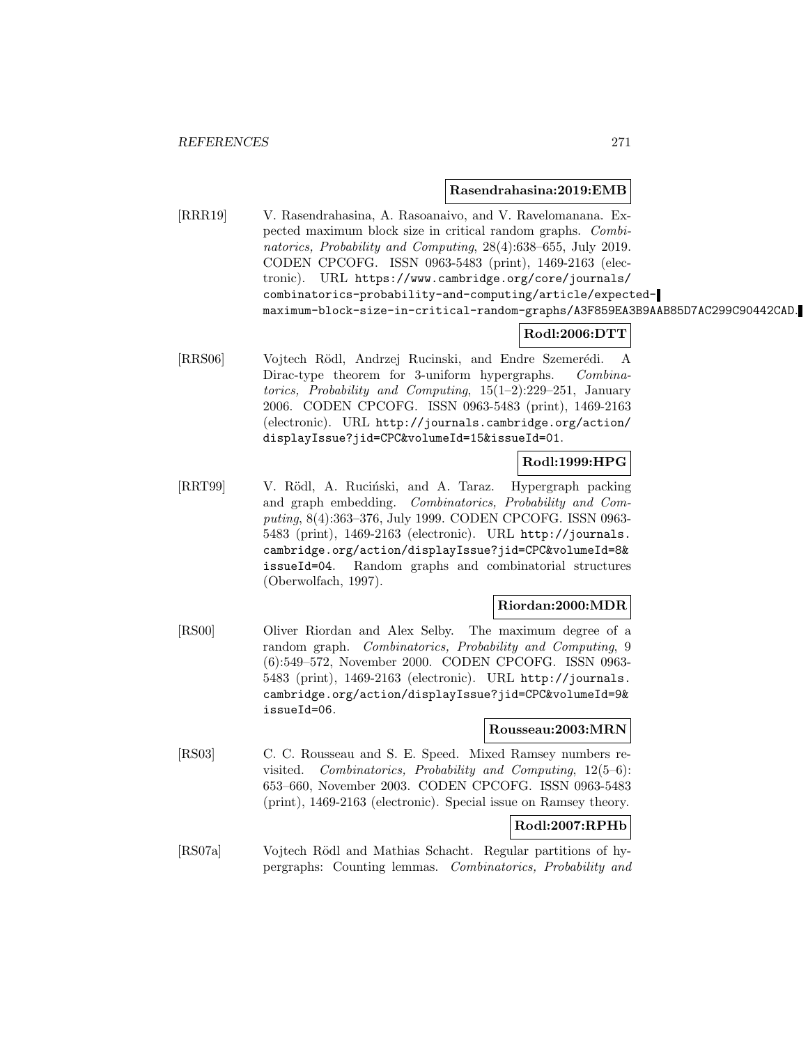**Rasendrahasina:2019:EMB**

[RRR19] V. Rasendrahasina, A. Rasoanaivo, and V. Ravelomanana. Expected maximum block size in critical random graphs. *Combinatorics, Probability and Computing*, 28(4):638–655, July 2019. CODEN CPCOFG. ISSN 0963-5483 (print), 1469-2163 (electronic). URL `https://www.cambridge.org/core/journals/combinatorics-probability-and-computing/article/expected-maximum-block-size-in-critical-random-graphs/A3F859EA3B9AAB85D7AC299C90442CAD`.

**Rodl:2006:DTT**

[RRS06] Vojtech Rödl, Andrzej Rucinski, and Endre Szemerédi. A Dirac-type theorem for 3-uniform hypergraphs. *Combinatorics, Probability and Computing*, 15(1–2):229–251, January 2006. CODEN CPCOFG. ISSN 0963-5483 (print), 1469-2163 (electronic). URL `http://journals.cambridge.org/action/displayIssue?jid=CPC&volumeId=15&issueId=01`.

**Rodl:1999:HPG**

[RRT99] V. Rödl, A. Ruciński, and A. Taraz. Hypergraph packing and graph embedding. *Combinatorics, Probability and Computing*, 8(4):363–376, July 1999. CODEN CPCOFG. ISSN 0963-5483 (print), 1469-2163 (electronic). URL `http://journals.cambridge.org/action/displayIssue?jid=CPC&volumeId=8&issueId=04`. Random graphs and combinatorial structures (Oberwolfach, 1997).

**Riordan:2000:MDR**

[RS00] Oliver Riordan and Alex Selby. The maximum degree of a random graph. *Combinatorics, Probability and Computing*, 9 (6):549–572, November 2000. CODEN CPCOFG. ISSN 0963-5483 (print), 1469-2163 (electronic). URL `http://journals.cambridge.org/action/displayIssue?jid=CPC&volumeId=9&issueId=06`.

**Rousseau:2003:MRN**

[RS03] C. C. Rousseau and S. E. Speed. Mixed Ramsey numbers revisited. *Combinatorics, Probability and Computing*, 12(5–6): 653–660, November 2003. CODEN CPCOFG. ISSN 0963-5483 (print), 1469-2163 (electronic). Special issue on Ramsey theory.

**Rodl:2007:RPHb**

[RS07a] Vojtech Rödl and Mathias Schacht. Regular partitions of hypergraphs: Counting lemmas. *Combinatorics, Probability and*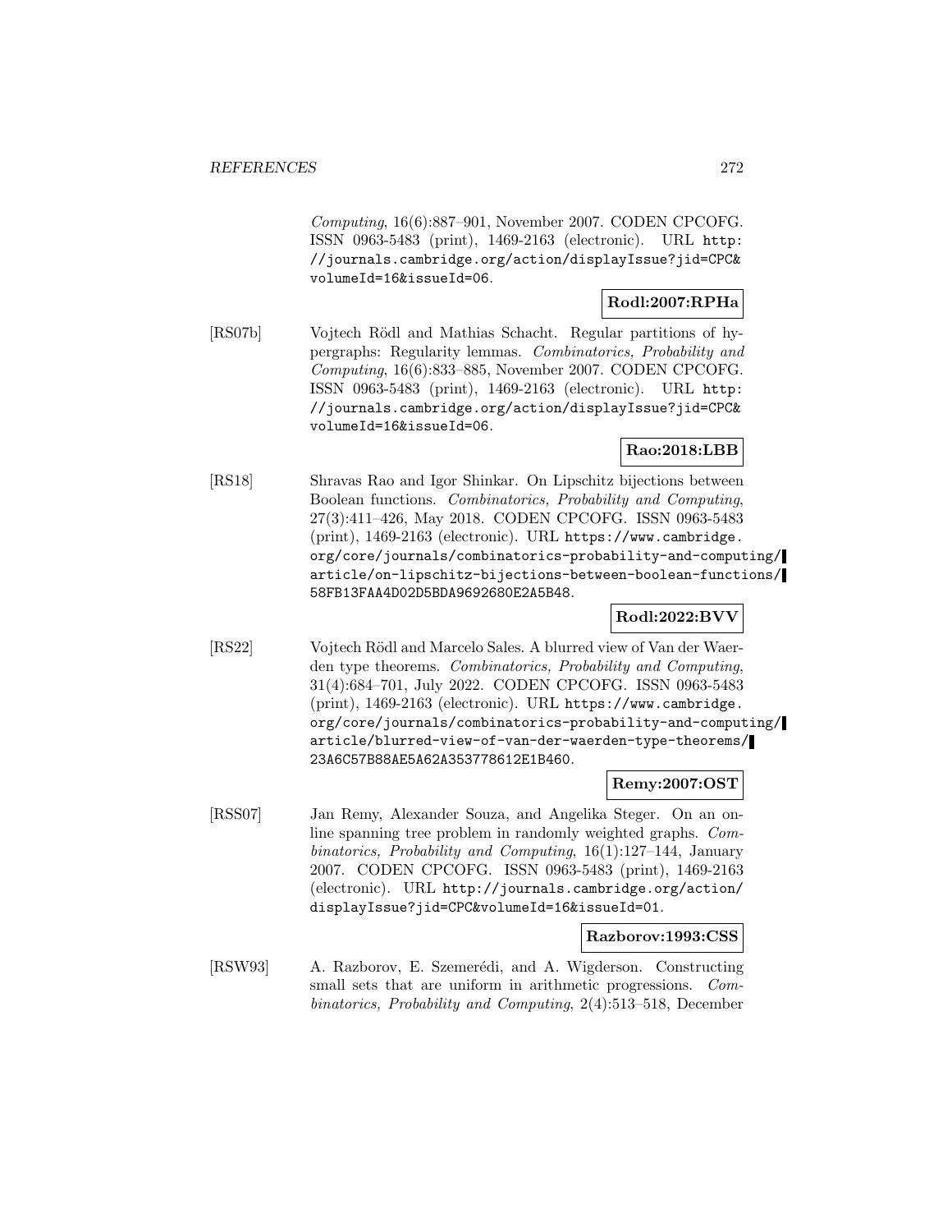*Computing*, 16(6):887–901, November 2007. CODEN CPCOFG. ISSN 0963-5483 (print), 1469-2163 (electronic). URL http://journals.cambridge.org/action/displayIssue?jid=CPC&volumeId=16&issueId=06.

**Rodl:2007:RPHa**

[RS07b] Vojtech Rödl and Mathias Schacht. Regular partitions of hypergraphs: Regularity lemmas. *Combinatorics, Probability and Computing*, 16(6):833–885, November 2007. CODEN CPCOFG. ISSN 0963-5483 (print), 1469-2163 (electronic). URL http://journals.cambridge.org/action/displayIssue?jid=CPC&volumeId=16&issueId=06.

**Rao:2018:LBB**

[RS18] Shravas Rao and Igor Shinkar. On Lipschitz bijections between Boolean functions. *Combinatorics, Probability and Computing*, 27(3):411–426, May 2018. CODEN CPCOFG. ISSN 0963-5483 (print), 1469-2163 (electronic). URL https://www.cambridge.org/core/journals/combinatorics-probability-and-computing/article/on-lipschitz-bijections-between-boolean-functions/58FB13FAA4D02D5BDA9692680E2A5B48.

**Rodl:2022:BVV**

[RS22] Vojtech Rödl and Marcelo Sales. A blurred view of Van der Waerden type theorems. *Combinatorics, Probability and Computing*, 31(4):684–701, July 2022. CODEN CPCOFG. ISSN 0963-5483 (print), 1469-2163 (electronic). URL https://www.cambridge.org/core/journals/combinatorics-probability-and-computing/article/blurred-view-of-van-der-waerden-type-theorems/23A6C57B88AE5A62A353778612E1B460.

**Remy:2007:OST**

[RSS07] Jan Remy, Alexander Souza, and Angelika Steger. On an online spanning tree problem in randomly weighted graphs. *Combinatorics, Probability and Computing*, 16(1):127–144, January 2007. CODEN CPCOFG. ISSN 0963-5483 (print), 1469-2163 (electronic). URL http://journals.cambridge.org/action/displayIssue?jid=CPC&volumeId=16&issueId=01.

**Razborov:1993:CSS**

[RSW93] A. Razborov, E. Szemerédi, and A. Wigderson. Constructing small sets that are uniform in arithmetic progressions. *Combinatorics, Probability and Computing*, 2(4):513–518, December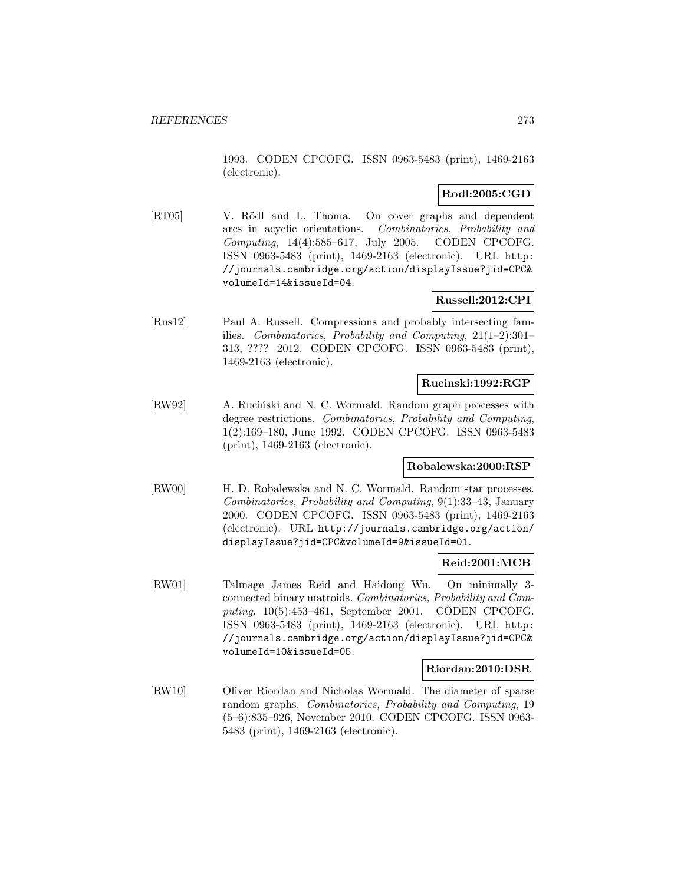1993. CODEN CPCOFG. ISSN 0963-5483 (print), 1469-2163 (electronic).

**Rodl:2005:CGD**

[RT05] V. Rödl and L. Thoma. On cover graphs and dependent arcs in acyclic orientations. *Combinatorics, Probability and Computing*, 14(4):585–617, July 2005. CODEN CPCOFG. ISSN 0963-5483 (print), 1469-2163 (electronic). URL http://journals.cambridge.org/action/displayIssue?jid=CPC&volumeId=14&issueId=04.

**Russell:2012:CPI**

[Rus12] Paul A. Russell. Compressions and probably intersecting families. *Combinatorics, Probability and Computing*, 21(1–2):301–313, ???? 2012. CODEN CPCOFG. ISSN 0963-5483 (print), 1469-2163 (electronic).

**Rucinski:1992:RGP**

[RW92] A. Ruciński and N. C. Wormald. Random graph processes with degree restrictions. *Combinatorics, Probability and Computing*, 1(2):169–180, June 1992. CODEN CPCOFG. ISSN 0963-5483 (print), 1469-2163 (electronic).

**Robalewska:2000:RSP**

[RW00] H. D. Robalewska and N. C. Wormald. Random star processes. *Combinatorics, Probability and Computing*, 9(1):33–43, January 2000. CODEN CPCOFG. ISSN 0963-5483 (print), 1469-2163 (electronic). URL http://journals.cambridge.org/action/displayIssue?jid=CPC&volumeId=9&issueId=01.

**Reid:2001:MCB**

[RW01] Talmage James Reid and Haidong Wu. On minimally 3-connected binary matroids. *Combinatorics, Probability and Computing*, 10(5):453–461, September 2001. CODEN CPCOFG. ISSN 0963-5483 (print), 1469-2163 (electronic). URL http://journals.cambridge.org/action/displayIssue?jid=CPC&volumeId=10&issueId=05.

**Riordan:2010:DSR**

[RW10] Oliver Riordan and Nicholas Wormald. The diameter of sparse random graphs. *Combinatorics, Probability and Computing*, 19(5–6):835–926, November 2010. CODEN CPCOFG. ISSN 0963-5483 (print), 1469-2163 (electronic).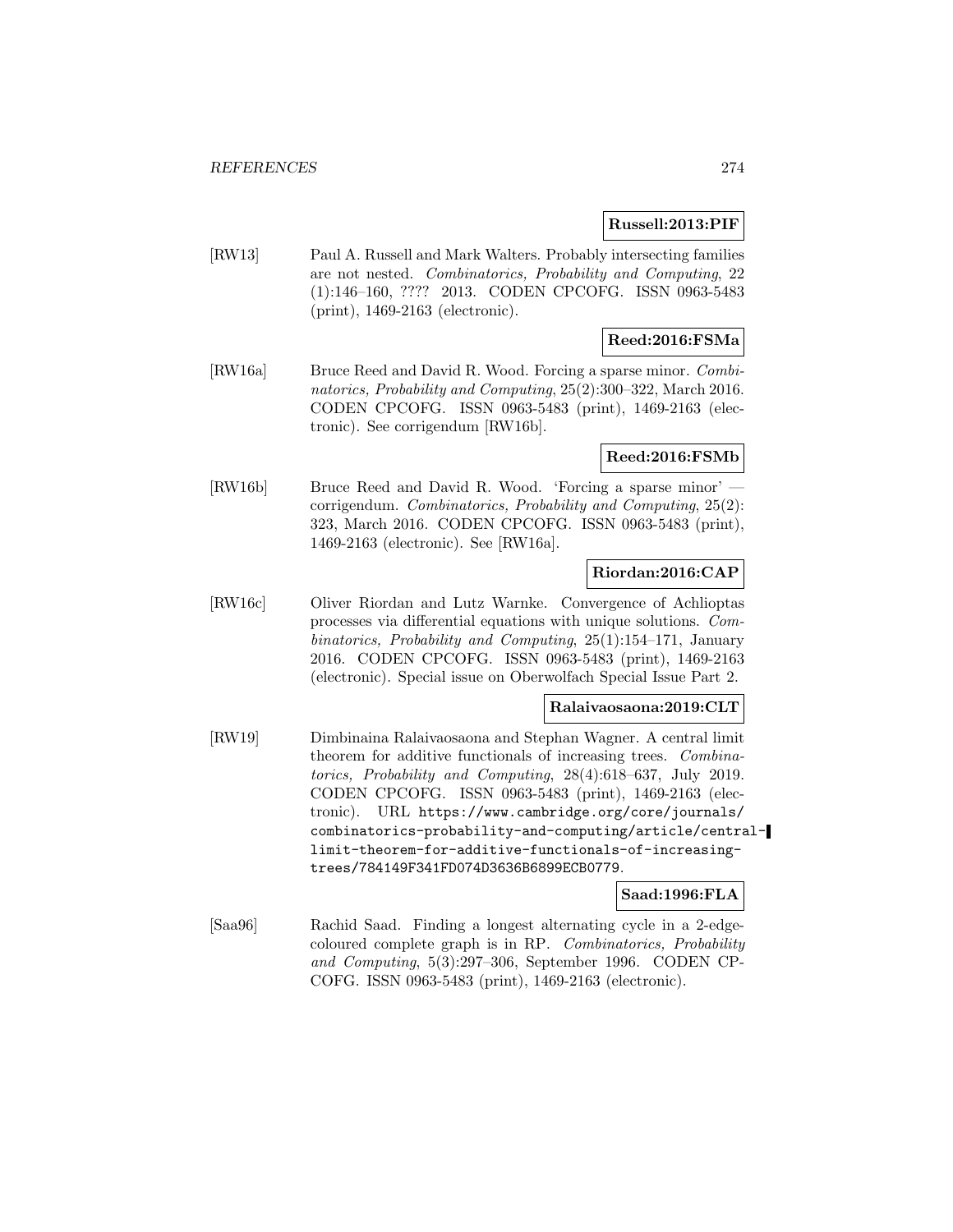**Russell:2013:PIF**

[RW13] Paul A. Russell and Mark Walters. Probably intersecting families are not nested. *Combinatorics, Probability and Computing*, 22 (1):146–160, ???? 2013. CODEN CPCOFG. ISSN 0963-5483 (print), 1469-2163 (electronic).

**Reed:2016:FSMa**

[RW16a] Bruce Reed and David R. Wood. Forcing a sparse minor. *Combinatorics, Probability and Computing*, 25(2):300–322, March 2016. CODEN CPCOFG. ISSN 0963-5483 (print), 1469-2163 (electronic). See corrigendum [RW16b].

**Reed:2016:FSMb**

[RW16b] Bruce Reed and David R. Wood. 'Forcing a sparse minor' — corrigendum. *Combinatorics, Probability and Computing*, 25(2): 323, March 2016. CODEN CPCOFG. ISSN 0963-5483 (print), 1469-2163 (electronic). See [RW16a].

**Riordan:2016:CAP**

[RW16c] Oliver Riordan and Lutz Warnke. Convergence of Achlioptas processes via differential equations with unique solutions. *Combinatorics, Probability and Computing*, 25(1):154–171, January 2016. CODEN CPCOFG. ISSN 0963-5483 (print), 1469-2163 (electronic). Special issue on Oberwolfach Special Issue Part 2.

**Ralaivaosaona:2019:CLT**

[RW19] Dimbinaina Ralaivaosaona and Stephan Wagner. A central limit theorem for additive functionals of increasing trees. *Combinatorics, Probability and Computing*, 28(4):618–637, July 2019. CODEN CPCOFG. ISSN 0963-5483 (print), 1469-2163 (electronic). URL `https://www.cambridge.org/core/journals/combinatorics-probability-and-computing/article/central-limit-theorem-for-additive-functionals-of-increasing-trees/784149F341FD074D3636B6899ECB0779`.

**Saad:1996:FLA**

[Saa96] Rachid Saad. Finding a longest alternating cycle in a 2-edge-coloured complete graph is in RP. *Combinatorics, Probability and Computing*, 5(3):297–306, September 1996. CODEN CPCOFG. ISSN 0963-5483 (print), 1469-2163 (electronic).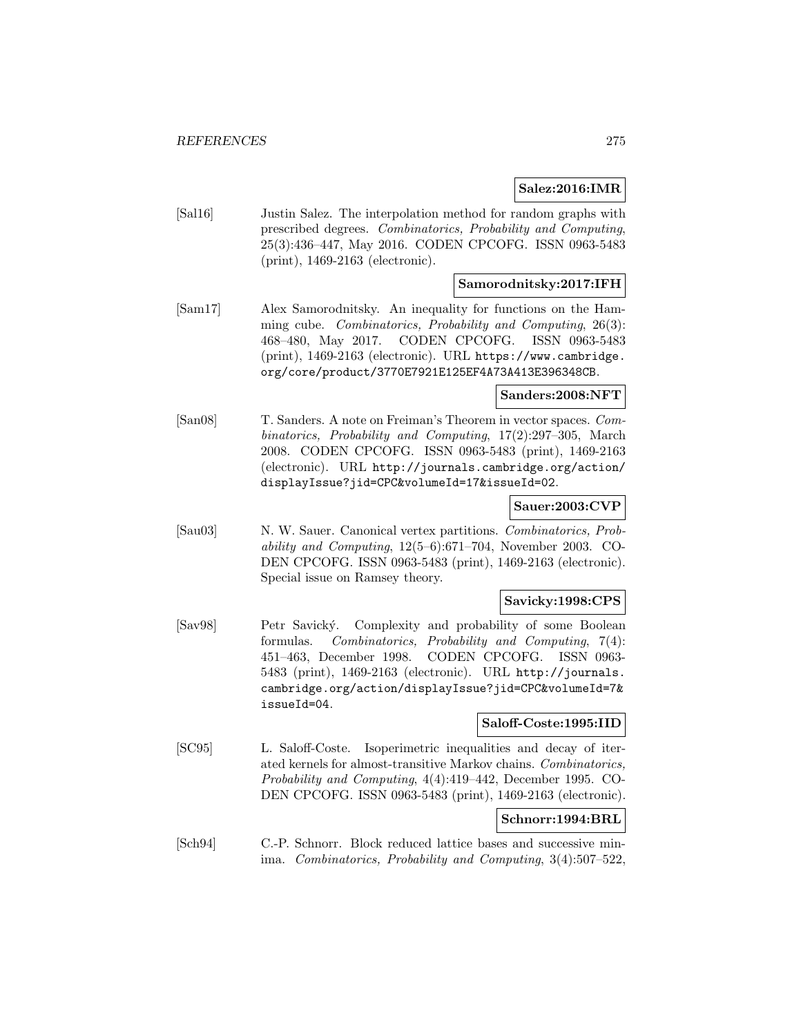**Salez:2016:IMR**

[Sal16] Justin Salez. The interpolation method for random graphs with prescribed degrees. *Combinatorics, Probability and Computing*, 25(3):436–447, May 2016. CODEN CPCOFG. ISSN 0963-5483 (print), 1469-2163 (electronic).

**Samorodnitsky:2017:IFH**

[Sam17] Alex Samorodnitsky. An inequality for functions on the Hamming cube. *Combinatorics, Probability and Computing*, 26(3): 468–480, May 2017. CODEN CPCOFG. ISSN 0963-5483 (print), 1469-2163 (electronic). URL `https://www.cambridge.org/core/product/3770E7921E125EF4A73A413E396348CB`.

**Sanders:2008:NFT**

[San08] T. Sanders. A note on Freiman's Theorem in vector spaces. *Combinatorics, Probability and Computing*, 17(2):297–305, March 2008. CODEN CPCOFG. ISSN 0963-5483 (print), 1469-2163 (electronic). URL `http://journals.cambridge.org/action/displayIssue?jid=CPC&volumeId=17&issueId=02`.

**Sauer:2003:CVP**

[Sau03] N. W. Sauer. Canonical vertex partitions. *Combinatorics, Probability and Computing*, 12(5–6):671–704, November 2003. CODEN CPCOFG. ISSN 0963-5483 (print), 1469-2163 (electronic). Special issue on Ramsey theory.

**Savicky:1998:CPS**

[Sav98] Petr Savický. Complexity and probability of some Boolean formulas. *Combinatorics, Probability and Computing*, 7(4): 451–463, December 1998. CODEN CPCOFG. ISSN 0963-5483 (print), 1469-2163 (electronic). URL `http://journals.cambridge.org/action/displayIssue?jid=CPC&volumeId=7&issueId=04`.

**Saloff-Coste:1995:IID**

[SC95] L. Saloff-Coste. Isoperimetric inequalities and decay of iterated kernels for almost-transitive Markov chains. *Combinatorics, Probability and Computing*, 4(4):419–442, December 1995. CODEN CPCOFG. ISSN 0963-5483 (print), 1469-2163 (electronic).

**Schnorr:1994:BRL**

[Sch94] C.-P. Schnorr. Block reduced lattice bases and successive minima. *Combinatorics, Probability and Computing*, 3(4):507–522,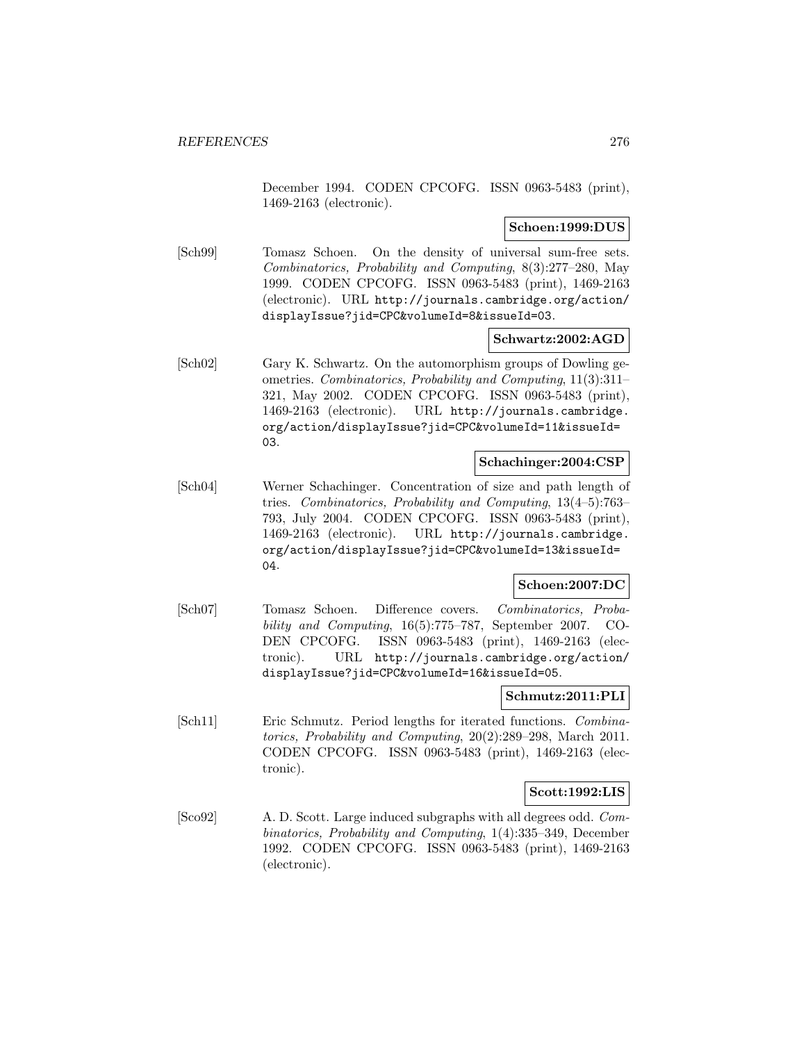December 1994. CODEN CPCOFG. ISSN 0963-5483 (print), 1469-2163 (electronic).

**Schoen:1999:DUS**

[Sch99] Tomasz Schoen. On the density of universal sum-free sets. *Combinatorics, Probability and Computing*, 8(3):277–280, May 1999. CODEN CPCOFG. ISSN 0963-5483 (print), 1469-2163 (electronic). URL http://journals.cambridge.org/action/displayIssue?jid=CPC&volumeId=8&issueId=03.

**Schwartz:2002:AGD**

[Sch02] Gary K. Schwartz. On the automorphism groups of Dowling geometries. *Combinatorics, Probability and Computing*, 11(3):311–321, May 2002. CODEN CPCOFG. ISSN 0963-5483 (print), 1469-2163 (electronic). URL http://journals.cambridge.org/action/displayIssue?jid=CPC&volumeId=11&issueId=03.

**Schachinger:2004:CSP**

[Sch04] Werner Schachinger. Concentration of size and path length of tries. *Combinatorics, Probability and Computing*, 13(4–5):763–793, July 2004. CODEN CPCOFG. ISSN 0963-5483 (print), 1469-2163 (electronic). URL http://journals.cambridge.org/action/displayIssue?jid=CPC&volumeId=13&issueId=04.

**Schoen:2007:DC**

[Sch07] Tomasz Schoen. Difference covers. *Combinatorics, Probability and Computing*, 16(5):775–787, September 2007. CODEN CPCOFG. ISSN 0963-5483 (print), 1469-2163 (electronic). URL http://journals.cambridge.org/action/displayIssue?jid=CPC&volumeId=16&issueId=05.

**Schmutz:2011:PLI**

[Sch11] Eric Schmutz. Period lengths for iterated functions. *Combinatorics, Probability and Computing*, 20(2):289–298, March 2011. CODEN CPCOFG. ISSN 0963-5483 (print), 1469-2163 (electronic).

**Scott:1992:LIS**

[Sco92] A. D. Scott. Large induced subgraphs with all degrees odd. *Combinatorics, Probability and Computing*, 1(4):335–349, December 1992. CODEN CPCOFG. ISSN 0963-5483 (print), 1469-2163 (electronic).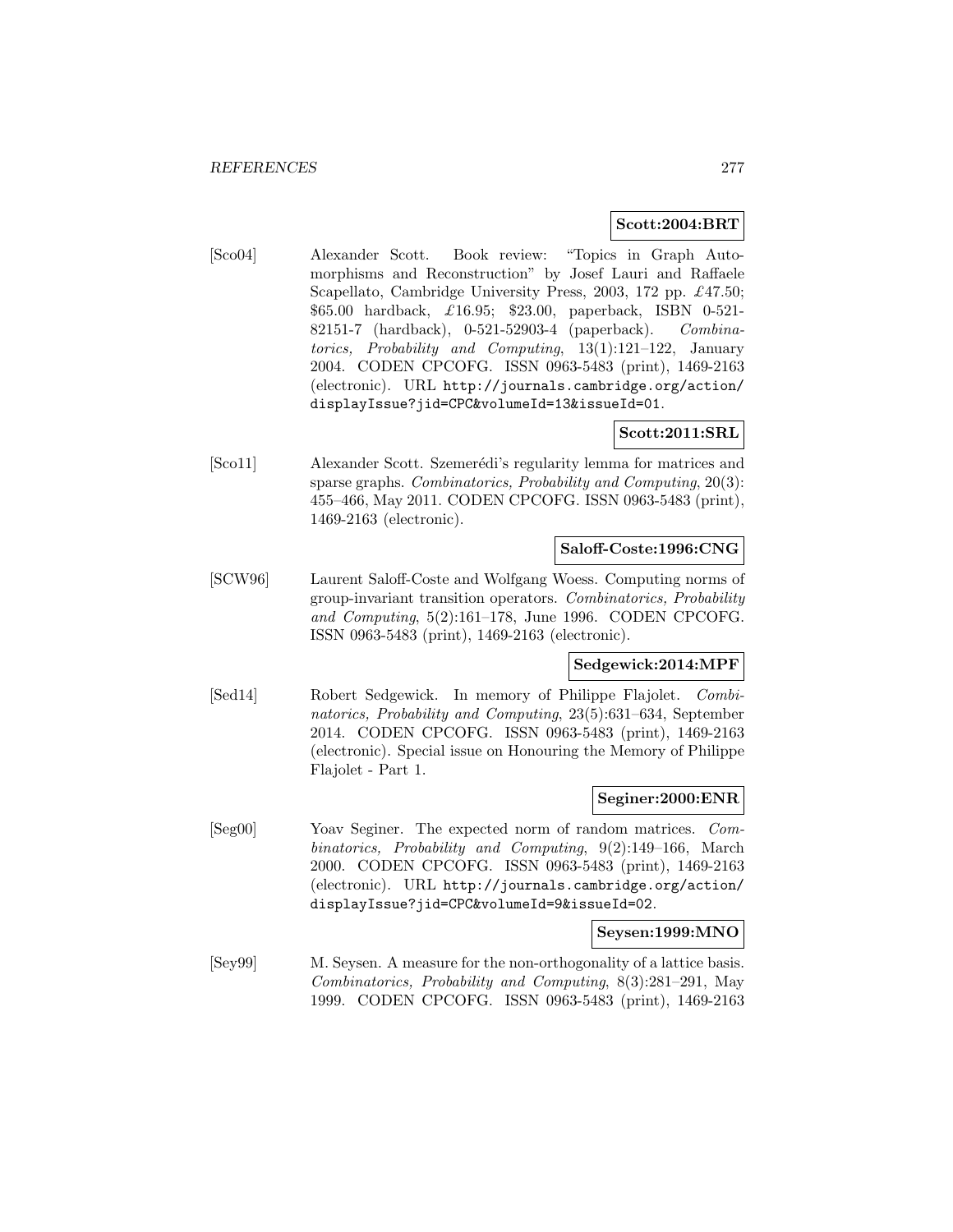**Scott:2004:BRT**

[Sco04] Alexander Scott. Book review: "Topics in Graph Automorphisms and Reconstruction" by Josef Lauri and Raffaele Scapellato, Cambridge University Press, 2003, 172 pp. £47.50; $65.00 hardback, £16.95; $23.00, paperback, ISBN 0-521-82151-7 (hardback), 0-521-52903-4 (paperback). *Combinatorics, Probability and Computing*, 13(1):121–122, January 2004. CODEN CPCOFG. ISSN 0963-5483 (print), 1469-2163 (electronic). URL http://journals.cambridge.org/action/displayIssue?jid=CPC&volumeId=13&issueId=01.

**Scott:2011:SRL**

[Sco11] Alexander Scott. Szemerédi's regularity lemma for matrices and sparse graphs. *Combinatorics, Probability and Computing*, 20(3):455–466, May 2011. CODEN CPCOFG. ISSN 0963-5483 (print), 1469-2163 (electronic).

**Saloff-Coste:1996:CNG**

[SCW96] Laurent Saloff-Coste and Wolfgang Woess. Computing norms of group-invariant transition operators. *Combinatorics, Probability and Computing*, 5(2):161–178, June 1996. CODEN CPCOFG. ISSN 0963-5483 (print), 1469-2163 (electronic).

**Sedgewick:2014:MPF**

[Sed14] Robert Sedgewick. In memory of Philippe Flajolet. *Combinatorics, Probability and Computing*, 23(5):631–634, September 2014. CODEN CPCOFG. ISSN 0963-5483 (print), 1469-2163 (electronic). Special issue on Honouring the Memory of Philippe Flajolet - Part 1.

**Seginer:2000:ENR**

[Seg00] Yoav Seginer. The expected norm of random matrices. *Combinatorics, Probability and Computing*, 9(2):149–166, March 2000. CODEN CPCOFG. ISSN 0963-5483 (print), 1469-2163 (electronic). URL http://journals.cambridge.org/action/displayIssue?jid=CPC&volumeId=9&issueId=02.

**Seysen:1999:MNO**

[Sey99] M. Seysen. A measure for the non-orthogonality of a lattice basis. *Combinatorics, Probability and Computing*, 8(3):281–291, May 1999. CODEN CPCOFG. ISSN 0963-5483 (print), 1469-2163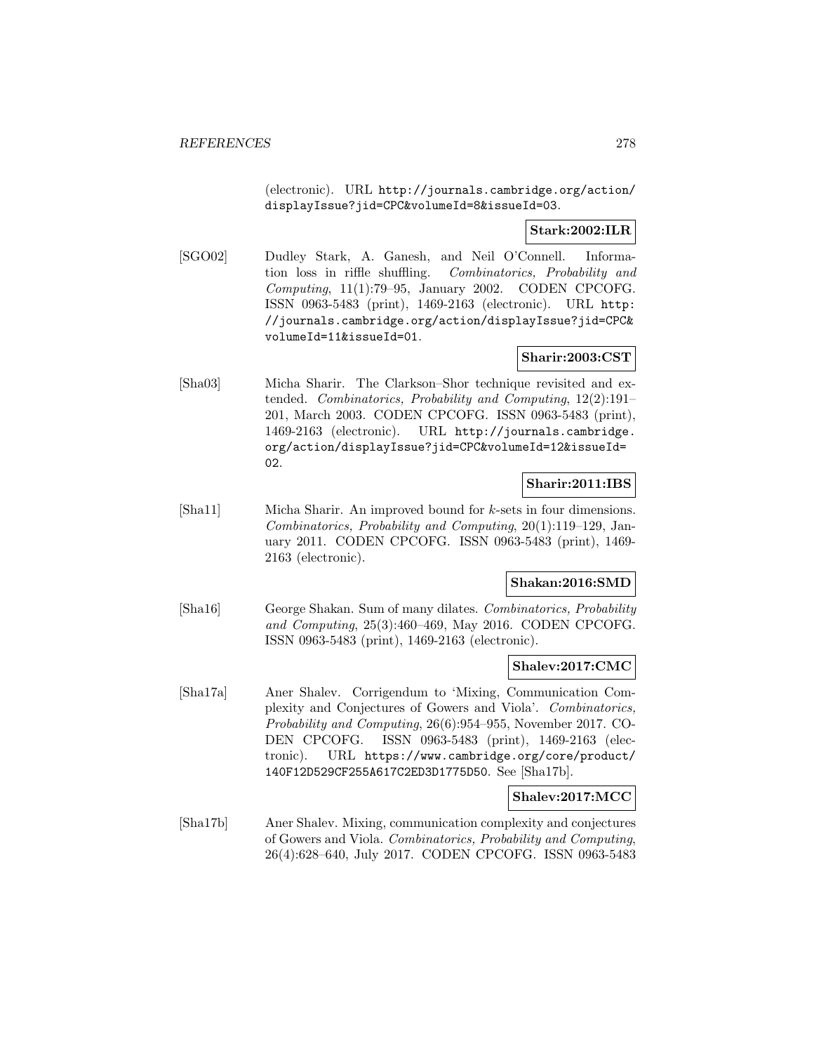(electronic). URL http://journals.cambridge.org/action/displayIssue?jid=CPC&volumeId=8&issueId=03.

**Stark:2002:ILR**

[SGO02] Dudley Stark, A. Ganesh, and Neil O'Connell. Information loss in riffle shuffling. *Combinatorics, Probability and Computing*, 11(1):79–95, January 2002. CODEN CPCOFG. ISSN 0963-5483 (print), 1469-2163 (electronic). URL http://journals.cambridge.org/action/displayIssue?jid=CPC&volumeId=11&issueId=01.

**Sharir:2003:CST**

[Sha03] Micha Sharir. The Clarkson–Shor technique revisited and extended. *Combinatorics, Probability and Computing*, 12(2):191–201, March 2003. CODEN CPCOFG. ISSN 0963-5483 (print), 1469-2163 (electronic). URL http://journals.cambridge.org/action/displayIssue?jid=CPC&volumeId=12&issueId=02.

**Sharir:2011:IBS**

[Sha11] Micha Sharir. An improved bound for $k$-sets in four dimensions. *Combinatorics, Probability and Computing*, 20(1):119–129, January 2011. CODEN CPCOFG. ISSN 0963-5483 (print), 1469-2163 (electronic).

**Shakan:2016:SMD**

[Sha16] George Shakan. Sum of many dilates. *Combinatorics, Probability and Computing*, 25(3):460–469, May 2016. CODEN CPCOFG. ISSN 0963-5483 (print), 1469-2163 (electronic).

**Shalev:2017:CMC**

[Sha17a] Aner Shalev. Corrigendum to 'Mixing, Communication Complexity and Conjectures of Gowers and Viola'. *Combinatorics, Probability and Computing*, 26(6):954–955, November 2017. CODEN CPCOFG. ISSN 0963-5483 (print), 1469-2163 (electronic). URL https://www.cambridge.org/core/product/140F12D529CF255A617C2ED3D1775D50. See [Sha17b].

**Shalev:2017:MCC**

[Sha17b] Aner Shalev. Mixing, communication complexity and conjectures of Gowers and Viola. *Combinatorics, Probability and Computing*, 26(4):628–640, July 2017. CODEN CPCOFG. ISSN 0963-5483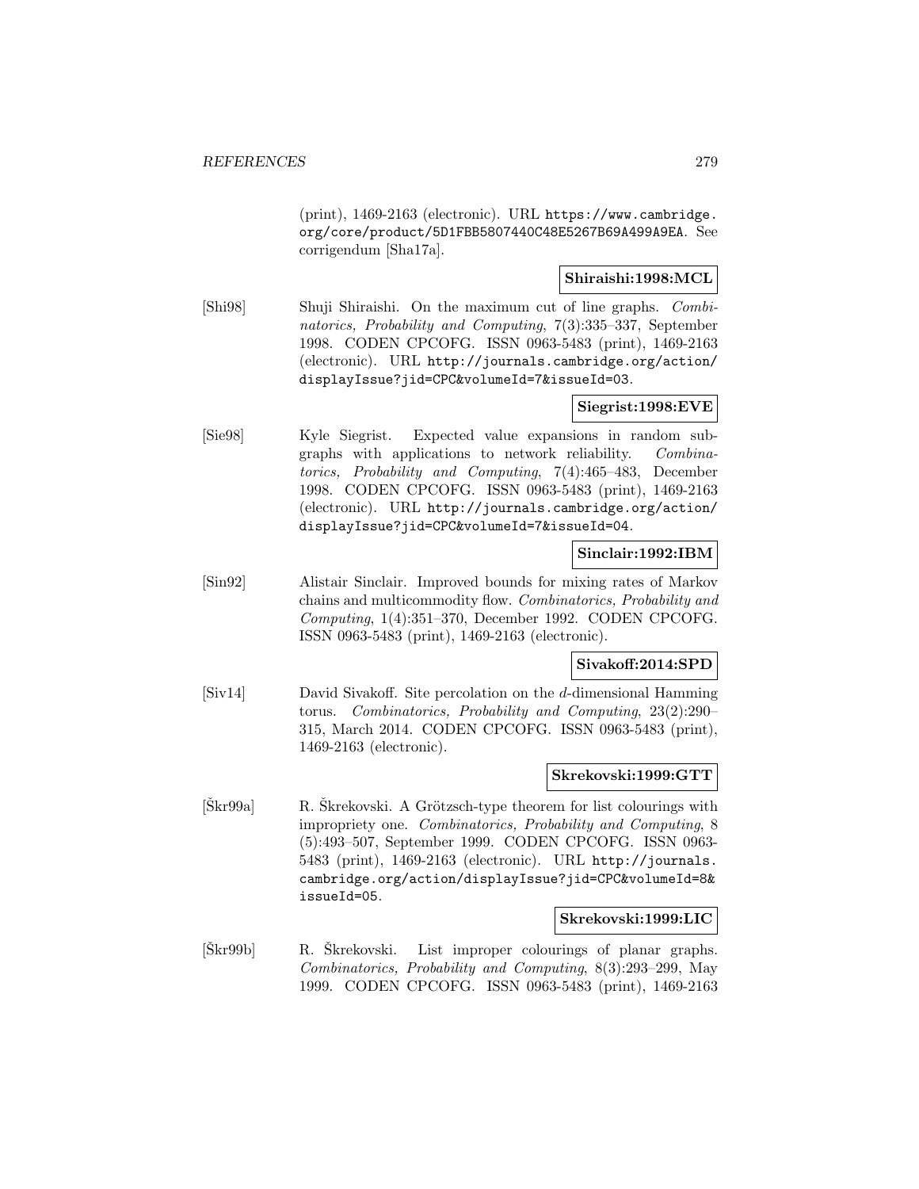(print), 1469-2163 (electronic). URL https://www.cambridge.org/core/product/5D1FBB5807440C48E5267B69A499A9EA. See corrigendum [Sha17a].

**Shiraishi:1998:MCL**

[Shi98] Shuji Shiraishi. On the maximum cut of line graphs. *Combinatorics, Probability and Computing*, 7(3):335–337, September 1998. CODEN CPCOFG. ISSN 0963-5483 (print), 1469-2163 (electronic). URL http://journals.cambridge.org/action/displayIssue?jid=CPC&volumeId=7&issueId=03.

**Siegrist:1998:EVE**

[Sie98] Kyle Siegrist. Expected value expansions in random subgraphs with applications to network reliability. *Combinatorics, Probability and Computing*, 7(4):465–483, December 1998. CODEN CPCOFG. ISSN 0963-5483 (print), 1469-2163 (electronic). URL http://journals.cambridge.org/action/displayIssue?jid=CPC&volumeId=7&issueId=04.

**Sinclair:1992:IBM**

[Sin92] Alistair Sinclair. Improved bounds for mixing rates of Markov chains and multicommodity flow. *Combinatorics, Probability and Computing*, 1(4):351–370, December 1992. CODEN CPCOFG. ISSN 0963-5483 (print), 1469-2163 (electronic).

**Sivakoff:2014:SPD**

[Siv14] David Sivakoff. Site percolation on the $d$-dimensional Hamming torus. *Combinatorics, Probability and Computing*, 23(2):290–315, March 2014. CODEN CPCOFG. ISSN 0963-5483 (print), 1469-2163 (electronic).

**Skrekovski:1999:GTT**

[Škr99a] R. Škrekovski. A Grötzsch-type theorem for list colourings with impropriety one. *Combinatorics, Probability and Computing*, 8 (5):493–507, September 1999. CODEN CPCOFG. ISSN 0963-5483 (print), 1469-2163 (electronic). URL http://journals.cambridge.org/action/displayIssue?jid=CPC&volumeId=8&issueId=05.

**Skrekovski:1999:LIC**

[Škr99b] R. Škrekovski. List improper colourings of planar graphs. *Combinatorics, Probability and Computing*, 8(3):293–299, May 1999. CODEN CPCOFG. ISSN 0963-5483 (print), 1469-2163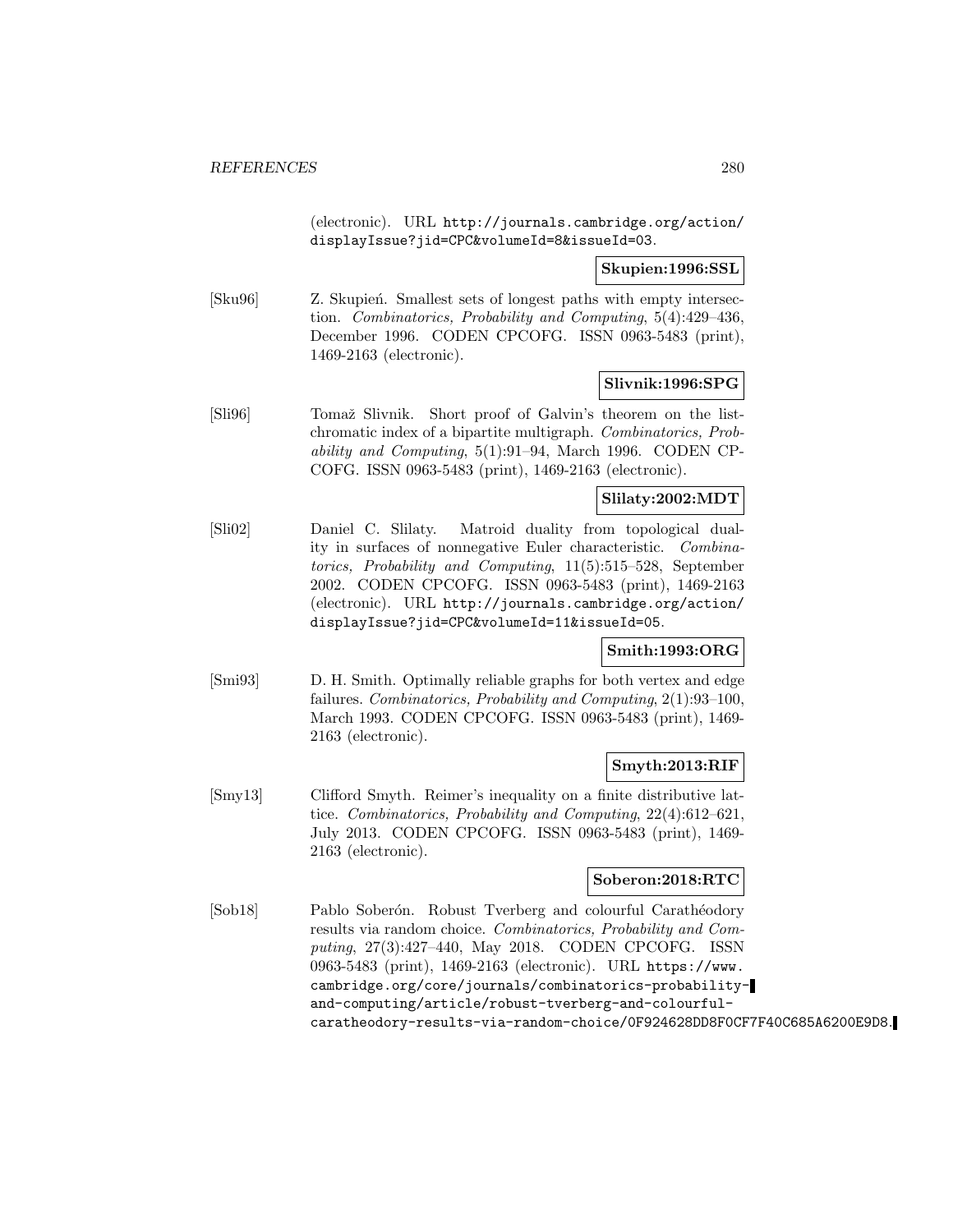(electronic). URL http://journals.cambridge.org/action/displayIssue?jid=CPC&volumeId=8&issueId=03.

**Skupien:1996:SSL**

[Sku96] Z. Skupień. Smallest sets of longest paths with empty intersection. *Combinatorics, Probability and Computing*, 5(4):429–436, December 1996. CODEN CPCOFG. ISSN 0963-5483 (print), 1469-2163 (electronic).

**Slivnik:1996:SPG**

[Sli96] Tomaž Slivnik. Short proof of Galvin's theorem on the list-chromatic index of a bipartite multigraph. *Combinatorics, Probability and Computing*, 5(1):91–94, March 1996. CODEN CPCOFG. ISSN 0963-5483 (print), 1469-2163 (electronic).

**Slilaty:2002:MDT**

[Sli02] Daniel C. Slilaty. Matroid duality from topological duality in surfaces of nonnegative Euler characteristic. *Combinatorics, Probability and Computing*, 11(5):515–528, September 2002. CODEN CPCOFG. ISSN 0963-5483 (print), 1469-2163 (electronic). URL http://journals.cambridge.org/action/displayIssue?jid=CPC&volumeId=11&issueId=05.

**Smith:1993:ORG**

[Smi93] D. H. Smith. Optimally reliable graphs for both vertex and edge failures. *Combinatorics, Probability and Computing*, 2(1):93–100, March 1993. CODEN CPCOFG. ISSN 0963-5483 (print), 1469-2163 (electronic).

**Smyth:2013:RIF**

[Smy13] Clifford Smyth. Reimer's inequality on a finite distributive lattice. *Combinatorics, Probability and Computing*, 22(4):612–621, July 2013. CODEN CPCOFG. ISSN 0963-5483 (print), 1469-2163 (electronic).

**Soberon:2018:RTC**

[Sob18] Pablo Soberón. Robust Tverberg and colourful Carathéodory results via random choice. *Combinatorics, Probability and Computing*, 27(3):427–440, May 2018. CODEN CPCOFG. ISSN 0963-5483 (print), 1469-2163 (electronic). URL https://www.cambridge.org/core/journals/combinatorics-probability-and-computing/article/robust-tverberg-and-colourful-caratheodory-results-via-random-choice/0F924628DD8F0CF7F40C685A6200E9D8.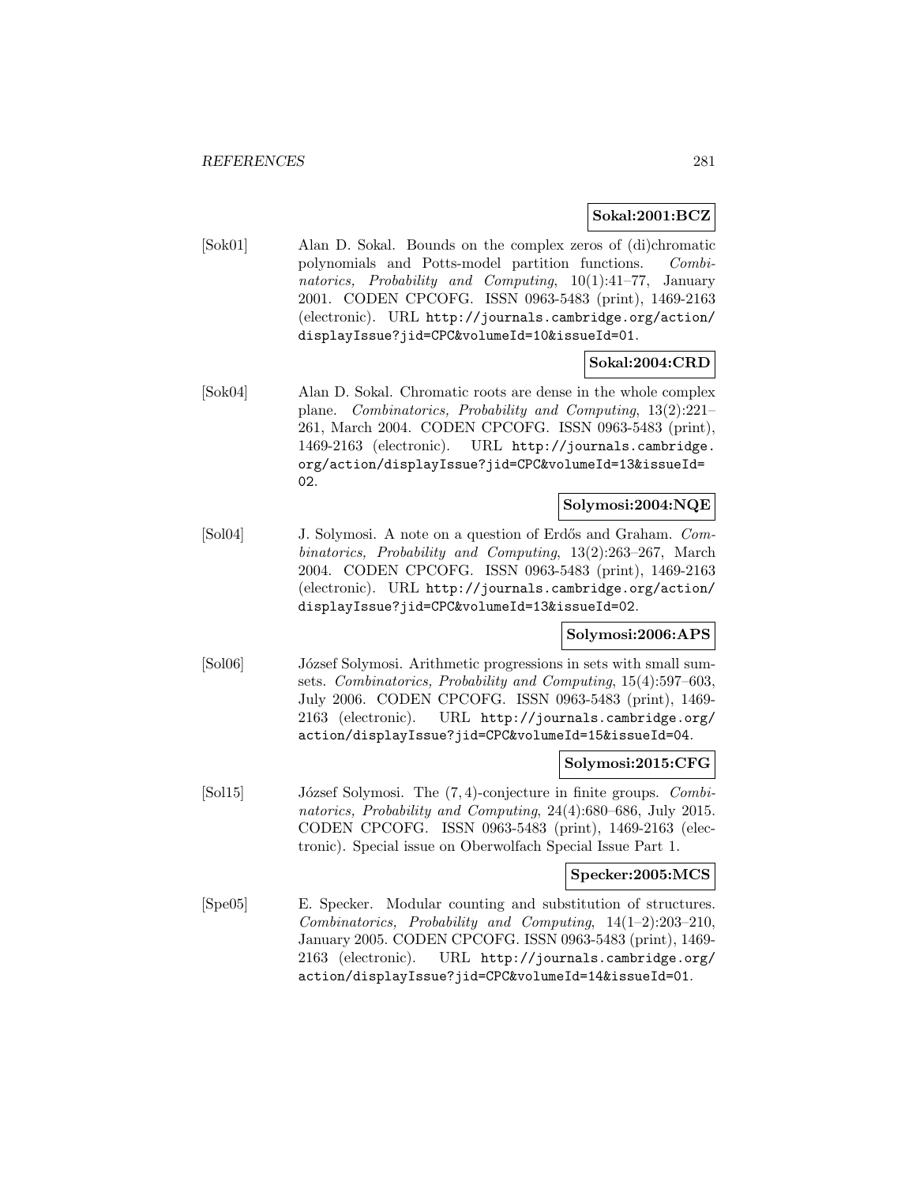**Sokal:2001:BCZ**

[Sok01] Alan D. Sokal. Bounds on the complex zeros of (di)chromatic polynomials and Potts-model partition functions. *Combinatorics, Probability and Computing*, 10(1):41–77, January 2001. CODEN CPCOFG. ISSN 0963-5483 (print), 1469-2163 (electronic). URL `http://journals.cambridge.org/action/displayIssue?jid=CPC&volumeId=10&issueId=01`.

**Sokal:2004:CRD**

[Sok04] Alan D. Sokal. Chromatic roots are dense in the whole complex plane. *Combinatorics, Probability and Computing*, 13(2):221–261, March 2004. CODEN CPCOFG. ISSN 0963-5483 (print), 1469-2163 (electronic). URL `http://journals.cambridge.org/action/displayIssue?jid=CPC&volumeId=13&issueId=02`.

**Solymosi:2004:NQE**

[Sol04] J. Solymosi. A note on a question of Erdős and Graham. *Combinatorics, Probability and Computing*, 13(2):263–267, March 2004. CODEN CPCOFG. ISSN 0963-5483 (print), 1469-2163 (electronic). URL `http://journals.cambridge.org/action/displayIssue?jid=CPC&volumeId=13&issueId=02`.

**Solymosi:2006:APS**

[Sol06] József Solymosi. Arithmetic progressions in sets with small sumsets. *Combinatorics, Probability and Computing*, 15(4):597–603, July 2006. CODEN CPCOFG. ISSN 0963-5483 (print), 1469-2163 (electronic). URL `http://journals.cambridge.org/action/displayIssue?jid=CPC&volumeId=15&issueId=04`.

**Solymosi:2015:CFG**

[Sol15] József Solymosi. The $(7,4)$-conjecture in finite groups. *Combinatorics, Probability and Computing*, 24(4):680–686, July 2015. CODEN CPCOFG. ISSN 0963-5483 (print), 1469-2163 (electronic). Special issue on Oberwolfach Special Issue Part 1.

**Specker:2005:MCS**

[Spe05] E. Specker. Modular counting and substitution of structures. *Combinatorics, Probability and Computing*, 14(1–2):203–210, January 2005. CODEN CPCOFG. ISSN 0963-5483 (print), 1469-2163 (electronic). URL `http://journals.cambridge.org/action/displayIssue?jid=CPC&volumeId=14&issueId=01`.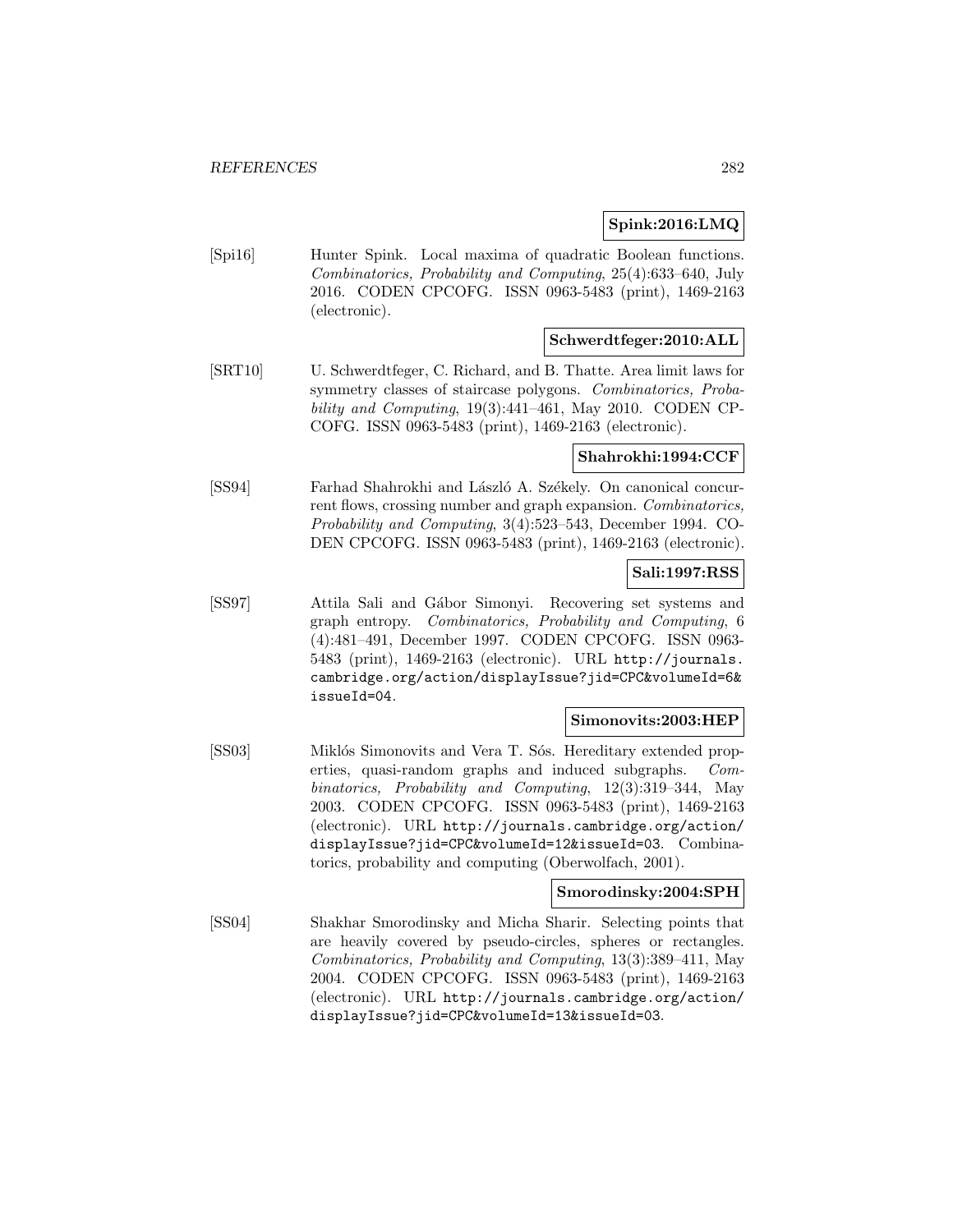**Spink:2016:LMQ**

[Spi16] Hunter Spink. Local maxima of quadratic Boolean functions. *Combinatorics, Probability and Computing*, 25(4):633–640, July 2016. CODEN CPCOFG. ISSN 0963-5483 (print), 1469-2163 (electronic).

**Schwerdtfeger:2010:ALL**

[SRT10] U. Schwerdtfeger, C. Richard, and B. Thatte. Area limit laws for symmetry classes of staircase polygons. *Combinatorics, Probability and Computing*, 19(3):441–461, May 2010. CODEN CPCOFG. ISSN 0963-5483 (print), 1469-2163 (electronic).

**Shahrokhi:1994:CCF**

[SS94] Farhad Shahrokhi and László A. Székely. On canonical concurrent flows, crossing number and graph expansion. *Combinatorics, Probability and Computing*, 3(4):523–543, December 1994. CODEN CPCOFG. ISSN 0963-5483 (print), 1469-2163 (electronic).

**Sali:1997:RSS**

[SS97] Attila Sali and Gábor Simonyi. Recovering set systems and graph entropy. *Combinatorics, Probability and Computing*, 6 (4):481–491, December 1997. CODEN CPCOFG. ISSN 0963-5483 (print), 1469-2163 (electronic). URL http://journals.cambridge.org/action/displayIssue?jid=CPC&volumeId=6&issueId=04.

**Simonovits:2003:HEP**

[SS03] Miklós Simonovits and Vera T. Sós. Hereditary extended properties, quasi-random graphs and induced subgraphs. *Combinatorics, Probability and Computing*, 12(3):319–344, May 2003. CODEN CPCOFG. ISSN 0963-5483 (print), 1469-2163 (electronic). URL http://journals.cambridge.org/action/displayIssue?jid=CPC&volumeId=12&issueId=03. Combinatorics, probability and computing (Oberwolfach, 2001).

**Smorodinsky:2004:SPH**

[SS04] Shakhar Smorodinsky and Micha Sharir. Selecting points that are heavily covered by pseudo-circles, spheres or rectangles. *Combinatorics, Probability and Computing*, 13(3):389–411, May 2004. CODEN CPCOFG. ISSN 0963-5483 (print), 1469-2163 (electronic). URL http://journals.cambridge.org/action/displayIssue?jid=CPC&volumeId=13&issueId=03.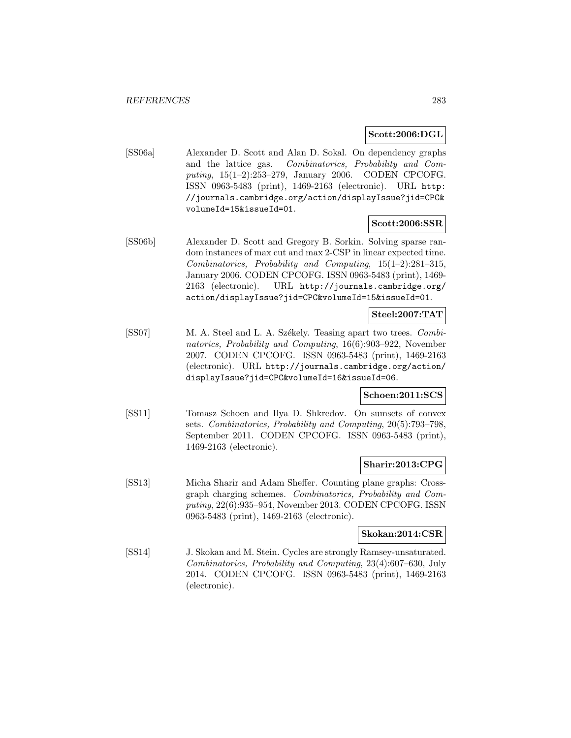**Scott:2006:DGL**

[SS06a] Alexander D. Scott and Alan D. Sokal. On dependency graphs and the lattice gas. *Combinatorics, Probability and Computing*, 15(1–2):253–279, January 2006. CODEN CPCOFG. ISSN 0963-5483 (print), 1469-2163 (electronic). URL `http://journals.cambridge.org/action/displayIssue?jid=CPC&volumeId=15&issueId=01`.

**Scott:2006:SSR**

[SS06b] Alexander D. Scott and Gregory B. Sorkin. Solving sparse random instances of max cut and max 2-CSP in linear expected time. *Combinatorics, Probability and Computing*, 15(1–2):281–315, January 2006. CODEN CPCOFG. ISSN 0963-5483 (print), 1469-2163 (electronic). URL `http://journals.cambridge.org/action/displayIssue?jid=CPC&volumeId=15&issueId=01`.

**Steel:2007:TAT**

[SS07] M. A. Steel and L. A. Székely. Teasing apart two trees. *Combinatorics, Probability and Computing*, 16(6):903–922, November 2007. CODEN CPCOFG. ISSN 0963-5483 (print), 1469-2163 (electronic). URL `http://journals.cambridge.org/action/displayIssue?jid=CPC&volumeId=16&issueId=06`.

**Schoen:2011:SCS**

[SS11] Tomasz Schoen and Ilya D. Shkredov. On sumsets of convex sets. *Combinatorics, Probability and Computing*, 20(5):793–798, September 2011. CODEN CPCOFG. ISSN 0963-5483 (print), 1469-2163 (electronic).

**Sharir:2013:CPG**

[SS13] Micha Sharir and Adam Sheffer. Counting plane graphs: Cross-graph charging schemes. *Combinatorics, Probability and Computing*, 22(6):935–954, November 2013. CODEN CPCOFG. ISSN 0963-5483 (print), 1469-2163 (electronic).

**Skokan:2014:CSR**

[SS14] J. Skokan and M. Stein. Cycles are strongly Ramsey-unsaturated. *Combinatorics, Probability and Computing*, 23(4):607–630, July 2014. CODEN CPCOFG. ISSN 0963-5483 (print), 1469-2163 (electronic).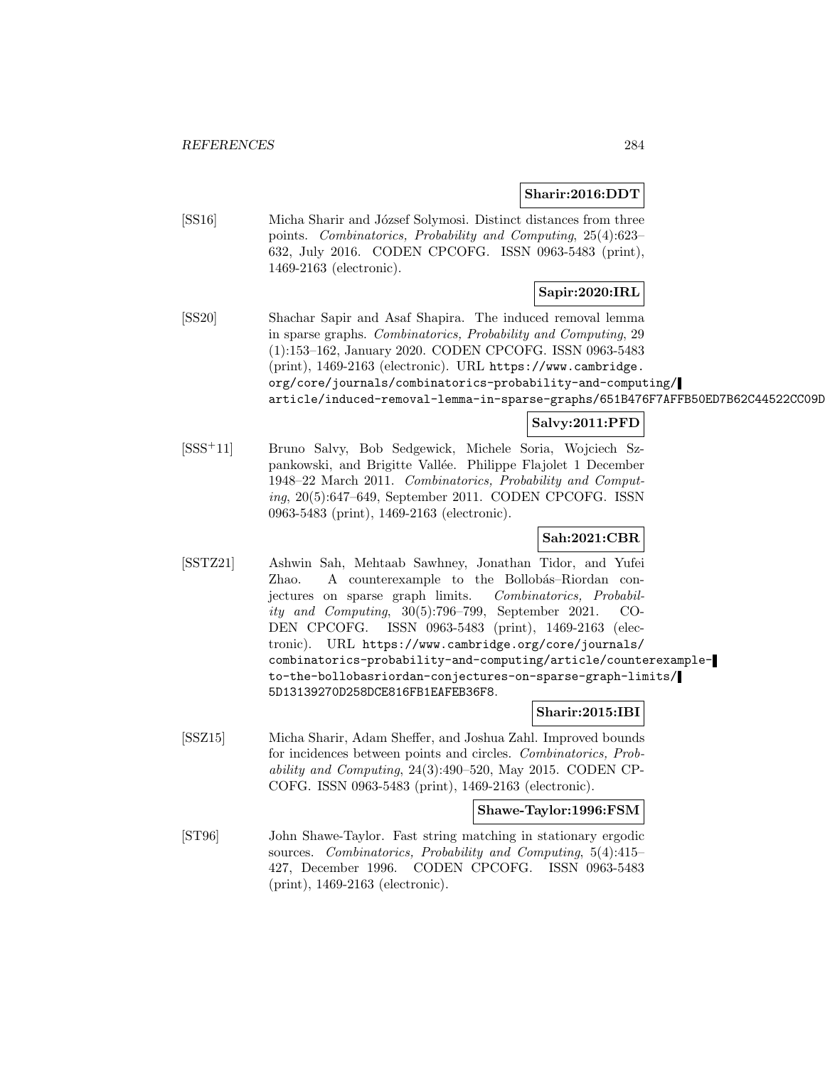**Sharir:2016:DDT**

[SS16] Micha Sharir and József Solymosi. Distinct distances from three points. *Combinatorics, Probability and Computing*, 25(4):623–632, July 2016. CODEN CPCOFG. ISSN 0963-5483 (print), 1469-2163 (electronic).

**Sapir:2020:IRL**

[SS20] Shachar Sapir and Asaf Shapira. The induced removal lemma in sparse graphs. *Combinatorics, Probability and Computing*, 29 (1):153–162, January 2020. CODEN CPCOFG. ISSN 0963-5483 (print), 1469-2163 (electronic). URL `https://www.cambridge.org/core/journals/combinatorics-probability-and-computing/article/induced-removal-lemma-in-sparse-graphs/651B476F7AFFB50ED7B62C44522CC09D`

**Salvy:2011:PFD**

[SSS+11] Bruno Salvy, Bob Sedgewick, Michele Soria, Wojciech Szpankowski, and Brigitte Vallée. Philippe Flajolet 1 December 1948–22 March 2011. *Combinatorics, Probability and Computing*, 20(5):647–649, September 2011. CODEN CPCOFG. ISSN 0963-5483 (print), 1469-2163 (electronic).

**Sah:2021:CBR**

[SSTZ21] Ashwin Sah, Mehtaab Sawhney, Jonathan Tidor, and Yufei Zhao. A counterexample to the Bollobás–Riordan conjectures on sparse graph limits. *Combinatorics, Probability and Computing*, 30(5):796–799, September 2021. CODEN CPCOFG. ISSN 0963-5483 (print), 1469-2163 (electronic). URL `https://www.cambridge.org/core/journals/combinatorics-probability-and-computing/article/counterexample-to-the-bollobasriordan-conjectures-on-sparse-graph-limits/5D13139270D258DCE816FB1EAFEB36F8`.

**Sharir:2015:IBI**

[SSZ15] Micha Sharir, Adam Sheffer, and Joshua Zahl. Improved bounds for incidences between points and circles. *Combinatorics, Probability and Computing*, 24(3):490–520, May 2015. CODEN CPCOFG. ISSN 0963-5483 (print), 1469-2163 (electronic).

**Shawe-Taylor:1996:FSM**

[ST96] John Shawe-Taylor. Fast string matching in stationary ergodic sources. *Combinatorics, Probability and Computing*, 5(4):415–427, December 1996. CODEN CPCOFG. ISSN 0963-5483 (print), 1469-2163 (electronic).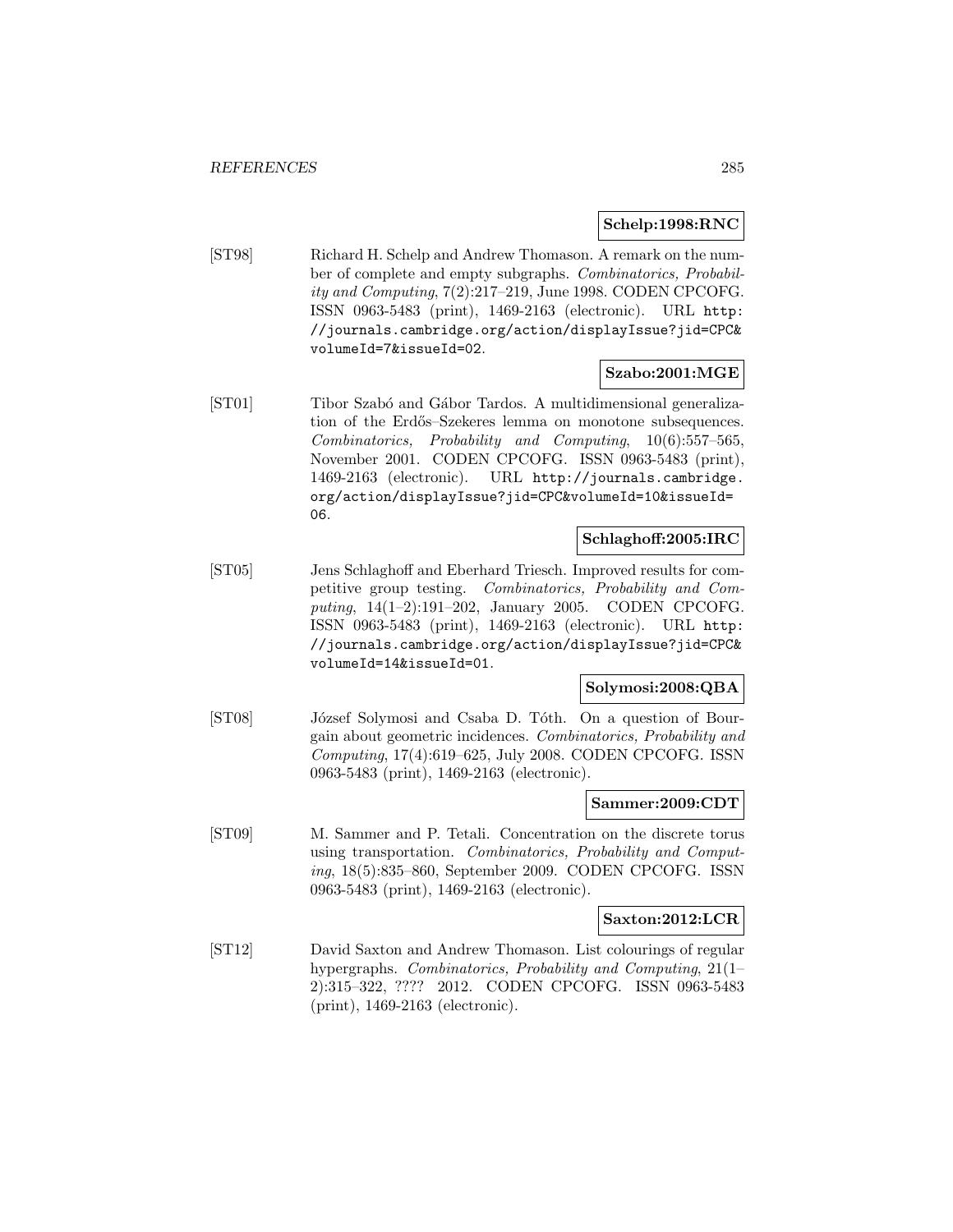**Schelp:1998:RNC**

[ST98] Richard H. Schelp and Andrew Thomason. A remark on the number of complete and empty subgraphs. *Combinatorics, Probability and Computing*, 7(2):217–219, June 1998. CODEN CPCOFG. ISSN 0963-5483 (print), 1469-2163 (electronic). URL `http://journals.cambridge.org/action/displayIssue?jid=CPC&volumeId=7&issueId=02`.

**Szabo:2001:MGE**

[ST01] Tibor Szabó and Gábor Tardos. A multidimensional generalization of the Erdős–Szekeres lemma on monotone subsequences. *Combinatorics, Probability and Computing*, 10(6):557–565, November 2001. CODEN CPCOFG. ISSN 0963-5483 (print), 1469-2163 (electronic). URL `http://journals.cambridge.org/action/displayIssue?jid=CPC&volumeId=10&issueId=06`.

**Schlaghoff:2005:IRC**

[ST05] Jens Schlaghoff and Eberhard Triesch. Improved results for competitive group testing. *Combinatorics, Probability and Computing*, 14(1–2):191–202, January 2005. CODEN CPCOFG. ISSN 0963-5483 (print), 1469-2163 (electronic). URL `http://journals.cambridge.org/action/displayIssue?jid=CPC&volumeId=14&issueId=01`.

**Solymosi:2008:QBA**

[ST08] József Solymosi and Csaba D. Tóth. On a question of Bourgain about geometric incidences. *Combinatorics, Probability and Computing*, 17(4):619–625, July 2008. CODEN CPCOFG. ISSN 0963-5483 (print), 1469-2163 (electronic).

**Sammer:2009:CDT**

[ST09] M. Sammer and P. Tetali. Concentration on the discrete torus using transportation. *Combinatorics, Probability and Computing*, 18(5):835–860, September 2009. CODEN CPCOFG. ISSN 0963-5483 (print), 1469-2163 (electronic).

**Saxton:2012:LCR**

[ST12] David Saxton and Andrew Thomason. List colourings of regular hypergraphs. *Combinatorics, Probability and Computing*, 21(1–2):315–322, ???? 2012. CODEN CPCOFG. ISSN 0963-5483 (print), 1469-2163 (electronic).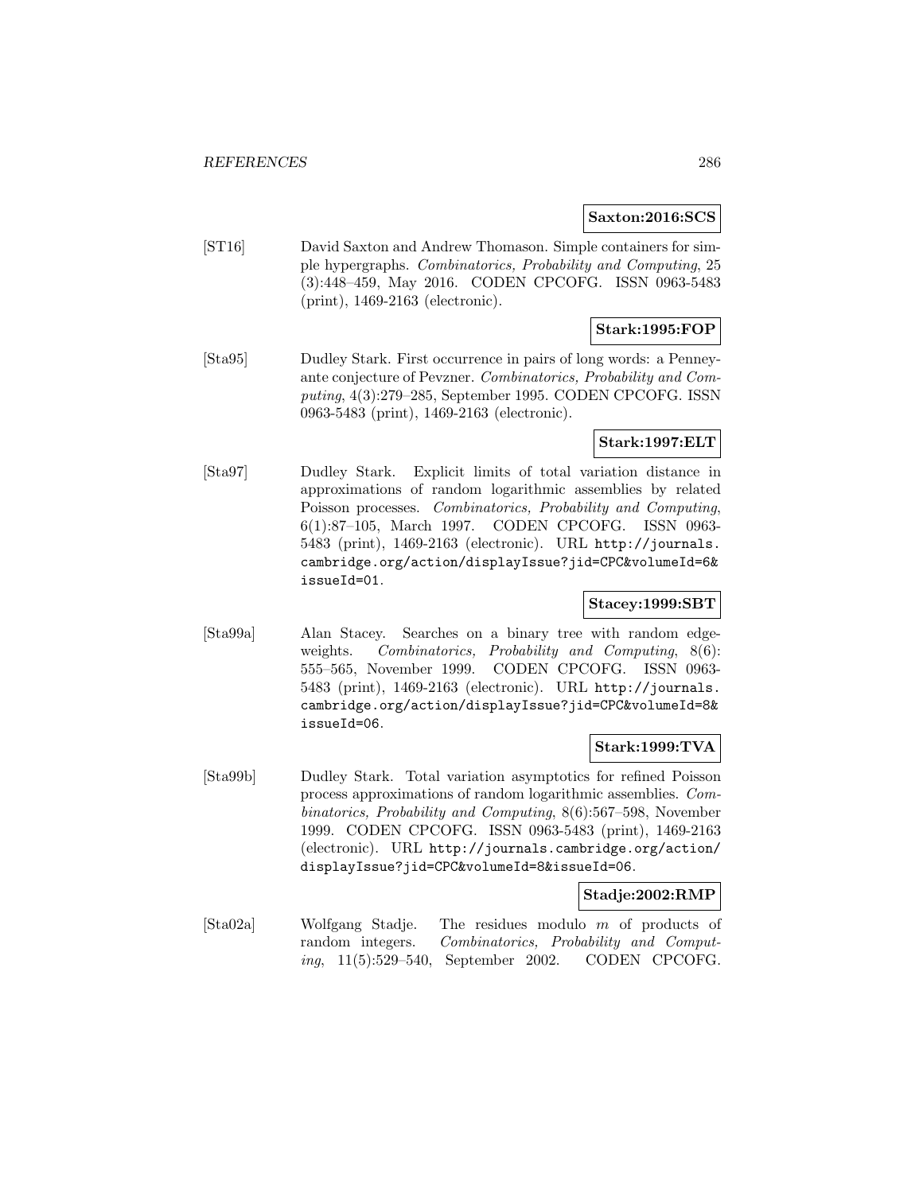**Saxton:2016:SCS**

[ST16] David Saxton and Andrew Thomason. Simple containers for simple hypergraphs. *Combinatorics, Probability and Computing*, 25 (3):448–459, May 2016. CODEN CPCOFG. ISSN 0963-5483 (print), 1469-2163 (electronic).

**Stark:1995:FOP**

[Sta95] Dudley Stark. First occurrence in pairs of long words: a Penney-ante conjecture of Pevzner. *Combinatorics, Probability and Computing*, 4(3):279–285, September 1995. CODEN CPCOFG. ISSN 0963-5483 (print), 1469-2163 (electronic).

**Stark:1997:ELT**

[Sta97] Dudley Stark. Explicit limits of total variation distance in approximations of random logarithmic assemblies by related Poisson processes. *Combinatorics, Probability and Computing*, 6(1):87–105, March 1997. CODEN CPCOFG. ISSN 0963-5483 (print), 1469-2163 (electronic). URL http://journals.cambridge.org/action/displayIssue?jid=CPC&volumeId=6&issueId=01.

**Stacey:1999:SBT**

[Sta99a] Alan Stacey. Searches on a binary tree with random edge-weights. *Combinatorics, Probability and Computing*, 8(6): 555–565, November 1999. CODEN CPCOFG. ISSN 0963-5483 (print), 1469-2163 (electronic). URL http://journals.cambridge.org/action/displayIssue?jid=CPC&volumeId=8&issueId=06.

**Stark:1999:TVA**

[Sta99b] Dudley Stark. Total variation asymptotics for refined Poisson process approximations of random logarithmic assemblies. *Combinatorics, Probability and Computing*, 8(6):567–598, November 1999. CODEN CPCOFG. ISSN 0963-5483 (print), 1469-2163 (electronic). URL http://journals.cambridge.org/action/displayIssue?jid=CPC&volumeId=8&issueId=06.

**Stadje:2002:RMP**

[Sta02a] Wolfgang Stadje. The residues modulo $m$ of products of random integers. *Combinatorics, Probability and Computing*, 11(5):529–540, September 2002. CODEN CPCOFG.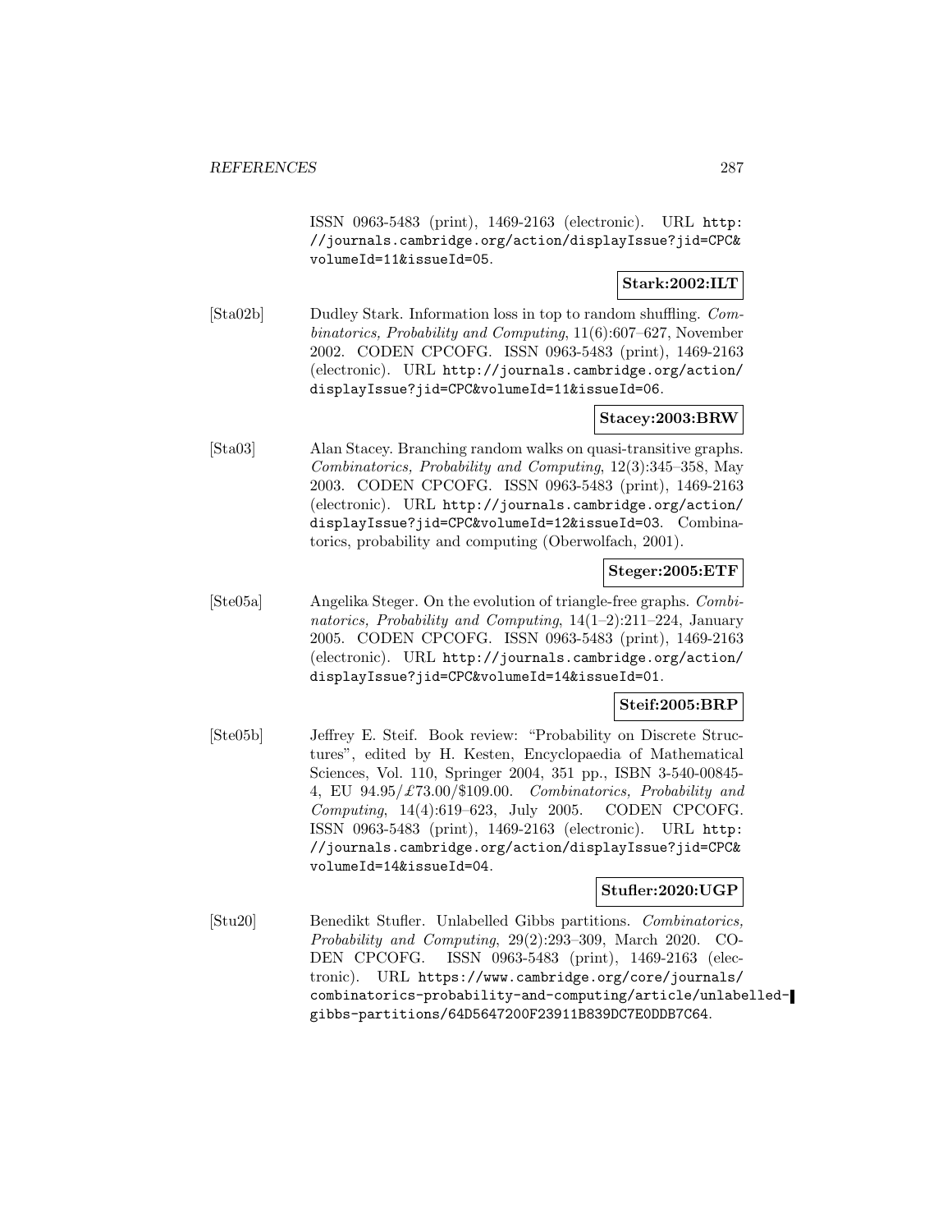ISSN 0963-5483 (print), 1469-2163 (electronic). URL http://journals.cambridge.org/action/displayIssue?jid=CPC&volumeId=11&issueId=05.

**Stark:2002:ILT**

[Sta02b] Dudley Stark. Information loss in top to random shuffling. *Combinatorics, Probability and Computing*, 11(6):607–627, November 2002. CODEN CPCOFG. ISSN 0963-5483 (print), 1469-2163 (electronic). URL http://journals.cambridge.org/action/displayIssue?jid=CPC&volumeId=11&issueId=06.

**Stacey:2003:BRW**

[Sta03] Alan Stacey. Branching random walks on quasi-transitive graphs. *Combinatorics, Probability and Computing*, 12(3):345–358, May 2003. CODEN CPCOFG. ISSN 0963-5483 (print), 1469-2163 (electronic). URL http://journals.cambridge.org/action/displayIssue?jid=CPC&volumeId=12&issueId=03. Combinatorics, probability and computing (Oberwolfach, 2001).

**Steger:2005:ETF**

[Ste05a] Angelika Steger. On the evolution of triangle-free graphs. *Combinatorics, Probability and Computing*, 14(1–2):211–224, January 2005. CODEN CPCOFG. ISSN 0963-5483 (print), 1469-2163 (electronic). URL http://journals.cambridge.org/action/displayIssue?jid=CPC&volumeId=14&issueId=01.

**Steif:2005:BRP**

[Ste05b] Jeffrey E. Steif. Book review: "Probability on Discrete Structures", edited by H. Kesten, Encyclopaedia of Mathematical Sciences, Vol. 110, Springer 2004, 351 pp., ISBN 3-540-00845-4, EU 94.95/£73.00/\$109.00. *Combinatorics, Probability and Computing*, 14(4):619–623, July 2005. CODEN CPCOFG. ISSN 0963-5483 (print), 1469-2163 (electronic). URL http://journals.cambridge.org/action/displayIssue?jid=CPC&volumeId=14&issueId=04.

**Stufler:2020:UGP**

[Stu20] Benedikt Stufler. Unlabelled Gibbs partitions. *Combinatorics, Probability and Computing*, 29(2):293–309, March 2020. CODEN CPCOFG. ISSN 0963-5483 (print), 1469-2163 (electronic). URL https://www.cambridge.org/core/journals/combinatorics-probability-and-computing/article/unlabelled-gibbs-partitions/64D5647200F23911B839DC7E0DDB7C64.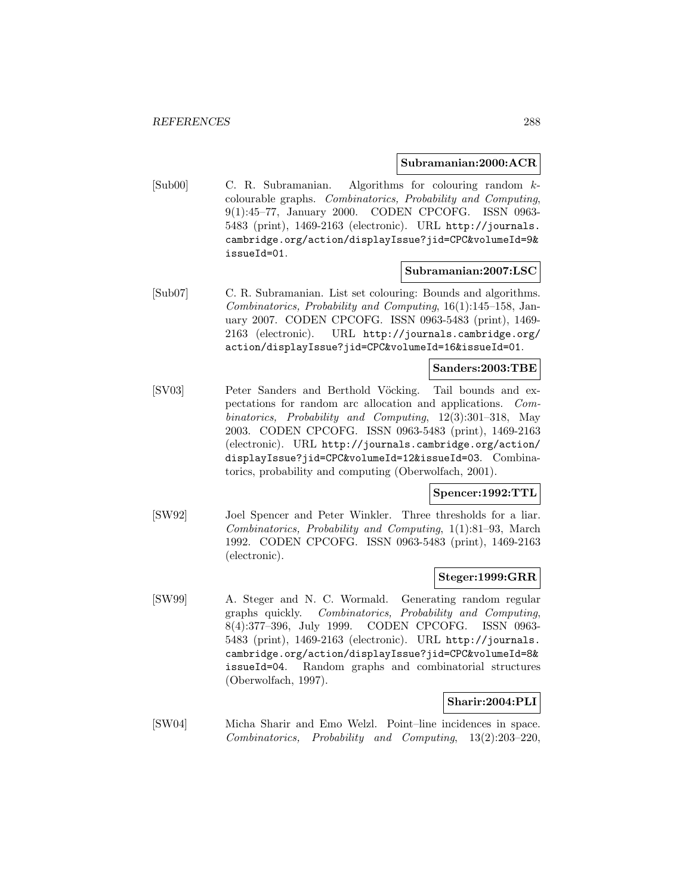**Subramanian:2000:ACR**

[Sub00] C. R. Subramanian. Algorithms for colouring random $k$-colourable graphs. *Combinatorics, Probability and Computing*, 9(1):45–77, January 2000. CODEN CPCOFG. ISSN 0963-5483 (print), 1469-2163 (electronic). URL http://journals.cambridge.org/action/displayIssue?jid=CPC&volumeId=9&issueId=01.

**Subramanian:2007:LSC**

[Sub07] C. R. Subramanian. List set colouring: Bounds and algorithms. *Combinatorics, Probability and Computing*, 16(1):145–158, January 2007. CODEN CPCOFG. ISSN 0963-5483 (print), 1469-2163 (electronic). URL http://journals.cambridge.org/action/displayIssue?jid=CPC&volumeId=16&issueId=01.

**Sanders:2003:TBE**

[SV03] Peter Sanders and Berthold Vöcking. Tail bounds and expectations for random arc allocation and applications. *Combinatorics, Probability and Computing*, 12(3):301–318, May 2003. CODEN CPCOFG. ISSN 0963-5483 (print), 1469-2163 (electronic). URL http://journals.cambridge.org/action/displayIssue?jid=CPC&volumeId=12&issueId=03. Combinatorics, probability and computing (Oberwolfach, 2001).

**Spencer:1992:TTL**

[SW92] Joel Spencer and Peter Winkler. Three thresholds for a liar. *Combinatorics, Probability and Computing*, 1(1):81–93, March 1992. CODEN CPCOFG. ISSN 0963-5483 (print), 1469-2163 (electronic).

**Steger:1999:GRR**

[SW99] A. Steger and N. C. Wormald. Generating random regular graphs quickly. *Combinatorics, Probability and Computing*, 8(4):377–396, July 1999. CODEN CPCOFG. ISSN 0963-5483 (print), 1469-2163 (electronic). URL http://journals.cambridge.org/action/displayIssue?jid=CPC&volumeId=8&issueId=04. Random graphs and combinatorial structures (Oberwolfach, 1997).

**Sharir:2004:PLI**

[SW04] Micha Sharir and Emo Welzl. Point–line incidences in space. *Combinatorics, Probability and Computing*, 13(2):203–220,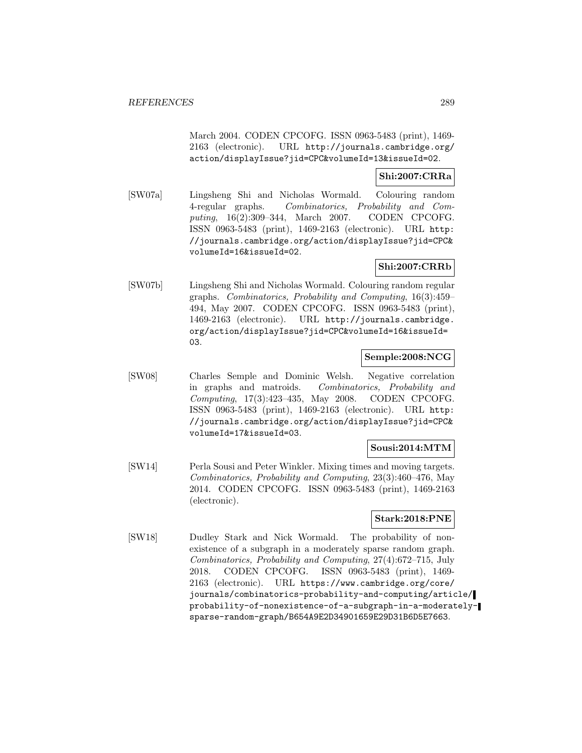March 2004. CODEN CPCOFG. ISSN 0963-5483 (print), 1469-2163 (electronic). URL http://journals.cambridge.org/action/displayIssue?jid=CPC&volumeId=13&issueId=02.

**Shi:2007:CRRa**

[SW07a] Lingsheng Shi and Nicholas Wormald. Colouring random 4-regular graphs. *Combinatorics, Probability and Computing*, 16(2):309–344, March 2007. CODEN CPCOFG. ISSN 0963-5483 (print), 1469-2163 (electronic). URL http://journals.cambridge.org/action/displayIssue?jid=CPC&volumeId=16&issueId=02.

**Shi:2007:CRRb**

[SW07b] Lingsheng Shi and Nicholas Wormald. Colouring random regular graphs. *Combinatorics, Probability and Computing*, 16(3):459–494, May 2007. CODEN CPCOFG. ISSN 0963-5483 (print), 1469-2163 (electronic). URL http://journals.cambridge.org/action/displayIssue?jid=CPC&volumeId=16&issueId=03.

**Semple:2008:NCG**

[SW08] Charles Semple and Dominic Welsh. Negative correlation in graphs and matroids. *Combinatorics, Probability and Computing*, 17(3):423–435, May 2008. CODEN CPCOFG. ISSN 0963-5483 (print), 1469-2163 (electronic). URL http://journals.cambridge.org/action/displayIssue?jid=CPC&volumeId=17&issueId=03.

**Sousi:2014:MTM**

[SW14] Perla Sousi and Peter Winkler. Mixing times and moving targets. *Combinatorics, Probability and Computing*, 23(3):460–476, May 2014. CODEN CPCOFG. ISSN 0963-5483 (print), 1469-2163 (electronic).

**Stark:2018:PNE**

[SW18] Dudley Stark and Nick Wormald. The probability of non-existence of a subgraph in a moderately sparse random graph. *Combinatorics, Probability and Computing*, 27(4):672–715, July 2018. CODEN CPCOFG. ISSN 0963-5483 (print), 1469-2163 (electronic). URL https://www.cambridge.org/core/journals/combinatorics-probability-and-computing/article/probability-of-nonexistence-of-a-subgraph-in-a-moderately-sparse-random-graph/B654A9E2D34901659E29D31B6D5E7663.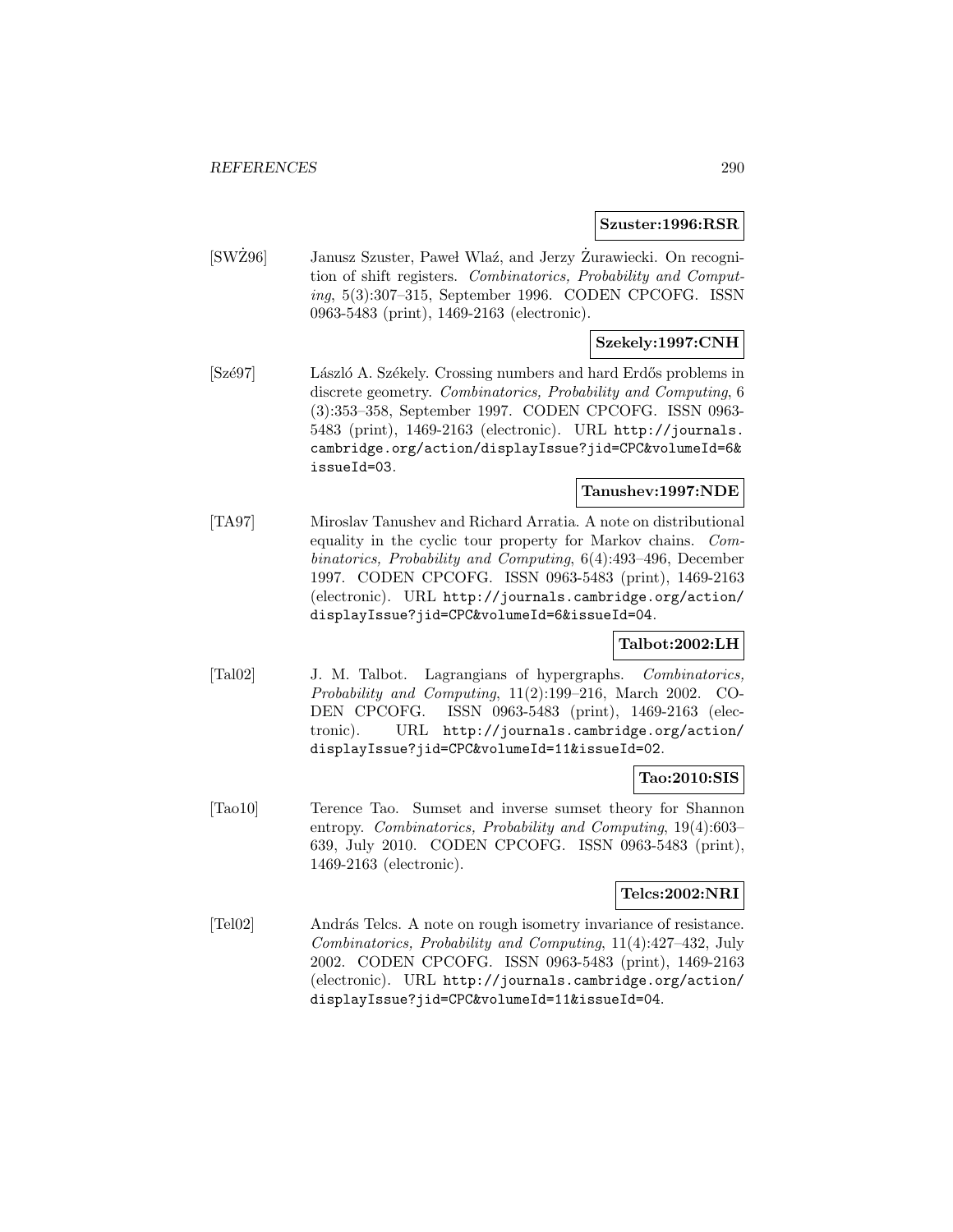**Szuster:1996:RSR**

[SWŻ96] Janusz Szuster, Paweł Wlaź, and Jerzy Żurawiecki. On recognition of shift registers. *Combinatorics, Probability and Computing*, 5(3):307–315, September 1996. CODEN CPCOFG. ISSN 0963-5483 (print), 1469-2163 (electronic).

**Szekely:1997:CNH**

[Szé97] László A. Székely. Crossing numbers and hard Erdős problems in discrete geometry. *Combinatorics, Probability and Computing*, 6 (3):353–358, September 1997. CODEN CPCOFG. ISSN 0963-5483 (print), 1469-2163 (electronic). URL http://journals.cambridge.org/action/displayIssue?jid=CPC&volumeId=6&issueId=03.

**Tanushev:1997:NDE**

[TA97] Miroslav Tanushev and Richard Arratia. A note on distributional equality in the cyclic tour property for Markov chains. *Combinatorics, Probability and Computing*, 6(4):493–496, December 1997. CODEN CPCOFG. ISSN 0963-5483 (print), 1469-2163 (electronic). URL http://journals.cambridge.org/action/displayIssue?jid=CPC&volumeId=6&issueId=04.

**Talbot:2002:LH**

[Tal02] J. M. Talbot. Lagrangians of hypergraphs. *Combinatorics, Probability and Computing*, 11(2):199–216, March 2002. CODEN CPCOFG. ISSN 0963-5483 (print), 1469-2163 (electronic). URL http://journals.cambridge.org/action/displayIssue?jid=CPC&volumeId=11&issueId=02.

**Tao:2010:SIS**

[Tao10] Terence Tao. Sumset and inverse sumset theory for Shannon entropy. *Combinatorics, Probability and Computing*, 19(4):603–639, July 2010. CODEN CPCOFG. ISSN 0963-5483 (print), 1469-2163 (electronic).

**Telcs:2002:NRI**

[Tel02] András Telcs. A note on rough isometry invariance of resistance. *Combinatorics, Probability and Computing*, 11(4):427–432, July 2002. CODEN CPCOFG. ISSN 0963-5483 (print), 1469-2163 (electronic). URL http://journals.cambridge.org/action/displayIssue?jid=CPC&volumeId=11&issueId=04.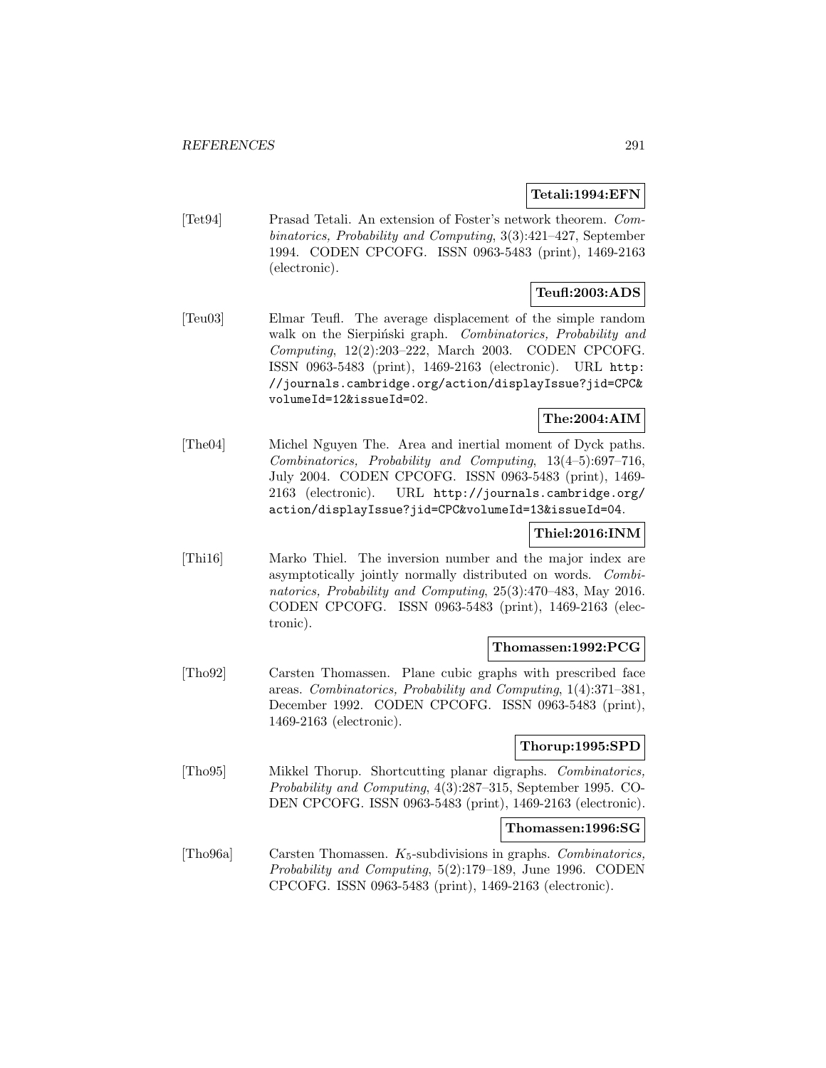**Tetali:1994:EFN**

[Tet94] Prasad Tetali. An extension of Foster's network theorem. *Combinatorics, Probability and Computing*, 3(3):421–427, September 1994. CODEN CPCOFG. ISSN 0963-5483 (print), 1469-2163 (electronic).

**Teufl:2003:ADS**

[Teu03] Elmar Teufl. The average displacement of the simple random walk on the Sierpiński graph. *Combinatorics, Probability and Computing*, 12(2):203–222, March 2003. CODEN CPCOFG. ISSN 0963-5483 (print), 1469-2163 (electronic). URL `http://journals.cambridge.org/action/displayIssue?jid=CPC&volumeId=12&issueId=02`.

**The:2004:AIM**

[The04] Michel Nguyen The. Area and inertial moment of Dyck paths. *Combinatorics, Probability and Computing*, 13(4–5):697–716, July 2004. CODEN CPCOFG. ISSN 0963-5483 (print), 1469-2163 (electronic). URL `http://journals.cambridge.org/action/displayIssue?jid=CPC&volumeId=13&issueId=04`.

**Thiel:2016:INM**

[Thi16] Marko Thiel. The inversion number and the major index are asymptotically jointly normally distributed on words. *Combinatorics, Probability and Computing*, 25(3):470–483, May 2016. CODEN CPCOFG. ISSN 0963-5483 (print), 1469-2163 (electronic).

**Thomassen:1992:PCG**

[Tho92] Carsten Thomassen. Plane cubic graphs with prescribed face areas. *Combinatorics, Probability and Computing*, 1(4):371–381, December 1992. CODEN CPCOFG. ISSN 0963-5483 (print), 1469-2163 (electronic).

**Thorup:1995:SPD**

[Tho95] Mikkel Thorup. Shortcutting planar digraphs. *Combinatorics, Probability and Computing*, 4(3):287–315, September 1995. CODEN CPCOFG. ISSN 0963-5483 (print), 1469-2163 (electronic).

**Thomassen:1996:SG**

[Tho96a] Carsten Thomassen. $K_5$-subdivisions in graphs. *Combinatorics, Probability and Computing*, 5(2):179–189, June 1996. CODEN CPCOFG. ISSN 0963-5483 (print), 1469-2163 (electronic).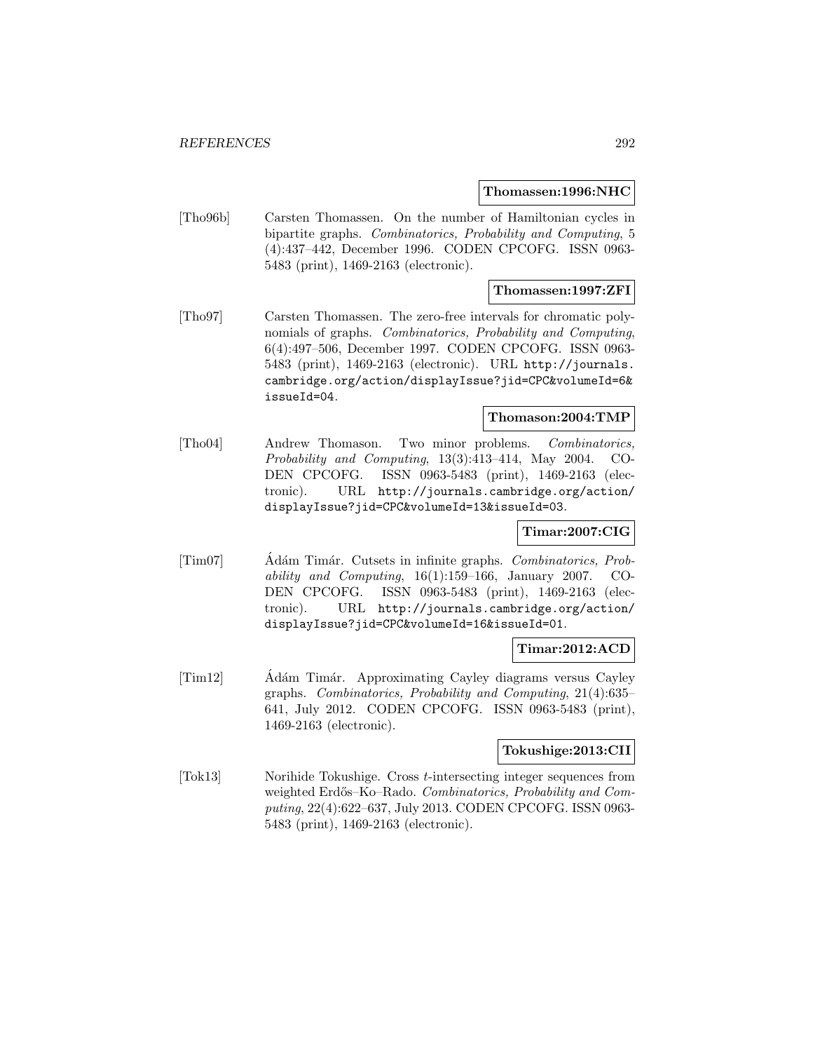**Thomassen:1996:NHC**

[Tho96b] Carsten Thomassen. On the number of Hamiltonian cycles in bipartite graphs. *Combinatorics, Probability and Computing*, 5 (4):437–442, December 1996. CODEN CPCOFG. ISSN 0963-5483 (print), 1469-2163 (electronic).

**Thomassen:1997:ZFI**

[Tho97] Carsten Thomassen. The zero-free intervals for chromatic polynomials of graphs. *Combinatorics, Probability and Computing*, 6(4):497–506, December 1997. CODEN CPCOFG. ISSN 0963-5483 (print), 1469-2163 (electronic). URL `http://journals.cambridge.org/action/displayIssue?jid=CPC&volumeId=6&issueId=04`.

**Thomason:2004:TMP**

[Tho04] Andrew Thomason. Two minor problems. *Combinatorics, Probability and Computing*, 13(3):413–414, May 2004. CODEN CPCOFG. ISSN 0963-5483 (print), 1469-2163 (electronic). URL `http://journals.cambridge.org/action/displayIssue?jid=CPC&volumeId=13&issueId=03`.

**Timar:2007:CIG**

[Tim07] Ádám Timár. Cutsets in infinite graphs. *Combinatorics, Probability and Computing*, 16(1):159–166, January 2007. CODEN CPCOFG. ISSN 0963-5483 (print), 1469-2163 (electronic). URL `http://journals.cambridge.org/action/displayIssue?jid=CPC&volumeId=16&issueId=01`.

**Timar:2012:ACD**

[Tim12] Ádám Timár. Approximating Cayley diagrams versus Cayley graphs. *Combinatorics, Probability and Computing*, 21(4):635–641, July 2012. CODEN CPCOFG. ISSN 0963-5483 (print), 1469-2163 (electronic).

**Tokushige:2013:CII**

[Tok13] Norihide Tokushige. Cross $t$-intersecting integer sequences from weighted Erdős–Ko–Rado. *Combinatorics, Probability and Computing*, 22(4):622–637, July 2013. CODEN CPCOFG. ISSN 0963-5483 (print), 1469-2163 (electronic).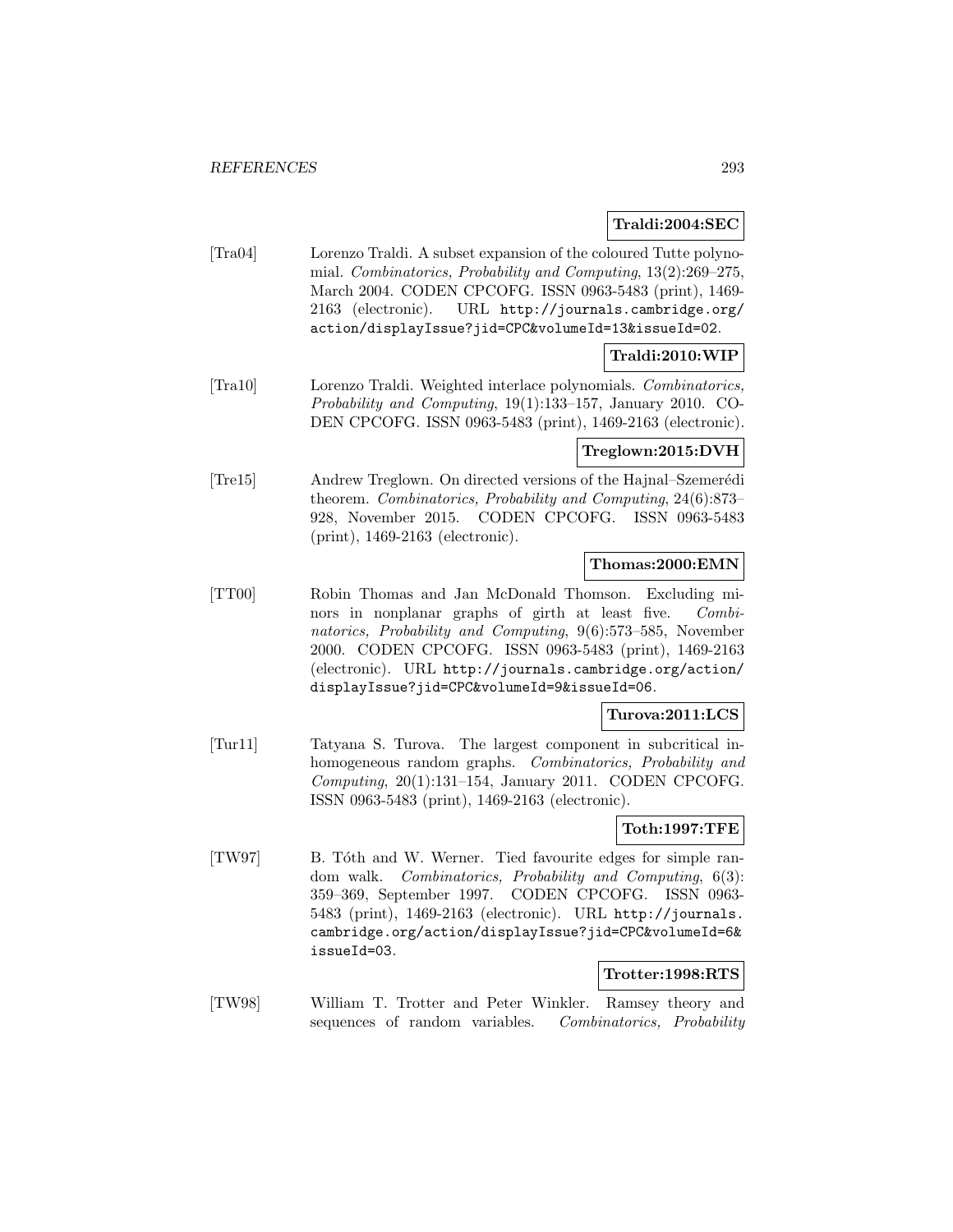**Traldi:2004:SEC**

[Tra04] Lorenzo Traldi. A subset expansion of the coloured Tutte polynomial. *Combinatorics, Probability and Computing*, 13(2):269–275, March 2004. CODEN CPCOFG. ISSN 0963-5483 (print), 1469-2163 (electronic). URL http://journals.cambridge.org/action/displayIssue?jid=CPC&volumeId=13&issueId=02.

**Traldi:2010:WIP**

[Tra10] Lorenzo Traldi. Weighted interlace polynomials. *Combinatorics, Probability and Computing*, 19(1):133–157, January 2010. CODEN CPCOFG. ISSN 0963-5483 (print), 1469-2163 (electronic).

**Treglown:2015:DVH**

[Tre15] Andrew Treglown. On directed versions of the Hajnal–Szemerédi theorem. *Combinatorics, Probability and Computing*, 24(6):873–928, November 2015. CODEN CPCOFG. ISSN 0963-5483 (print), 1469-2163 (electronic).

**Thomas:2000:EMN**

[TT00] Robin Thomas and Jan McDonald Thomson. Excluding minors in nonplanar graphs of girth at least five. *Combinatorics, Probability and Computing*, 9(6):573–585, November 2000. CODEN CPCOFG. ISSN 0963-5483 (print), 1469-2163 (electronic). URL http://journals.cambridge.org/action/displayIssue?jid=CPC&volumeId=9&issueId=06.

**Turova:2011:LCS**

[Tur11] Tatyana S. Turova. The largest component in subcritical inhomogeneous random graphs. *Combinatorics, Probability and Computing*, 20(1):131–154, January 2011. CODEN CPCOFG. ISSN 0963-5483 (print), 1469-2163 (electronic).

**Toth:1997:TFE**

[TW97] B. Tóth and W. Werner. Tied favourite edges for simple random walk. *Combinatorics, Probability and Computing*, 6(3):359–369, September 1997. CODEN CPCOFG. ISSN 0963-5483 (print), 1469-2163 (electronic). URL http://journals.cambridge.org/action/displayIssue?jid=CPC&volumeId=6&issueId=03.

**Trotter:1998:RTS**

[TW98] William T. Trotter and Peter Winkler. Ramsey theory and sequences of random variables. *Combinatorics, Probability*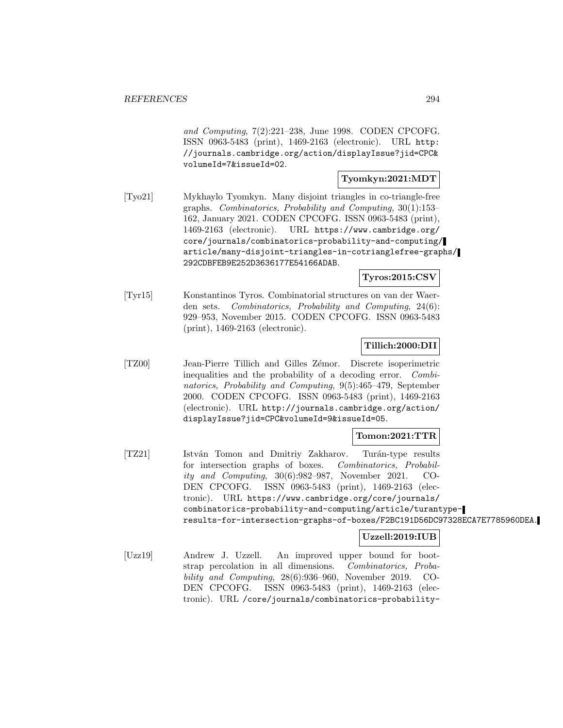*and Computing*, 7(2):221–238, June 1998. CODEN CPCOFG. ISSN 0963-5483 (print), 1469-2163 (electronic). URL http://journals.cambridge.org/action/displayIssue?jid=CPC&volumeId=7&issueId=02.

**Tyomkyn:2021:MDT**

[Tyo21] Mykhaylo Tyomkyn. Many disjoint triangles in co-triangle-free graphs. *Combinatorics, Probability and Computing*, 30(1):153–162, January 2021. CODEN CPCOFG. ISSN 0963-5483 (print), 1469-2163 (electronic). URL https://www.cambridge.org/core/journals/combinatorics-probability-and-computing/article/many-disjoint-triangles-in-cotrianglefree-graphs/292CDBFEB9E252D3636177E54166ADAB.

**Tyros:2015:CSV**

[Tyr15] Konstantinos Tyros. Combinatorial structures on van der Waerden sets. *Combinatorics, Probability and Computing*, 24(6): 929–953, November 2015. CODEN CPCOFG. ISSN 0963-5483 (print), 1469-2163 (electronic).

**Tillich:2000:DII**

[TZ00] Jean-Pierre Tillich and Gilles Zémor. Discrete isoperimetric inequalities and the probability of a decoding error. *Combinatorics, Probability and Computing*, 9(5):465–479, September 2000. CODEN CPCOFG. ISSN 0963-5483 (print), 1469-2163 (electronic). URL http://journals.cambridge.org/action/displayIssue?jid=CPC&volumeId=9&issueId=05.

**Tomon:2021:TTR**

[TZ21] István Tomon and Dmitriy Zakharov. Turán-type results for intersection graphs of boxes. *Combinatorics, Probability and Computing*, 30(6):982–987, November 2021. CODEN CPCOFG. ISSN 0963-5483 (print), 1469-2163 (electronic). URL https://www.cambridge.org/core/journals/combinatorics-probability-and-computing/article/turantype-results-for-intersection-graphs-of-boxes/F2BC191D56DC97328ECA7E7785960DEA.

**Uzzell:2019:IUB**

[Uzz19] Andrew J. Uzzell. An improved upper bound for bootstrap percolation in all dimensions. *Combinatorics, Probability and Computing*, 28(6):936–960, November 2019. CODEN CPCOFG. ISSN 0963-5483 (print), 1469-2163 (electronic). URL /core/journals/combinatorics-probability-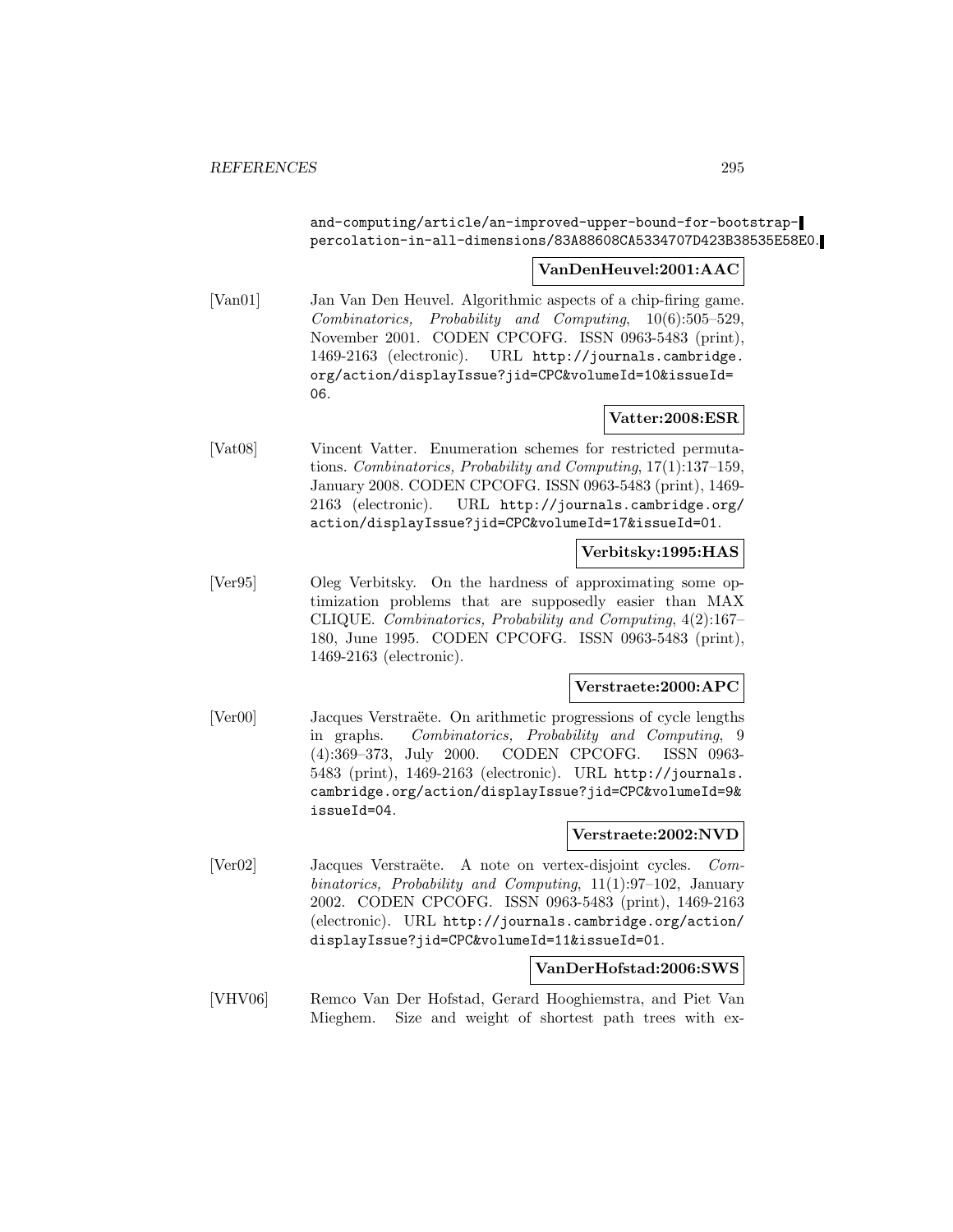and-computing/article/an-improved-upper-bound-for-bootstrap-percolation-in-all-dimensions/83A88608CA5334707D423B38535E58E0.

**VanDenHeuvel:2001:AAC**

[Van01] Jan Van Den Heuvel. Algorithmic aspects of a chip-firing game. *Combinatorics, Probability and Computing*, 10(6):505–529, November 2001. CODEN CPCOFG. ISSN 0963-5483 (print), 1469-2163 (electronic). URL http://journals.cambridge.org/action/displayIssue?jid=CPC&volumeId=10&issueId=06.

**Vatter:2008:ESR**

[Vat08] Vincent Vatter. Enumeration schemes for restricted permutations. *Combinatorics, Probability and Computing*, 17(1):137–159, January 2008. CODEN CPCOFG. ISSN 0963-5483 (print), 1469-2163 (electronic). URL http://journals.cambridge.org/action/displayIssue?jid=CPC&volumeId=17&issueId=01.

**Verbitsky:1995:HAS**

[Ver95] Oleg Verbitsky. On the hardness of approximating some optimization problems that are supposedly easier than MAX CLIQUE. *Combinatorics, Probability and Computing*, 4(2):167–180, June 1995. CODEN CPCOFG. ISSN 0963-5483 (print), 1469-2163 (electronic).

**Verstraete:2000:APC**

[Ver00] Jacques Verstraëte. On arithmetic progressions of cycle lengths in graphs. *Combinatorics, Probability and Computing*, 9(4):369–373, July 2000. CODEN CPCOFG. ISSN 0963-5483 (print), 1469-2163 (electronic). URL http://journals.cambridge.org/action/displayIssue?jid=CPC&volumeId=9&issueId=04.

**Verstraete:2002:NVD**

[Ver02] Jacques Verstraëte. A note on vertex-disjoint cycles. *Combinatorics, Probability and Computing*, 11(1):97–102, January 2002. CODEN CPCOFG. ISSN 0963-5483 (print), 1469-2163 (electronic). URL http://journals.cambridge.org/action/displayIssue?jid=CPC&volumeId=11&issueId=01.

**VanDerHofstad:2006:SWS**

[VHV06] Remco Van Der Hofstad, Gerard Hooghiemstra, and Piet Van Mieghem. Size and weight of shortest path trees with ex-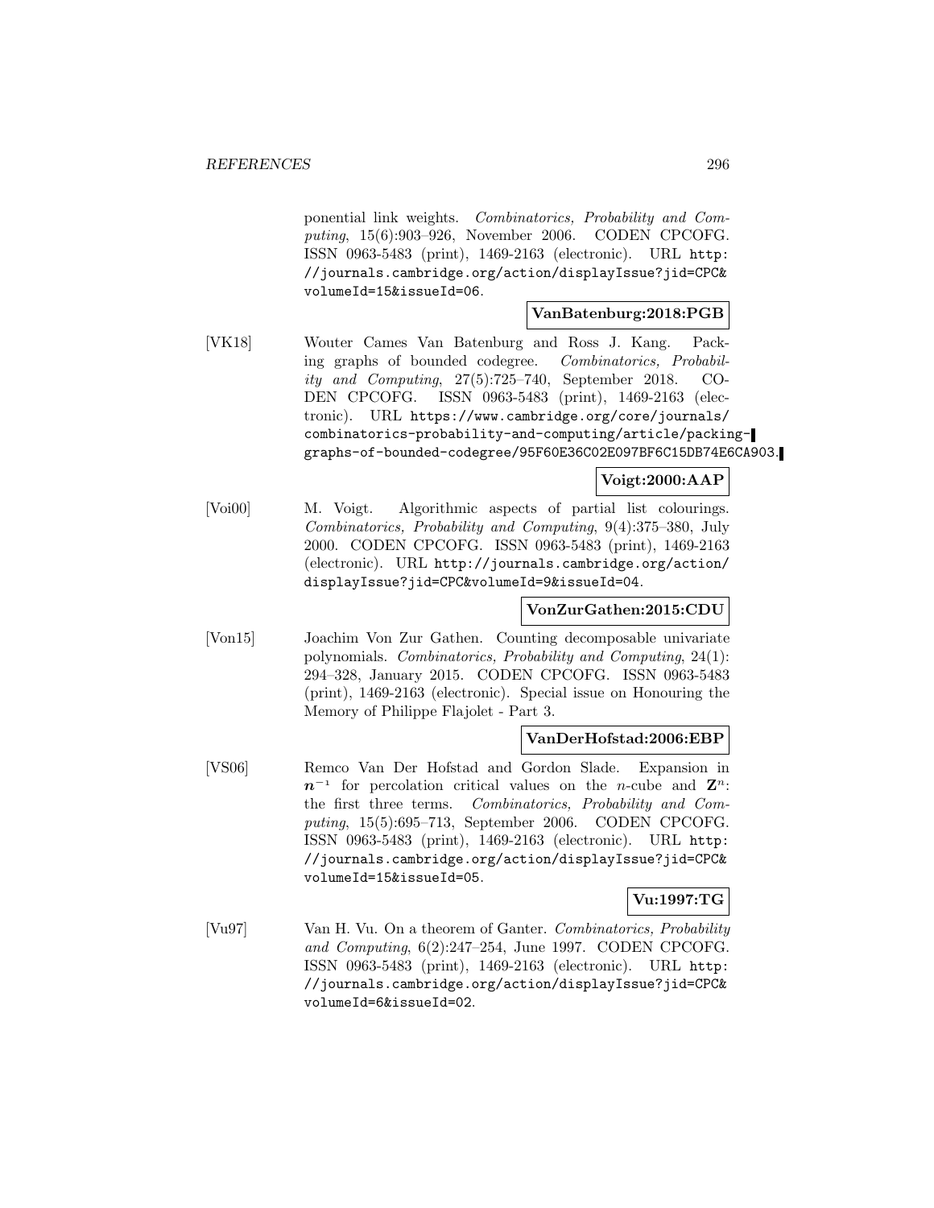ponential link weights. *Combinatorics, Probability and Computing*, 15(6):903–926, November 2006. CODEN CPCOFG. ISSN 0963-5483 (print), 1469-2163 (electronic). URL http://journals.cambridge.org/action/displayIssue?jid=CPC&volumeId=15&issueId=06.

**VanBatenburg:2018:PGB**

[VK18] Wouter Cames Van Batenburg and Ross J. Kang. Packing graphs of bounded codegree. *Combinatorics, Probability and Computing*, 27(5):725–740, September 2018. CODEN CPCOFG. ISSN 0963-5483 (print), 1469-2163 (electronic). URL https://www.cambridge.org/core/journals/combinatorics-probability-and-computing/article/packing-graphs-of-bounded-codegree/95F60E36C02E097BF6C15DB74E6CA903.

**Voigt:2000:AAP**

[Voi00] M. Voigt. Algorithmic aspects of partial list colourings. *Combinatorics, Probability and Computing*, 9(4):375–380, July 2000. CODEN CPCOFG. ISSN 0963-5483 (print), 1469-2163 (electronic). URL http://journals.cambridge.org/action/displayIssue?jid=CPC&volumeId=9&issueId=04.

**VonZurGathen:2015:CDU**

[Von15] Joachim Von Zur Gathen. Counting decomposable univariate polynomials. *Combinatorics, Probability and Computing*, 24(1):294–328, January 2015. CODEN CPCOFG. ISSN 0963-5483 (print), 1469-2163 (electronic). Special issue on Honouring the Memory of Philippe Flajolet - Part 3.

**VanDerHofstad:2006:EBP**

[VS06] Remco Van Der Hofstad and Gordon Slade. Expansion in $\boldsymbol{n}^{-1}$ for percolation critical values on the $n$-cube and $\mathbf{Z}^n$: the first three terms. *Combinatorics, Probability and Computing*, 15(5):695–713, September 2006. CODEN CPCOFG. ISSN 0963-5483 (print), 1469-2163 (electronic). URL http://journals.cambridge.org/action/displayIssue?jid=CPC&volumeId=15&issueId=05.

**Vu:1997:TG**

[Vu97] Van H. Vu. On a theorem of Ganter. *Combinatorics, Probability and Computing*, 6(2):247–254, June 1997. CODEN CPCOFG. ISSN 0963-5483 (print), 1469-2163 (electronic). URL http://journals.cambridge.org/action/displayIssue?jid=CPC&volumeId=6&issueId=02.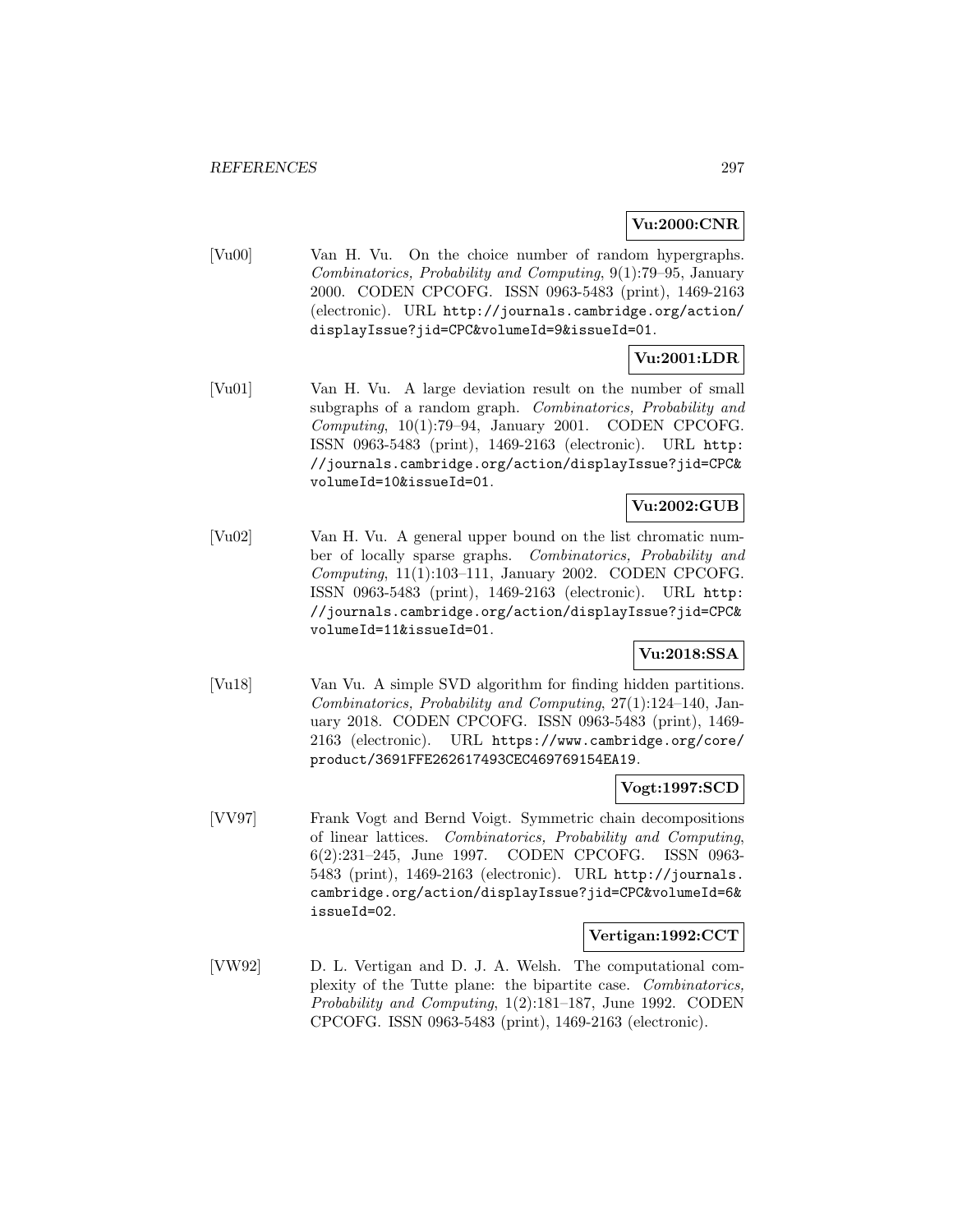**Vu:2000:CNR**

[Vu00] Van H. Vu. On the choice number of random hypergraphs. *Combinatorics, Probability and Computing*, 9(1):79–95, January 2000. CODEN CPCOFG. ISSN 0963-5483 (print), 1469-2163 (electronic). URL `http://journals.cambridge.org/action/displayIssue?jid=CPC&volumeId=9&issueId=01`.

**Vu:2001:LDR**

[Vu01] Van H. Vu. A large deviation result on the number of small subgraphs of a random graph. *Combinatorics, Probability and Computing*, 10(1):79–94, January 2001. CODEN CPCOFG. ISSN 0963-5483 (print), 1469-2163 (electronic). URL `http://journals.cambridge.org/action/displayIssue?jid=CPC&volumeId=10&issueId=01`.

**Vu:2002:GUB**

[Vu02] Van H. Vu. A general upper bound on the list chromatic number of locally sparse graphs. *Combinatorics, Probability and Computing*, 11(1):103–111, January 2002. CODEN CPCOFG. ISSN 0963-5483 (print), 1469-2163 (electronic). URL `http://journals.cambridge.org/action/displayIssue?jid=CPC&volumeId=11&issueId=01`.

**Vu:2018:SSA**

[Vu18] Van Vu. A simple SVD algorithm for finding hidden partitions. *Combinatorics, Probability and Computing*, 27(1):124–140, January 2018. CODEN CPCOFG. ISSN 0963-5483 (print), 1469-2163 (electronic). URL `https://www.cambridge.org/core/product/3691FFE262617493CEC469769154EA19`.

**Vogt:1997:SCD**

[VV97] Frank Vogt and Bernd Voigt. Symmetric chain decompositions of linear lattices. *Combinatorics, Probability and Computing*, 6(2):231–245, June 1997. CODEN CPCOFG. ISSN 0963-5483 (print), 1469-2163 (electronic). URL `http://journals.cambridge.org/action/displayIssue?jid=CPC&volumeId=6&issueId=02`.

**Vertigan:1992:CCT**

[VW92] D. L. Vertigan and D. J. A. Welsh. The computational complexity of the Tutte plane: the bipartite case. *Combinatorics, Probability and Computing*, 1(2):181–187, June 1992. CODEN CPCOFG. ISSN 0963-5483 (print), 1469-2163 (electronic).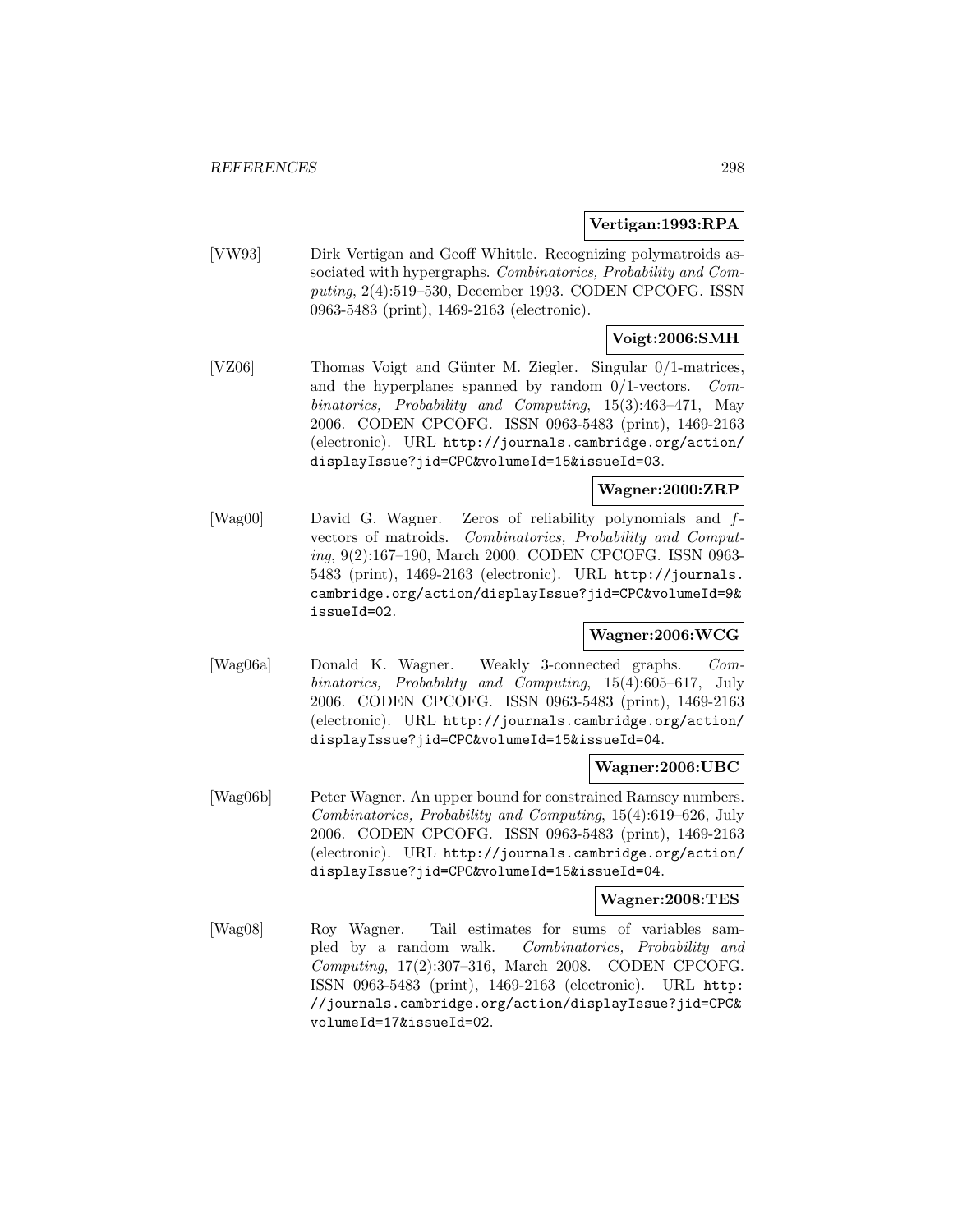**Vertigan:1993:RPA**

[VW93] Dirk Vertigan and Geoff Whittle. Recognizing polymatroids associated with hypergraphs. *Combinatorics, Probability and Computing*, 2(4):519–530, December 1993. CODEN CPCOFG. ISSN 0963-5483 (print), 1469-2163 (electronic).

**Voigt:2006:SMH**

[VZ06] Thomas Voigt and Günter M. Ziegler. Singular 0/1-matrices, and the hyperplanes spanned by random 0/1-vectors. *Combinatorics, Probability and Computing*, 15(3):463–471, May 2006. CODEN CPCOFG. ISSN 0963-5483 (print), 1469-2163 (electronic). URL http://journals.cambridge.org/action/displayIssue?jid=CPC&volumeId=15&issueId=03.

**Wagner:2000:ZRP**

[Wag00] David G. Wagner. Zeros of reliability polynomials and $f$-vectors of matroids. *Combinatorics, Probability and Computing*, 9(2):167–190, March 2000. CODEN CPCOFG. ISSN 0963-5483 (print), 1469-2163 (electronic). URL http://journals.cambridge.org/action/displayIssue?jid=CPC&volumeId=9&issueId=02.

**Wagner:2006:WCG**

[Wag06a] Donald K. Wagner. Weakly 3-connected graphs. *Combinatorics, Probability and Computing*, 15(4):605–617, July 2006. CODEN CPCOFG. ISSN 0963-5483 (print), 1469-2163 (electronic). URL http://journals.cambridge.org/action/displayIssue?jid=CPC&volumeId=15&issueId=04.

**Wagner:2006:UBC**

[Wag06b] Peter Wagner. An upper bound for constrained Ramsey numbers. *Combinatorics, Probability and Computing*, 15(4):619–626, July 2006. CODEN CPCOFG. ISSN 0963-5483 (print), 1469-2163 (electronic). URL http://journals.cambridge.org/action/displayIssue?jid=CPC&volumeId=15&issueId=04.

**Wagner:2008:TES**

[Wag08] Roy Wagner. Tail estimates for sums of variables sampled by a random walk. *Combinatorics, Probability and Computing*, 17(2):307–316, March 2008. CODEN CPCOFG. ISSN 0963-5483 (print), 1469-2163 (electronic). URL http://journals.cambridge.org/action/displayIssue?jid=CPC&volumeId=17&issueId=02.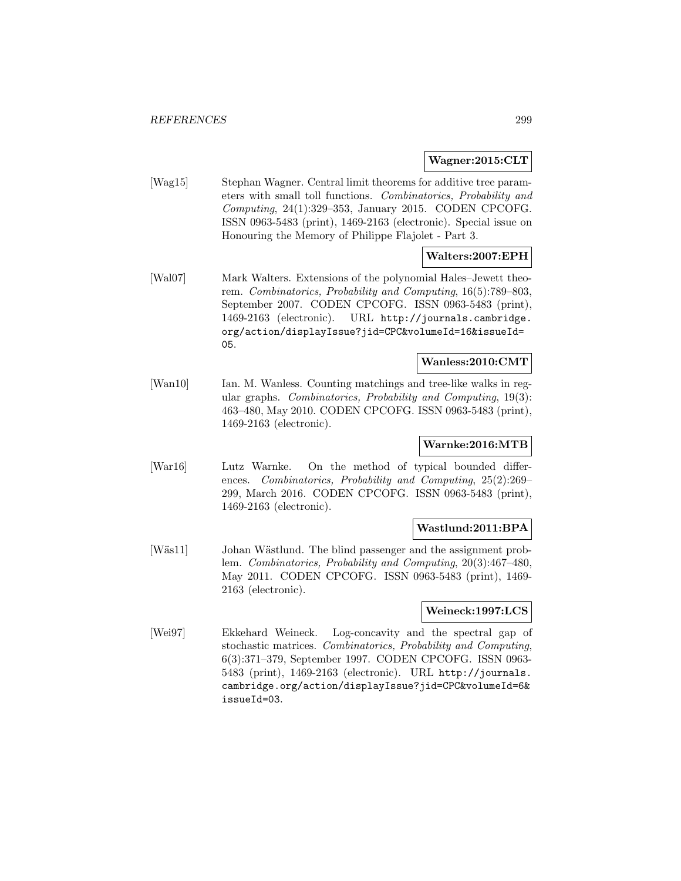**Wagner:2015:CLT**

[Wag15] Stephan Wagner. Central limit theorems for additive tree parameters with small toll functions. *Combinatorics, Probability and Computing*, 24(1):329–353, January 2015. CODEN CPCOFG. ISSN 0963-5483 (print), 1469-2163 (electronic). Special issue on Honouring the Memory of Philippe Flajolet - Part 3.

**Walters:2007:EPH**

[Wal07] Mark Walters. Extensions of the polynomial Hales–Jewett theorem. *Combinatorics, Probability and Computing*, 16(5):789–803, September 2007. CODEN CPCOFG. ISSN 0963-5483 (print), 1469-2163 (electronic). URL `http://journals.cambridge.org/action/displayIssue?jid=CPC&volumeId=16&issueId=05`.

**Wanless:2010:CMT**

[Wan10] Ian. M. Wanless. Counting matchings and tree-like walks in regular graphs. *Combinatorics, Probability and Computing*, 19(3): 463–480, May 2010. CODEN CPCOFG. ISSN 0963-5483 (print), 1469-2163 (electronic).

**Warnke:2016:MTB**

[War16] Lutz Warnke. On the method of typical bounded differences. *Combinatorics, Probability and Computing*, 25(2):269–299, March 2016. CODEN CPCOFG. ISSN 0963-5483 (print), 1469-2163 (electronic).

**Wastlund:2011:BPA**

[Wäs11] Johan Wästlund. The blind passenger and the assignment problem. *Combinatorics, Probability and Computing*, 20(3):467–480, May 2011. CODEN CPCOFG. ISSN 0963-5483 (print), 1469-2163 (electronic).

**Weineck:1997:LCS**

[Wei97] Ekkehard Weineck. Log-concavity and the spectral gap of stochastic matrices. *Combinatorics, Probability and Computing*, 6(3):371–379, September 1997. CODEN CPCOFG. ISSN 0963-5483 (print), 1469-2163 (electronic). URL `http://journals.cambridge.org/action/displayIssue?jid=CPC&volumeId=6&issueId=03`.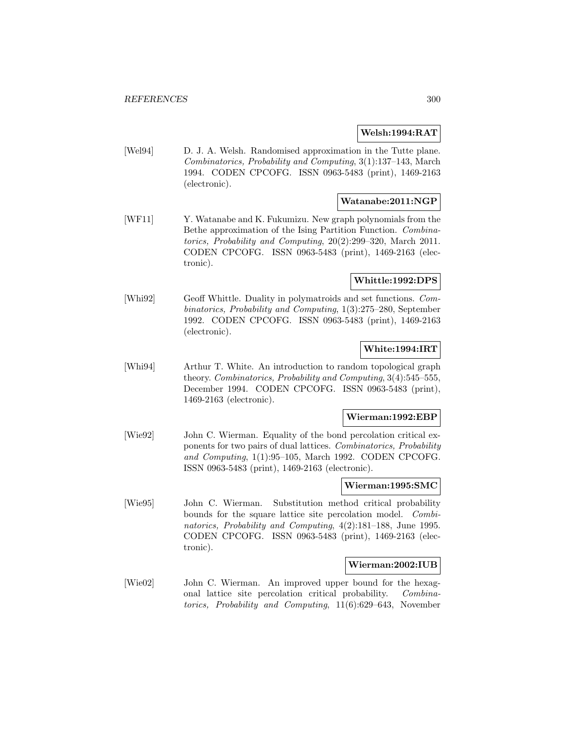**Welsh:1994:RAT**

[Wel94] D. J. A. Welsh. Randomised approximation in the Tutte plane. *Combinatorics, Probability and Computing*, 3(1):137–143, March 1994. CODEN CPCOFG. ISSN 0963-5483 (print), 1469-2163 (electronic).

**Watanabe:2011:NGP**

[WF11] Y. Watanabe and K. Fukumizu. New graph polynomials from the Bethe approximation of the Ising Partition Function. *Combinatorics, Probability and Computing*, 20(2):299–320, March 2011. CODEN CPCOFG. ISSN 0963-5483 (print), 1469-2163 (electronic).

**Whittle:1992:DPS**

[Whi92] Geoff Whittle. Duality in polymatroids and set functions. *Combinatorics, Probability and Computing*, 1(3):275–280, September 1992. CODEN CPCOFG. ISSN 0963-5483 (print), 1469-2163 (electronic).

**White:1994:IRT**

[Whi94] Arthur T. White. An introduction to random topological graph theory. *Combinatorics, Probability and Computing*, 3(4):545–555, December 1994. CODEN CPCOFG. ISSN 0963-5483 (print), 1469-2163 (electronic).

**Wierman:1992:EBP**

[Wie92] John C. Wierman. Equality of the bond percolation critical exponents for two pairs of dual lattices. *Combinatorics, Probability and Computing*, 1(1):95–105, March 1992. CODEN CPCOFG. ISSN 0963-5483 (print), 1469-2163 (electronic).

**Wierman:1995:SMC**

[Wie95] John C. Wierman. Substitution method critical probability bounds for the square lattice site percolation model. *Combinatorics, Probability and Computing*, 4(2):181–188, June 1995. CODEN CPCOFG. ISSN 0963-5483 (print), 1469-2163 (electronic).

**Wierman:2002:IUB**

[Wie02] John C. Wierman. An improved upper bound for the hexagonal lattice site percolation critical probability. *Combinatorics, Probability and Computing*, 11(6):629–643, November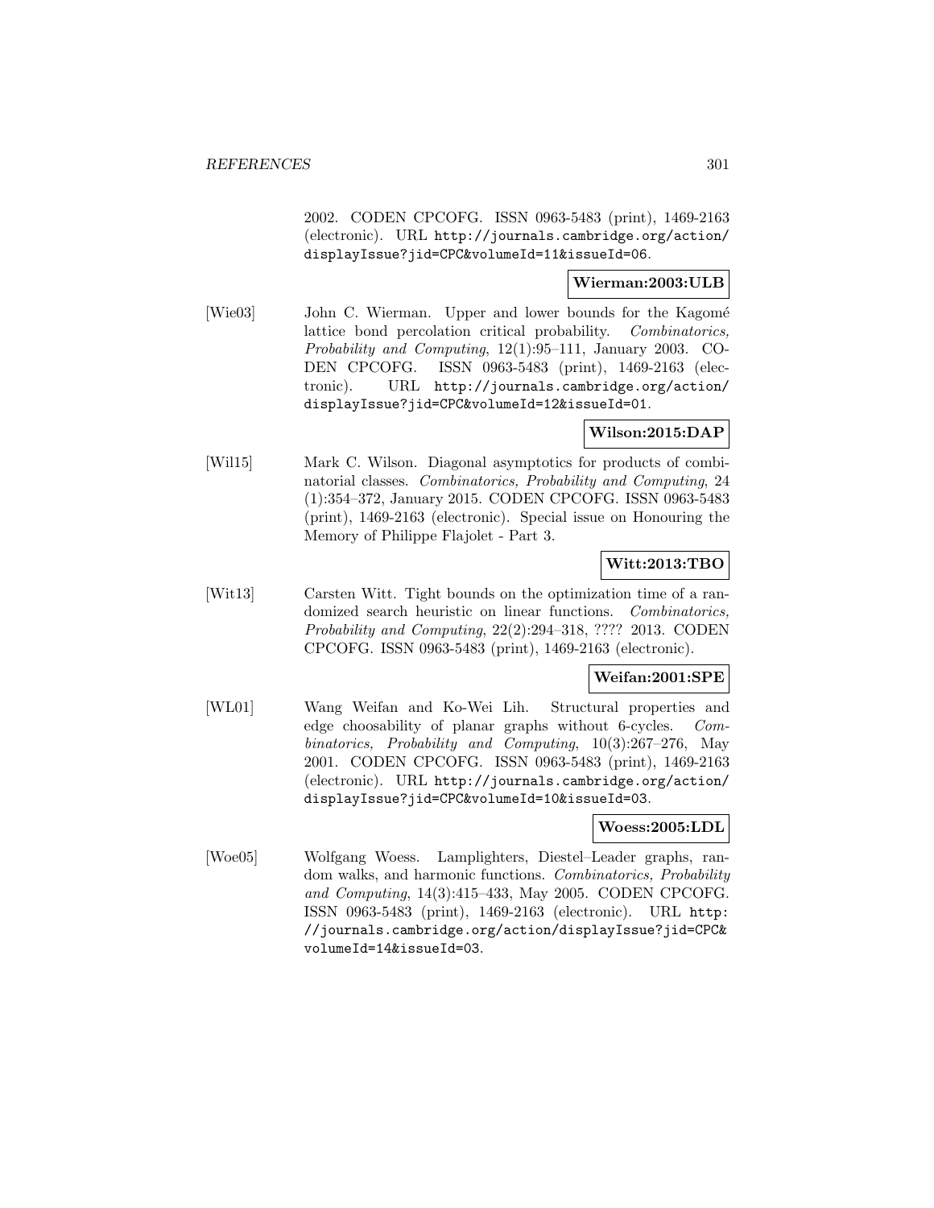2002. CODEN CPCOFG. ISSN 0963-5483 (print), 1469-2163 (electronic). URL http://journals.cambridge.org/action/displayIssue?jid=CPC&volumeId=11&issueId=06.

**Wierman:2003:ULB**

[Wie03] John C. Wierman. Upper and lower bounds for the Kagomé lattice bond percolation critical probability. *Combinatorics, Probability and Computing*, 12(1):95–111, January 2003. CODEN CPCOFG. ISSN 0963-5483 (print), 1469-2163 (electronic). URL http://journals.cambridge.org/action/displayIssue?jid=CPC&volumeId=12&issueId=01.

**Wilson:2015:DAP**

[Wil15] Mark C. Wilson. Diagonal asymptotics for products of combinatorial classes. *Combinatorics, Probability and Computing*, 24 (1):354–372, January 2015. CODEN CPCOFG. ISSN 0963-5483 (print), 1469-2163 (electronic). Special issue on Honouring the Memory of Philippe Flajolet - Part 3.

**Witt:2013:TBO**

[Wit13] Carsten Witt. Tight bounds on the optimization time of a randomized search heuristic on linear functions. *Combinatorics, Probability and Computing*, 22(2):294–318, ???? 2013. CODEN CPCOFG. ISSN 0963-5483 (print), 1469-2163 (electronic).

**Weifan:2001:SPE**

[WL01] Wang Weifan and Ko-Wei Lih. Structural properties and edge choosability of planar graphs without 6-cycles. *Combinatorics, Probability and Computing*, 10(3):267–276, May 2001. CODEN CPCOFG. ISSN 0963-5483 (print), 1469-2163 (electronic). URL http://journals.cambridge.org/action/displayIssue?jid=CPC&volumeId=10&issueId=03.

**Woess:2005:LDL**

[Woe05] Wolfgang Woess. Lamplighters, Diestel–Leader graphs, random walks, and harmonic functions. *Combinatorics, Probability and Computing*, 14(3):415–433, May 2005. CODEN CPCOFG. ISSN 0963-5483 (print), 1469-2163 (electronic). URL http://journals.cambridge.org/action/displayIssue?jid=CPC&volumeId=14&issueId=03.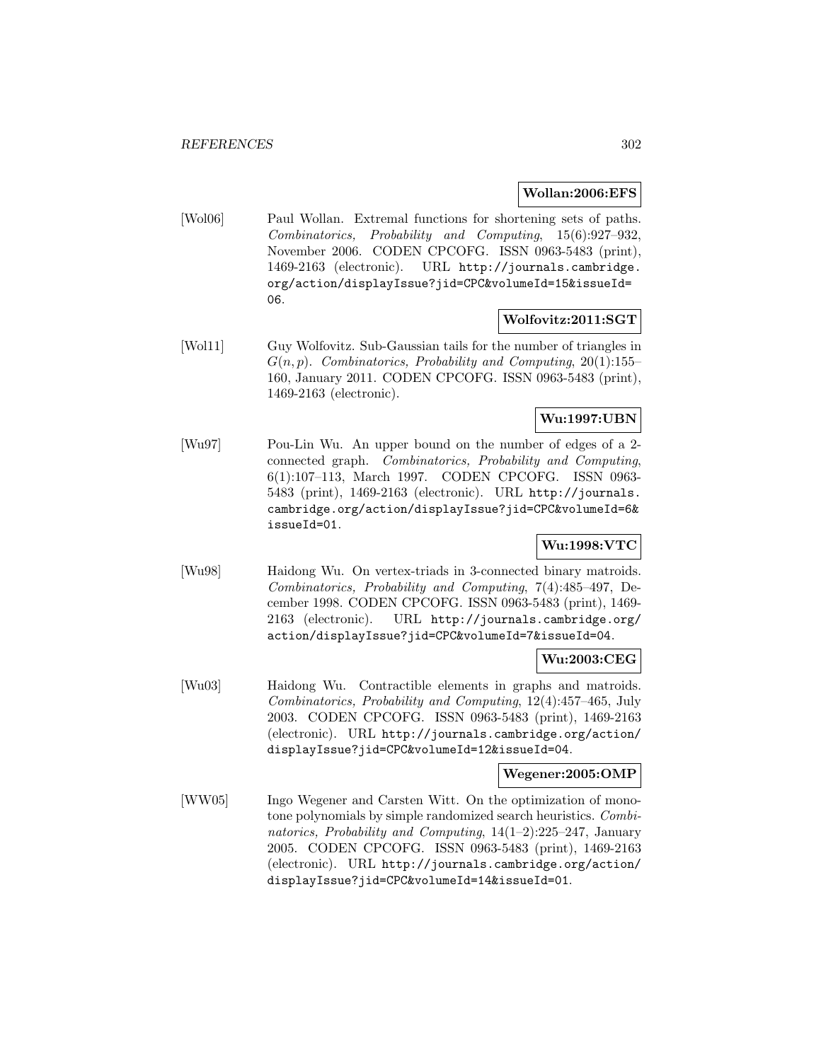**Wollan:2006:EFS**

[Wol06] Paul Wollan. Extremal functions for shortening sets of paths. *Combinatorics, Probability and Computing*, 15(6):927–932, November 2006. CODEN CPCOFG. ISSN 0963-5483 (print), 1469-2163 (electronic). URL http://journals.cambridge.org/action/displayIssue?jid=CPC&volumeId=15&issueId=06.

**Wolfovitz:2011:SGT**

[Wol11] Guy Wolfovitz. Sub-Gaussian tails for the number of triangles in $G(n, p)$. *Combinatorics, Probability and Computing*, 20(1):155–160, January 2011. CODEN CPCOFG. ISSN 0963-5483 (print), 1469-2163 (electronic).

**Wu:1997:UBN**

[Wu97] Pou-Lin Wu. An upper bound on the number of edges of a 2-connected graph. *Combinatorics, Probability and Computing*, 6(1):107–113, March 1997. CODEN CPCOFG. ISSN 0963-5483 (print), 1469-2163 (electronic). URL http://journals.cambridge.org/action/displayIssue?jid=CPC&volumeId=6&issueId=01.

**Wu:1998:VTC**

[Wu98] Haidong Wu. On vertex-triads in 3-connected binary matroids. *Combinatorics, Probability and Computing*, 7(4):485–497, December 1998. CODEN CPCOFG. ISSN 0963-5483 (print), 1469-2163 (electronic). URL http://journals.cambridge.org/action/displayIssue?jid=CPC&volumeId=7&issueId=04.

**Wu:2003:CEG**

[Wu03] Haidong Wu. Contractible elements in graphs and matroids. *Combinatorics, Probability and Computing*, 12(4):457–465, July 2003. CODEN CPCOFG. ISSN 0963-5483 (print), 1469-2163 (electronic). URL http://journals.cambridge.org/action/displayIssue?jid=CPC&volumeId=12&issueId=04.

**Wegener:2005:OMP**

[WW05] Ingo Wegener and Carsten Witt. On the optimization of monotone polynomials by simple randomized search heuristics. *Combinatorics, Probability and Computing*, 14(1–2):225–247, January 2005. CODEN CPCOFG. ISSN 0963-5483 (print), 1469-2163 (electronic). URL http://journals.cambridge.org/action/displayIssue?jid=CPC&volumeId=14&issueId=01.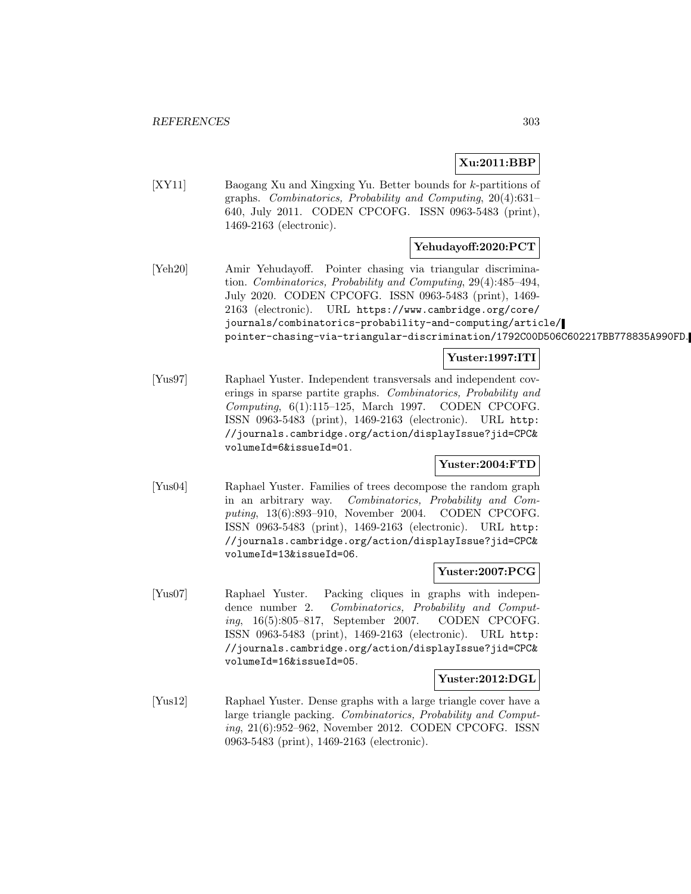**Xu:2011:BBP**

[XY11] Baogang Xu and Xingxing Yu. Better bounds for $k$-partitions of graphs. *Combinatorics, Probability and Computing*, 20(4):631–640, July 2011. CODEN CPCOFG. ISSN 0963-5483 (print), 1469-2163 (electronic).

**Yehudayoff:2020:PCT**

[Yeh20] Amir Yehudayoff. Pointer chasing via triangular discrimination. *Combinatorics, Probability and Computing*, 29(4):485–494, July 2020. CODEN CPCOFG. ISSN 0963-5483 (print), 1469-2163 (electronic). URL `https://www.cambridge.org/core/journals/combinatorics-probability-and-computing/article/pointer-chasing-via-triangular-discrimination/1792C00D506C602217BB778835A990FD`.

**Yuster:1997:ITI**

[Yus97] Raphael Yuster. Independent transversals and independent coverings in sparse partite graphs. *Combinatorics, Probability and Computing*, 6(1):115–125, March 1997. CODEN CPCOFG. ISSN 0963-5483 (print), 1469-2163 (electronic). URL `http://journals.cambridge.org/action/displayIssue?jid=CPC&volumeId=6&issueId=01`.

**Yuster:2004:FTD**

[Yus04] Raphael Yuster. Families of trees decompose the random graph in an arbitrary way. *Combinatorics, Probability and Computing*, 13(6):893–910, November 2004. CODEN CPCOFG. ISSN 0963-5483 (print), 1469-2163 (electronic). URL `http://journals.cambridge.org/action/displayIssue?jid=CPC&volumeId=13&issueId=06`.

**Yuster:2007:PCG**

[Yus07] Raphael Yuster. Packing cliques in graphs with independence number 2. *Combinatorics, Probability and Computing*, 16(5):805–817, September 2007. CODEN CPCOFG. ISSN 0963-5483 (print), 1469-2163 (electronic). URL `http://journals.cambridge.org/action/displayIssue?jid=CPC&volumeId=16&issueId=05`.

**Yuster:2012:DGL**

[Yus12] Raphael Yuster. Dense graphs with a large triangle cover have a large triangle packing. *Combinatorics, Probability and Computing*, 21(6):952–962, November 2012. CODEN CPCOFG. ISSN 0963-5483 (print), 1469-2163 (electronic).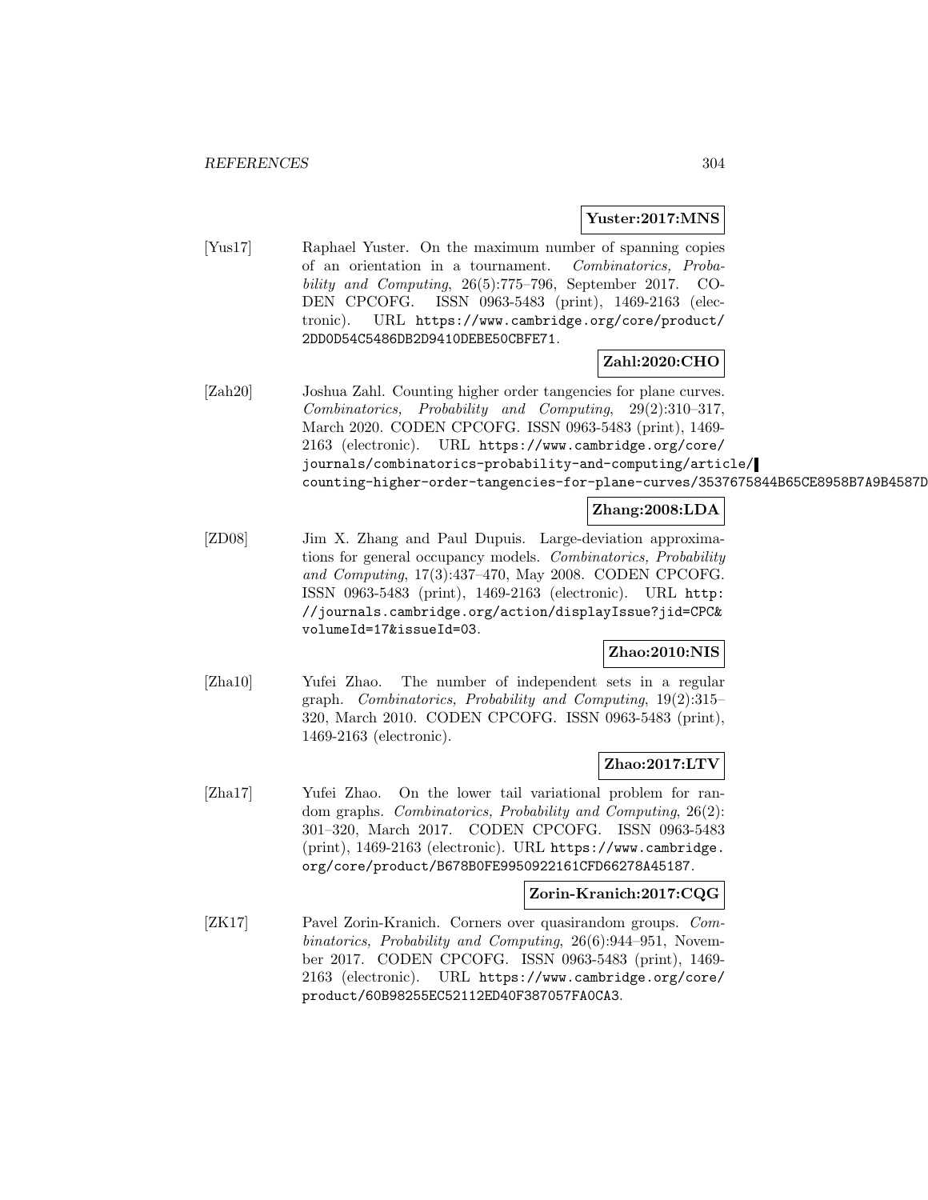**Yuster:2017:MNS**

[Yus17] Raphael Yuster. On the maximum number of spanning copies of an orientation in a tournament. *Combinatorics, Probability and Computing*, 26(5):775–796, September 2017. CODEN CPCOFG. ISSN 0963-5483 (print), 1469-2163 (electronic). URL https://www.cambridge.org/core/product/2DD0D54C5486DB2D9410DEBE50CBFE71.

**Zahl:2020:CHO**

[Zah20] Joshua Zahl. Counting higher order tangencies for plane curves. *Combinatorics, Probability and Computing*, 29(2):310–317, March 2020. CODEN CPCOFG. ISSN 0963-5483 (print), 1469-2163 (electronic). URL https://www.cambridge.org/core/journals/combinatorics-probability-and-computing/article/counting-higher-order-tangencies-for-plane-curves/3537675844B65CE8958B7A9B4587D

**Zhang:2008:LDA**

[ZD08] Jim X. Zhang and Paul Dupuis. Large-deviation approximations for general occupancy models. *Combinatorics, Probability and Computing*, 17(3):437–470, May 2008. CODEN CPCOFG. ISSN 0963-5483 (print), 1469-2163 (electronic). URL http://journals.cambridge.org/action/displayIssue?jid=CPC&volumeId=17&issueId=03.

**Zhao:2010:NIS**

[Zha10] Yufei Zhao. The number of independent sets in a regular graph. *Combinatorics, Probability and Computing*, 19(2):315–320, March 2010. CODEN CPCOFG. ISSN 0963-5483 (print), 1469-2163 (electronic).

**Zhao:2017:LTV**

[Zha17] Yufei Zhao. On the lower tail variational problem for random graphs. *Combinatorics, Probability and Computing*, 26(2):301–320, March 2017. CODEN CPCOFG. ISSN 0963-5483 (print), 1469-2163 (electronic). URL https://www.cambridge.org/core/product/B678B0FE9950922161CFD66278A45187.

**Zorin-Kranich:2017:CQG**

[ZK17] Pavel Zorin-Kranich. Corners over quasirandom groups. *Combinatorics, Probability and Computing*, 26(6):944–951, November 2017. CODEN CPCOFG. ISSN 0963-5483 (print), 1469-2163 (electronic). URL https://www.cambridge.org/core/product/60B98255EC52112ED40F387057FA0CA3.